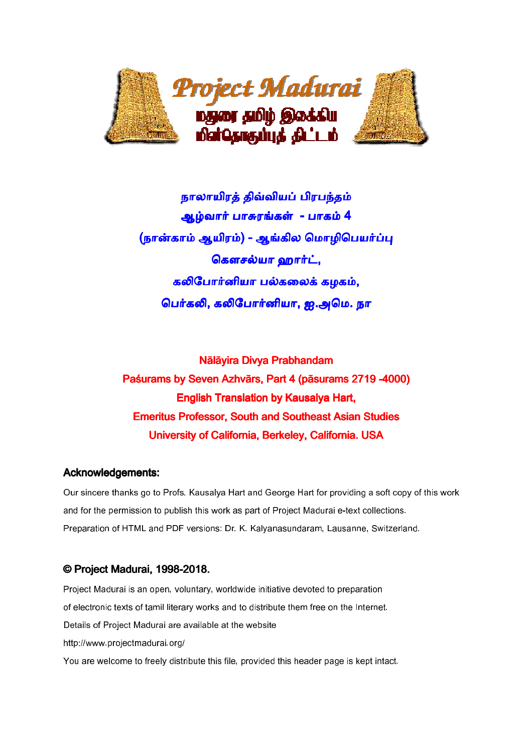# Project Madurai

மதுரைத் தமிழ் இலக்கிய மின்தொகுப்புத் திட்டம்

நாலாயிரத் திவ்வியப் பிரபந்தம்
ஆழ்வார் பாசுரங்கள் - பாகம் 4
(நான்காம் ஆயிரம்) - ஆங்கில மொழிபெயர்ப்பு
கௌசல்யா ஹார்ட்,
கலிபோர்னியா பல்கலைக் கழகம்,
பெர்கலி, கலிபோர்னியா, ஐ.அமெ. நா

**Nālāyira Divya Prabhandam**
**Paśurams by Seven Azhvārs, Part 4 (pāsurams 2719 -4000)**
**English Translation by Kausalya Hart,**
**Emeritus Professor, South and Southeast Asian Studies**
**University of California, Berkeley, California. USA**

## Acknowledgements:

Our sincere thanks go to Profs. Kausalya Hart and George Hart for providing a soft copy of this work and for the permission to publish this work as part of Project Madurai e-text collections.
Preparation of HTML and PDF versions: Dr. K. Kalyanasundaram, Lausanne, Switzerland.

## © Project Madurai, 1998-2018.

Project Madurai is an open, voluntary, worldwide initiative devoted to preparation of electronic texts of tamil literary works and to distribute them free on the Internet.
Details of Project Madurai are available at the website
http://www.projectmadurai.org/
You are welcome to freely distribute this file, provided this header page is kept intact.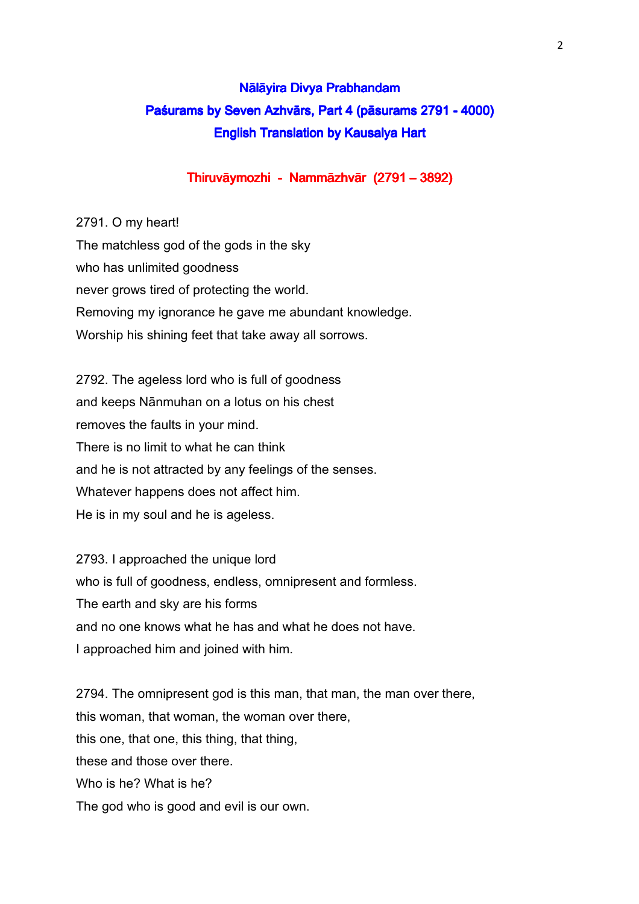## Nālāyira Divya Prabhandam
## Paśurams by Seven Azhvārs, Part 4 (pāsurams 2791 - 4000)
## English Translation by Kausalya Hart

### Thiruvāymozhi - Nammāzhvār (2791 – 3892)

2791. O my heart!
The matchless god of the gods in the sky
who has unlimited goodness
never grows tired of protecting the world.
Removing my ignorance he gave me abundant knowledge.
Worship his shining feet that take away all sorrows.

2792. The ageless lord who is full of goodness
and keeps Nānmuhan on a lotus on his chest
removes the faults in your mind.
There is no limit to what he can think
and he is not attracted by any feelings of the senses.
Whatever happens does not affect him.
He is in my soul and he is ageless.

2793. I approached the unique lord
who is full of goodness, endless, omnipresent and formless.
The earth and sky are his forms
and no one knows what he has and what he does not have.
I approached him and joined with him.

2794. The omnipresent god is this man, that man, the man over there,
this woman, that woman, the woman over there,
this one, that one, this thing, that thing,
these and those over there.
Who is he? What is he?
The god who is good and evil is our own.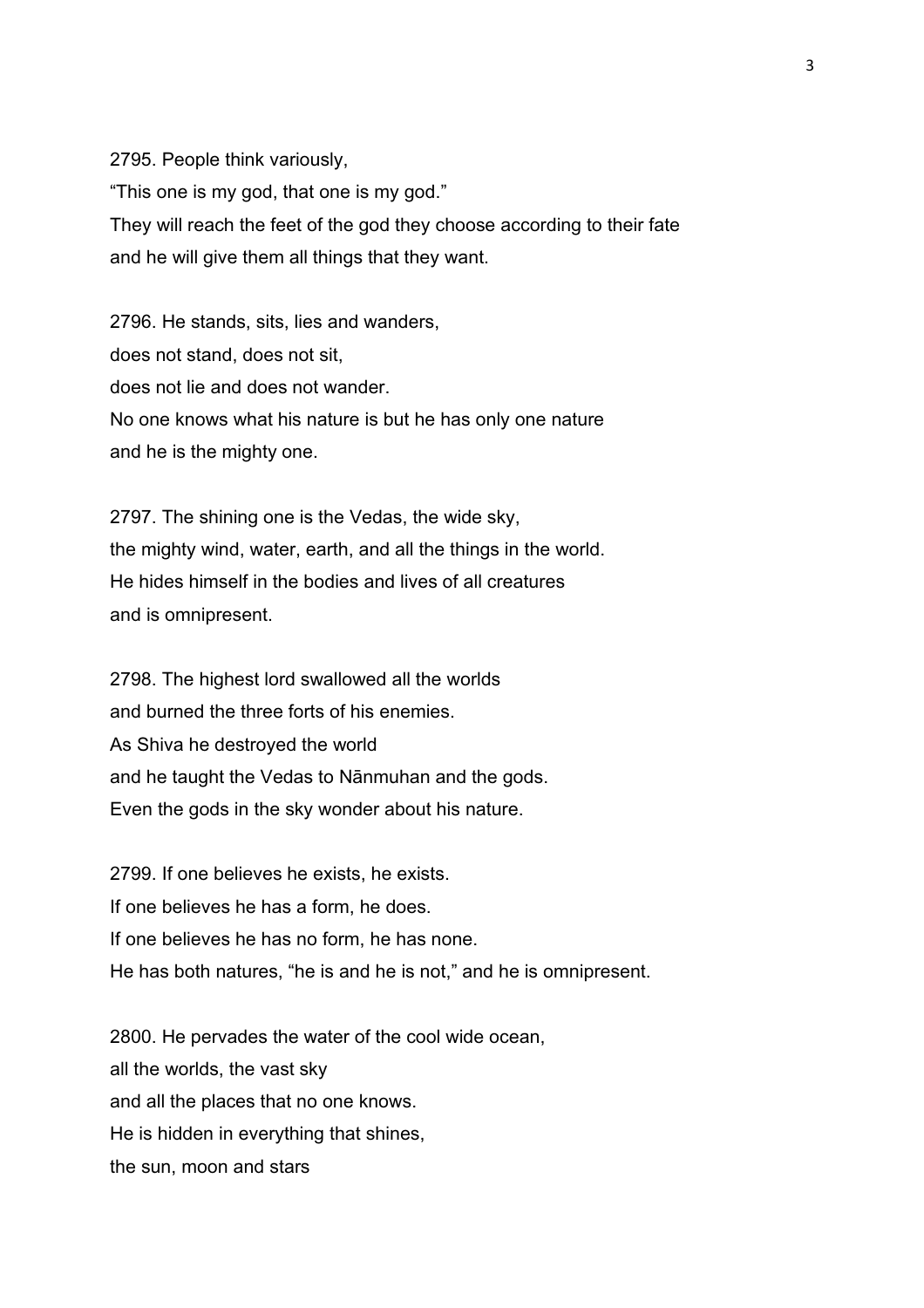2795. People think variously,
“This one is my god, that one is my god.”
They will reach the feet of the god they choose according to their fate
and he will give them all things that they want.

2796. He stands, sits, lies and wanders,
does not stand, does not sit,
does not lie and does not wander.
No one knows what his nature is but he has only one nature
and he is the mighty one.

2797. The shining one is the Vedas, the wide sky,
the mighty wind, water, earth, and all the things in the world.
He hides himself in the bodies and lives of all creatures
and is omnipresent.

2798. The highest lord swallowed all the worlds
and burned the three forts of his enemies.
As Shiva he destroyed the world
and he taught the Vedas to Nānmuhan and the gods.
Even the gods in the sky wonder about his nature.

2799. If one believes he exists, he exists.
If one believes he has a form, he does.
If one believes he has no form, he has none.
He has both natures, “he is and he is not,” and he is omnipresent.

2800. He pervades the water of the cool wide ocean,
all the worlds, the vast sky
and all the places that no one knows.
He is hidden in everything that shines,
the sun, moon and stars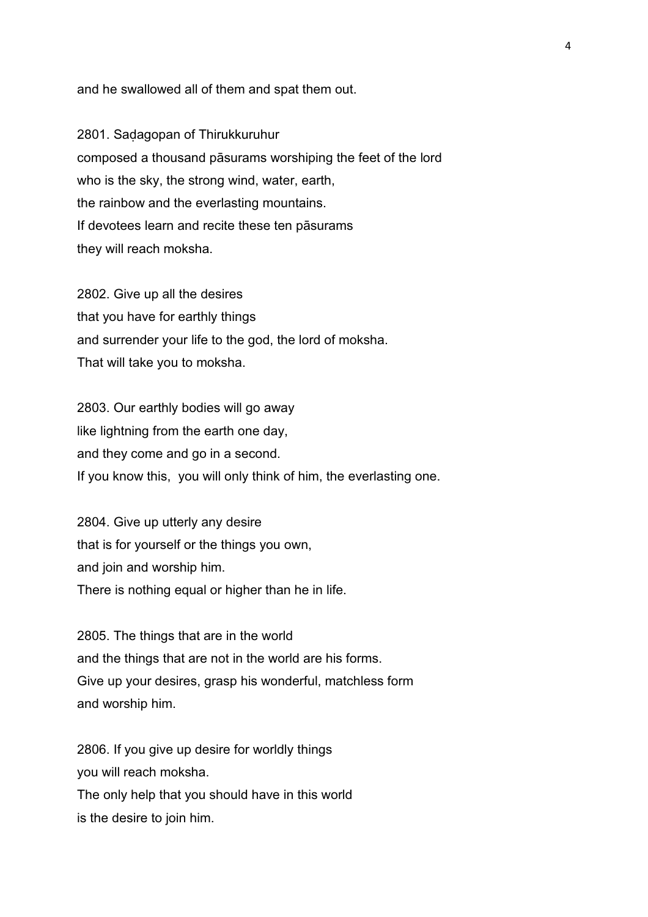and he swallowed all of them and spat them out.

2801. Saḍagopan of Thirukkuruhur
composed a thousand pāsurams worshiping the feet of the lord
who is the sky, the strong wind, water, earth,
the rainbow and the everlasting mountains.
If devotees learn and recite these ten pāsurams
they will reach moksha.

2802. Give up all the desires
that you have for earthly things
and surrender your life to the god, the lord of moksha.
That will take you to moksha.

2803. Our earthly bodies will go away
like lightning from the earth one day,
and they come and go in a second.
If you know this,  you will only think of him, the everlasting one.

2804. Give up utterly any desire
that is for yourself or the things you own,
and join and worship him.
There is nothing equal or higher than he in life.

2805. The things that are in the world
and the things that are not in the world are his forms.
Give up your desires, grasp his wonderful, matchless form
and worship him.

2806. If you give up desire for worldly things
you will reach moksha.
The only help that you should have in this world
is the desire to join him.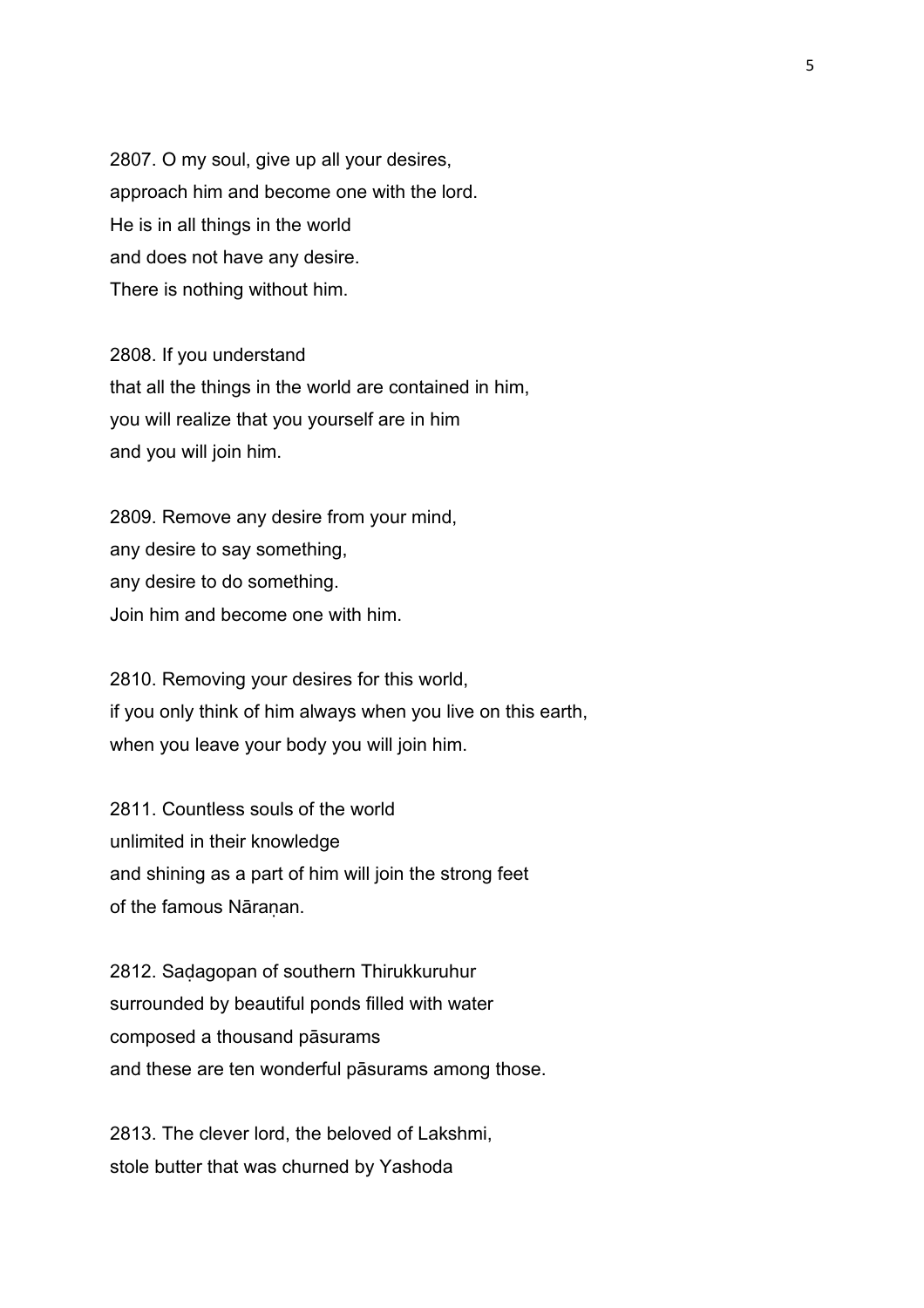2807. O my soul, give up all your desires,
approach him and become one with the lord.
He is in all things in the world
and does not have any desire.
There is nothing without him.

2808. If you understand
that all the things in the world are contained in him,
you will realize that you yourself are in him
and you will join him.

2809. Remove any desire from your mind,
any desire to say something,
any desire to do something.
Join him and become one with him.

2810. Removing your desires for this world,
if you only think of him always when you live on this earth,
when you leave your body you will join him.

2811. Countless souls of the world
unlimited in their knowledge
and shining as a part of him will join the strong feet
of the famous Nāraṇan.

2812. Saḍagopan of southern Thirukkuruhur
surrounded by beautiful ponds filled with water
composed a thousand pāsurams
and these are ten wonderful pāsurams among those.

2813. The clever lord, the beloved of Lakshmi,
stole butter that was churned by Yashoda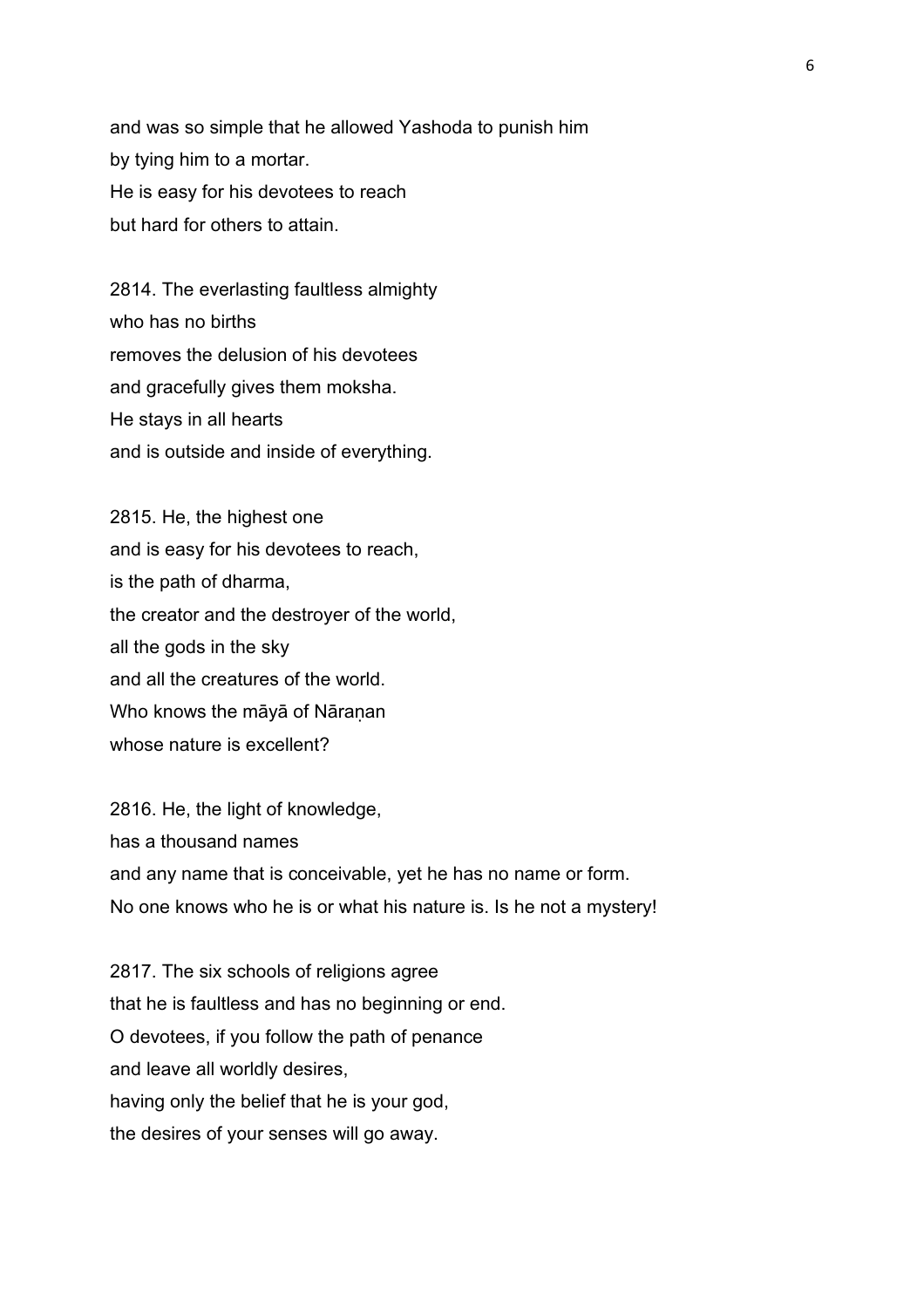and was so simple that he allowed Yashoda to punish him
by tying him to a mortar.
He is easy for his devotees to reach
but hard for others to attain.

2814. The everlasting faultless almighty
who has no births
removes the delusion of his devotees
and gracefully gives them moksha.
He stays in all hearts
and is outside and inside of everything.

2815. He, the highest one
and is easy for his devotees to reach,
is the path of dharma,
the creator and the destroyer of the world,
all the gods in the sky
and all the creatures of the world.
Who knows the māyā of Nāraṇan
whose nature is excellent?

2816. He, the light of knowledge,
has a thousand names
and any name that is conceivable, yet he has no name or form.
No one knows who he is or what his nature is. Is he not a mystery!

2817. The six schools of religions agree
that he is faultless and has no beginning or end.
O devotees, if you follow the path of penance
and leave all worldly desires,
having only the belief that he is your god,
the desires of your senses will go away.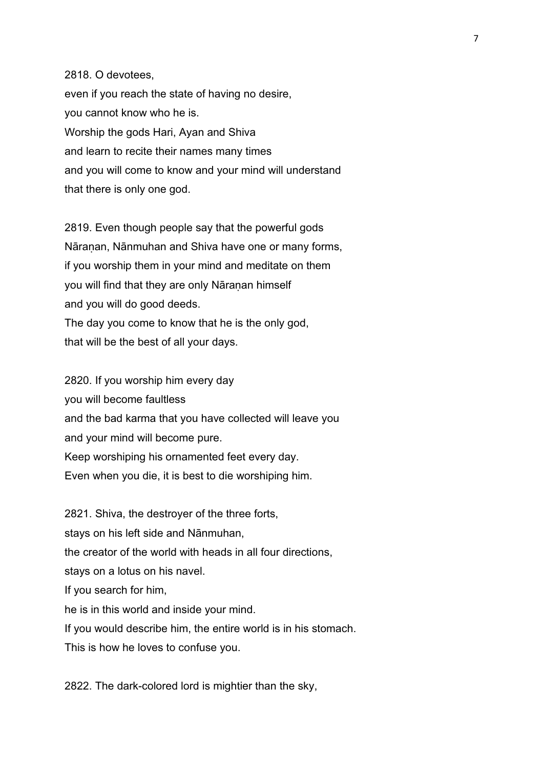2818. O devotees,
even if you reach the state of having no desire,
you cannot know who he is.
Worship the gods Hari, Ayan and Shiva
and learn to recite their names many times
and you will come to know and your mind will understand
that there is only one god.

2819. Even though people say that the powerful gods
Nāraṇan, Nānmuhan and Shiva have one or many forms,
if you worship them in your mind and meditate on them
you will find that they are only Nāraṇan himself
and you will do good deeds.
The day you come to know that he is the only god,
that will be the best of all your days.

2820. If you worship him every day
you will become faultless
and the bad karma that you have collected will leave you
and your mind will become pure.
Keep worshiping his ornamented feet every day.
Even when you die, it is best to die worshiping him.

2821. Shiva, the destroyer of the three forts,
stays on his left side and Nānmuhan,
the creator of the world with heads in all four directions,
stays on a lotus on his navel.
If you search for him,
he is in this world and inside your mind.
If you would describe him, the entire world is in his stomach.
This is how he loves to confuse you.

2822. The dark-colored lord is mightier than the sky,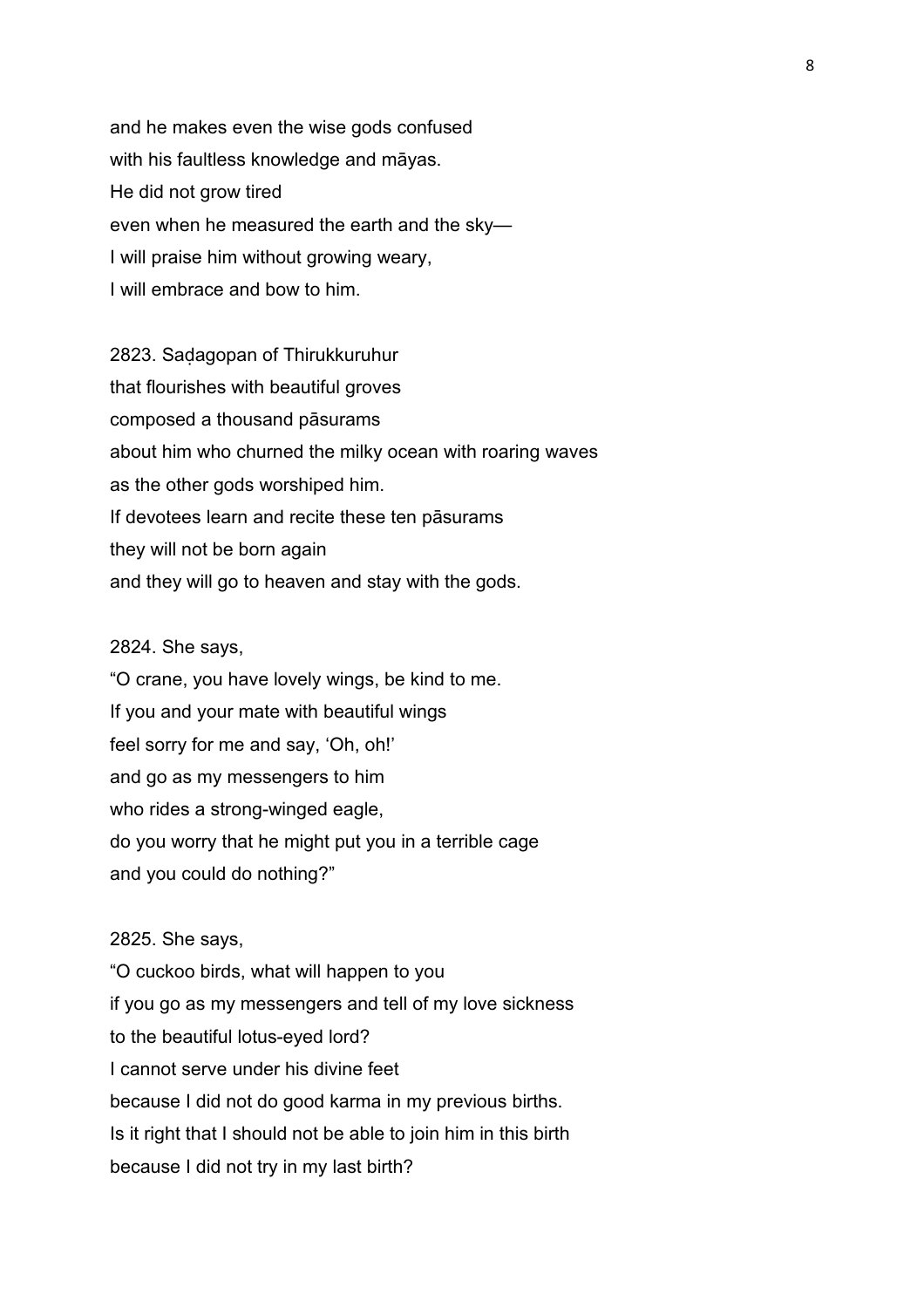and he makes even the wise gods confused
with his faultless knowledge and māyas.
He did not grow tired
even when he measured the earth and the sky—
I will praise him without growing weary,
I will embrace and bow to him.

2823. Saḍagopan of Thirukkuruhur
that flourishes with beautiful groves
composed a thousand pāsurams
about him who churned the milky ocean with roaring waves
as the other gods worshiped him.
If devotees learn and recite these ten pāsurams
they will not be born again
and they will go to heaven and stay with the gods.

2824. She says,
"O crane, you have lovely wings, be kind to me.
If you and your mate with beautiful wings
feel sorry for me and say, 'Oh, oh!'
and go as my messengers to him
who rides a strong-winged eagle,
do you worry that he might put you in a terrible cage
and you could do nothing?"

2825. She says,
"O cuckoo birds, what will happen to you
if you go as my messengers and tell of my love sickness
to the beautiful lotus-eyed lord?
I cannot serve under his divine feet
because I did not do good karma in my previous births.
Is it right that I should not be able to join him in this birth
because I did not try in my last birth?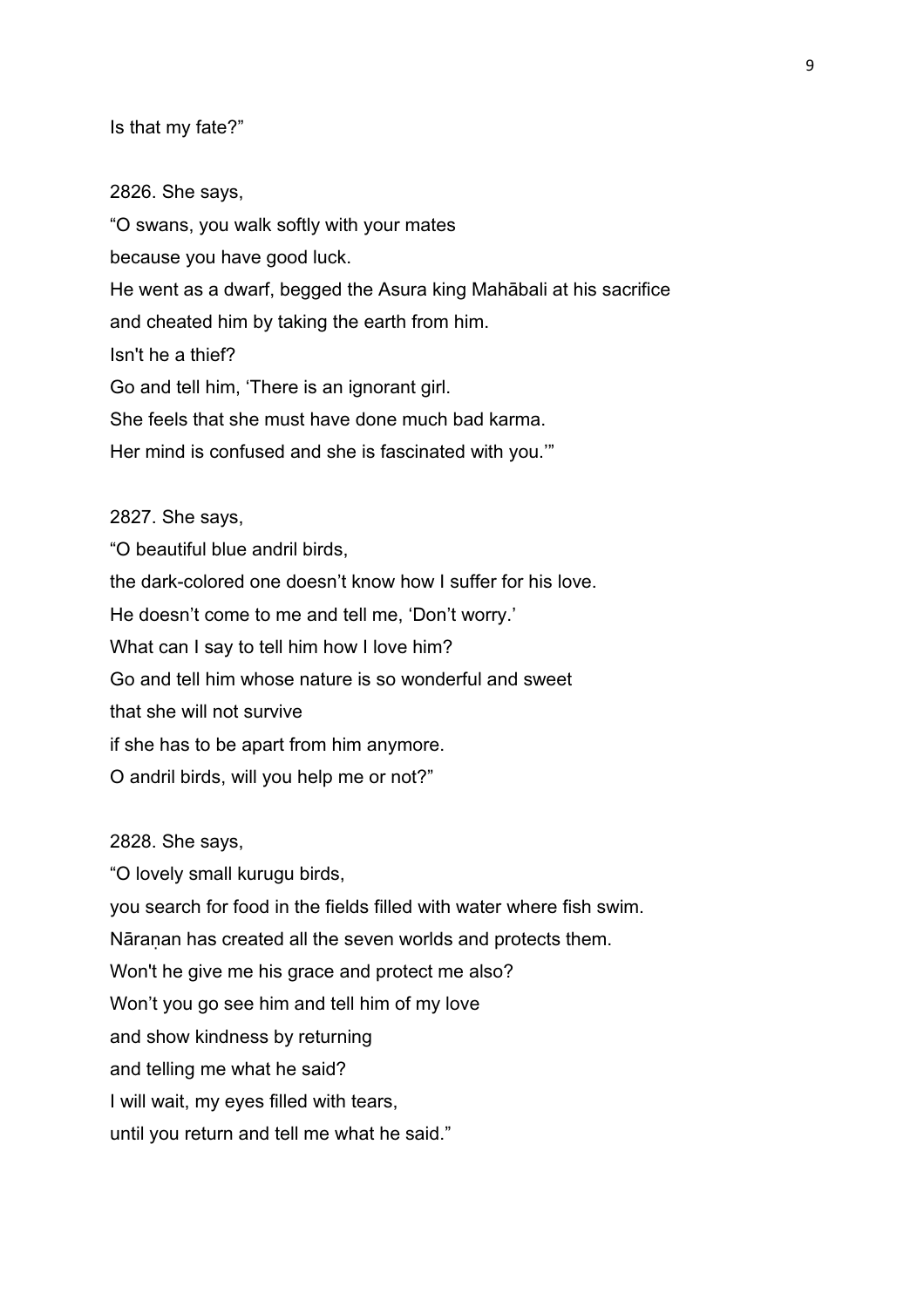Is that my fate?”

2826. She says,
“O swans, you walk softly with your mates
because you have good luck.
He went as a dwarf, begged the Asura king Mahābali at his sacrifice
and cheated him by taking the earth from him.
Isn't he a thief?
Go and tell him, ‘There is an ignorant girl.
She feels that she must have done much bad karma.
Her mind is confused and she is fascinated with you.’”

2827. She says,
“O beautiful blue andril birds,
the dark-colored one doesn’t know how I suffer for his love.
He doesn’t come to me and tell me, ‘Don’t worry.’
What can I say to tell him how I love him?
Go and tell him whose nature is so wonderful and sweet
that she will not survive
if she has to be apart from him anymore.
O andril birds, will you help me or not?”

2828. She says,
“O lovely small kurugu birds,
you search for food in the fields filled with water where fish swim.
Nāraṇan has created all the seven worlds and protects them.
Won't he give me his grace and protect me also?
Won’t you go see him and tell him of my love
and show kindness by returning
and telling me what he said?
I will wait, my eyes filled with tears,
until you return and tell me what he said.”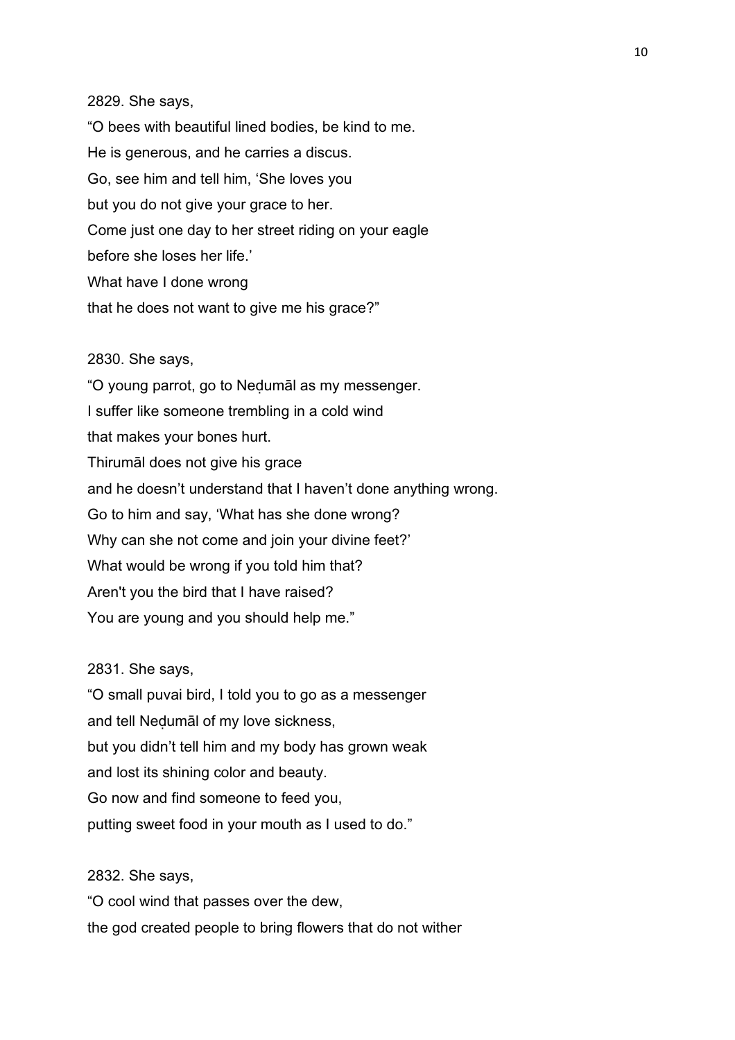2829. She says,

“O bees with beautiful lined bodies, be kind to me.
He is generous, and he carries a discus.
Go, see him and tell him, ‘She loves you
but you do not give your grace to her.
Come just one day to her street riding on your eagle
before she loses her life.’
What have I done wrong
that he does not want to give me his grace?”

2830. She says,

“O young parrot, go to Neḍumāl as my messenger.
I suffer like someone trembling in a cold wind
that makes your bones hurt.
Thirumāl does not give his grace
and he doesn’t understand that I haven’t done anything wrong.
Go to him and say, ‘What has she done wrong?
Why can she not come and join your divine feet?’
What would be wrong if you told him that?
Aren't you the bird that I have raised?
You are young and you should help me.”

2831. She says,

“O small puvai bird, I told you to go as a messenger
and tell Neḍumāl of my love sickness,
but you didn’t tell him and my body has grown weak
and lost its shining color and beauty.
Go now and find someone to feed you,
putting sweet food in your mouth as I used to do.”

2832. She says,

“O cool wind that passes over the dew,
the god created people to bring flowers that do not wither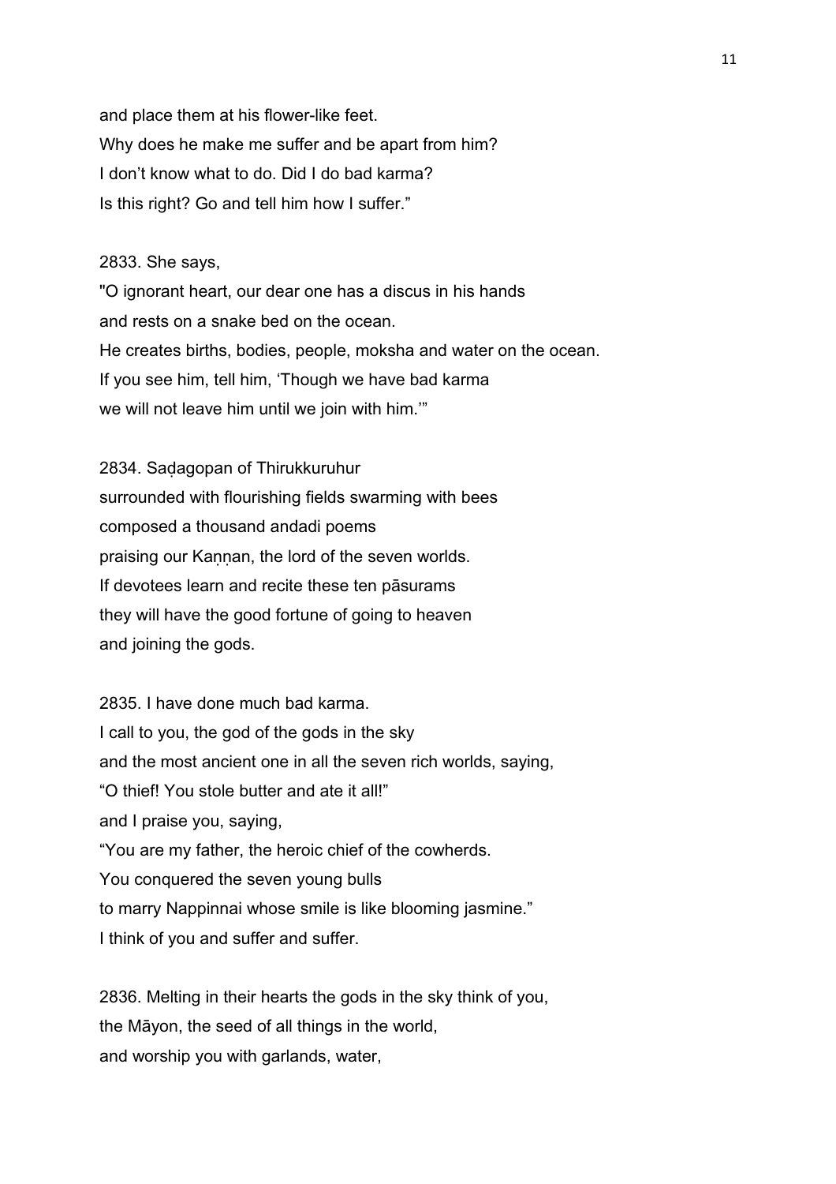and place them at his flower-like feet.
Why does he make me suffer and be apart from him?
I don’t know what to do. Did I do bad karma?
Is this right? Go and tell him how I suffer.”

2833. She says,
"O ignorant heart, our dear one has a discus in his hands
and rests on a snake bed on the ocean.
He creates births, bodies, people, moksha and water on the ocean.
If you see him, tell him, ‘Though we have bad karma
we will not leave him until we join with him.’”

2834. Saḍagopan of Thirukkuruhur
surrounded with flourishing fields swarming with bees
composed a thousand andadi poems
praising our Kaṇṇan, the lord of the seven worlds.
If devotees learn and recite these ten pāsurams
they will have the good fortune of going to heaven
and joining the gods.

2835. I have done much bad karma.
I call to you, the god of the gods in the sky
and the most ancient one in all the seven rich worlds, saying,
“O thief! You stole butter and ate it all!”
and I praise you, saying,
“You are my father, the heroic chief of the cowherds.
You conquered the seven young bulls
to marry Nappinnai whose smile is like blooming jasmine.”
I think of you and suffer and suffer.

2836. Melting in their hearts the gods in the sky think of you,
the Māyon, the seed of all things in the world,
and worship you with garlands, water,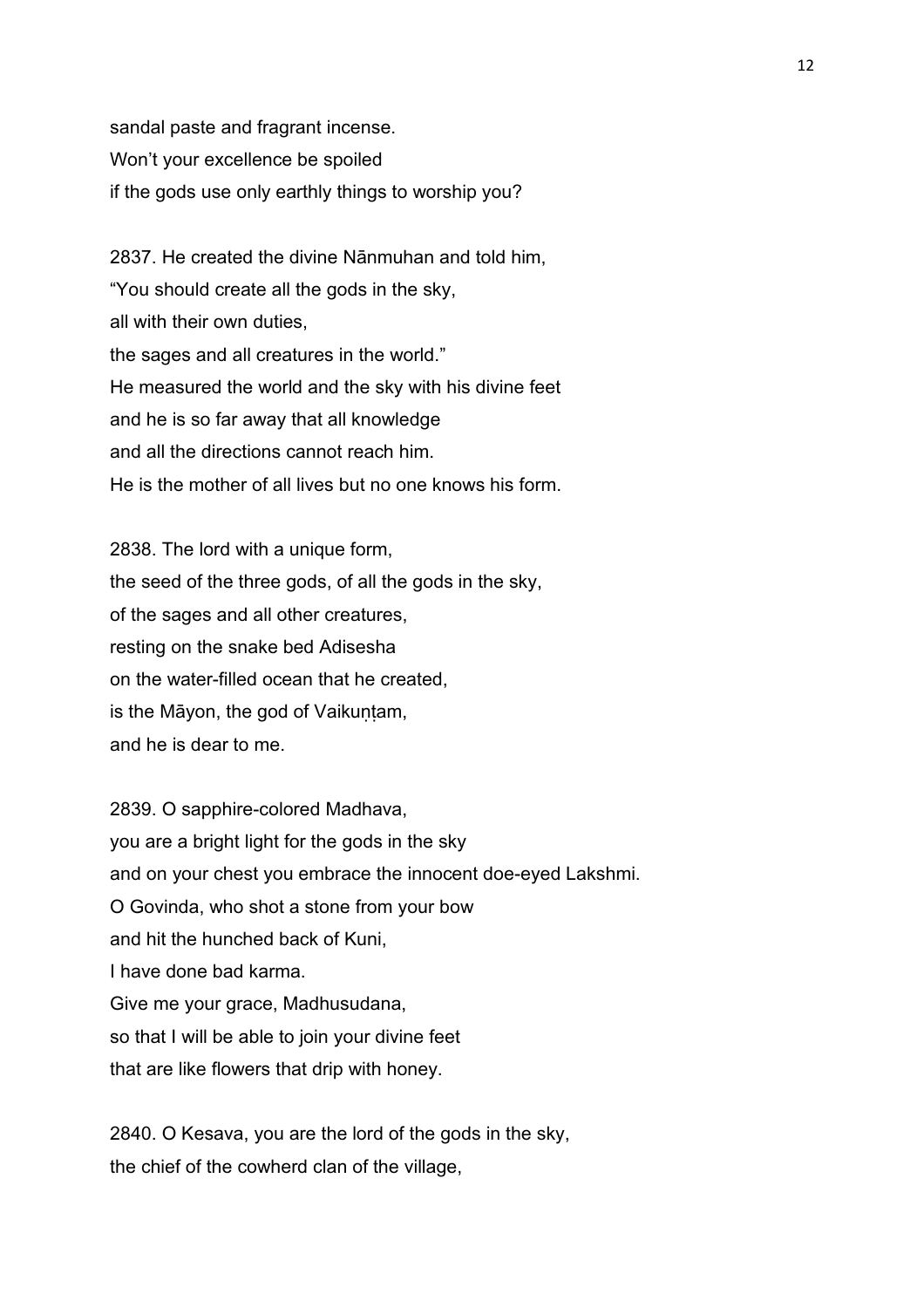sandal paste and fragrant incense.
Won't your excellence be spoiled
if the gods use only earthly things to worship you?

2837. He created the divine Nānmuhan and told him,
"You should create all the gods in the sky,
all with their own duties,
the sages and all creatures in the world."
He measured the world and the sky with his divine feet
and he is so far away that all knowledge
and all the directions cannot reach him.
He is the mother of all lives but no one knows his form.

2838. The lord with a unique form,
the seed of the three gods, of all the gods in the sky,
of the sages and all other creatures,
resting on the snake bed Adisesha
on the water-filled ocean that he created,
is the Māyon, the god of Vaikuṇṭam,
and he is dear to me.

2839. O sapphire-colored Madhava,
you are a bright light for the gods in the sky
and on your chest you embrace the innocent doe-eyed Lakshmi.
O Govinda, who shot a stone from your bow
and hit the hunched back of Kuni,
I have done bad karma.
Give me your grace, Madhusudana,
so that I will be able to join your divine feet
that are like flowers that drip with honey.

2840. O Kesava, you are the lord of the gods in the sky,
the chief of the cowherd clan of the village,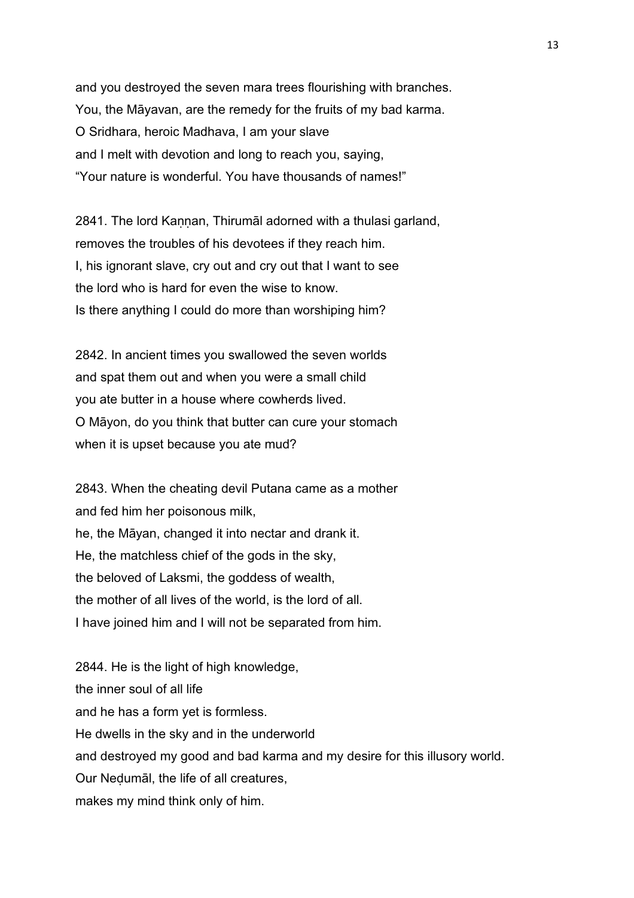and you destroyed the seven mara trees flourishing with branches.
You, the Māyavan, are the remedy for the fruits of my bad karma.
O Sridhara, heroic Madhava, I am your slave
and I melt with devotion and long to reach you, saying,
“Your nature is wonderful. You have thousands of names!”

2841. The lord Kaṇṇan, Thirumāl adorned with a thulasi garland,
removes the troubles of his devotees if they reach him.
I, his ignorant slave, cry out and cry out that I want to see
the lord who is hard for even the wise to know.
Is there anything I could do more than worshiping him?

2842. In ancient times you swallowed the seven worlds
and spat them out and when you were a small child
you ate butter in a house where cowherds lived.
O Māyon, do you think that butter can cure your stomach
when it is upset because you ate mud?

2843. When the cheating devil Putana came as a mother
and fed him her poisonous milk,
he, the Māyan, changed it into nectar and drank it.
He, the matchless chief of the gods in the sky,
the beloved of Laksmi, the goddess of wealth,
the mother of all lives of the world, is the lord of all.
I have joined him and I will not be separated from him.

2844. He is the light of high knowledge,
the inner soul of all life
and he has a form yet is formless.
He dwells in the sky and in the underworld
and destroyed my good and bad karma and my desire for this illusory world.
Our Neḍumāl, the life of all creatures,
makes my mind think only of him.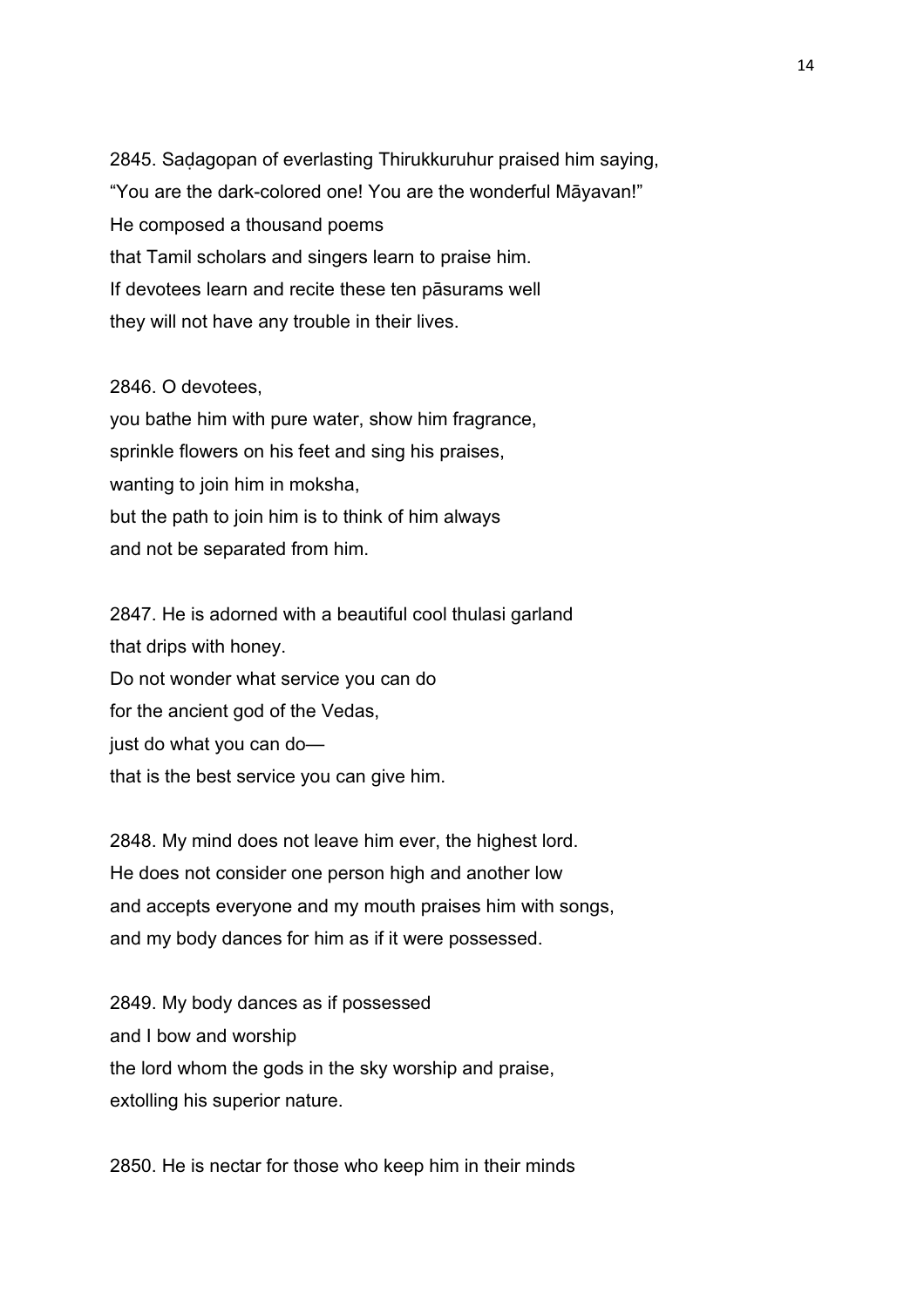2845. Saḍagopan of everlasting Thirukkuruhur praised him saying,
“You are the dark-colored one! You are the wonderful Māyavan!”
He composed a thousand poems
that Tamil scholars and singers learn to praise him.
If devotees learn and recite these ten pāsurams well
they will not have any trouble in their lives.

2846. O devotees,
you bathe him with pure water, show him fragrance,
sprinkle flowers on his feet and sing his praises,
wanting to join him in moksha,
but the path to join him is to think of him always
and not be separated from him.

2847. He is adorned with a beautiful cool thulasi garland
that drips with honey.
Do not wonder what service you can do
for the ancient god of the Vedas,
just do what you can do—
that is the best service you can give him.

2848. My mind does not leave him ever, the highest lord.
He does not consider one person high and another low
and accepts everyone and my mouth praises him with songs,
and my body dances for him as if it were possessed.

2849. My body dances as if possessed
and I bow and worship
the lord whom the gods in the sky worship and praise,
extolling his superior nature.

2850. He is nectar for those who keep him in their minds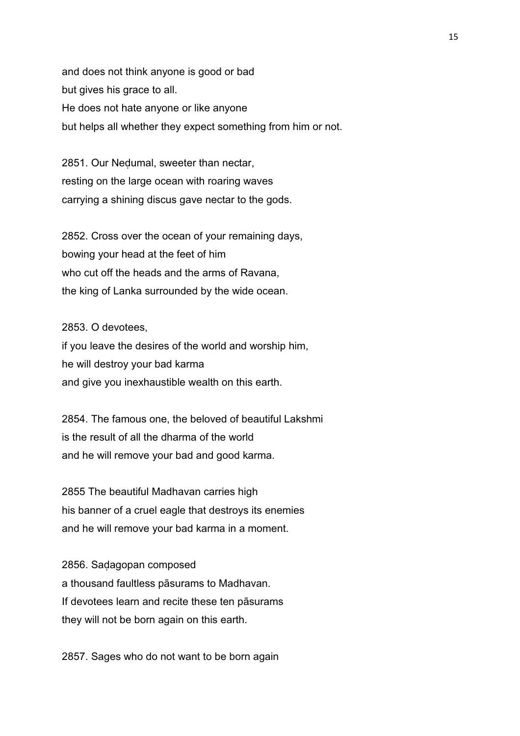and does not think anyone is good or bad
but gives his grace to all.
He does not hate anyone or like anyone
but helps all whether they expect something from him or not.

2851. Our Neḍumal, sweeter than nectar,
resting on the large ocean with roaring waves
carrying a shining discus gave nectar to the gods.

2852. Cross over the ocean of your remaining days,
bowing your head at the feet of him
who cut off the heads and the arms of Ravana,
the king of Lanka surrounded by the wide ocean.

2853. O devotees,
if you leave the desires of the world and worship him,
he will destroy your bad karma
and give you inexhaustible wealth on this earth.

2854. The famous one, the beloved of beautiful Lakshmi
is the result of all the dharma of the world
and he will remove your bad and good karma.

2855 The beautiful Madhavan carries high
his banner of a cruel eagle that destroys its enemies
and he will remove your bad karma in a moment.

2856. Saḍagopan composed
a thousand faultless pāsurams to Madhavan.
If devotees learn and recite these ten pāsurams
they will not be born again on this earth.

2857. Sages who do not want to be born again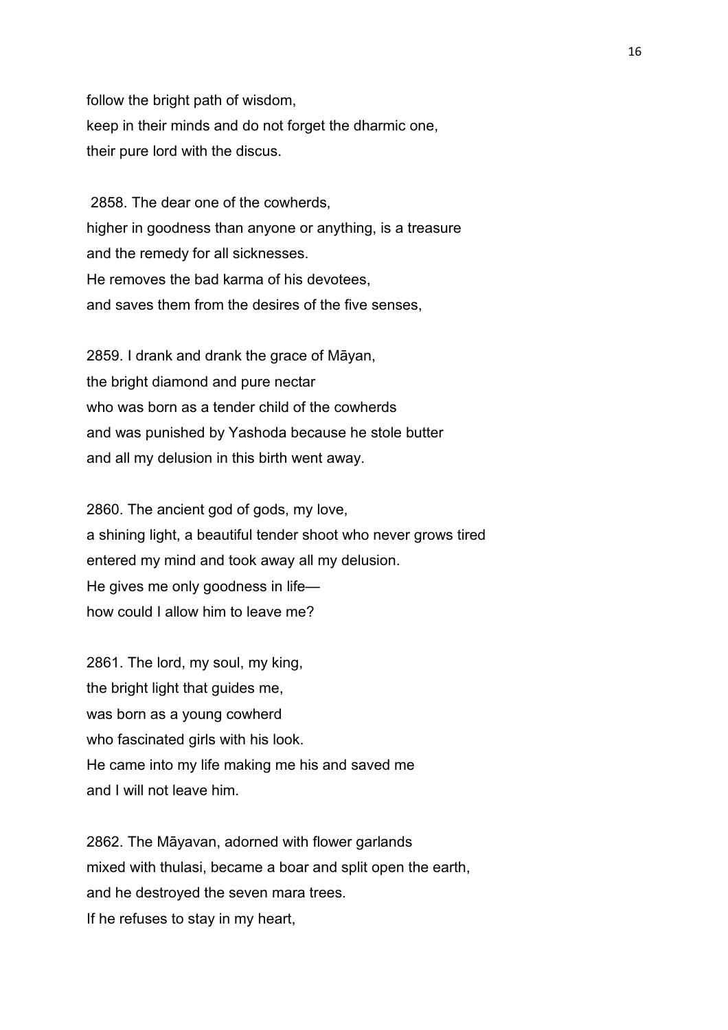follow the bright path of wisdom,
keep in their minds and do not forget the dharmic one,
their pure lord with the discus.

2858. The dear one of the cowherds,
higher in goodness than anyone or anything, is a treasure
and the remedy for all sicknesses.
He removes the bad karma of his devotees,
and saves them from the desires of the five senses,

2859. I drank and drank the grace of Māyan,
the bright diamond and pure nectar
who was born as a tender child of the cowherds
and was punished by Yashoda because he stole butter
and all my delusion in this birth went away.

2860. The ancient god of gods, my love,
a shining light, a beautiful tender shoot who never grows tired
entered my mind and took away all my delusion.
He gives me only goodness in life—
how could I allow him to leave me?

2861. The lord, my soul, my king,
the bright light that guides me,
was born as a young cowherd
who fascinated girls with his look.
He came into my life making me his and saved me
and I will not leave him.

2862. The Māyavan, adorned with flower garlands
mixed with thulasi, became a boar and split open the earth,
and he destroyed the seven mara trees.
If he refuses to stay in my heart,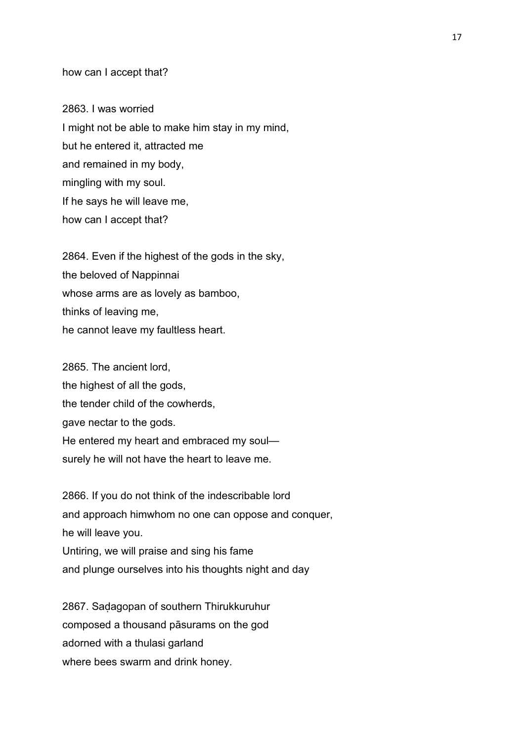how can I accept that?

2863. I was worried
I might not be able to make him stay in my mind,
but he entered it, attracted me
and remained in my body,
mingling with my soul.
If he says he will leave me,
how can I accept that?

2864. Even if the highest of the gods in the sky,
the beloved of Nappinnai
whose arms are as lovely as bamboo,
thinks of leaving me,
he cannot leave my faultless heart.

2865. The ancient lord,
the highest of all the gods,
the tender child of the cowherds,
gave nectar to the gods.
He entered my heart and embraced my soul—
surely he will not have the heart to leave me.

2866. If you do not think of the indescribable lord
and approach himwhom no one can oppose and conquer,
he will leave you.
Untiring, we will praise and sing his fame
and plunge ourselves into his thoughts night and day

2867. Saḍagopan of southern Thirukkuruhur
composed a thousand pāsurams on the god
adorned with a thulasi garland
where bees swarm and drink honey.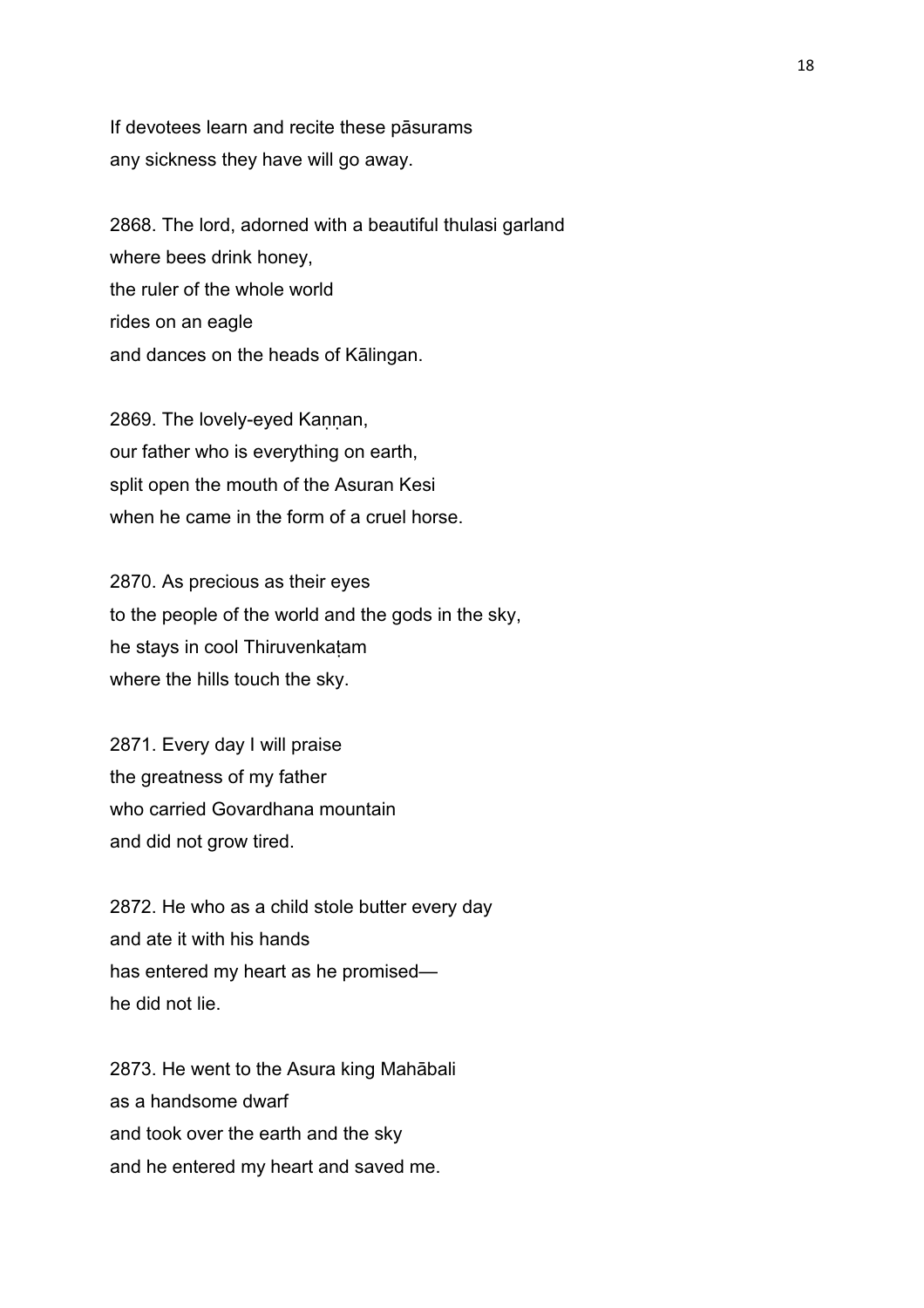If devotees learn and recite these pāsurams
any sickness they have will go away.

2868. The lord, adorned with a beautiful thulasi garland
where bees drink honey,
the ruler of the whole world
rides on an eagle
and dances on the heads of Kālingan.

2869. The lovely-eyed Kaṇṇan,
our father who is everything on earth,
split open the mouth of the Asuran Kesi
when he came in the form of a cruel horse.

2870. As precious as their eyes
to the people of the world and the gods in the sky,
he stays in cool Thiruvenkaṭam
where the hills touch the sky.

2871. Every day I will praise
the greatness of my father
who carried Govardhana mountain
and did not grow tired.

2872. He who as a child stole butter every day
and ate it with his hands
has entered my heart as he promised—
he did not lie.

2873. He went to the Asura king Mahābali
as a handsome dwarf
and took over the earth and the sky
and he entered my heart and saved me.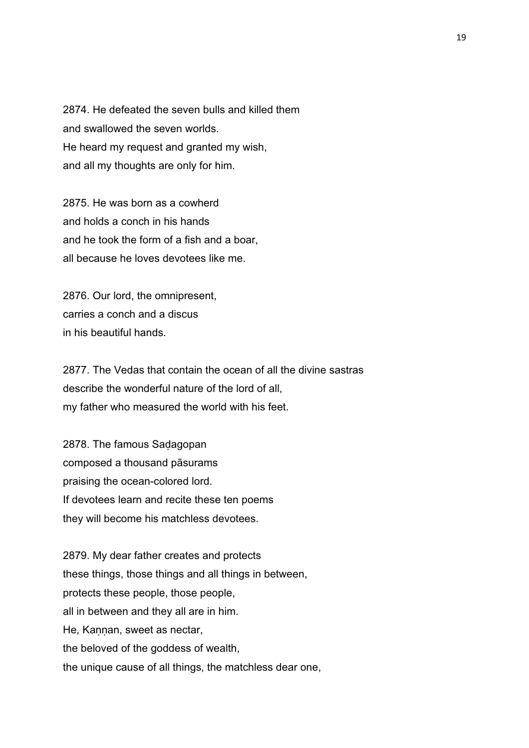2874. He defeated the seven bulls and killed them
and swallowed the seven worlds.
He heard my request and granted my wish,
and all my thoughts are only for him.

2875. He was born as a cowherd
and holds a conch in his hands
and he took the form of a fish and a boar,
all because he loves devotees like me.

2876. Our lord, the omnipresent,
carries a conch and a discus
in his beautiful hands.

2877. The Vedas that contain the ocean of all the divine sastras
describe the wonderful nature of the lord of all,
my father who measured the world with his feet.

2878. The famous Saḍagopan
composed a thousand pāsurams
praising the ocean-colored lord.
If devotees learn and recite these ten poems
they will become his matchless devotees.

2879. My dear father creates and protects
these things, those things and all things in between,
protects these people, those people,
all in between and they all are in him.
He, Kaṇṇan, sweet as nectar,
the beloved of the goddess of wealth,
the unique cause of all things, the matchless dear one,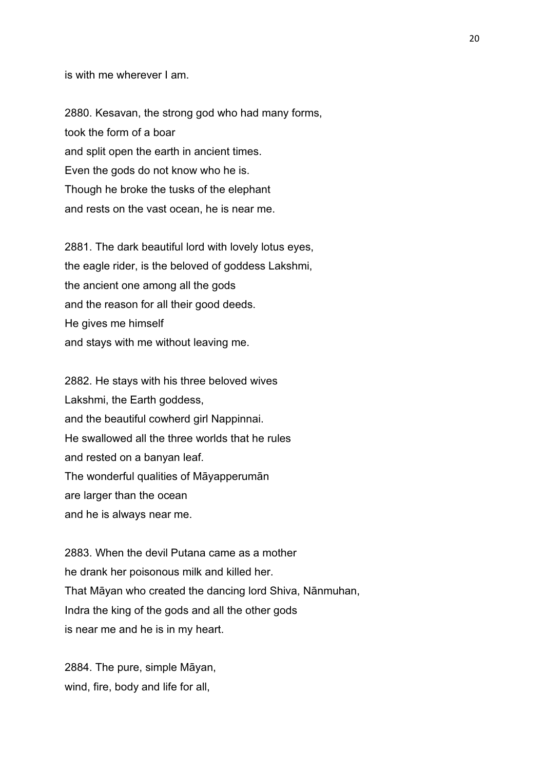is with me wherever I am.

2880. Kesavan, the strong god who had many forms,
took the form of a boar
and split open the earth in ancient times.
Even the gods do not know who he is.
Though he broke the tusks of the elephant
and rests on the vast ocean, he is near me.

2881. The dark beautiful lord with lovely lotus eyes,
the eagle rider, is the beloved of goddess Lakshmi,
the ancient one among all the gods
and the reason for all their good deeds.
He gives me himself
and stays with me without leaving me.

2882. He stays with his three beloved wives
Lakshmi, the Earth goddess,
and the beautiful cowherd girl Nappinnai.
He swallowed all the three worlds that he rules
and rested on a banyan leaf.
The wonderful qualities of Māyapperumān
are larger than the ocean
and he is always near me.

2883. When the devil Putana came as a mother
he drank her poisonous milk and killed her.
That Māyan who created the dancing lord Shiva, Nānmuhan,
Indra the king of the gods and all the other gods
is near me and he is in my heart.

2884. The pure, simple Māyan,
wind, fire, body and life for all,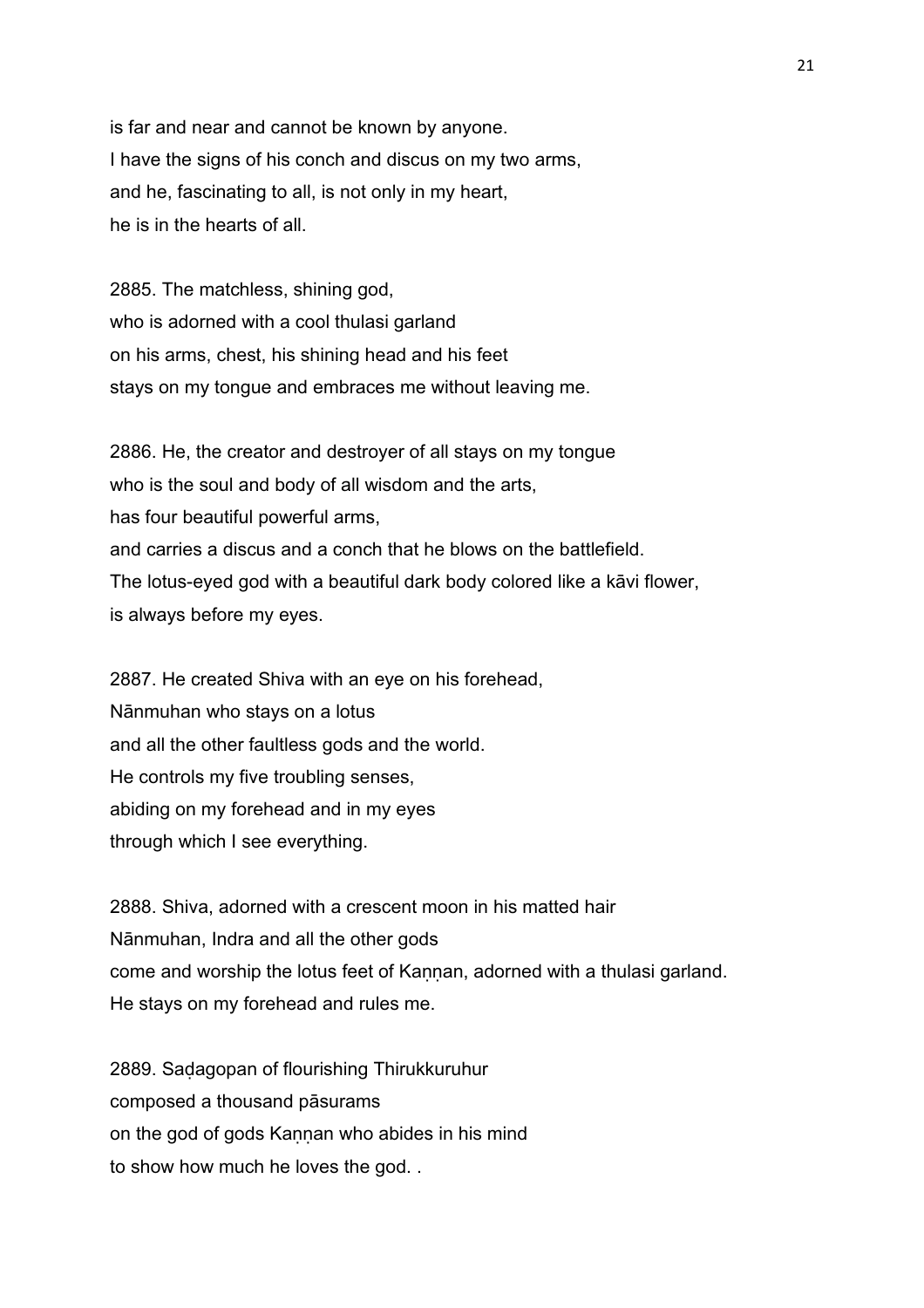is far and near and cannot be known by anyone.
I have the signs of his conch and discus on my two arms,
and he, fascinating to all, is not only in my heart,
he is in the hearts of all.

2885. The matchless, shining god,
who is adorned with a cool thulasi garland
on his arms, chest, his shining head and his feet
stays on my tongue and embraces me without leaving me.

2886. He, the creator and destroyer of all stays on my tongue
who is the soul and body of all wisdom and the arts,
has four beautiful powerful arms,
and carries a discus and a conch that he blows on the battlefield.
The lotus-eyed god with a beautiful dark body colored like a kāvi flower,
is always before my eyes.

2887. He created Shiva with an eye on his forehead,
Nānmuhan who stays on a lotus
and all the other faultless gods and the world.
He controls my five troubling senses,
abiding on my forehead and in my eyes
through which I see everything.

2888. Shiva, adorned with a crescent moon in his matted hair
Nānmuhan, Indra and all the other gods
come and worship the lotus feet of Kaṇṇan, adorned with a thulasi garland.
He stays on my forehead and rules me.

2889. Saḍagopan of flourishing Thirukkuruhur
composed a thousand pāsurams
on the god of gods Kaṇṇan who abides in his mind
to show how much he loves the god. .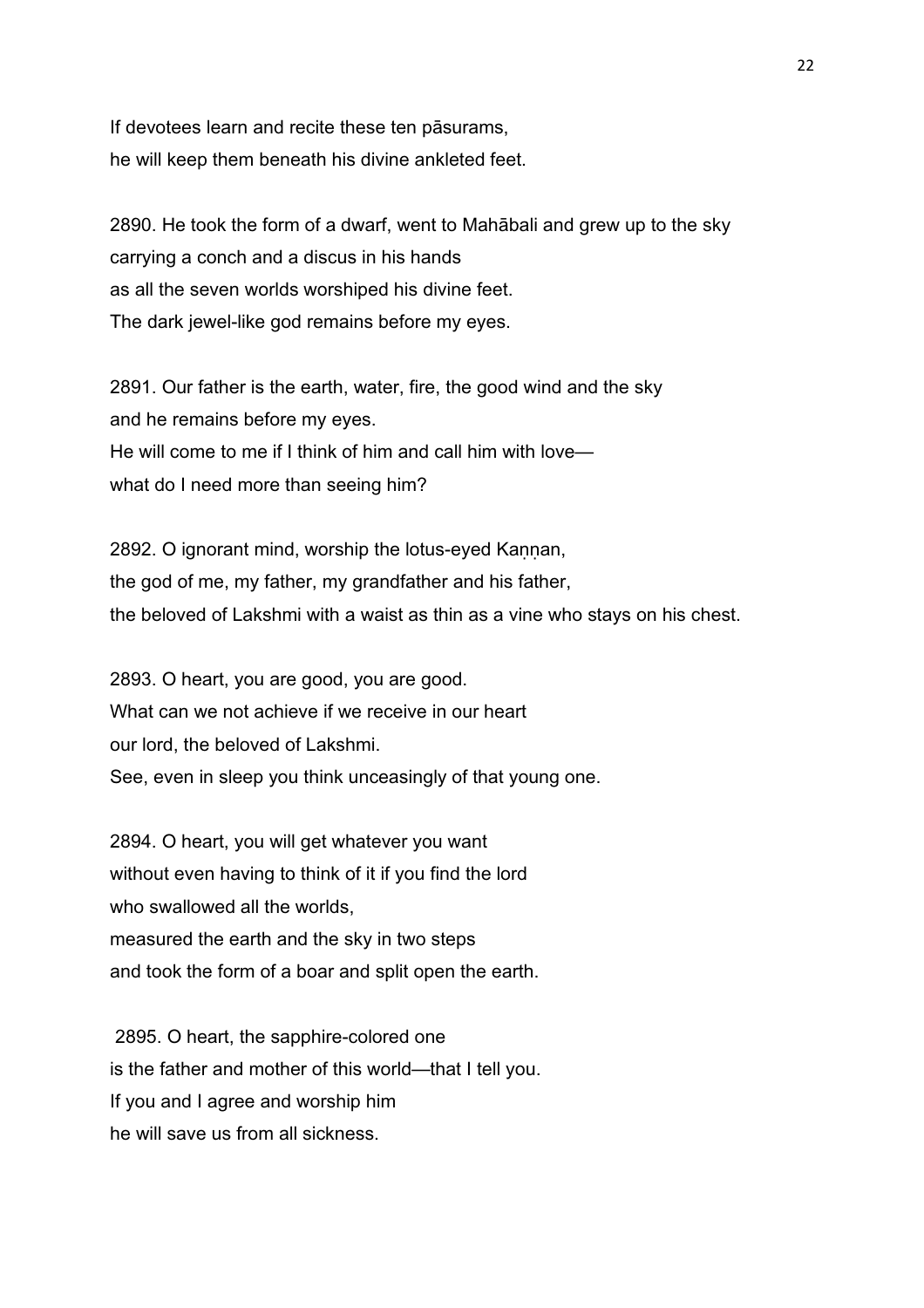If devotees learn and recite these ten pāsurams,
he will keep them beneath his divine ankleted feet.

2890. He took the form of a dwarf, went to Mahābali and grew up to the sky
carrying a conch and a discus in his hands
as all the seven worlds worshiped his divine feet.
The dark jewel-like god remains before my eyes.

2891. Our father is the earth, water, fire, the good wind and the sky
and he remains before my eyes.
He will come to me if I think of him and call him with love—
what do I need more than seeing him?

2892. O ignorant mind, worship the lotus-eyed Kaṇṇan,
the god of me, my father, my grandfather and his father,
the beloved of Lakshmi with a waist as thin as a vine who stays on his chest.

2893. O heart, you are good, you are good.
What can we not achieve if we receive in our heart
our lord, the beloved of Lakshmi.
See, even in sleep you think unceasingly of that young one.

2894. O heart, you will get whatever you want
without even having to think of it if you find the lord
who swallowed all the worlds,
measured the earth and the sky in two steps
and took the form of a boar and split open the earth.

2895. O heart, the sapphire-colored one
is the father and mother of this world—that I tell you.
If you and I agree and worship him
he will save us from all sickness.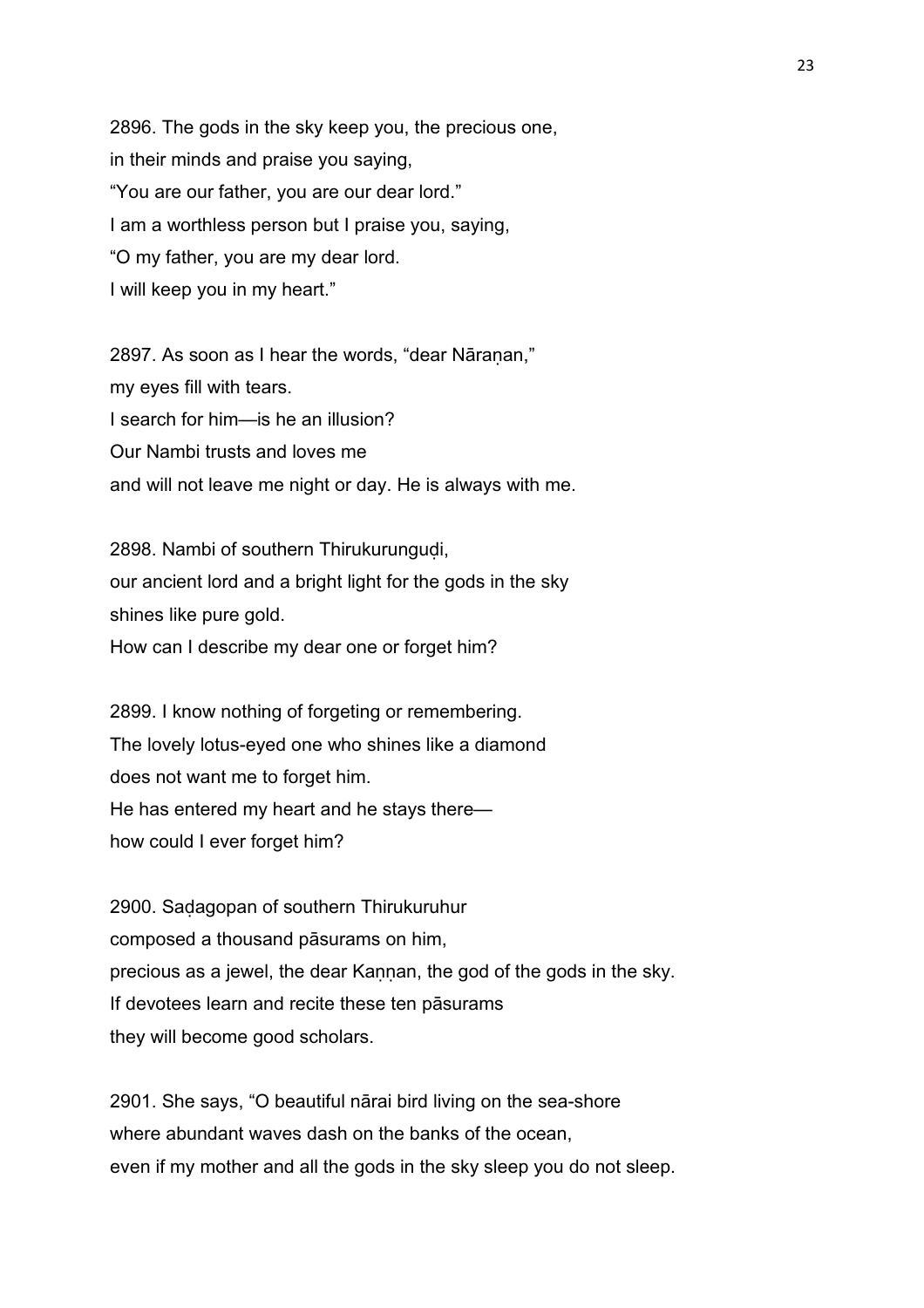2896. The gods in the sky keep you, the precious one,
in their minds and praise you saying,
“You are our father, you are our dear lord.”
I am a worthless person but I praise you, saying,
“O my father, you are my dear lord.
I will keep you in my heart.”

2897. As soon as I hear the words, “dear Nāraṇan,”
my eyes fill with tears.
I search for him—is he an illusion?
Our Nambi trusts and loves me
and will not leave me night or day. He is always with me.

2898. Nambi of southern Thirukurunguḍi,
our ancient lord and a bright light for the gods in the sky
shines like pure gold.
How can I describe my dear one or forget him?

2899. I know nothing of forgeting or remembering.
The lovely lotus-eyed one who shines like a diamond
does not want me to forget him.
He has entered my heart and he stays there—
how could I ever forget him?

2900. Saḍagopan of southern Thirukuruhur
composed a thousand pāsurams on him,
precious as a jewel, the dear Kaṇṇan, the god of the gods in the sky.
If devotees learn and recite these ten pāsurams
they will become good scholars.

2901. She says, “O beautiful nārai bird living on the sea-shore
where abundant waves dash on the banks of the ocean,
even if my mother and all the gods in the sky sleep you do not sleep.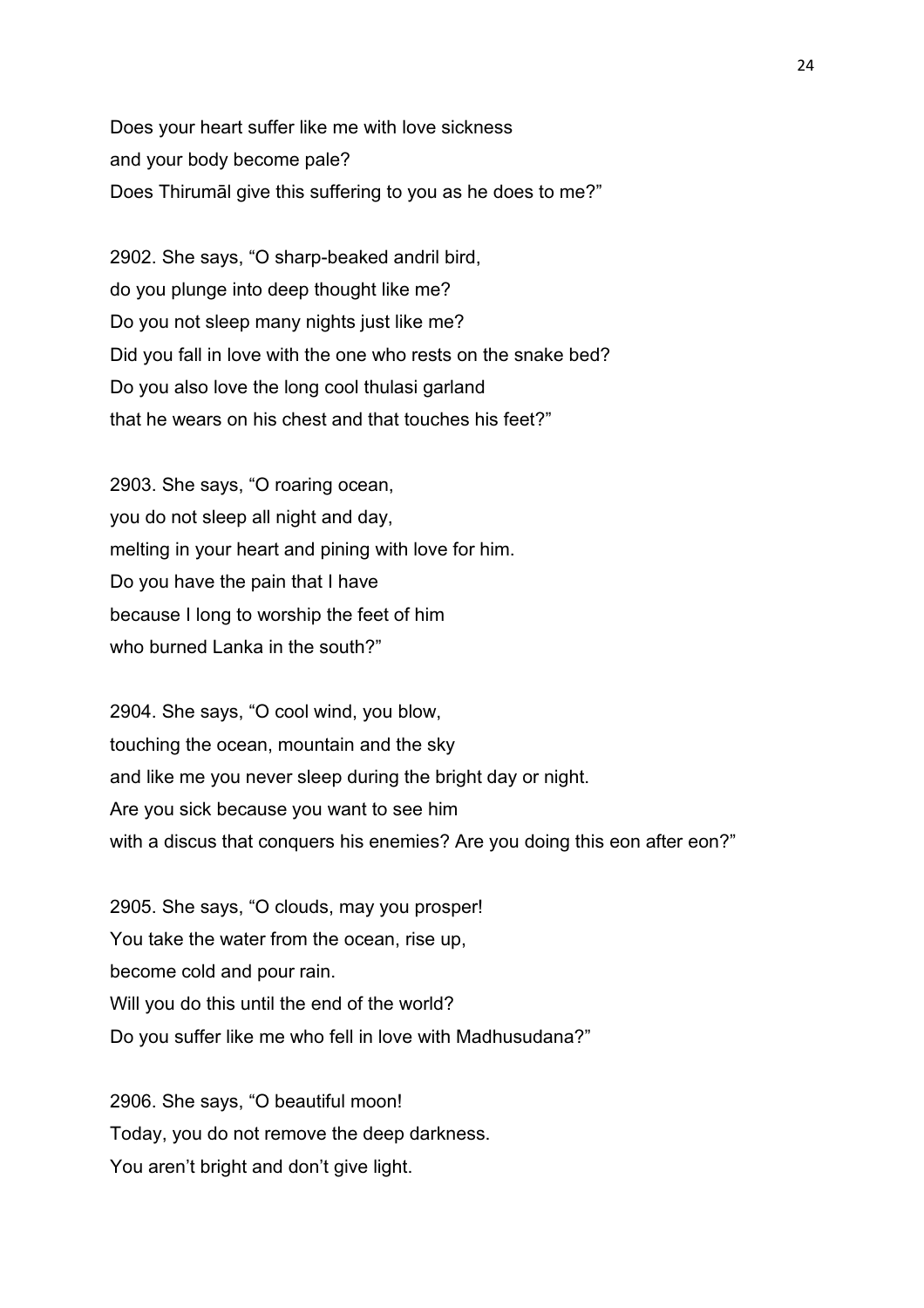Does your heart suffer like me with love sickness
and your body become pale?
Does Thirumāl give this suffering to you as he does to me?"

2902. She says, "O sharp-beaked andril bird,
do you plunge into deep thought like me?
Do you not sleep many nights just like me?
Did you fall in love with the one who rests on the snake bed?
Do you also love the long cool thulasi garland
that he wears on his chest and that touches his feet?"

2903. She says, "O roaring ocean,
you do not sleep all night and day,
melting in your heart and pining with love for him.
Do you have the pain that I have
because I long to worship the feet of him
who burned Lanka in the south?"

2904. She says, "O cool wind, you blow,
touching the ocean, mountain and the sky
and like me you never sleep during the bright day or night.
Are you sick because you want to see him
with a discus that conquers his enemies? Are you doing this eon after eon?"

2905. She says, "O clouds, may you prosper!
You take the water from the ocean, rise up,
become cold and pour rain.
Will you do this until the end of the world?
Do you suffer like me who fell in love with Madhusudana?"

2906. She says, "O beautiful moon!
Today, you do not remove the deep darkness.
You aren't bright and don't give light.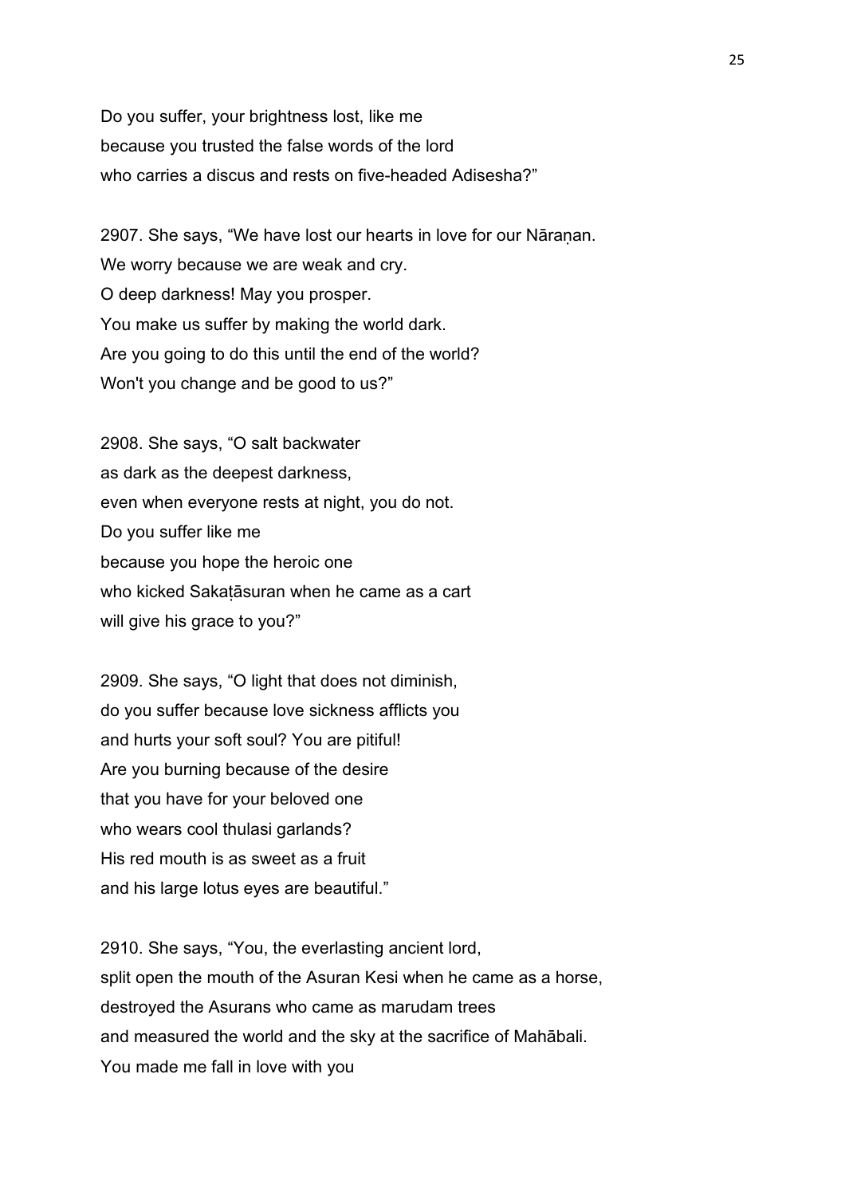Do you suffer, your brightness lost, like me
because you trusted the false words of the lord
who carries a discus and rests on five-headed Adisesha?”

2907. She says, “We have lost our hearts in love for our Nāraṇan.
We worry because we are weak and cry.
O deep darkness! May you prosper.
You make us suffer by making the world dark.
Are you going to do this until the end of the world?
Won't you change and be good to us?”

2908. She says, “O salt backwater
as dark as the deepest darkness,
even when everyone rests at night, you do not.
Do you suffer like me
because you hope the heroic one
who kicked Sakaṭāsuran when he came as a cart
will give his grace to you?”

2909. She says, “O light that does not diminish,
do you suffer because love sickness afflicts you
and hurts your soft soul? You are pitiful!
Are you burning because of the desire
that you have for your beloved one
who wears cool thulasi garlands?
His red mouth is as sweet as a fruit
and his large lotus eyes are beautiful.”

2910. She says, “You, the everlasting ancient lord,
split open the mouth of the Asuran Kesi when he came as a horse,
destroyed the Asurans who came as marudam trees
and measured the world and the sky at the sacrifice of Mahābali.
You made me fall in love with you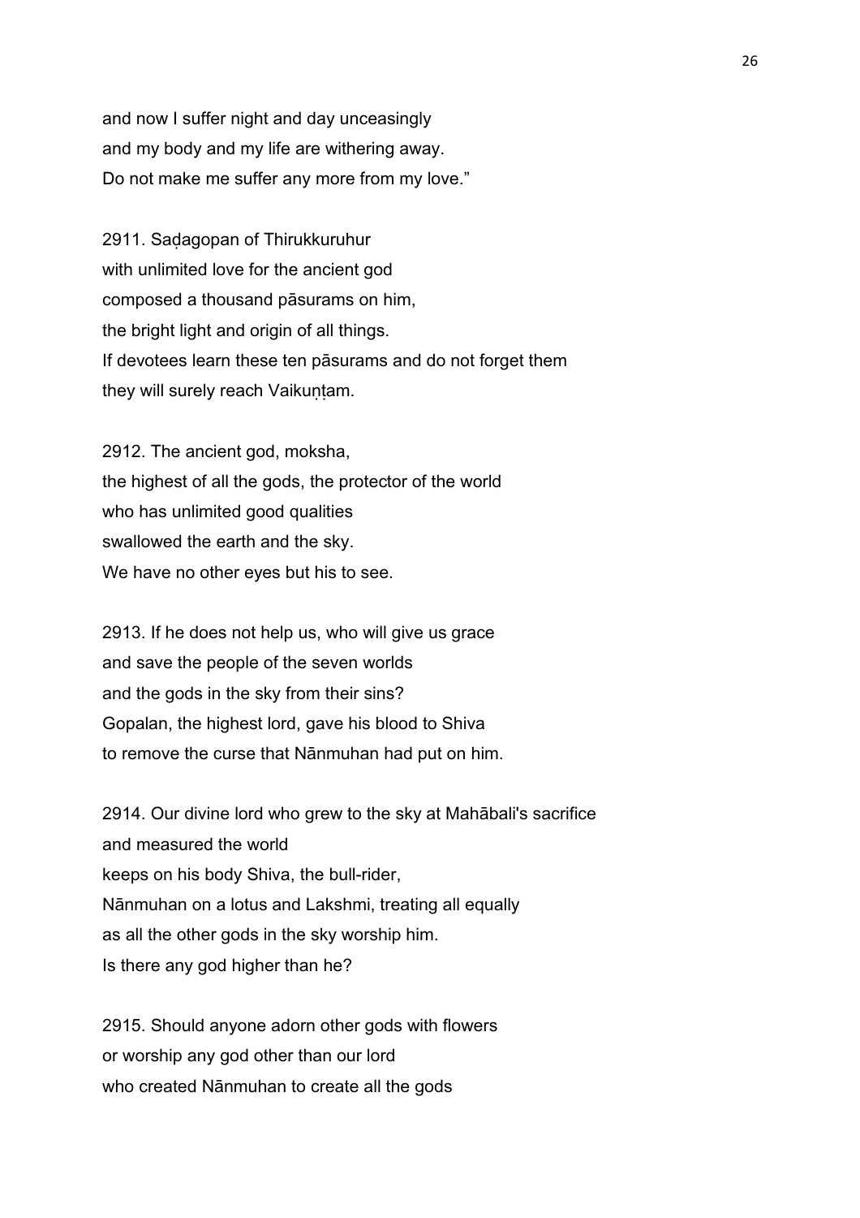and now I suffer night and day unceasingly
and my body and my life are withering away.
Do not make me suffer any more from my love."

2911. Saḍagopan of Thirukkuruhur
with unlimited love for the ancient god
composed a thousand pāsurams on him,
the bright light and origin of all things.
If devotees learn these ten pāsurams and do not forget them
they will surely reach Vaikuṇṭam.

2912. The ancient god, moksha,
the highest of all the gods, the protector of the world
who has unlimited good qualities
swallowed the earth and the sky.
We have no other eyes but his to see.

2913. If he does not help us, who will give us grace
and save the people of the seven worlds
and the gods in the sky from their sins?
Gopalan, the highest lord, gave his blood to Shiva
to remove the curse that Nānmuhan had put on him.

2914. Our divine lord who grew to the sky at Mahābali's sacrifice
and measured the world
keeps on his body Shiva, the bull-rider,
Nānmuhan on a lotus and Lakshmi, treating all equally
as all the other gods in the sky worship him.
Is there any god higher than he?

2915. Should anyone adorn other gods with flowers
or worship any god other than our lord
who created Nānmuhan to create all the gods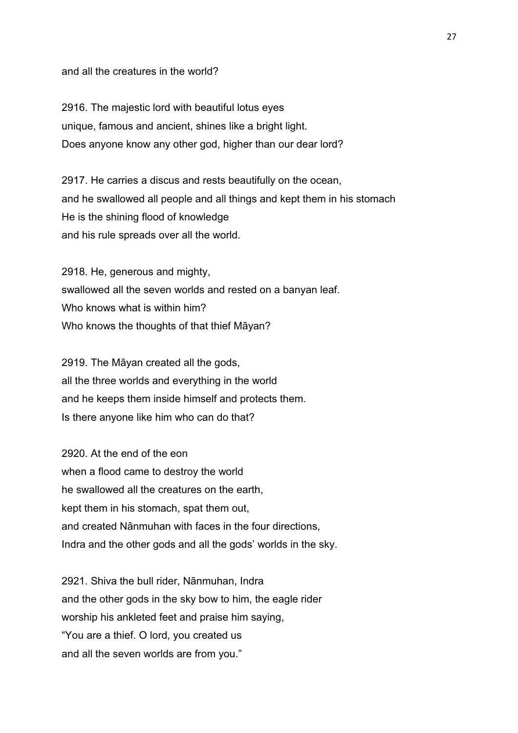and all the creatures in the world?

2916. The majestic lord with beautiful lotus eyes
unique, famous and ancient, shines like a bright light.
Does anyone know any other god, higher than our dear lord?

2917. He carries a discus and rests beautifully on the ocean,
and he swallowed all people and all things and kept them in his stomach
He is the shining flood of knowledge
and his rule spreads over all the world.

2918. He, generous and mighty,
swallowed all the seven worlds and rested on a banyan leaf.
Who knows what is within him?
Who knows the thoughts of that thief Māyan?

2919. The Māyan created all the gods,
all the three worlds and everything in the world
and he keeps them inside himself and protects them.
Is there anyone like him who can do that?

2920. At the end of the eon
when a flood came to destroy the world
he swallowed all the creatures on the earth,
kept them in his stomach, spat them out,
and created Nānmuhan with faces in the four directions,
Indra and the other gods and all the gods' worlds in the sky.

2921. Shiva the bull rider, Nānmuhan, Indra
and the other gods in the sky bow to him, the eagle rider
worship his ankleted feet and praise him saying,
"You are a thief. O lord, you created us
and all the seven worlds are from you."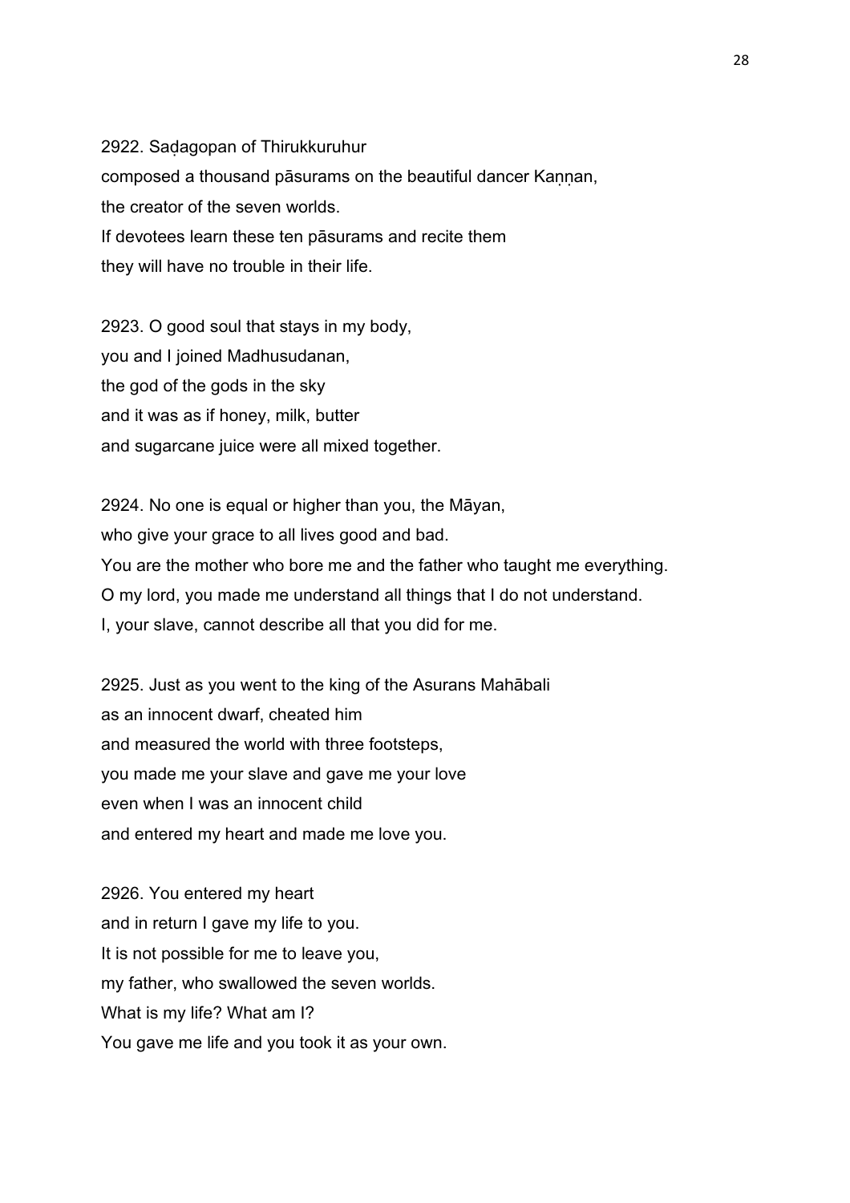2922. Saḍagopan of Thirukkuruhur
composed a thousand pāsurams on the beautiful dancer Kaṇṇan,
the creator of the seven worlds.
If devotees learn these ten pāsurams and recite them
they will have no trouble in their life.

2923. O good soul that stays in my body,
you and I joined Madhusudanan,
the god of the gods in the sky
and it was as if honey, milk, butter
and sugarcane juice were all mixed together.

2924. No one is equal or higher than you, the Māyan,
who give your grace to all lives good and bad.
You are the mother who bore me and the father who taught me everything.
O my lord, you made me understand all things that I do not understand.
I, your slave, cannot describe all that you did for me.

2925. Just as you went to the king of the Asurans Mahābali
as an innocent dwarf, cheated him
and measured the world with three footsteps,
you made me your slave and gave me your love
even when I was an innocent child
and entered my heart and made me love you.

2926. You entered my heart
and in return I gave my life to you.
It is not possible for me to leave you,
my father, who swallowed the seven worlds.
What is my life? What am I?
You gave me life and you took it as your own.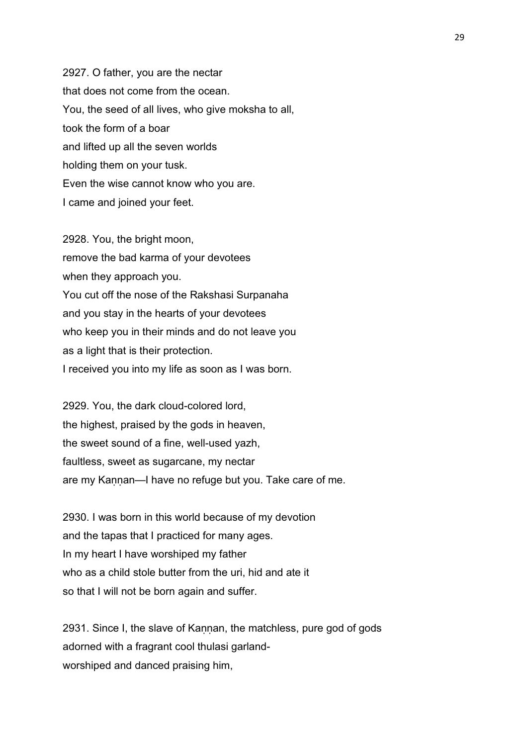2927. O father, you are the nectar
that does not come from the ocean.
You, the seed of all lives, who give moksha to all,
took the form of a boar
and lifted up all the seven worlds
holding them on your tusk.
Even the wise cannot know who you are.
I came and joined your feet.

2928. You, the bright moon,
remove the bad karma of your devotees
when they approach you.
You cut off the nose of the Rakshasi Surpanaha
and you stay in the hearts of your devotees
who keep you in their minds and do not leave you
as a light that is their protection.
I received you into my life as soon as I was born.

2929. You, the dark cloud-colored lord,
the highest, praised by the gods in heaven,
the sweet sound of a fine, well-used yazh,
faultless, sweet as sugarcane, my nectar
are my Kaṇṇan—I have no refuge but you. Take care of me.

2930. I was born in this world because of my devotion
and the tapas that I practiced for many ages.
In my heart I have worshiped my father
who as a child stole butter from the uri, hid and ate it
so that I will not be born again and suffer.

2931. Since I, the slave of Kaṇṇan, the matchless, pure god of gods
adorned with a fragrant cool thulasi garland-
worshiped and danced praising him,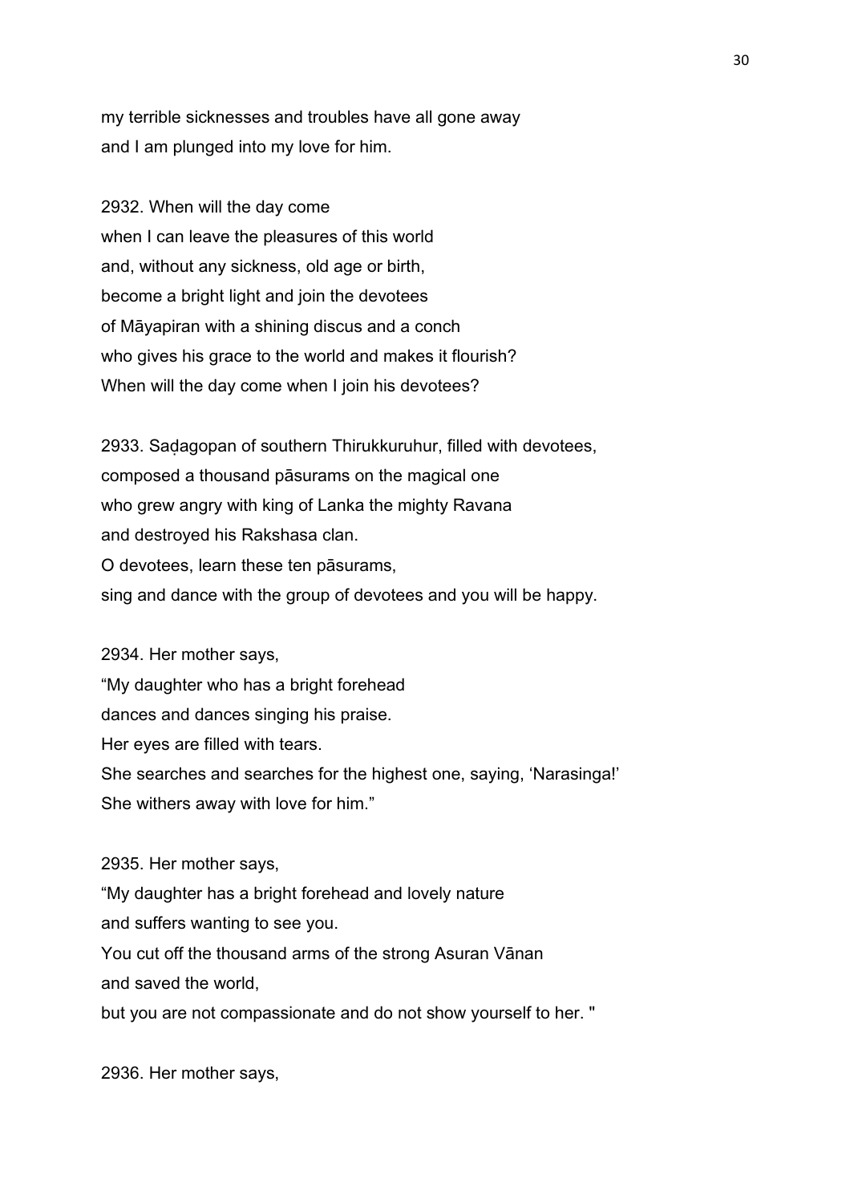my terrible sicknesses and troubles have all gone away
and I am plunged into my love for him.

2932. When will the day come
when I can leave the pleasures of this world
and, without any sickness, old age or birth,
become a bright light and join the devotees
of Māyapiran with a shining discus and a conch
who gives his grace to the world and makes it flourish?
When will the day come when I join his devotees?

2933. Saḍagopan of southern Thirukkuruhur, filled with devotees,
composed a thousand pāsurams on the magical one
who grew angry with king of Lanka the mighty Ravana
and destroyed his Rakshasa clan.
O devotees, learn these ten pāsurams,
sing and dance with the group of devotees and you will be happy.

2934. Her mother says,
"My daughter who has a bright forehead
dances and dances singing his praise.
Her eyes are filled with tears.
She searches and searches for the highest one, saying, 'Narasinga!'
She withers away with love for him."

2935. Her mother says,
"My daughter has a bright forehead and lovely nature
and suffers wanting to see you.
You cut off the thousand arms of the strong Asuran Vānan
and saved the world,
but you are not compassionate and do not show yourself to her. "

2936. Her mother says,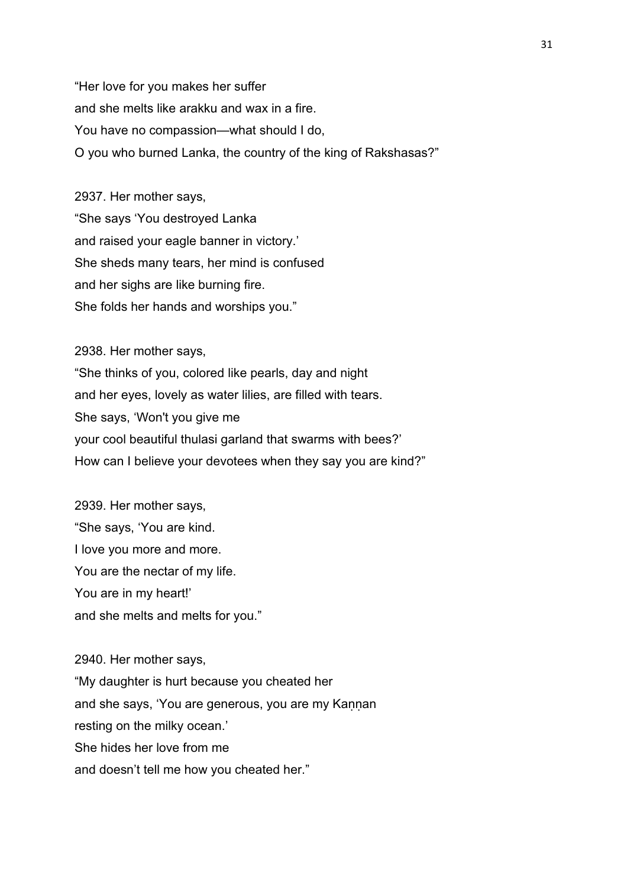"Her love for you makes her suffer
and she melts like arakku and wax in a fire.
You have no compassion—what should I do,
O you who burned Lanka, the country of the king of Rakshasas?"

2937. Her mother says,
"She says 'You destroyed Lanka
and raised your eagle banner in victory.'
She sheds many tears, her mind is confused
and her sighs are like burning fire.
She folds her hands and worships you."

2938. Her mother says,
"She thinks of you, colored like pearls, day and night
and her eyes, lovely as water lilies, are filled with tears.
She says, 'Won't you give me
your cool beautiful thulasi garland that swarms with bees?'
How can I believe your devotees when they say you are kind?"

2939. Her mother says,
"She says, 'You are kind.
I love you more and more.
You are the nectar of my life.
You are in my heart!'
and she melts and melts for you."

2940. Her mother says,
"My daughter is hurt because you cheated her
and she says, 'You are generous, you are my Kaṇṇan
resting on the milky ocean.'
She hides her love from me
and doesn't tell me how you cheated her."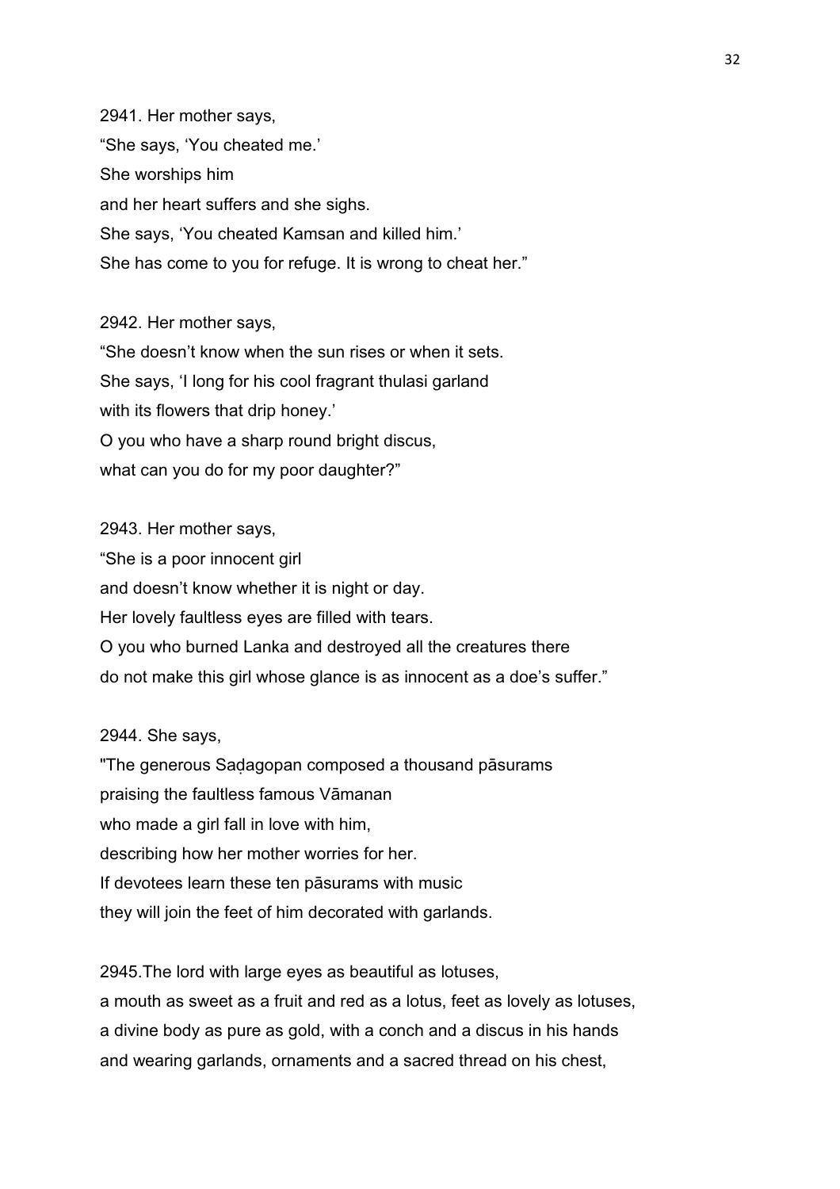2941. Her mother says,
"She says, 'You cheated me.'
She worships him
and her heart suffers and she sighs.
She says, 'You cheated Kamsan and killed him.'
She has come to you for refuge. It is wrong to cheat her."

2942. Her mother says,
"She doesn't know when the sun rises or when it sets.
She says, 'I long for his cool fragrant thulasi garland
with its flowers that drip honey.'
O you who have a sharp round bright discus,
what can you do for my poor daughter?"

2943. Her mother says,
"She is a poor innocent girl
and doesn't know whether it is night or day.
Her lovely faultless eyes are filled with tears.
O you who burned Lanka and destroyed all the creatures there
do not make this girl whose glance is as innocent as a doe's suffer."

2944. She says,
"The generous Saḍagopan composed a thousand pāsurams
praising the faultless famous Vāmanan
who made a girl fall in love with him,
describing how her mother worries for her.
If devotees learn these ten pāsurams with music
they will join the feet of him decorated with garlands.

2945.The lord with large eyes as beautiful as lotuses,
a mouth as sweet as a fruit and red as a lotus, feet as lovely as lotuses,
a divine body as pure as gold, with a conch and a discus in his hands
and wearing garlands, ornaments and a sacred thread on his chest,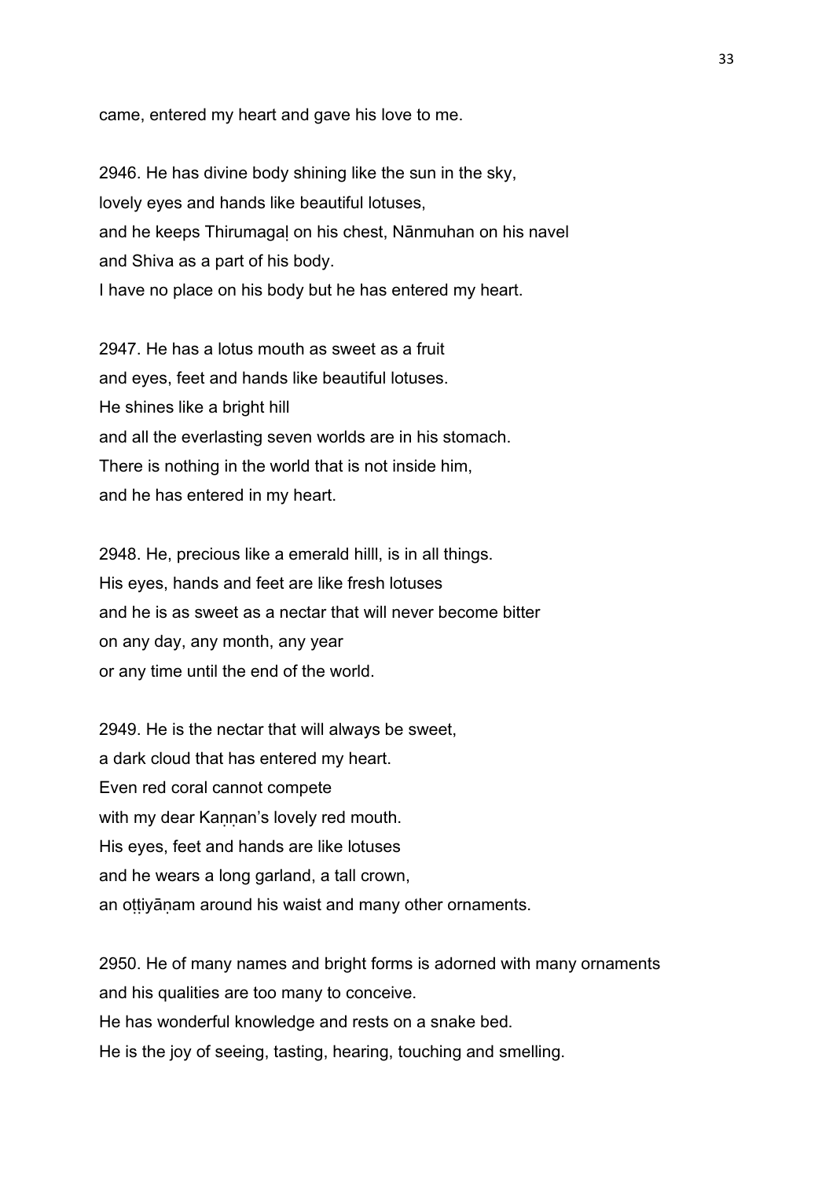came, entered my heart and gave his love to me.

2946. He has divine body shining like the sun in the sky,
lovely eyes and hands like beautiful lotuses,
and he keeps Thirumagaḷ on his chest, Nānmuhan on his navel
and Shiva as a part of his body.
I have no place on his body but he has entered my heart.

2947. He has a lotus mouth as sweet as a fruit
and eyes, feet and hands like beautiful lotuses.
He shines like a bright hill
and all the everlasting seven worlds are in his stomach.
There is nothing in the world that is not inside him,
and he has entered in my heart.

2948. He, precious like a emerald hilll, is in all things.
His eyes, hands and feet are like fresh lotuses
and he is as sweet as a nectar that will never become bitter
on any day, any month, any year
or any time until the end of the world.

2949. He is the nectar that will always be sweet,
a dark cloud that has entered my heart.
Even red coral cannot compete
with my dear Kaṇṇan's lovely red mouth.
His eyes, feet and hands are like lotuses
and he wears a long garland, a tall crown,
an oṭṭiyāṇam around his waist and many other ornaments.

2950. He of many names and bright forms is adorned with many ornaments
and his qualities are too many to conceive.
He has wonderful knowledge and rests on a snake bed.
He is the joy of seeing, tasting, hearing, touching and smelling.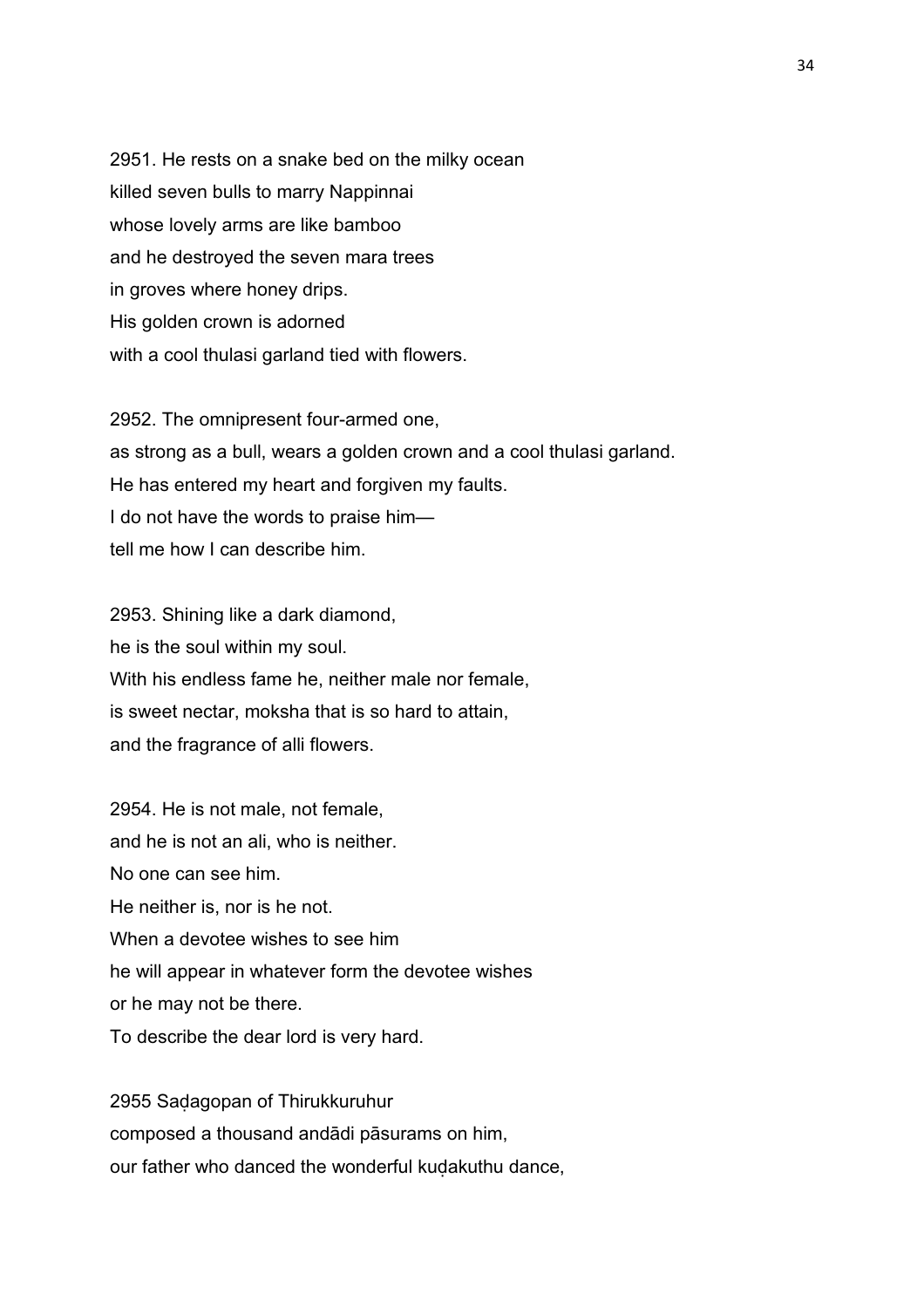2951. He rests on a snake bed on the milky ocean
killed seven bulls to marry Nappinnai
whose lovely arms are like bamboo
and he destroyed the seven mara trees
in groves where honey drips.
His golden crown is adorned
with a cool thulasi garland tied with flowers.

2952. The omnipresent four-armed one,
as strong as a bull, wears a golden crown and a cool thulasi garland.
He has entered my heart and forgiven my faults.
I do not have the words to praise him—
tell me how I can describe him.

2953. Shining like a dark diamond,
he is the soul within my soul.
With his endless fame he, neither male nor female,
is sweet nectar, moksha that is so hard to attain,
and the fragrance of alli flowers.

2954. He is not male, not female,
and he is not an ali, who is neither.
No one can see him.
He neither is, nor is he not.
When a devotee wishes to see him
he will appear in whatever form the devotee wishes
or he may not be there.
To describe the dear lord is very hard.

2955 Saḍagopan of Thirukkuruhur
composed a thousand andādi pāsurams on him,
our father who danced the wonderful kuḍakuthu dance,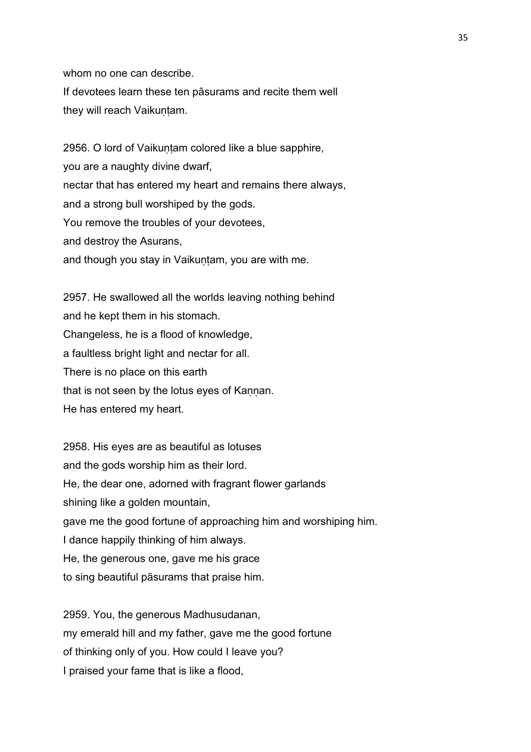whom no one can describe.
If devotees learn these ten pāsurams and recite them well
they will reach Vaikuṇṭam.

2956. O lord of Vaikuṇṭam colored like a blue sapphire,
you are a naughty divine dwarf,
nectar that has entered my heart and remains there always,
and a strong bull worshiped by the gods.
You remove the troubles of your devotees,
and destroy the Asurans,
and though you stay in Vaikuṇṭam, you are with me.

2957. He swallowed all the worlds leaving nothing behind
and he kept them in his stomach.
Changeless, he is a flood of knowledge,
a faultless bright light and nectar for all.
There is no place on this earth
that is not seen by the lotus eyes of Kaṇṇan.
He has entered my heart.

2958. His eyes are as beautiful as lotuses
and the gods worship him as their lord.
He, the dear one, adorned with fragrant flower garlands
shining like a golden mountain,
gave me the good fortune of approaching him and worshiping him.
I dance happily thinking of him always.
He, the generous one, gave me his grace
to sing beautiful pāsurams that praise him.

2959. You, the generous Madhusudanan,
my emerald hill and my father, gave me the good fortune
of thinking only of you. How could I leave you?
I praised your fame that is like a flood,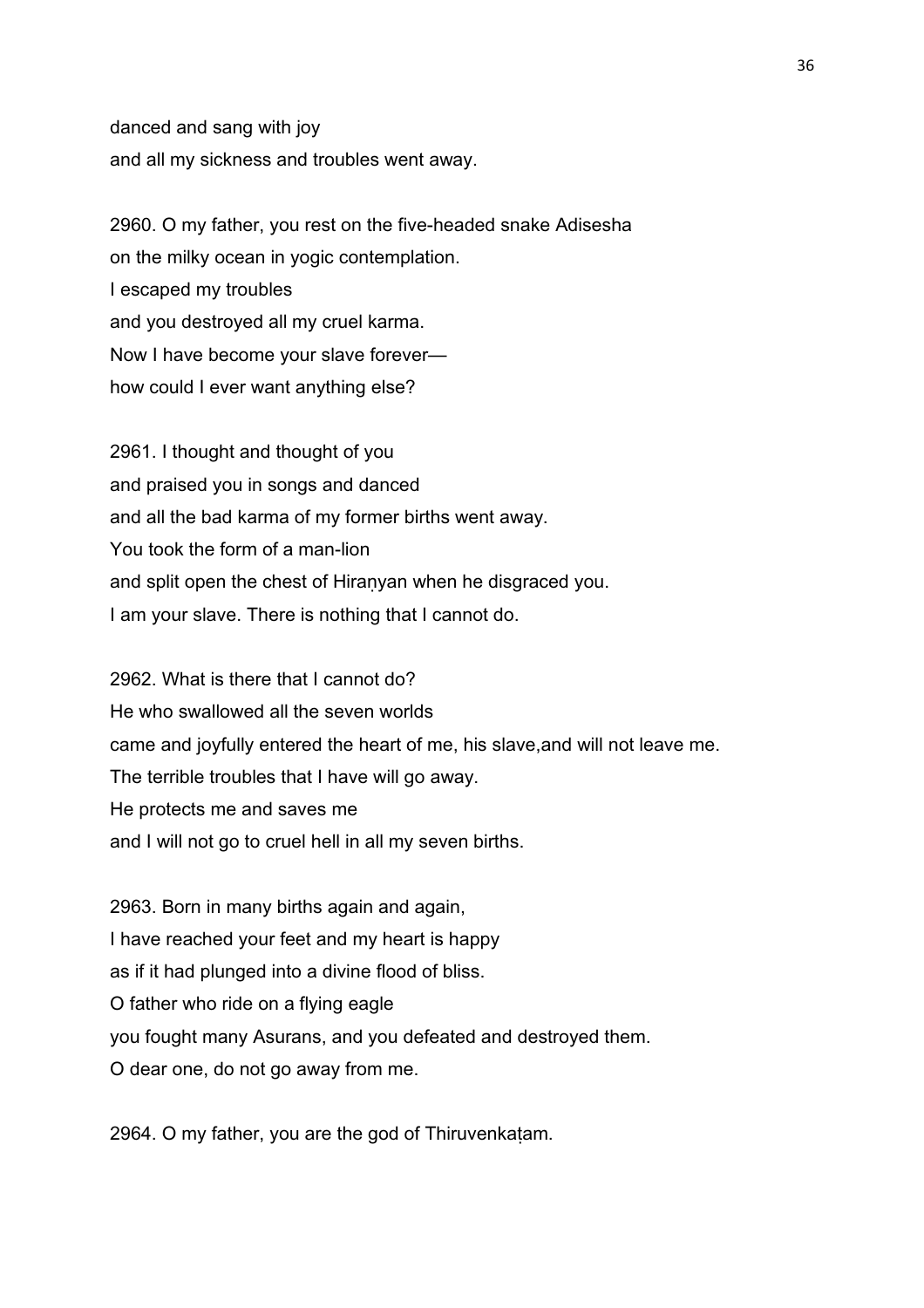danced and sang with joy
and all my sickness and troubles went away.

2960. O my father, you rest on the five-headed snake Adisesha
on the milky ocean in yogic contemplation.
I escaped my troubles
and you destroyed all my cruel karma.
Now I have become your slave forever—
how could I ever want anything else?

2961. I thought and thought of you
and praised you in songs and danced
and all the bad karma of my former births went away.
You took the form of a man-lion
and split open the chest of Hiraṇyan when he disgraced you.
I am your slave. There is nothing that I cannot do.

2962. What is there that I cannot do?
He who swallowed all the seven worlds
came and joyfully entered the heart of me, his slave,and will not leave me.
The terrible troubles that I have will go away.
He protects me and saves me
and I will not go to cruel hell in all my seven births.

2963. Born in many births again and again,
I have reached your feet and my heart is happy
as if it had plunged into a divine flood of bliss.
O father who ride on a flying eagle
you fought many Asurans, and you defeated and destroyed them.
O dear one, do not go away from me.

2964. O my father, you are the god of Thiruvenkaṭam.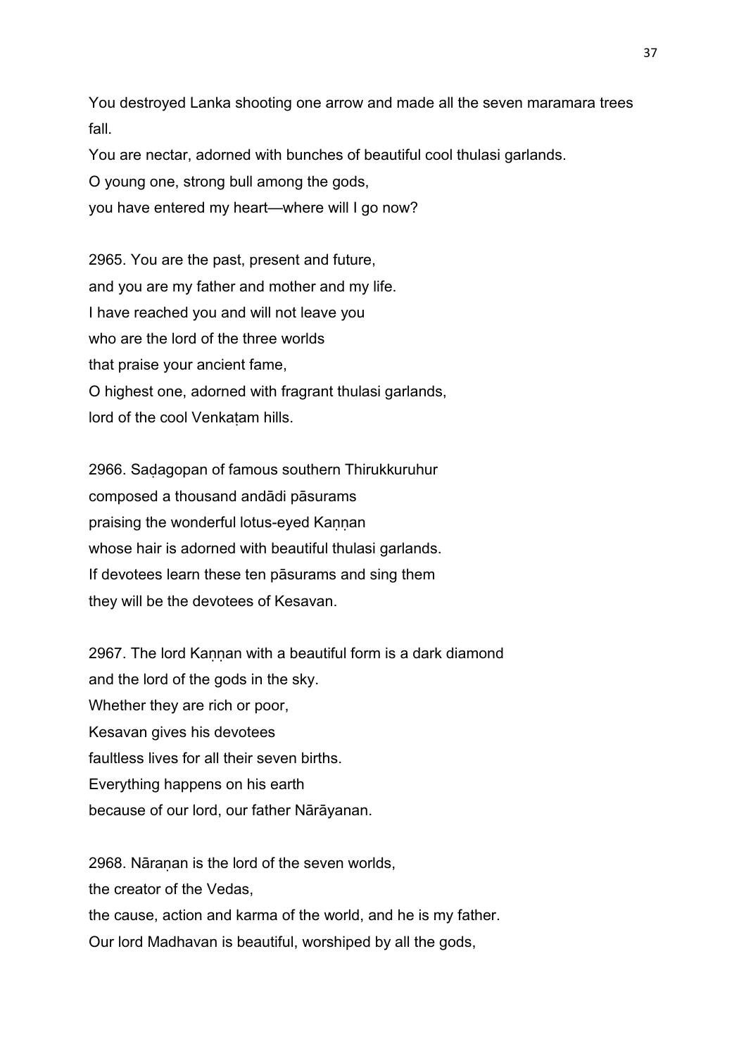You destroyed Lanka shooting one arrow and made all the seven maramara trees fall.
You are nectar, adorned with bunches of beautiful cool thulasi garlands.
O young one, strong bull among the gods,
you have entered my heart—where will I go now?

2965. You are the past, present and future,
and you are my father and mother and my life.
I have reached you and will not leave you
who are the lord of the three worlds
that praise your ancient fame,
O highest one, adorned with fragrant thulasi garlands,
lord of the cool Venkaṭam hills.

2966. Saḍagopan of famous southern Thirukkuruhur
composed a thousand andādi pāsurams
praising the wonderful lotus-eyed Kaṇṇan
whose hair is adorned with beautiful thulasi garlands.
If devotees learn these ten pāsurams and sing them
they will be the devotees of Kesavan.

2967. The lord Kaṇṇan with a beautiful form is a dark diamond
and the lord of the gods in the sky.
Whether they are rich or poor,
Kesavan gives his devotees
faultless lives for all their seven births.
Everything happens on his earth
because of our lord, our father Nārāyanan.

2968. Nāraṇan is the lord of the seven worlds,
the creator of the Vedas,
the cause, action and karma of the world, and he is my father.
Our lord Madhavan is beautiful, worshiped by all the gods,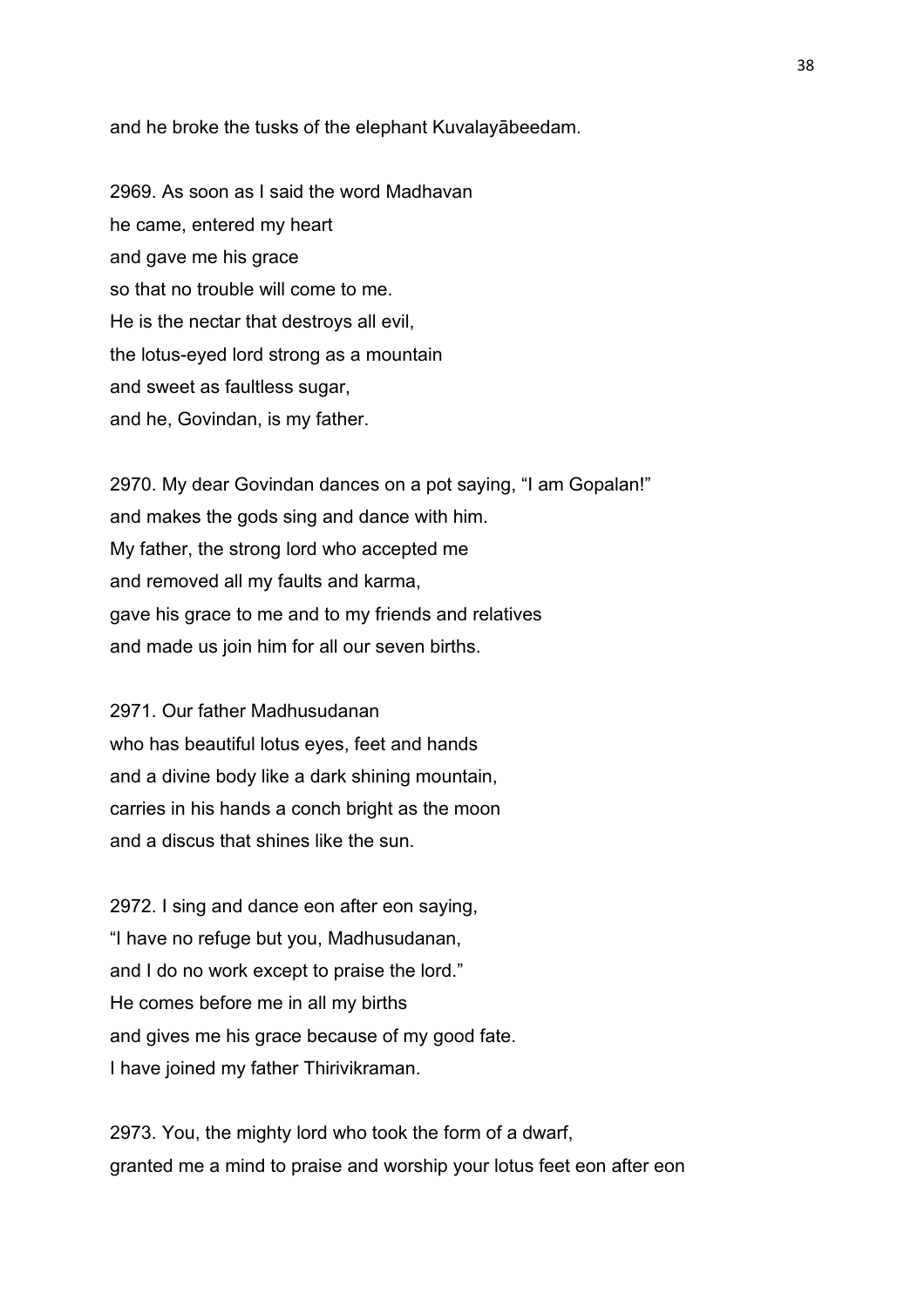and he broke the tusks of the elephant Kuvalayābeedam.

2969. As soon as I said the word Madhavan
he came, entered my heart
and gave me his grace
so that no trouble will come to me.
He is the nectar that destroys all evil,
the lotus-eyed lord strong as a mountain
and sweet as faultless sugar,
and he, Govindan, is my father.

2970. My dear Govindan dances on a pot saying, "I am Gopalan!"
and makes the gods sing and dance with him.
My father, the strong lord who accepted me
and removed all my faults and karma,
gave his grace to me and to my friends and relatives
and made us join him for all our seven births.

2971. Our father Madhusudanan
who has beautiful lotus eyes, feet and hands
and a divine body like a dark shining mountain,
carries in his hands a conch bright as the moon
and a discus that shines like the sun.

2972. I sing and dance eon after eon saying,
"I have no refuge but you, Madhusudanan,
and I do no work except to praise the lord."
He comes before me in all my births
and gives me his grace because of my good fate.
I have joined my father Thirivikraman.

2973. You, the mighty lord who took the form of a dwarf,
granted me a mind to praise and worship your lotus feet eon after eon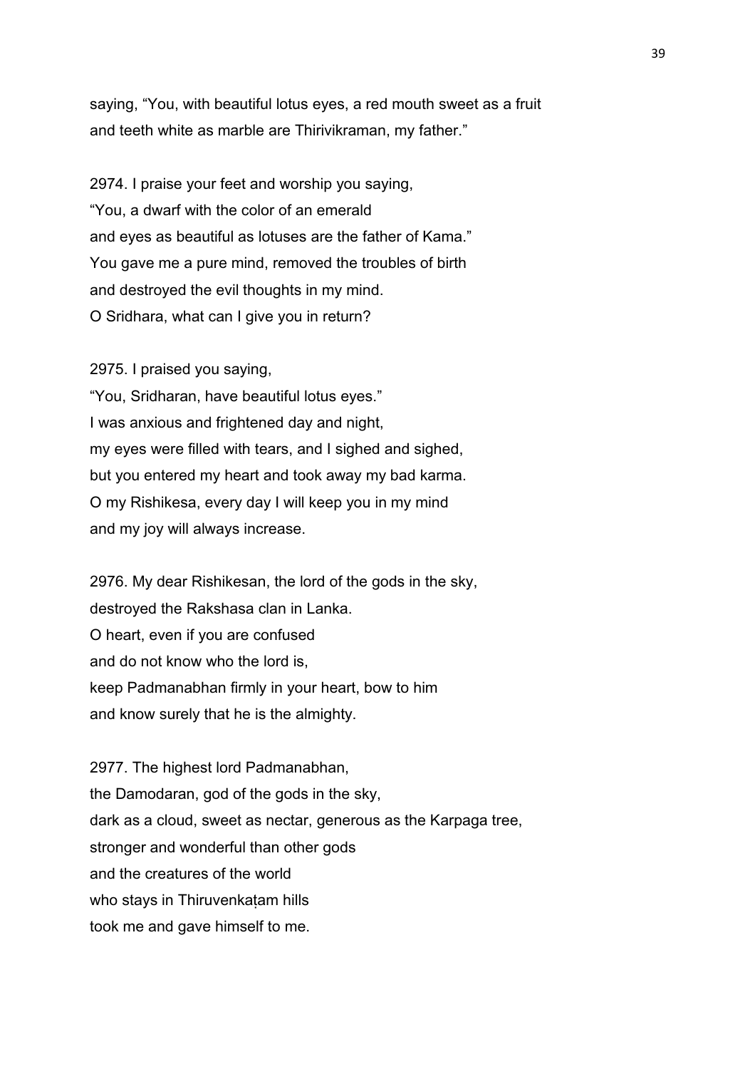saying, “You, with beautiful lotus eyes, a red mouth sweet as a fruit
and teeth white as marble are Thirivikraman, my father.”

2974. I praise your feet and worship you saying,
“You, a dwarf with the color of an emerald
and eyes as beautiful as lotuses are the father of Kama.”
You gave me a pure mind, removed the troubles of birth
and destroyed the evil thoughts in my mind.
O Sridhara, what can I give you in return?

2975. I praised you saying,
“You, Sridharan, have beautiful lotus eyes.”
I was anxious and frightened day and night,
my eyes were filled with tears, and I sighed and sighed,
but you entered my heart and took away my bad karma.
O my Rishikesa, every day I will keep you in my mind
and my joy will always increase.

2976. My dear Rishikesan, the lord of the gods in the sky,
destroyed the Rakshasa clan in Lanka.
O heart, even if you are confused
and do not know who the lord is,
keep Padmanabhan firmly in your heart, bow to him
and know surely that he is the almighty.

2977. The highest lord Padmanabhan,
the Damodaran, god of the gods in the sky,
dark as a cloud, sweet as nectar, generous as the Karpaga tree,
stronger and wonderful than other gods
and the creatures of the world
who stays in Thiruvenkaṭam hills
took me and gave himself to me.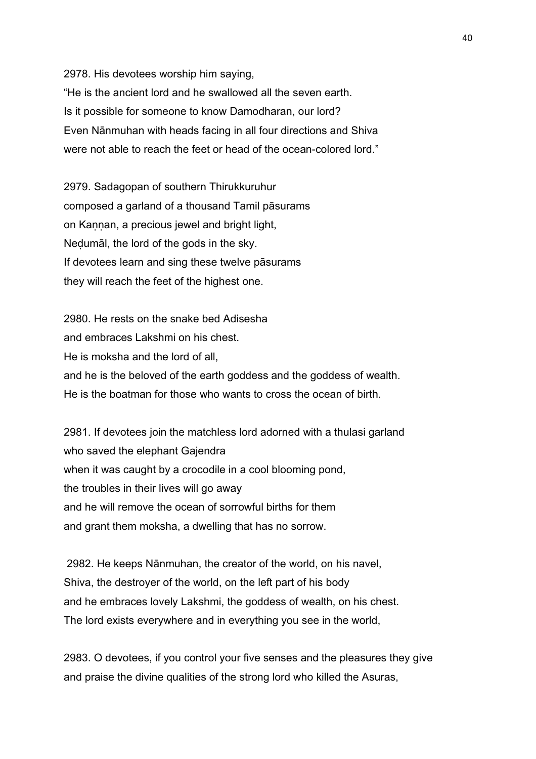2978. His devotees worship him saying,
“He is the ancient lord and he swallowed all the seven earth.
Is it possible for someone to know Damodharan, our lord?
Even Nānmuhan with heads facing in all four directions and Shiva
were not able to reach the feet or head of the ocean-colored lord.”

2979. Sadagopan of southern Thirukkuruhur
composed a garland of a thousand Tamil pāsurams
on Kaṇṇan, a precious jewel and bright light,
Neḍumāl, the lord of the gods in the sky.
If devotees learn and sing these twelve pāsurams
they will reach the feet of the highest one.

2980. He rests on the snake bed Adisesha
and embraces Lakshmi on his chest.
He is moksha and the lord of all,
and he is the beloved of the earth goddess and the goddess of wealth.
He is the boatman for those who wants to cross the ocean of birth.

2981. If devotees join the matchless lord adorned with a thulasi garland
who saved the elephant Gajendra
when it was caught by a crocodile in a cool blooming pond,
the troubles in their lives will go away
and he will remove the ocean of sorrowful births for them
and grant them moksha, a dwelling that has no sorrow.

2982. He keeps Nānmuhan, the creator of the world, on his navel,
Shiva, the destroyer of the world, on the left part of his body
and he embraces lovely Lakshmi, the goddess of wealth, on his chest.
The lord exists everywhere and in everything you see in the world,

2983. O devotees, if you control your five senses and the pleasures they give
and praise the divine qualities of the strong lord who killed the Asuras,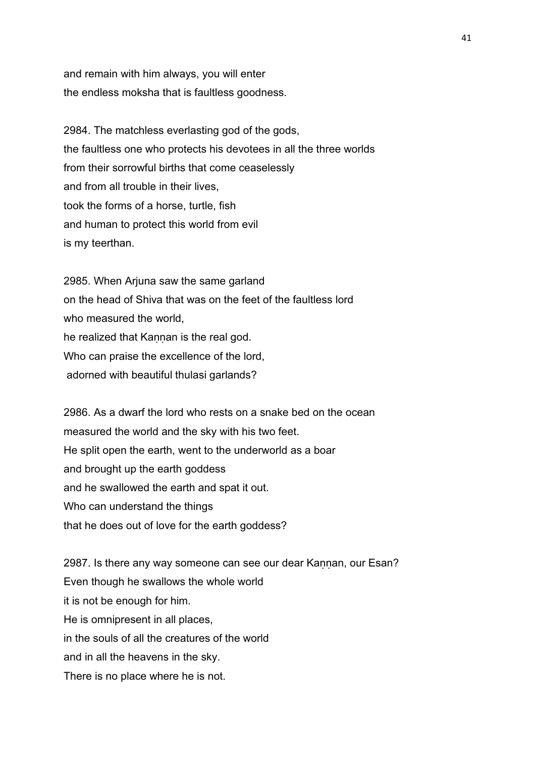and remain with him always, you will enter
the endless moksha that is faultless goodness.

2984. The matchless everlasting god of the gods,
the faultless one who protects his devotees in all the three worlds
from their sorrowful births that come ceaselessly
and from all trouble in their lives,
took the forms of a horse, turtle, fish
and human to protect this world from evil
is my teerthan.

2985. When Arjuna saw the same garland
on the head of Shiva that was on the feet of the faultless lord
who measured the world,
he realized that Kaṇṇan is the real god.
Who can praise the excellence of the lord,
adorned with beautiful thulasi garlands?

2986. As a dwarf the lord who rests on a snake bed on the ocean
measured the world and the sky with his two feet.
He split open the earth, went to the underworld as a boar
and brought up the earth goddess
and he swallowed the earth and spat it out.
Who can understand the things
that he does out of love for the earth goddess?

2987. Is there any way someone can see our dear Kaṇṇan, our Esan?
Even though he swallows the whole world
it is not be enough for him.
He is omnipresent in all places,
in the souls of all the creatures of the world
and in all the heavens in the sky.
There is no place where he is not.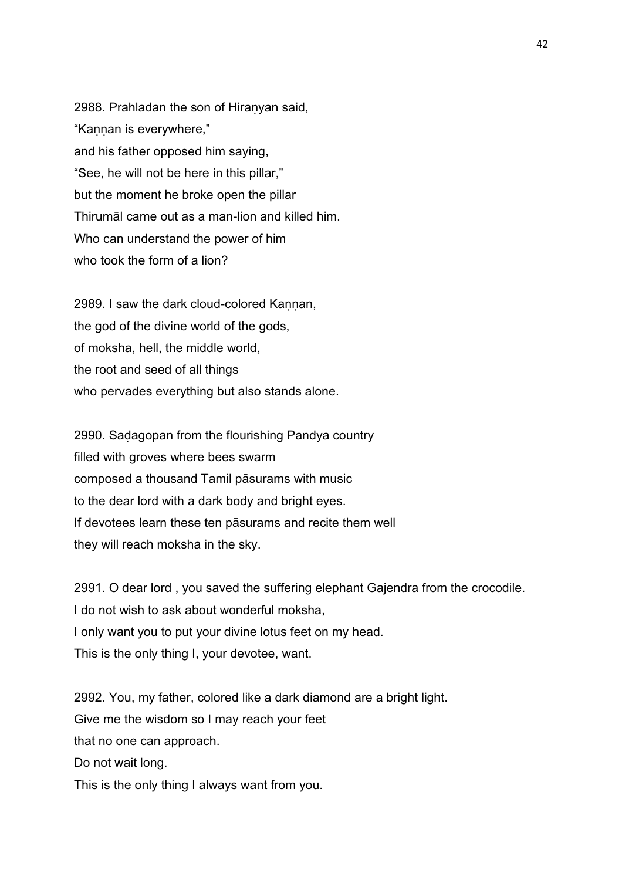2988. Prahladan the son of Hiraṇyan said,
"Kaṇṇan is everywhere,"
and his father opposed him saying,
"See, he will not be here in this pillar,"
but the moment he broke open the pillar
Thirumāl came out as a man-lion and killed him.
Who can understand the power of him
who took the form of a lion?

2989. I saw the dark cloud-colored Kaṇṇan,
the god of the divine world of the gods,
of moksha, hell, the middle world,
the root and seed of all things
who pervades everything but also stands alone.

2990. Saḍagopan from the flourishing Pandya country
filled with groves where bees swarm
composed a thousand Tamil pāsurams with music
to the dear lord with a dark body and bright eyes.
If devotees learn these ten pāsurams and recite them well
they will reach moksha in the sky.

2991. O dear lord , you saved the suffering elephant Gajendra from the crocodile.
I do not wish to ask about wonderful moksha,
I only want you to put your divine lotus feet on my head.
This is the only thing I, your devotee, want.

2992. You, my father, colored like a dark diamond are a bright light.
Give me the wisdom so I may reach your feet
that no one can approach.
Do not wait long.
This is the only thing I always want from you.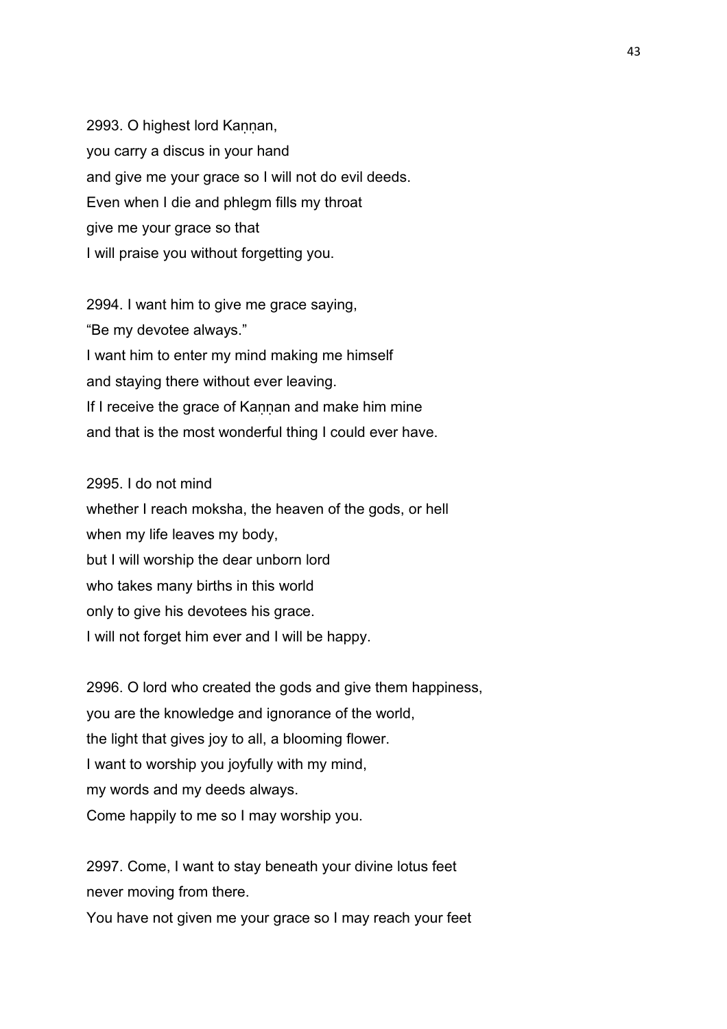2993. O highest lord Kaṇṇan,
you carry a discus in your hand
and give me your grace so I will not do evil deeds.
Even when I die and phlegm fills my throat
give me your grace so that
I will praise you without forgetting you.

2994. I want him to give me grace saying,
“Be my devotee always.”
I want him to enter my mind making me himself
and staying there without ever leaving.
If I receive the grace of Kaṇṇan and make him mine
and that is the most wonderful thing I could ever have.

2995. I do not mind
whether I reach moksha, the heaven of the gods, or hell
when my life leaves my body,
but I will worship the dear unborn lord
who takes many births in this world
only to give his devotees his grace.
I will not forget him ever and I will be happy.

2996. O lord who created the gods and give them happiness,
you are the knowledge and ignorance of the world,
the light that gives joy to all, a blooming flower.
I want to worship you joyfully with my mind,
my words and my deeds always.
Come happily to me so I may worship you.

2997. Come, I want to stay beneath your divine lotus feet
never moving from there.
You have not given me your grace so I may reach your feet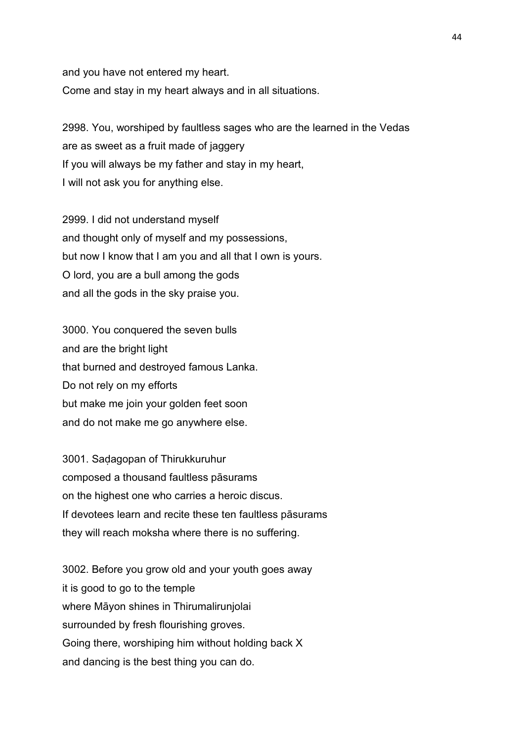and you have not entered my heart.
Come and stay in my heart always and in all situations.

2998. You, worshiped by faultless sages who are the learned in the Vedas
are as sweet as a fruit made of jaggery
If you will always be my father and stay in my heart,
I will not ask you for anything else.

2999. I did not understand myself
and thought only of myself and my possessions,
but now I know that I am you and all that I own is yours.
O lord, you are a bull among the gods
and all the gods in the sky praise you.

3000. You conquered the seven bulls
and are the bright light
that burned and destroyed famous Lanka.
Do not rely on my efforts
but make me join your golden feet soon
and do not make me go anywhere else.

3001. Saḍagopan of Thirukkuruhur
composed a thousand faultless pāsurams
on the highest one who carries a heroic discus.
If devotees learn and recite these ten faultless pāsurams
they will reach moksha where there is no suffering.

3002. Before you grow old and your youth goes away
it is good to go to the temple
where Māyon shines in Thirumalirunjolai
surrounded by fresh flourishing groves.
Going there, worshiping him without holding back X
and dancing is the best thing you can do.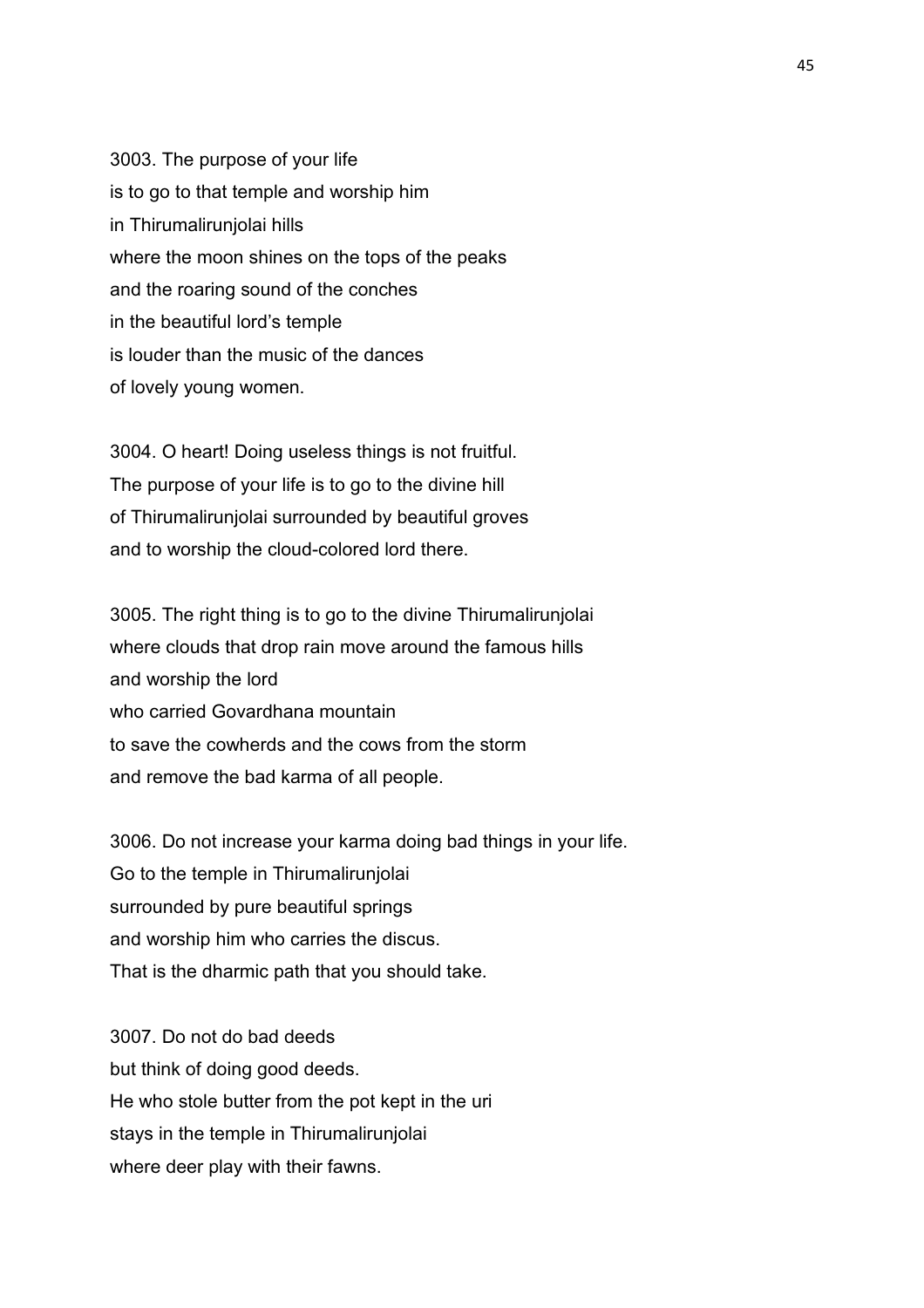3003. The purpose of your life
is to go to that temple and worship him
in Thirumalirunjolai hills
where the moon shines on the tops of the peaks
and the roaring sound of the conches
in the beautiful lord's temple
is louder than the music of the dances
of lovely young women.

3004. O heart! Doing useless things is not fruitful.
The purpose of your life is to go to the divine hill
of Thirumalirunjolai surrounded by beautiful groves
and to worship the cloud-colored lord there.

3005. The right thing is to go to the divine Thirumalirunjolai
where clouds that drop rain move around the famous hills
and worship the lord
who carried Govardhana mountain
to save the cowherds and the cows from the storm
and remove the bad karma of all people.

3006. Do not increase your karma doing bad things in your life.
Go to the temple in Thirumalirunjolai
surrounded by pure beautiful springs
and worship him who carries the discus.
That is the dharmic path that you should take.

3007. Do not do bad deeds
but think of doing good deeds.
He who stole butter from the pot kept in the uri
stays in the temple in Thirumalirunjolai
where deer play with their fawns.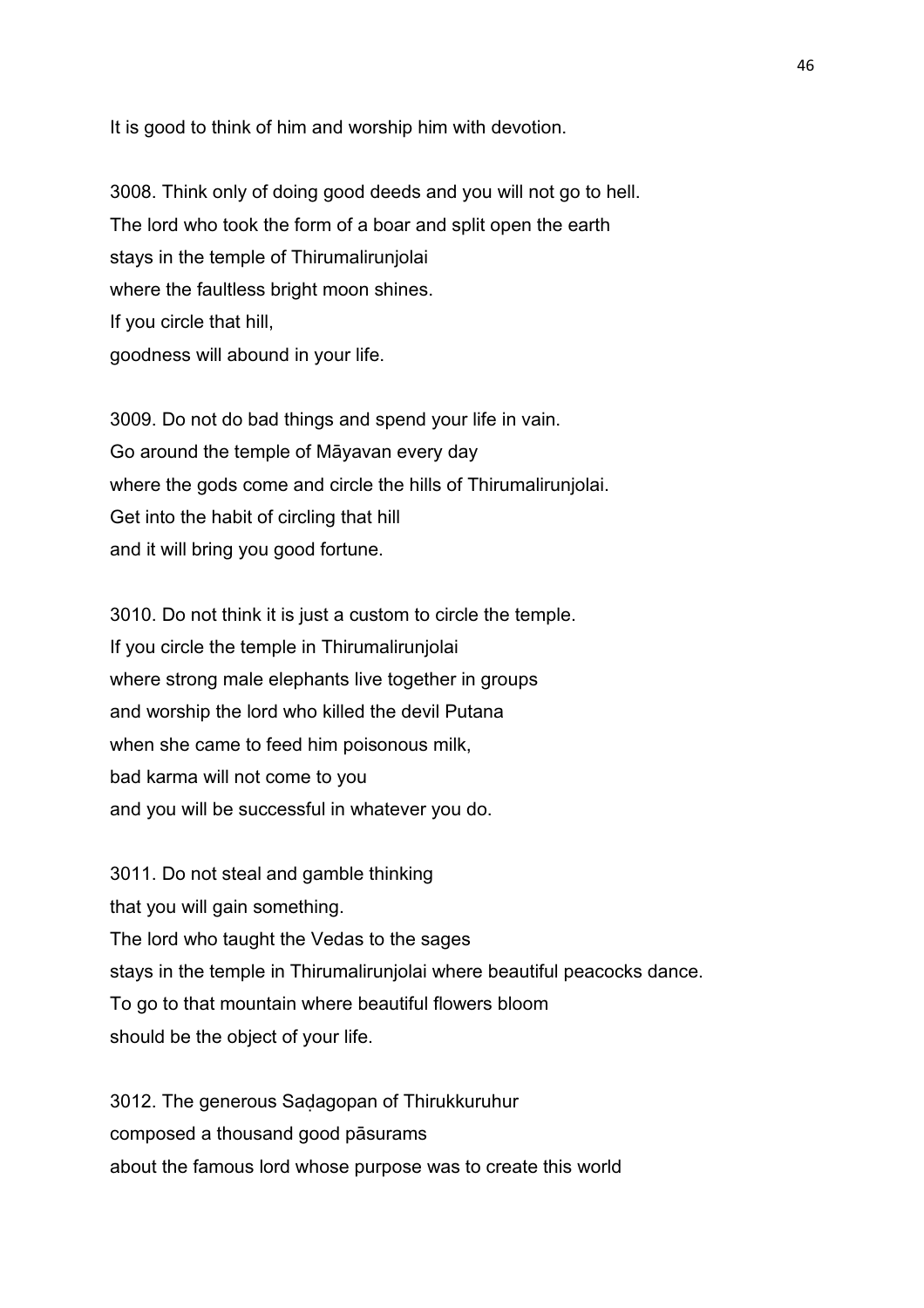It is good to think of him and worship him with devotion.

3008. Think only of doing good deeds and you will not go to hell.
The lord who took the form of a boar and split open the earth
stays in the temple of Thirumalirunjolai
where the faultless bright moon shines.
If you circle that hill,
goodness will abound in your life.

3009. Do not do bad things and spend your life in vain.
Go around the temple of Māyavan every day
where the gods come and circle the hills of Thirumalirunjolai.
Get into the habit of circling that hill
and it will bring you good fortune.

3010. Do not think it is just a custom to circle the temple.
If you circle the temple in Thirumalirunjolai
where strong male elephants live together in groups
and worship the lord who killed the devil Putana
when she came to feed him poisonous milk,
bad karma will not come to you
and you will be successful in whatever you do.

3011. Do not steal and gamble thinking
that you will gain something.
The lord who taught the Vedas to the sages
stays in the temple in Thirumalirunjolai where beautiful peacocks dance.
To go to that mountain where beautiful flowers bloom
should be the object of your life.

3012. The generous Saḍagopan of Thirukkuruhur
composed a thousand good pāsurams
about the famous lord whose purpose was to create this world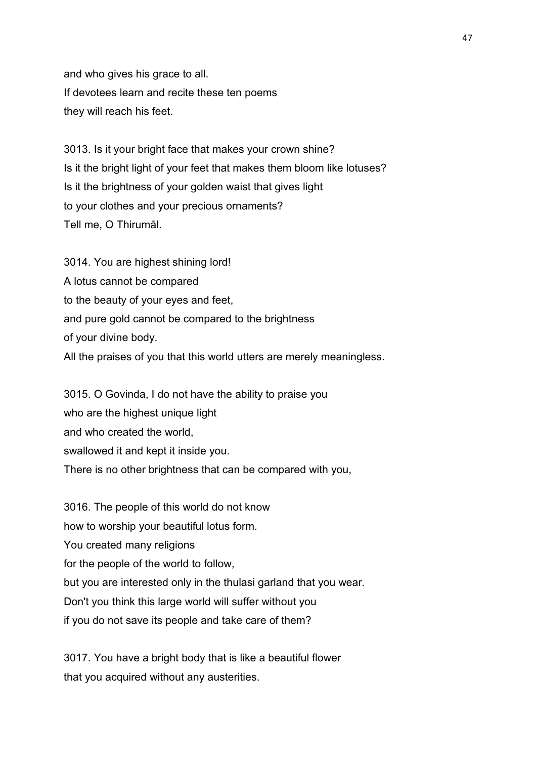and who gives his grace to all.
If devotees learn and recite these ten poems
they will reach his feet.

3013. Is it your bright face that makes your crown shine?
Is it the bright light of your feet that makes them bloom like lotuses?
Is it the brightness of your golden waist that gives light
to your clothes and your precious ornaments?
Tell me, O Thirumāl.

3014. You are highest shining lord!
A lotus cannot be compared
to the beauty of your eyes and feet,
and pure gold cannot be compared to the brightness
of your divine body.
All the praises of you that this world utters are merely meaningless.

3015. O Govinda, I do not have the ability to praise you
who are the highest unique light
and who created the world,
swallowed it and kept it inside you.
There is no other brightness that can be compared with you,

3016. The people of this world do not know
how to worship your beautiful lotus form.
You created many religions
for the people of the world to follow,
but you are interested only in the thulasi garland that you wear.
Don't you think this large world will suffer without you
if you do not save its people and take care of them?

3017. You have a bright body that is like a beautiful flower
that you acquired without any austerities.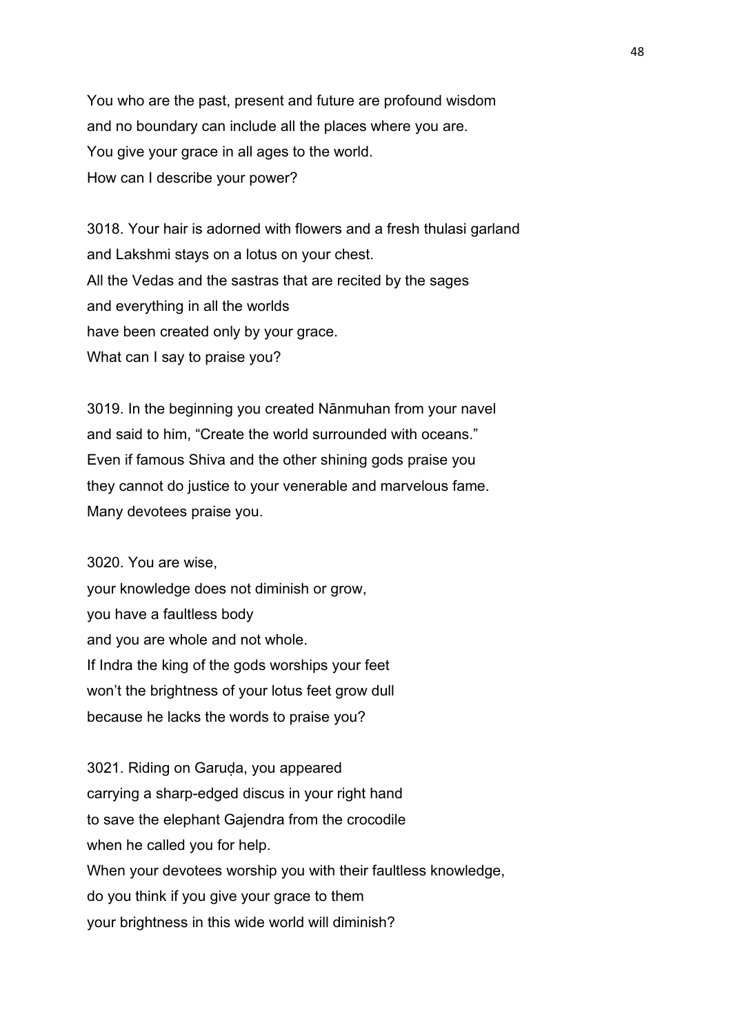You who are the past, present and future are profound wisdom
and no boundary can include all the places where you are.
You give your grace in all ages to the world.
How can I describe your power?

3018. Your hair is adorned with flowers and a fresh thulasi garland
and Lakshmi stays on a lotus on your chest.
All the Vedas and the sastras that are recited by the sages
and everything in all the worlds
have been created only by your grace.
What can I say to praise you?

3019. In the beginning you created Nānmuhan from your navel
and said to him, “Create the world surrounded with oceans.”
Even if famous Shiva and the other shining gods praise you
they cannot do justice to your venerable and marvelous fame.
Many devotees praise you.

3020. You are wise,
your knowledge does not diminish or grow,
you have a faultless body
and you are whole and not whole.
If Indra the king of the gods worships your feet
won’t the brightness of your lotus feet grow dull
because he lacks the words to praise you?

3021. Riding on Garuḍa, you appeared
carrying a sharp-edged discus in your right hand
to save the elephant Gajendra from the crocodile
when he called you for help.
When your devotees worship you with their faultless knowledge,
do you think if you give your grace to them
your brightness in this wide world will diminish?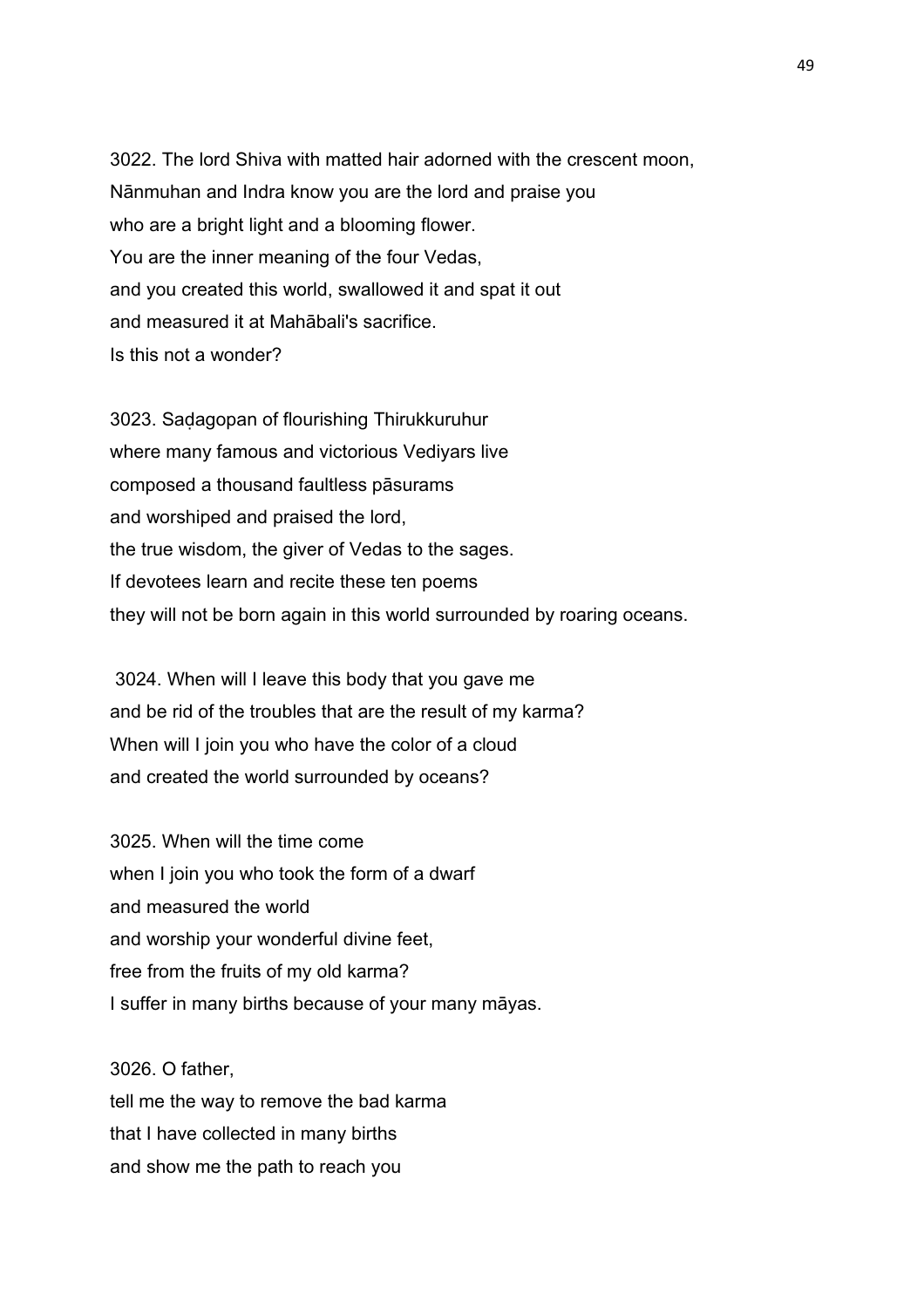3022. The lord Shiva with matted hair adorned with the crescent moon,
Nānmuhan and Indra know you are the lord and praise you
who are a bright light and a blooming flower.
You are the inner meaning of the four Vedas,
and you created this world, swallowed it and spat it out
and measured it at Mahābali's sacrifice.
Is this not a wonder?

3023. Saḍagopan of flourishing Thirukkuruhur
where many famous and victorious Vediyars live
composed a thousand faultless pāsurams
and worshiped and praised the lord,
the true wisdom, the giver of Vedas to the sages.
If devotees learn and recite these ten poems
they will not be born again in this world surrounded by roaring oceans.

3024. When will I leave this body that you gave me
and be rid of the troubles that are the result of my karma?
When will I join you who have the color of a cloud
and created the world surrounded by oceans?

3025. When will the time come
when I join you who took the form of a dwarf
and measured the world
and worship your wonderful divine feet,
free from the fruits of my old karma?
I suffer in many births because of your many māyas.

3026. O father,
tell me the way to remove the bad karma
that I have collected in many births
and show me the path to reach you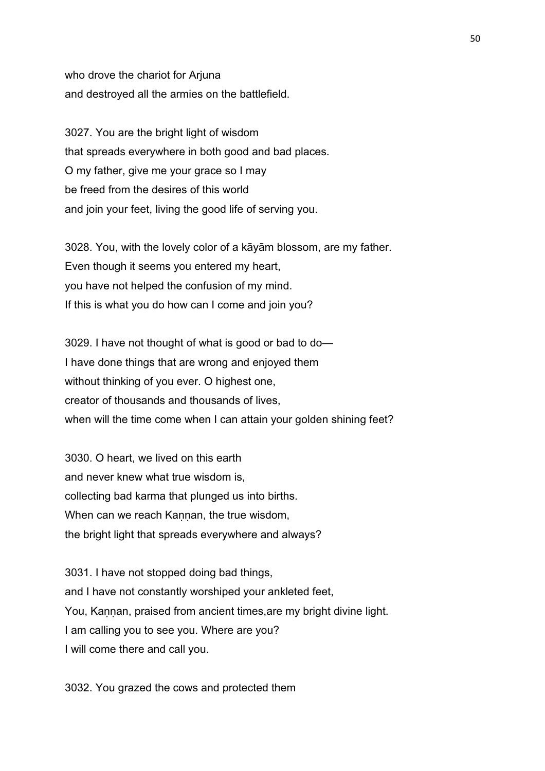who drove the chariot for Arjuna
and destroyed all the armies on the battlefield.

3027. You are the bright light of wisdom
that spreads everywhere in both good and bad places.
O my father, give me your grace so I may
be freed from the desires of this world
and join your feet, living the good life of serving you.

3028. You, with the lovely color of a kāyām blossom, are my father.
Even though it seems you entered my heart,
you have not helped the confusion of my mind.
If this is what you do how can I come and join you?

3029. I have not thought of what is good or bad to do—
I have done things that are wrong and enjoyed them
without thinking of you ever. O highest one,
creator of thousands and thousands of lives,
when will the time come when I can attain your golden shining feet?

3030. O heart, we lived on this earth
and never knew what true wisdom is,
collecting bad karma that plunged us into births.
When can we reach Kaṇṇan, the true wisdom,
the bright light that spreads everywhere and always?

3031. I have not stopped doing bad things,
and I have not constantly worshiped your ankleted feet,
You, Kaṇṇan, praised from ancient times,are my bright divine light.
I am calling you to see you. Where are you?
I will come there and call you.

3032. You grazed the cows and protected them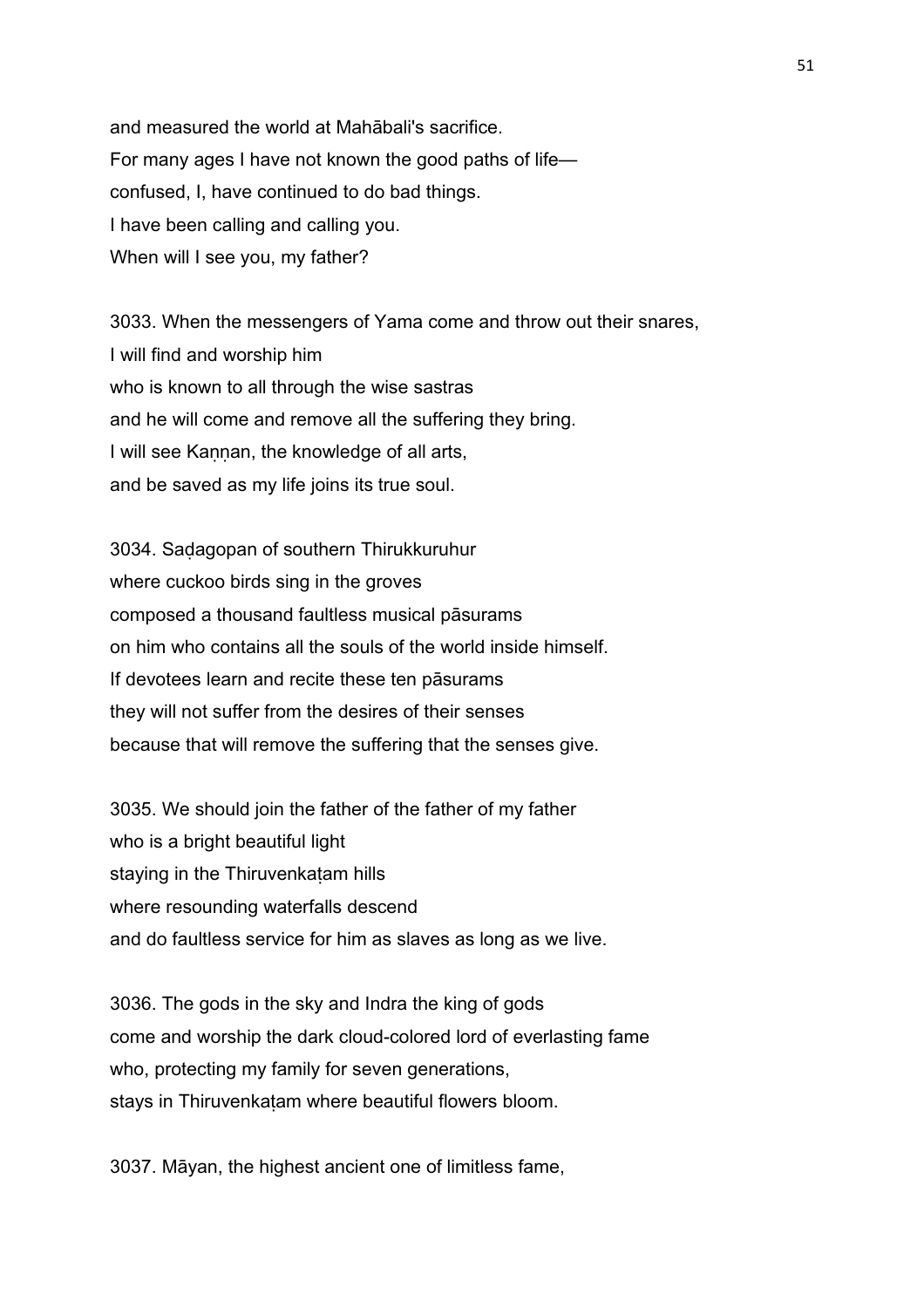and measured the world at Mahābali's sacrifice.
For many ages I have not known the good paths of life—
confused, I, have continued to do bad things.
I have been calling and calling you.
When will I see you, my father?

3033. When the messengers of Yama come and throw out their snares,
I will find and worship him
who is known to all through the wise sastras
and he will come and remove all the suffering they bring.
I will see Kaṇṇan, the knowledge of all arts,
and be saved as my life joins its true soul.

3034. Saḍagopan of southern Thirukkuruhur
where cuckoo birds sing in the groves
composed a thousand faultless musical pāsurams
on him who contains all the souls of the world inside himself.
If devotees learn and recite these ten pāsurams
they will not suffer from the desires of their senses
because that will remove the suffering that the senses give.

3035. We should join the father of the father of my father
who is a bright beautiful light
staying in the Thiruvenkaṭam hills
where resounding waterfalls descend
and do faultless service for him as slaves as long as we live.

3036. The gods in the sky and Indra the king of gods
come and worship the dark cloud-colored lord of everlasting fame
who, protecting my family for seven generations,
stays in Thiruvenkaṭam where beautiful flowers bloom.

3037. Māyan, the highest ancient one of limitless fame,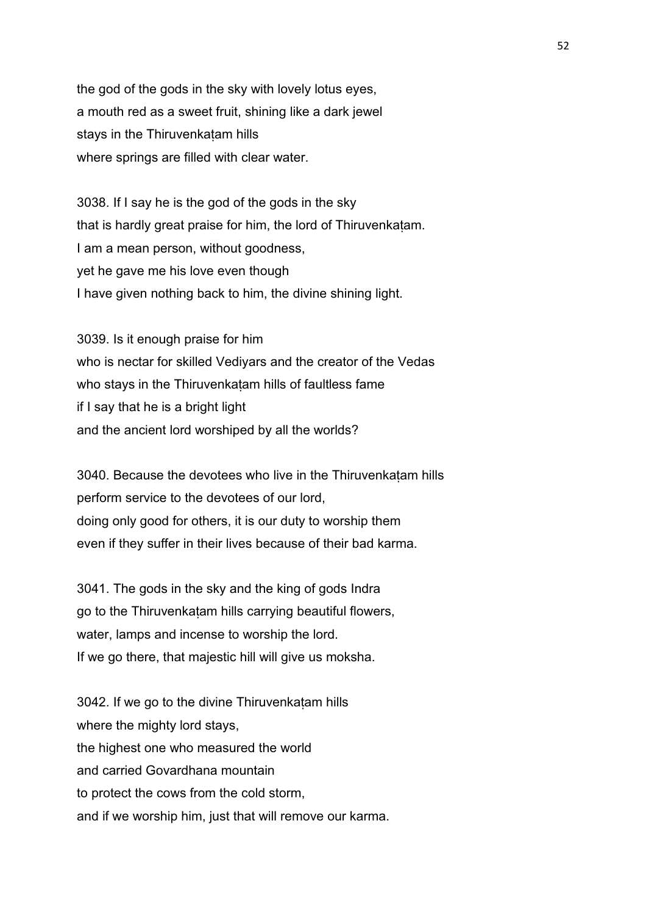the god of the gods in the sky with lovely lotus eyes,
a mouth red as a sweet fruit, shining like a dark jewel
stays in the Thiruvenkaṭam hills
where springs are filled with clear water.

3038. If I say he is the god of the gods in the sky
that is hardly great praise for him, the lord of Thiruvenkaṭam.
I am a mean person, without goodness,
yet he gave me his love even though
I have given nothing back to him, the divine shining light.

3039. Is it enough praise for him
who is nectar for skilled Vediyars and the creator of the Vedas
who stays in the Thiruvenkaṭam hills of faultless fame
if I say that he is a bright light
and the ancient lord worshiped by all the worlds?

3040. Because the devotees who live in the Thiruvenkaṭam hills
perform service to the devotees of our lord,
doing only good for others, it is our duty to worship them
even if they suffer in their lives because of their bad karma.

3041. The gods in the sky and the king of gods Indra
go to the Thiruvenkaṭam hills carrying beautiful flowers,
water, lamps and incense to worship the lord.
If we go there, that majestic hill will give us moksha.

3042. If we go to the divine Thiruvenkaṭam hills
where the mighty lord stays,
the highest one who measured the world
and carried Govardhana mountain
to protect the cows from the cold storm,
and if we worship him, just that will remove our karma.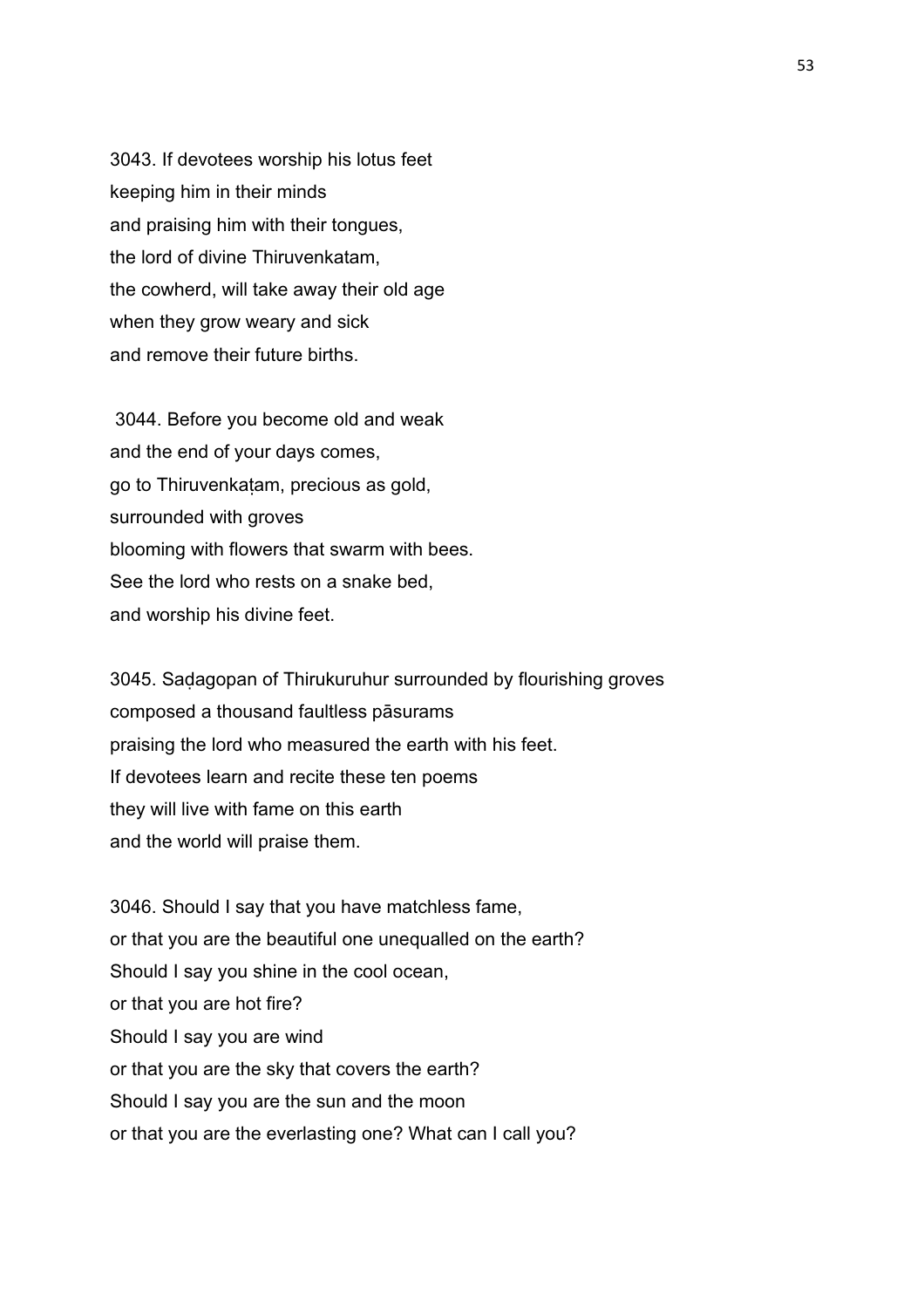3043. If devotees worship his lotus feet
keeping him in their minds
and praising him with their tongues,
the lord of divine Thiruvenkatam,
the cowherd, will take away their old age
when they grow weary and sick
and remove their future births.

3044. Before you become old and weak
and the end of your days comes,
go to Thiruvenkaṭam, precious as gold,
surrounded with groves
blooming with flowers that swarm with bees.
See the lord who rests on a snake bed,
and worship his divine feet.

3045. Saḍagopan of Thirukuruhur surrounded by flourishing groves
composed a thousand faultless pāsurams
praising the lord who measured the earth with his feet.
If devotees learn and recite these ten poems
they will live with fame on this earth
and the world will praise them.

3046. Should I say that you have matchless fame,
or that you are the beautiful one unequalled on the earth?
Should I say you shine in the cool ocean,
or that you are hot fire?
Should I say you are wind
or that you are the sky that covers the earth?
Should I say you are the sun and the moon
or that you are the everlasting one? What can I call you?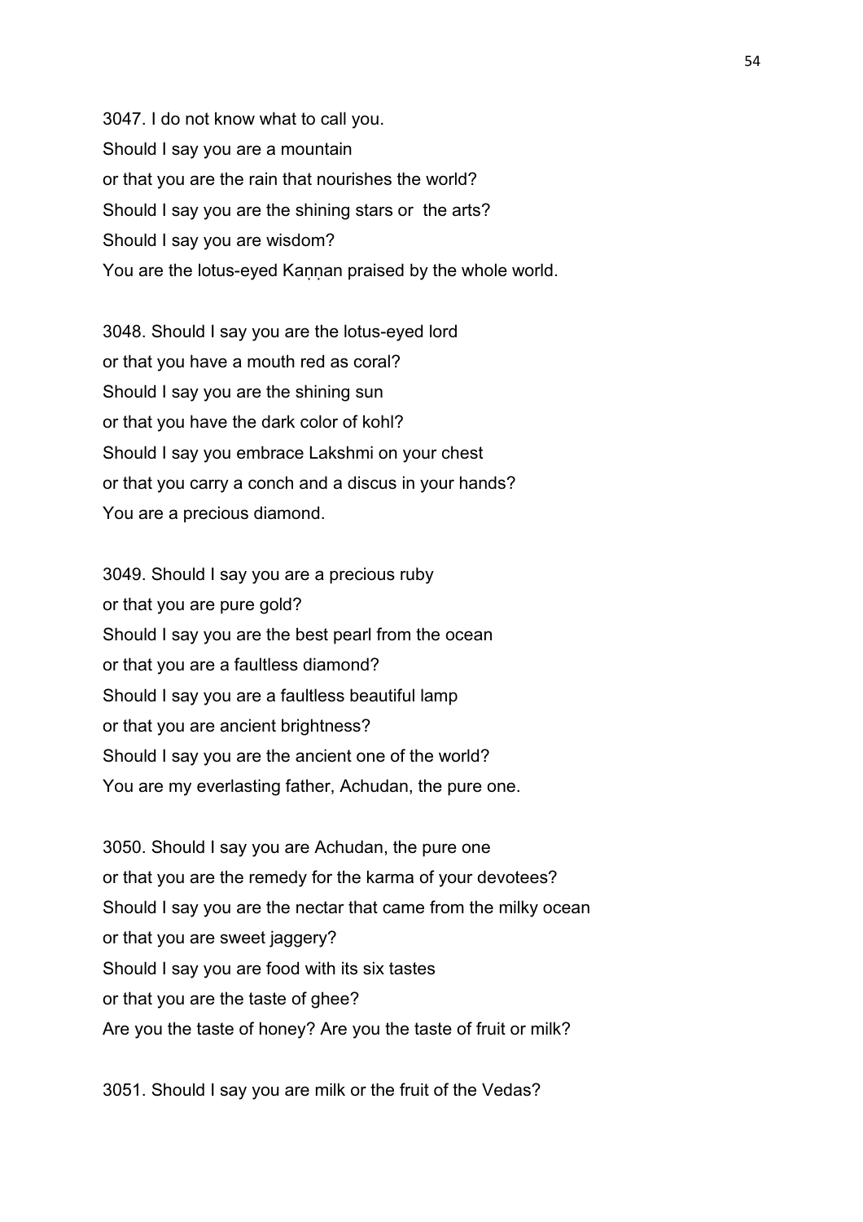3047. I do not know what to call you.
Should I say you are a mountain
or that you are the rain that nourishes the world?
Should I say you are the shining stars or the arts?
Should I say you are wisdom?
You are the lotus-eyed Kaṇṇan praised by the whole world.

3048. Should I say you are the lotus-eyed lord
or that you have a mouth red as coral?
Should I say you are the shining sun
or that you have the dark color of kohl?
Should I say you embrace Lakshmi on your chest
or that you carry a conch and a discus in your hands?
You are a precious diamond.

3049. Should I say you are a precious ruby
or that you are pure gold?
Should I say you are the best pearl from the ocean
or that you are a faultless diamond?
Should I say you are a faultless beautiful lamp
or that you are ancient brightness?
Should I say you are the ancient one of the world?
You are my everlasting father, Achudan, the pure one.

3050. Should I say you are Achudan, the pure one
or that you are the remedy for the karma of your devotees?
Should I say you are the nectar that came from the milky ocean
or that you are sweet jaggery?
Should I say you are food with its six tastes
or that you are the taste of ghee?
Are you the taste of honey? Are you the taste of fruit or milk?

3051. Should I say you are milk or the fruit of the Vedas?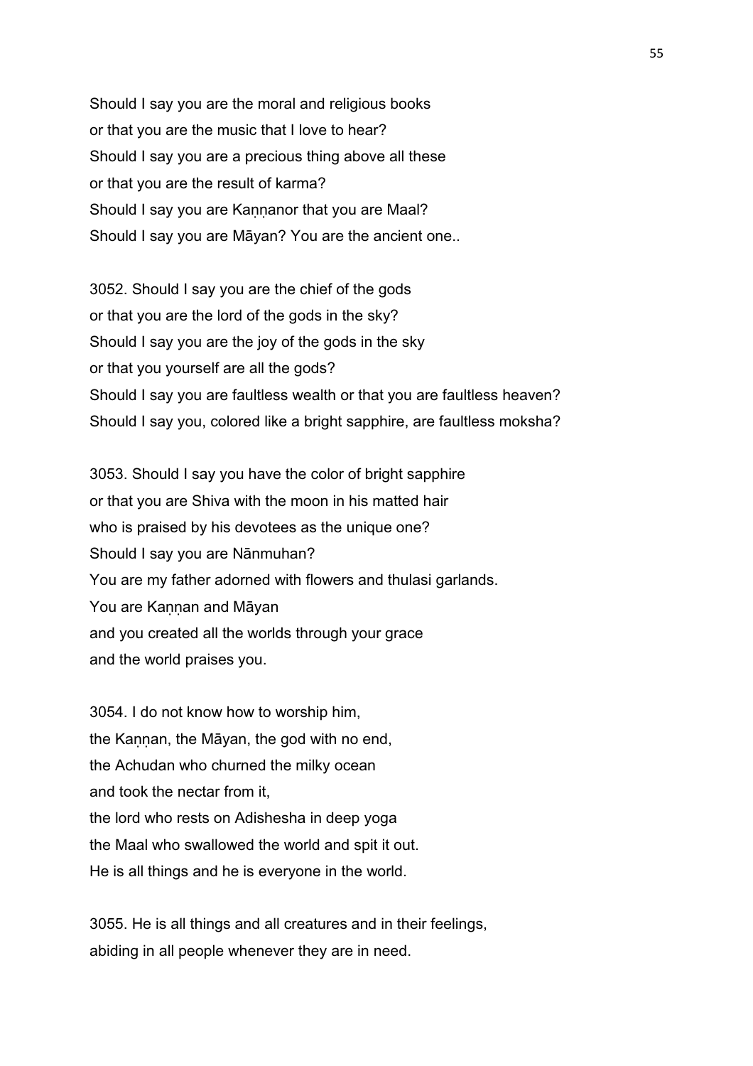Should I say you are the moral and religious books
or that you are the music that I love to hear?
Should I say you are a precious thing above all these
or that you are the result of karma?
Should I say you are Kaṇṇanor that you are Maal?
Should I say you are Māyan? You are the ancient one..

3052. Should I say you are the chief of the gods
or that you are the lord of the gods in the sky?
Should I say you are the joy of the gods in the sky
or that you yourself are all the gods?
Should I say you are faultless wealth or that you are faultless heaven?
Should I say you, colored like a bright sapphire, are faultless moksha?

3053. Should I say you have the color of bright sapphire
or that you are Shiva with the moon in his matted hair
who is praised by his devotees as the unique one?
Should I say you are Nānmuhan?
You are my father adorned with flowers and thulasi garlands.
You are Kaṇṇan and Māyan
and you created all the worlds through your grace
and the world praises you.

3054. I do not know how to worship him,
the Kaṇṇan, the Māyan, the god with no end,
the Achudan who churned the milky ocean
and took the nectar from it,
the lord who rests on Adishesha in deep yoga
the Maal who swallowed the world and spit it out.
He is all things and he is everyone in the world.

3055. He is all things and all creatures and in their feelings,
abiding in all people whenever they are in need.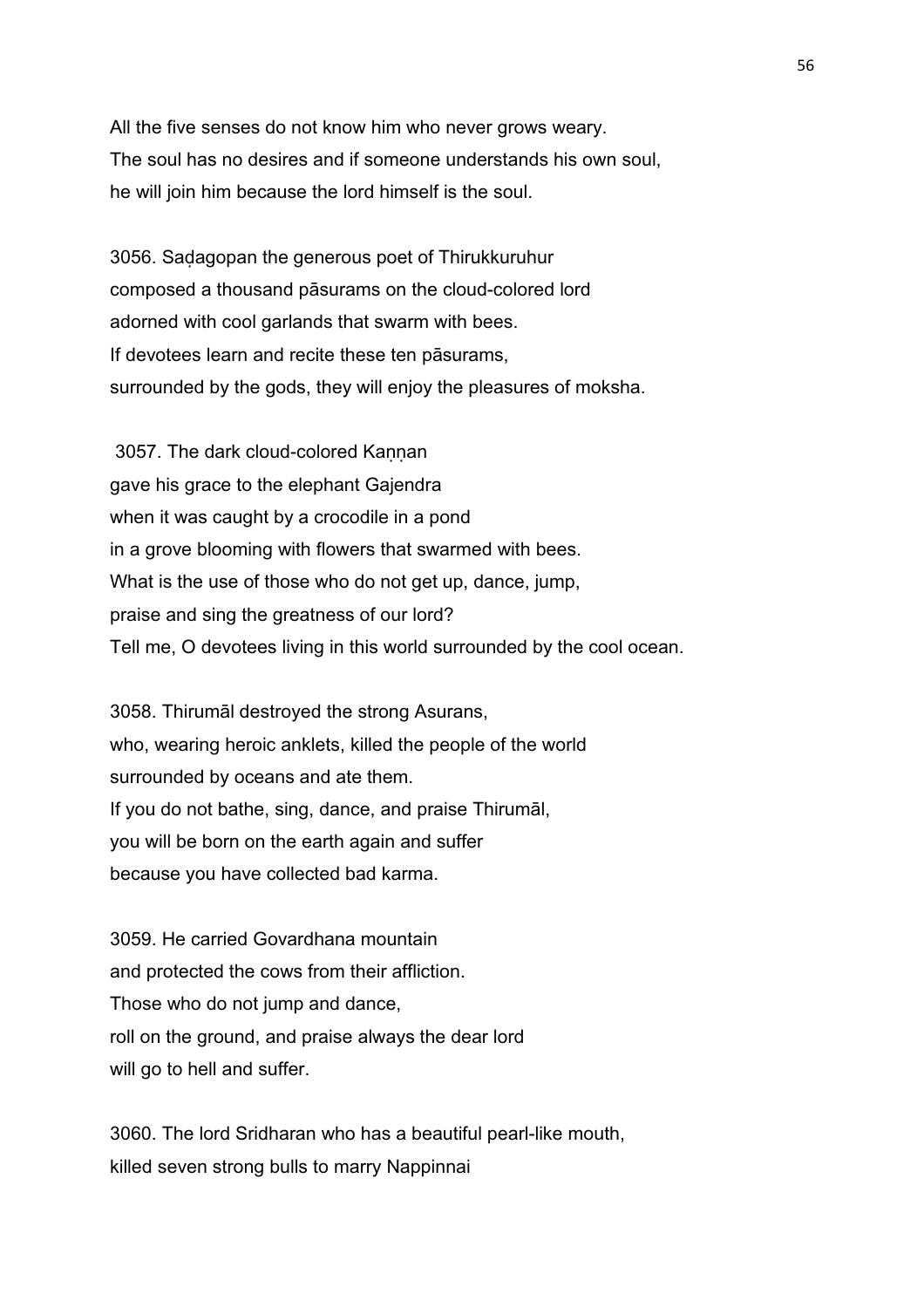All the five senses do not know him who never grows weary.
The soul has no desires and if someone understands his own soul,
he will join him because the lord himself is the soul.

3056. Saḍagopan the generous poet of Thirukkuruhur
composed a thousand pāsurams on the cloud-colored lord
adorned with cool garlands that swarm with bees.
If devotees learn and recite these ten pāsurams,
surrounded by the gods, they will enjoy the pleasures of moksha.

3057. The dark cloud-colored Kaṇṇan
gave his grace to the elephant Gajendra
when it was caught by a crocodile in a pond
in a grove blooming with flowers that swarmed with bees.
What is the use of those who do not get up, dance, jump,
praise and sing the greatness of our lord?
Tell me, O devotees living in this world surrounded by the cool ocean.

3058. Thirumāl destroyed the strong Asurans,
who, wearing heroic anklets, killed the people of the world
surrounded by oceans and ate them.
If you do not bathe, sing, dance, and praise Thirumāl,
you will be born on the earth again and suffer
because you have collected bad karma.

3059. He carried Govardhana mountain
and protected the cows from their affliction.
Those who do not jump and dance,
roll on the ground, and praise always the dear lord
will go to hell and suffer.

3060. The lord Sridharan who has a beautiful pearl-like mouth,
killed seven strong bulls to marry Nappinnai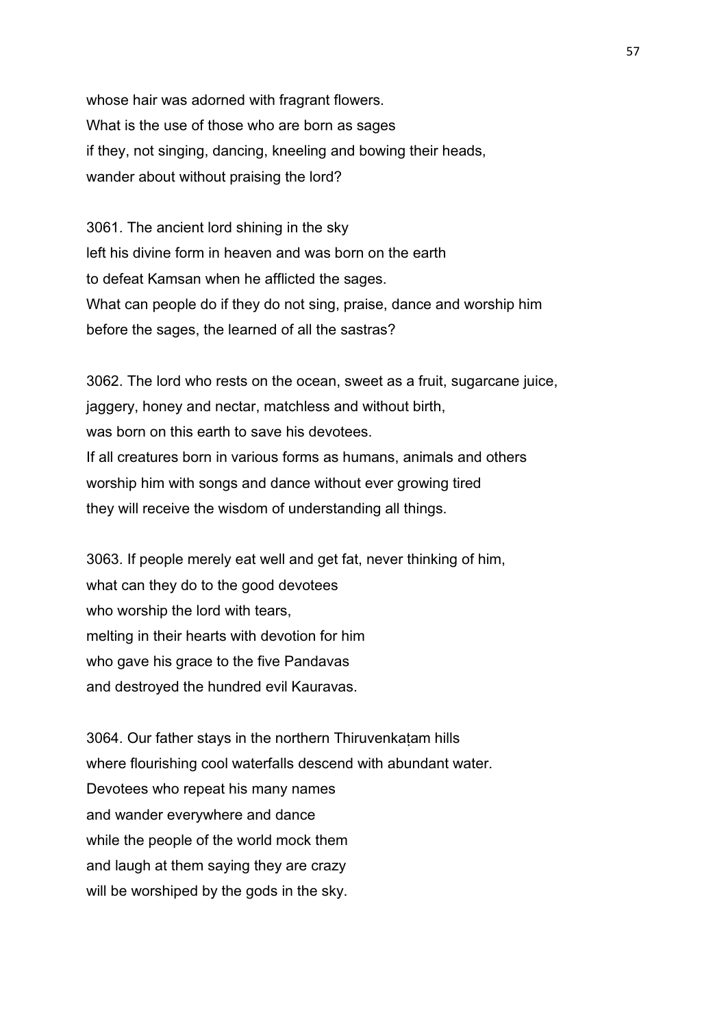whose hair was adorned with fragrant flowers.
What is the use of those who are born as sages
if they, not singing, dancing, kneeling and bowing their heads,
wander about without praising the lord?

3061. The ancient lord shining in the sky
left his divine form in heaven and was born on the earth
to defeat Kamsan when he afflicted the sages.
What can people do if they do not sing, praise, dance and worship him
before the sages, the learned of all the sastras?

3062. The lord who rests on the ocean, sweet as a fruit, sugarcane juice,
jaggery, honey and nectar, matchless and without birth,
was born on this earth to save his devotees.
If all creatures born in various forms as humans, animals and others
worship him with songs and dance without ever growing tired
they will receive the wisdom of understanding all things.

3063. If people merely eat well and get fat, never thinking of him,
what can they do to the good devotees
who worship the lord with tears,
melting in their hearts with devotion for him
who gave his grace to the five Pandavas
and destroyed the hundred evil Kauravas.

3064. Our father stays in the northern Thiruvenkaṭam hills
where flourishing cool waterfalls descend with abundant water.
Devotees who repeat his many names
and wander everywhere and dance
while the people of the world mock them
and laugh at them saying they are crazy
will be worshiped by the gods in the sky.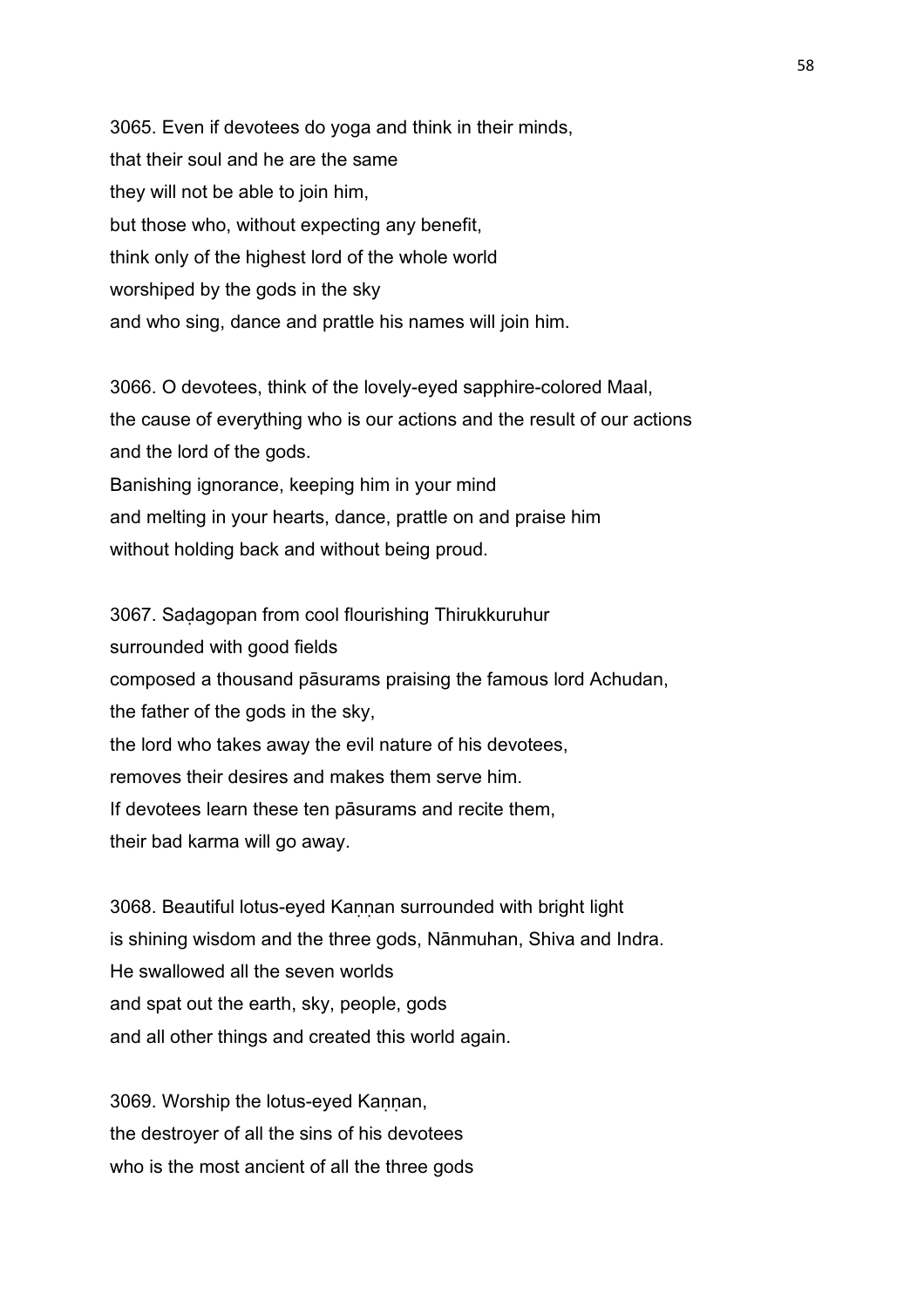3065. Even if devotees do yoga and think in their minds,
that their soul and he are the same
they will not be able to join him,
but those who, without expecting any benefit,
think only of the highest lord of the whole world
worshiped by the gods in the sky
and who sing, dance and prattle his names will join him.

3066. O devotees, think of the lovely-eyed sapphire-colored Maal,
the cause of everything who is our actions and the result of our actions
and the lord of the gods.
Banishing ignorance, keeping him in your mind
and melting in your hearts, dance, prattle on and praise him
without holding back and without being proud.

3067. Saḍagopan from cool flourishing Thirukkuruhur
surrounded with good fields
composed a thousand pāsurams praising the famous lord Achudan,
the father of the gods in the sky,
the lord who takes away the evil nature of his devotees,
removes their desires and makes them serve him.
If devotees learn these ten pāsurams and recite them,
their bad karma will go away.

3068. Beautiful lotus-eyed Kaṇṇan surrounded with bright light
is shining wisdom and the three gods, Nānmuhan, Shiva and Indra.
He swallowed all the seven worlds
and spat out the earth, sky, people, gods
and all other things and created this world again.

3069. Worship the lotus-eyed Kaṇṇan,
the destroyer of all the sins of his devotees
who is the most ancient of all the three gods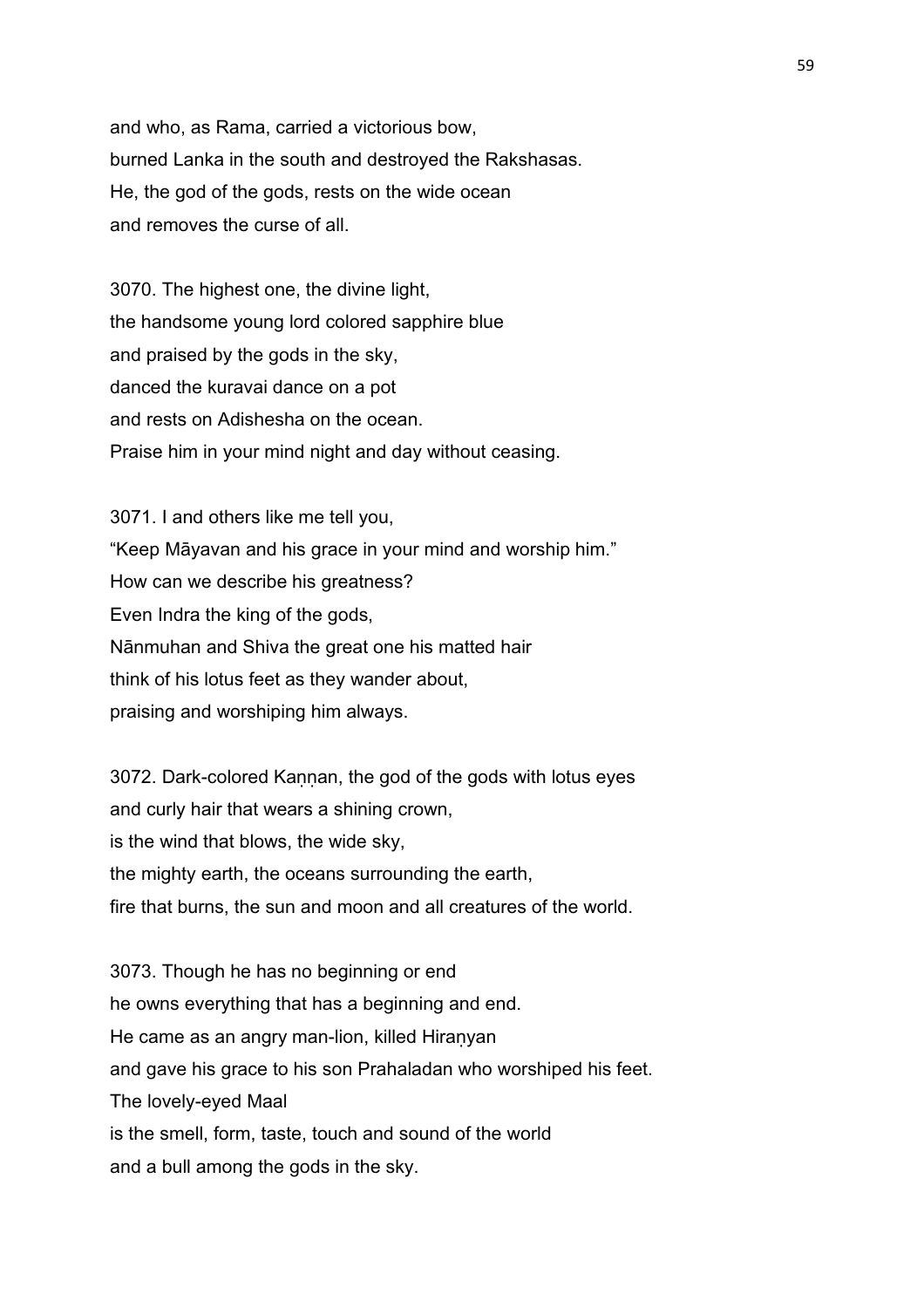and who, as Rama, carried a victorious bow,
burned Lanka in the south and destroyed the Rakshasas.
He, the god of the gods, rests on the wide ocean
and removes the curse of all.

3070. The highest one, the divine light,
the handsome young lord colored sapphire blue
and praised by the gods in the sky,
danced the kuravai dance on a pot
and rests on Adishesha on the ocean.
Praise him in your mind night and day without ceasing.

3071. I and others like me tell you,
“Keep Māyavan and his grace in your mind and worship him.”
How can we describe his greatness?
Even Indra the king of the gods,
Nānmuhan and Shiva the great one his matted hair
think of his lotus feet as they wander about,
praising and worshiping him always.

3072. Dark-colored Kaṇṇan, the god of the gods with lotus eyes
and curly hair that wears a shining crown,
is the wind that blows, the wide sky,
the mighty earth, the oceans surrounding the earth,
fire that burns, the sun and moon and all creatures of the world.

3073. Though he has no beginning or end
he owns everything that has a beginning and end.
He came as an angry man-lion, killed Hiraṇyan
and gave his grace to his son Prahaladan who worshiped his feet.
The lovely-eyed Maal
is the smell, form, taste, touch and sound of the world
and a bull among the gods in the sky.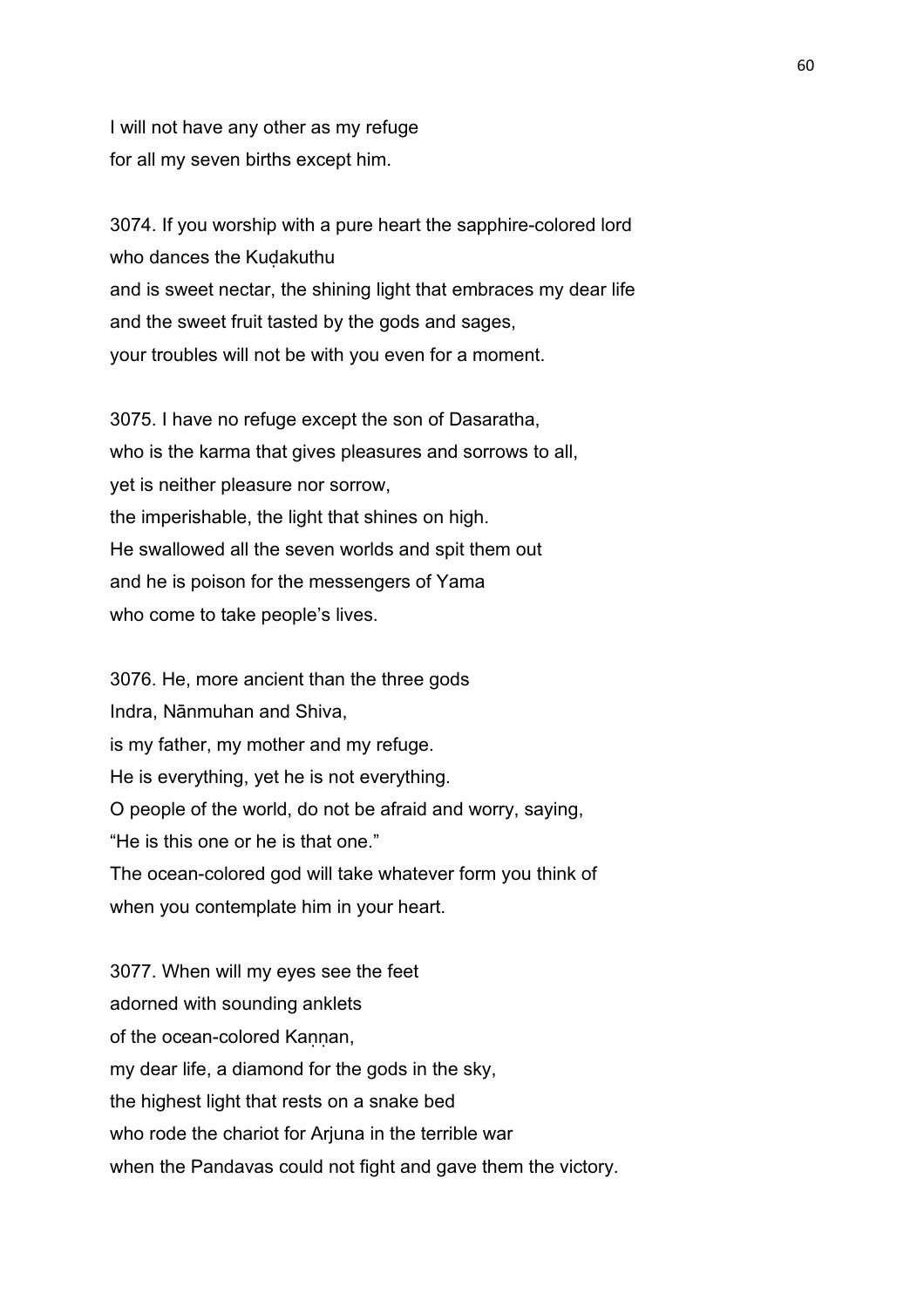I will not have any other as my refuge
for all my seven births except him.

3074. If you worship with a pure heart the sapphire-colored lord
who dances the Kuḍakuthu
and is sweet nectar, the shining light that embraces my dear life
and the sweet fruit tasted by the gods and sages,
your troubles will not be with you even for a moment.

3075. I have no refuge except the son of Dasaratha,
who is the karma that gives pleasures and sorrows to all,
yet is neither pleasure nor sorrow,
the imperishable, the light that shines on high.
He swallowed all the seven worlds and spit them out
and he is poison for the messengers of Yama
who come to take people's lives.

3076. He, more ancient than the three gods
Indra, Nānmuhan and Shiva,
is my father, my mother and my refuge.
He is everything, yet he is not everything.
O people of the world, do not be afraid and worry, saying,
"He is this one or he is that one."
The ocean-colored god will take whatever form you think of
when you contemplate him in your heart.

3077. When will my eyes see the feet
adorned with sounding anklets
of the ocean-colored Kaṇṇan,
my dear life, a diamond for the gods in the sky,
the highest light that rests on a snake bed
who rode the chariot for Arjuna in the terrible war
when the Pandavas could not fight and gave them the victory.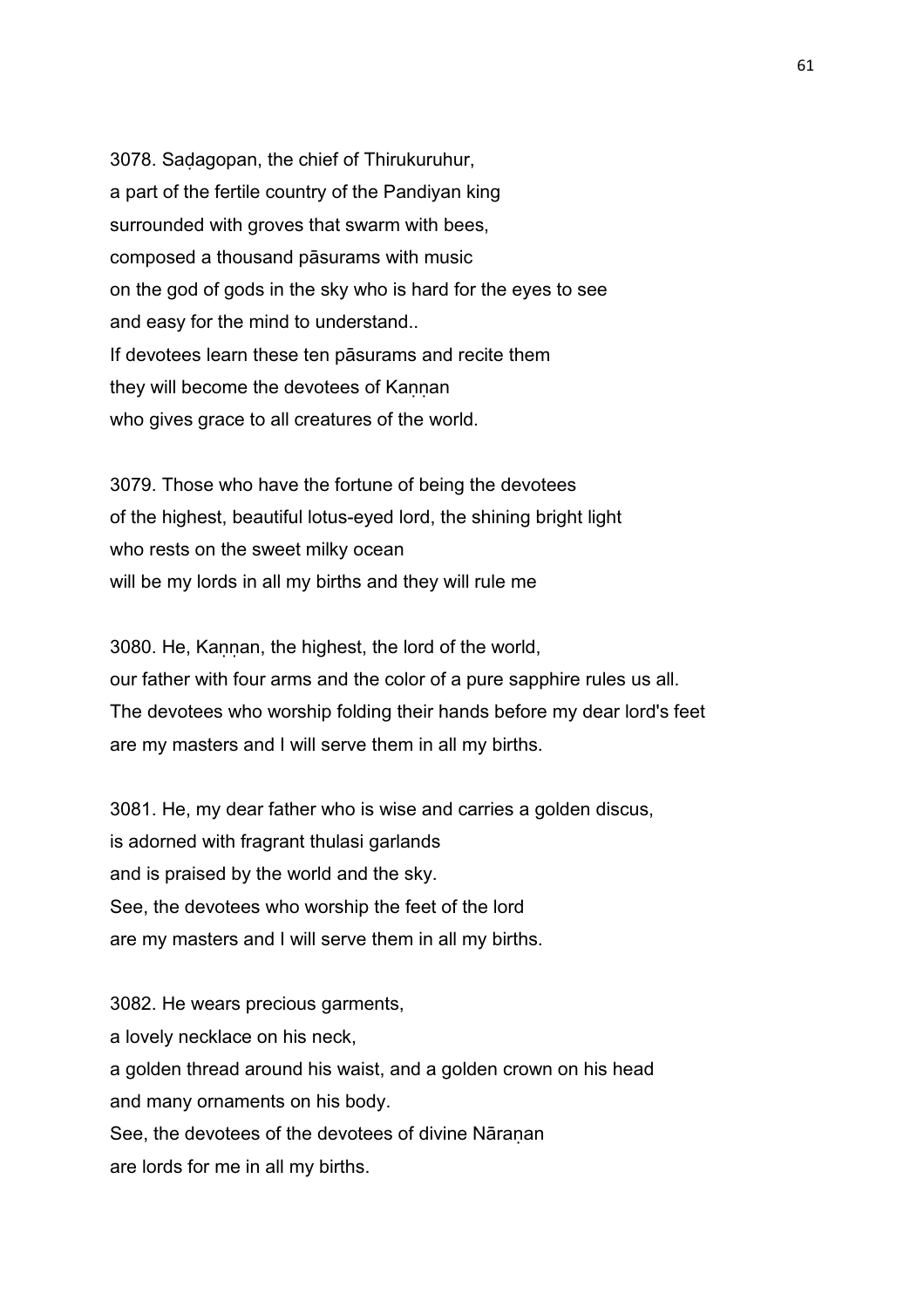3078. Saḍagopan, the chief of Thirukuruhur,
a part of the fertile country of the Pandiyan king
surrounded with groves that swarm with bees,
composed a thousand pāsurams with music
on the god of gods in the sky who is hard for the eyes to see
and easy for the mind to understand..
If devotees learn these ten pāsurams and recite them
they will become the devotees of Kaṇṇan
who gives grace to all creatures of the world.

3079. Those who have the fortune of being the devotees
of the highest, beautiful lotus-eyed lord, the shining bright light
who rests on the sweet milky ocean
will be my lords in all my births and they will rule me

3080. He, Kaṇṇan, the highest, the lord of the world,
our father with four arms and the color of a pure sapphire rules us all.
The devotees who worship folding their hands before my dear lord's feet
are my masters and I will serve them in all my births.

3081. He, my dear father who is wise and carries a golden discus,
is adorned with fragrant thulasi garlands
and is praised by the world and the sky.
See, the devotees who worship the feet of the lord
are my masters and I will serve them in all my births.

3082. He wears precious garments,
a lovely necklace on his neck,
a golden thread around his waist, and a golden crown on his head
and many ornaments on his body.
See, the devotees of the devotees of divine Nāraṇan
are lords for me in all my births.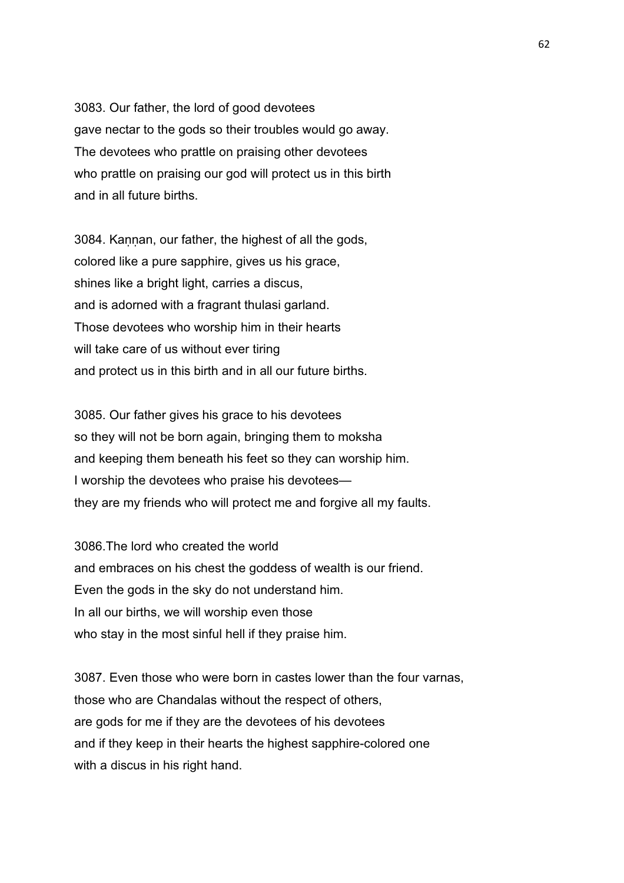3083. Our father, the lord of good devotees
gave nectar to the gods so their troubles would go away.
The devotees who prattle on praising other devotees
who prattle on praising our god will protect us in this birth
and in all future births.

3084. Kaṇṇan, our father, the highest of all the gods,
colored like a pure sapphire, gives us his grace,
shines like a bright light, carries a discus,
and is adorned with a fragrant thulasi garland.
Those devotees who worship him in their hearts
will take care of us without ever tiring
and protect us in this birth and in all our future births.

3085. Our father gives his grace to his devotees
so they will not be born again, bringing them to moksha
and keeping them beneath his feet so they can worship him.
I worship the devotees who praise his devotees—
they are my friends who will protect me and forgive all my faults.

3086.The lord who created the world
and embraces on his chest the goddess of wealth is our friend.
Even the gods in the sky do not understand him.
In all our births, we will worship even those
who stay in the most sinful hell if they praise him.

3087. Even those who were born in castes lower than the four varnas,
those who are Chandalas without the respect of others,
are gods for me if they are the devotees of his devotees
and if they keep in their hearts the highest sapphire-colored one
with a discus in his right hand.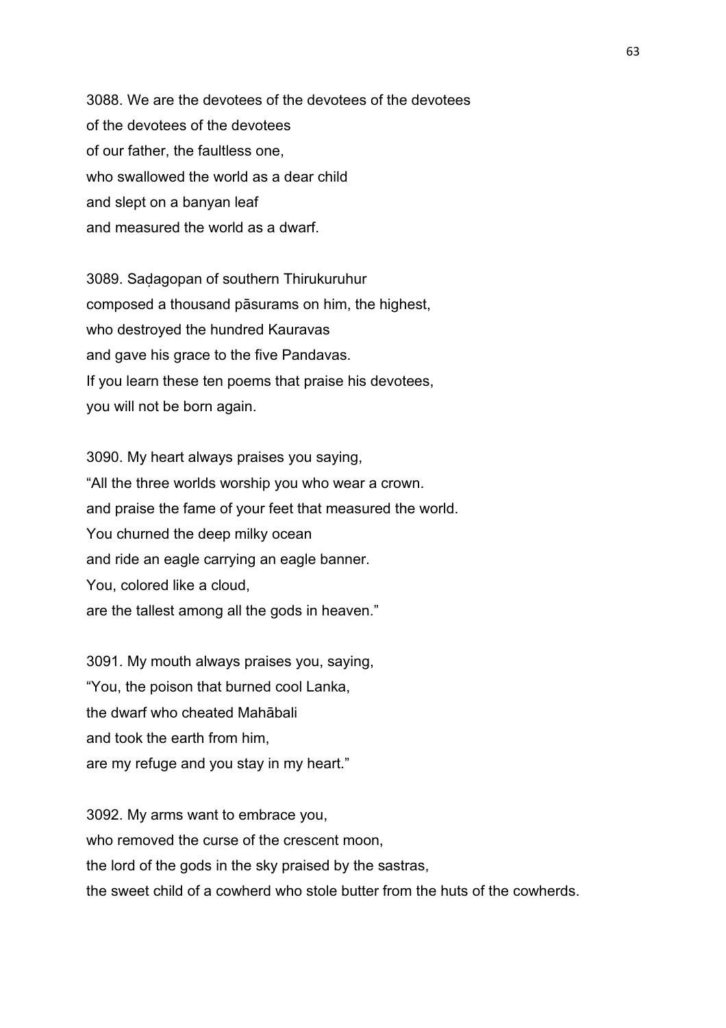3088. We are the devotees of the devotees of the devotees
of the devotees of the devotees
of our father, the faultless one,
who swallowed the world as a dear child
and slept on a banyan leaf
and measured the world as a dwarf.

3089. Saḍagopan of southern Thirukuruhur
composed a thousand pāsurams on him, the highest,
who destroyed the hundred Kauravas
and gave his grace to the five Pandavas.
If you learn these ten poems that praise his devotees,
you will not be born again.

3090. My heart always praises you saying,
"All the three worlds worship you who wear a crown.
and praise the fame of your feet that measured the world.
You churned the deep milky ocean
and ride an eagle carrying an eagle banner.
You, colored like a cloud,
are the tallest among all the gods in heaven."

3091. My mouth always praises you, saying,
"You, the poison that burned cool Lanka,
the dwarf who cheated Mahābali
and took the earth from him,
are my refuge and you stay in my heart."

3092. My arms want to embrace you,
who removed the curse of the crescent moon,
the lord of the gods in the sky praised by the sastras,
the sweet child of a cowherd who stole butter from the huts of the cowherds.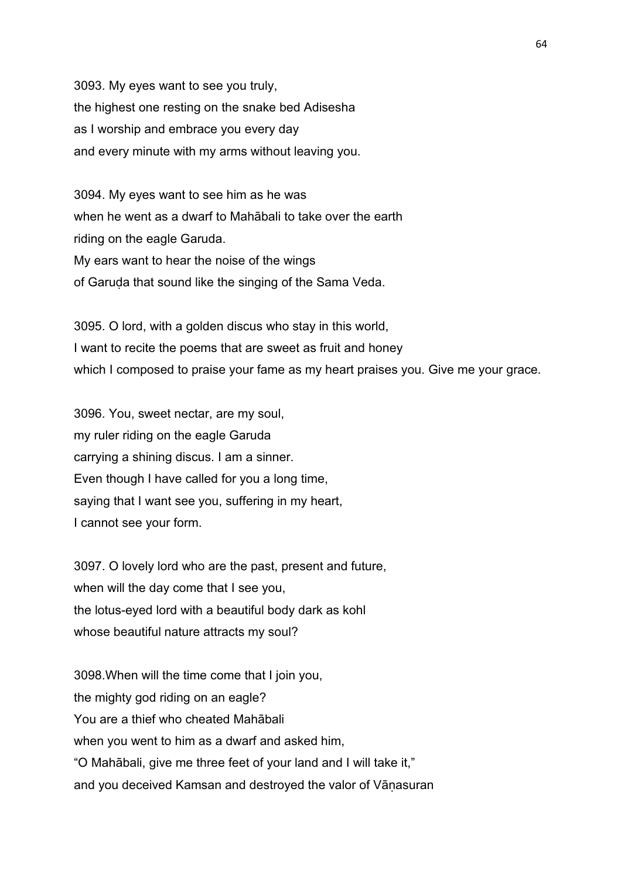3093. My eyes want to see you truly,
the highest one resting on the snake bed Adisesha
as I worship and embrace you every day
and every minute with my arms without leaving you.

3094. My eyes want to see him as he was
when he went as a dwarf to Mahābali to take over the earth
riding on the eagle Garuda.
My ears want to hear the noise of the wings
of Garuḍa that sound like the singing of the Sama Veda.

3095. O lord, with a golden discus who stay in this world,
I want to recite the poems that are sweet as fruit and honey
which I composed to praise your fame as my heart praises you. Give me your grace.

3096. You, sweet nectar, are my soul,
my ruler riding on the eagle Garuda
carrying a shining discus. I am a sinner.
Even though I have called for you a long time,
saying that I want see you, suffering in my heart,
I cannot see your form.

3097. O lovely lord who are the past, present and future,
when will the day come that I see you,
the lotus-eyed lord with a beautiful body dark as kohl
whose beautiful nature attracts my soul?

3098.When will the time come that I join you,
the mighty god riding on an eagle?
You are a thief who cheated Mahābali
when you went to him as a dwarf and asked him,
"O Mahābali, give me three feet of your land and I will take it,"
and you deceived Kamsan and destroyed the valor of Vāṇasuran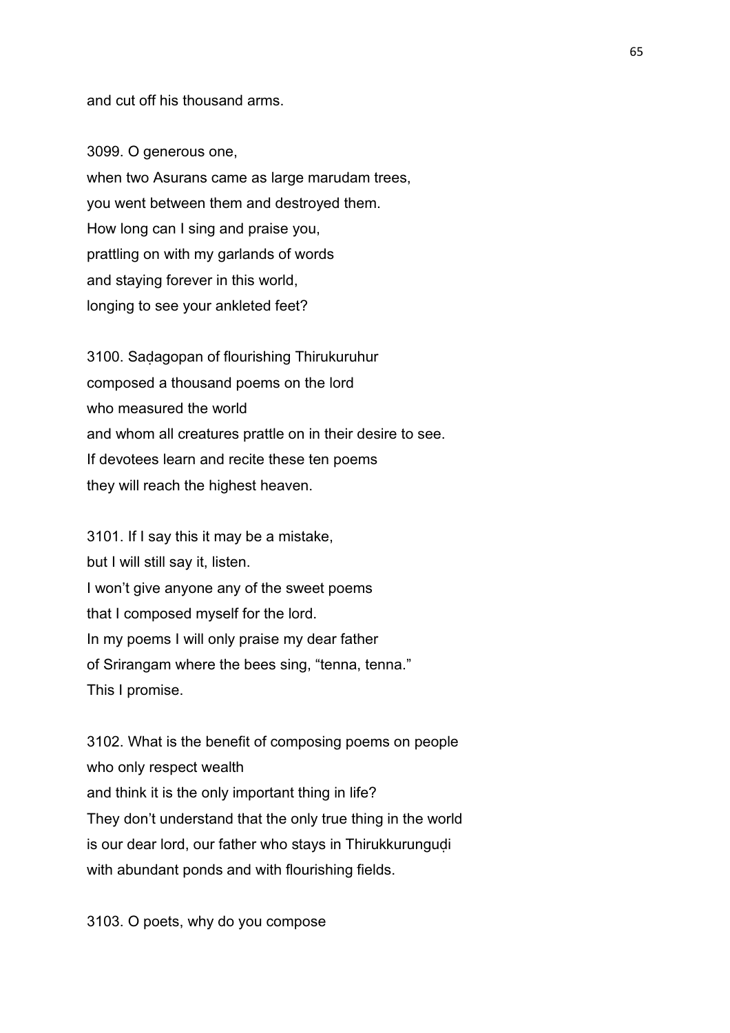and cut off his thousand arms.

3099. O generous one,
when two Asurans came as large marudam trees,
you went between them and destroyed them.
How long can I sing and praise you,
prattling on with my garlands of words
and staying forever in this world,
longing to see your ankleted feet?

3100. Saḍagopan of flourishing Thirukuruhur
composed a thousand poems on the lord
who measured the world
and whom all creatures prattle on in their desire to see.
If devotees learn and recite these ten poems
they will reach the highest heaven.

3101. If I say this it may be a mistake,
but I will still say it, listen.
I won't give anyone any of the sweet poems
that I composed myself for the lord.
In my poems I will only praise my dear father
of Srirangam where the bees sing, "tenna, tenna."
This I promise.

3102. What is the benefit of composing poems on people
who only respect wealth
and think it is the only important thing in life?
They don't understand that the only true thing in the world
is our dear lord, our father who stays in Thirukkurunguḍi
with abundant ponds and with flourishing fields.

3103. O poets, why do you compose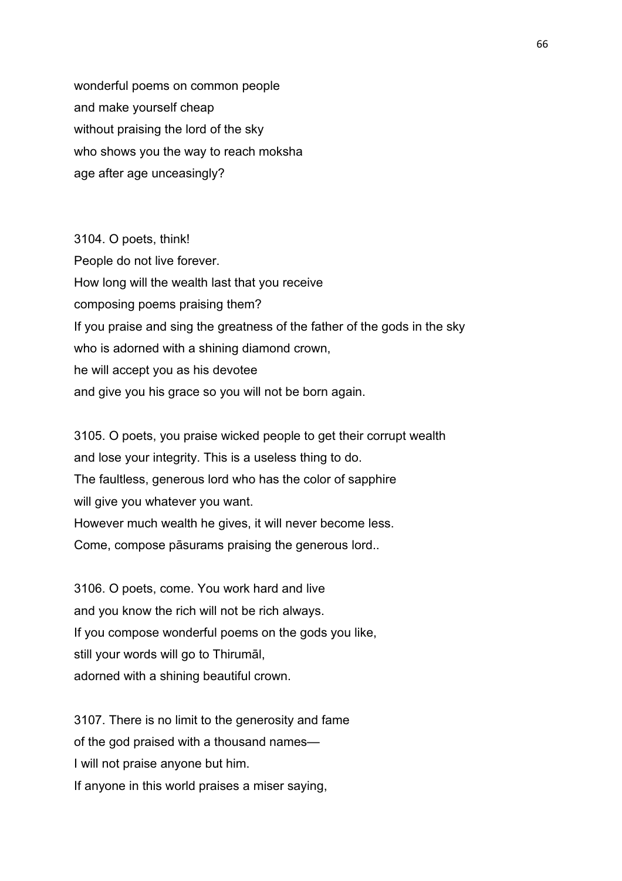wonderful poems on common people
and make yourself cheap
without praising the lord of the sky
who shows you the way to reach moksha
age after age unceasingly?

3104. O poets, think!
People do not live forever.
How long will the wealth last that you receive
composing poems praising them?
If you praise and sing the greatness of the father of the gods in the sky
who is adorned with a shining diamond crown,
he will accept you as his devotee
and give you his grace so you will not be born again.

3105. O poets, you praise wicked people to get their corrupt wealth
and lose your integrity. This is a useless thing to do.
The faultless, generous lord who has the color of sapphire
will give you whatever you want.
However much wealth he gives, it will never become less.
Come, compose pāsurams praising the generous lord..

3106. O poets, come. You work hard and live
and you know the rich will not be rich always.
If you compose wonderful poems on the gods you like,
still your words will go to Thirumāl,
adorned with a shining beautiful crown.

3107. There is no limit to the generosity and fame
of the god praised with a thousand names—
I will not praise anyone but him.
If anyone in this world praises a miser saying,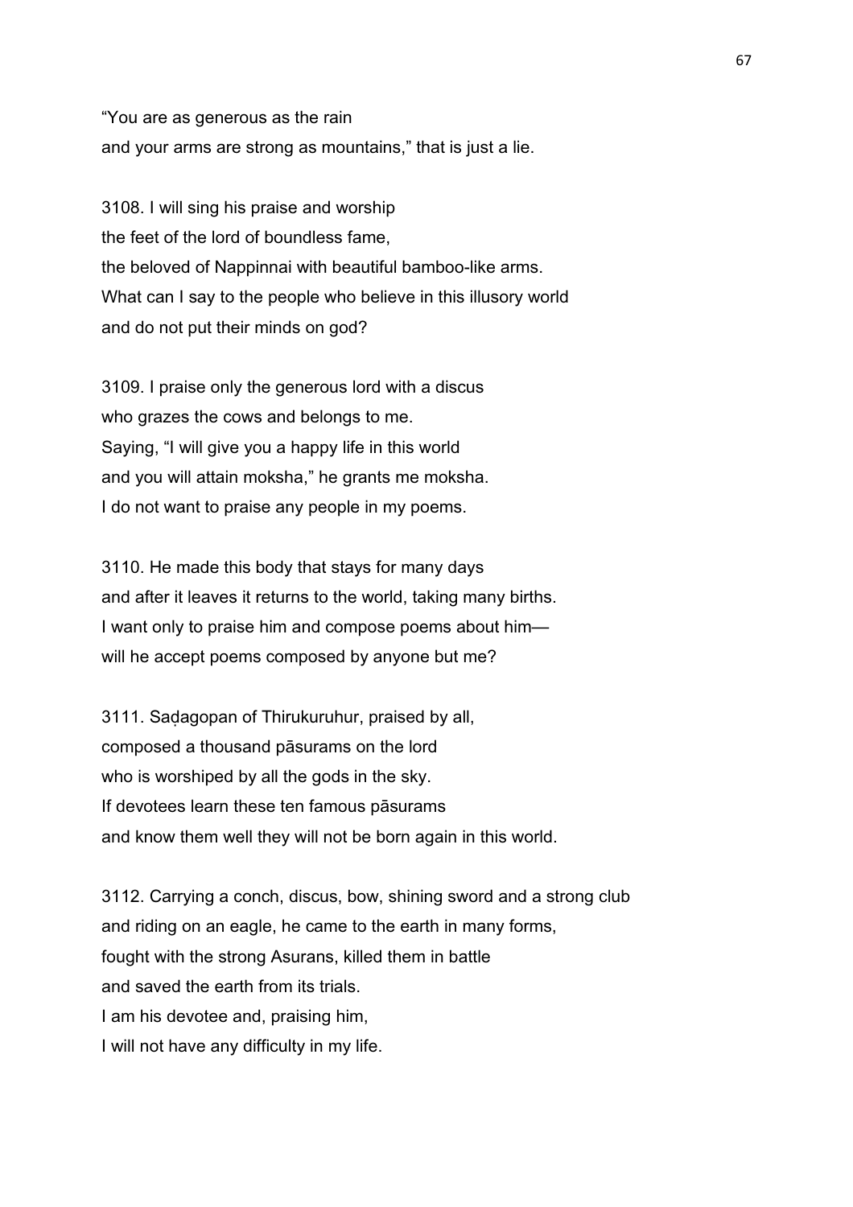"You are as generous as the rain
and your arms are strong as mountains," that is just a lie.

3108. I will sing his praise and worship
the feet of the lord of boundless fame,
the beloved of Nappinnai with beautiful bamboo-like arms.
What can I say to the people who believe in this illusory world
and do not put their minds on god?

3109. I praise only the generous lord with a discus
who grazes the cows and belongs to me.
Saying, "I will give you a happy life in this world
and you will attain moksha," he grants me moksha.
I do not want to praise any people in my poems.

3110. He made this body that stays for many days
and after it leaves it returns to the world, taking many births.
I want only to praise him and compose poems about him—
will he accept poems composed by anyone but me?

3111. Saḍagopan of Thirukuruhur, praised by all,
composed a thousand pāsurams on the lord
who is worshiped by all the gods in the sky.
If devotees learn these ten famous pāsurams
and know them well they will not be born again in this world.

3112. Carrying a conch, discus, bow, shining sword and a strong club
and riding on an eagle, he came to the earth in many forms,
fought with the strong Asurans, killed them in battle
and saved the earth from its trials.
I am his devotee and, praising him,
I will not have any difficulty in my life.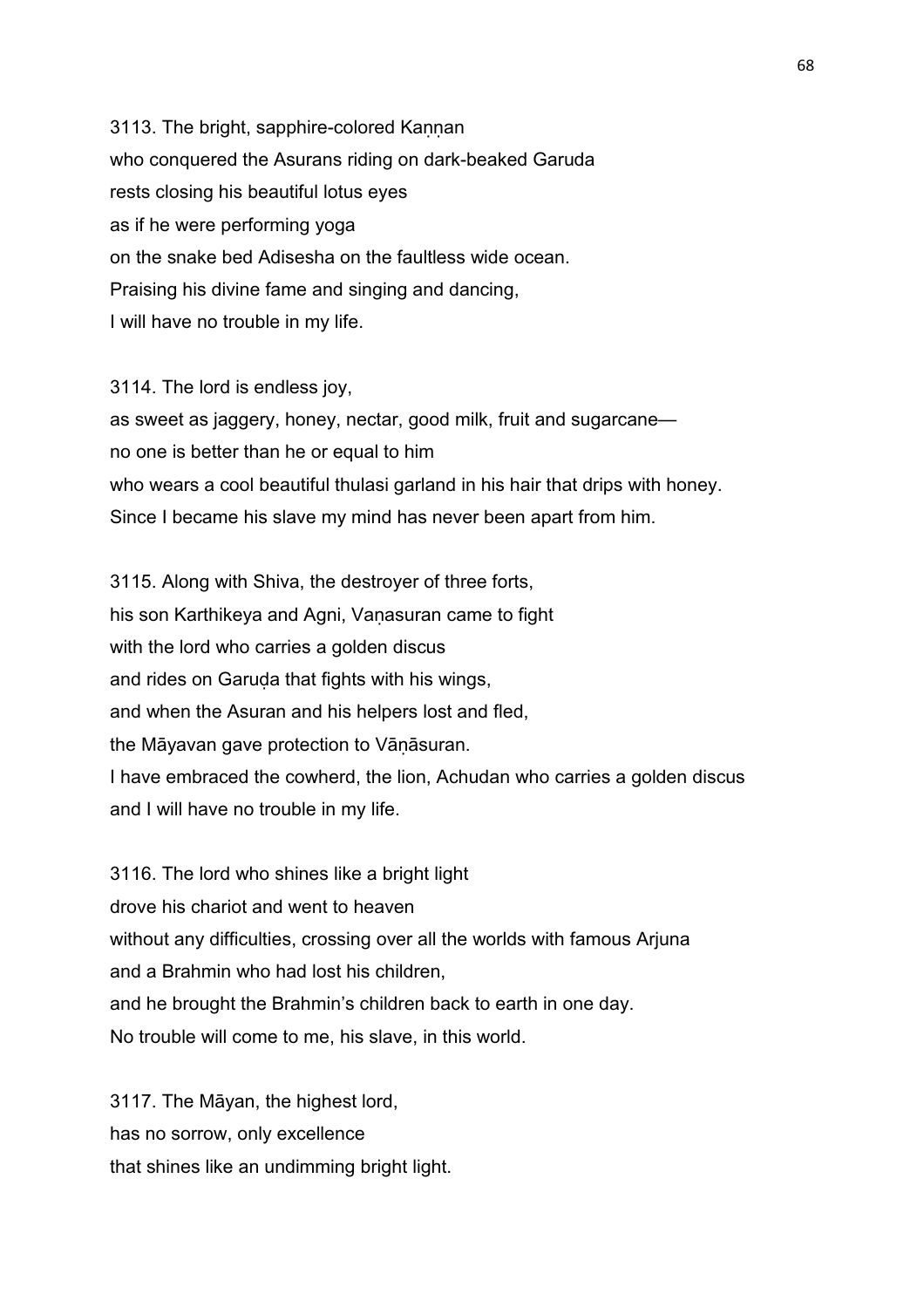3113. The bright, sapphire-colored Kaṇṇan
who conquered the Asurans riding on dark-beaked Garuda
rests closing his beautiful lotus eyes
as if he were performing yoga
on the snake bed Adisesha on the faultless wide ocean.
Praising his divine fame and singing and dancing,
I will have no trouble in my life.

3114. The lord is endless joy,
as sweet as jaggery, honey, nectar, good milk, fruit and sugarcane—
no one is better than he or equal to him
who wears a cool beautiful thulasi garland in his hair that drips with honey.
Since I became his slave my mind has never been apart from him.

3115. Along with Shiva, the destroyer of three forts,
his son Karthikeya and Agni, Vaṇasuran came to fight
with the lord who carries a golden discus
and rides on Garuḍa that fights with his wings,
and when the Asuran and his helpers lost and fled,
the Māyavan gave protection to Vāṇāsuran.
I have embraced the cowherd, the lion, Achudan who carries a golden discus
and I will have no trouble in my life.

3116. The lord who shines like a bright light
drove his chariot and went to heaven
without any difficulties, crossing over all the worlds with famous Arjuna
and a Brahmin who had lost his children,
and he brought the Brahmin's children back to earth in one day.
No trouble will come to me, his slave, in this world.

3117. The Māyan, the highest lord,
has no sorrow, only excellence
that shines like an undimming bright light.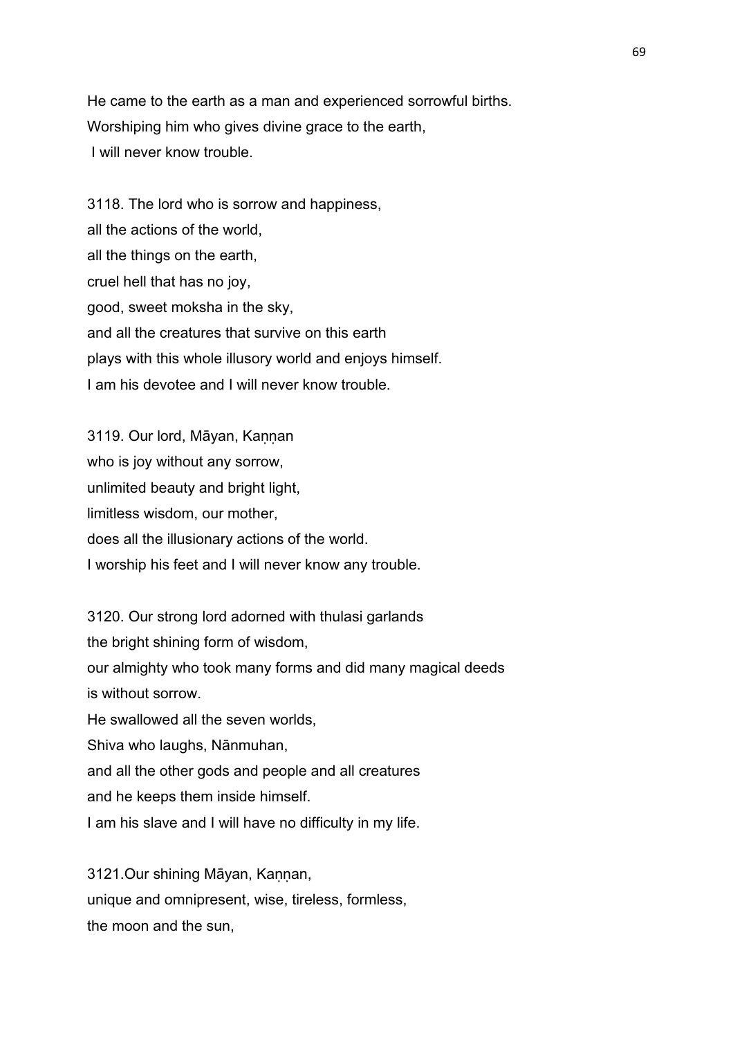He came to the earth as a man and experienced sorrowful births.
Worshiping him who gives divine grace to the earth,
I will never know trouble.

3118. The lord who is sorrow and happiness,
all the actions of the world,
all the things on the earth,
cruel hell that has no joy,
good, sweet moksha in the sky,
and all the creatures that survive on this earth
plays with this whole illusory world and enjoys himself.
I am his devotee and I will never know trouble.

3119. Our lord, Māyan, Kaṇṇan
who is joy without any sorrow,
unlimited beauty and bright light,
limitless wisdom, our mother,
does all the illusionary actions of the world.
I worship his feet and I will never know any trouble.

3120. Our strong lord adorned with thulasi garlands
the bright shining form of wisdom,
our almighty who took many forms and did many magical deeds
is without sorrow.
He swallowed all the seven worlds,
Shiva who laughs, Nānmuhan,
and all the other gods and people and all creatures
and he keeps them inside himself.
I am his slave and I will have no difficulty in my life.

3121.Our shining Māyan, Kaṇṇan,
unique and omnipresent, wise, tireless, formless,
the moon and the sun,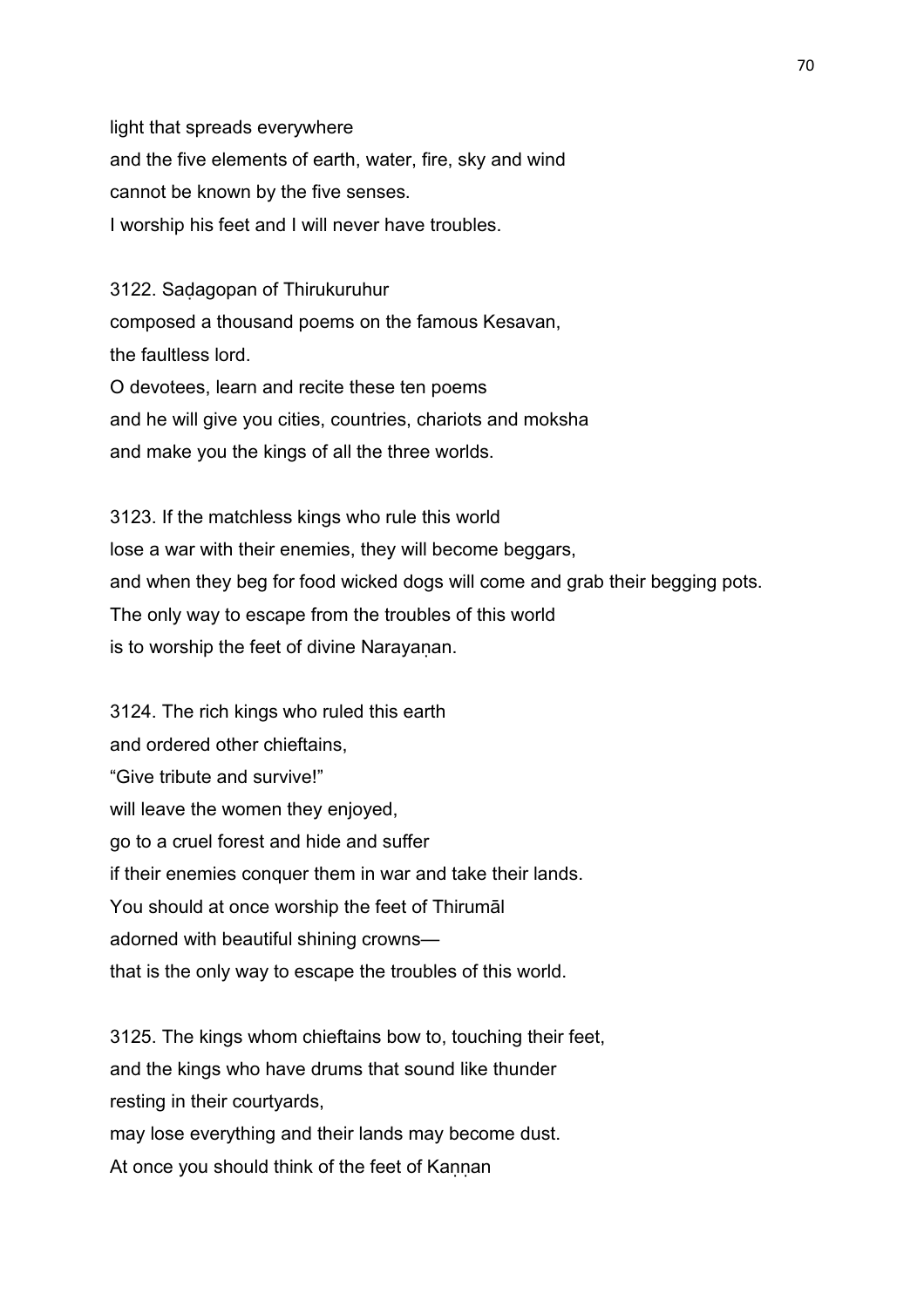light that spreads everywhere
and the five elements of earth, water, fire, sky and wind
cannot be known by the five senses.
I worship his feet and I will never have troubles.

3122. Saḍagopan of Thirukuruhur
composed a thousand poems on the famous Kesavan,
the faultless lord.
O devotees, learn and recite these ten poems
and he will give you cities, countries, chariots and moksha
and make you the kings of all the three worlds.

3123. If the matchless kings who rule this world
lose a war with their enemies, they will become beggars,
and when they beg for food wicked dogs will come and grab their begging pots.
The only way to escape from the troubles of this world
is to worship the feet of divine Narayaṇan.

3124. The rich kings who ruled this earth
and ordered other chieftains,
"Give tribute and survive!"
will leave the women they enjoyed,
go to a cruel forest and hide and suffer
if their enemies conquer them in war and take their lands.
You should at once worship the feet of Thirumāl
adorned with beautiful shining crowns—
that is the only way to escape the troubles of this world.

3125. The kings whom chieftains bow to, touching their feet,
and the kings who have drums that sound like thunder
resting in their courtyards,
may lose everything and their lands may become dust.
At once you should think of the feet of Kaṇṇan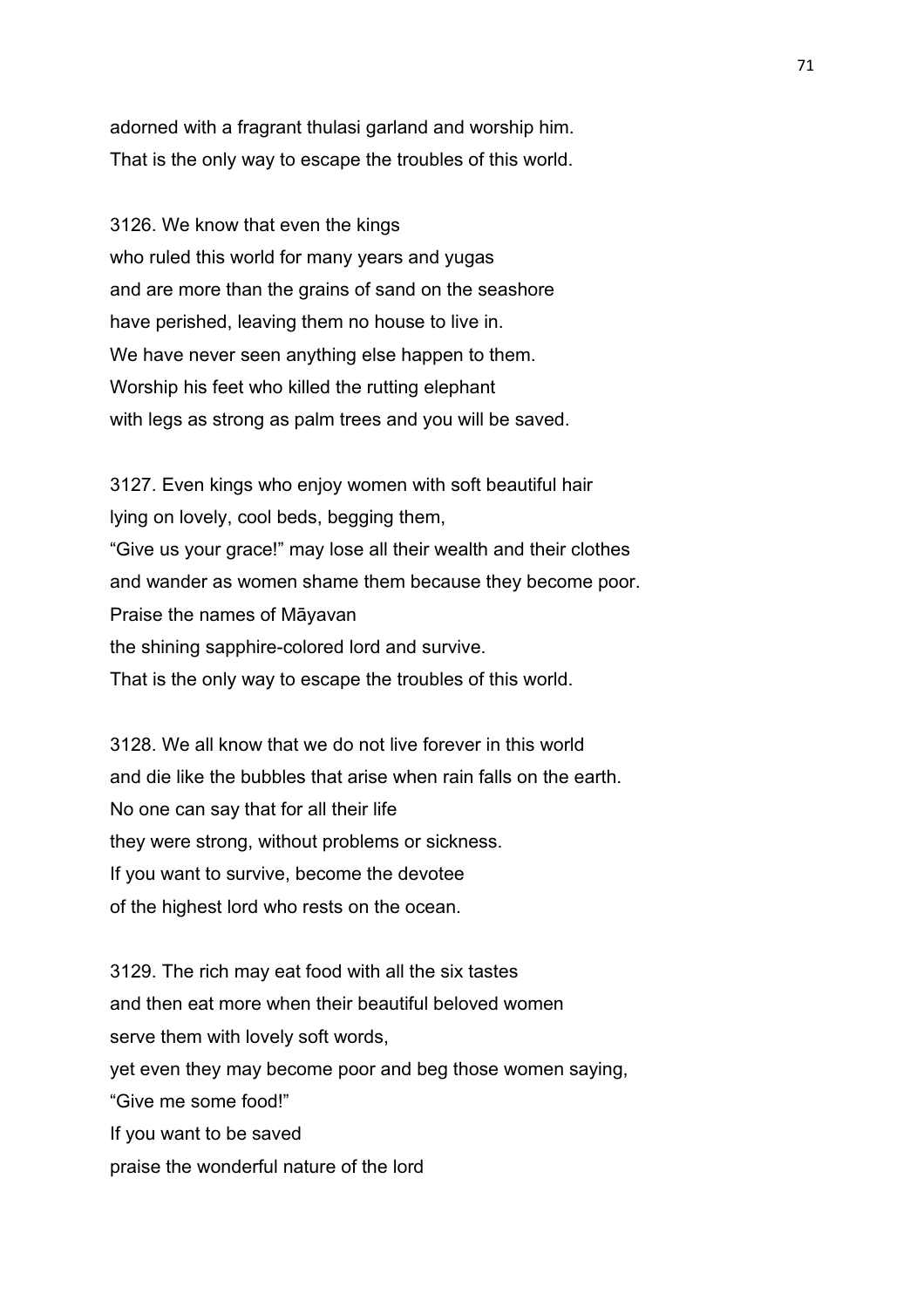adorned with a fragrant thulasi garland and worship him.
That is the only way to escape the troubles of this world.

3126. We know that even the kings
who ruled this world for many years and yugas
and are more than the grains of sand on the seashore
have perished, leaving them no house to live in.
We have never seen anything else happen to them.
Worship his feet who killed the rutting elephant
with legs as strong as palm trees and you will be saved.

3127. Even kings who enjoy women with soft beautiful hair
lying on lovely, cool beds, begging them,
"Give us your grace!" may lose all their wealth and their clothes
and wander as women shame them because they become poor.
Praise the names of Māyavan
the shining sapphire-colored lord and survive.
That is the only way to escape the troubles of this world.

3128. We all know that we do not live forever in this world
and die like the bubbles that arise when rain falls on the earth.
No one can say that for all their life
they were strong, without problems or sickness.
If you want to survive, become the devotee
of the highest lord who rests on the ocean.

3129. The rich may eat food with all the six tastes
and then eat more when their beautiful beloved women
serve them with lovely soft words,
yet even they may become poor and beg those women saying,
"Give me some food!"
If you want to be saved
praise the wonderful nature of the lord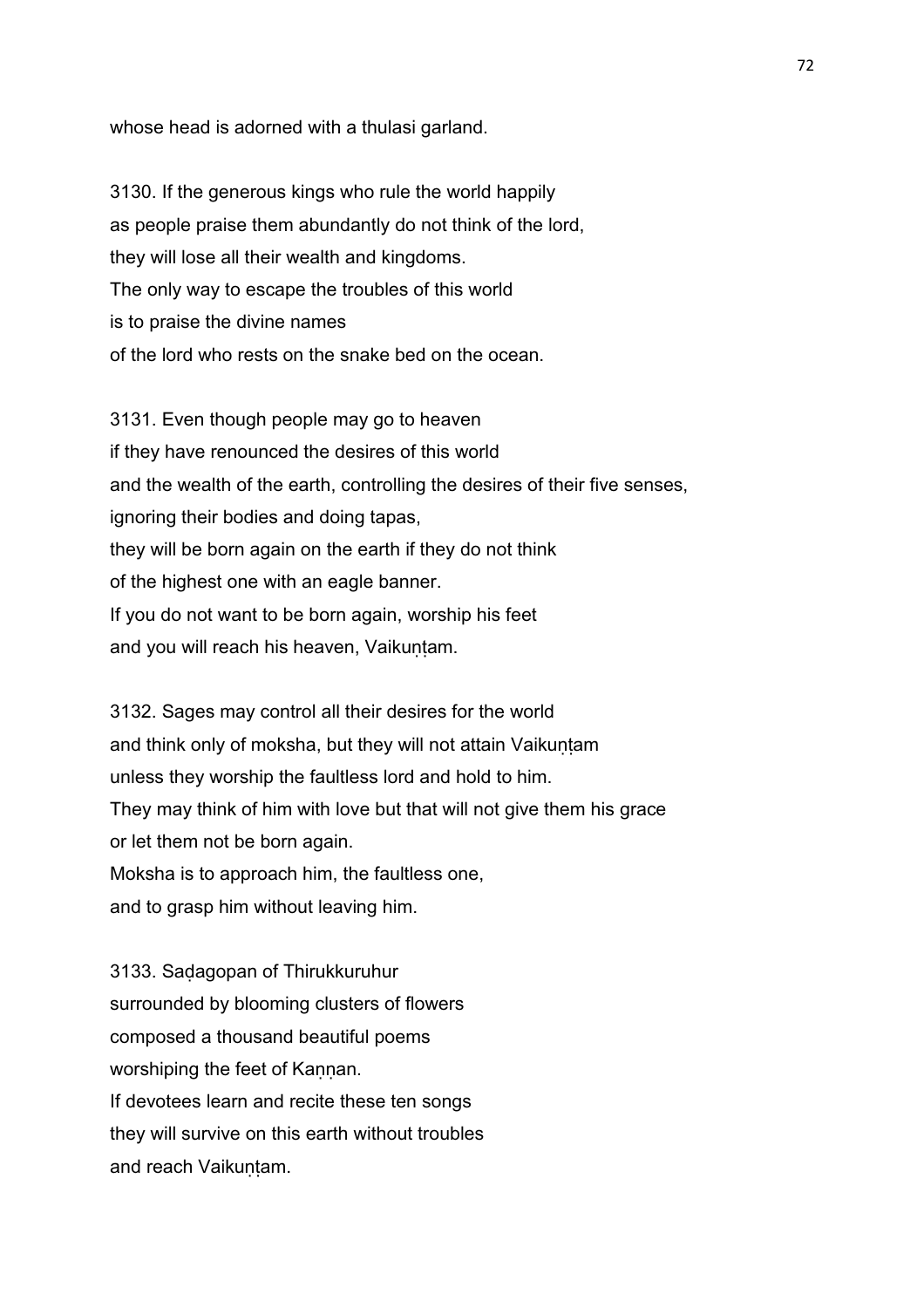whose head is adorned with a thulasi garland.

3130. If the generous kings who rule the world happily
as people praise them abundantly do not think of the lord,
they will lose all their wealth and kingdoms.
The only way to escape the troubles of this world
is to praise the divine names
of the lord who rests on the snake bed on the ocean.

3131. Even though people may go to heaven
if they have renounced the desires of this world
and the wealth of the earth, controlling the desires of their five senses,
ignoring their bodies and doing tapas,
they will be born again on the earth if they do not think
of the highest one with an eagle banner.
If you do not want to be born again, worship his feet
and you will reach his heaven, Vaikuṇṭam.

3132. Sages may control all their desires for the world
and think only of moksha, but they will not attain Vaikuṇṭam
unless they worship the faultless lord and hold to him.
They may think of him with love but that will not give them his grace
or let them not be born again.
Moksha is to approach him, the faultless one,
and to grasp him without leaving him.

3133. Saḍagopan of Thirukkuruhur
surrounded by blooming clusters of flowers
composed a thousand beautiful poems
worshiping the feet of Kaṇṇan.
If devotees learn and recite these ten songs
they will survive on this earth without troubles
and reach Vaikuṇṭam.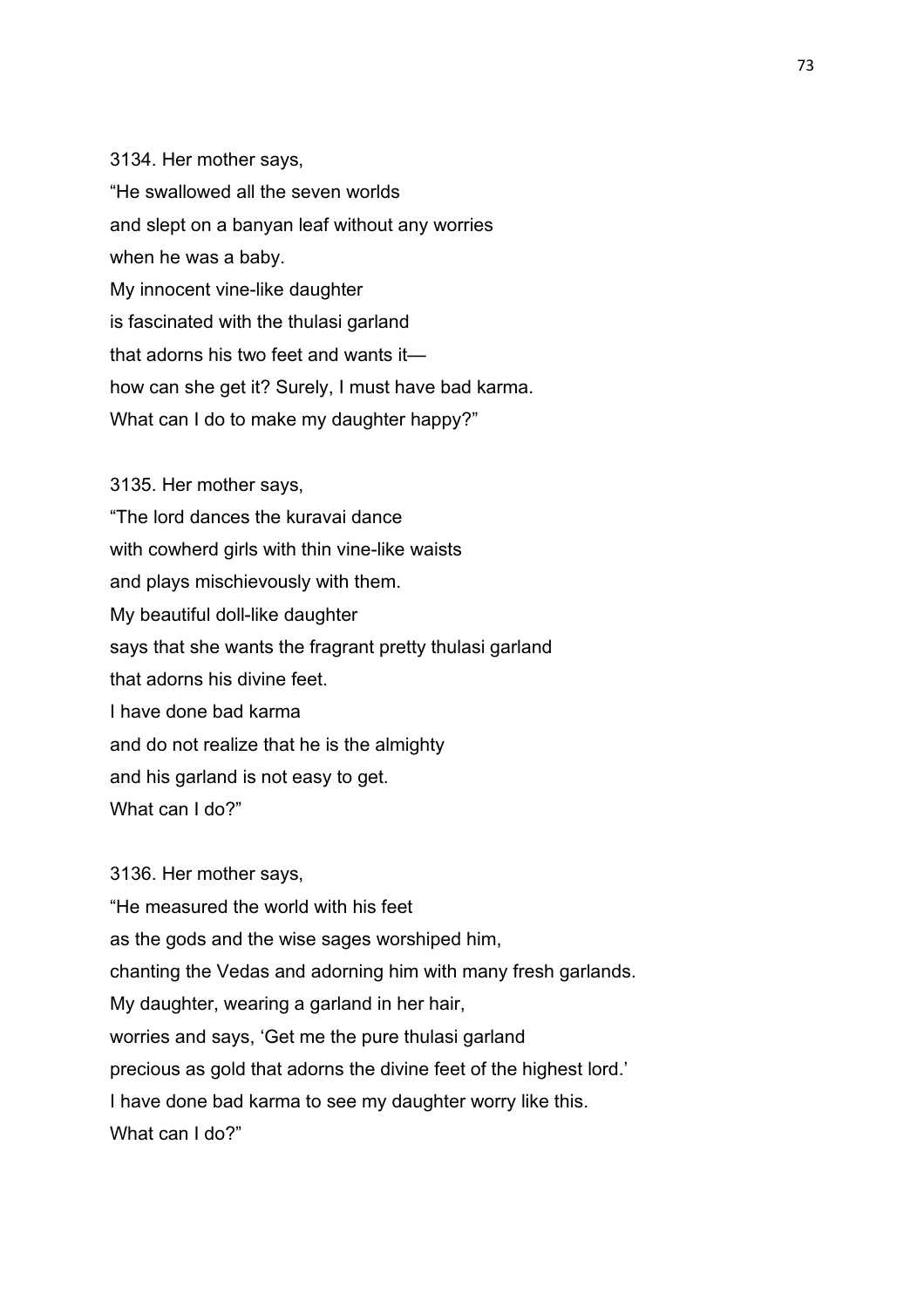3134. Her mother says,
"He swallowed all the seven worlds
and slept on a banyan leaf without any worries
when he was a baby.
My innocent vine-like daughter
is fascinated with the thulasi garland
that adorns his two feet and wants it—
how can she get it? Surely, I must have bad karma.
What can I do to make my daughter happy?"

3135. Her mother says,
"The lord dances the kuravai dance
with cowherd girls with thin vine-like waists
and plays mischievously with them.
My beautiful doll-like daughter
says that she wants the fragrant pretty thulasi garland
that adorns his divine feet.
I have done bad karma
and do not realize that he is the almighty
and his garland is not easy to get.
What can I do?"

3136. Her mother says,
"He measured the world with his feet
as the gods and the wise sages worshiped him,
chanting the Vedas and adorning him with many fresh garlands.
My daughter, wearing a garland in her hair,
worries and says, 'Get me the pure thulasi garland
precious as gold that adorns the divine feet of the highest lord.'
I have done bad karma to see my daughter worry like this.
What can I do?"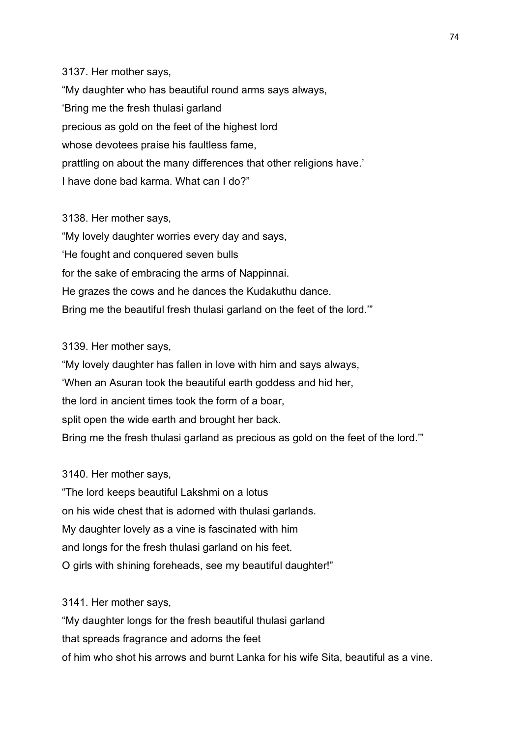3137. Her mother says,
"My daughter who has beautiful round arms says always,
'Bring me the fresh thulasi garland
precious as gold on the feet of the highest lord
whose devotees praise his faultless fame,
prattling on about the many differences that other religions have.'
I have done bad karma. What can I do?"

3138. Her mother says,
"My lovely daughter worries every day and says,
'He fought and conquered seven bulls
for the sake of embracing the arms of Nappinnai.
He grazes the cows and he dances the Kudakuthu dance.
Bring me the beautiful fresh thulasi garland on the feet of the lord.'"

3139. Her mother says,
"My lovely daughter has fallen in love with him and says always,
'When an Asuran took the beautiful earth goddess and hid her,
the lord in ancient times took the form of a boar,
split open the wide earth and brought her back.
Bring me the fresh thulasi garland as precious as gold on the feet of the lord.'"

3140. Her mother says,
"The lord keeps beautiful Lakshmi on a lotus
on his wide chest that is adorned with thulasi garlands.
My daughter lovely as a vine is fascinated with him
and longs for the fresh thulasi garland on his feet.
O girls with shining foreheads, see my beautiful daughter!"

3141. Her mother says,
"My daughter longs for the fresh beautiful thulasi garland
that spreads fragrance and adorns the feet
of him who shot his arrows and burnt Lanka for his wife Sita, beautiful as a vine.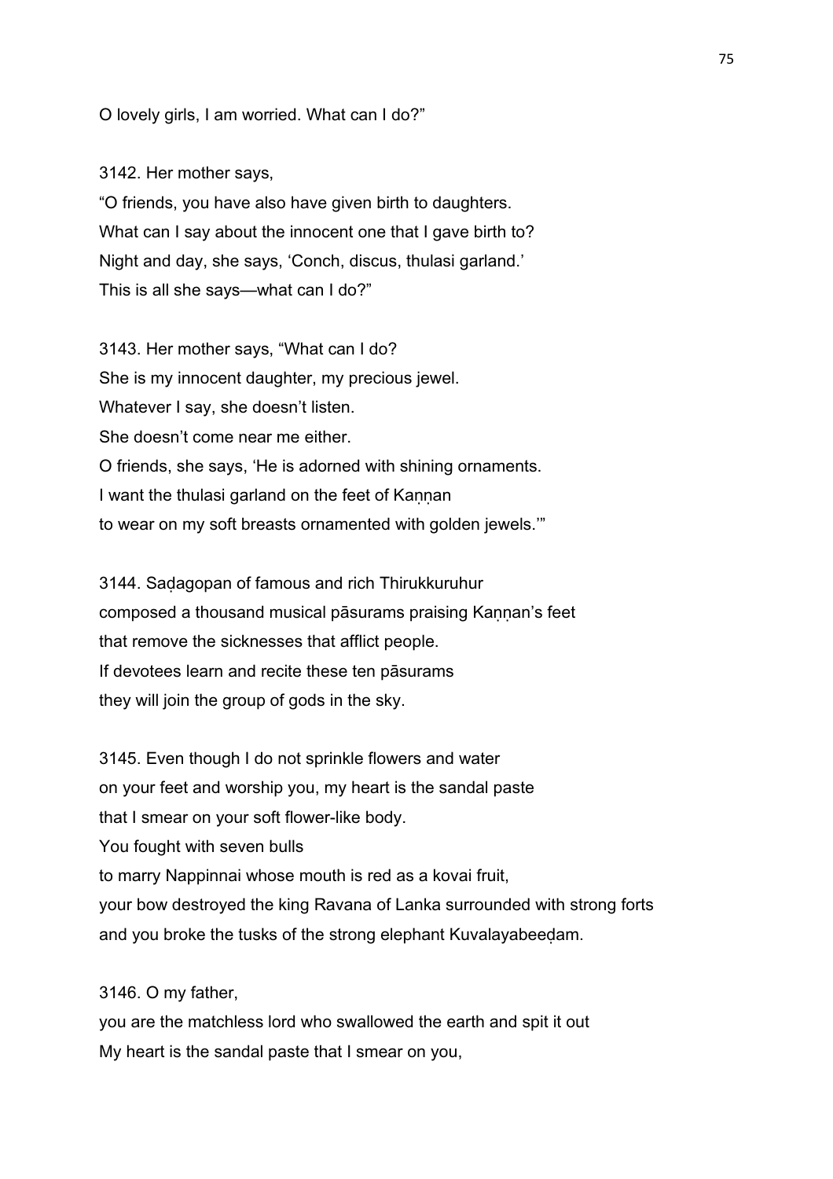O lovely girls, I am worried. What can I do?"

3142. Her mother says,
"O friends, you have also have given birth to daughters.
What can I say about the innocent one that I gave birth to?
Night and day, she says, 'Conch, discus, thulasi garland.'
This is all she says—what can I do?"

3143. Her mother says, "What can I do?
She is my innocent daughter, my precious jewel.
Whatever I say, she doesn't listen.
She doesn't come near me either.
O friends, she says, 'He is adorned with shining ornaments.
I want the thulasi garland on the feet of Kaṇṇan
to wear on my soft breasts ornamented with golden jewels.'"

3144. Saḍagopan of famous and rich Thirukkuruhur
composed a thousand musical pāsurams praising Kaṇṇan's feet
that remove the sicknesses that afflict people.
If devotees learn and recite these ten pāsurams
they will join the group of gods in the sky.

3145. Even though I do not sprinkle flowers and water
on your feet and worship you, my heart is the sandal paste
that I smear on your soft flower-like body.
You fought with seven bulls
to marry Nappinnai whose mouth is red as a kovai fruit,
your bow destroyed the king Ravana of Lanka surrounded with strong forts
and you broke the tusks of the strong elephant Kuvalayabeeḍam.

3146. O my father,
you are the matchless lord who swallowed the earth and spit it out
My heart is the sandal paste that I smear on you,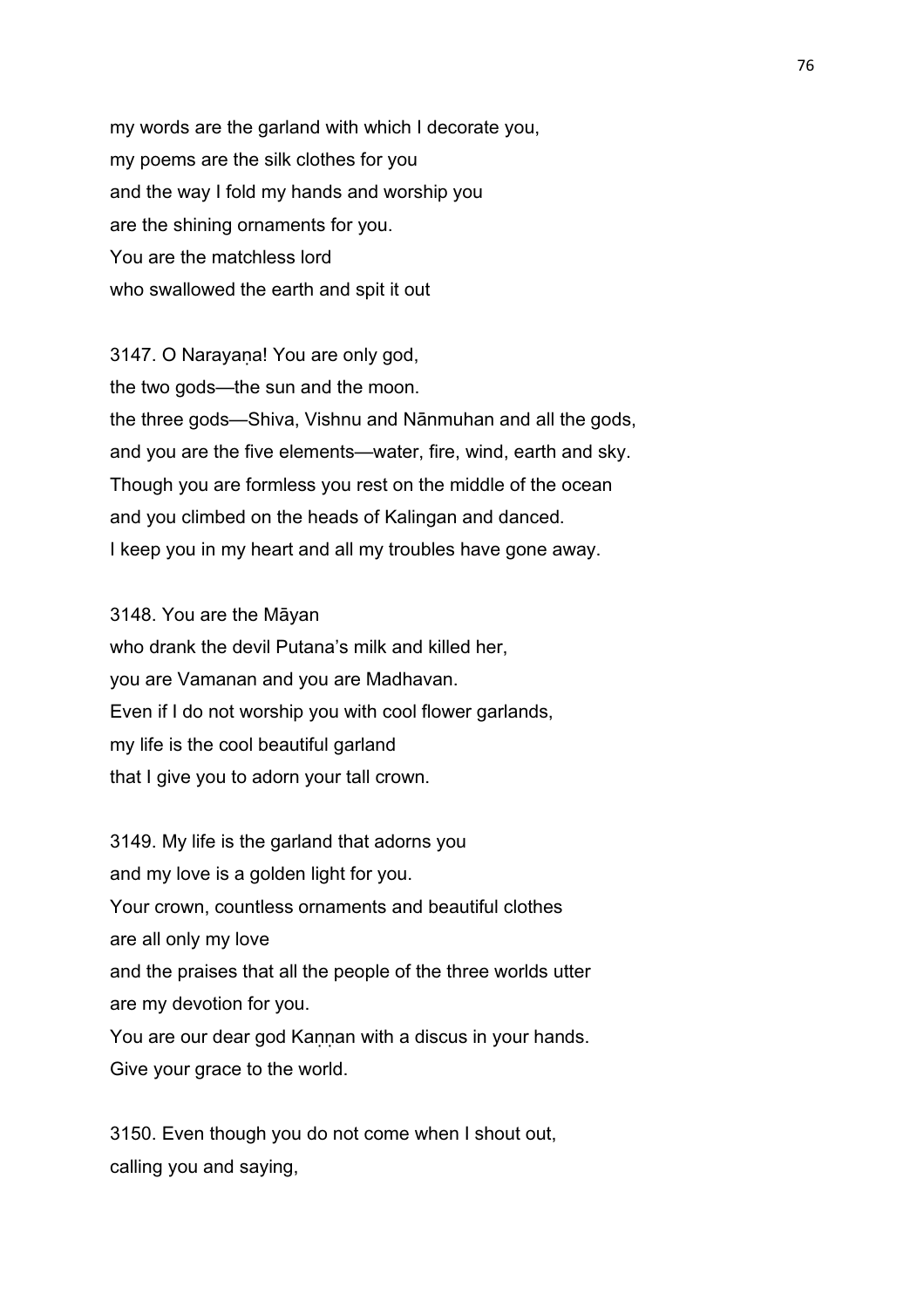my words are the garland with which I decorate you,
my poems are the silk clothes for you
and the way I fold my hands and worship you
are the shining ornaments for you.
You are the matchless lord
who swallowed the earth and spit it out

3147. O Narayaṇa! You are only god,
the two gods—the sun and the moon.
the three gods—Shiva, Vishnu and Nānmuhan and all the gods,
and you are the five elements—water, fire, wind, earth and sky.
Though you are formless you rest on the middle of the ocean
and you climbed on the heads of Kalingan and danced.
I keep you in my heart and all my troubles have gone away.

3148. You are the Māyan
who drank the devil Putana's milk and killed her,
you are Vamanan and you are Madhavan.
Even if I do not worship you with cool flower garlands,
my life is the cool beautiful garland
that I give you to adorn your tall crown.

3149. My life is the garland that adorns you
and my love is a golden light for you.
Your crown, countless ornaments and beautiful clothes
are all only my love
and the praises that all the people of the three worlds utter
are my devotion for you.
You are our dear god Kaṇṇan with a discus in your hands.
Give your grace to the world.

3150. Even though you do not come when I shout out,
calling you and saying,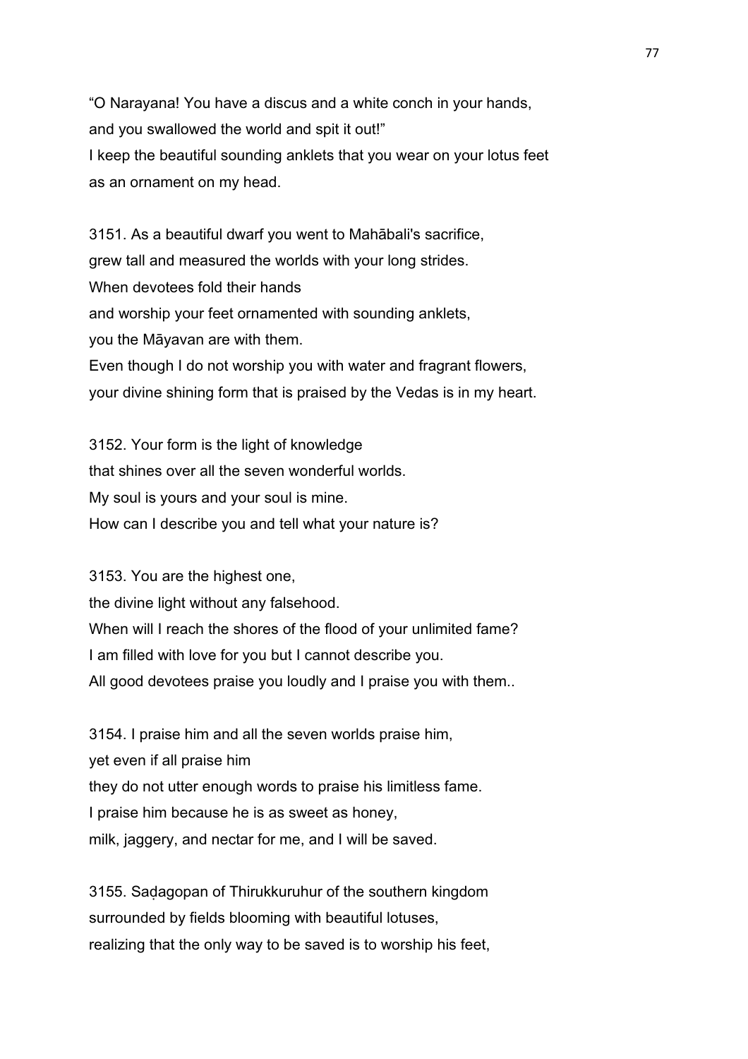"O Narayana! You have a discus and a white conch in your hands,
and you swallowed the world and spit it out!"
I keep the beautiful sounding anklets that you wear on your lotus feet
as an ornament on my head.

3151. As a beautiful dwarf you went to Mahābali's sacrifice,
grew tall and measured the worlds with your long strides.
When devotees fold their hands
and worship your feet ornamented with sounding anklets,
you the Māyavan are with them.
Even though I do not worship you with water and fragrant flowers,
your divine shining form that is praised by the Vedas is in my heart.

3152. Your form is the light of knowledge
that shines over all the seven wonderful worlds.
My soul is yours and your soul is mine.
How can I describe you and tell what your nature is?

3153. You are the highest one,
the divine light without any falsehood.
When will I reach the shores of the flood of your unlimited fame?
I am filled with love for you but I cannot describe you.
All good devotees praise you loudly and I praise you with them..

3154. I praise him and all the seven worlds praise him,
yet even if all praise him
they do not utter enough words to praise his limitless fame.
I praise him because he is as sweet as honey,
milk, jaggery, and nectar for me, and I will be saved.

3155. Saḍagopan of Thirukkuruhur of the southern kingdom
surrounded by fields blooming with beautiful lotuses,
realizing that the only way to be saved is to worship his feet,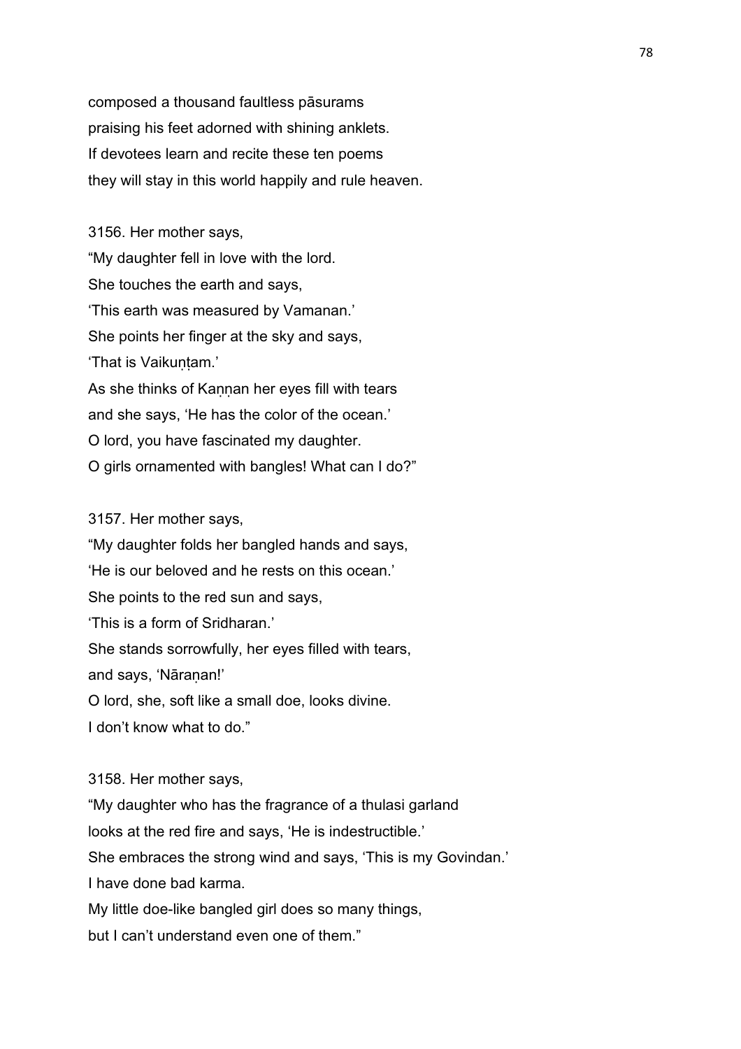composed a thousand faultless pāsurams
praising his feet adorned with shining anklets.
If devotees learn and recite these ten poems
they will stay in this world happily and rule heaven.

3156. Her mother says,
"My daughter fell in love with the lord.
She touches the earth and says,
'This earth was measured by Vamanan.'
She points her finger at the sky and says,
'That is Vaikuṇṭam.'
As she thinks of Kaṇṇan her eyes fill with tears
and she says, 'He has the color of the ocean.'
O lord, you have fascinated my daughter.
O girls ornamented with bangles! What can I do?"

3157. Her mother says,
"My daughter folds her bangled hands and says,
'He is our beloved and he rests on this ocean.'
She points to the red sun and says,
'This is a form of Sridharan.'
She stands sorrowfully, her eyes filled with tears,
and says, 'Nāraṇan!'
O lord, she, soft like a small doe, looks divine.
I don't know what to do."

3158. Her mother says,
"My daughter who has the fragrance of a thulasi garland
looks at the red fire and says, 'He is indestructible.'
She embraces the strong wind and says, 'This is my Govindan.'
I have done bad karma.
My little doe-like bangled girl does so many things,
but I can't understand even one of them."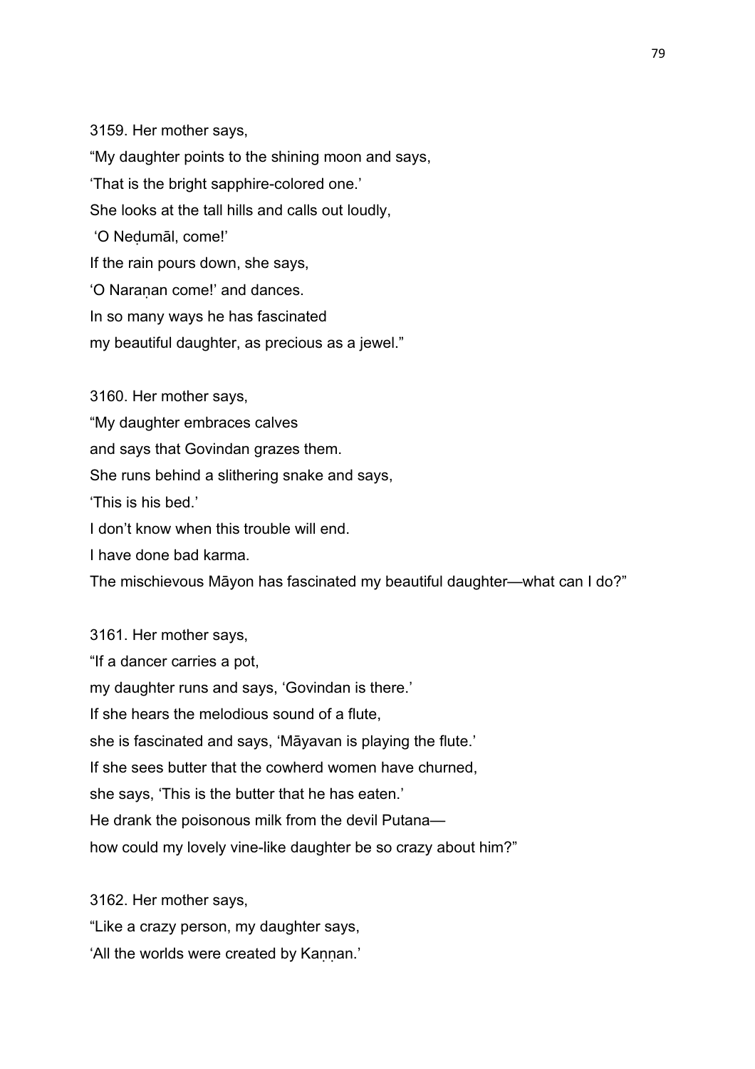3159. Her mother says,
"My daughter points to the shining moon and says,
'That is the bright sapphire-colored one.'
She looks at the tall hills and calls out loudly,
'O Neḍumāl, come!'
If the rain pours down, she says,
'O Naraṇan come!' and dances.
In so many ways he has fascinated
my beautiful daughter, as precious as a jewel."

3160. Her mother says,
"My daughter embraces calves
and says that Govindan grazes them.
She runs behind a slithering snake and says,
'This is his bed.'
I don't know when this trouble will end.
I have done bad karma.
The mischievous Māyon has fascinated my beautiful daughter—what can I do?"

3161. Her mother says,
"If a dancer carries a pot,
my daughter runs and says, 'Govindan is there.'
If she hears the melodious sound of a flute,
she is fascinated and says, 'Māyavan is playing the flute.'
If she sees butter that the cowherd women have churned,
she says, 'This is the butter that he has eaten.'
He drank the poisonous milk from the devil Putana—
how could my lovely vine-like daughter be so crazy about him?"

3162. Her mother says,
"Like a crazy person, my daughter says,
'All the worlds were created by Kaṇṇan.'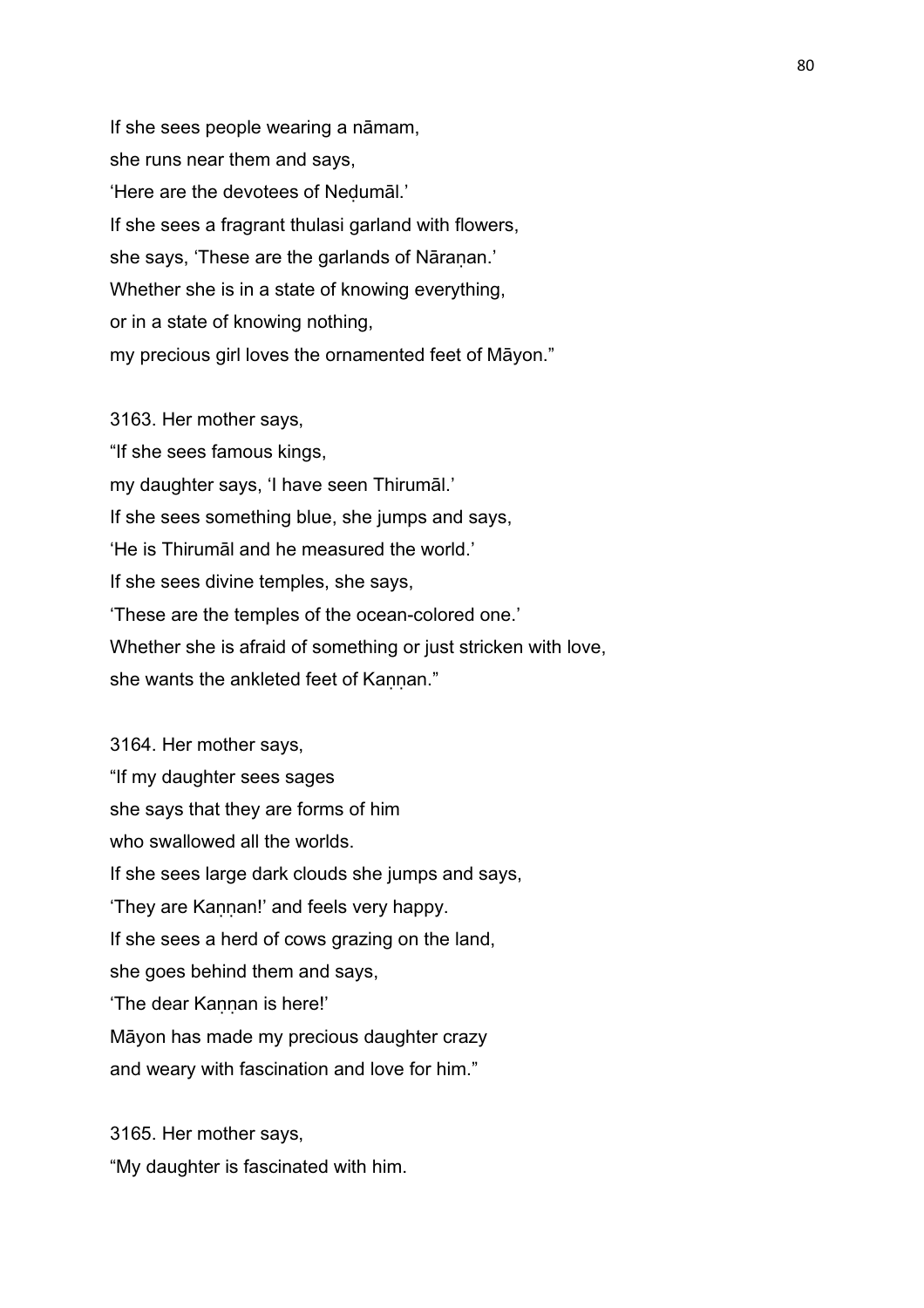If she sees people wearing a nāmam,
she runs near them and says,
'Here are the devotees of Neḍumāl.'
If she sees a fragrant thulasi garland with flowers,
she says, 'These are the garlands of Nāraṇan.'
Whether she is in a state of knowing everything,
or in a state of knowing nothing,
my precious girl loves the ornamented feet of Māyon."

3163. Her mother says,
"If she sees famous kings,
my daughter says, 'I have seen Thirumāl.'
If she sees something blue, she jumps and says,
'He is Thirumāl and he measured the world.'
If she sees divine temples, she says,
'These are the temples of the ocean-colored one.'
Whether she is afraid of something or just stricken with love,
she wants the ankleted feet of Kaṇṇan."

3164. Her mother says,
"If my daughter sees sages
she says that they are forms of him
who swallowed all the worlds.
If she sees large dark clouds she jumps and says,
'They are Kaṇṇan!' and feels very happy.
If she sees a herd of cows grazing on the land,
she goes behind them and says,
'The dear Kaṇṇan is here!'
Māyon has made my precious daughter crazy
and weary with fascination and love for him."

3165. Her mother says,
"My daughter is fascinated with him.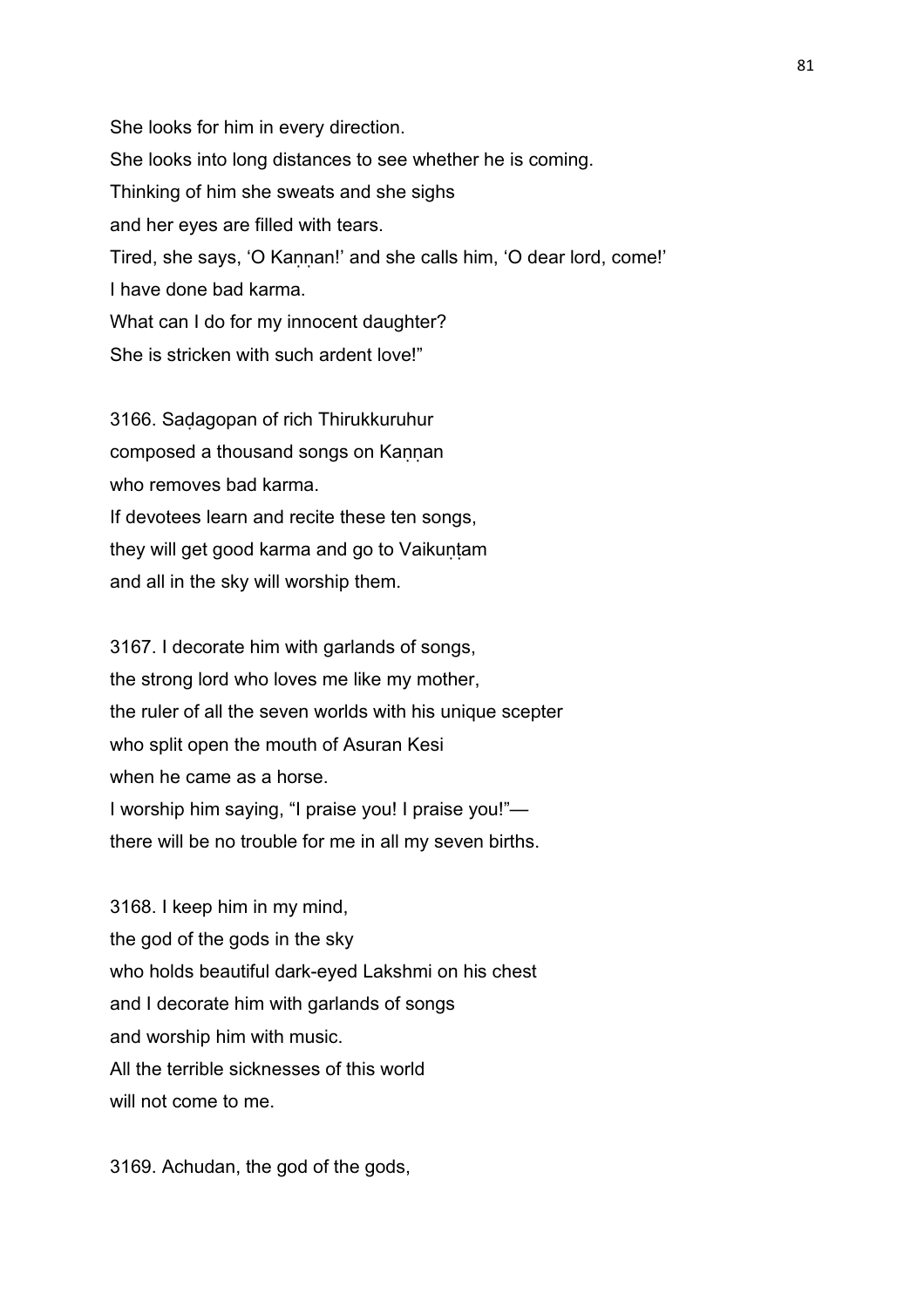She looks for him in every direction.
She looks into long distances to see whether he is coming.
Thinking of him she sweats and she sighs
and her eyes are filled with tears.
Tired, she says, 'O Kaṇṇan!' and she calls him, 'O dear lord, come!'
I have done bad karma.
What can I do for my innocent daughter?
She is stricken with such ardent love!"

3166. Saḍagopan of rich Thirukkuruhur
composed a thousand songs on Kaṇṇan
who removes bad karma.
If devotees learn and recite these ten songs,
they will get good karma and go to Vaikuṇṭam
and all in the sky will worship them.

3167. I decorate him with garlands of songs,
the strong lord who loves me like my mother,
the ruler of all the seven worlds with his unique scepter
who split open the mouth of Asuran Kesi
when he came as a horse.
I worship him saying, "I praise you! I praise you!"—
there will be no trouble for me in all my seven births.

3168. I keep him in my mind,
the god of the gods in the sky
who holds beautiful dark-eyed Lakshmi on his chest
and I decorate him with garlands of songs
and worship him with music.
All the terrible sicknesses of this world
will not come to me.

3169. Achudan, the god of the gods,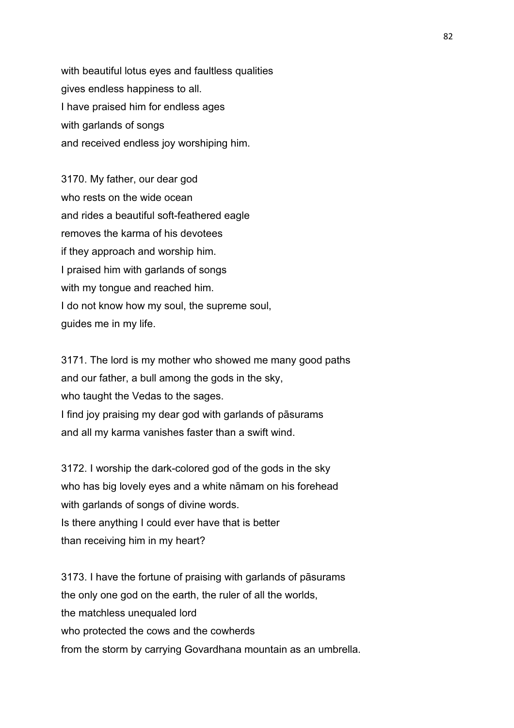with beautiful lotus eyes and faultless qualities
gives endless happiness to all.
I have praised him for endless ages
with garlands of songs
and received endless joy worshiping him.

3170. My father, our dear god
who rests on the wide ocean
and rides a beautiful soft-feathered eagle
removes the karma of his devotees
if they approach and worship him.
I praised him with garlands of songs
with my tongue and reached him.
I do not know how my soul, the supreme soul,
guides me in my life.

3171. The lord is my mother who showed me many good paths
and our father, a bull among the gods in the sky,
who taught the Vedas to the sages.
I find joy praising my dear god with garlands of pāsurams
and all my karma vanishes faster than a swift wind.

3172. I worship the dark-colored god of the gods in the sky
who has big lovely eyes and a white nāmam on his forehead
with garlands of songs of divine words.
Is there anything I could ever have that is better
than receiving him in my heart?

3173. I have the fortune of praising with garlands of pāsurams
the only one god on the earth, the ruler of all the worlds,
the matchless unequaled lord
who protected the cows and the cowherds
from the storm by carrying Govardhana mountain as an umbrella.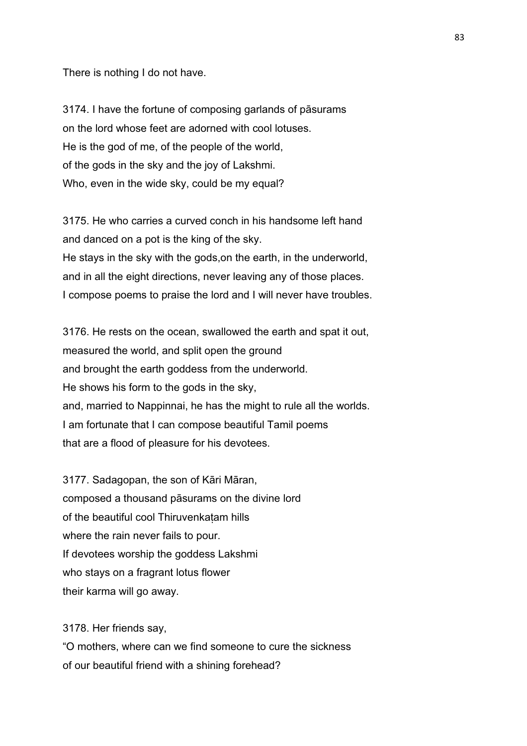There is nothing I do not have.

3174. I have the fortune of composing garlands of pāsurams
on the lord whose feet are adorned with cool lotuses.
He is the god of me, of the people of the world,
of the gods in the sky and the joy of Lakshmi.
Who, even in the wide sky, could be my equal?

3175. He who carries a curved conch in his handsome left hand
and danced on a pot is the king of the sky.
He stays in the sky with the gods,on the earth, in the underworld,
and in all the eight directions, never leaving any of those places.
I compose poems to praise the lord and I will never have troubles.

3176. He rests on the ocean, swallowed the earth and spat it out,
measured the world, and split open the ground
and brought the earth goddess from the underworld.
He shows his form to the gods in the sky,
and, married to Nappinnai, he has the might to rule all the worlds.
I am fortunate that I can compose beautiful Tamil poems
that are a flood of pleasure for his devotees.

3177. Sadagopan, the son of Kāri Māran,
composed a thousand pāsurams on the divine lord
of the beautiful cool Thiruvenkaṭam hills
where the rain never fails to pour.
If devotees worship the goddess Lakshmi
who stays on a fragrant lotus flower
their karma will go away.

3178. Her friends say,
“O mothers, where can we find someone to cure the sickness
of our beautiful friend with a shining forehead?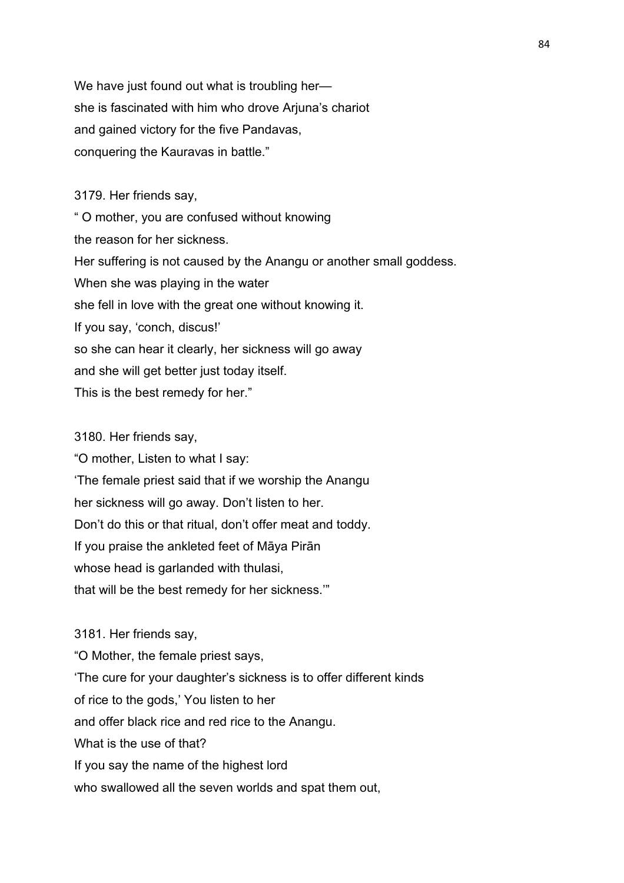We have just found out what is troubling her—
she is fascinated with him who drove Arjuna's chariot
and gained victory for the five Pandavas,
conquering the Kauravas in battle."

3179. Her friends say,
" O mother, you are confused without knowing
the reason for her sickness.
Her suffering is not caused by the Anangu or another small goddess.
When she was playing in the water
she fell in love with the great one without knowing it.
If you say, 'conch, discus!'
so she can hear it clearly, her sickness will go away
and she will get better just today itself.
This is the best remedy for her."

3180. Her friends say,
"O mother, Listen to what I say:
'The female priest said that if we worship the Anangu
her sickness will go away. Don't listen to her.
Don't do this or that ritual, don't offer meat and toddy.
If you praise the ankleted feet of Māya Pirān
whose head is garlanded with thulasi,
that will be the best remedy for her sickness.'"

3181. Her friends say,
"O Mother, the female priest says,
'The cure for your daughter's sickness is to offer different kinds
of rice to the gods,' You listen to her
and offer black rice and red rice to the Anangu.
What is the use of that?
If you say the name of the highest lord
who swallowed all the seven worlds and spat them out,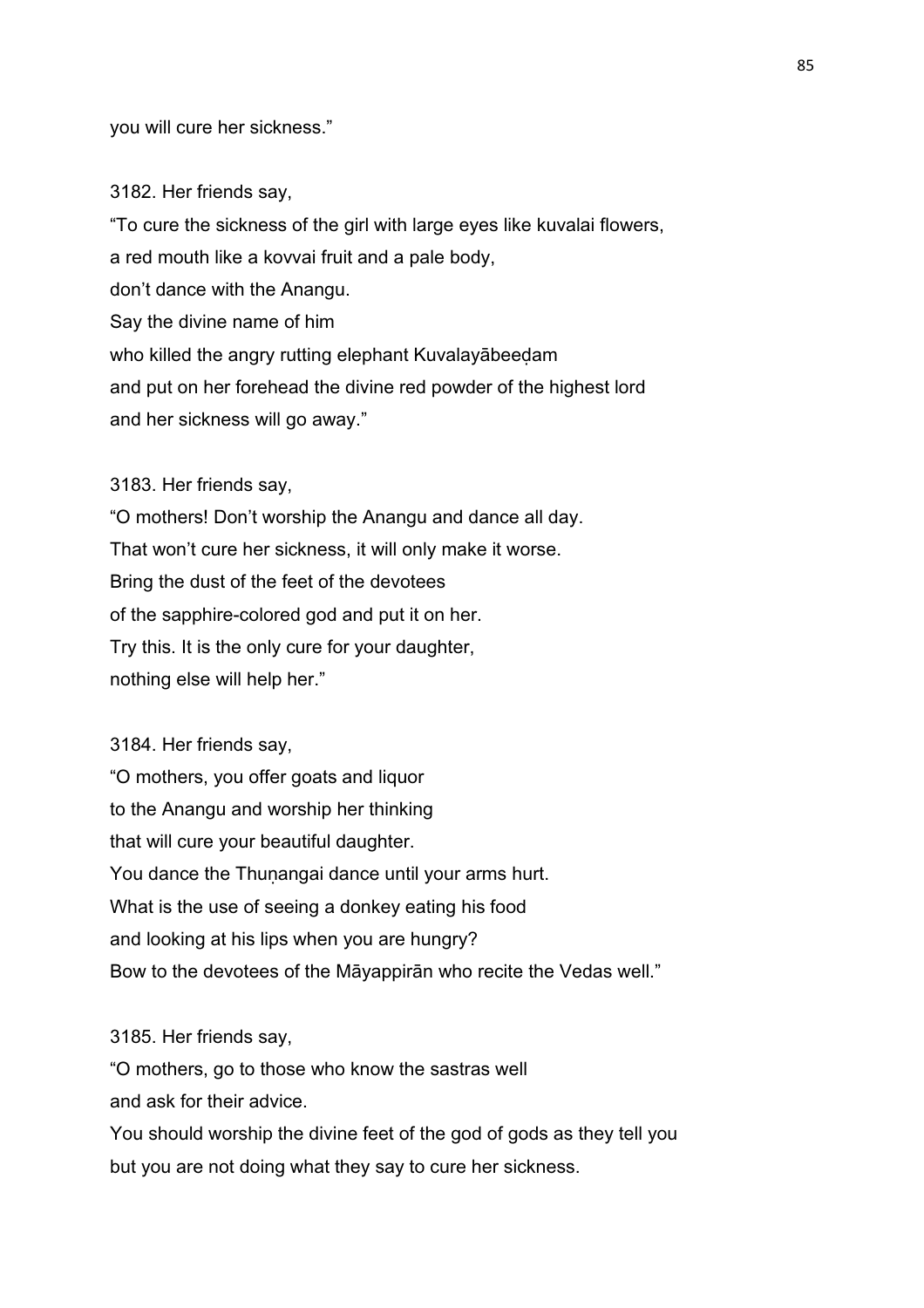you will cure her sickness."

3182. Her friends say,
"To cure the sickness of the girl with large eyes like kuvalai flowers,
a red mouth like a kovvai fruit and a pale body,
don't dance with the Anangu.
Say the divine name of him
who killed the angry rutting elephant Kuvalayābeeḍam
and put on her forehead the divine red powder of the highest lord
and her sickness will go away."

3183. Her friends say,
"O mothers! Don't worship the Anangu and dance all day.
That won't cure her sickness, it will only make it worse.
Bring the dust of the feet of the devotees
of the sapphire-colored god and put it on her.
Try this. It is the only cure for your daughter,
nothing else will help her."

3184. Her friends say,
"O mothers, you offer goats and liquor
to the Anangu and worship her thinking
that will cure your beautiful daughter.
You dance the Thuṇangai dance until your arms hurt.
What is the use of seeing a donkey eating his food
and looking at his lips when you are hungry?
Bow to the devotees of the Māyappirān who recite the Vedas well."

3185. Her friends say,
"O mothers, go to those who know the sastras well
and ask for their advice.
You should worship the divine feet of the god of gods as they tell you
but you are not doing what they say to cure her sickness.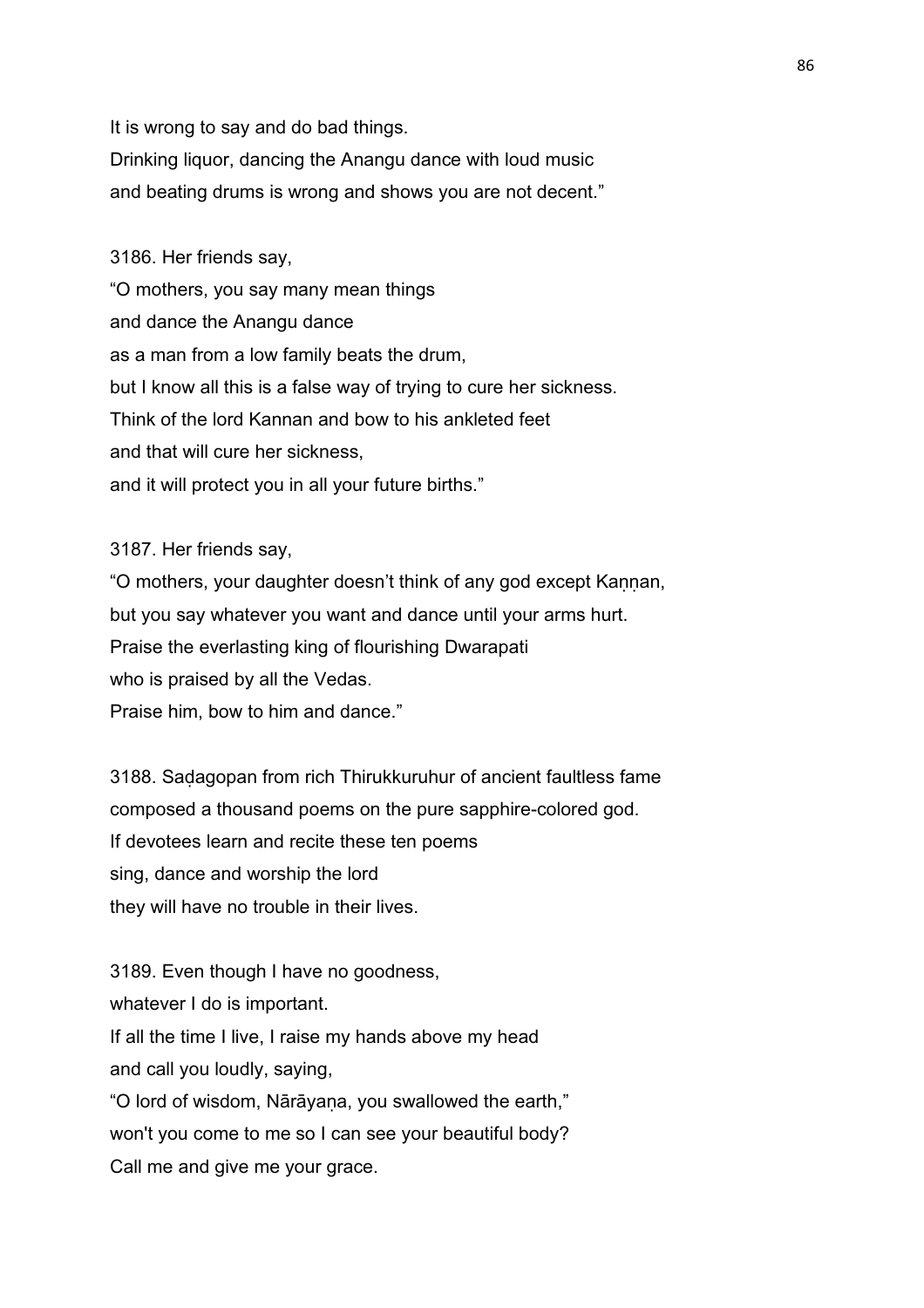It is wrong to say and do bad things.
Drinking liquor, dancing the Anangu dance with loud music
and beating drums is wrong and shows you are not decent."

3186. Her friends say,
"O mothers, you say many mean things
and dance the Anangu dance
as a man from a low family beats the drum,
but I know all this is a false way of trying to cure her sickness.
Think of the lord Kannan and bow to his ankleted feet
and that will cure her sickness,
and it will protect you in all your future births."

3187. Her friends say,
"O mothers, your daughter doesn't think of any god except Kaṇṇan,
but you say whatever you want and dance until your arms hurt.
Praise the everlasting king of flourishing Dwarapati
who is praised by all the Vedas.
Praise him, bow to him and dance."

3188. Saḍagopan from rich Thirukkuruhur of ancient faultless fame
composed a thousand poems on the pure sapphire-colored god.
If devotees learn and recite these ten poems
sing, dance and worship the lord
they will have no trouble in their lives.

3189. Even though I have no goodness,
whatever I do is important.
If all the time I live, I raise my hands above my head
and call you loudly, saying,
"O lord of wisdom, Nārāyaṇa, you swallowed the earth,"
won't you come to me so I can see your beautiful body?
Call me and give me your grace.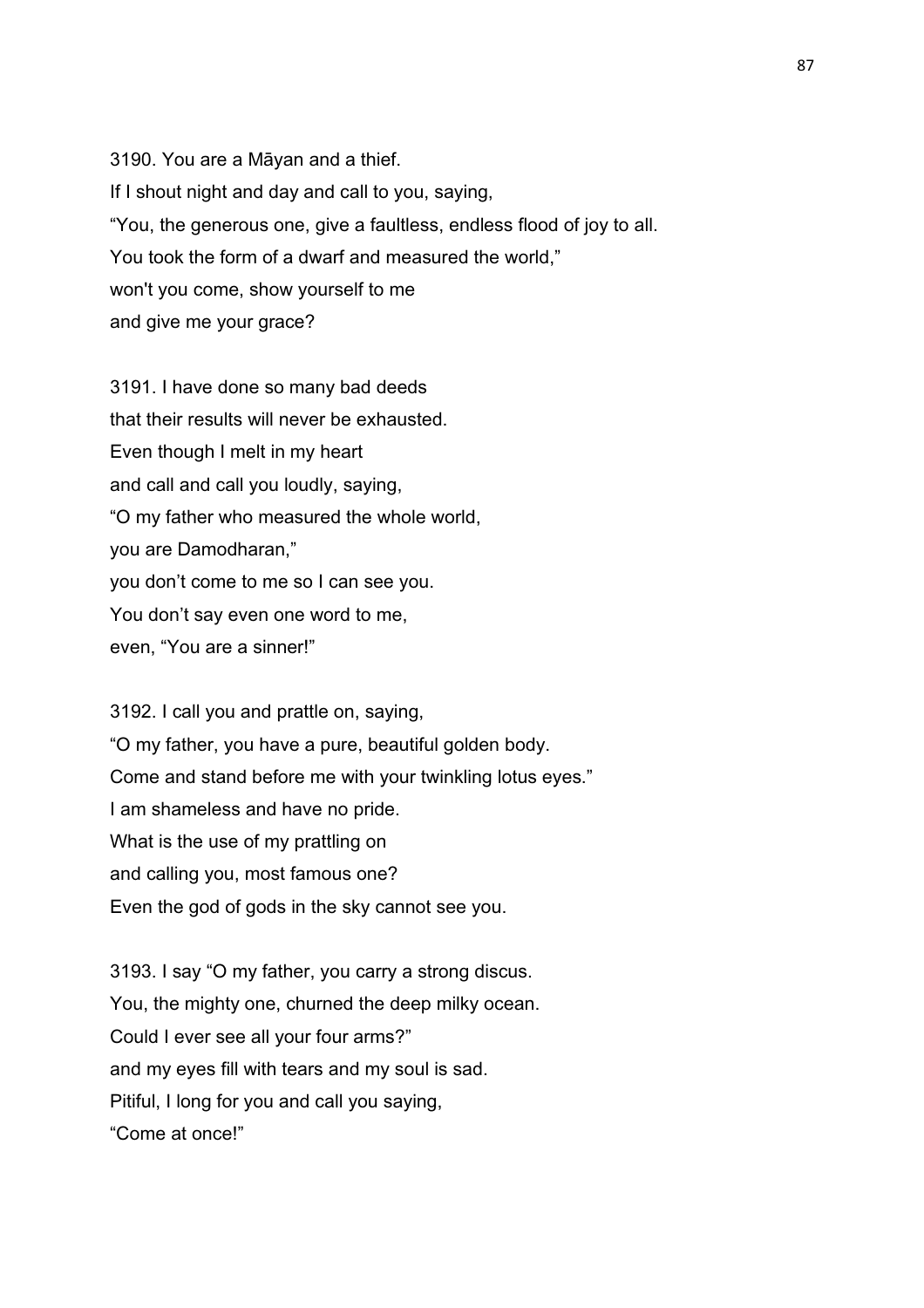3190. You are a Māyan and a thief.
If I shout night and day and call to you, saying,
“You, the generous one, give a faultless, endless flood of joy to all.
You took the form of a dwarf and measured the world,”
won't you come, show yourself to me
and give me your grace?

3191. I have done so many bad deeds
that their results will never be exhausted.
Even though I melt in my heart
and call and call you loudly, saying,
“O my father who measured the whole world,
you are Damodharan,”
you don’t come to me so I can see you.
You don’t say even one word to me,
even, “You are a sinner!”

3192. I call you and prattle on, saying,
“O my father, you have a pure, beautiful golden body.
Come and stand before me with your twinkling lotus eyes.”
I am shameless and have no pride.
What is the use of my prattling on
and calling you, most famous one?
Even the god of gods in the sky cannot see you.

3193. I say “O my father, you carry a strong discus.
You, the mighty one, churned the deep milky ocean.
Could I ever see all your four arms?”
and my eyes fill with tears and my soul is sad.
Pitiful, I long for you and call you saying,
“Come at once!”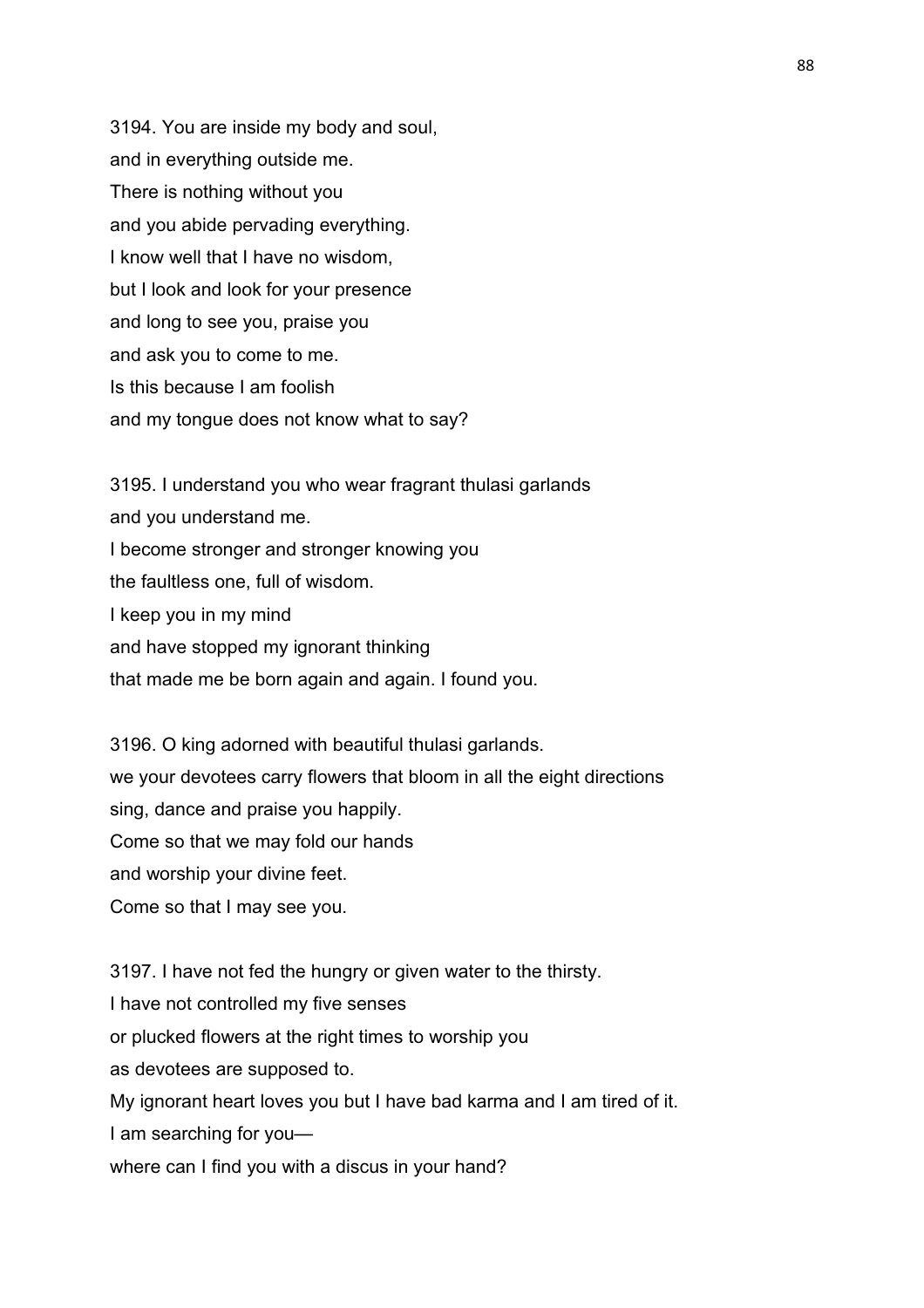3194. You are inside my body and soul,
and in everything outside me.
There is nothing without you
and you abide pervading everything.
I know well that I have no wisdom,
but I look and look for your presence
and long to see you, praise you
and ask you to come to me.
Is this because I am foolish
and my tongue does not know what to say?

3195. I understand you who wear fragrant thulasi garlands
and you understand me.
I become stronger and stronger knowing you
the faultless one, full of wisdom.
I keep you in my mind
and have stopped my ignorant thinking
that made me be born again and again. I found you.

3196. O king adorned with beautiful thulasi garlands.
we your devotees carry flowers that bloom in all the eight directions
sing, dance and praise you happily.
Come so that we may fold our hands
and worship your divine feet.
Come so that I may see you.

3197. I have not fed the hungry or given water to the thirsty.
I have not controlled my five senses
or plucked flowers at the right times to worship you
as devotees are supposed to.
My ignorant heart loves you but I have bad karma and I am tired of it.
I am searching for you—
where can I find you with a discus in your hand?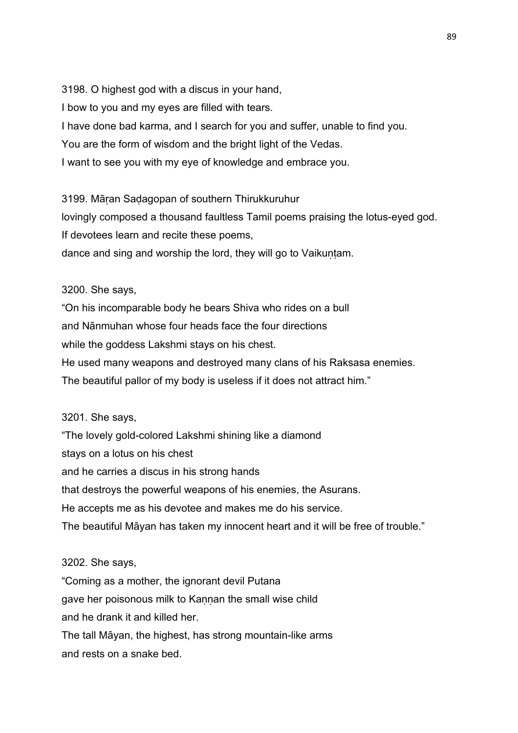3198. O highest god with a discus in your hand,
I bow to you and my eyes are filled with tears.
I have done bad karma, and I search for you and suffer, unable to find you.
You are the form of wisdom and the bright light of the Vedas.
I want to see you with my eye of knowledge and embrace you.

3199. Māṛan Saḍagopan of southern Thirukkuruhur
lovingly composed a thousand faultless Tamil poems praising the lotus-eyed god.
If devotees learn and recite these poems,
dance and sing and worship the lord, they will go to Vaikuṇṭam.

3200. She says,
"On his incomparable body he bears Shiva who rides on a bull
and Nānmuhan whose four heads face the four directions
while the goddess Lakshmi stays on his chest.
He used many weapons and destroyed many clans of his Raksasa enemies.
The beautiful pallor of my body is useless if it does not attract him."

3201. She says,
"The lovely gold-colored Lakshmi shining like a diamond
stays on a lotus on his chest
and he carries a discus in his strong hands
that destroys the powerful weapons of his enemies, the Asurans.
He accepts me as his devotee and makes me do his service.
The beautiful Māyan has taken my innocent heart and it will be free of trouble."

3202. She says,
"Coming as a mother, the ignorant devil Putana
gave her poisonous milk to Kaṇṇan the small wise child
and he drank it and killed her.
The tall Māyan, the highest, has strong mountain-like arms
and rests on a snake bed.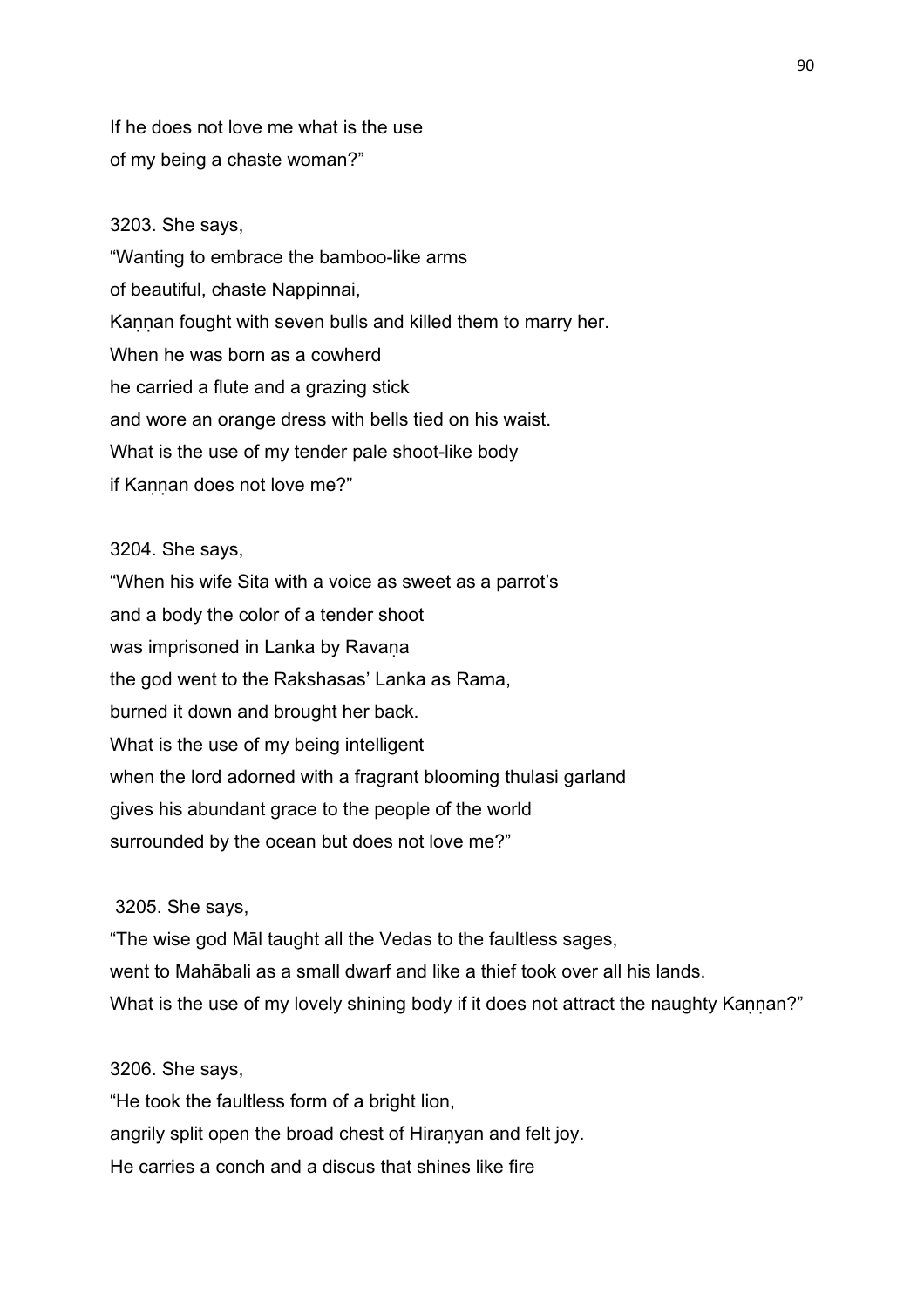If he does not love me what is the use
of my being a chaste woman?"

3203. She says,
"Wanting to embrace the bamboo-like arms
of beautiful, chaste Nappinnai,
Kaṇṇan fought with seven bulls and killed them to marry her.
When he was born as a cowherd
he carried a flute and a grazing stick
and wore an orange dress with bells tied on his waist.
What is the use of my tender pale shoot-like body
if Kaṇṇan does not love me?"

3204. She says,
"When his wife Sita with a voice as sweet as a parrot's
and a body the color of a tender shoot
was imprisoned in Lanka by Ravaṇa
the god went to the Rakshasas' Lanka as Rama,
burned it down and brought her back.
What is the use of my being intelligent
when the lord adorned with a fragrant blooming thulasi garland
gives his abundant grace to the people of the world
surrounded by the ocean but does not love me?"

3205. She says,
"The wise god Māl taught all the Vedas to the faultless sages,
went to Mahābali as a small dwarf and like a thief took over all his lands.
What is the use of my lovely shining body if it does not attract the naughty Kaṇṇan?"

3206. She says,
"He took the faultless form of a bright lion,
angrily split open the broad chest of Hiraṇyan and felt joy.
He carries a conch and a discus that shines like fire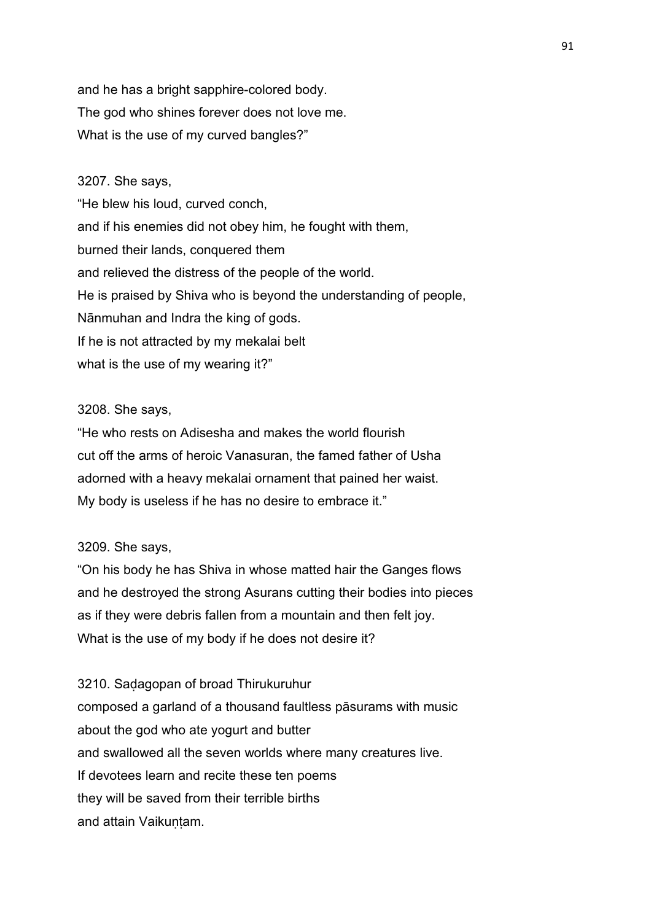and he has a bright sapphire-colored body.
The god who shines forever does not love me.
What is the use of my curved bangles?"

3207. She says,
"He blew his loud, curved conch,
and if his enemies did not obey him, he fought with them,
burned their lands, conquered them
and relieved the distress of the people of the world.
He is praised by Shiva who is beyond the understanding of people,
Nānmuhan and Indra the king of gods.
If he is not attracted by my mekalai belt
what is the use of my wearing it?"

3208. She says,
"He who rests on Adisesha and makes the world flourish
cut off the arms of heroic Vanasuran, the famed father of Usha
adorned with a heavy mekalai ornament that pained her waist.
My body is useless if he has no desire to embrace it."

3209. She says,
"On his body he has Shiva in whose matted hair the Ganges flows
and he destroyed the strong Asurans cutting their bodies into pieces
as if they were debris fallen from a mountain and then felt joy.
What is the use of my body if he does not desire it?

3210. Saḍagopan of broad Thirukuruhur
composed a garland of a thousand faultless pāsurams with music
about the god who ate yogurt and butter
and swallowed all the seven worlds where many creatures live.
If devotees learn and recite these ten poems
they will be saved from their terrible births
and attain Vaikuṇṭam.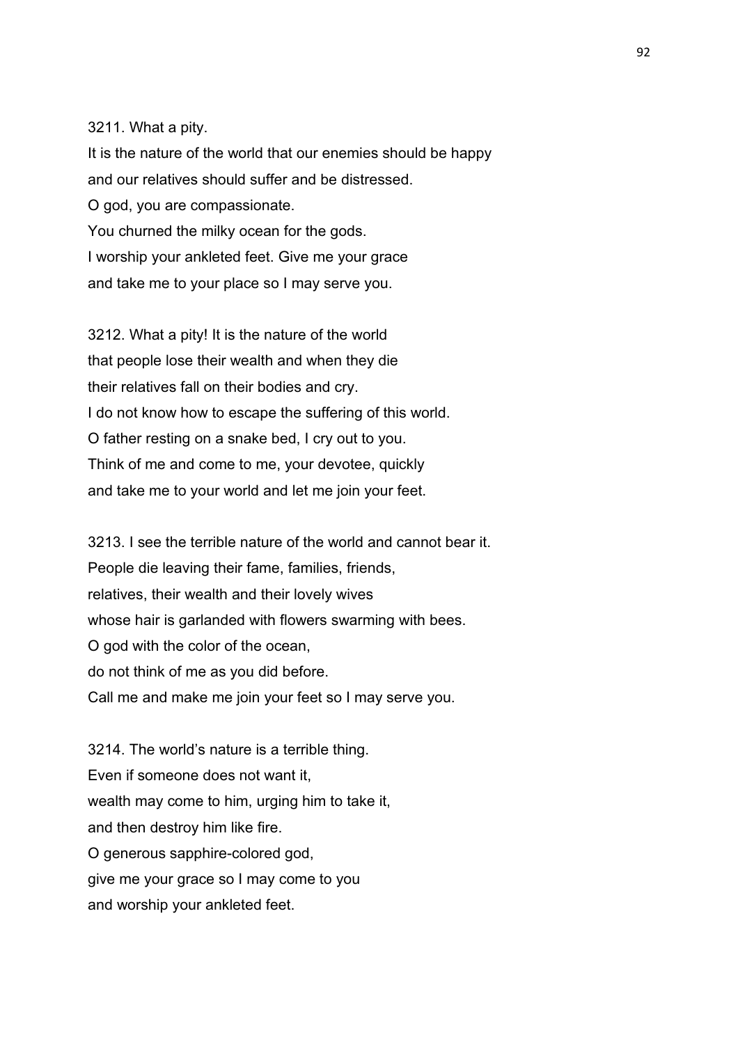3211. What a pity.
It is the nature of the world that our enemies should be happy
and our relatives should suffer and be distressed.
O god, you are compassionate.
You churned the milky ocean for the gods.
I worship your ankleted feet. Give me your grace
and take me to your place so I may serve you.

3212. What a pity! It is the nature of the world
that people lose their wealth and when they die
their relatives fall on their bodies and cry.
I do not know how to escape the suffering of this world.
O father resting on a snake bed, I cry out to you.
Think of me and come to me, your devotee, quickly
and take me to your world and let me join your feet.

3213. I see the terrible nature of the world and cannot bear it.
People die leaving their fame, families, friends,
relatives, their wealth and their lovely wives
whose hair is garlanded with flowers swarming with bees.
O god with the color of the ocean,
do not think of me as you did before.
Call me and make me join your feet so I may serve you.

3214. The world's nature is a terrible thing.
Even if someone does not want it,
wealth may come to him, urging him to take it,
and then destroy him like fire.
O generous sapphire-colored god,
give me your grace so I may come to you
and worship your ankleted feet.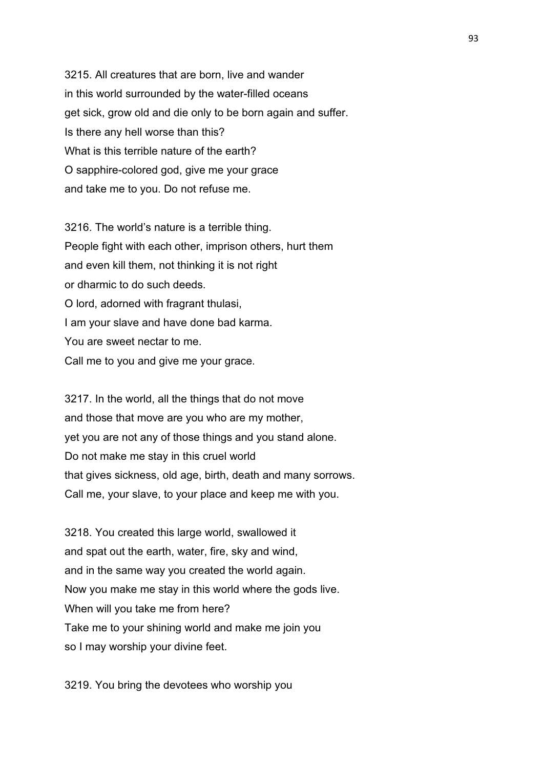3215. All creatures that are born, live and wander
in this world surrounded by the water-filled oceans
get sick, grow old and die only to be born again and suffer.
Is there any hell worse than this?
What is this terrible nature of the earth?
O sapphire-colored god, give me your grace
and take me to you. Do not refuse me.

3216. The world's nature is a terrible thing.
People fight with each other, imprison others, hurt them
and even kill them, not thinking it is not right
or dharmic to do such deeds.
O lord, adorned with fragrant thulasi,
I am your slave and have done bad karma.
You are sweet nectar to me.
Call me to you and give me your grace.

3217. In the world, all the things that do not move
and those that move are you who are my mother,
yet you are not any of those things and you stand alone.
Do not make me stay in this cruel world
that gives sickness, old age, birth, death and many sorrows.
Call me, your slave, to your place and keep me with you.

3218. You created this large world, swallowed it
and spat out the earth, water, fire, sky and wind,
and in the same way you created the world again.
Now you make me stay in this world where the gods live.
When will you take me from here?
Take me to your shining world and make me join you
so I may worship your divine feet.

3219. You bring the devotees who worship you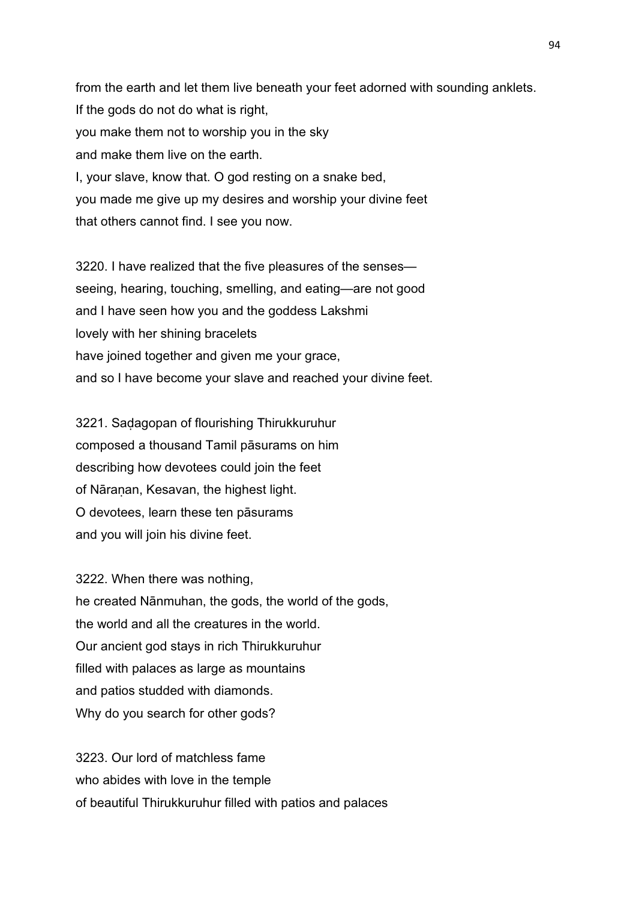from the earth and let them live beneath your feet adorned with sounding anklets.
If the gods do not do what is right,
you make them not to worship you in the sky
and make them live on the earth.
I, your slave, know that. O god resting on a snake bed,
you made me give up my desires and worship your divine feet
that others cannot find. I see you now.

3220. I have realized that the five pleasures of the senses—
seeing, hearing, touching, smelling, and eating—are not good
and I have seen how you and the goddess Lakshmi
lovely with her shining bracelets
have joined together and given me your grace,
and so I have become your slave and reached your divine feet.

3221. Saḍagopan of flourishing Thirukkuruhur
composed a thousand Tamil pāsurams on him
describing how devotees could join the feet
of Nāraṇan, Kesavan, the highest light.
O devotees, learn these ten pāsurams
and you will join his divine feet.

3222. When there was nothing,
he created Nānmuhan, the gods, the world of the gods,
the world and all the creatures in the world.
Our ancient god stays in rich Thirukkuruhur
filled with palaces as large as mountains
and patios studded with diamonds.
Why do you search for other gods?

3223. Our lord of matchless fame
who abides with love in the temple
of beautiful Thirukkuruhur filled with patios and palaces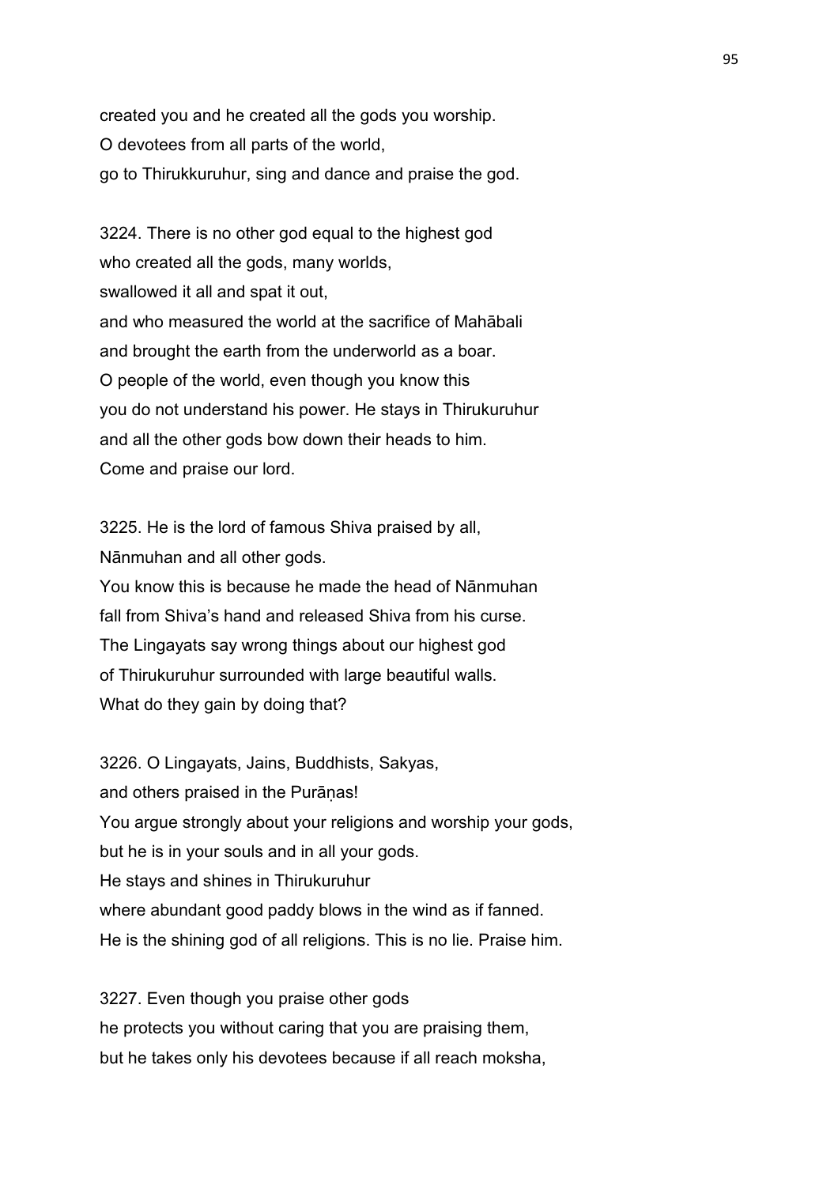created you and he created all the gods you worship.
O devotees from all parts of the world,
go to Thirukkuruhur, sing and dance and praise the god.

3224. There is no other god equal to the highest god
who created all the gods, many worlds,
swallowed it all and spat it out,
and who measured the world at the sacrifice of Mahābali
and brought the earth from the underworld as a boar.
O people of the world, even though you know this
you do not understand his power. He stays in Thirukuruhur
and all the other gods bow down their heads to him.
Come and praise our lord.

3225. He is the lord of famous Shiva praised by all,
Nānmuhan and all other gods.
You know this is because he made the head of Nānmuhan
fall from Shiva's hand and released Shiva from his curse.
The Lingayats say wrong things about our highest god
of Thirukuruhur surrounded with large beautiful walls.
What do they gain by doing that?

3226. O Lingayats, Jains, Buddhists, Sakyas,
and others praised in the Purāṇas!
You argue strongly about your religions and worship your gods,
but he is in your souls and in all your gods.
He stays and shines in Thirukuruhur
where abundant good paddy blows in the wind as if fanned.
He is the shining god of all religions. This is no lie. Praise him.

3227. Even though you praise other gods
he protects you without caring that you are praising them,
but he takes only his devotees because if all reach moksha,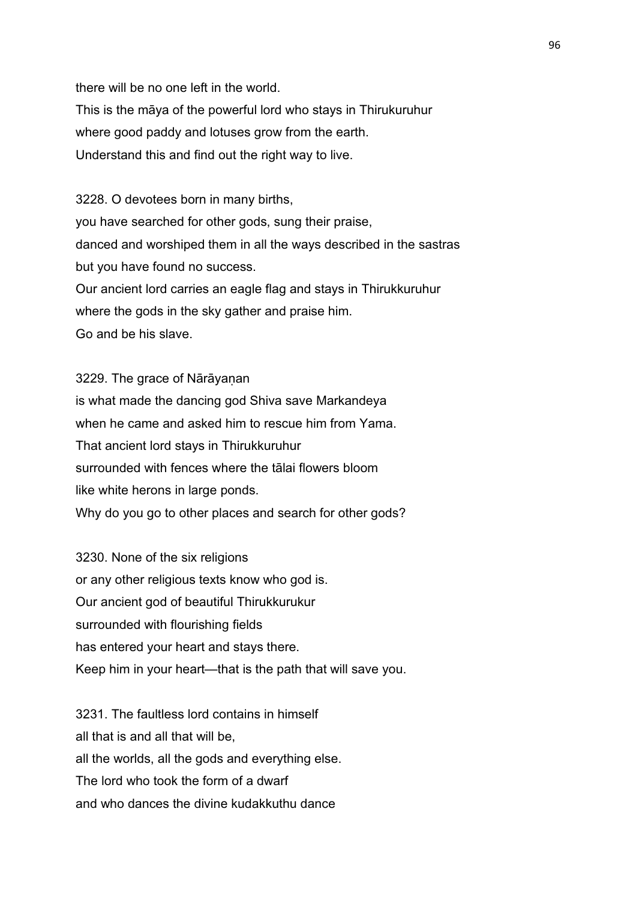there will be no one left in the world.
This is the māya of the powerful lord who stays in Thirukuruhur
where good paddy and lotuses grow from the earth.
Understand this and find out the right way to live.

3228. O devotees born in many births,
you have searched for other gods, sung their praise,
danced and worshiped them in all the ways described in the sastras
but you have found no success.
Our ancient lord carries an eagle flag and stays in Thirukkuruhur
where the gods in the sky gather and praise him.
Go and be his slave.

3229. The grace of Nārāyaṇan
is what made the dancing god Shiva save Markandeya
when he came and asked him to rescue him from Yama.
That ancient lord stays in Thirukkuruhur
surrounded with fences where the tālai flowers bloom
like white herons in large ponds.
Why do you go to other places and search for other gods?

3230. None of the six religions
or any other religious texts know who god is.
Our ancient god of beautiful Thirukkurukur
surrounded with flourishing fields
has entered your heart and stays there.
Keep him in your heart—that is the path that will save you.

3231. The faultless lord contains in himself
all that is and all that will be,
all the worlds, all the gods and everything else.
The lord who took the form of a dwarf
and who dances the divine kudakkuthu dance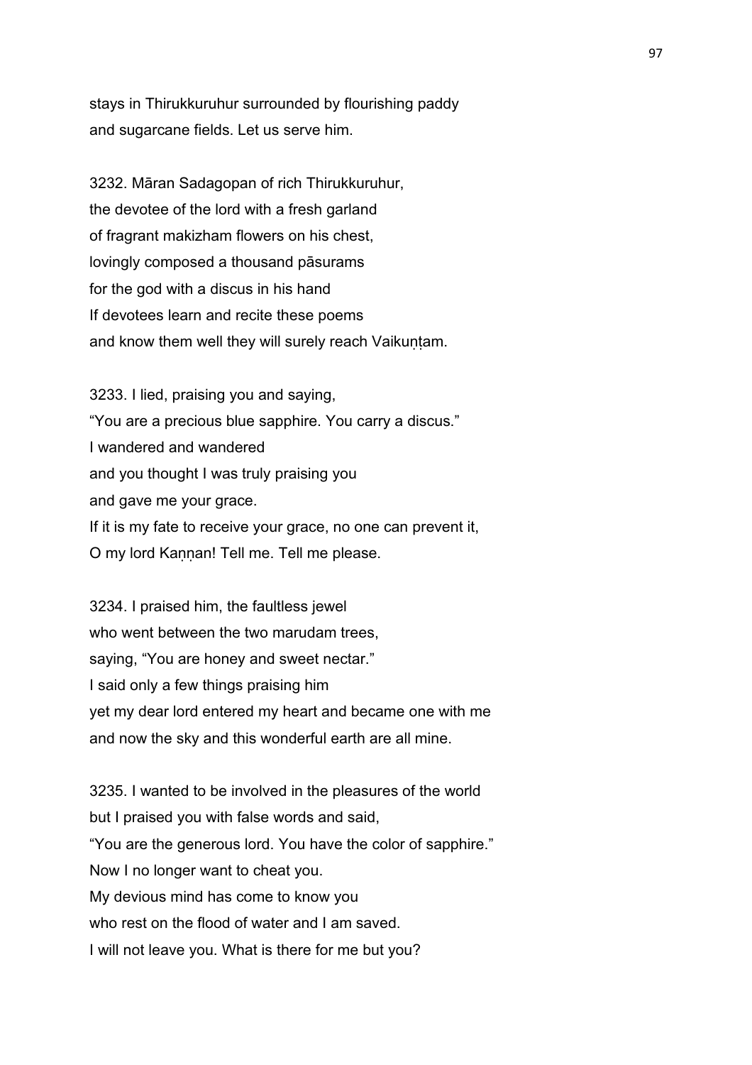stays in Thirukkuruhur surrounded by flourishing paddy
and sugarcane fields. Let us serve him.

3232. Māran Sadagopan of rich Thirukkuruhur,
the devotee of the lord with a fresh garland
of fragrant makizham flowers on his chest,
lovingly composed a thousand pāsurams
for the god with a discus in his hand
If devotees learn and recite these poems
and know them well they will surely reach Vaikuṇṭam.

3233. I lied, praising you and saying,
“You are a precious blue sapphire. You carry a discus.”
I wandered and wandered
and you thought I was truly praising you
and gave me your grace.
If it is my fate to receive your grace, no one can prevent it,
O my lord Kaṇṇan! Tell me. Tell me please.

3234. I praised him, the faultless jewel
who went between the two marudam trees,
saying, “You are honey and sweet nectar.”
I said only a few things praising him
yet my dear lord entered my heart and became one with me
and now the sky and this wonderful earth are all mine.

3235. I wanted to be involved in the pleasures of the world
but I praised you with false words and said,
“You are the generous lord. You have the color of sapphire.”
Now I no longer want to cheat you.
My devious mind has come to know you
who rest on the flood of water and I am saved.
I will not leave you. What is there for me but you?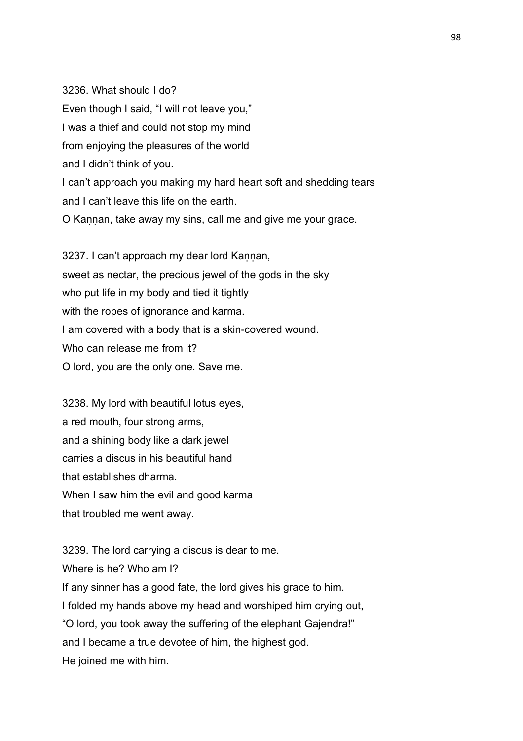3236. What should I do?
Even though I said, "I will not leave you,"
I was a thief and could not stop my mind
from enjoying the pleasures of the world
and I didn't think of you.
I can't approach you making my hard heart soft and shedding tears
and I can't leave this life on the earth.
O Kaṇṇan, take away my sins, call me and give me your grace.

3237. I can't approach my dear lord Kaṇṇan,
sweet as nectar, the precious jewel of the gods in the sky
who put life in my body and tied it tightly
with the ropes of ignorance and karma.
I am covered with a body that is a skin-covered wound.
Who can release me from it?
O lord, you are the only one. Save me.

3238. My lord with beautiful lotus eyes,
a red mouth, four strong arms,
and a shining body like a dark jewel
carries a discus in his beautiful hand
that establishes dharma.
When I saw him the evil and good karma
that troubled me went away.

3239. The lord carrying a discus is dear to me.
Where is he? Who am I?
If any sinner has a good fate, the lord gives his grace to him.
I folded my hands above my head and worshiped him crying out,
"O lord, you took away the suffering of the elephant Gajendra!"
and I became a true devotee of him, the highest god.
He joined me with him.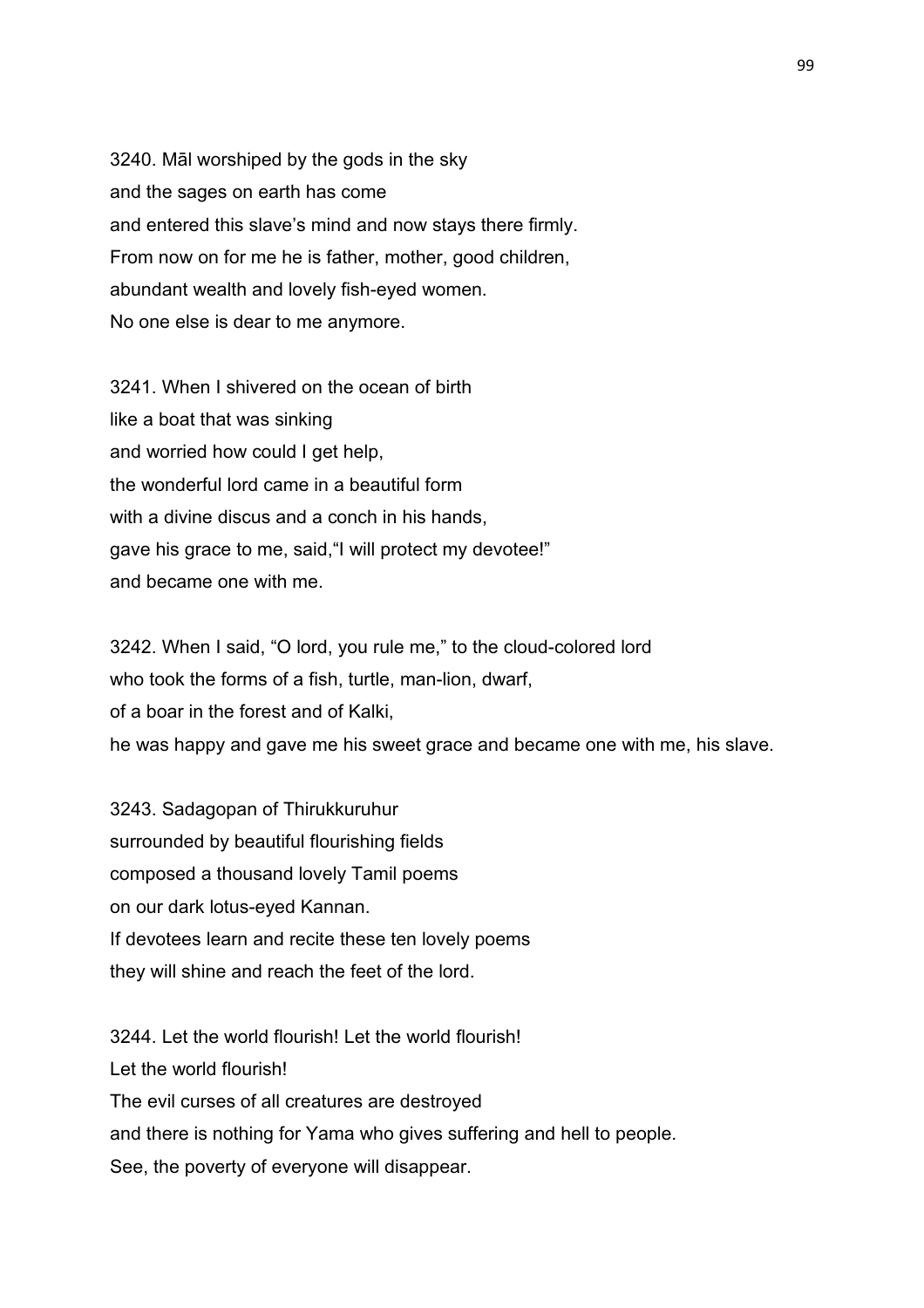3240. Māl worshiped by the gods in the sky
and the sages on earth has come
and entered this slave's mind and now stays there firmly.
From now on for me he is father, mother, good children,
abundant wealth and lovely fish-eyed women.
No one else is dear to me anymore.

3241. When I shivered on the ocean of birth
like a boat that was sinking
and worried how could I get help,
the wonderful lord came in a beautiful form
with a divine discus and a conch in his hands,
gave his grace to me, said,"I will protect my devotee!"
and became one with me.

3242. When I said, "O lord, you rule me," to the cloud-colored lord
who took the forms of a fish, turtle, man-lion, dwarf,
of a boar in the forest and of Kalki,
he was happy and gave me his sweet grace and became one with me, his slave.

3243. Sadagopan of Thirukkuruhur
surrounded by beautiful flourishing fields
composed a thousand lovely Tamil poems
on our dark lotus-eyed Kannan.
If devotees learn and recite these ten lovely poems
they will shine and reach the feet of the lord.

3244. Let the world flourish! Let the world flourish!
Let the world flourish!
The evil curses of all creatures are destroyed
and there is nothing for Yama who gives suffering and hell to people.
See, the poverty of everyone will disappear.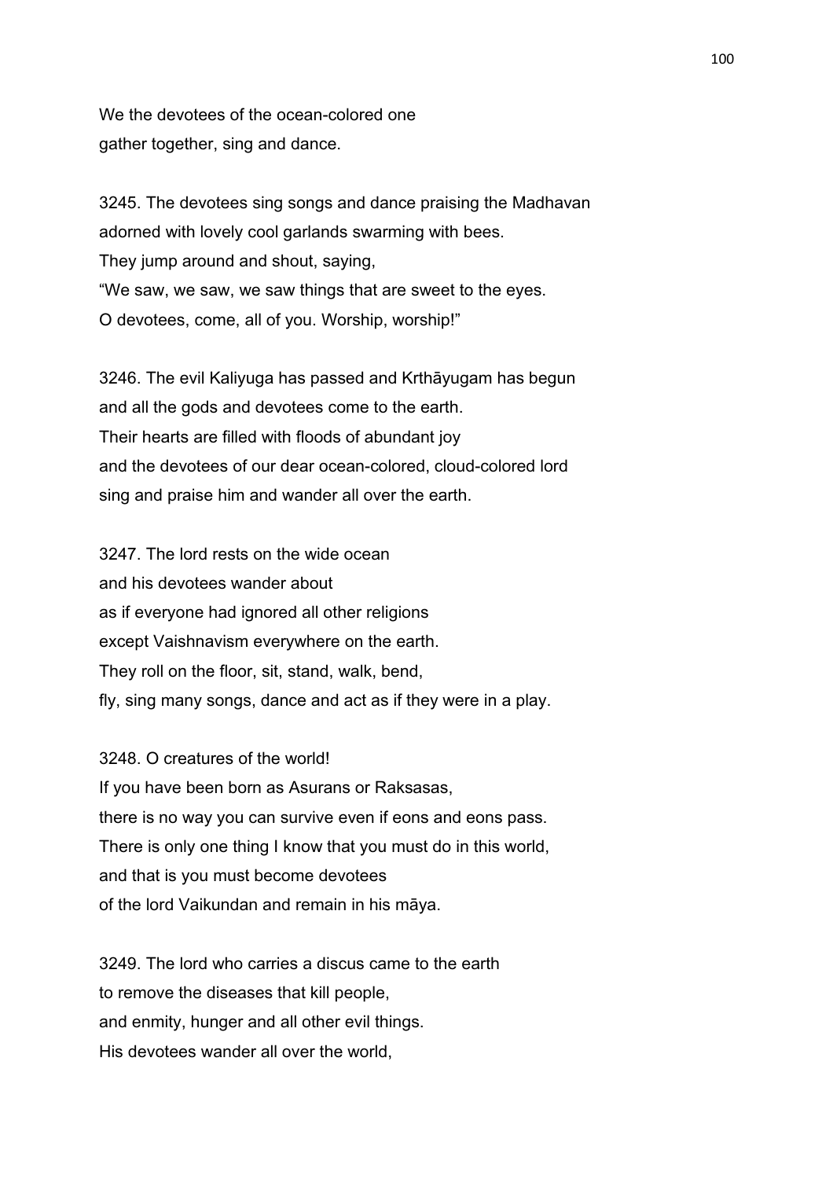We the devotees of the ocean-colored one
gather together, sing and dance.

3245. The devotees sing songs and dance praising the Madhavan
adorned with lovely cool garlands swarming with bees.
They jump around and shout, saying,
“We saw, we saw, we saw things that are sweet to the eyes.
O devotees, come, all of you. Worship, worship!”

3246. The evil Kaliyuga has passed and Krthāyugam has begun
and all the gods and devotees come to the earth.
Their hearts are filled with floods of abundant joy
and the devotees of our dear ocean-colored, cloud-colored lord
sing and praise him and wander all over the earth.

3247. The lord rests on the wide ocean
and his devotees wander about
as if everyone had ignored all other religions
except Vaishnavism everywhere on the earth.
They roll on the floor, sit, stand, walk, bend,
fly, sing many songs, dance and act as if they were in a play.

3248. O creatures of the world!
If you have been born as Asurans or Raksasas,
there is no way you can survive even if eons and eons pass.
There is only one thing I know that you must do in this world,
and that is you must become devotees
of the lord Vaikundan and remain in his māya.

3249. The lord who carries a discus came to the earth
to remove the diseases that kill people,
and enmity, hunger and all other evil things.
His devotees wander all over the world,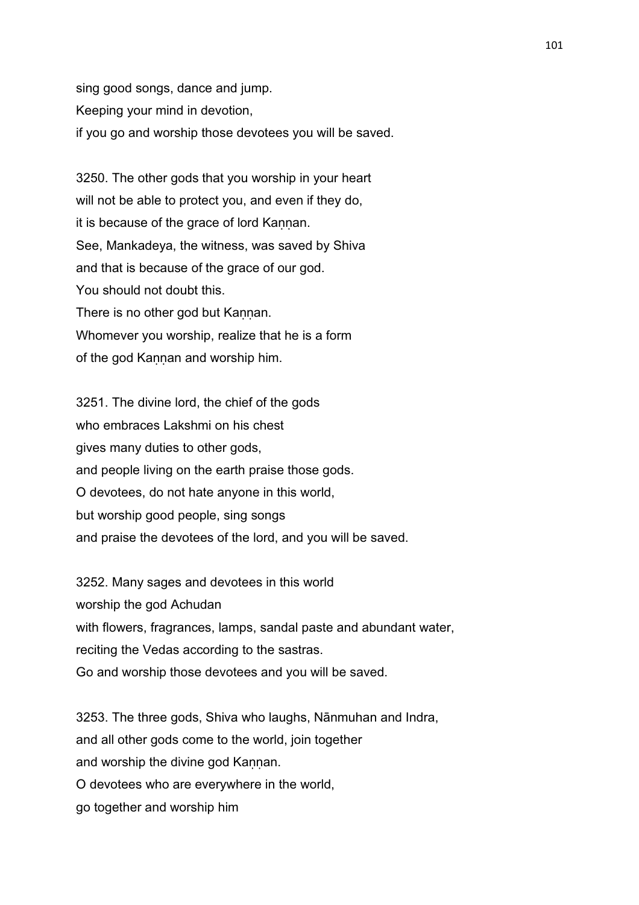sing good songs, dance and jump.
Keeping your mind in devotion,
if you go and worship those devotees you will be saved.

3250. The other gods that you worship in your heart
will not be able to protect you, and even if they do,
it is because of the grace of lord Kaṇṇan.
See, Mankadeya, the witness, was saved by Shiva
and that is because of the grace of our god.
You should not doubt this.
There is no other god but Kaṇṇan.
Whomever you worship, realize that he is a form
of the god Kaṇṇan and worship him.

3251. The divine lord, the chief of the gods
who embraces Lakshmi on his chest
gives many duties to other gods,
and people living on the earth praise those gods.
O devotees, do not hate anyone in this world,
but worship good people, sing songs
and praise the devotees of the lord, and you will be saved.

3252. Many sages and devotees in this world
worship the god Achudan
with flowers, fragrances, lamps, sandal paste and abundant water,
reciting the Vedas according to the sastras.
Go and worship those devotees and you will be saved.

3253. The three gods, Shiva who laughs, Nānmuhan and Indra,
and all other gods come to the world, join together
and worship the divine god Kaṇṇan.
O devotees who are everywhere in the world,
go together and worship him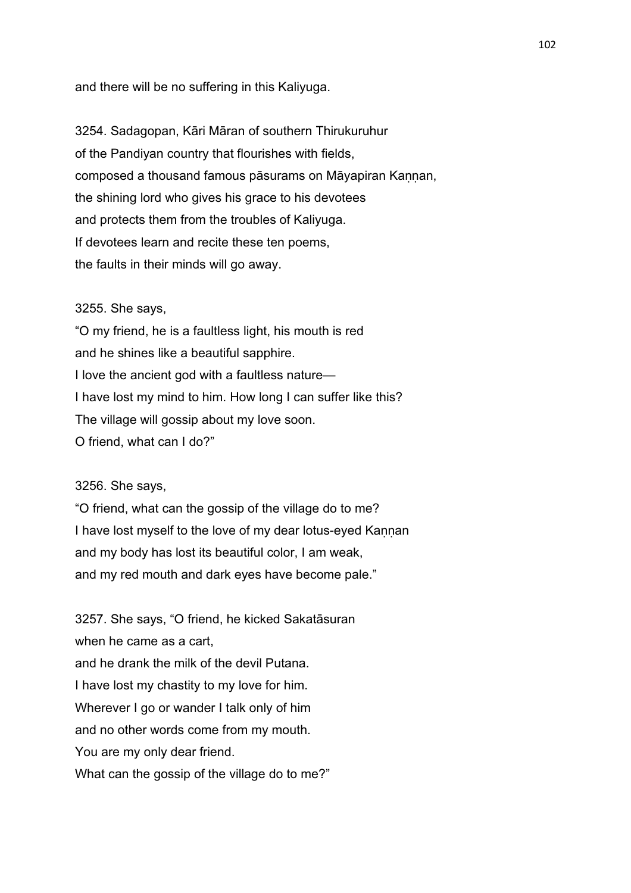and there will be no suffering in this Kaliyuga.

3254. Sadagopan, Kāri Māran of southern Thirukuruhur
of the Pandiyan country that flourishes with fields,
composed a thousand famous pāsurams on Māyapiran Kaṇṇan,
the shining lord who gives his grace to his devotees
and protects them from the troubles of Kaliyuga.
If devotees learn and recite these ten poems,
the faults in their minds will go away.

3255. She says,
"O my friend, he is a faultless light, his mouth is red
and he shines like a beautiful sapphire.
I love the ancient god with a faultless nature—
I have lost my mind to him. How long I can suffer like this?
The village will gossip about my love soon.
O friend, what can I do?"

3256. She says,
"O friend, what can the gossip of the village do to me?
I have lost myself to the love of my dear lotus-eyed Kaṇṇan
and my body has lost its beautiful color, I am weak,
and my red mouth and dark eyes have become pale."

3257. She says, "O friend, he kicked Sakatāsuran
when he came as a cart,
and he drank the milk of the devil Putana.
I have lost my chastity to my love for him.
Wherever I go or wander I talk only of him
and no other words come from my mouth.
You are my only dear friend.
What can the gossip of the village do to me?"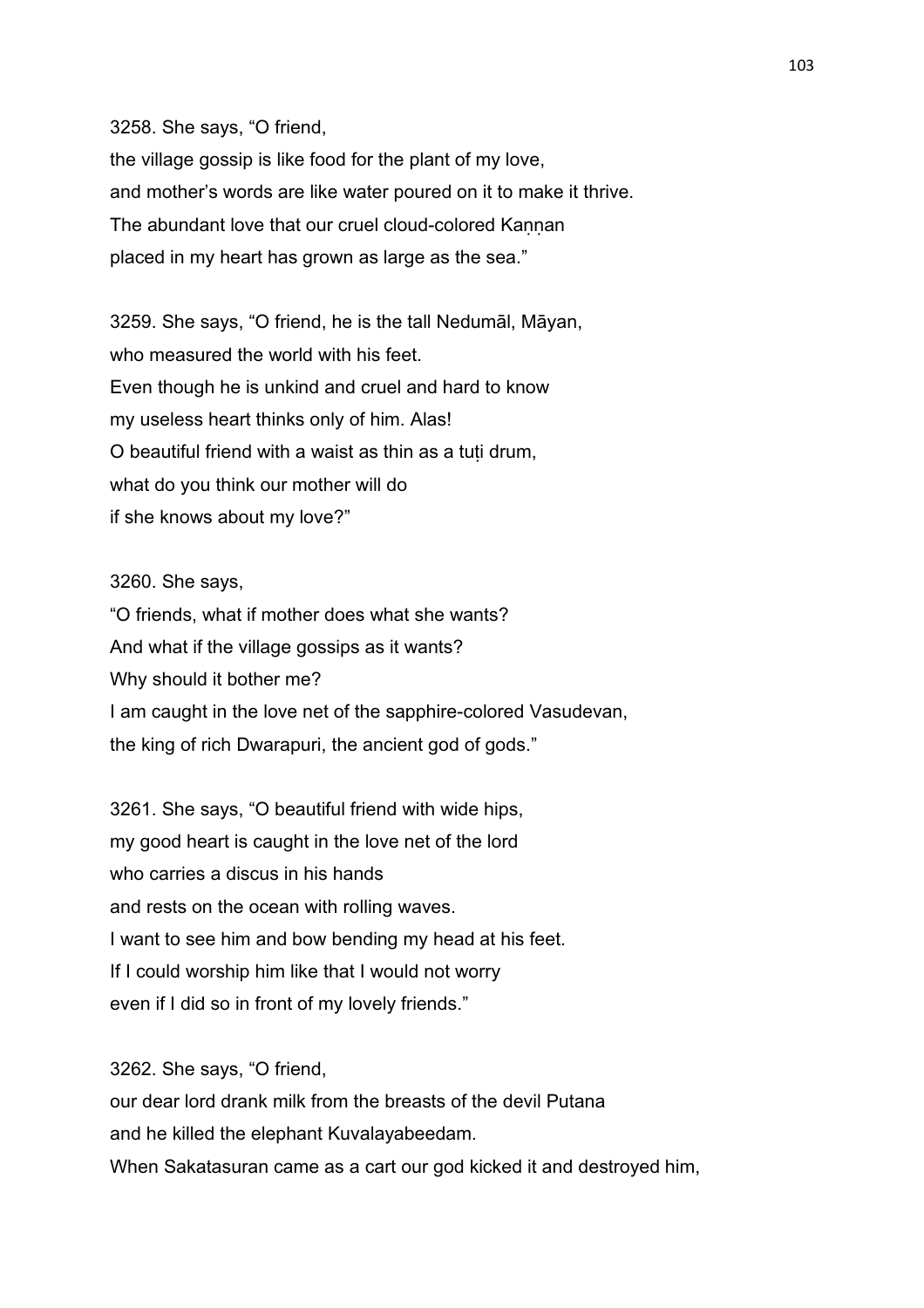3258. She says, "O friend,
the village gossip is like food for the plant of my love,
and mother's words are like water poured on it to make it thrive.
The abundant love that our cruel cloud-colored Kaṇṇan
placed in my heart has grown as large as the sea."

3259. She says, "O friend, he is the tall Nedumāl, Māyan,
who measured the world with his feet.
Even though he is unkind and cruel and hard to know
my useless heart thinks only of him. Alas!
O beautiful friend with a waist as thin as a tuṭi drum,
what do you think our mother will do
if she knows about my love?"

3260. She says,
"O friends, what if mother does what she wants?
And what if the village gossips as it wants?
Why should it bother me?
I am caught in the love net of the sapphire-colored Vasudevan,
the king of rich Dwarapuri, the ancient god of gods."

3261. She says, "O beautiful friend with wide hips,
my good heart is caught in the love net of the lord
who carries a discus in his hands
and rests on the ocean with rolling waves.
I want to see him and bow bending my head at his feet.
If I could worship him like that I would not worry
even if I did so in front of my lovely friends."

3262. She says, "O friend,
our dear lord drank milk from the breasts of the devil Putana
and he killed the elephant Kuvalayabeedam.
When Sakatasuran came as a cart our god kicked it and destroyed him,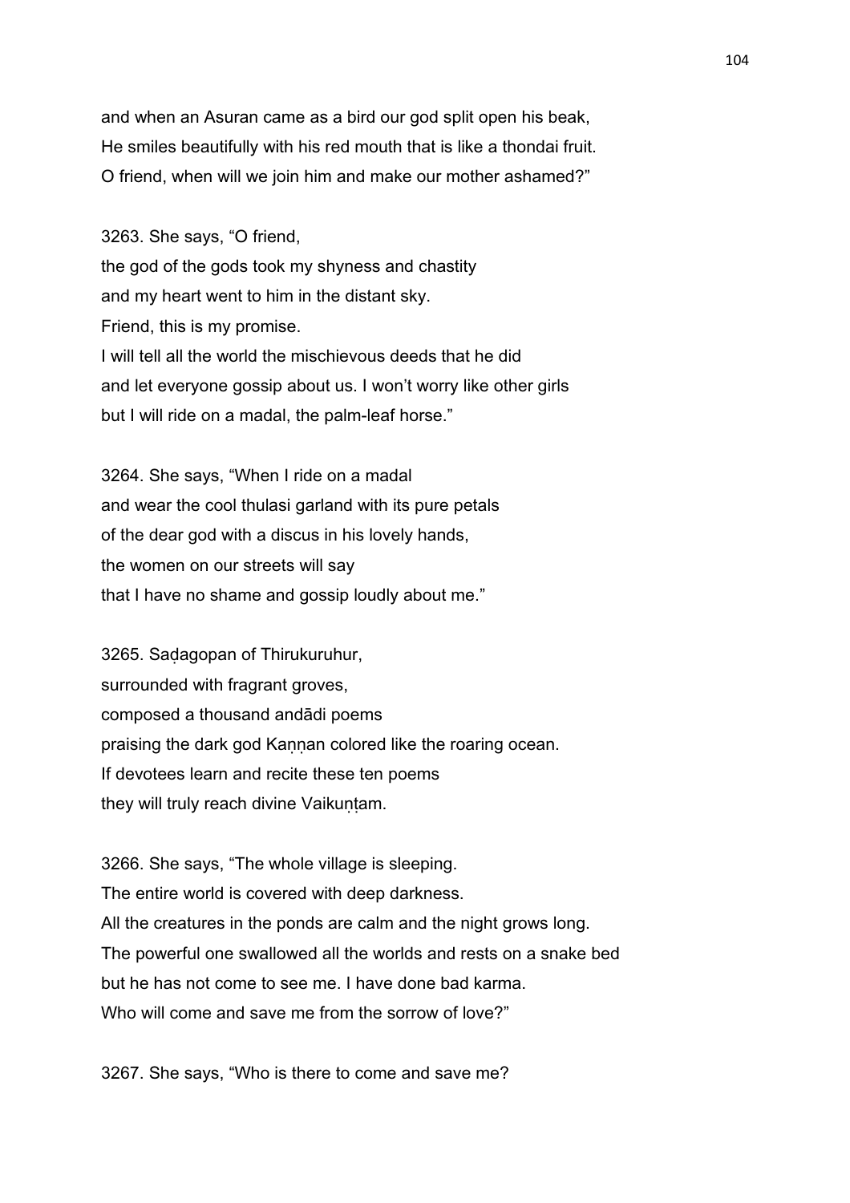and when an Asuran came as a bird our god split open his beak,
He smiles beautifully with his red mouth that is like a thondai fruit.
O friend, when will we join him and make our mother ashamed?"

3263. She says, "O friend,
the god of the gods took my shyness and chastity
and my heart went to him in the distant sky.
Friend, this is my promise.
I will tell all the world the mischievous deeds that he did
and let everyone gossip about us. I won't worry like other girls
but I will ride on a madal, the palm-leaf horse."

3264. She says, "When I ride on a madal
and wear the cool thulasi garland with its pure petals
of the dear god with a discus in his lovely hands,
the women on our streets will say
that I have no shame and gossip loudly about me."

3265. Saḍagopan of Thirukuruhur,
surrounded with fragrant groves,
composed a thousand andādi poems
praising the dark god Kaṇṇan colored like the roaring ocean.
If devotees learn and recite these ten poems
they will truly reach divine Vaikuṇṭam.

3266. She says, "The whole village is sleeping.
The entire world is covered with deep darkness.
All the creatures in the ponds are calm and the night grows long.
The powerful one swallowed all the worlds and rests on a snake bed
but he has not come to see me. I have done bad karma.
Who will come and save me from the sorrow of love?"

3267. She says, "Who is there to come and save me?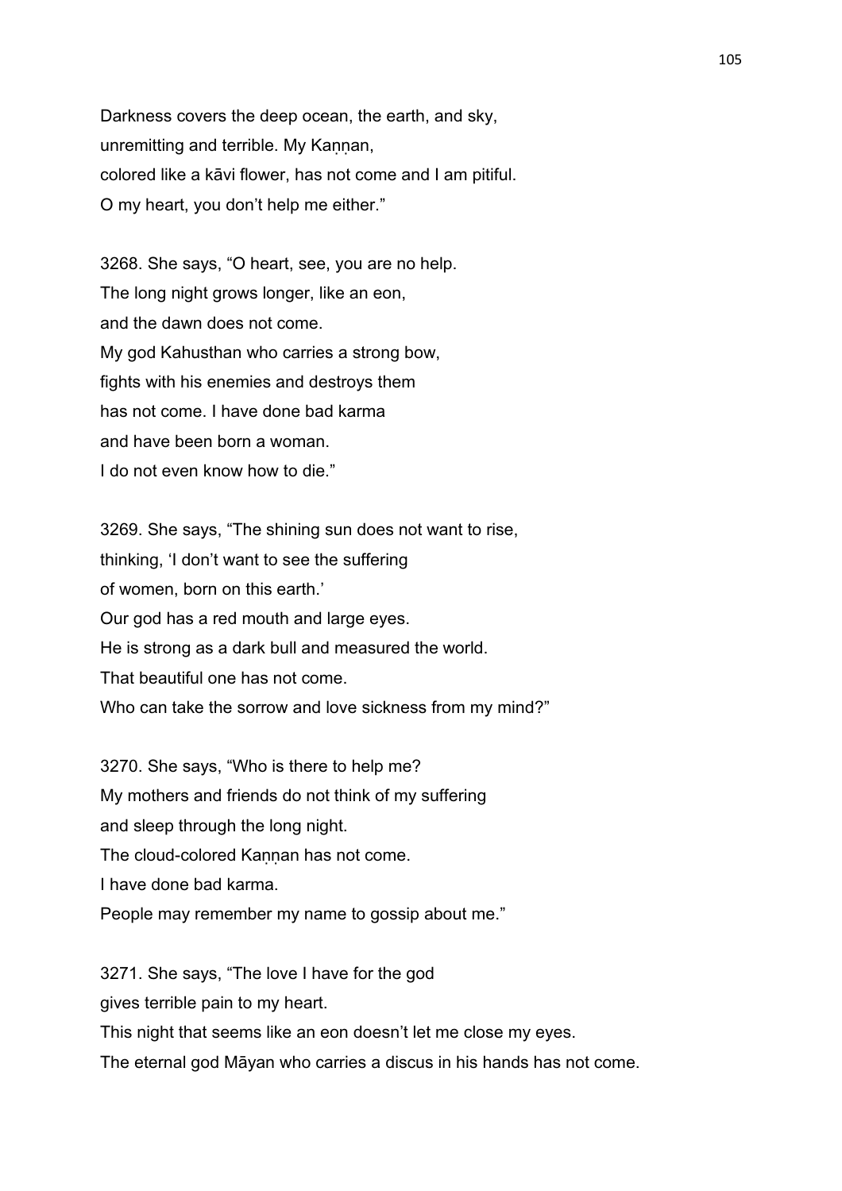Darkness covers the deep ocean, the earth, and sky,
unremitting and terrible. My Kaṇṇan,
colored like a kāvi flower, has not come and I am pitiful.
O my heart, you don't help me either."

3268. She says, "O heart, see, you are no help.
The long night grows longer, like an eon,
and the dawn does not come.
My god Kahusthan who carries a strong bow,
fights with his enemies and destroys them
has not come. I have done bad karma
and have been born a woman.
I do not even know how to die."

3269. She says, "The shining sun does not want to rise,
thinking, 'I don't want to see the suffering
of women, born on this earth.'
Our god has a red mouth and large eyes.
He is strong as a dark bull and measured the world.
That beautiful one has not come.
Who can take the sorrow and love sickness from my mind?"

3270. She says, "Who is there to help me?
My mothers and friends do not think of my suffering
and sleep through the long night.
The cloud-colored Kaṇṇan has not come.
I have done bad karma.
People may remember my name to gossip about me."

3271. She says, "The love I have for the god
gives terrible pain to my heart.
This night that seems like an eon doesn't let me close my eyes.
The eternal god Māyan who carries a discus in his hands has not come.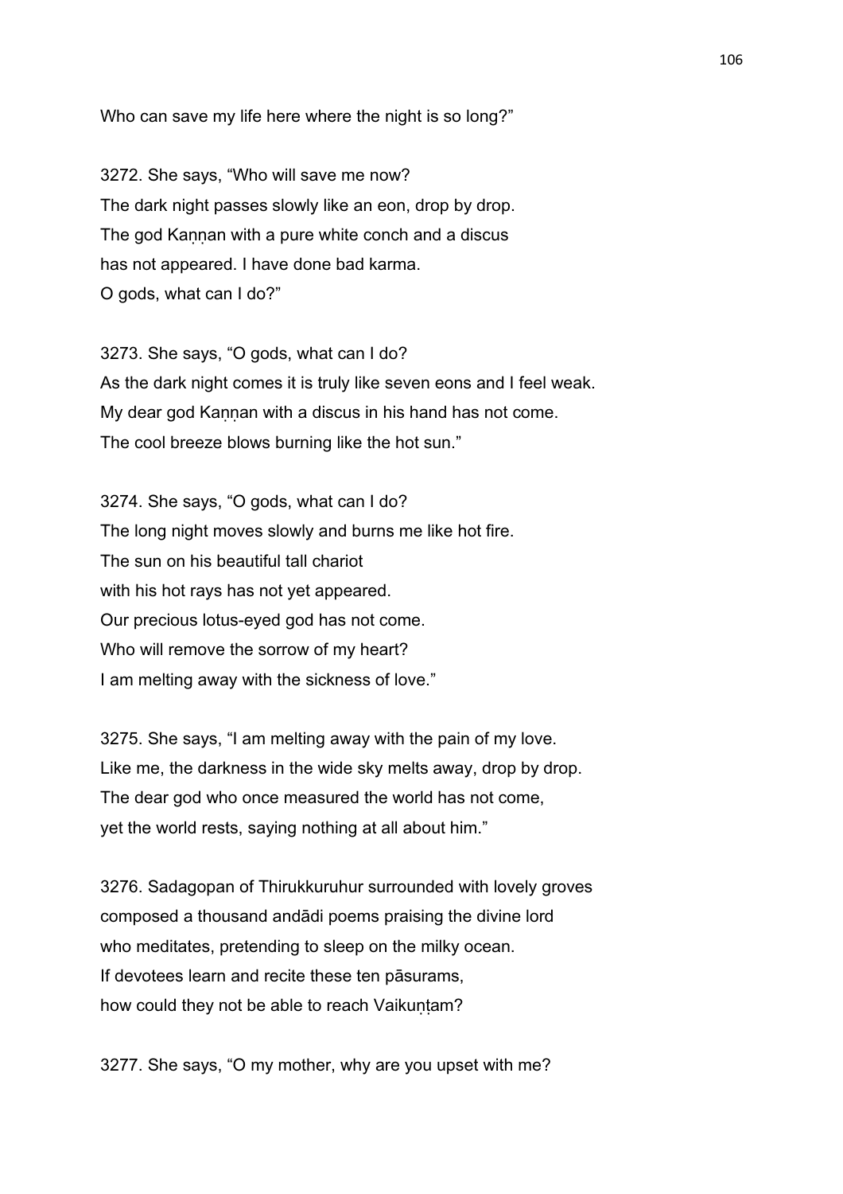Who can save my life here where the night is so long?”

3272. She says, “Who will save me now?
The dark night passes slowly like an eon, drop by drop.
The god Kaṇṇan with a pure white conch and a discus
has not appeared. I have done bad karma.
O gods, what can I do?”

3273. She says, “O gods, what can I do?
As the dark night comes it is truly like seven eons and I feel weak.
My dear god Kaṇṇan with a discus in his hand has not come.
The cool breeze blows burning like the hot sun.”

3274. She says, “O gods, what can I do?
The long night moves slowly and burns me like hot fire.
The sun on his beautiful tall chariot
with his hot rays has not yet appeared.
Our precious lotus-eyed god has not come.
Who will remove the sorrow of my heart?
I am melting away with the sickness of love.”

3275. She says, “I am melting away with the pain of my love.
Like me, the darkness in the wide sky melts away, drop by drop.
The dear god who once measured the world has not come,
yet the world rests, saying nothing at all about him.”

3276. Sadagopan of Thirukkuruhur surrounded with lovely groves
composed a thousand andādi poems praising the divine lord
who meditates, pretending to sleep on the milky ocean.
If devotees learn and recite these ten pāsurams,
how could they not be able to reach Vaikuṇṭam?

3277. She says, “O my mother, why are you upset with me?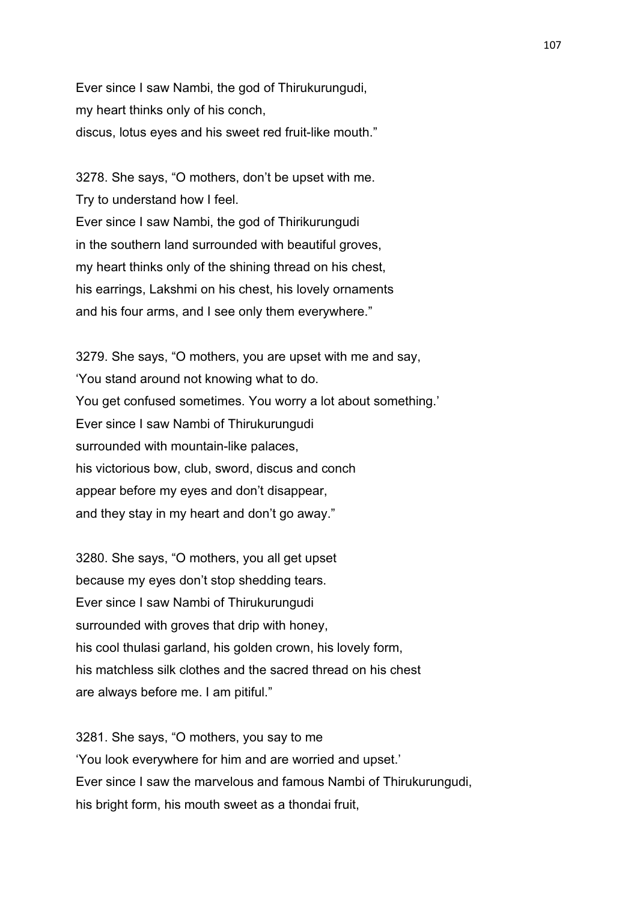Ever since I saw Nambi, the god of Thirukurungudi,
my heart thinks only of his conch,
discus, lotus eyes and his sweet red fruit-like mouth."

3278. She says, "O mothers, don't be upset with me.
Try to understand how I feel.
Ever since I saw Nambi, the god of Thirikurungudi
in the southern land surrounded with beautiful groves,
my heart thinks only of the shining thread on his chest,
his earrings, Lakshmi on his chest, his lovely ornaments
and his four arms, and I see only them everywhere."

3279. She says, "O mothers, you are upset with me and say,
'You stand around not knowing what to do.
You get confused sometimes. You worry a lot about something.'
Ever since I saw Nambi of Thirukurungudi
surrounded with mountain-like palaces,
his victorious bow, club, sword, discus and conch
appear before my eyes and don't disappear,
and they stay in my heart and don't go away."

3280. She says, "O mothers, you all get upset
because my eyes don't stop shedding tears.
Ever since I saw Nambi of Thirukurungudi
surrounded with groves that drip with honey,
his cool thulasi garland, his golden crown, his lovely form,
his matchless silk clothes and the sacred thread on his chest
are always before me. I am pitiful."

3281. She says, "O mothers, you say to me
'You look everywhere for him and are worried and upset.'
Ever since I saw the marvelous and famous Nambi of Thirukurungudi,
his bright form, his mouth sweet as a thondai fruit,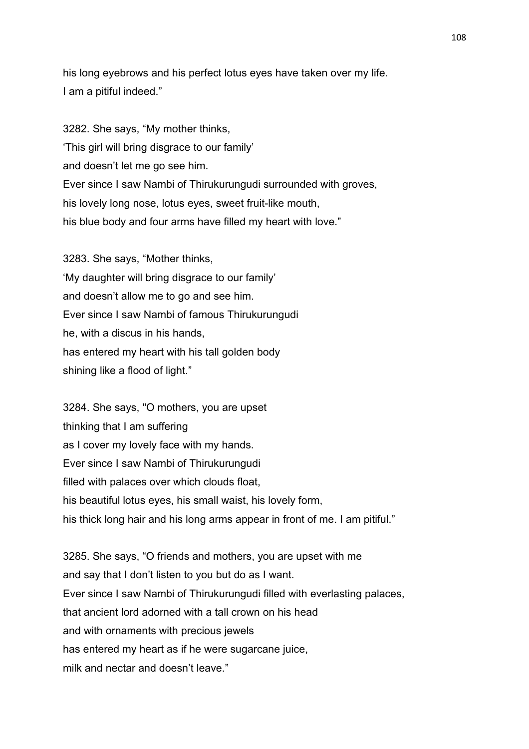his long eyebrows and his perfect lotus eyes have taken over my life.
I am a pitiful indeed."

3282. She says, "My mother thinks,
'This girl will bring disgrace to our family'
and doesn't let me go see him.
Ever since I saw Nambi of Thirukurungudi surrounded with groves,
his lovely long nose, lotus eyes, sweet fruit-like mouth,
his blue body and four arms have filled my heart with love."

3283. She says, "Mother thinks,
'My daughter will bring disgrace to our family'
and doesn't allow me to go and see him.
Ever since I saw Nambi of famous Thirukurungudi
he, with a discus in his hands,
has entered my heart with his tall golden body
shining like a flood of light."

3284. She says, "O mothers, you are upset
thinking that I am suffering
as I cover my lovely face with my hands.
Ever since I saw Nambi of Thirukurungudi
filled with palaces over which clouds float,
his beautiful lotus eyes, his small waist, his lovely form,
his thick long hair and his long arms appear in front of me. I am pitiful."

3285. She says, "O friends and mothers, you are upset with me
and say that I don't listen to you but do as I want.
Ever since I saw Nambi of Thirukurungudi filled with everlasting palaces,
that ancient lord adorned with a tall crown on his head
and with ornaments with precious jewels
has entered my heart as if he were sugarcane juice,
milk and nectar and doesn't leave."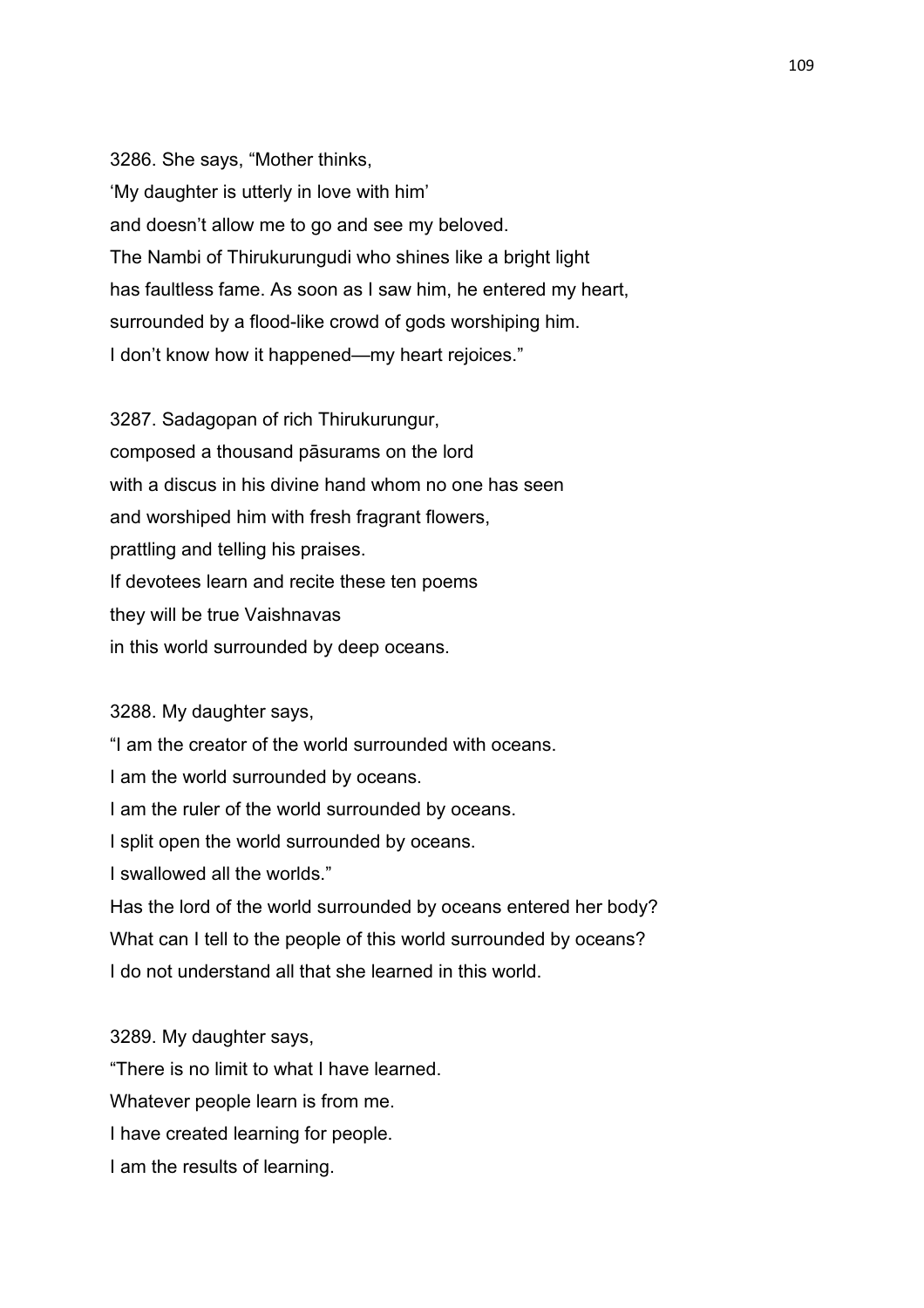3286. She says, “Mother thinks,
‘My daughter is utterly in love with him’
and doesn’t allow me to go and see my beloved.
The Nambi of Thirukurungudi who shines like a bright light
has faultless fame. As soon as I saw him, he entered my heart,
surrounded by a flood-like crowd of gods worshiping him.
I don’t know how it happened—my heart rejoices.”

3287. Sadagopan of rich Thirukurungur,
composed a thousand pāsurams on the lord
with a discus in his divine hand whom no one has seen
and worshiped him with fresh fragrant flowers,
prattling and telling his praises.
If devotees learn and recite these ten poems
they will be true Vaishnavas
in this world surrounded by deep oceans.

3288. My daughter says,
“I am the creator of the world surrounded with oceans.
I am the world surrounded by oceans.
I am the ruler of the world surrounded by oceans.
I split open the world surrounded by oceans.
I swallowed all the worlds.”
Has the lord of the world surrounded by oceans entered her body?
What can I tell to the people of this world surrounded by oceans?
I do not understand all that she learned in this world.

3289. My daughter says,
“There is no limit to what I have learned.
Whatever people learn is from me.
I have created learning for people.
I am the results of learning.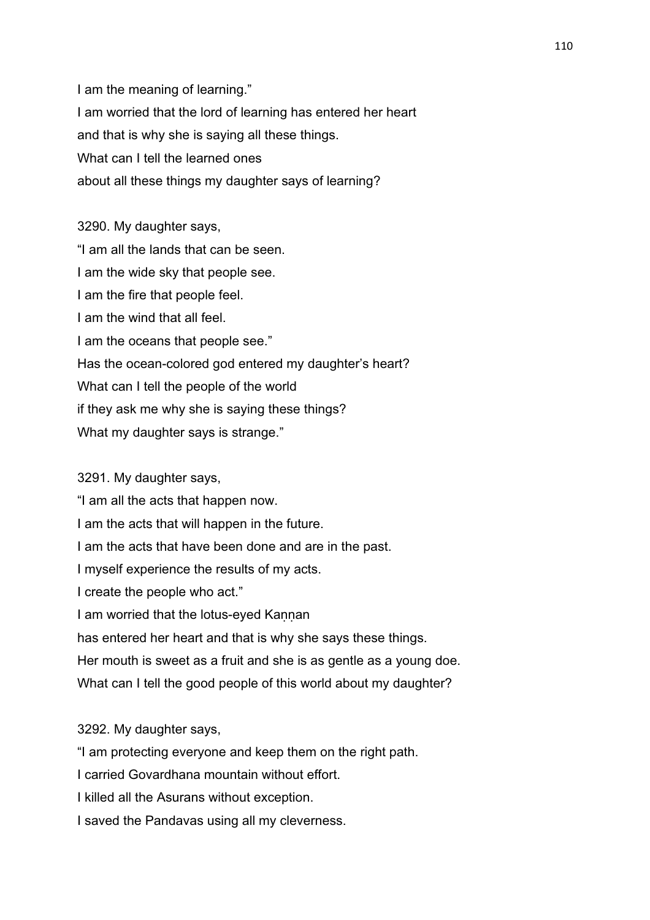I am the meaning of learning."

I am worried that the lord of learning has entered her heart
and that is why she is saying all these things.
What can I tell the learned ones
about all these things my daughter says of learning?

3290. My daughter says,
"I am all the lands that can be seen.
I am the wide sky that people see.
I am the fire that people feel.
I am the wind that all feel.
I am the oceans that people see."
Has the ocean-colored god entered my daughter's heart?
What can I tell the people of the world
if they ask me why she is saying these things?
What my daughter says is strange."

3291. My daughter says,
"I am all the acts that happen now.
I am the acts that will happen in the future.
I am the acts that have been done and are in the past.
I myself experience the results of my acts.
I create the people who act."
I am worried that the lotus-eyed Kaṇṇan
has entered her heart and that is why she says these things.
Her mouth is sweet as a fruit and she is as gentle as a young doe.
What can I tell the good people of this world about my daughter?

3292. My daughter says,
"I am protecting everyone and keep them on the right path.
I carried Govardhana mountain without effort.
I killed all the Asurans without exception.
I saved the Pandavas using all my cleverness.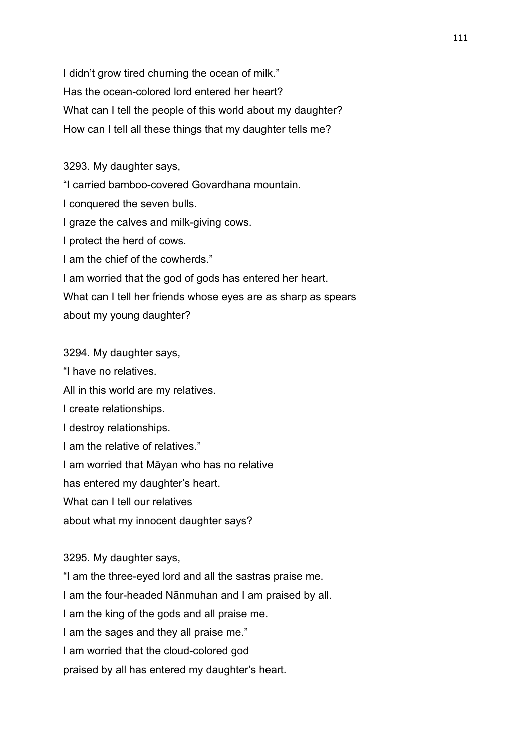I didn't grow tired churning the ocean of milk."
Has the ocean-colored lord entered her heart?
What can I tell the people of this world about my daughter?
How can I tell all these things that my daughter tells me?

3293. My daughter says,
"I carried bamboo-covered Govardhana mountain.
I conquered the seven bulls.
I graze the calves and milk-giving cows.
I protect the herd of cows.
I am the chief of the cowherds."
I am worried that the god of gods has entered her heart.
What can I tell her friends whose eyes are as sharp as spears
about my young daughter?

3294. My daughter says,
"I have no relatives.
All in this world are my relatives.
I create relationships.
I destroy relationships.
I am the relative of relatives."
I am worried that Māyan who has no relative
has entered my daughter's heart.
What can I tell our relatives
about what my innocent daughter says?

3295. My daughter says,
"I am the three-eyed lord and all the sastras praise me.
I am the four-headed Nānmuhan and I am praised by all.
I am the king of the gods and all praise me.
I am the sages and they all praise me."
I am worried that the cloud-colored god
praised by all has entered my daughter's heart.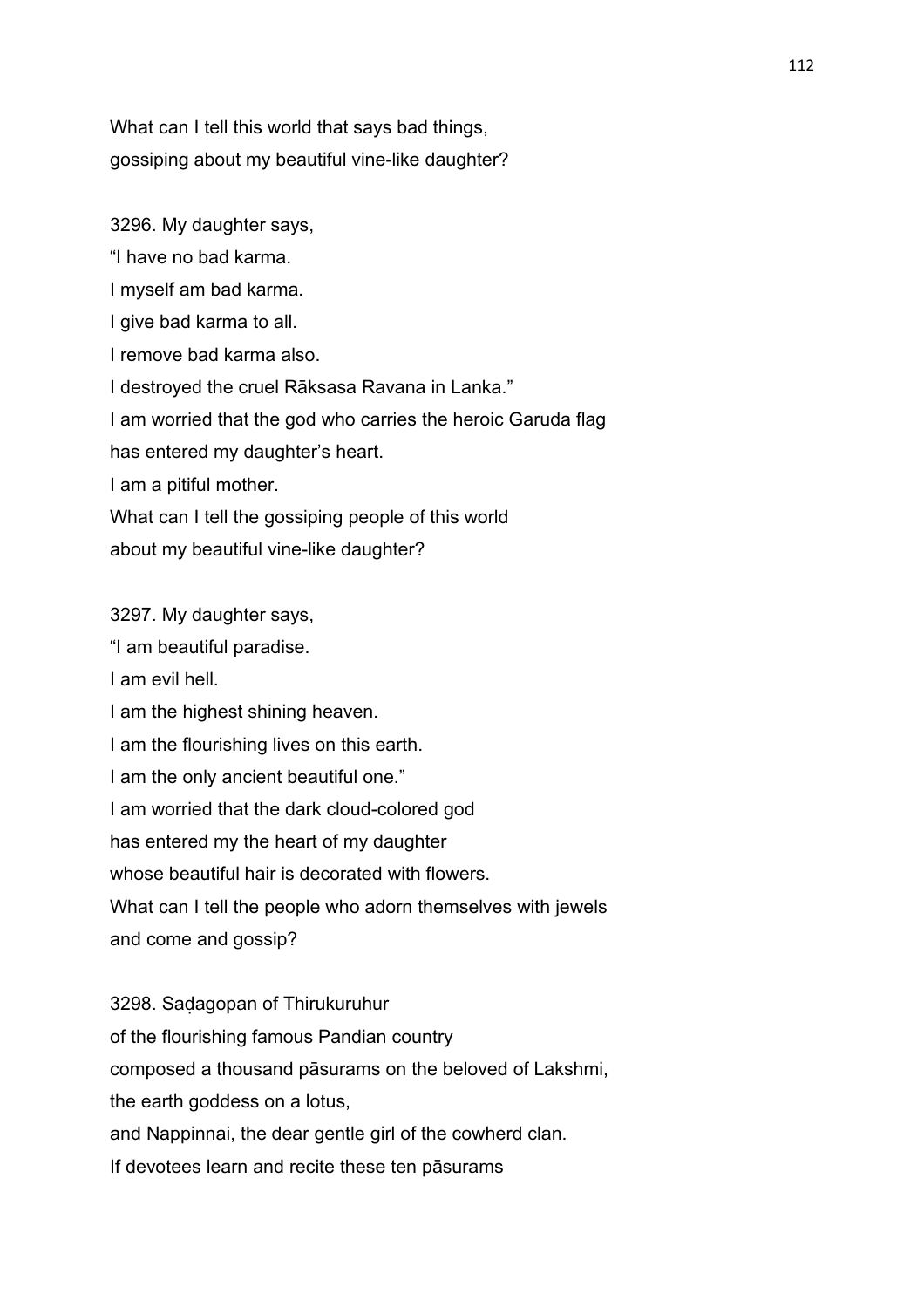What can I tell this world that says bad things,
gossiping about my beautiful vine-like daughter?

3296. My daughter says,
"I have no bad karma.
I myself am bad karma.
I give bad karma to all.
I remove bad karma also.
I destroyed the cruel Rāksasa Ravana in Lanka."
I am worried that the god who carries the heroic Garuda flag
has entered my daughter's heart.
I am a pitiful mother.
What can I tell the gossiping people of this world
about my beautiful vine-like daughter?

3297. My daughter says,
"I am beautiful paradise.
I am evil hell.
I am the highest shining heaven.
I am the flourishing lives on this earth.
I am the only ancient beautiful one."
I am worried that the dark cloud-colored god
has entered my the heart of my daughter
whose beautiful hair is decorated with flowers.
What can I tell the people who adorn themselves with jewels
and come and gossip?

3298. Saḍagopan of Thirukuruhur
of the flourishing famous Pandian country
composed a thousand pāsurams on the beloved of Lakshmi,
the earth goddess on a lotus,
and Nappinnai, the dear gentle girl of the cowherd clan.
If devotees learn and recite these ten pāsurams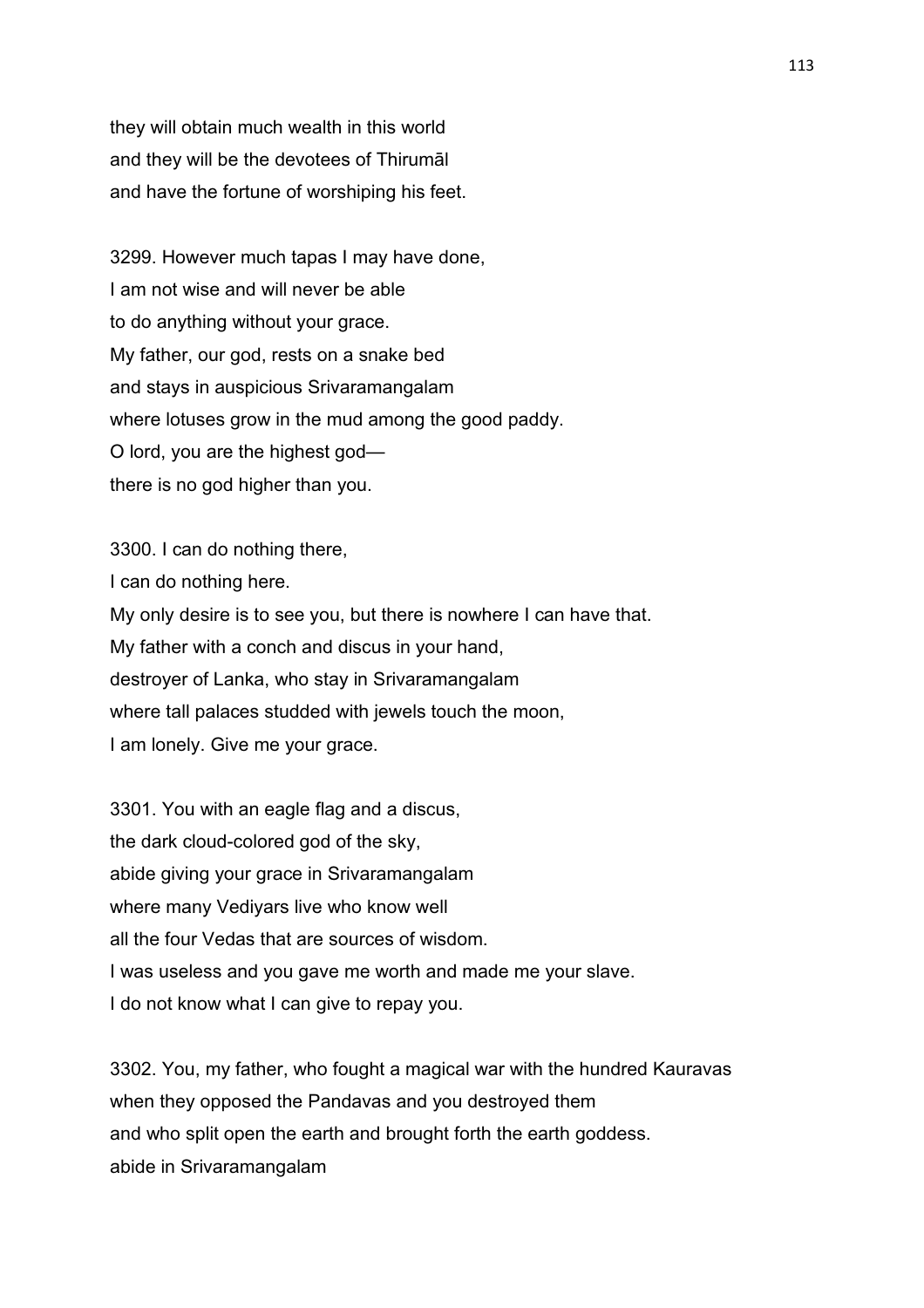they will obtain much wealth in this world
and they will be the devotees of Thirumāl
and have the fortune of worshiping his feet.

3299. However much tapas I may have done,
I am not wise and will never be able
to do anything without your grace.
My father, our god, rests on a snake bed
and stays in auspicious Srivaramangalam
where lotuses grow in the mud among the good paddy.
O lord, you are the highest god—
there is no god higher than you.

3300. I can do nothing there,
I can do nothing here.
My only desire is to see you, but there is nowhere I can have that.
My father with a conch and discus in your hand,
destroyer of Lanka, who stay in Srivaramangalam
where tall palaces studded with jewels touch the moon,
I am lonely. Give me your grace.

3301. You with an eagle flag and a discus,
the dark cloud-colored god of the sky,
abide giving your grace in Srivaramangalam
where many Vediyars live who know well
all the four Vedas that are sources of wisdom.
I was useless and you gave me worth and made me your slave.
I do not know what I can give to repay you.

3302. You, my father, who fought a magical war with the hundred Kauravas
when they opposed the Pandavas and you destroyed them
and who split open the earth and brought forth the earth goddess.
abide in Srivaramangalam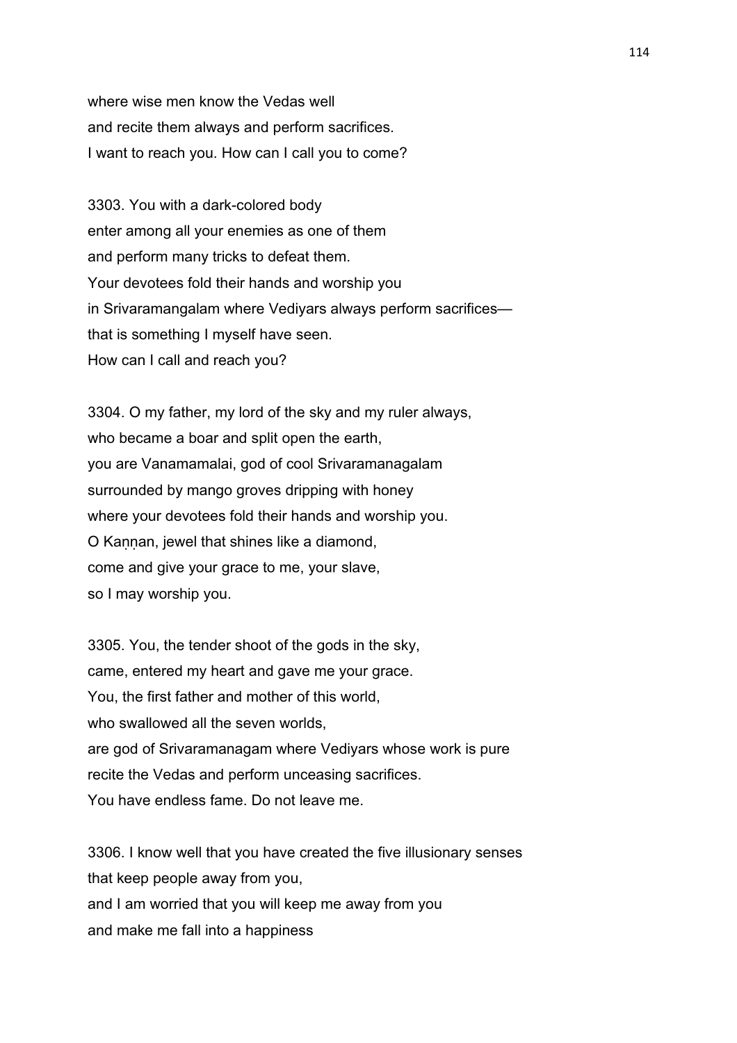where wise men know the Vedas well
and recite them always and perform sacrifices.
I want to reach you. How can I call you to come?

3303. You with a dark-colored body
enter among all your enemies as one of them
and perform many tricks to defeat them.
Your devotees fold their hands and worship you
in Srivaramangalam where Vediyars always perform sacrifices—
that is something I myself have seen.
How can I call and reach you?

3304. O my father, my lord of the sky and my ruler always,
who became a boar and split open the earth,
you are Vanamamalai, god of cool Srivaramanagalam
surrounded by mango groves dripping with honey
where your devotees fold their hands and worship you.
O Kaṇṇan, jewel that shines like a diamond,
come and give your grace to me, your slave,
so I may worship you.

3305. You, the tender shoot of the gods in the sky,
came, entered my heart and gave me your grace.
You, the first father and mother of this world,
who swallowed all the seven worlds,
are god of Srivaramanagam where Vediyars whose work is pure
recite the Vedas and perform unceasing sacrifices.
You have endless fame. Do not leave me.

3306. I know well that you have created the five illusionary senses
that keep people away from you,
and I am worried that you will keep me away from you
and make me fall into a happiness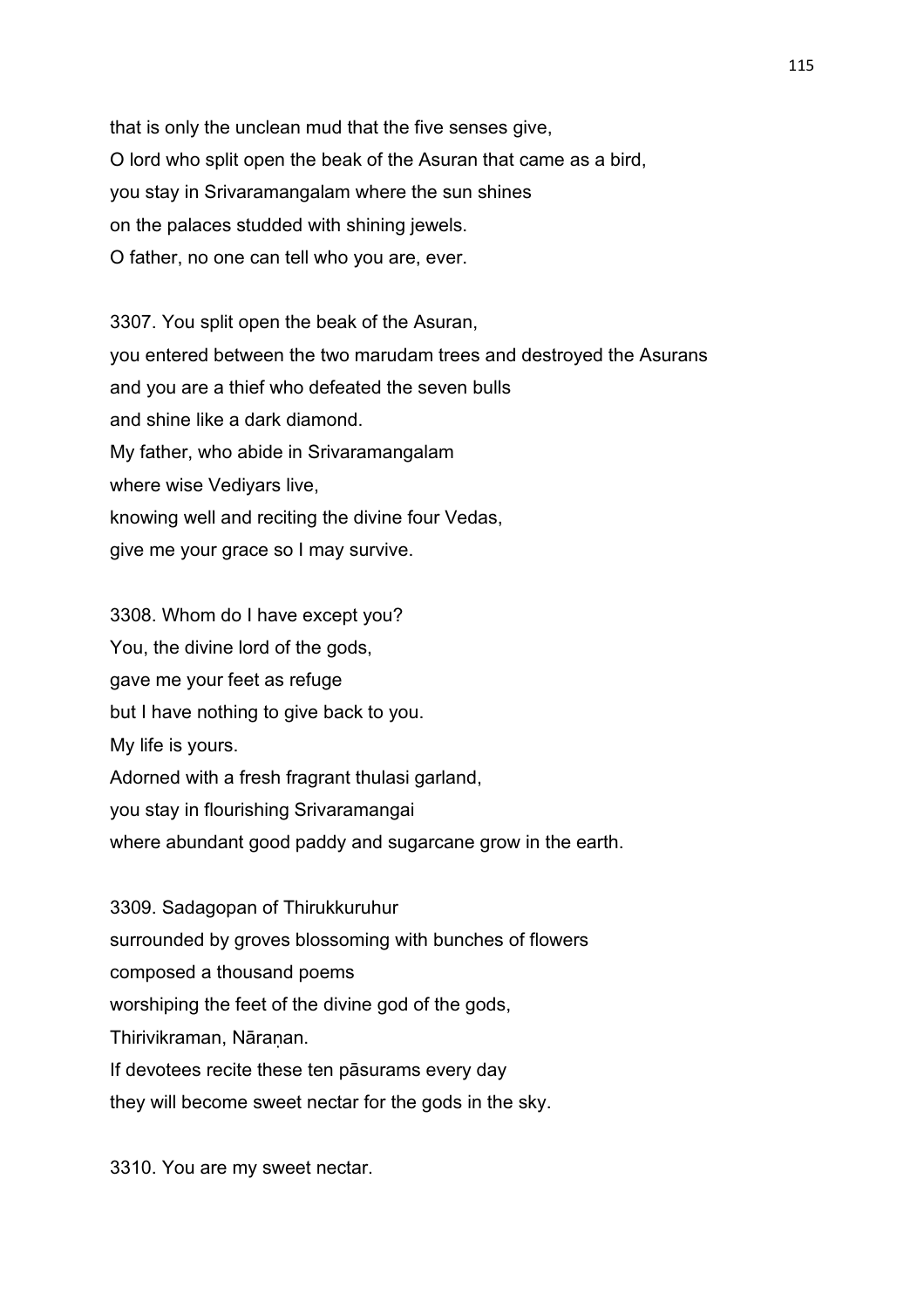that is only the unclean mud that the five senses give,
O lord who split open the beak of the Asuran that came as a bird,
you stay in Srivaramangalam where the sun shines
on the palaces studded with shining jewels.
O father, no one can tell who you are, ever.

3307. You split open the beak of the Asuran,
you entered between the two marudam trees and destroyed the Asurans
and you are a thief who defeated the seven bulls
and shine like a dark diamond.
My father, who abide in Srivaramangalam
where wise Vediyars live,
knowing well and reciting the divine four Vedas,
give me your grace so I may survive.

3308. Whom do I have except you?
You, the divine lord of the gods,
gave me your feet as refuge
but I have nothing to give back to you.
My life is yours.
Adorned with a fresh fragrant thulasi garland,
you stay in flourishing Srivaramangai
where abundant good paddy and sugarcane grow in the earth.

3309. Sadagopan of Thirukkuruhur
surrounded by groves blossoming with bunches of flowers
composed a thousand poems
worshiping the feet of the divine god of the gods,
Thirivikraman, Nāraṇan.
If devotees recite these ten pāsurams every day
they will become sweet nectar for the gods in the sky.

3310. You are my sweet nectar.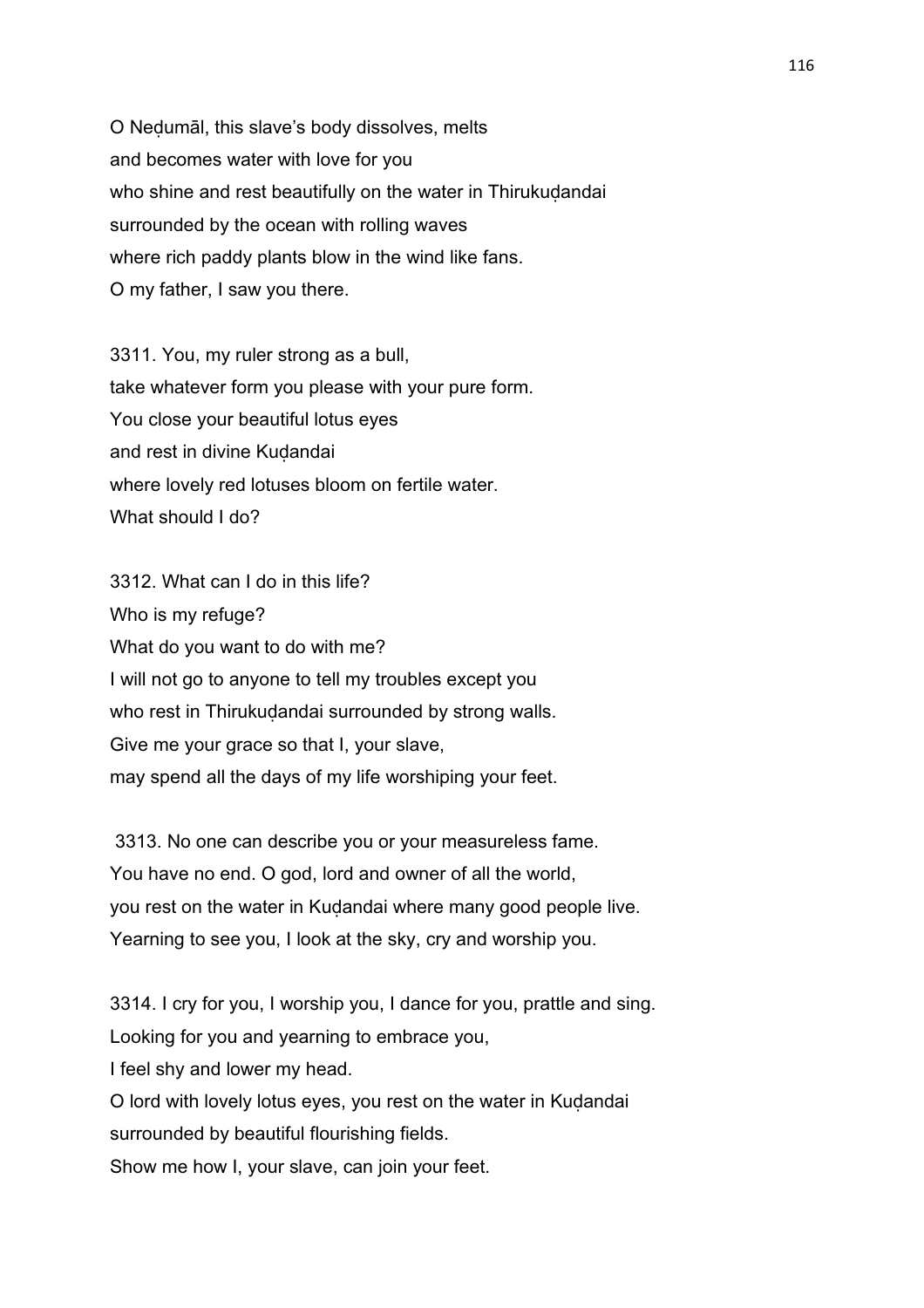O Neḍumāl, this slave's body dissolves, melts
and becomes water with love for you
who shine and rest beautifully on the water in Thirukuḍandai
surrounded by the ocean with rolling waves
where rich paddy plants blow in the wind like fans.
O my father, I saw you there.

3311. You, my ruler strong as a bull,
take whatever form you please with your pure form.
You close your beautiful lotus eyes
and rest in divine Kuḍandai
where lovely red lotuses bloom on fertile water.
What should I do?

3312. What can I do in this life?
Who is my refuge?
What do you want to do with me?
I will not go to anyone to tell my troubles except you
who rest in Thirukuḍandai surrounded by strong walls.
Give me your grace so that I, your slave,
may spend all the days of my life worshiping your feet.

3313. No one can describe you or your measureless fame.
You have no end. O god, lord and owner of all the world,
you rest on the water in Kuḍandai where many good people live.
Yearning to see you, I look at the sky, cry and worship you.

3314. I cry for you, I worship you, I dance for you, prattle and sing.
Looking for you and yearning to embrace you,
I feel shy and lower my head.
O lord with lovely lotus eyes, you rest on the water in Kuḍandai
surrounded by beautiful flourishing fields.
Show me how I, your slave, can join your feet.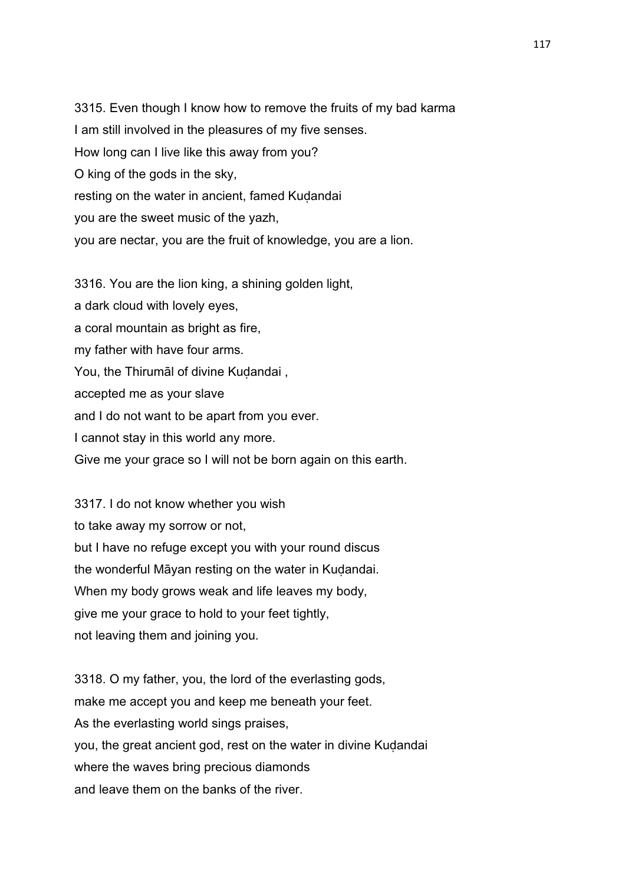3315. Even though I know how to remove the fruits of my bad karma
I am still involved in the pleasures of my five senses.
How long can I live like this away from you?
O king of the gods in the sky,
resting on the water in ancient, famed Kuḍandai
you are the sweet music of the yazh,
you are nectar, you are the fruit of knowledge, you are a lion.

3316. You are the lion king, a shining golden light,
a dark cloud with lovely eyes,
a coral mountain as bright as fire,
my father with have four arms.
You, the Thirumāl of divine Kuḍandai ,
accepted me as your slave
and I do not want to be apart from you ever.
I cannot stay in this world any more.
Give me your grace so I will not be born again on this earth.

3317. I do not know whether you wish
to take away my sorrow or not,
but I have no refuge except you with your round discus
the wonderful Māyan resting on the water in Kuḍandai.
When my body grows weak and life leaves my body,
give me your grace to hold to your feet tightly,
not leaving them and joining you.

3318. O my father, you, the lord of the everlasting gods,
make me accept you and keep me beneath your feet.
As the everlasting world sings praises,
you, the great ancient god, rest on the water in divine Kuḍandai
where the waves bring precious diamonds
and leave them on the banks of the river.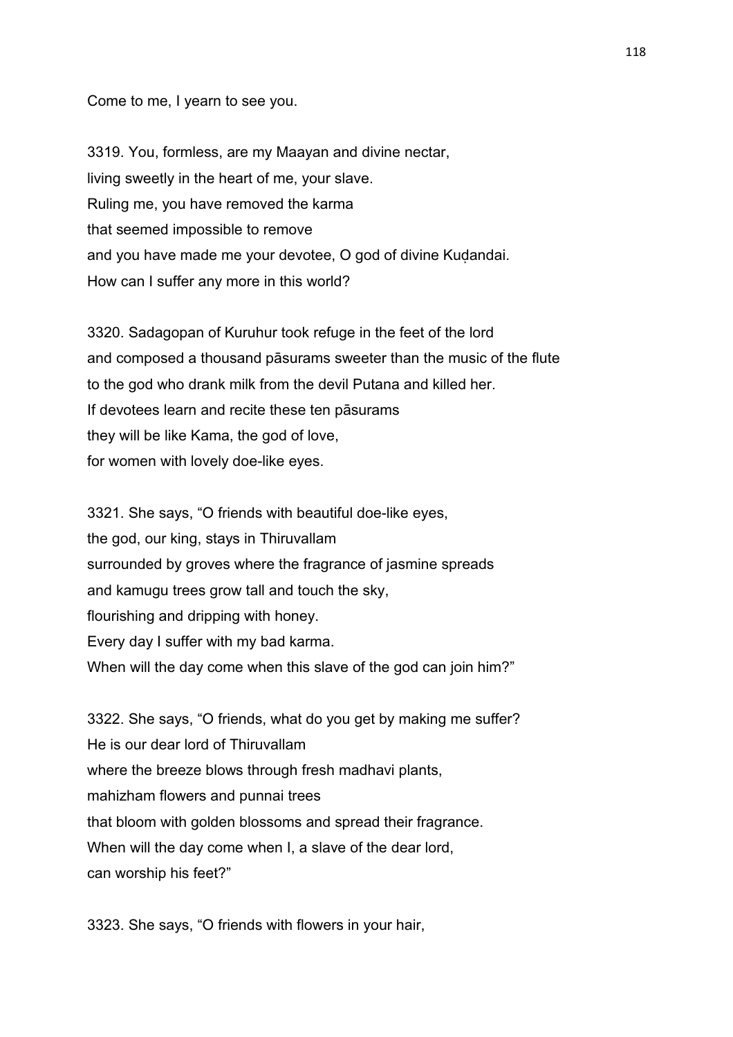Come to me, I yearn to see you.

3319. You, formless, are my Maayan and divine nectar,
living sweetly in the heart of me, your slave.
Ruling me, you have removed the karma
that seemed impossible to remove
and you have made me your devotee, O god of divine Kuḍandai.
How can I suffer any more in this world?

3320. Sadagopan of Kuruhur took refuge in the feet of the lord
and composed a thousand pāsurams sweeter than the music of the flute
to the god who drank milk from the devil Putana and killed her.
If devotees learn and recite these ten pāsurams
they will be like Kama, the god of love,
for women with lovely doe-like eyes.

3321. She says, "O friends with beautiful doe-like eyes,
the god, our king, stays in Thiruvallam
surrounded by groves where the fragrance of jasmine spreads
and kamugu trees grow tall and touch the sky,
flourishing and dripping with honey.
Every day I suffer with my bad karma.
When will the day come when this slave of the god can join him?"

3322. She says, "O friends, what do you get by making me suffer?
He is our dear lord of Thiruvallam
where the breeze blows through fresh madhavi plants,
mahizham flowers and punnai trees
that bloom with golden blossoms and spread their fragrance.
When will the day come when I, a slave of the dear lord,
can worship his feet?"

3323. She says, "O friends with flowers in your hair,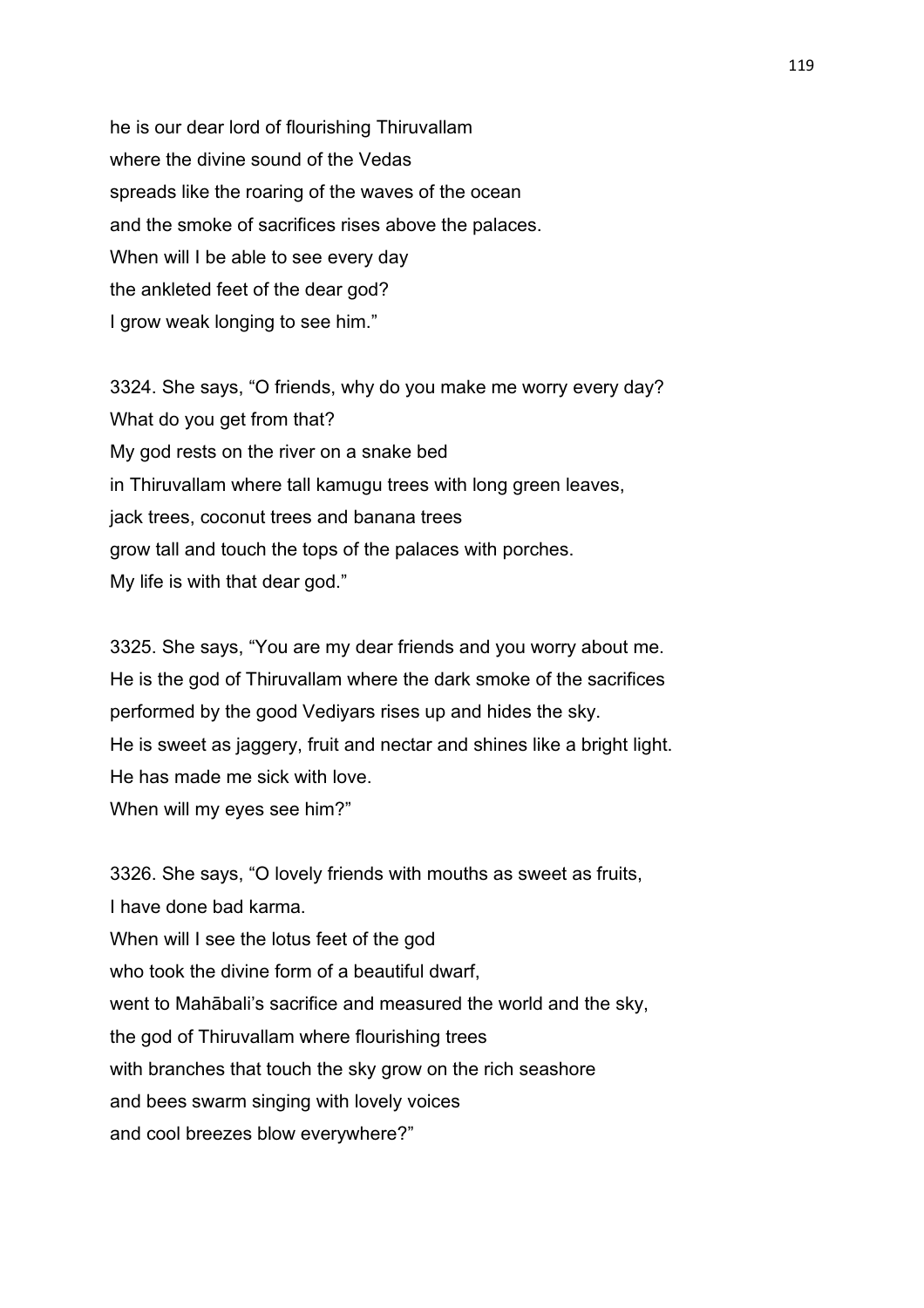he is our dear lord of flourishing Thiruvallam
where the divine sound of the Vedas
spreads like the roaring of the waves of the ocean
and the smoke of sacrifices rises above the palaces.
When will I be able to see every day
the ankleted feet of the dear god?
I grow weak longing to see him."

3324. She says, "O friends, why do you make me worry every day?
What do you get from that?
My god rests on the river on a snake bed
in Thiruvallam where tall kamugu trees with long green leaves,
jack trees, coconut trees and banana trees
grow tall and touch the tops of the palaces with porches.
My life is with that dear god."

3325. She says, "You are my dear friends and you worry about me.
He is the god of Thiruvallam where the dark smoke of the sacrifices
performed by the good Vediyars rises up and hides the sky.
He is sweet as jaggery, fruit and nectar and shines like a bright light.
He has made me sick with love.
When will my eyes see him?"

3326. She says, "O lovely friends with mouths as sweet as fruits,
I have done bad karma.
When will I see the lotus feet of the god
who took the divine form of a beautiful dwarf,
went to Mahābali's sacrifice and measured the world and the sky,
the god of Thiruvallam where flourishing trees
with branches that touch the sky grow on the rich seashore
and bees swarm singing with lovely voices
and cool breezes blow everywhere?"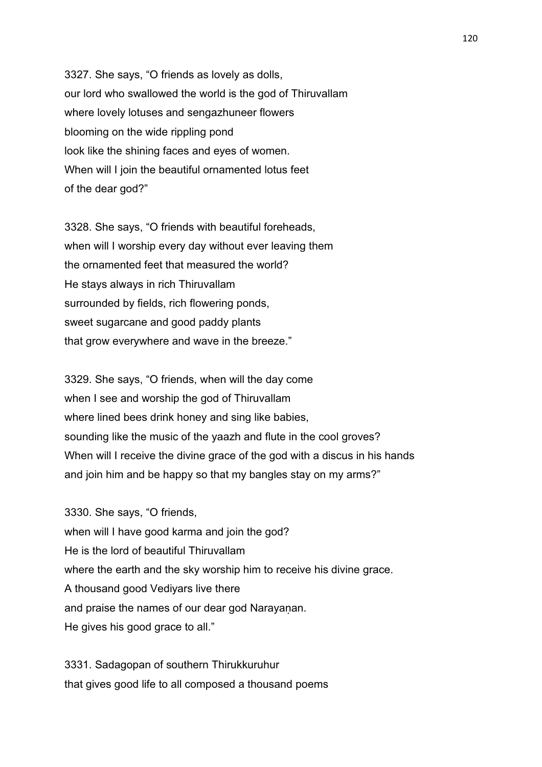3327. She says, “O friends as lovely as dolls,
our lord who swallowed the world is the god of Thiruvallam
where lovely lotuses and sengazhuneer flowers
blooming on the wide rippling pond
look like the shining faces and eyes of women.
When will I join the beautiful ornamented lotus feet
of the dear god?”

3328. She says, “O friends with beautiful foreheads,
when will I worship every day without ever leaving them
the ornamented feet that measured the world?
He stays always in rich Thiruvallam
surrounded by fields, rich flowering ponds,
sweet sugarcane and good paddy plants
that grow everywhere and wave in the breeze.”

3329. She says, “O friends, when will the day come
when I see and worship the god of Thiruvallam
where lined bees drink honey and sing like babies,
sounding like the music of the yaazh and flute in the cool groves?
When will I receive the divine grace of the god with a discus in his hands
and join him and be happy so that my bangles stay on my arms?”

3330. She says, “O friends,
when will I have good karma and join the god?
He is the lord of beautiful Thiruvallam
where the earth and the sky worship him to receive his divine grace.
A thousand good Vediyars live there
and praise the names of our dear god Narayaṇan.
He gives his good grace to all.”

3331. Sadagopan of southern Thirukkuruhur
that gives good life to all composed a thousand poems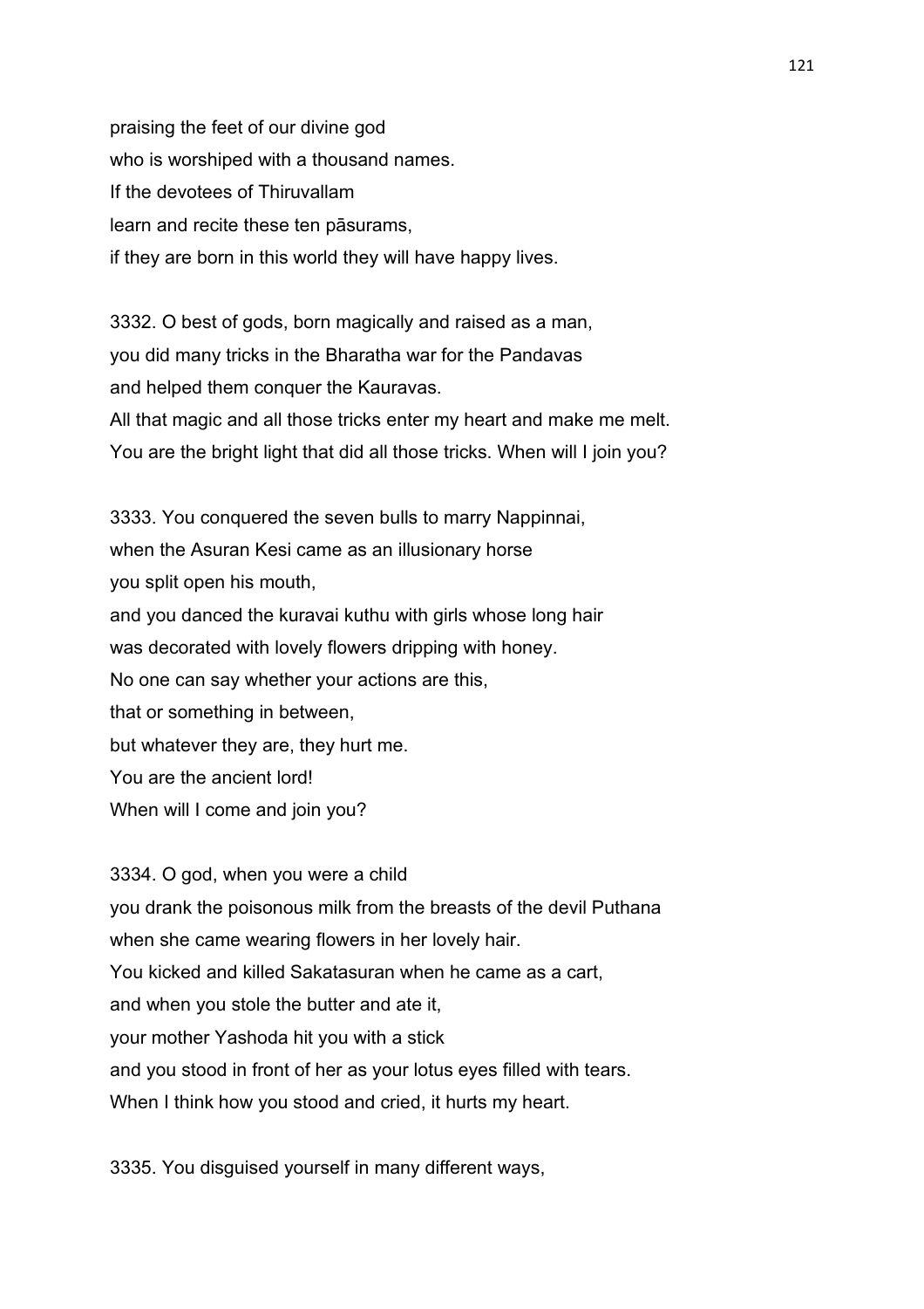praising the feet of our divine god
who is worshiped with a thousand names.
If the devotees of Thiruvallam
learn and recite these ten pāsurams,
if they are born in this world they will have happy lives.

3332. O best of gods, born magically and raised as a man,
you did many tricks in the Bharatha war for the Pandavas
and helped them conquer the Kauravas.
All that magic and all those tricks enter my heart and make me melt.
You are the bright light that did all those tricks. When will I join you?

3333. You conquered the seven bulls to marry Nappinnai,
when the Asuran Kesi came as an illusionary horse
you split open his mouth,
and you danced the kuravai kuthu with girls whose long hair
was decorated with lovely flowers dripping with honey.
No one can say whether your actions are this,
that or something in between,
but whatever they are, they hurt me.
You are the ancient lord!
When will I come and join you?

3334. O god, when you were a child
you drank the poisonous milk from the breasts of the devil Puthana
when she came wearing flowers in her lovely hair.
You kicked and killed Sakatasuran when he came as a cart,
and when you stole the butter and ate it,
your mother Yashoda hit you with a stick
and you stood in front of her as your lotus eyes filled with tears.
When I think how you stood and cried, it hurts my heart.

3335. You disguised yourself in many different ways,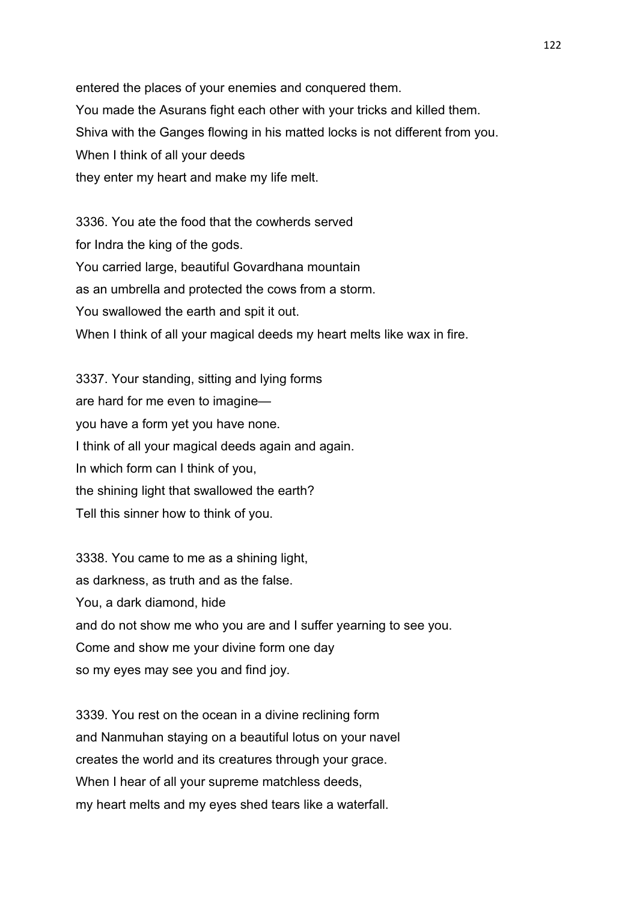entered the places of your enemies and conquered them.
You made the Asurans fight each other with your tricks and killed them.
Shiva with the Ganges flowing in his matted locks is not different from you.
When I think of all your deeds
they enter my heart and make my life melt.

3336. You ate the food that the cowherds served
for Indra the king of the gods.
You carried large, beautiful Govardhana mountain
as an umbrella and protected the cows from a storm.
You swallowed the earth and spit it out.
When I think of all your magical deeds my heart melts like wax in fire.

3337. Your standing, sitting and lying forms
are hard for me even to imagine—
you have a form yet you have none.
I think of all your magical deeds again and again.
In which form can I think of you,
the shining light that swallowed the earth?
Tell this sinner how to think of you.

3338. You came to me as a shining light,
as darkness, as truth and as the false.
You, a dark diamond, hide
and do not show me who you are and I suffer yearning to see you.
Come and show me your divine form one day
so my eyes may see you and find joy.

3339. You rest on the ocean in a divine reclining form
and Nanmuhan staying on a beautiful lotus on your navel
creates the world and its creatures through your grace.
When I hear of all your supreme matchless deeds,
my heart melts and my eyes shed tears like a waterfall.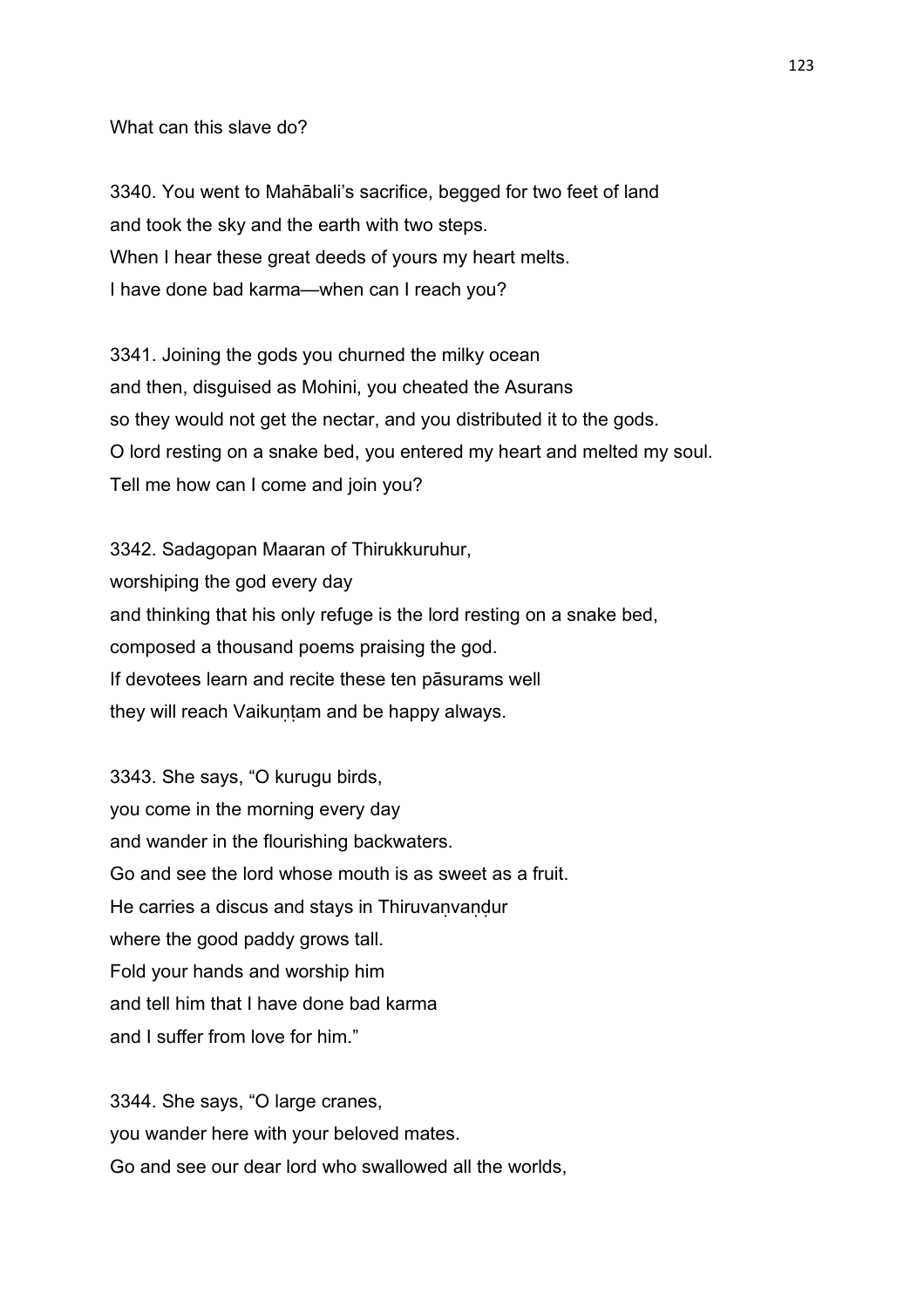What can this slave do?

3340. You went to Mahābali's sacrifice, begged for two feet of land
and took the sky and the earth with two steps.
When I hear these great deeds of yours my heart melts.
I have done bad karma—when can I reach you?

3341. Joining the gods you churned the milky ocean
and then, disguised as Mohini, you cheated the Asurans
so they would not get the nectar, and you distributed it to the gods.
O lord resting on a snake bed, you entered my heart and melted my soul.
Tell me how can I come and join you?

3342. Sadagopan Maaran of Thirukkuruhur,
worshiping the god every day
and thinking that his only refuge is the lord resting on a snake bed,
composed a thousand poems praising the god.
If devotees learn and recite these ten pāsurams well
they will reach Vaikuṇṭam and be happy always.

3343. She says, "O kurugu birds,
you come in the morning every day
and wander in the flourishing backwaters.
Go and see the lord whose mouth is as sweet as a fruit.
He carries a discus and stays in Thiruvaṇvaṇḍur
where the good paddy grows tall.
Fold your hands and worship him
and tell him that I have done bad karma
and I suffer from love for him."

3344. She says, "O large cranes,
you wander here with your beloved mates.
Go and see our dear lord who swallowed all the worlds,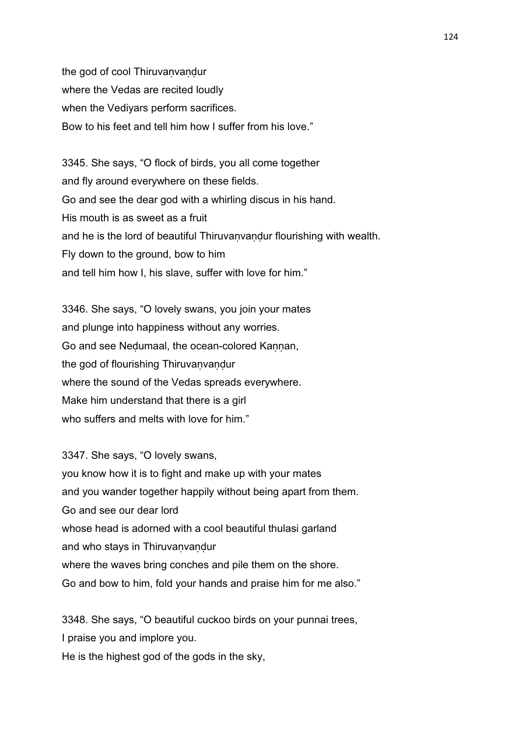the god of cool Thiruvaṇvaṇḍur
where the Vedas are recited loudly
when the Vediyars perform sacrifices.
Bow to his feet and tell him how I suffer from his love."

3345. She says, "O flock of birds, you all come together
and fly around everywhere on these fields.
Go and see the dear god with a whirling discus in his hand.
His mouth is as sweet as a fruit
and he is the lord of beautiful Thiruvaṇvaṇḍur flourishing with wealth.
Fly down to the ground, bow to him
and tell him how I, his slave, suffer with love for him."

3346. She says, "O lovely swans, you join your mates
and plunge into happiness without any worries.
Go and see Neḍumaal, the ocean-colored Kaṇṇan,
the god of flourishing Thiruvaṇvaṇḍur
where the sound of the Vedas spreads everywhere.
Make him understand that there is a girl
who suffers and melts with love for him."

3347. She says, "O lovely swans,
you know how it is to fight and make up with your mates
and you wander together happily without being apart from them.
Go and see our dear lord
whose head is adorned with a cool beautiful thulasi garland
and who stays in Thiruvaṇvaṇḍur
where the waves bring conches and pile them on the shore.
Go and bow to him, fold your hands and praise him for me also."

3348. She says, "O beautiful cuckoo birds on your punnai trees,
I praise you and implore you.
He is the highest god of the gods in the sky,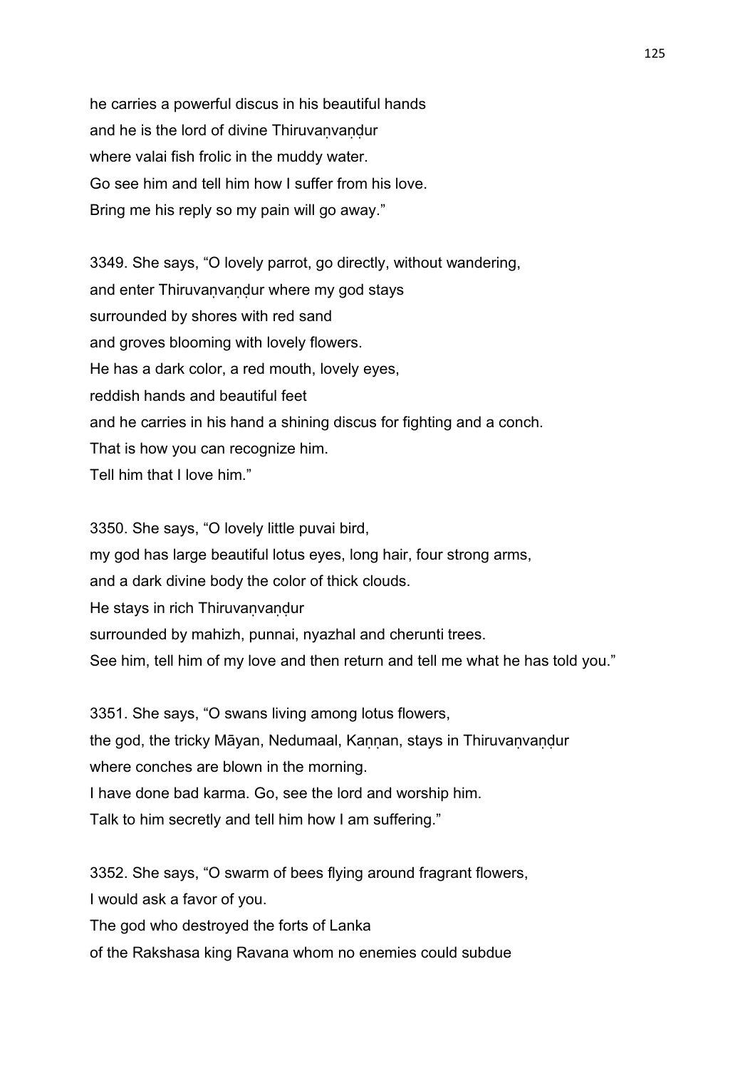he carries a powerful discus in his beautiful hands
and he is the lord of divine Thiruvaṇvaṇḍur
where valai fish frolic in the muddy water.
Go see him and tell him how I suffer from his love.
Bring me his reply so my pain will go away."

3349. She says, "O lovely parrot, go directly, without wandering,
and enter Thiruvaṇvaṇḍur where my god stays
surrounded by shores with red sand
and groves blooming with lovely flowers.
He has a dark color, a red mouth, lovely eyes,
reddish hands and beautiful feet
and he carries in his hand a shining discus for fighting and a conch.
That is how you can recognize him.
Tell him that I love him."

3350. She says, "O lovely little puvai bird,
my god has large beautiful lotus eyes, long hair, four strong arms,
and a dark divine body the color of thick clouds.
He stays in rich Thiruvaṇvaṇḍur
surrounded by mahizh, punnai, nyazhal and cherunti trees.
See him, tell him of my love and then return and tell me what he has told you."

3351. She says, "O swans living among lotus flowers,
the god, the tricky Māyan, Nedumaal, Kaṇṇan, stays in Thiruvaṇvaṇḍur
where conches are blown in the morning.
I have done bad karma. Go, see the lord and worship him.
Talk to him secretly and tell him how I am suffering."

3352. She says, "O swarm of bees flying around fragrant flowers,
I would ask a favor of you.
The god who destroyed the forts of Lanka
of the Rakshasa king Ravana whom no enemies could subdue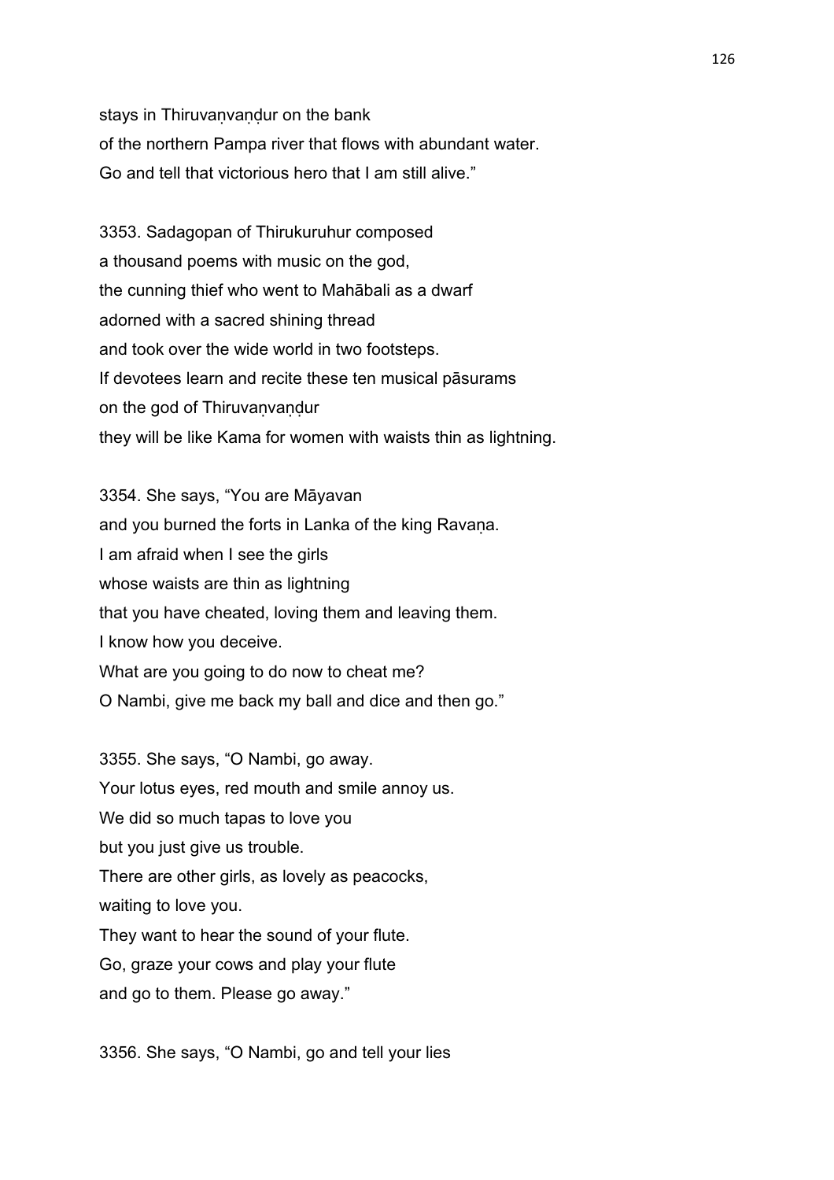stays in Thiruvaṇvaṇḍur on the bank
of the northern Pampa river that flows with abundant water.
Go and tell that victorious hero that I am still alive."

3353. Sadagopan of Thirukuruhur composed
a thousand poems with music on the god,
the cunning thief who went to Mahābali as a dwarf
adorned with a sacred shining thread
and took over the wide world in two footsteps.
If devotees learn and recite these ten musical pāsurams
on the god of Thiruvaṇvaṇḍur
they will be like Kama for women with waists thin as lightning.

3354. She says, "You are Māyavan
and you burned the forts in Lanka of the king Ravaṇa.
I am afraid when I see the girls
whose waists are thin as lightning
that you have cheated, loving them and leaving them.
I know how you deceive.
What are you going to do now to cheat me?
O Nambi, give me back my ball and dice and then go."

3355. She says, "O Nambi, go away.
Your lotus eyes, red mouth and smile annoy us.
We did so much tapas to love you
but you just give us trouble.
There are other girls, as lovely as peacocks,
waiting to love you.
They want to hear the sound of your flute.
Go, graze your cows and play your flute
and go to them. Please go away."

3356. She says, "O Nambi, go and tell your lies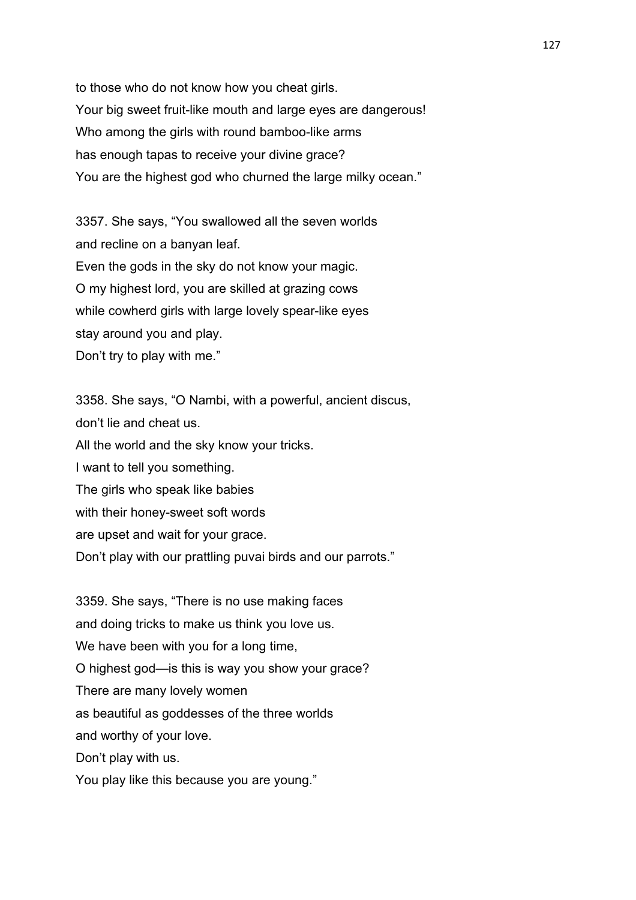to those who do not know how you cheat girls.
Your big sweet fruit-like mouth and large eyes are dangerous!
Who among the girls with round bamboo-like arms
has enough tapas to receive your divine grace?
You are the highest god who churned the large milky ocean."

3357. She says, "You swallowed all the seven worlds
and recline on a banyan leaf.
Even the gods in the sky do not know your magic.
O my highest lord, you are skilled at grazing cows
while cowherd girls with large lovely spear-like eyes
stay around you and play.
Don't try to play with me."

3358. She says, "O Nambi, with a powerful, ancient discus,
don't lie and cheat us.
All the world and the sky know your tricks.
I want to tell you something.
The girls who speak like babies
with their honey-sweet soft words
are upset and wait for your grace.
Don't play with our prattling puvai birds and our parrots."

3359. She says, "There is no use making faces
and doing tricks to make us think you love us.
We have been with you for a long time,
O highest god—is this is way you show your grace?
There are many lovely women
as beautiful as goddesses of the three worlds
and worthy of your love.
Don't play with us.
You play like this because you are young."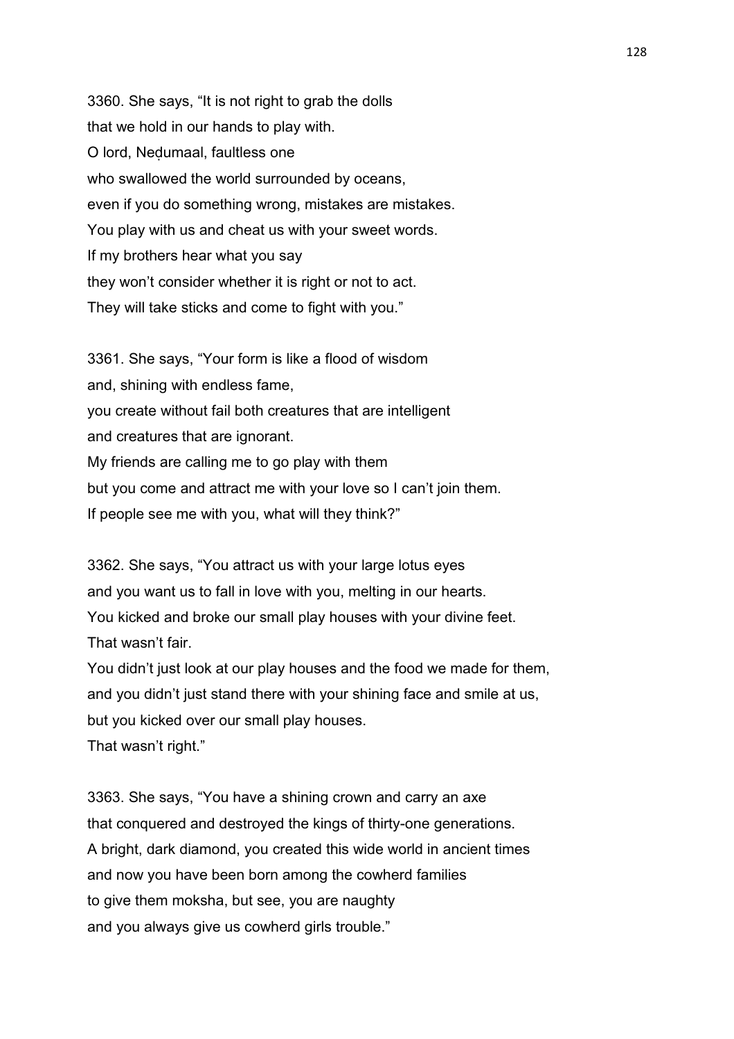3360. She says, “It is not right to grab the dolls
that we hold in our hands to play with.
O lord, Neḍumaal, faultless one
who swallowed the world surrounded by oceans,
even if you do something wrong, mistakes are mistakes.
You play with us and cheat us with your sweet words.
If my brothers hear what you say
they won’t consider whether it is right or not to act.
They will take sticks and come to fight with you.”

3361. She says, “Your form is like a flood of wisdom
and, shining with endless fame,
you create without fail both creatures that are intelligent
and creatures that are ignorant.
My friends are calling me to go play with them
but you come and attract me with your love so I can’t join them.
If people see me with you, what will they think?”

3362. She says, “You attract us with your large lotus eyes
and you want us to fall in love with you, melting in our hearts.
You kicked and broke our small play houses with your divine feet.
That wasn’t fair.
You didn’t just look at our play houses and the food we made for them,
and you didn’t just stand there with your shining face and smile at us,
but you kicked over our small play houses.
That wasn’t right.”

3363. She says, “You have a shining crown and carry an axe
that conquered and destroyed the kings of thirty-one generations.
A bright, dark diamond, you created this wide world in ancient times
and now you have been born among the cowherd families
to give them moksha, but see, you are naughty
and you always give us cowherd girls trouble.”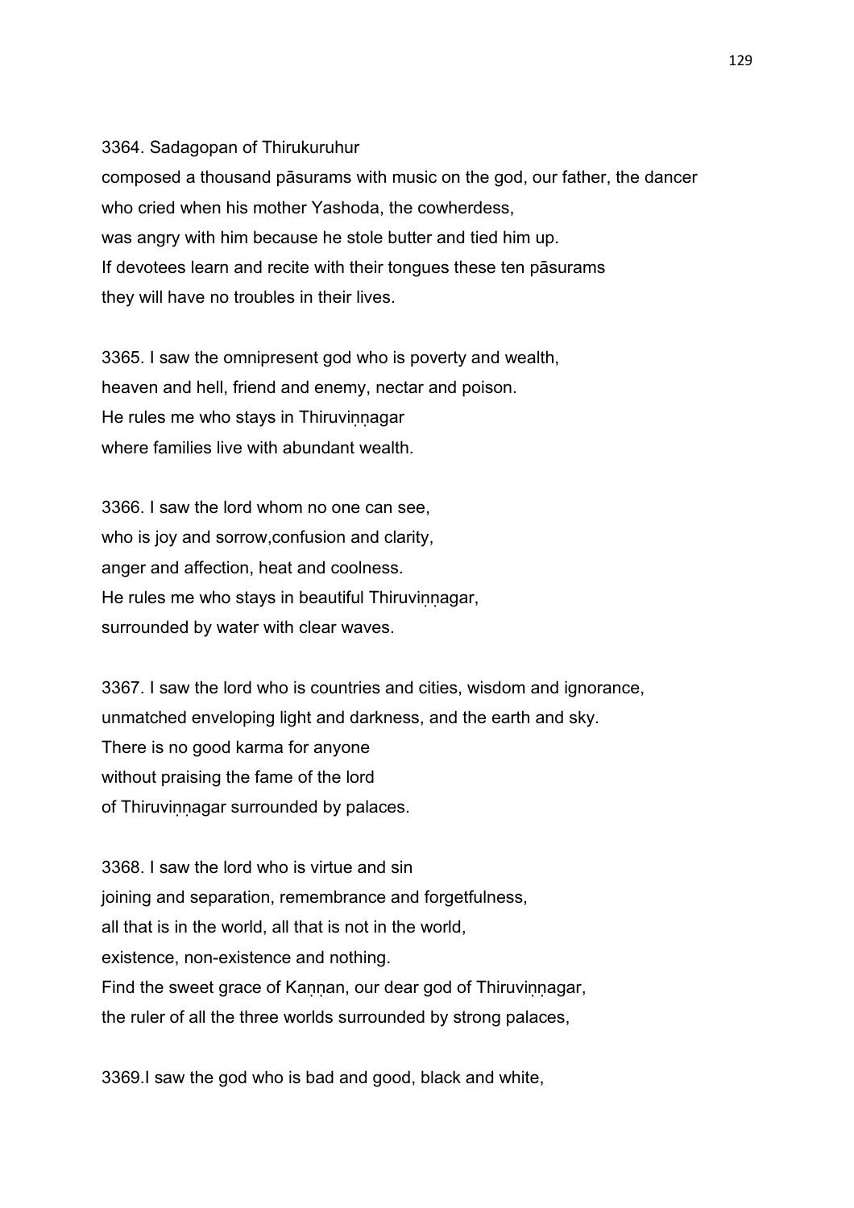3364. Sadagopan of Thirukuruhur
composed a thousand pāsurams with music on the god, our father, the dancer
who cried when his mother Yashoda, the cowherdess,
was angry with him because he stole butter and tied him up.
If devotees learn and recite with their tongues these ten pāsurams
they will have no troubles in their lives.

3365. I saw the omnipresent god who is poverty and wealth,
heaven and hell, friend and enemy, nectar and poison.
He rules me who stays in Thiruviṇṇagar
where families live with abundant wealth.

3366. I saw the lord whom no one can see,
who is joy and sorrow,confusion and clarity,
anger and affection, heat and coolness.
He rules me who stays in beautiful Thiruviṇṇagar,
surrounded by water with clear waves.

3367. I saw the lord who is countries and cities, wisdom and ignorance,
unmatched enveloping light and darkness, and the earth and sky.
There is no good karma for anyone
without praising the fame of the lord
of Thiruviṇṇagar surrounded by palaces.

3368. I saw the lord who is virtue and sin
joining and separation, remembrance and forgetfulness,
all that is in the world, all that is not in the world,
existence, non-existence and nothing.
Find the sweet grace of Kaṇṇan, our dear god of Thiruviṇṇagar,
the ruler of all the three worlds surrounded by strong palaces,

3369.I saw the god who is bad and good, black and white,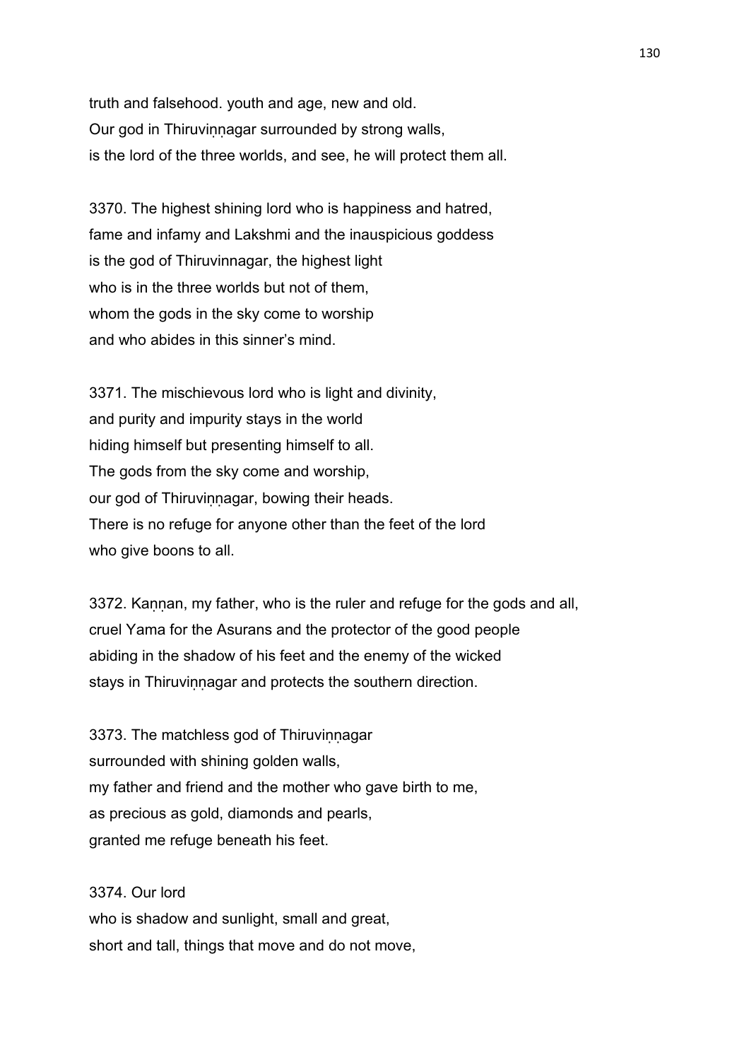truth and falsehood. youth and age, new and old.
Our god in Thiruviṇṇagar surrounded by strong walls,
is the lord of the three worlds, and see, he will protect them all.

3370. The highest shining lord who is happiness and hatred,
fame and infamy and Lakshmi and the inauspicious goddess
is the god of Thiruvinnagar, the highest light
who is in the three worlds but not of them,
whom the gods in the sky come to worship
and who abides in this sinner's mind.

3371. The mischievous lord who is light and divinity,
and purity and impurity stays in the world
hiding himself but presenting himself to all.
The gods from the sky come and worship,
our god of Thiruviṇṇagar, bowing their heads.
There is no refuge for anyone other than the feet of the lord
who give boons to all.

3372. Kaṇṇan, my father, who is the ruler and refuge for the gods and all,
cruel Yama for the Asurans and the protector of the good people
abiding in the shadow of his feet and the enemy of the wicked
stays in Thiruviṇṇagar and protects the southern direction.

3373. The matchless god of Thiruviṇṇagar
surrounded with shining golden walls,
my father and friend and the mother who gave birth to me,
as precious as gold, diamonds and pearls,
granted me refuge beneath his feet.

3374. Our lord
who is shadow and sunlight, small and great,
short and tall, things that move and do not move,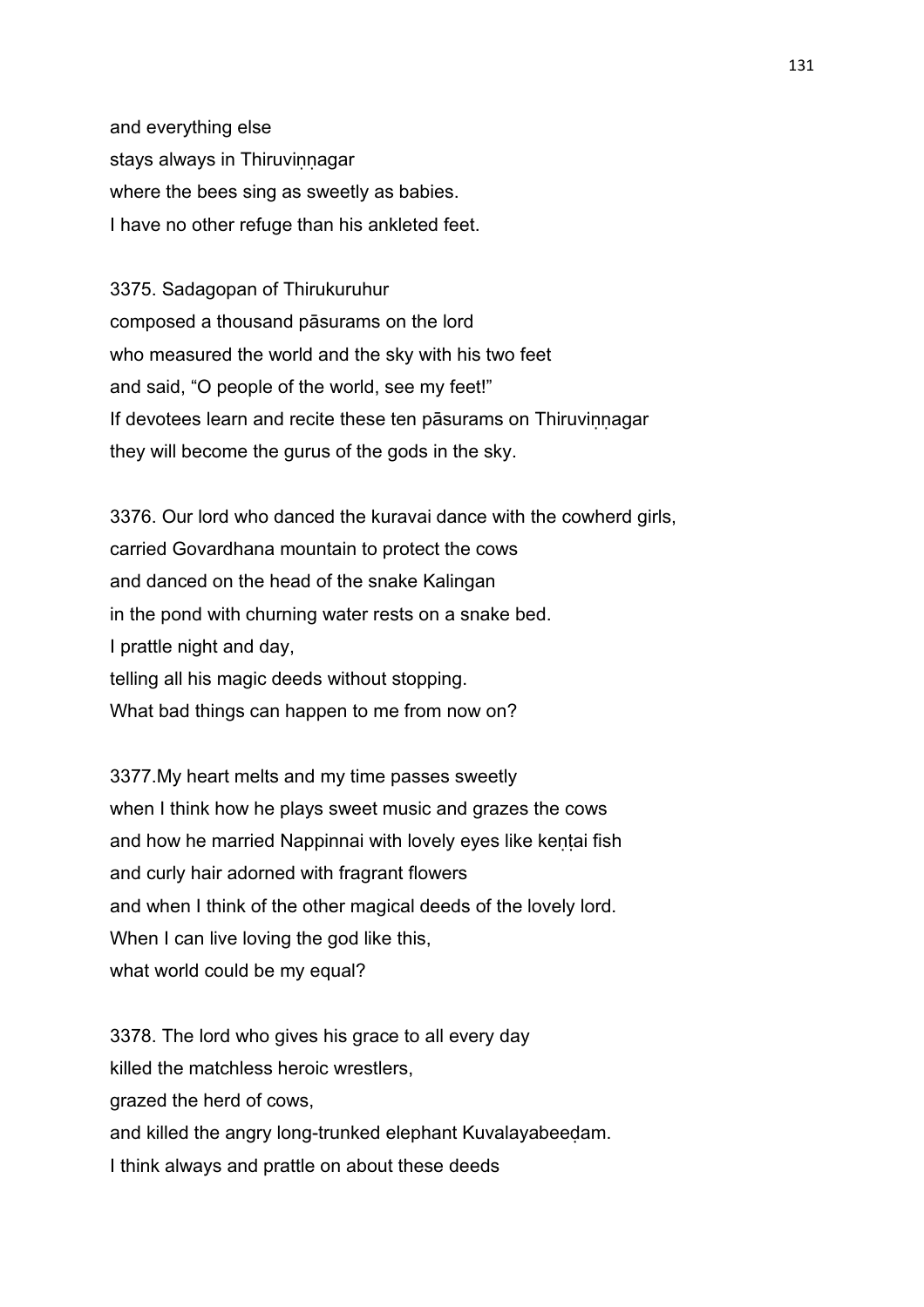and everything else
stays always in Thiruviṇṇagar
where the bees sing as sweetly as babies.
I have no other refuge than his ankleted feet.

3375. Sadagopan of Thirukuruhur
composed a thousand pāsurams on the lord
who measured the world and the sky with his two feet
and said, "O people of the world, see my feet!"
If devotees learn and recite these ten pāsurams on Thiruviṇṇagar
they will become the gurus of the gods in the sky.

3376. Our lord who danced the kuravai dance with the cowherd girls,
carried Govardhana mountain to protect the cows
and danced on the head of the snake Kalingan
in the pond with churning water rests on a snake bed.
I prattle night and day,
telling all his magic deeds without stopping.
What bad things can happen to me from now on?

3377.My heart melts and my time passes sweetly
when I think how he plays sweet music and grazes the cows
and how he married Nappinnai with lovely eyes like keṇṭai fish
and curly hair adorned with fragrant flowers
and when I think of the other magical deeds of the lovely lord.
When I can live loving the god like this,
what world could be my equal?

3378. The lord who gives his grace to all every day
killed the matchless heroic wrestlers,
grazed the herd of cows,
and killed the angry long-trunked elephant Kuvalayabeeḍam.
I think always and prattle on about these deeds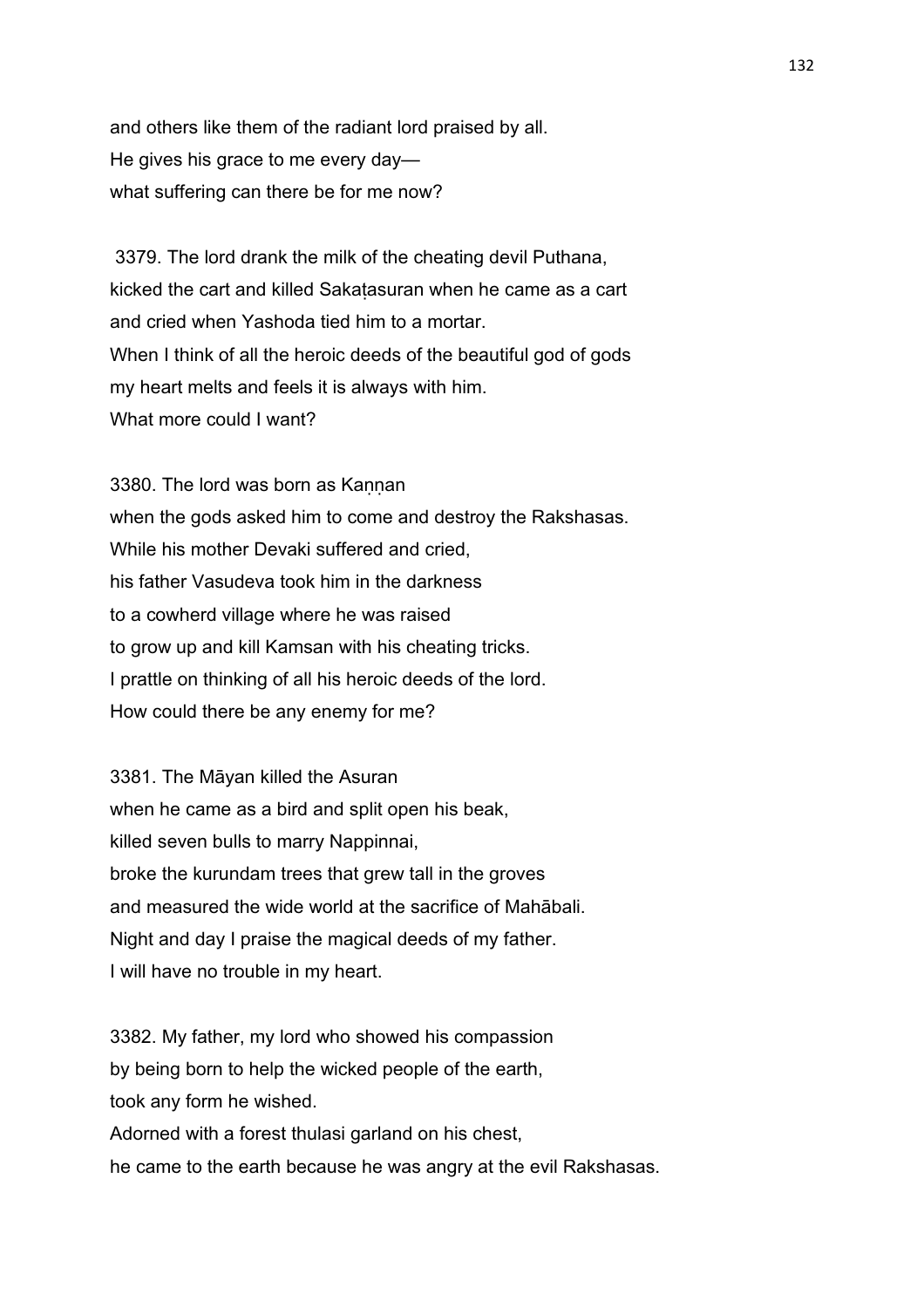and others like them of the radiant lord praised by all.
He gives his grace to me every day—
what suffering can there be for me now?

3379. The lord drank the milk of the cheating devil Puthana,
kicked the cart and killed Sakaṭasuran when he came as a cart
and cried when Yashoda tied him to a mortar.
When I think of all the heroic deeds of the beautiful god of gods
my heart melts and feels it is always with him.
What more could I want?

3380. The lord was born as Kaṇṇan
when the gods asked him to come and destroy the Rakshasas.
While his mother Devaki suffered and cried,
his father Vasudeva took him in the darkness
to a cowherd village where he was raised
to grow up and kill Kamsan with his cheating tricks.
I prattle on thinking of all his heroic deeds of the lord.
How could there be any enemy for me?

3381. The Māyan killed the Asuran
when he came as a bird and split open his beak,
killed seven bulls to marry Nappinnai,
broke the kurundam trees that grew tall in the groves
and measured the wide world at the sacrifice of Mahābali.
Night and day I praise the magical deeds of my father.
I will have no trouble in my heart.

3382. My father, my lord who showed his compassion
by being born to help the wicked people of the earth,
took any form he wished.
Adorned with a forest thulasi garland on his chest,
he came to the earth because he was angry at the evil Rakshasas.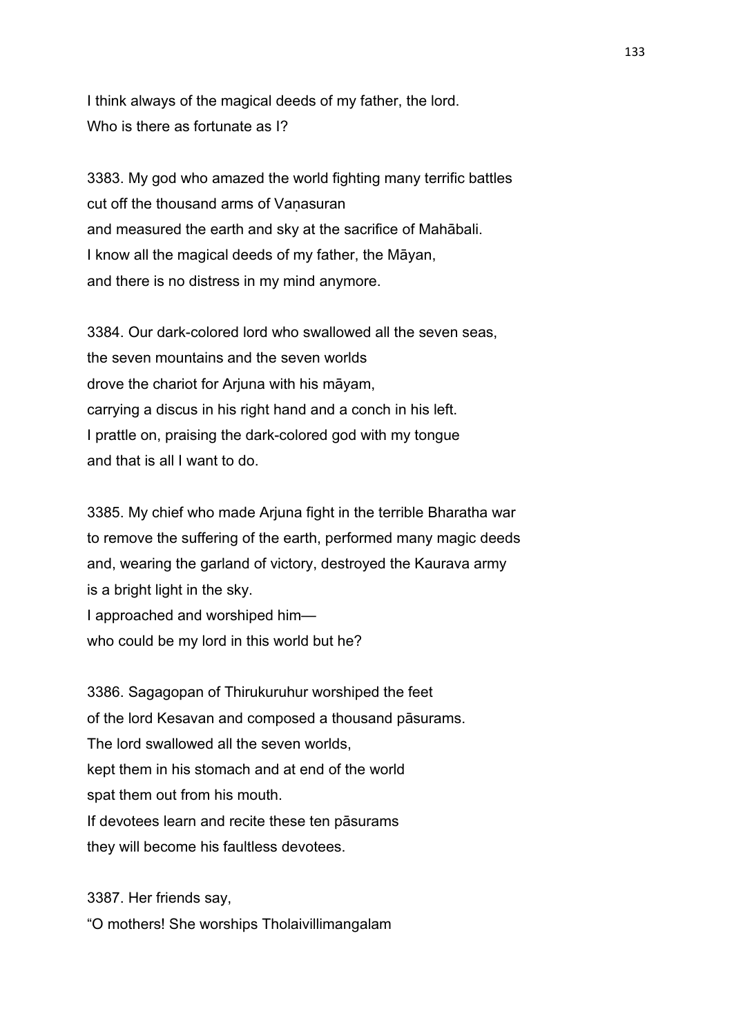I think always of the magical deeds of my father, the lord.
Who is there as fortunate as I?

3383. My god who amazed the world fighting many terrific battles
cut off the thousand arms of Vaṇasuran
and measured the earth and sky at the sacrifice of Mahābali.
I know all the magical deeds of my father, the Māyan,
and there is no distress in my mind anymore.

3384. Our dark-colored lord who swallowed all the seven seas,
the seven mountains and the seven worlds
drove the chariot for Arjuna with his māyam,
carrying a discus in his right hand and a conch in his left.
I prattle on, praising the dark-colored god with my tongue
and that is all I want to do.

3385. My chief who made Arjuna fight in the terrible Bharatha war
to remove the suffering of the earth, performed many magic deeds
and, wearing the garland of victory, destroyed the Kaurava army
is a bright light in the sky.
I approached and worshiped him—
who could be my lord in this world but he?

3386. Sagagopan of Thirukuruhur worshiped the feet
of the lord Kesavan and composed a thousand pāsurams.
The lord swallowed all the seven worlds,
kept them in his stomach and at end of the world
spat them out from his mouth.
If devotees learn and recite these ten pāsurams
they will become his faultless devotees.

3387. Her friends say,
"O mothers! She worships Tholaivillimangalam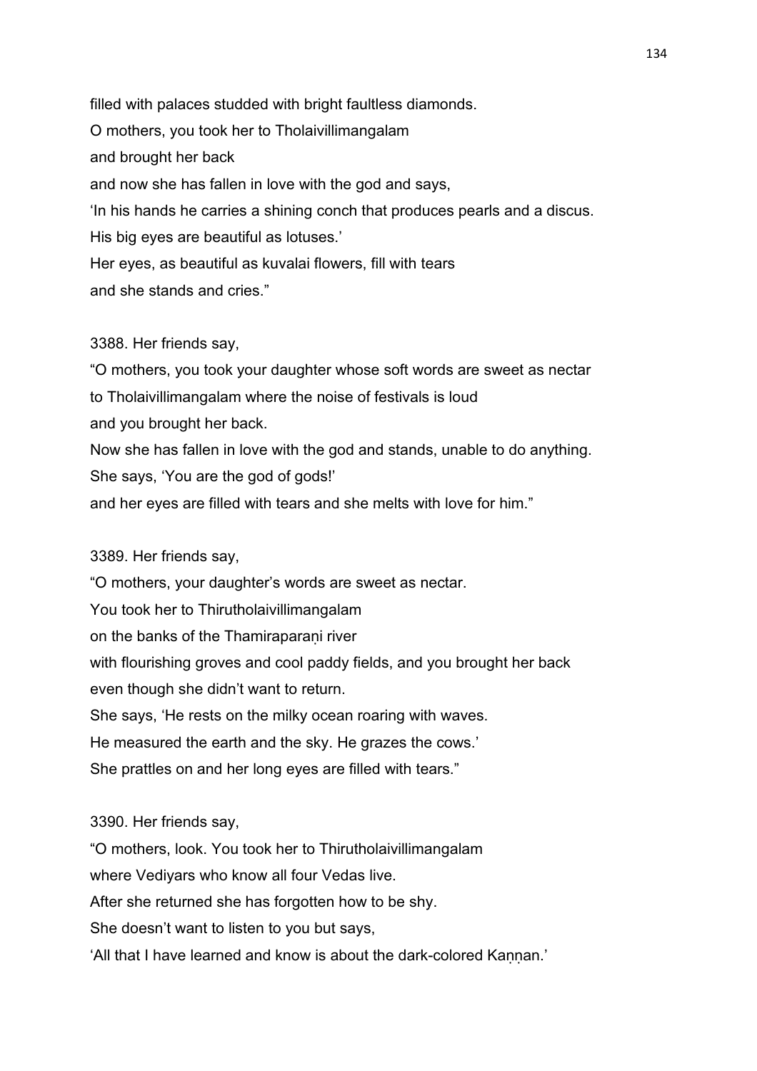filled with palaces studded with bright faultless diamonds.
O mothers, you took her to Tholaivillimangalam
and brought her back
and now she has fallen in love with the god and says,
'In his hands he carries a shining conch that produces pearls and a discus.
His big eyes are beautiful as lotuses.'
Her eyes, as beautiful as kuvalai flowers, fill with tears
and she stands and cries."

3388. Her friends say,
"O mothers, you took your daughter whose soft words are sweet as nectar
to Tholaivillimangalam where the noise of festivals is loud
and you brought her back.
Now she has fallen in love with the god and stands, unable to do anything.
She says, 'You are the god of gods!'
and her eyes are filled with tears and she melts with love for him."

3389. Her friends say,
"O mothers, your daughter's words are sweet as nectar.
You took her to Thirutholaivillimangalam
on the banks of the Thamiraparaṇi river
with flourishing groves and cool paddy fields, and you brought her back
even though she didn't want to return.
She says, 'He rests on the milky ocean roaring with waves.
He measured the earth and the sky. He grazes the cows.'
She prattles on and her long eyes are filled with tears."

3390. Her friends say,
"O mothers, look. You took her to Thirutholaivillimangalam
where Vediyars who know all four Vedas live.
After she returned she has forgotten how to be shy.
She doesn't want to listen to you but says,
'All that I have learned and know is about the dark-colored Kaṇṇan.'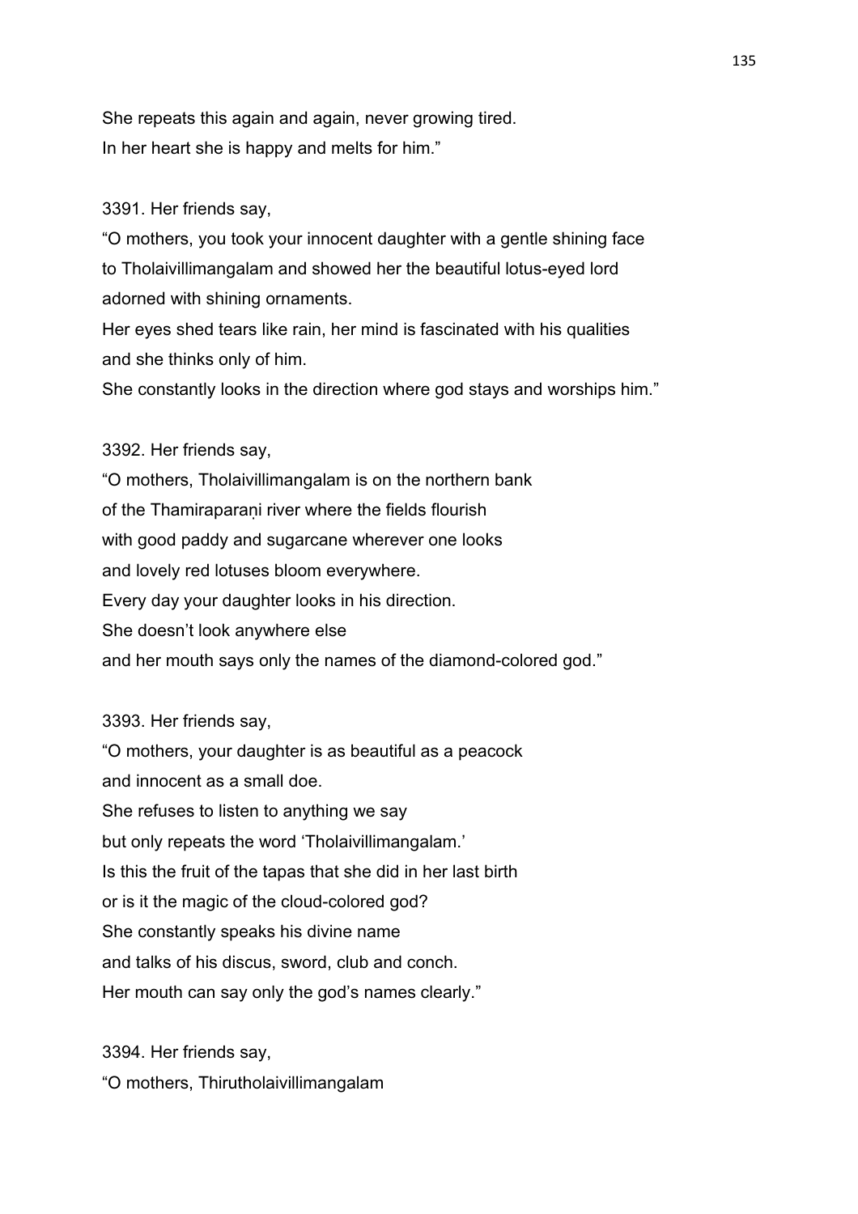She repeats this again and again, never growing tired.
In her heart she is happy and melts for him."

3391. Her friends say,
"O mothers, you took your innocent daughter with a gentle shining face
to Tholaivillimangalam and showed her the beautiful lotus-eyed lord
adorned with shining ornaments.
Her eyes shed tears like rain, her mind is fascinated with his qualities
and she thinks only of him.
She constantly looks in the direction where god stays and worships him."

3392. Her friends say,
"O mothers, Tholaivillimangalam is on the northern bank
of the Thamiraparaṇi river where the fields flourish
with good paddy and sugarcane wherever one looks
and lovely red lotuses bloom everywhere.
Every day your daughter looks in his direction.
She doesn't look anywhere else
and her mouth says only the names of the diamond-colored god."

3393. Her friends say,
"O mothers, your daughter is as beautiful as a peacock
and innocent as a small doe.
She refuses to listen to anything we say
but only repeats the word 'Tholaivillimangalam.'
Is this the fruit of the tapas that she did in her last birth
or is it the magic of the cloud-colored god?
She constantly speaks his divine name
and talks of his discus, sword, club and conch.
Her mouth can say only the god's names clearly."

3394. Her friends say,
"O mothers, Thirutholaivillimangalam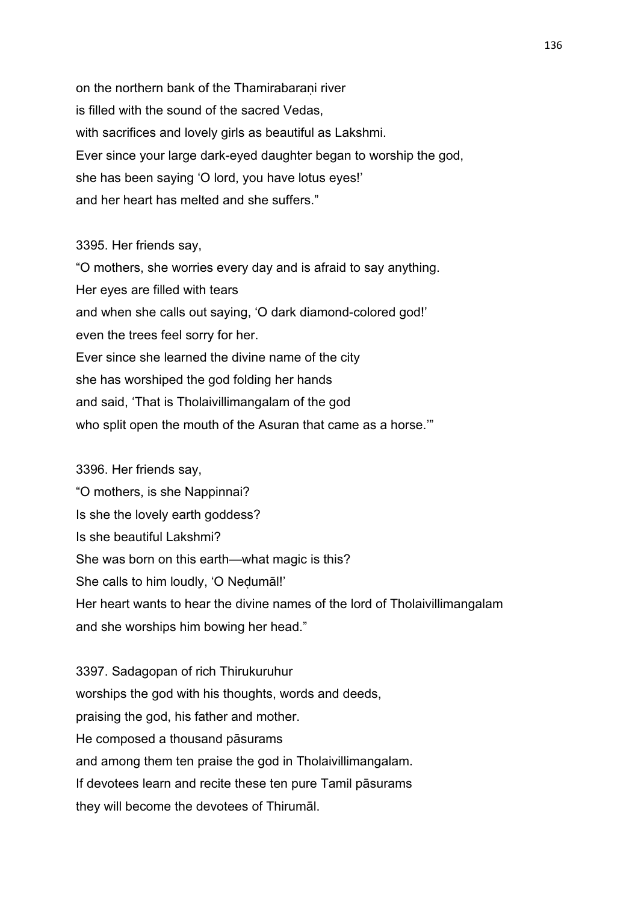on the northern bank of the Thamirabaraṇi river
is filled with the sound of the sacred Vedas,
with sacrifices and lovely girls as beautiful as Lakshmi.
Ever since your large dark-eyed daughter began to worship the god,
she has been saying 'O lord, you have lotus eyes!'
and her heart has melted and she suffers."

3395. Her friends say,
"O mothers, she worries every day and is afraid to say anything.
Her eyes are filled with tears
and when she calls out saying, 'O dark diamond-colored god!'
even the trees feel sorry for her.
Ever since she learned the divine name of the city
she has worshiped the god folding her hands
and said, 'That is Tholaivillimangalam of the god
who split open the mouth of the Asuran that came as a horse.'"

3396. Her friends say,
"O mothers, is she Nappinnai?
Is she the lovely earth goddess?
Is she beautiful Lakshmi?
She was born on this earth—what magic is this?
She calls to him loudly, 'O Neḍumāl!'
Her heart wants to hear the divine names of the lord of Tholaivillimangalam
and she worships him bowing her head."

3397. Sadagopan of rich Thirukuruhur
worships the god with his thoughts, words and deeds,
praising the god, his father and mother.
He composed a thousand pāsurams
and among them ten praise the god in Tholaivillimangalam.
If devotees learn and recite these ten pure Tamil pāsurams
they will become the devotees of Thirumāl.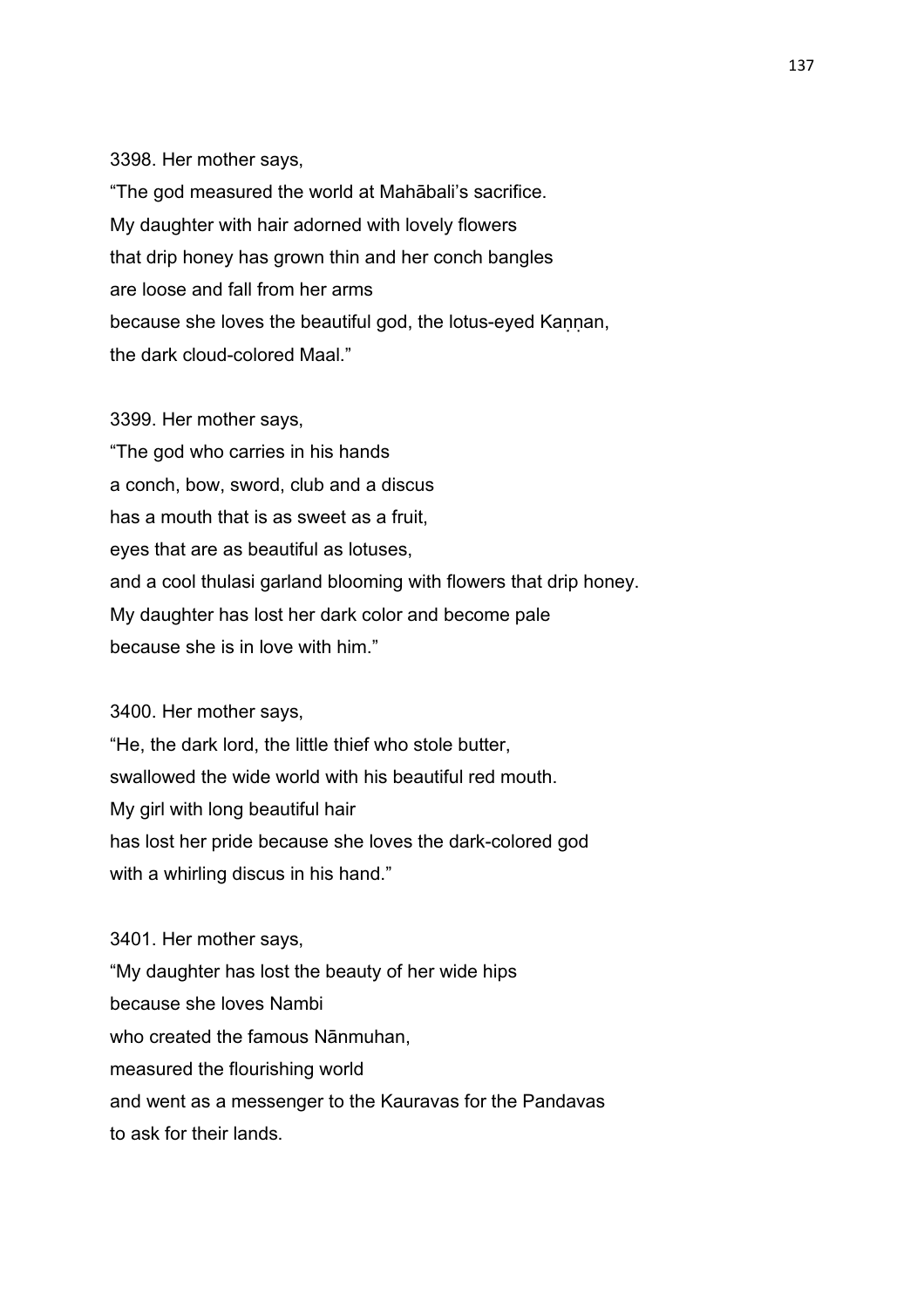3398. Her mother says,
"The god measured the world at Mahābali's sacrifice.
My daughter with hair adorned with lovely flowers
that drip honey has grown thin and her conch bangles
are loose and fall from her arms
because she loves the beautiful god, the lotus-eyed Kaṇṇan,
the dark cloud-colored Maal."

3399. Her mother says,
"The god who carries in his hands
a conch, bow, sword, club and a discus
has a mouth that is as sweet as a fruit,
eyes that are as beautiful as lotuses,
and a cool thulasi garland blooming with flowers that drip honey.
My daughter has lost her dark color and become pale
because she is in love with him."

3400. Her mother says,
"He, the dark lord, the little thief who stole butter,
swallowed the wide world with his beautiful red mouth.
My girl with long beautiful hair
has lost her pride because she loves the dark-colored god
with a whirling discus in his hand."

3401. Her mother says,
"My daughter has lost the beauty of her wide hips
because she loves Nambi
who created the famous Nānmuhan,
measured the flourishing world
and went as a messenger to the Kauravas for the Pandavas
to ask for their lands.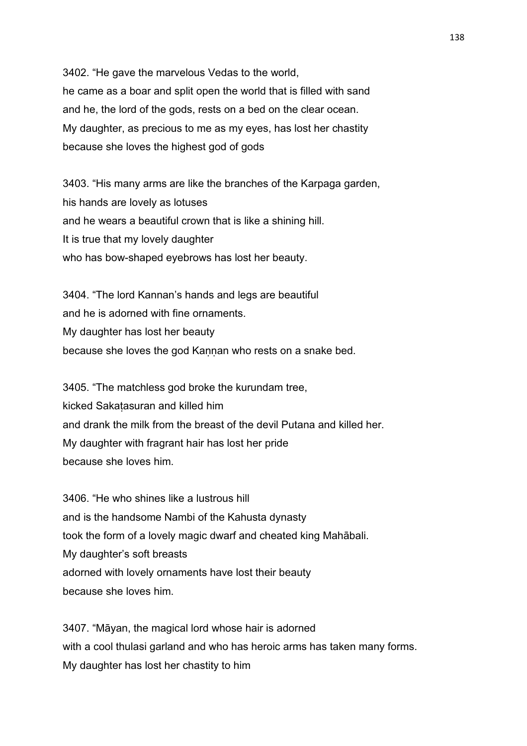3402. “He gave the marvelous Vedas to the world,
he came as a boar and split open the world that is filled with sand
and he, the lord of the gods, rests on a bed on the clear ocean.
My daughter, as precious to me as my eyes, has lost her chastity
because she loves the highest god of gods

3403. “His many arms are like the branches of the Karpaga garden,
his hands are lovely as lotuses
and he wears a beautiful crown that is like a shining hill.
It is true that my lovely daughter
who has bow-shaped eyebrows has lost her beauty.

3404. “The lord Kannan’s hands and legs are beautiful
and he is adorned with fine ornaments.
My daughter has lost her beauty
because she loves the god Kaṇṇan who rests on a snake bed.

3405. “The matchless god broke the kurundam tree,
kicked Sakaṭasuran and killed him
and drank the milk from the breast of the devil Putana and killed her.
My daughter with fragrant hair has lost her pride
because she loves him.

3406. “He who shines like a lustrous hill
and is the handsome Nambi of the Kahusta dynasty
took the form of a lovely magic dwarf and cheated king Mahābali.
My daughter’s soft breasts
adorned with lovely ornaments have lost their beauty
because she loves him.

3407. “Māyan, the magical lord whose hair is adorned
with a cool thulasi garland and who has heroic arms has taken many forms.
My daughter has lost her chastity to him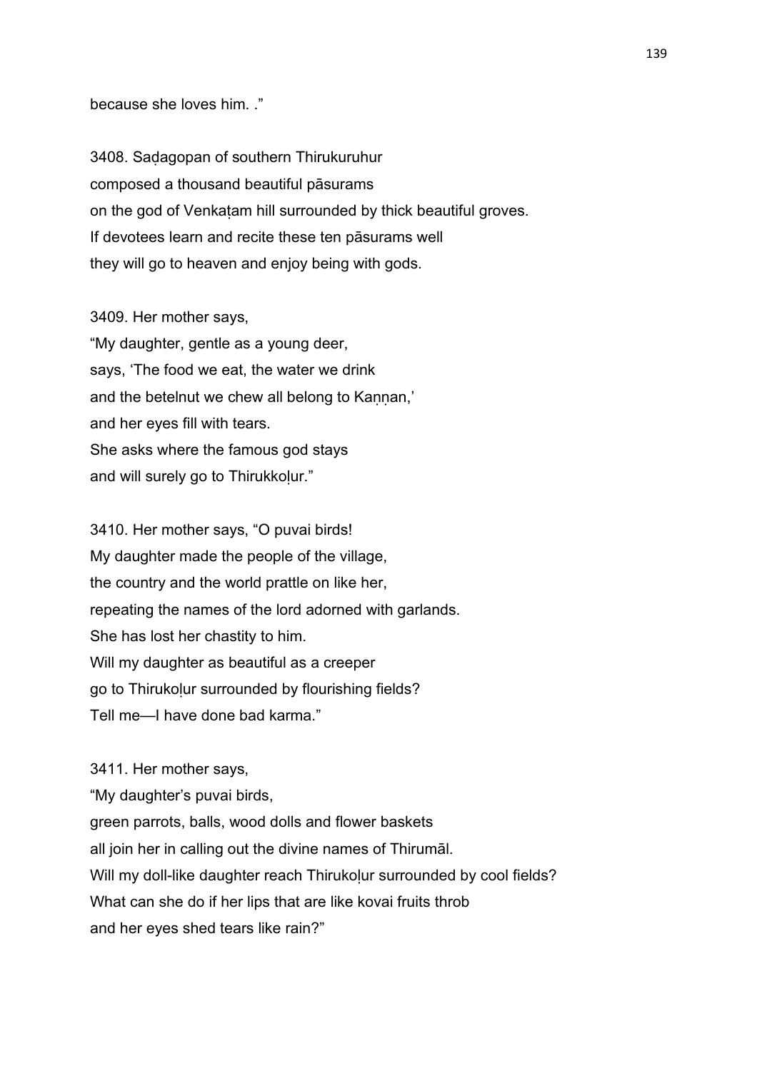because she loves him. ."

3408. Saḍagopan of southern Thirukuruhur
composed a thousand beautiful pāsurams
on the god of Venkaṭam hill surrounded by thick beautiful groves.
If devotees learn and recite these ten pāsurams well
they will go to heaven and enjoy being with gods.

3409. Her mother says,
"My daughter, gentle as a young deer,
says, 'The food we eat, the water we drink
and the betelnut we chew all belong to Kaṇṇan,'
and her eyes fill with tears.
She asks where the famous god stays
and will surely go to Thirukkoḷur."

3410. Her mother says, "O puvai birds!
My daughter made the people of the village,
the country and the world prattle on like her,
repeating the names of the lord adorned with garlands.
She has lost her chastity to him.
Will my daughter as beautiful as a creeper
go to Thirukoḷur surrounded by flourishing fields?
Tell me—I have done bad karma."

3411. Her mother says,
"My daughter's puvai birds,
green parrots, balls, wood dolls and flower baskets
all join her in calling out the divine names of Thirumāl.
Will my doll-like daughter reach Thirukoḷur surrounded by cool fields?
What can she do if her lips that are like kovai fruits throb
and her eyes shed tears like rain?"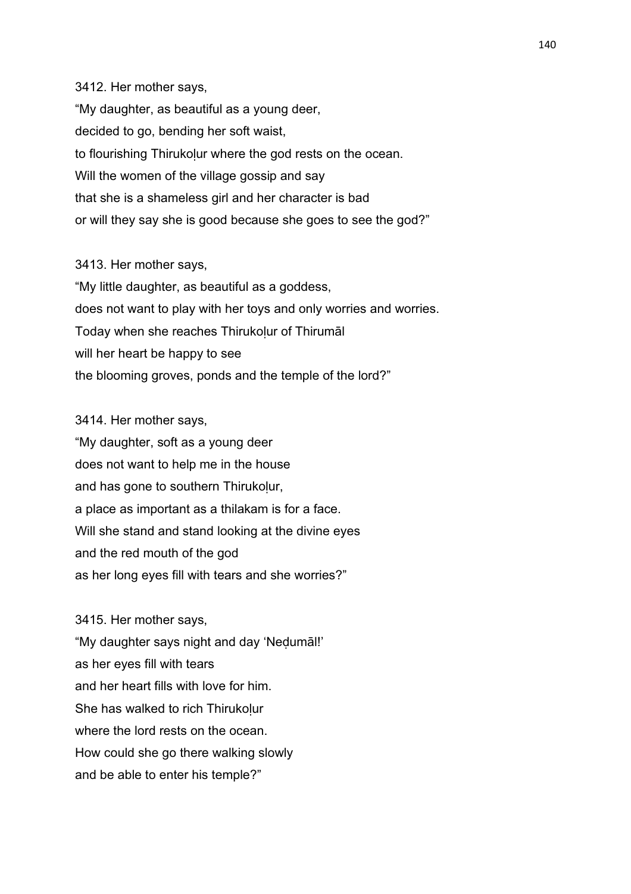3412. Her mother says,
"My daughter, as beautiful as a young deer,
decided to go, bending her soft waist,
to flourishing Thirukoḷur where the god rests on the ocean.
Will the women of the village gossip and say
that she is a shameless girl and her character is bad
or will they say she is good because she goes to see the god?"

3413. Her mother says,
"My little daughter, as beautiful as a goddess,
does not want to play with her toys and only worries and worries.
Today when she reaches Thirukoḷur of Thirumāl
will her heart be happy to see
the blooming groves, ponds and the temple of the lord?"

3414. Her mother says,
"My daughter, soft as a young deer
does not want to help me in the house
and has gone to southern Thirukoḷur,
a place as important as a thilakam is for a face.
Will she stand and stand looking at the divine eyes
and the red mouth of the god
as her long eyes fill with tears and she worries?"

3415. Her mother says,
"My daughter says night and day 'Neḍumāl!'
as her eyes fill with tears
and her heart fills with love for him.
She has walked to rich Thirukoḷur
where the lord rests on the ocean.
How could she go there walking slowly
and be able to enter his temple?"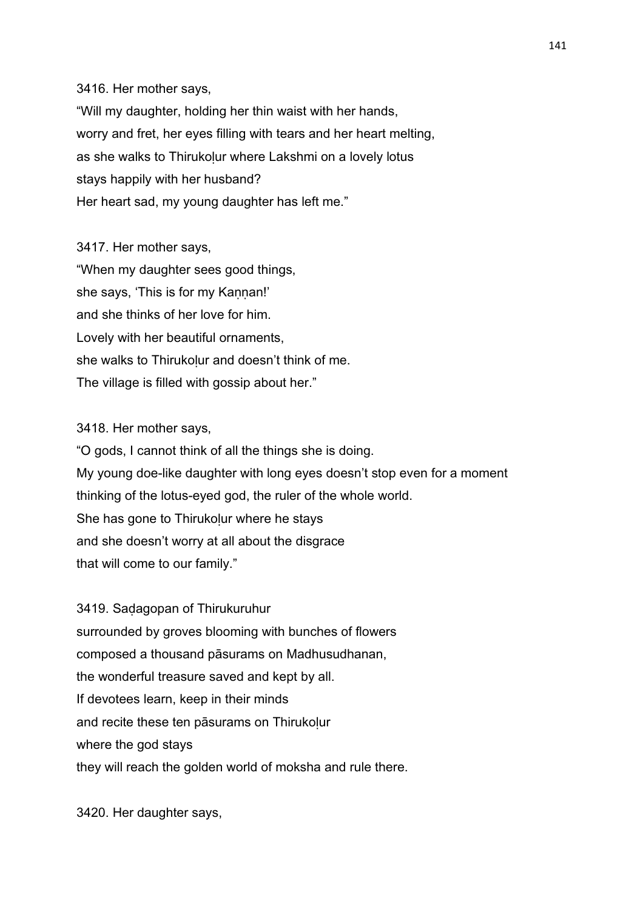3416. Her mother says,
“Will my daughter, holding her thin waist with her hands,
worry and fret, her eyes filling with tears and her heart melting,
as she walks to Thirukoḷur where Lakshmi on a lovely lotus
stays happily with her husband?
Her heart sad, my young daughter has left me.”

3417. Her mother says,
“When my daughter sees good things,
she says, ‘This is for my Kaṇṇan!’
and she thinks of her love for him.
Lovely with her beautiful ornaments,
she walks to Thirukoḷur and doesn’t think of me.
The village is filled with gossip about her.”

3418. Her mother says,
“O gods, I cannot think of all the things she is doing.
My young doe-like daughter with long eyes doesn’t stop even for a moment
thinking of the lotus-eyed god, the ruler of the whole world.
She has gone to Thirukoḷur where he stays
and she doesn’t worry at all about the disgrace
that will come to our family.”

3419. Saḍagopan of Thirukuruhur
surrounded by groves blooming with bunches of flowers
composed a thousand pāsurams on Madhusudhanan,
the wonderful treasure saved and kept by all.
If devotees learn, keep in their minds
and recite these ten pāsurams on Thirukoḷur
where the god stays
they will reach the golden world of moksha and rule there.

3420. Her daughter says,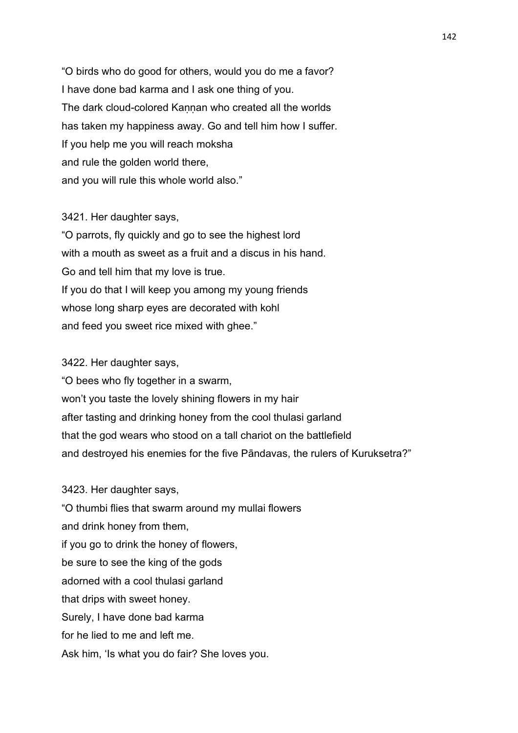"O birds who do good for others, would you do me a favor?
I have done bad karma and I ask one thing of you.
The dark cloud-colored Kaṇṇan who created all the worlds
has taken my happiness away. Go and tell him how I suffer.
If you help me you will reach moksha
and rule the golden world there,
and you will rule this whole world also."

3421. Her daughter says,
"O parrots, fly quickly and go to see the highest lord
with a mouth as sweet as a fruit and a discus in his hand.
Go and tell him that my love is true.
If you do that I will keep you among my young friends
whose long sharp eyes are decorated with kohl
and feed you sweet rice mixed with ghee."

3422. Her daughter says,
"O bees who fly together in a swarm,
won't you taste the lovely shining flowers in my hair
after tasting and drinking honey from the cool thulasi garland
that the god wears who stood on a tall chariot on the battlefield
and destroyed his enemies for the five Pāndavas, the rulers of Kuruksetra?"

3423. Her daughter says,
"O thumbi flies that swarm around my mullai flowers
and drink honey from them,
if you go to drink the honey of flowers,
be sure to see the king of the gods
adorned with a cool thulasi garland
that drips with sweet honey.
Surely, I have done bad karma
for he lied to me and left me.
Ask him, 'Is what you do fair? She loves you.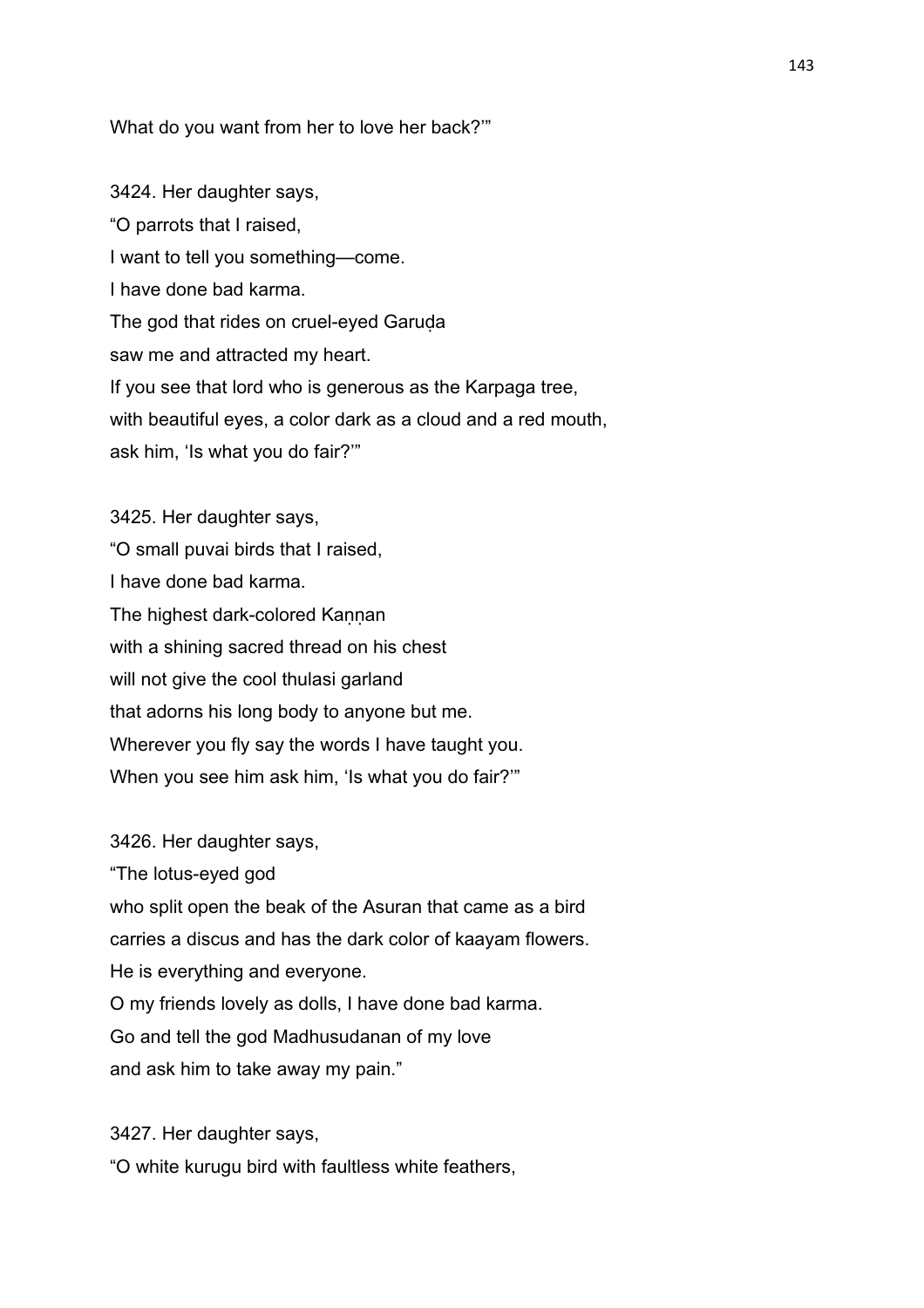What do you want from her to love her back?'"

3424. Her daughter says,
"O parrots that I raised,
I want to tell you something—come.
I have done bad karma.
The god that rides on cruel-eyed Garuḍa
saw me and attracted my heart.
If you see that lord who is generous as the Karpaga tree,
with beautiful eyes, a color dark as a cloud and a red mouth,
ask him, 'Is what you do fair?'"

3425. Her daughter says,
"O small puvai birds that I raised,
I have done bad karma.
The highest dark-colored Kaṇṇan
with a shining sacred thread on his chest
will not give the cool thulasi garland
that adorns his long body to anyone but me.
Wherever you fly say the words I have taught you.
When you see him ask him, 'Is what you do fair?'"

3426. Her daughter says,
"The lotus-eyed god
who split open the beak of the Asuran that came as a bird
carries a discus and has the dark color of kaayam flowers.
He is everything and everyone.
O my friends lovely as dolls, I have done bad karma.
Go and tell the god Madhusudanan of my love
and ask him to take away my pain."

3427. Her daughter says,
"O white kurugu bird with faultless white feathers,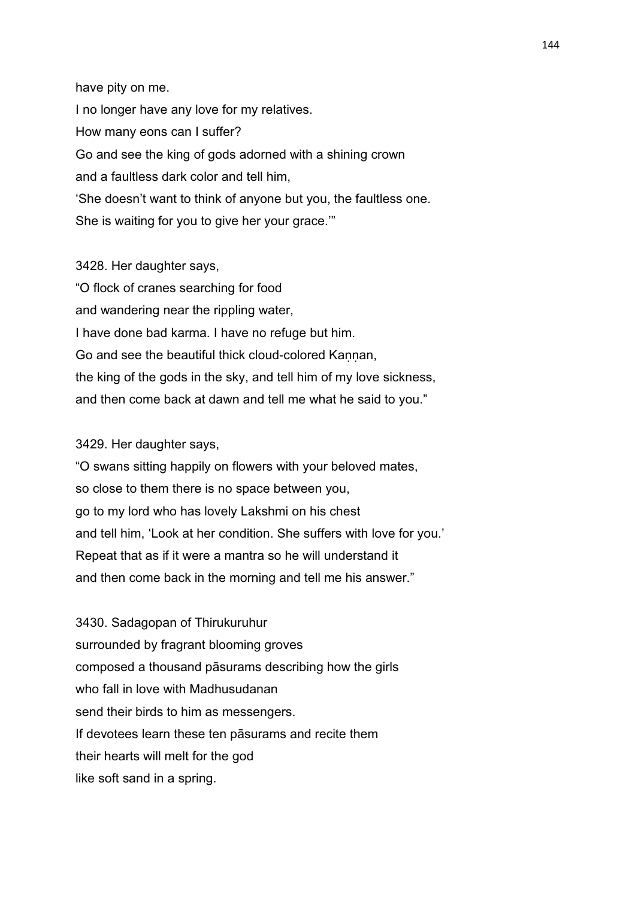have pity on me.
I no longer have any love for my relatives.
How many eons can I suffer?
Go and see the king of gods adorned with a shining crown
and a faultless dark color and tell him,
'She doesn't want to think of anyone but you, the faultless one.
She is waiting for you to give her your grace.'"

3428. Her daughter says,
"O flock of cranes searching for food
and wandering near the rippling water,
I have done bad karma. I have no refuge but him.
Go and see the beautiful thick cloud-colored Kaṇṇan,
the king of the gods in the sky, and tell him of my love sickness,
and then come back at dawn and tell me what he said to you."

3429. Her daughter says,
"O swans sitting happily on flowers with your beloved mates,
so close to them there is no space between you,
go to my lord who has lovely Lakshmi on his chest
and tell him, 'Look at her condition. She suffers with love for you.'
Repeat that as if it were a mantra so he will understand it
and then come back in the morning and tell me his answer."

3430. Sadagopan of Thirukuruhur
surrounded by fragrant blooming groves
composed a thousand pāsurams describing how the girls
who fall in love with Madhusudanan
send their birds to him as messengers.
If devotees learn these ten pāsurams and recite them
their hearts will melt for the god
like soft sand in a spring.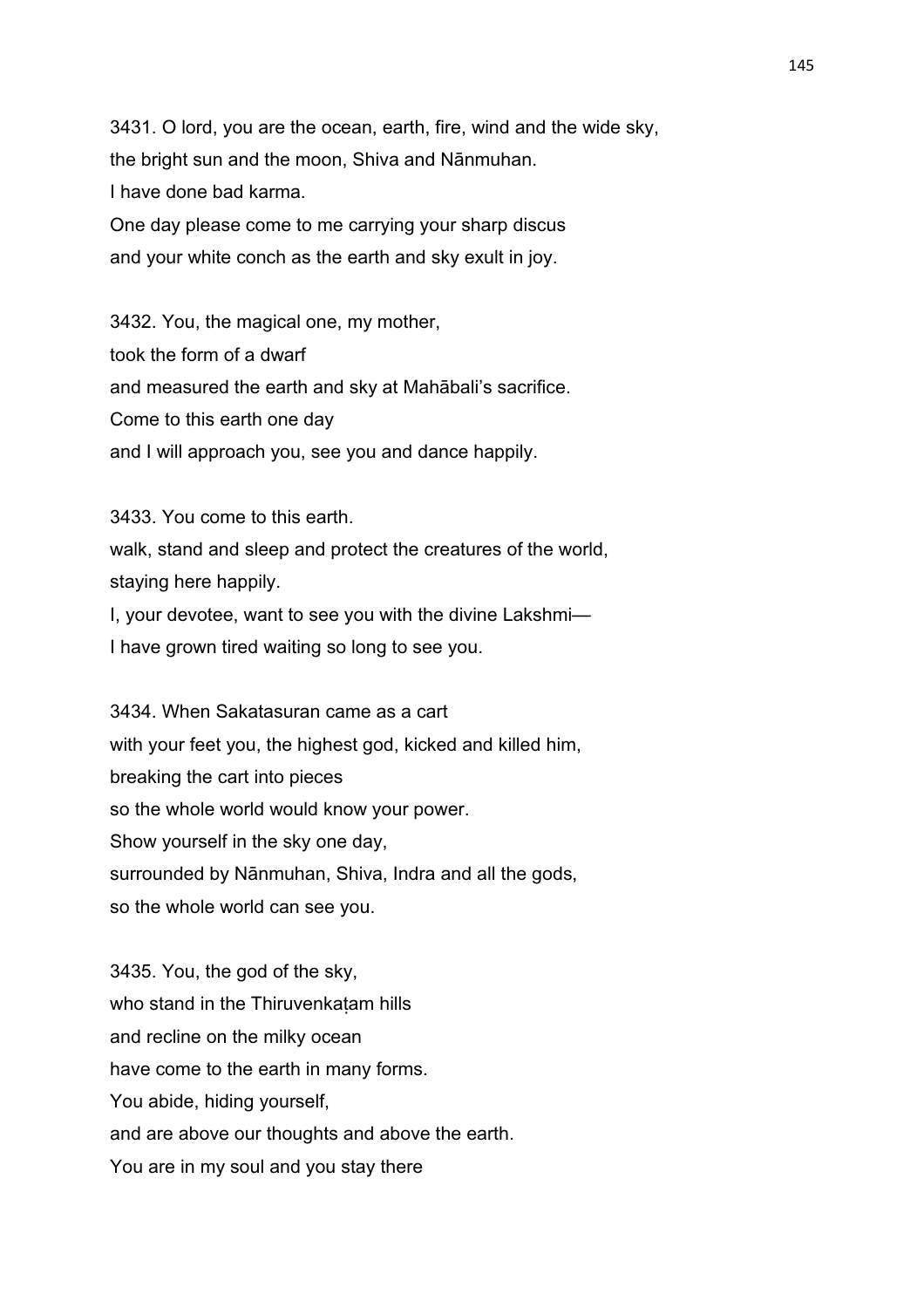3431. O lord, you are the ocean, earth, fire, wind and the wide sky,
the bright sun and the moon, Shiva and Nānmuhan.
I have done bad karma.
One day please come to me carrying your sharp discus
and your white conch as the earth and sky exult in joy.

3432. You, the magical one, my mother,
took the form of a dwarf
and measured the earth and sky at Mahābali's sacrifice.
Come to this earth one day
and I will approach you, see you and dance happily.

3433. You come to this earth.
walk, stand and sleep and protect the creatures of the world,
staying here happily.
I, your devotee, want to see you with the divine Lakshmi—
I have grown tired waiting so long to see you.

3434. When Sakatasuran came as a cart
with your feet you, the highest god, kicked and killed him,
breaking the cart into pieces
so the whole world would know your power.
Show yourself in the sky one day,
surrounded by Nānmuhan, Shiva, Indra and all the gods,
so the whole world can see you.

3435. You, the god of the sky,
who stand in the Thiruvenkaṭam hills
and recline on the milky ocean
have come to the earth in many forms.
You abide, hiding yourself,
and are above our thoughts and above the earth.
You are in my soul and you stay there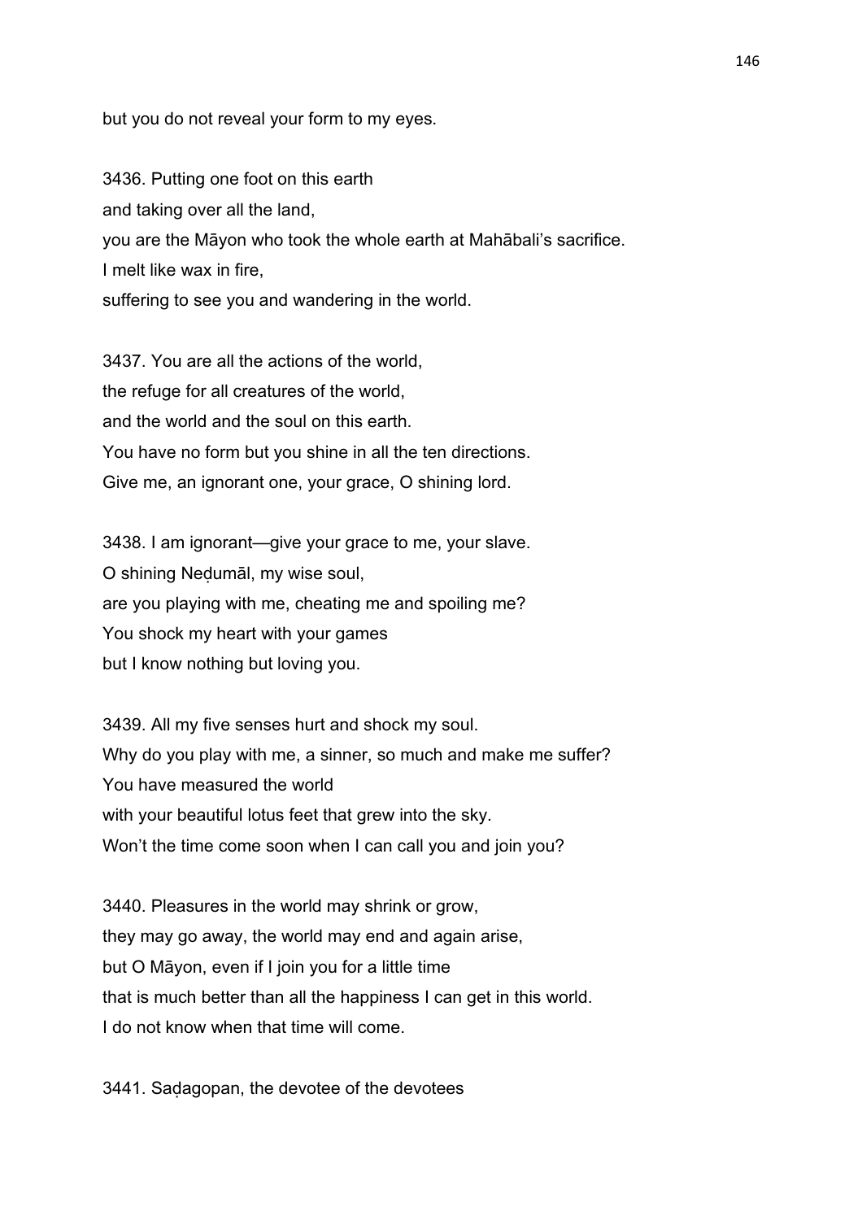but you do not reveal your form to my eyes.

3436. Putting one foot on this earth
and taking over all the land,
you are the Māyon who took the whole earth at Mahābali's sacrifice.
I melt like wax in fire,
suffering to see you and wandering in the world.

3437. You are all the actions of the world,
the refuge for all creatures of the world,
and the world and the soul on this earth.
You have no form but you shine in all the ten directions.
Give me, an ignorant one, your grace, O shining lord.

3438. I am ignorant—give your grace to me, your slave.
O shining Neḍumāl, my wise soul,
are you playing with me, cheating me and spoiling me?
You shock my heart with your games
but I know nothing but loving you.

3439. All my five senses hurt and shock my soul.
Why do you play with me, a sinner, so much and make me suffer?
You have measured the world
with your beautiful lotus feet that grew into the sky.
Won't the time come soon when I can call you and join you?

3440. Pleasures in the world may shrink or grow,
they may go away, the world may end and again arise,
but O Māyon, even if I join you for a little time
that is much better than all the happiness I can get in this world.
I do not know when that time will come.

3441. Saḍagopan, the devotee of the devotees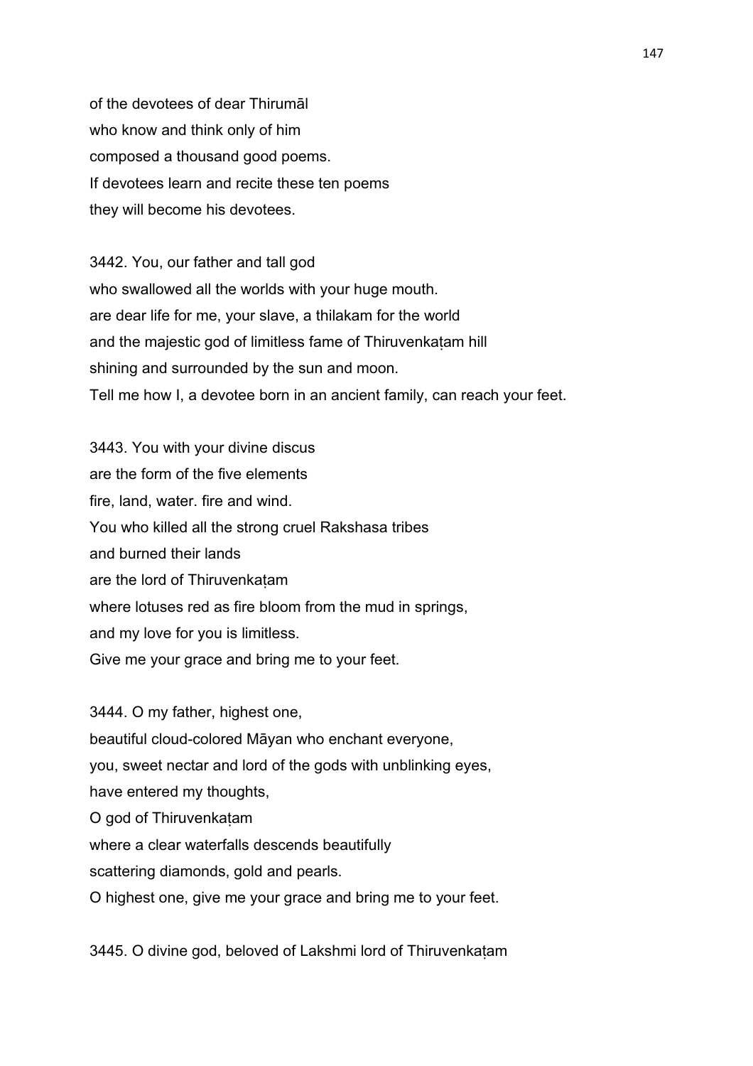of the devotees of dear Thirumāl
who know and think only of him
composed a thousand good poems.
If devotees learn and recite these ten poems
they will become his devotees.

3442. You, our father and tall god
who swallowed all the worlds with your huge mouth.
are dear life for me, your slave, a thilakam for the world
and the majestic god of limitless fame of Thiruvenkaṭam hill
shining and surrounded by the sun and moon.
Tell me how I, a devotee born in an ancient family, can reach your feet.

3443. You with your divine discus
are the form of the five elements
fire, land, water. fire and wind.
You who killed all the strong cruel Rakshasa tribes
and burned their lands
are the lord of Thiruvenkaṭam
where lotuses red as fire bloom from the mud in springs,
and my love for you is limitless.
Give me your grace and bring me to your feet.

3444. O my father, highest one,
beautiful cloud-colored Māyan who enchant everyone,
you, sweet nectar and lord of the gods with unblinking eyes,
have entered my thoughts,
O god of Thiruvenkaṭam
where a clear waterfalls descends beautifully
scattering diamonds, gold and pearls.
O highest one, give me your grace and bring me to your feet.

3445. O divine god, beloved of Lakshmi lord of Thiruvenkaṭam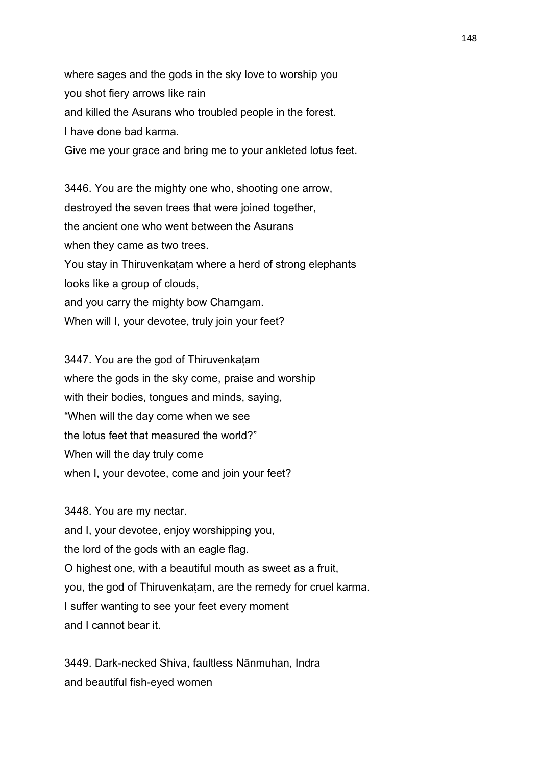where sages and the gods in the sky love to worship you
you shot fiery arrows like rain
and killed the Asurans who troubled people in the forest.
I have done bad karma.
Give me your grace and bring me to your ankleted lotus feet.

3446. You are the mighty one who, shooting one arrow,
destroyed the seven trees that were joined together,
the ancient one who went between the Asurans
when they came as two trees.
You stay in Thiruvenkaṭam where a herd of strong elephants
looks like a group of clouds,
and you carry the mighty bow Charngam.
When will I, your devotee, truly join your feet?

3447. You are the god of Thiruvenkaṭam
where the gods in the sky come, praise and worship
with their bodies, tongues and minds, saying,
"When will the day come when we see
the lotus feet that measured the world?"
When will the day truly come
when I, your devotee, come and join your feet?

3448. You are my nectar.
and I, your devotee, enjoy worshipping you,
the lord of the gods with an eagle flag.
O highest one, with a beautiful mouth as sweet as a fruit,
you, the god of Thiruvenkaṭam, are the remedy for cruel karma.
I suffer wanting to see your feet every moment
and I cannot bear it.

3449. Dark-necked Shiva, faultless Nānmuhan, Indra
and beautiful fish-eyed women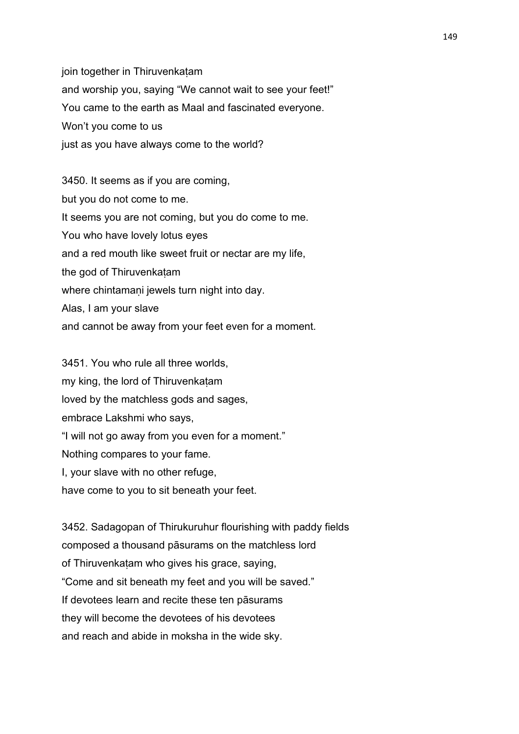join together in Thiruvenkaṭam
and worship you, saying “We cannot wait to see your feet!”
You came to the earth as Maal and fascinated everyone.
Won’t you come to us
just as you have always come to the world?

3450. It seems as if you are coming,
but you do not come to me.
It seems you are not coming, but you do come to me.
You who have lovely lotus eyes
and a red mouth like sweet fruit or nectar are my life,
the god of Thiruvenkaṭam
where chintamaṇi jewels turn night into day.
Alas, I am your slave
and cannot be away from your feet even for a moment.

3451. You who rule all three worlds,
my king, the lord of Thiruvenkaṭam
loved by the matchless gods and sages,
embrace Lakshmi who says,
“I will not go away from you even for a moment.”
Nothing compares to your fame.
I, your slave with no other refuge,
have come to you to sit beneath your feet.

3452. Sadagopan of Thirukuruhur flourishing with paddy fields
composed a thousand pāsurams on the matchless lord
of Thiruvenkaṭam who gives his grace, saying,
“Come and sit beneath my feet and you will be saved.”
If devotees learn and recite these ten pāsurams
they will become the devotees of his devotees
and reach and abide in moksha in the wide sky.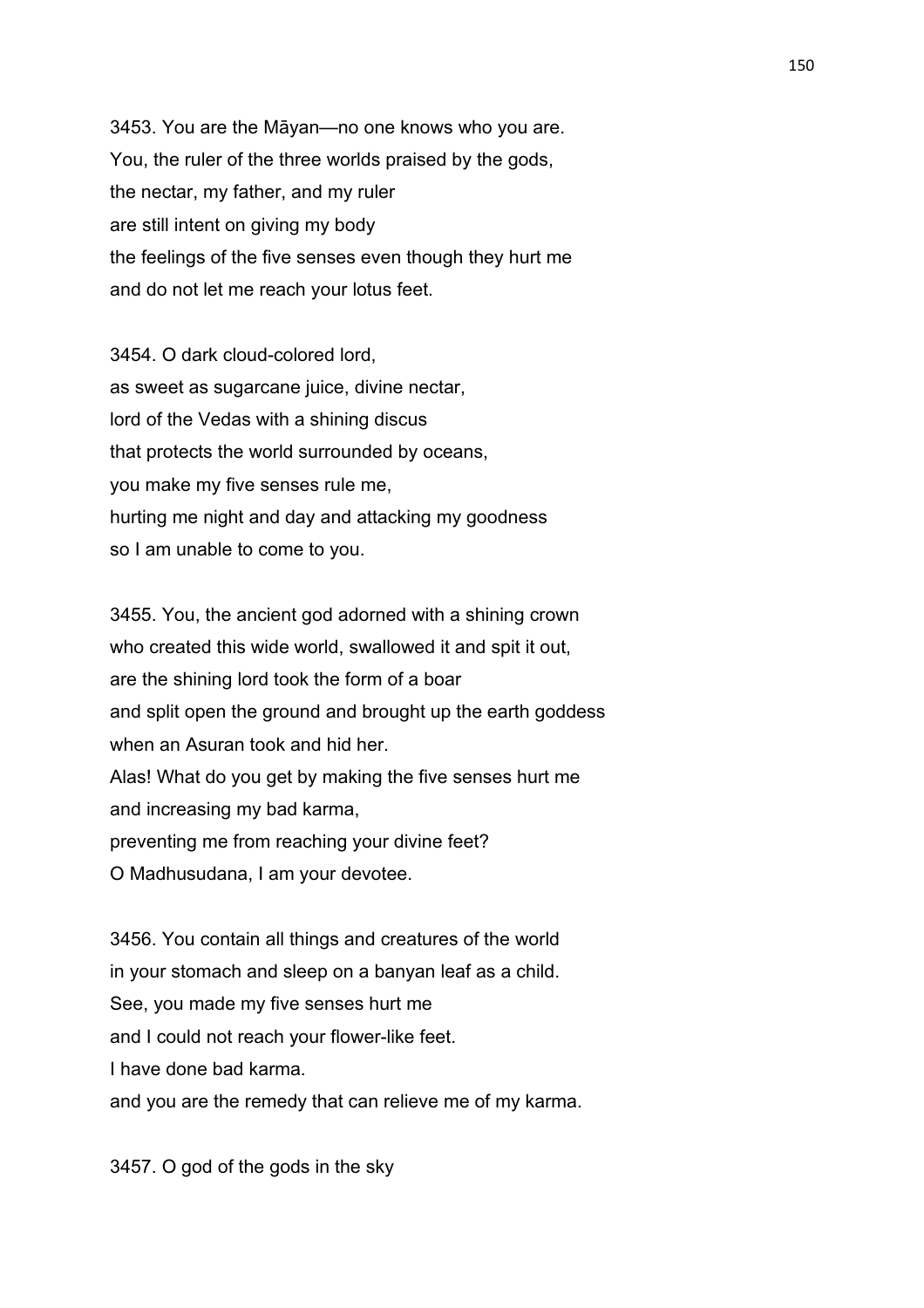3453. You are the Māyan—no one knows who you are.
You, the ruler of the three worlds praised by the gods,
the nectar, my father, and my ruler
are still intent on giving my body
the feelings of the five senses even though they hurt me
and do not let me reach your lotus feet.

3454. O dark cloud-colored lord,
as sweet as sugarcane juice, divine nectar,
lord of the Vedas with a shining discus
that protects the world surrounded by oceans,
you make my five senses rule me,
hurting me night and day and attacking my goodness
so I am unable to come to you.

3455. You, the ancient god adorned with a shining crown
who created this wide world, swallowed it and spit it out,
are the shining lord took the form of a boar
and split open the ground and brought up the earth goddess
when an Asuran took and hid her.
Alas! What do you get by making the five senses hurt me
and increasing my bad karma,
preventing me from reaching your divine feet?
O Madhusudana, I am your devotee.

3456. You contain all things and creatures of the world
in your stomach and sleep on a banyan leaf as a child.
See, you made my five senses hurt me
and I could not reach your flower-like feet.
I have done bad karma.
and you are the remedy that can relieve me of my karma.

3457. O god of the gods in the sky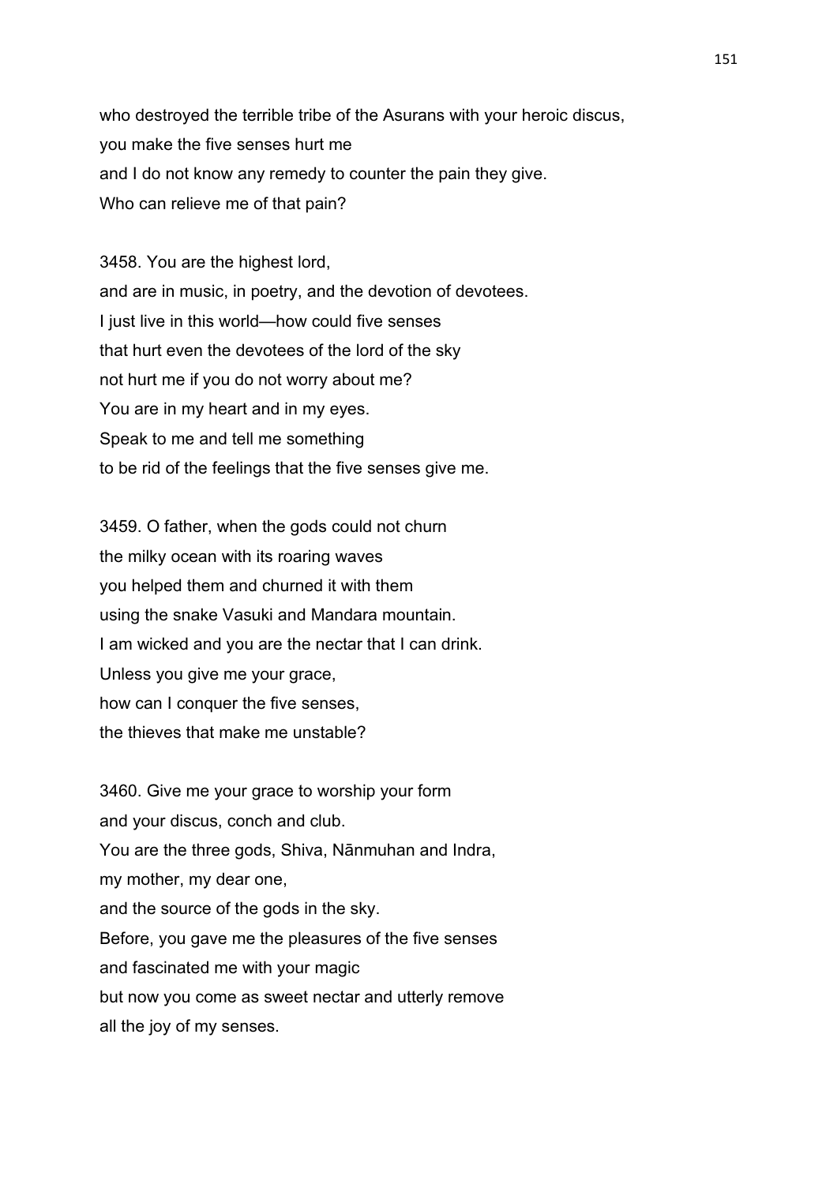who destroyed the terrible tribe of the Asurans with your heroic discus,
you make the five senses hurt me
and I do not know any remedy to counter the pain they give.
Who can relieve me of that pain?

3458. You are the highest lord,
and are in music, in poetry, and the devotion of devotees.
I just live in this world—how could five senses
that hurt even the devotees of the lord of the sky
not hurt me if you do not worry about me?
You are in my heart and in my eyes.
Speak to me and tell me something
to be rid of the feelings that the five senses give me.

3459. O father, when the gods could not churn
the milky ocean with its roaring waves
you helped them and churned it with them
using the snake Vasuki and Mandara mountain.
I am wicked and you are the nectar that I can drink.
Unless you give me your grace,
how can I conquer the five senses,
the thieves that make me unstable?

3460. Give me your grace to worship your form
and your discus, conch and club.
You are the three gods, Shiva, Nānmuhan and Indra,
my mother, my dear one,
and the source of the gods in the sky.
Before, you gave me the pleasures of the five senses
and fascinated me with your magic
but now you come as sweet nectar and utterly remove
all the joy of my senses.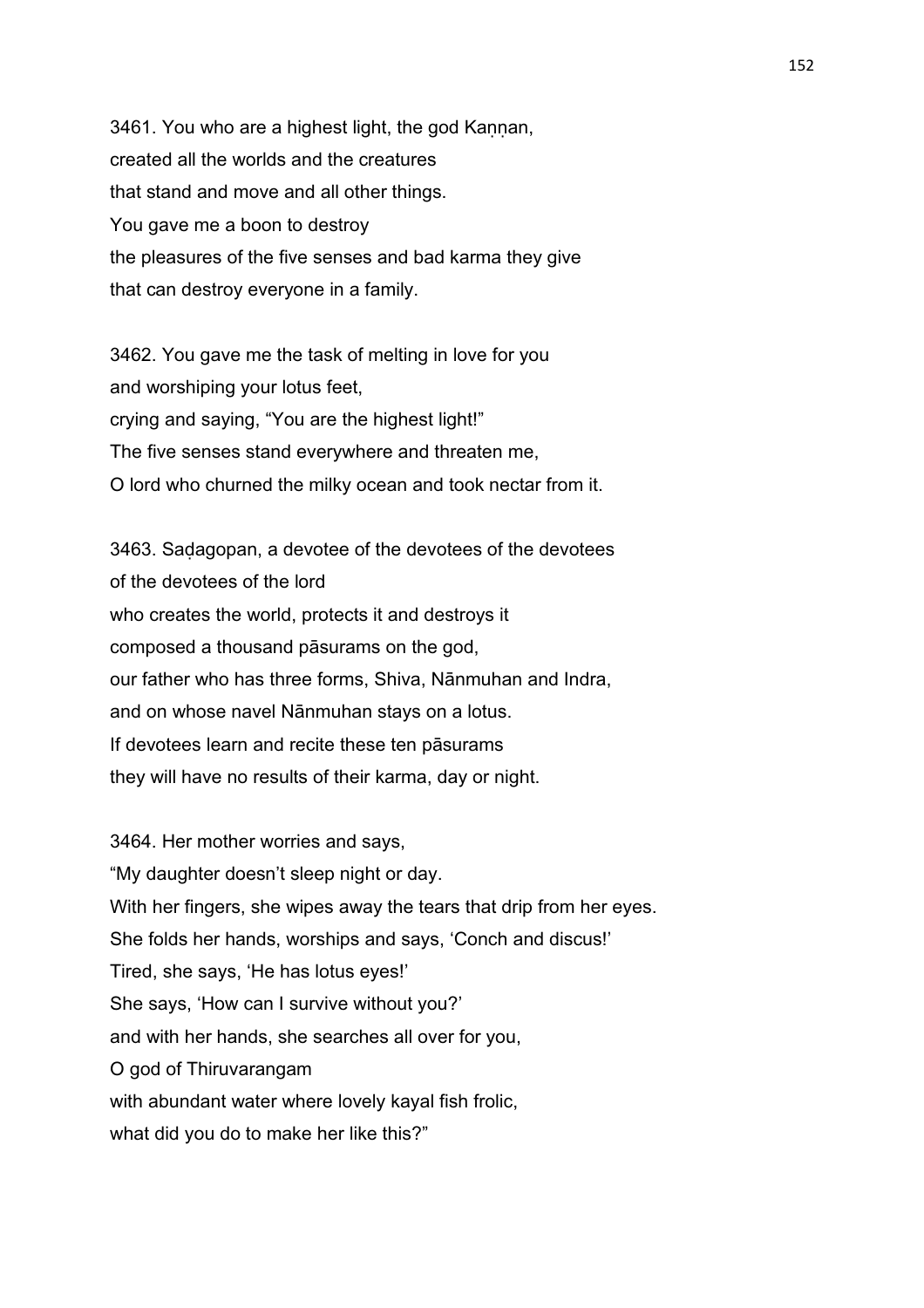3461. You who are a highest light, the god Kaṇṇan,
created all the worlds and the creatures
that stand and move and all other things.
You gave me a boon to destroy
the pleasures of the five senses and bad karma they give
that can destroy everyone in a family.

3462. You gave me the task of melting in love for you
and worshiping your lotus feet,
crying and saying, "You are the highest light!"
The five senses stand everywhere and threaten me,
O lord who churned the milky ocean and took nectar from it.

3463. Saḍagopan, a devotee of the devotees of the devotees
of the devotees of the lord
who creates the world, protects it and destroys it
composed a thousand pāsurams on the god,
our father who has three forms, Shiva, Nānmuhan and Indra,
and on whose navel Nānmuhan stays on a lotus.
If devotees learn and recite these ten pāsurams
they will have no results of their karma, day or night.

3464. Her mother worries and says,
"My daughter doesn't sleep night or day.
With her fingers, she wipes away the tears that drip from her eyes.
She folds her hands, worships and says, 'Conch and discus!'
Tired, she says, 'He has lotus eyes!'
She says, 'How can I survive without you?'
and with her hands, she searches all over for you,
O god of Thiruvarangam
with abundant water where lovely kayal fish frolic,
what did you do to make her like this?"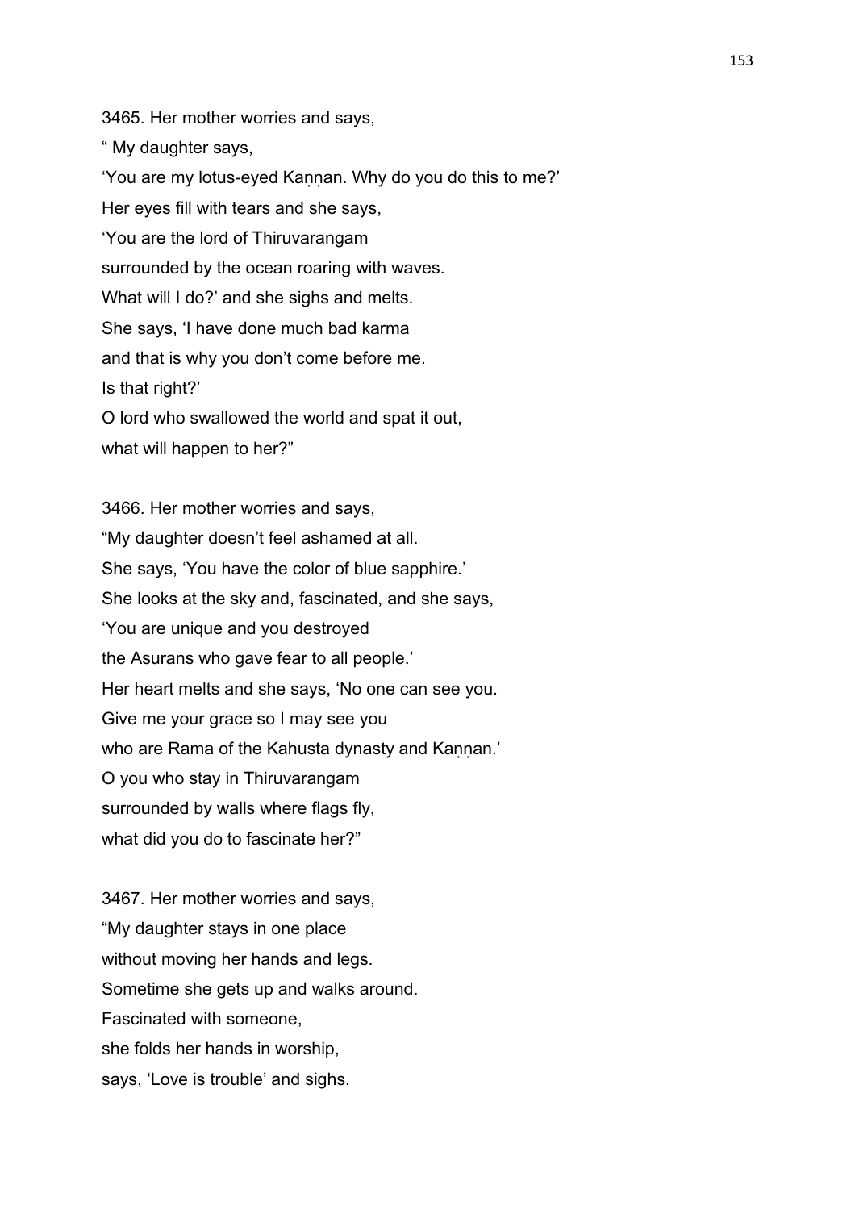3465. Her mother worries and says,
" My daughter says,
'You are my lotus-eyed Kaṇṇan. Why do you do this to me?'
Her eyes fill with tears and she says,
'You are the lord of Thiruvarangam
surrounded by the ocean roaring with waves.
What will I do?' and she sighs and melts.
She says, 'I have done much bad karma
and that is why you don't come before me.
Is that right?'
O lord who swallowed the world and spat it out,
what will happen to her?"

3466. Her mother worries and says,
"My daughter doesn't feel ashamed at all.
She says, 'You have the color of blue sapphire.'
She looks at the sky and, fascinated, and she says,
'You are unique and you destroyed
the Asurans who gave fear to all people.'
Her heart melts and she says, 'No one can see you.
Give me your grace so I may see you
who are Rama of the Kahusta dynasty and Kaṇṇan.'
O you who stay in Thiruvarangam
surrounded by walls where flags fly,
what did you do to fascinate her?"

3467. Her mother worries and says,
"My daughter stays in one place
without moving her hands and legs.
Sometime she gets up and walks around.
Fascinated with someone,
she folds her hands in worship,
says, 'Love is trouble' and sighs.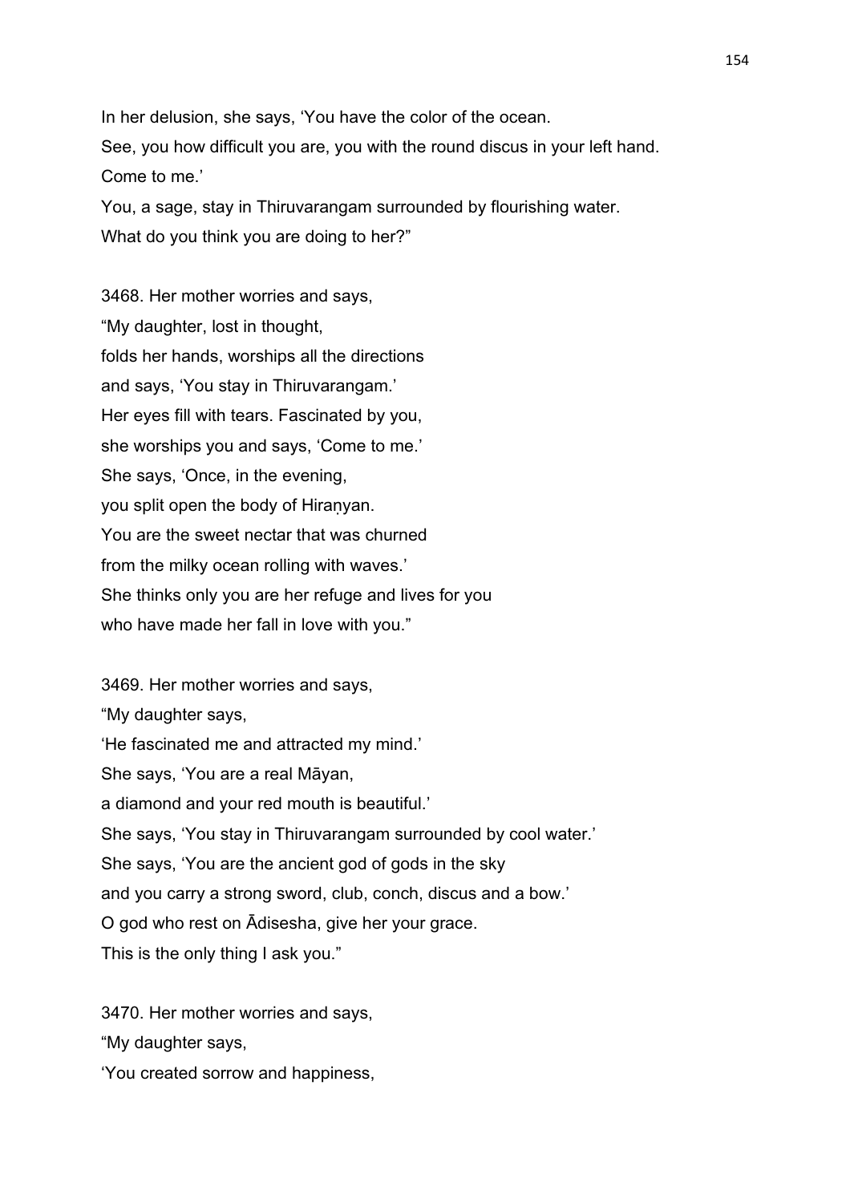In her delusion, she says, 'You have the color of the ocean.
See, you how difficult you are, you with the round discus in your left hand.
Come to me.'
You, a sage, stay in Thiruvarangam surrounded by flourishing water.
What do you think you are doing to her?"

3468. Her mother worries and says,
"My daughter, lost in thought,
folds her hands, worships all the directions
and says, 'You stay in Thiruvarangam.'
Her eyes fill with tears. Fascinated by you,
she worships you and says, 'Come to me.'
She says, 'Once, in the evening,
you split open the body of Hiraṇyan.
You are the sweet nectar that was churned
from the milky ocean rolling with waves.'
She thinks only you are her refuge and lives for you
who have made her fall in love with you."

3469. Her mother worries and says,
"My daughter says,
'He fascinated me and attracted my mind.'
She says, 'You are a real Māyan,
a diamond and your red mouth is beautiful.'
She says, 'You stay in Thiruvarangam surrounded by cool water.'
She says, 'You are the ancient god of gods in the sky
and you carry a strong sword, club, conch, discus and a bow.'
O god who rest on Ādisesha, give her your grace.
This is the only thing I ask you."

3470. Her mother worries and says,
"My daughter says,
'You created sorrow and happiness,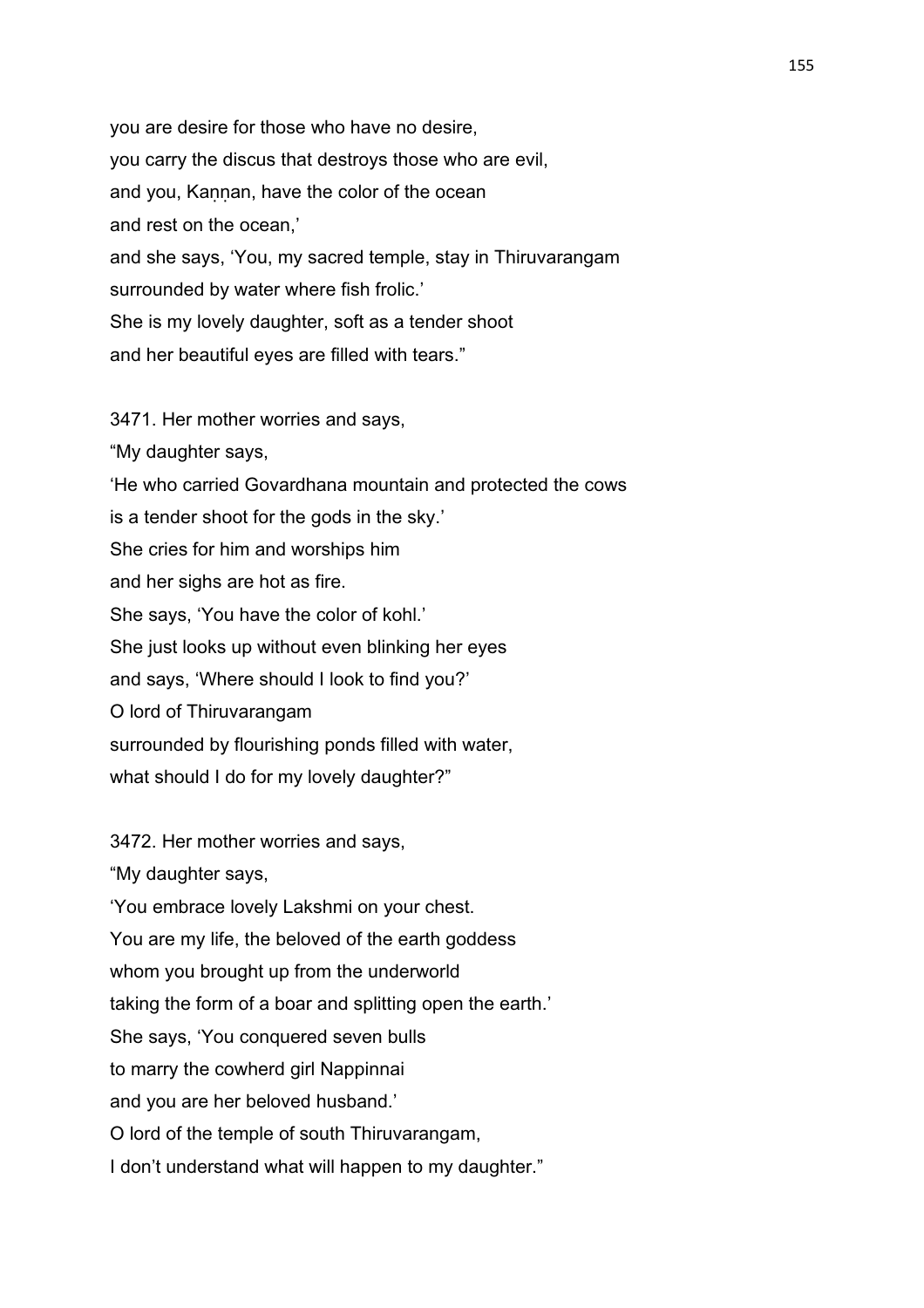you are desire for those who have no desire,
you carry the discus that destroys those who are evil,
and you, Kaṇṇan, have the color of the ocean
and rest on the ocean,'
and she says, 'You, my sacred temple, stay in Thiruvarangam
surrounded by water where fish frolic.'
She is my lovely daughter, soft as a tender shoot
and her beautiful eyes are filled with tears."

3471. Her mother worries and says,
"My daughter says,
'He who carried Govardhana mountain and protected the cows
is a tender shoot for the gods in the sky.'
She cries for him and worships him
and her sighs are hot as fire.
She says, 'You have the color of kohl.'
She just looks up without even blinking her eyes
and says, 'Where should I look to find you?'
O lord of Thiruvarangam
surrounded by flourishing ponds filled with water,
what should I do for my lovely daughter?"

3472. Her mother worries and says,
"My daughter says,
'You embrace lovely Lakshmi on your chest.
You are my life, the beloved of the earth goddess
whom you brought up from the underworld
taking the form of a boar and splitting open the earth.'
She says, 'You conquered seven bulls
to marry the cowherd girl Nappinnai
and you are her beloved husband.'
O lord of the temple of south Thiruvarangam,
I don't understand what will happen to my daughter."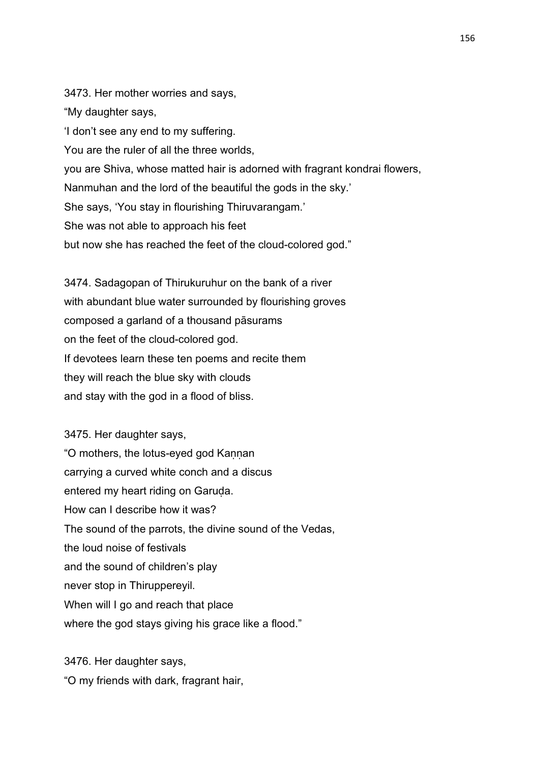3473. Her mother worries and says,
"My daughter says,
'I don't see any end to my suffering.
You are the ruler of all the three worlds,
you are Shiva, whose matted hair is adorned with fragrant kondrai flowers,
Nanmuhan and the lord of the beautiful the gods in the sky.'
She says, 'You stay in flourishing Thiruvarangam.'
She was not able to approach his feet
but now she has reached the feet of the cloud-colored god."

3474. Sadagopan of Thirukuruhur on the bank of a river
with abundant blue water surrounded by flourishing groves
composed a garland of a thousand pāsurams
on the feet of the cloud-colored god.
If devotees learn these ten poems and recite them
they will reach the blue sky with clouds
and stay with the god in a flood of bliss.

3475. Her daughter says,
"O mothers, the lotus-eyed god Kaṇṇan
carrying a curved white conch and a discus
entered my heart riding on Garuḍa.
How can I describe how it was?
The sound of the parrots, the divine sound of the Vedas,
the loud noise of festivals
and the sound of children's play
never stop in Thiruppereyil.
When will I go and reach that place
where the god stays giving his grace like a flood."

3476. Her daughter says,
"O my friends with dark, fragrant hair,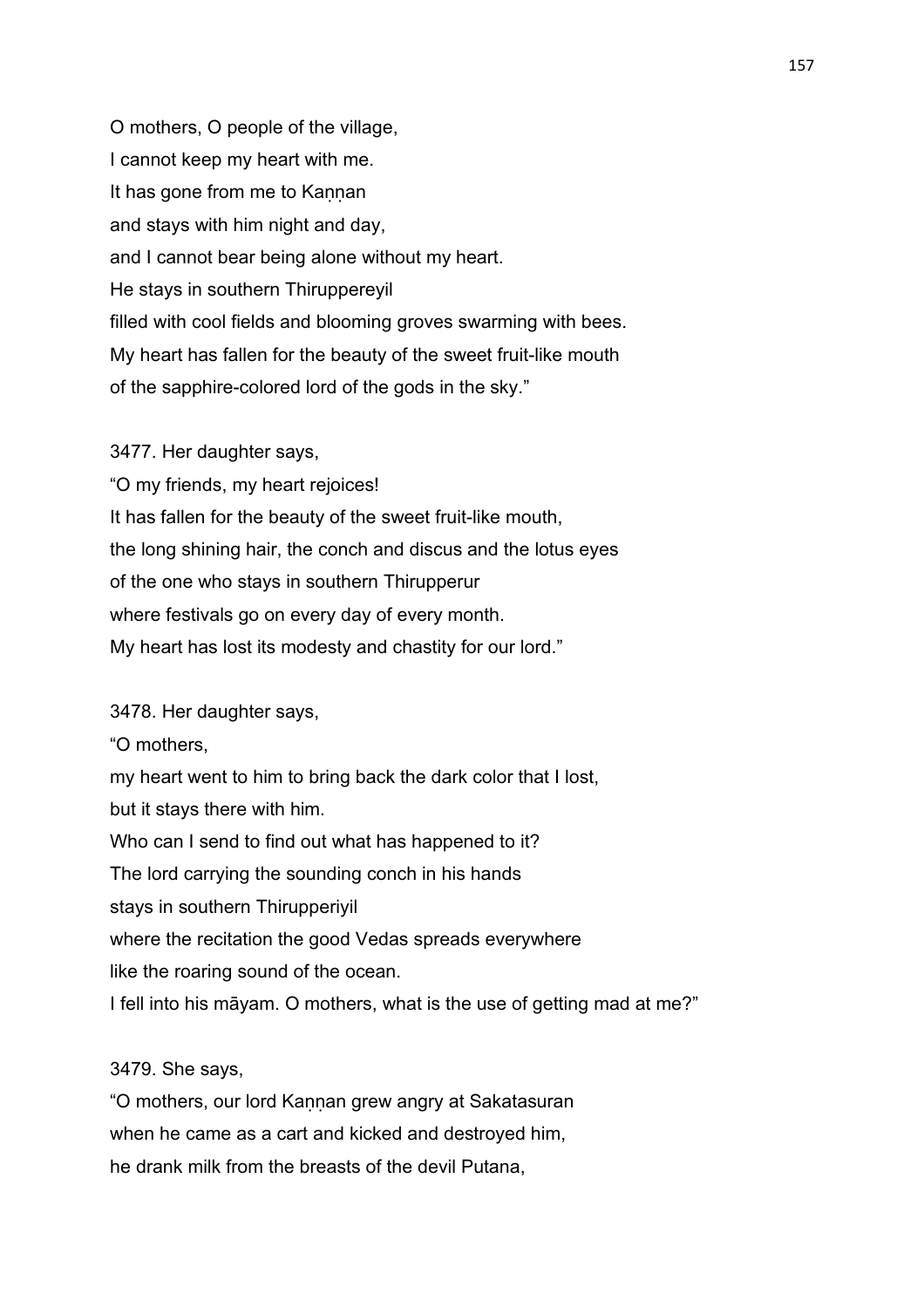O mothers, O people of the village,
I cannot keep my heart with me.
It has gone from me to Kaṇṇan
and stays with him night and day,
and I cannot bear being alone without my heart.
He stays in southern Thiruppereyil
filled with cool fields and blooming groves swarming with bees.
My heart has fallen for the beauty of the sweet fruit-like mouth
of the sapphire-colored lord of the gods in the sky."

3477. Her daughter says,
"O my friends, my heart rejoices!
It has fallen for the beauty of the sweet fruit-like mouth,
the long shining hair, the conch and discus and the lotus eyes
of the one who stays in southern Thirupperur
where festivals go on every day of every month.
My heart has lost its modesty and chastity for our lord."

3478. Her daughter says,
"O mothers,
my heart went to him to bring back the dark color that I lost,
but it stays there with him.
Who can I send to find out what has happened to it?
The lord carrying the sounding conch in his hands
stays in southern Thirupperiyil
where the recitation the good Vedas spreads everywhere
like the roaring sound of the ocean.
I fell into his māyam. O mothers, what is the use of getting mad at me?"

3479. She says,
"O mothers, our lord Kaṇṇan grew angry at Sakatasuran
when he came as a cart and kicked and destroyed him,
he drank milk from the breasts of the devil Putana,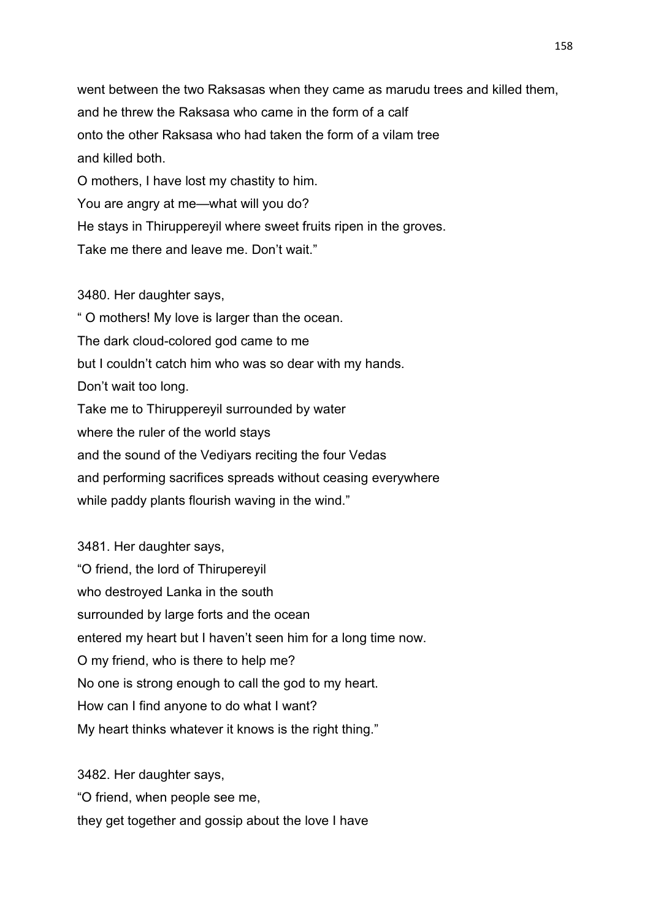went between the two Raksasas when they came as marudu trees and killed them,
and he threw the Raksasa who came in the form of a calf
onto the other Raksasa who had taken the form of a vilam tree
and killed both.
O mothers, I have lost my chastity to him.
You are angry at me—what will you do?
He stays in Thiruppereyil where sweet fruits ripen in the groves.
Take me there and leave me. Don't wait."

3480. Her daughter says,
" O mothers! My love is larger than the ocean.
The dark cloud-colored god came to me
but I couldn't catch him who was so dear with my hands.
Don't wait too long.
Take me to Thiruppereyil surrounded by water
where the ruler of the world stays
and the sound of the Vediyars reciting the four Vedas
and performing sacrifices spreads without ceasing everywhere
while paddy plants flourish waving in the wind."

3481. Her daughter says,
"O friend, the lord of Thirupereyil
who destroyed Lanka in the south
surrounded by large forts and the ocean
entered my heart but I haven't seen him for a long time now.
O my friend, who is there to help me?
No one is strong enough to call the god to my heart.
How can I find anyone to do what I want?
My heart thinks whatever it knows is the right thing."

3482. Her daughter says,
"O friend, when people see me,
they get together and gossip about the love I have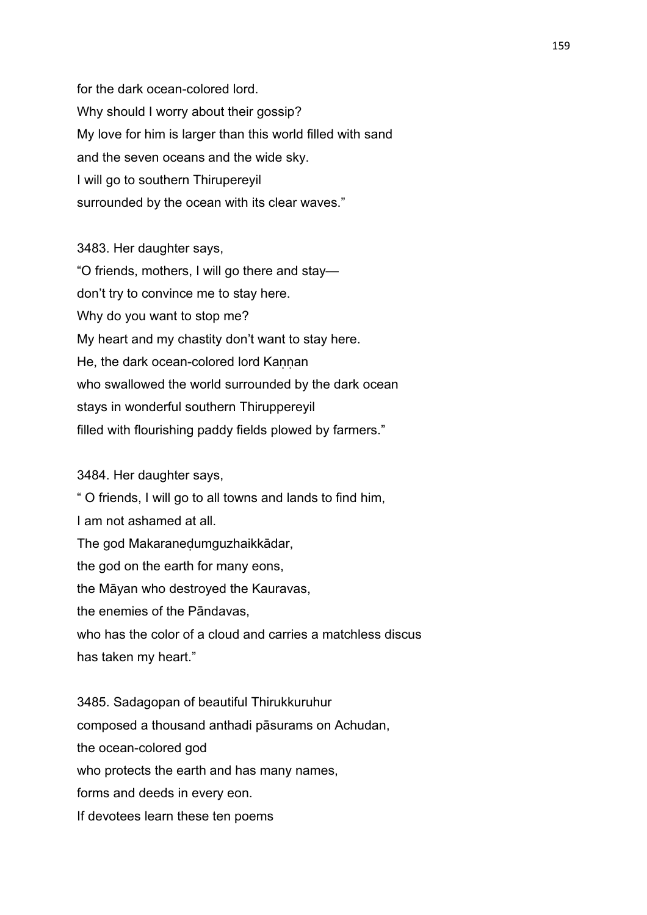for the dark ocean-colored lord.
Why should I worry about their gossip?
My love for him is larger than this world filled with sand
and the seven oceans and the wide sky.
I will go to southern Thirupereyil
surrounded by the ocean with its clear waves."

3483. Her daughter says,
"O friends, mothers, I will go there and stay—
don't try to convince me to stay here.
Why do you want to stop me?
My heart and my chastity don't want to stay here.
He, the dark ocean-colored lord Kaṇṇan
who swallowed the world surrounded by the dark ocean
stays in wonderful southern Thiruppereyil
filled with flourishing paddy fields plowed by farmers."

3484. Her daughter says,
" O friends, I will go to all towns and lands to find him,
I am not ashamed at all.
The god Makaraneḍumguzhaikkādar,
the god on the earth for many eons,
the Māyan who destroyed the Kauravas,
the enemies of the Pāndavas,
who has the color of a cloud and carries a matchless discus
has taken my heart."

3485. Sadagopan of beautiful Thirukkuruhur
composed a thousand anthadi pāsurams on Achudan,
the ocean-colored god
who protects the earth and has many names,
forms and deeds in every eon.
If devotees learn these ten poems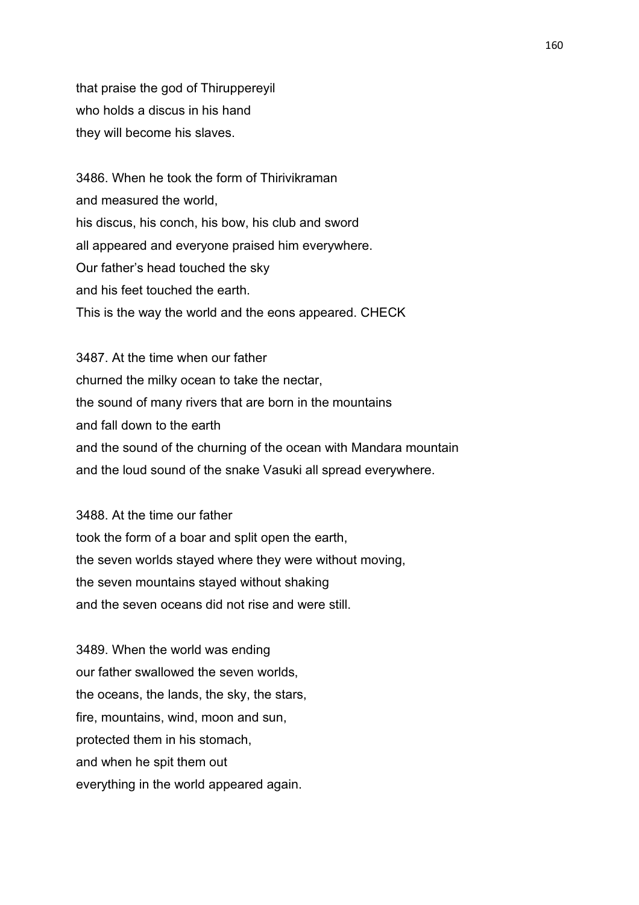that praise the god of Thiruppereyil
who holds a discus in his hand
they will become his slaves.

3486. When he took the form of Thirivikraman
and measured the world,
his discus, his conch, his bow, his club and sword
all appeared and everyone praised him everywhere.
Our father's head touched the sky
and his feet touched the earth.
This is the way the world and the eons appeared. CHECK

3487. At the time when our father
churned the milky ocean to take the nectar,
the sound of many rivers that are born in the mountains
and fall down to the earth
and the sound of the churning of the ocean with Mandara mountain
and the loud sound of the snake Vasuki all spread everywhere.

3488. At the time our father
took the form of a boar and split open the earth,
the seven worlds stayed where they were without moving,
the seven mountains stayed without shaking
and the seven oceans did not rise and were still.

3489. When the world was ending
our father swallowed the seven worlds,
the oceans, the lands, the sky, the stars,
fire, mountains, wind, moon and sun,
protected them in his stomach,
and when he spit them out
everything in the world appeared again.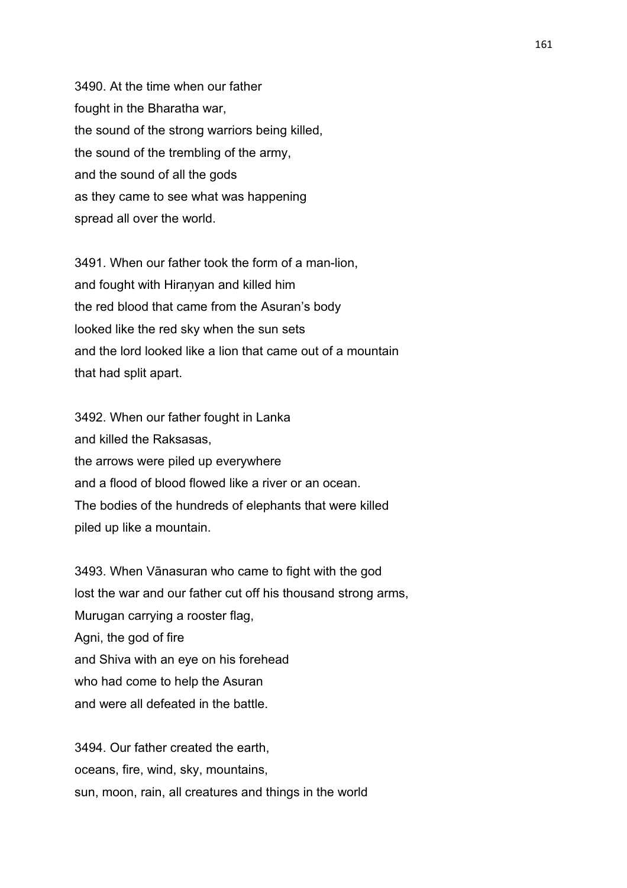3490. At the time when our father
fought in the Bharatha war,
the sound of the strong warriors being killed,
the sound of the trembling of the army,
and the sound of all the gods
as they came to see what was happening
spread all over the world.

3491. When our father took the form of a man-lion,
and fought with Hiraṇyan and killed him
the red blood that came from the Asuran's body
looked like the red sky when the sun sets
and the lord looked like a lion that came out of a mountain
that had split apart.

3492. When our father fought in Lanka
and killed the Raksasas,
the arrows were piled up everywhere
and a flood of blood flowed like a river or an ocean.
The bodies of the hundreds of elephants that were killed
piled up like a mountain.

3493. When Vānasuran who came to fight with the god
lost the war and our father cut off his thousand strong arms,
Murugan carrying a rooster flag,
Agni, the god of fire
and Shiva with an eye on his forehead
who had come to help the Asuran
and were all defeated in the battle.

3494. Our father created the earth,
oceans, fire, wind, sky, mountains,
sun, moon, rain, all creatures and things in the world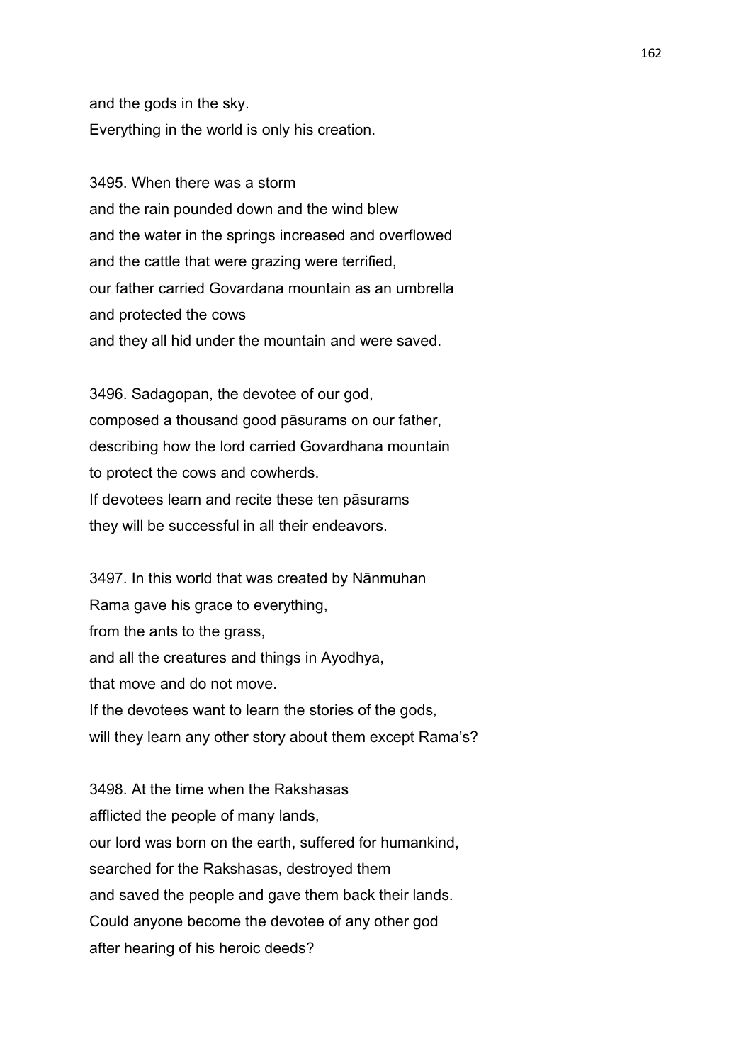and the gods in the sky.
Everything in the world is only his creation.

3495. When there was a storm
and the rain pounded down and the wind blew
and the water in the springs increased and overflowed
and the cattle that were grazing were terrified,
our father carried Govardana mountain as an umbrella
and protected the cows
and they all hid under the mountain and were saved.

3496. Sadagopan, the devotee of our god,
composed a thousand good pāsurams on our father,
describing how the lord carried Govardhana mountain
to protect the cows and cowherds.
If devotees learn and recite these ten pāsurams
they will be successful in all their endeavors.

3497. In this world that was created by Nānmuhan
Rama gave his grace to everything,
from the ants to the grass,
and all the creatures and things in Ayodhya,
that move and do not move.
If the devotees want to learn the stories of the gods,
will they learn any other story about them except Rama's?

3498. At the time when the Rakshasas
afflicted the people of many lands,
our lord was born on the earth, suffered for humankind,
searched for the Rakshasas, destroyed them
and saved the people and gave them back their lands.
Could anyone become the devotee of any other god
after hearing of his heroic deeds?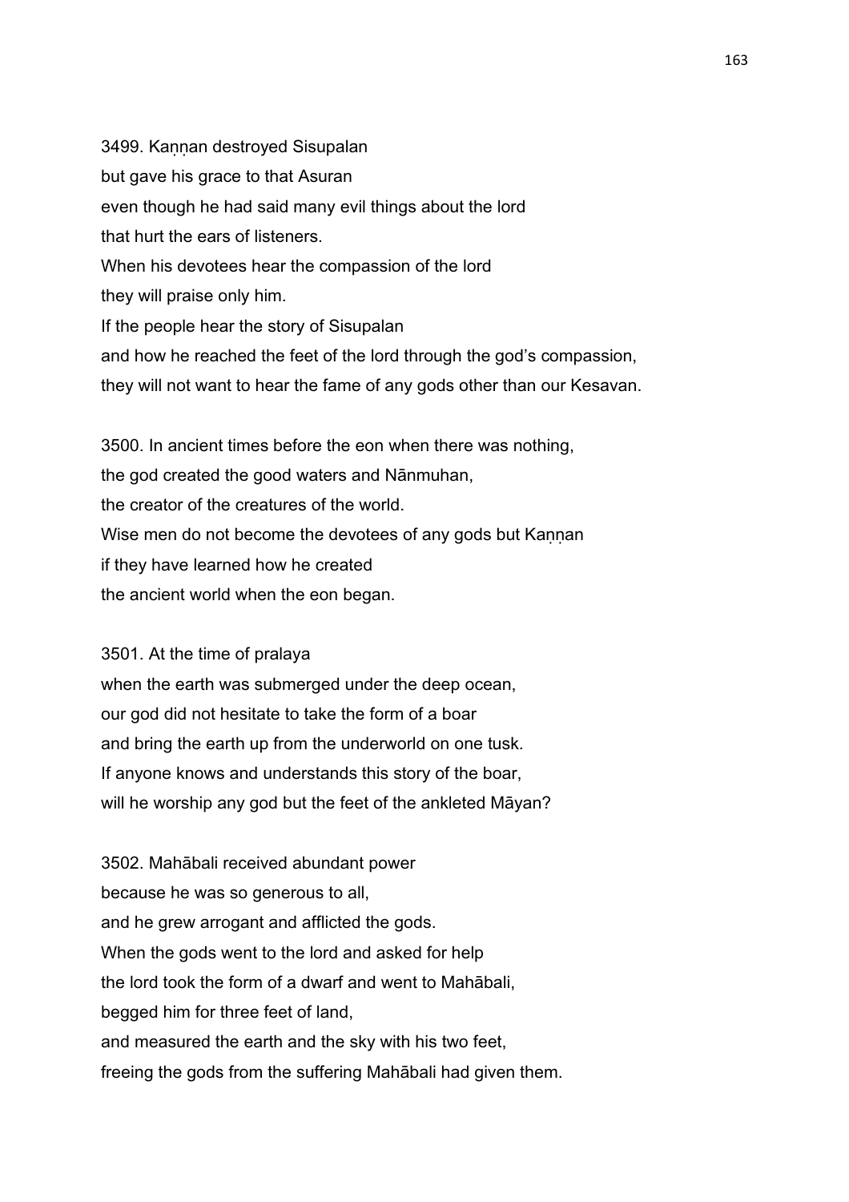3499. Kaṇṇan destroyed Sisupalan
but gave his grace to that Asuran
even though he had said many evil things about the lord
that hurt the ears of listeners.
When his devotees hear the compassion of the lord
they will praise only him.
If the people hear the story of Sisupalan
and how he reached the feet of the lord through the god's compassion,
they will not want to hear the fame of any gods other than our Kesavan.

3500. In ancient times before the eon when there was nothing,
the god created the good waters and Nānmuhan,
the creator of the creatures of the world.
Wise men do not become the devotees of any gods but Kaṇṇan
if they have learned how he created
the ancient world when the eon began.

3501. At the time of pralaya
when the earth was submerged under the deep ocean,
our god did not hesitate to take the form of a boar
and bring the earth up from the underworld on one tusk.
If anyone knows and understands this story of the boar,
will he worship any god but the feet of the ankleted Māyan?

3502. Mahābali received abundant power
because he was so generous to all,
and he grew arrogant and afflicted the gods.
When the gods went to the lord and asked for help
the lord took the form of a dwarf and went to Mahābali,
begged him for three feet of land,
and measured the earth and the sky with his two feet,
freeing the gods from the suffering Mahābali had given them.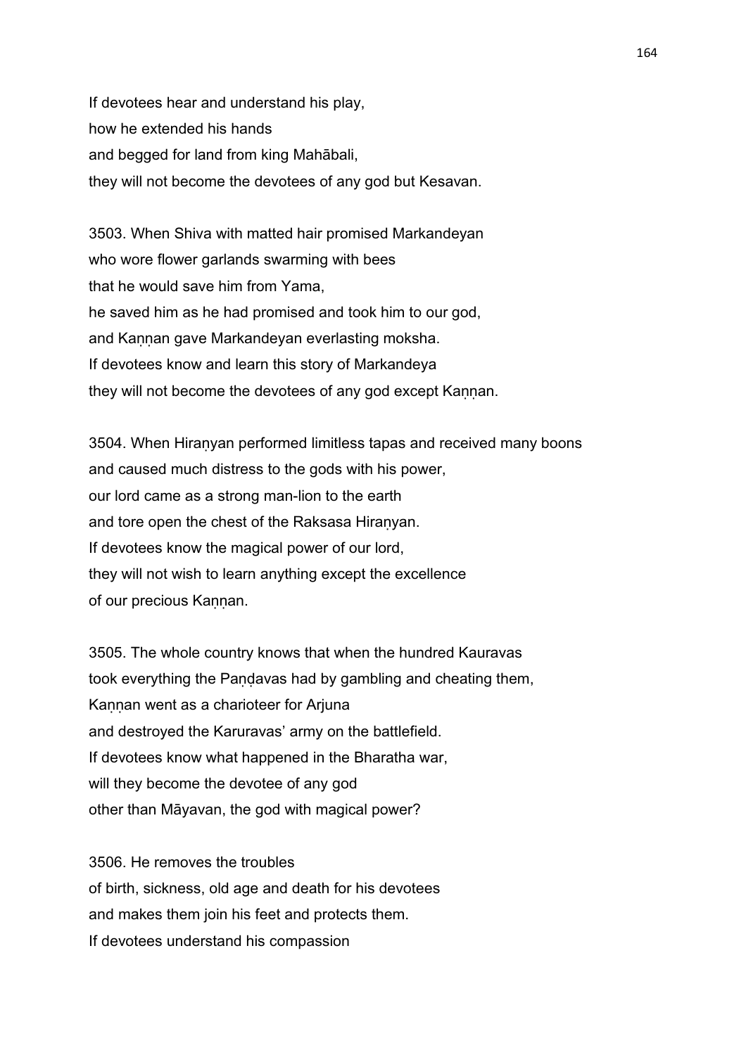If devotees hear and understand his play,
how he extended his hands
and begged for land from king Mahābali,
they will not become the devotees of any god but Kesavan.

3503. When Shiva with matted hair promised Markandeyan
who wore flower garlands swarming with bees
that he would save him from Yama,
he saved him as he had promised and took him to our god,
and Kaṇṇan gave Markandeyan everlasting moksha.
If devotees know and learn this story of Markandeya
they will not become the devotees of any god except Kaṇṇan.

3504. When Hiraṇyan performed limitless tapas and received many boons
and caused much distress to the gods with his power,
our lord came as a strong man-lion to the earth
and tore open the chest of the Raksasa Hiraṇyan.
If devotees know the magical power of our lord,
they will not wish to learn anything except the excellence
of our precious Kaṇṇan.

3505. The whole country knows that when the hundred Kauravas
took everything the Paṇḍavas had by gambling and cheating them,
Kaṇṇan went as a charioteer for Arjuna
and destroyed the Karuravas' army on the battlefield.
If devotees know what happened in the Bharatha war,
will they become the devotee of any god
other than Māyavan, the god with magical power?

3506. He removes the troubles
of birth, sickness, old age and death for his devotees
and makes them join his feet and protects them.
If devotees understand his compassion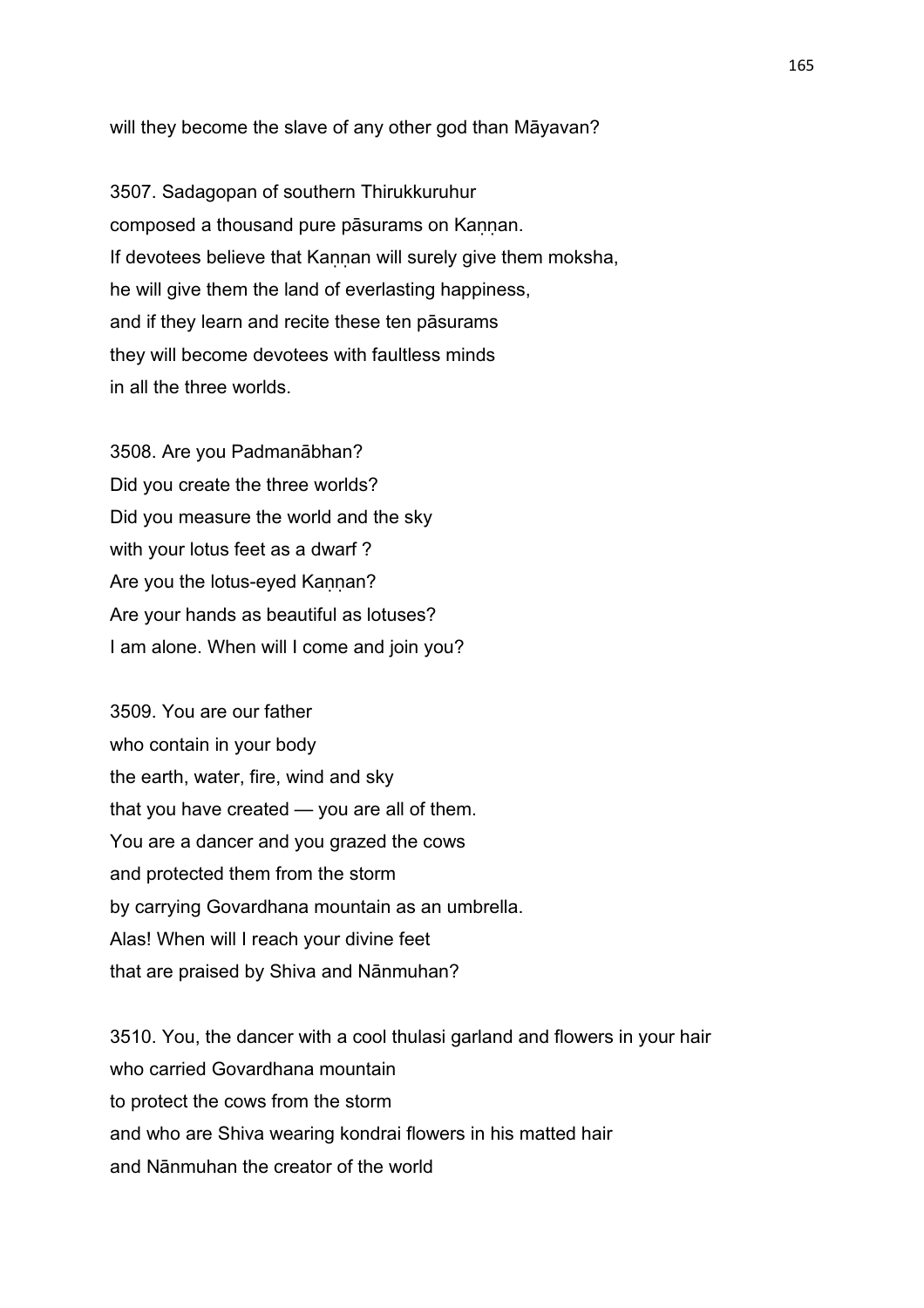will they become the slave of any other god than Māyavan?

3507. Sadagopan of southern Thirukkuruhur
composed a thousand pure pāsurams on Kaṇṇan.
If devotees believe that Kaṇṇan will surely give them moksha,
he will give them the land of everlasting happiness,
and if they learn and recite these ten pāsurams
they will become devotees with faultless minds
in all the three worlds.

3508. Are you Padmanābhan?
Did you create the three worlds?
Did you measure the world and the sky
with your lotus feet as a dwarf ?
Are you the lotus-eyed Kaṇṇan?
Are your hands as beautiful as lotuses?
I am alone. When will I come and join you?

3509. You are our father
who contain in your body
the earth, water, fire, wind and sky
that you have created — you are all of them.
You are a dancer and you grazed the cows
and protected them from the storm
by carrying Govardhana mountain as an umbrella.
Alas! When will I reach your divine feet
that are praised by Shiva and Nānmuhan?

3510. You, the dancer with a cool thulasi garland and flowers in your hair
who carried Govardhana mountain
to protect the cows from the storm
and who are Shiva wearing kondrai flowers in his matted hair
and Nānmuhan the creator of the world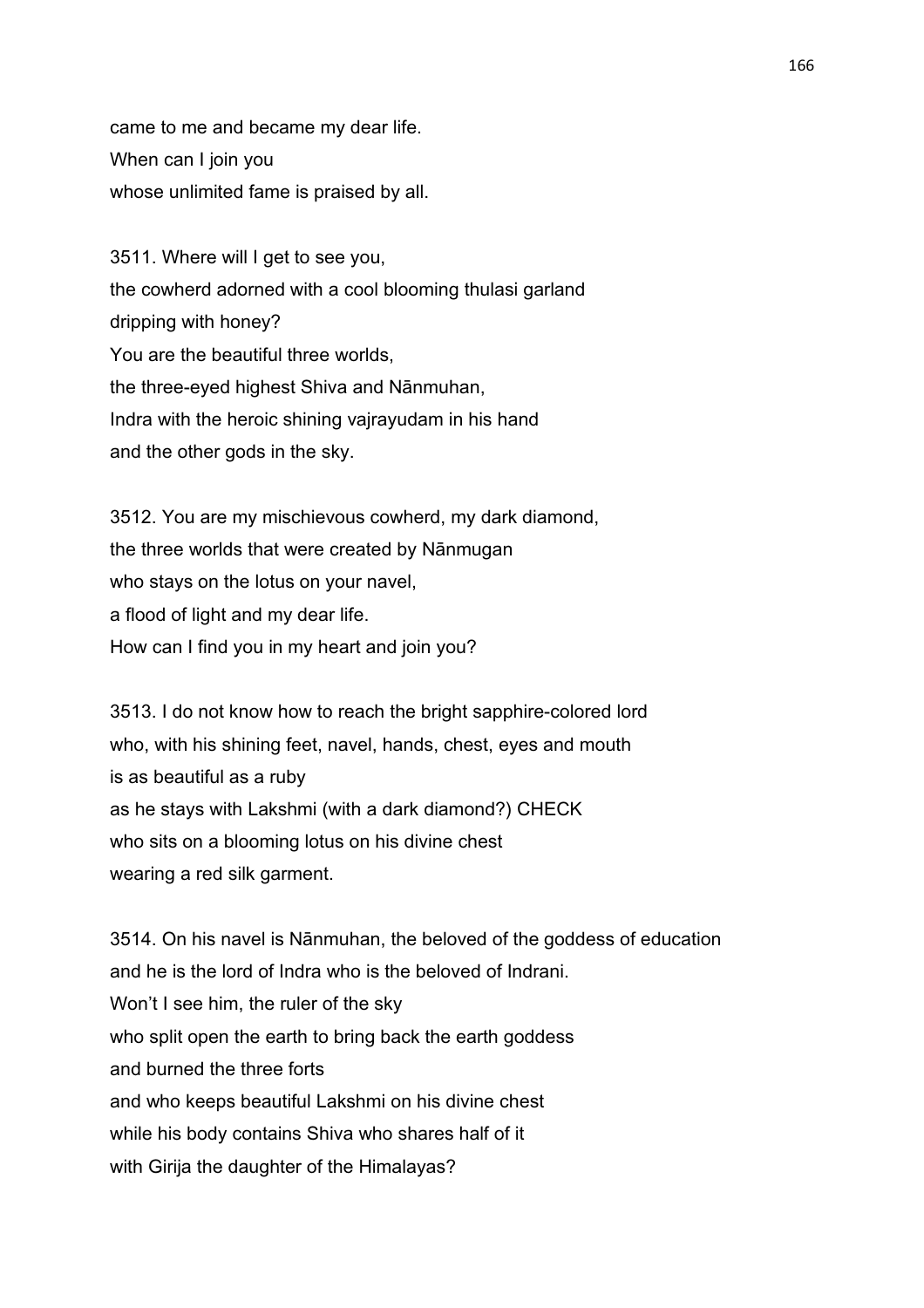came to me and became my dear life.
When can I join you
whose unlimited fame is praised by all.

3511. Where will I get to see you,
the cowherd adorned with a cool blooming thulasi garland
dripping with honey?
You are the beautiful three worlds,
the three-eyed highest Shiva and Nānmuhan,
Indra with the heroic shining vajrayudam in his hand
and the other gods in the sky.

3512. You are my mischievous cowherd, my dark diamond,
the three worlds that were created by Nānmugan
who stays on the lotus on your navel,
a flood of light and my dear life.
How can I find you in my heart and join you?

3513. I do not know how to reach the bright sapphire-colored lord
who, with his shining feet, navel, hands, chest, eyes and mouth
is as beautiful as a ruby
as he stays with Lakshmi (with a dark diamond?) CHECK
who sits on a blooming lotus on his divine chest
wearing a red silk garment.

3514. On his navel is Nānmuhan, the beloved of the goddess of education
and he is the lord of Indra who is the beloved of Indrani.
Won't I see him, the ruler of the sky
who split open the earth to bring back the earth goddess
and burned the three forts
and who keeps beautiful Lakshmi on his divine chest
while his body contains Shiva who shares half of it
with Girija the daughter of the Himalayas?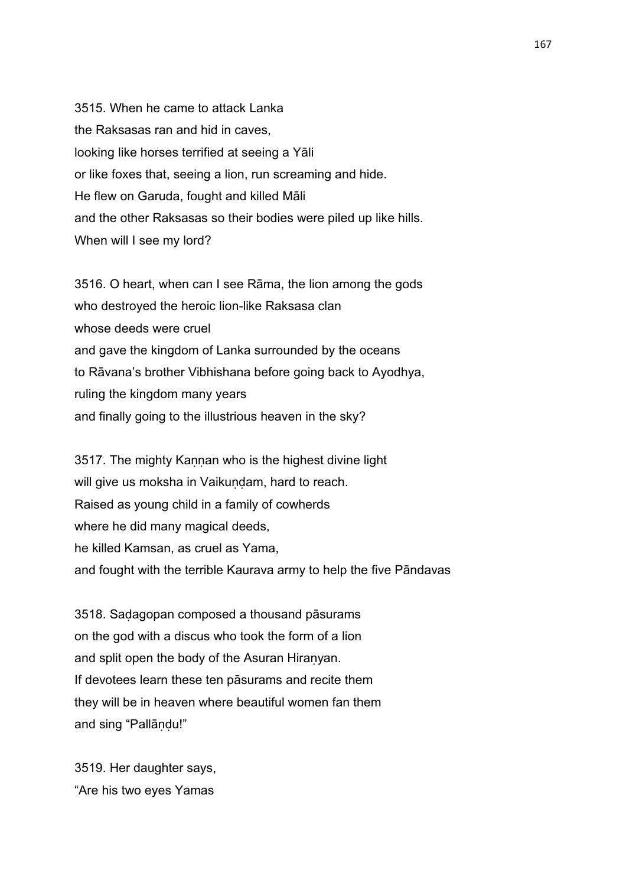3515. When he came to attack Lanka
the Raksasas ran and hid in caves,
looking like horses terrified at seeing a Yāli
or like foxes that, seeing a lion, run screaming and hide.
He flew on Garuda, fought and killed Māli
and the other Raksasas so their bodies were piled up like hills.
When will I see my lord?

3516. O heart, when can I see Rāma, the lion among the gods
who destroyed the heroic lion-like Raksasa clan
whose deeds were cruel
and gave the kingdom of Lanka surrounded by the oceans
to Rāvana's brother Vibhishana before going back to Ayodhya,
ruling the kingdom many years
and finally going to the illustrious heaven in the sky?

3517. The mighty Kaṇṇan who is the highest divine light
will give us moksha in Vaikuṇḍam, hard to reach.
Raised as young child in a family of cowherds
where he did many magical deeds,
he killed Kamsan, as cruel as Yama,
and fought with the terrible Kaurava army to help the five Pāndavas

3518. Saḍagopan composed a thousand pāsurams
on the god with a discus who took the form of a lion
and split open the body of the Asuran Hiraṇyan.
If devotees learn these ten pāsurams and recite them
they will be in heaven where beautiful women fan them
and sing "Pallāṇḍu!"

3519. Her daughter says,
"Are his two eyes Yamas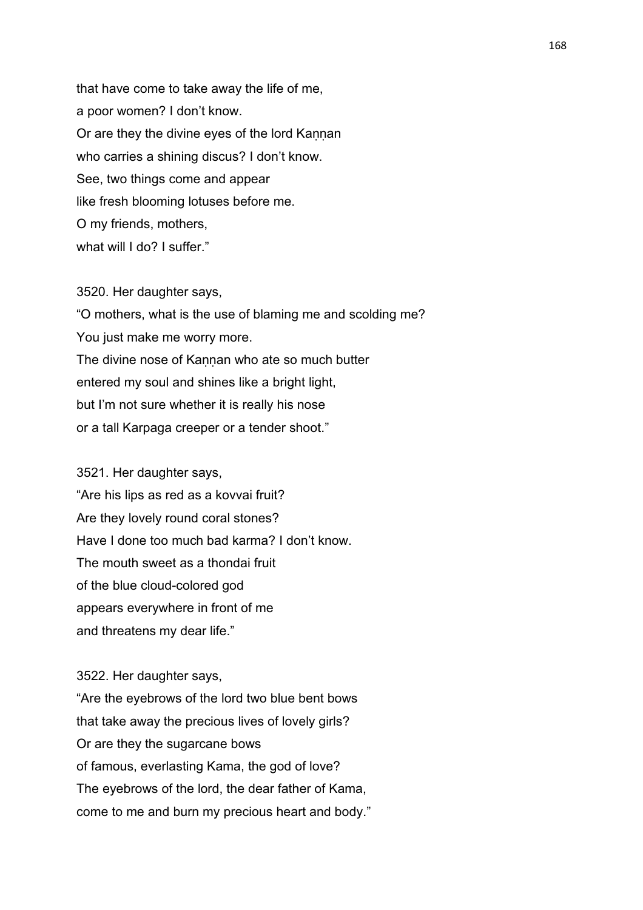that have come to take away the life of me,
a poor women? I don't know.
Or are they the divine eyes of the lord Kaṇṇan
who carries a shining discus? I don't know.
See, two things come and appear
like fresh blooming lotuses before me.
O my friends, mothers,
what will I do? I suffer."

3520. Her daughter says,
"O mothers, what is the use of blaming me and scolding me?
You just make me worry more.
The divine nose of Kaṇṇan who ate so much butter
entered my soul and shines like a bright light,
but I'm not sure whether it is really his nose
or a tall Karpaga creeper or a tender shoot."

3521. Her daughter says,
"Are his lips as red as a kovvai fruit?
Are they lovely round coral stones?
Have I done too much bad karma? I don't know.
The mouth sweet as a thondai fruit
of the blue cloud-colored god
appears everywhere in front of me
and threatens my dear life."

3522. Her daughter says,
"Are the eyebrows of the lord two blue bent bows
that take away the precious lives of lovely girls?
Or are they the sugarcane bows
of famous, everlasting Kama, the god of love?
The eyebrows of the lord, the dear father of Kama,
come to me and burn my precious heart and body."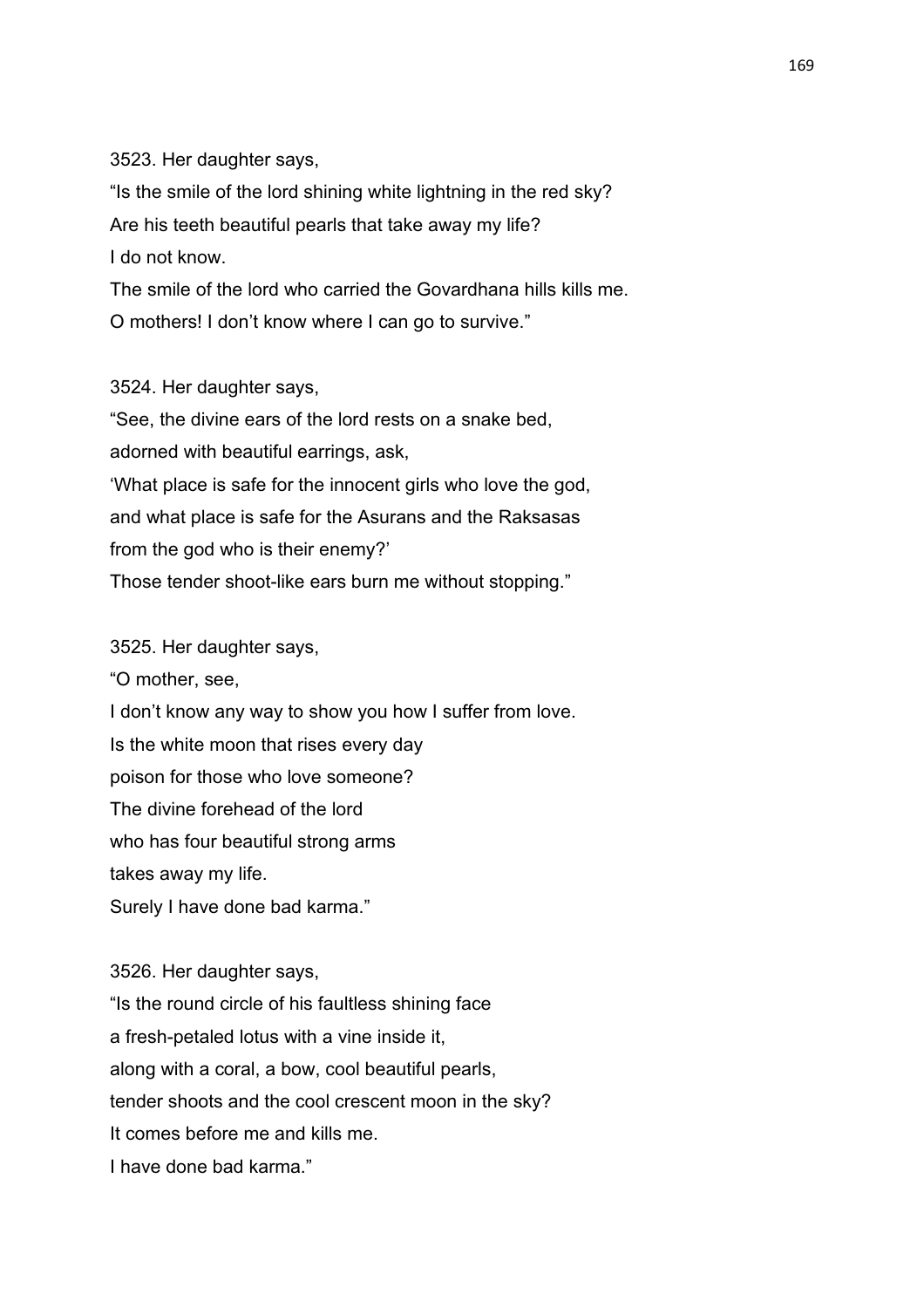3523. Her daughter says,

"Is the smile of the lord shining white lightning in the red sky?
Are his teeth beautiful pearls that take away my life?
I do not know.
The smile of the lord who carried the Govardhana hills kills me.
O mothers! I don't know where I can go to survive."

3524. Her daughter says,

"See, the divine ears of the lord rests on a snake bed,
adorned with beautiful earrings, ask,
'What place is safe for the innocent girls who love the god,
and what place is safe for the Asurans and the Raksasas
from the god who is their enemy?'
Those tender shoot-like ears burn me without stopping."

3525. Her daughter says,

"O mother, see,
I don't know any way to show you how I suffer from love.
Is the white moon that rises every day
poison for those who love someone?
The divine forehead of the lord
who has four beautiful strong arms
takes away my life.
Surely I have done bad karma."

3526. Her daughter says,

"Is the round circle of his faultless shining face
a fresh-petaled lotus with a vine inside it,
along with a coral, a bow, cool beautiful pearls,
tender shoots and the cool crescent moon in the sky?
It comes before me and kills me.
I have done bad karma."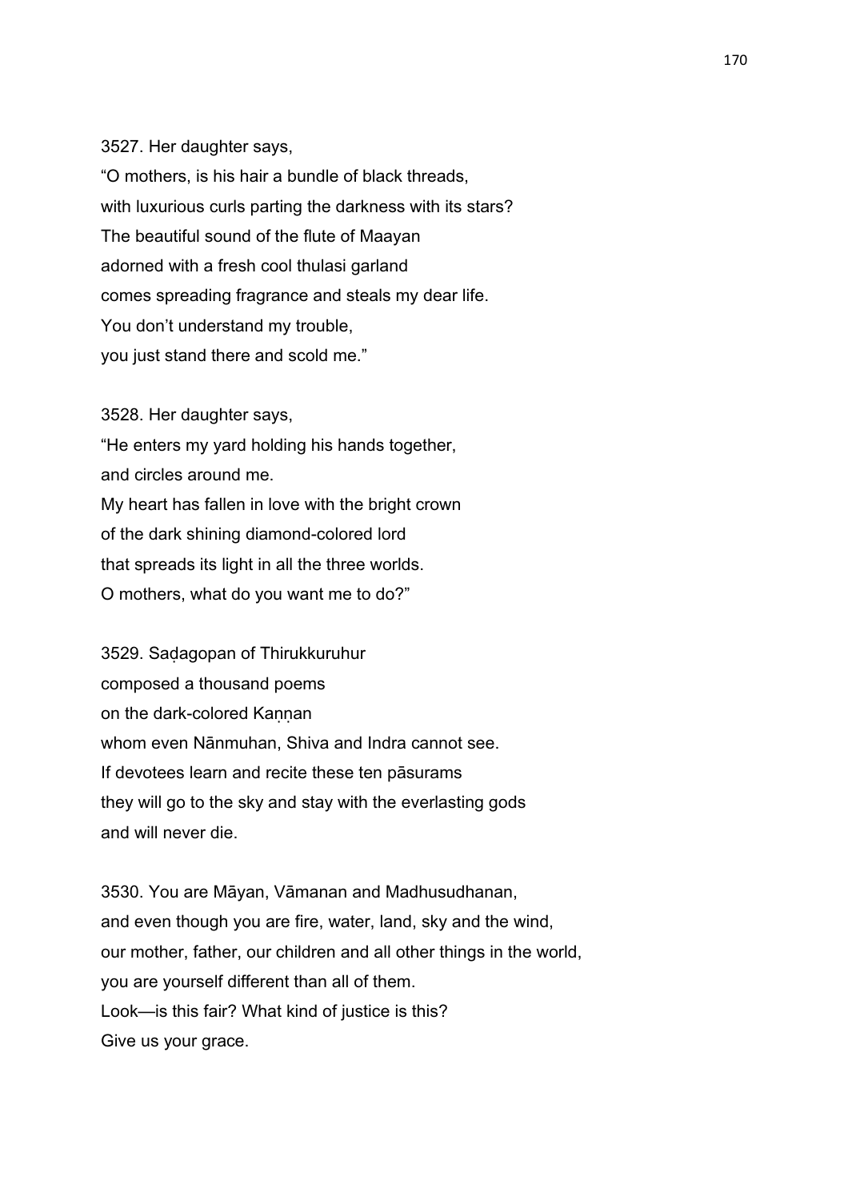3527. Her daughter says,
“O mothers, is his hair a bundle of black threads,
with luxurious curls parting the darkness with its stars?
The beautiful sound of the flute of Maayan
adorned with a fresh cool thulasi garland
comes spreading fragrance and steals my dear life.
You don’t understand my trouble,
you just stand there and scold me.”

3528. Her daughter says,
“He enters my yard holding his hands together,
and circles around me.
My heart has fallen in love with the bright crown
of the dark shining diamond-colored lord
that spreads its light in all the three worlds.
O mothers, what do you want me to do?”

3529. Saḍagopan of Thirukkuruhur
composed a thousand poems
on the dark-colored Kaṇṇan
whom even Nānmuhan, Shiva and Indra cannot see.
If devotees learn and recite these ten pāsurams
they will go to the sky and stay with the everlasting gods
and will never die.

3530. You are Māyan, Vāmanan and Madhusudhanan,
and even though you are fire, water, land, sky and the wind,
our mother, father, our children and all other things in the world,
you are yourself different than all of them.
Look—is this fair? What kind of justice is this?
Give us your grace.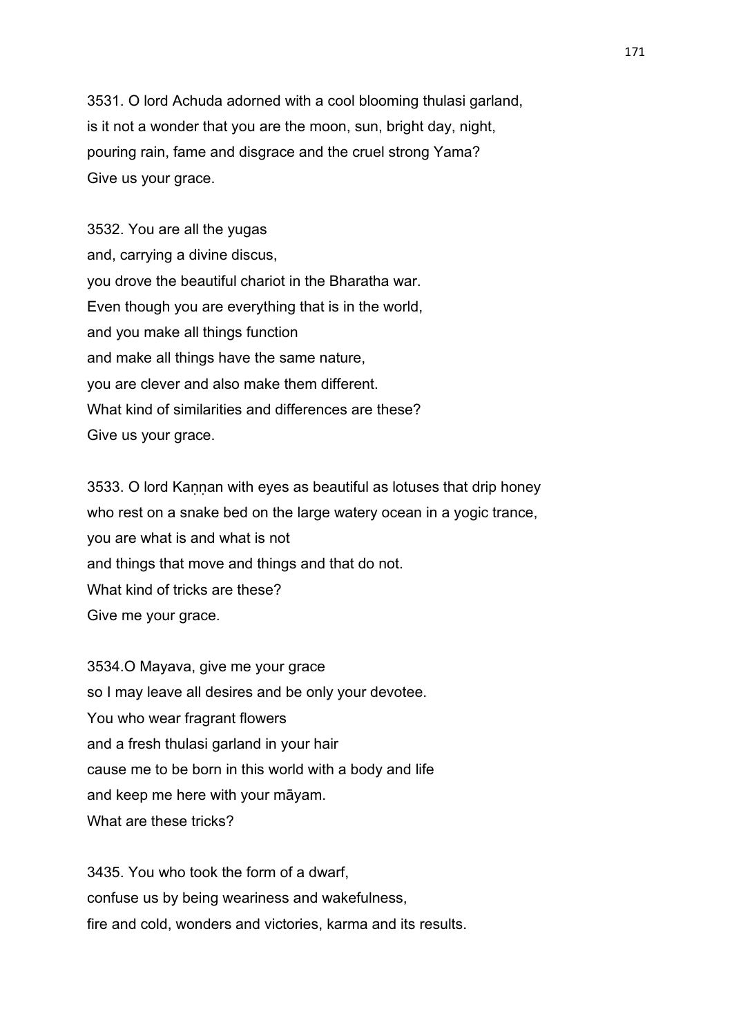3531. O lord Achuda adorned with a cool blooming thulasi garland,
is it not a wonder that you are the moon, sun, bright day, night,
pouring rain, fame and disgrace and the cruel strong Yama?
Give us your grace.

3532. You are all the yugas
and, carrying a divine discus,
you drove the beautiful chariot in the Bharatha war.
Even though you are everything that is in the world,
and you make all things function
and make all things have the same nature,
you are clever and also make them different.
What kind of similarities and differences are these?
Give us your grace.

3533. O lord Kaṇṇan with eyes as beautiful as lotuses that drip honey
who rest on a snake bed on the large watery ocean in a yogic trance,
you are what is and what is not
and things that move and things and that do not.
What kind of tricks are these?
Give me your grace.

3534.O Mayava, give me your grace
so I may leave all desires and be only your devotee.
You who wear fragrant flowers
and a fresh thulasi garland in your hair
cause me to be born in this world with a body and life
and keep me here with your māyam.
What are these tricks?

3435. You who took the form of a dwarf,
confuse us by being weariness and wakefulness,
fire and cold, wonders and victories, karma and its results.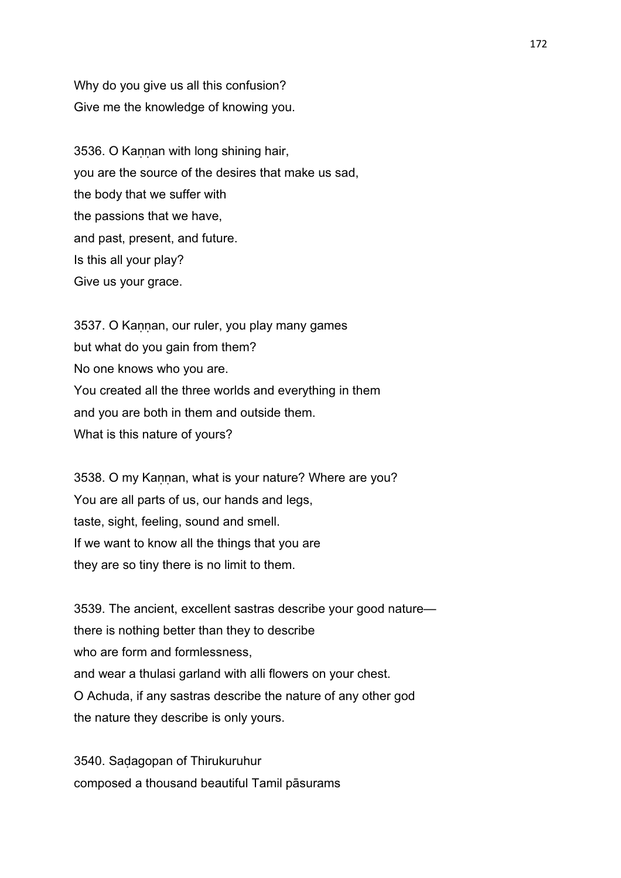Why do you give us all this confusion?
Give me the knowledge of knowing you.

3536. O Kaṇṇan with long shining hair,
you are the source of the desires that make us sad,
the body that we suffer with
the passions that we have,
and past, present, and future.
Is this all your play?
Give us your grace.

3537. O Kaṇṇan, our ruler, you play many games
but what do you gain from them?
No one knows who you are.
You created all the three worlds and everything in them
and you are both in them and outside them.
What is this nature of yours?

3538. O my Kaṇṇan, what is your nature? Where are you?
You are all parts of us, our hands and legs,
taste, sight, feeling, sound and smell.
If we want to know all the things that you are
they are so tiny there is no limit to them.

3539. The ancient, excellent sastras describe your good nature—
there is nothing better than they to describe
who are form and formlessness,
and wear a thulasi garland with alli flowers on your chest.
O Achuda, if any sastras describe the nature of any other god
the nature they describe is only yours.

3540. Saḍagopan of Thirukuruhur
composed a thousand beautiful Tamil pāsurams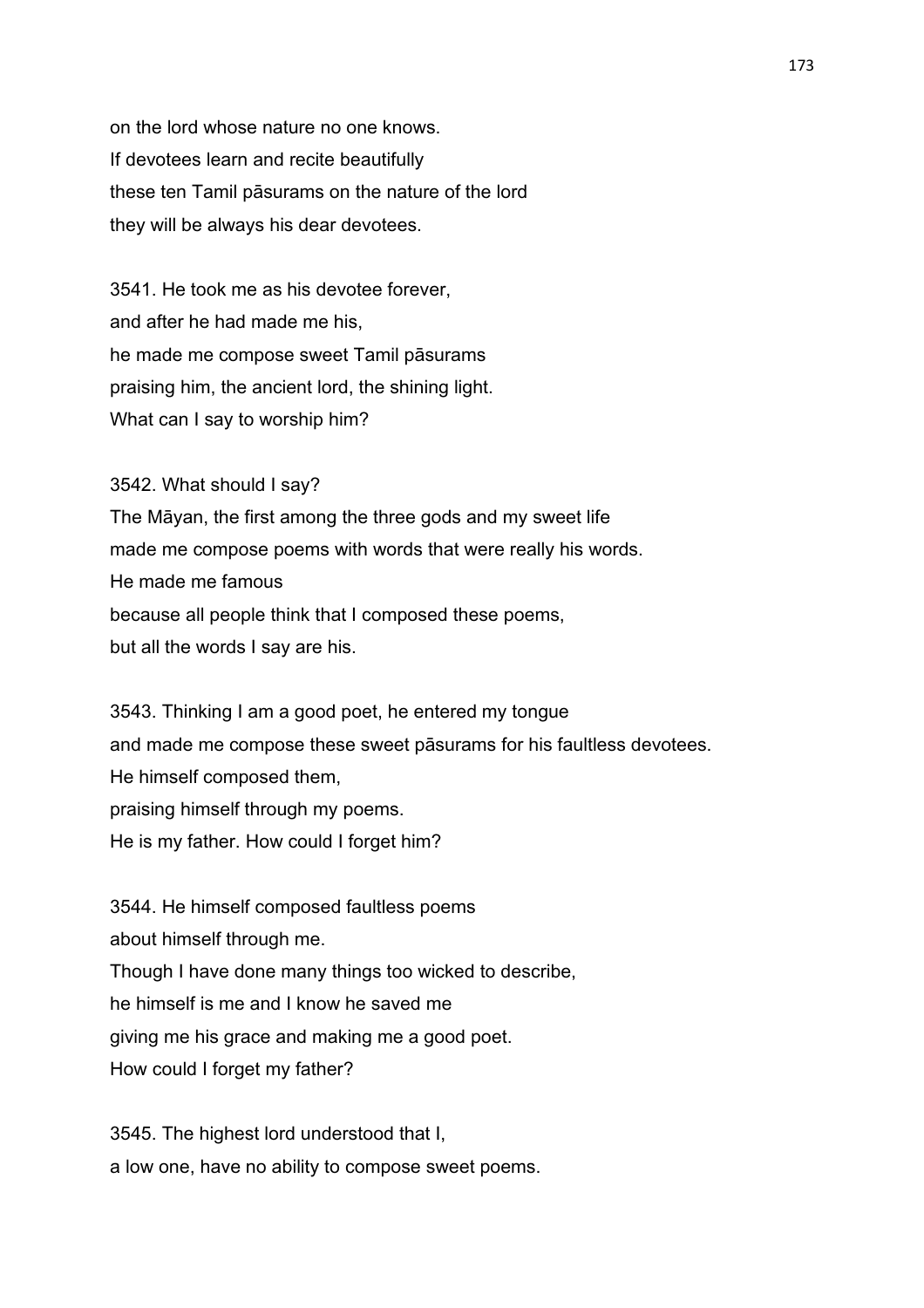on the lord whose nature no one knows.
If devotees learn and recite beautifully
these ten Tamil pāsurams on the nature of the lord
they will be always his dear devotees.

3541. He took me as his devotee forever,
and after he had made me his,
he made me compose sweet Tamil pāsurams
praising him, the ancient lord, the shining light.
What can I say to worship him?

3542. What should I say?
The Māyan, the first among the three gods and my sweet life
made me compose poems with words that were really his words.
He made me famous
because all people think that I composed these poems,
but all the words I say are his.

3543. Thinking I am a good poet, he entered my tongue
and made me compose these sweet pāsurams for his faultless devotees.
He himself composed them,
praising himself through my poems.
He is my father. How could I forget him?

3544. He himself composed faultless poems
about himself through me.
Though I have done many things too wicked to describe,
he himself is me and I know he saved me
giving me his grace and making me a good poet.
How could I forget my father?

3545. The highest lord understood that I,
a low one, have no ability to compose sweet poems.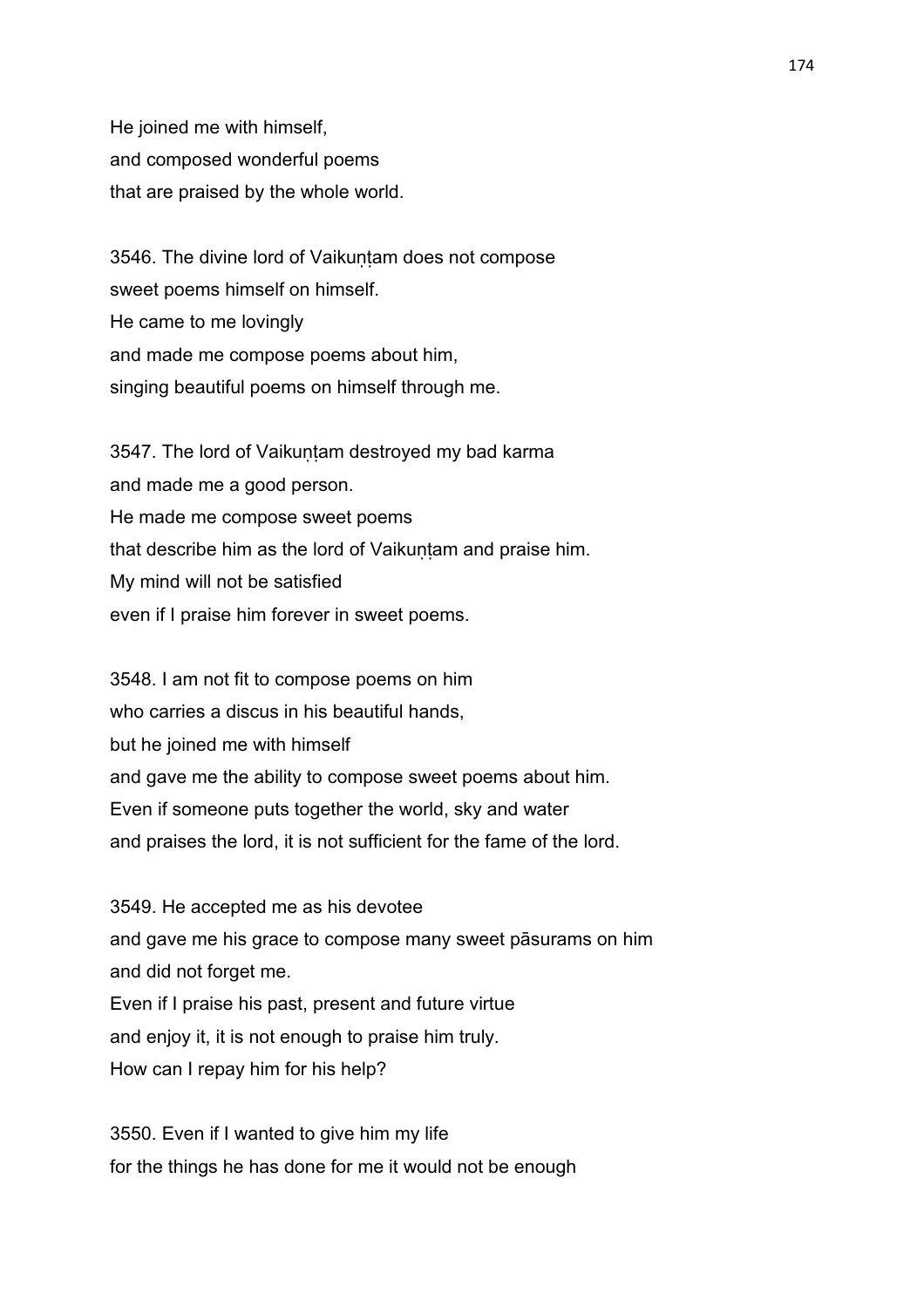He joined me with himself,
and composed wonderful poems
that are praised by the whole world.

3546. The divine lord of Vaikuṇṭam does not compose
sweet poems himself on himself.
He came to me lovingly
and made me compose poems about him,
singing beautiful poems on himself through me.

3547. The lord of Vaikuṇṭam destroyed my bad karma
and made me a good person.
He made me compose sweet poems
that describe him as the lord of Vaikuṇṭam and praise him.
My mind will not be satisfied
even if I praise him forever in sweet poems.

3548. I am not fit to compose poems on him
who carries a discus in his beautiful hands,
but he joined me with himself
and gave me the ability to compose sweet poems about him.
Even if someone puts together the world, sky and water
and praises the lord, it is not sufficient for the fame of the lord.

3549. He accepted me as his devotee
and gave me his grace to compose many sweet pāsurams on him
and did not forget me.
Even if I praise his past, present and future virtue
and enjoy it, it is not enough to praise him truly.
How can I repay him for his help?

3550. Even if I wanted to give him my life
for the things he has done for me it would not be enough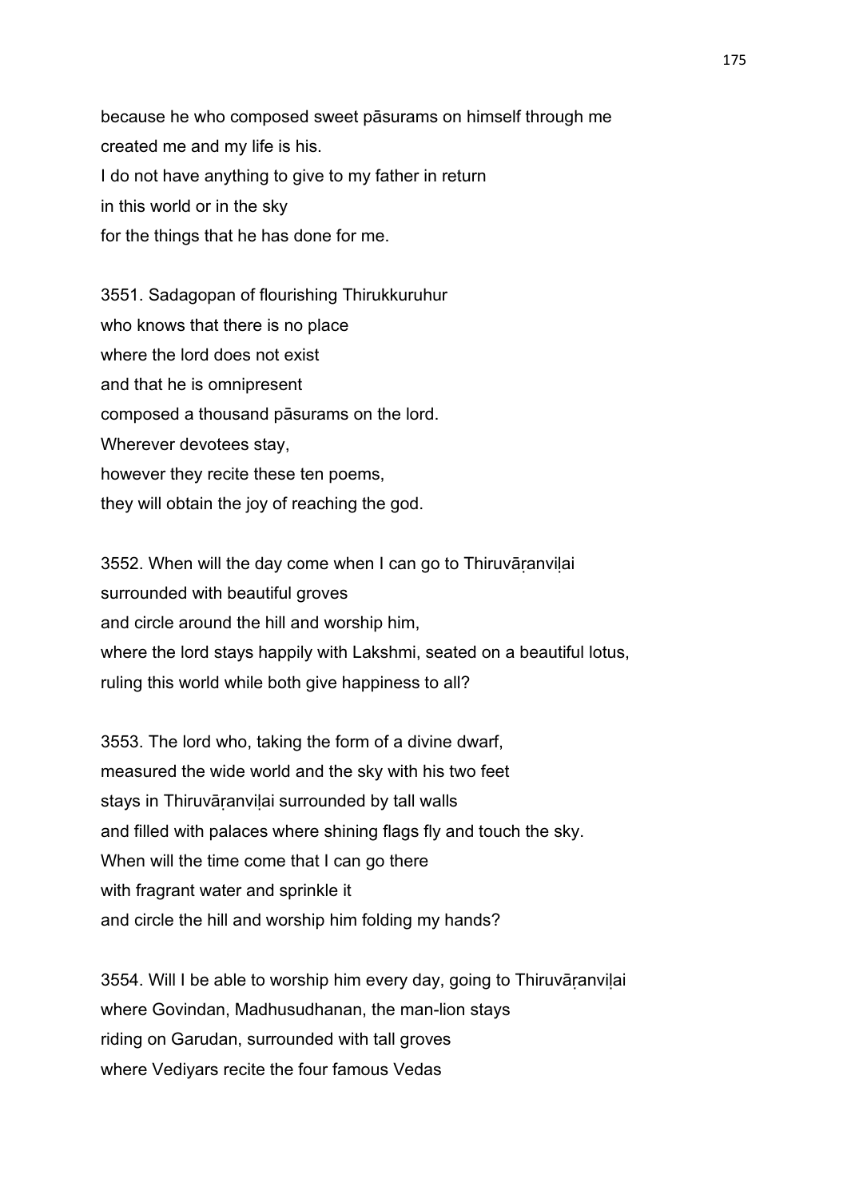because he who composed sweet pāsurams on himself through me
created me and my life is his.
I do not have anything to give to my father in return
in this world or in the sky
for the things that he has done for me.

3551. Sadagopan of flourishing Thirukkuruhur
who knows that there is no place
where the lord does not exist
and that he is omnipresent
composed a thousand pāsurams on the lord.
Wherever devotees stay,
however they recite these ten poems,
they will obtain the joy of reaching the god.

3552. When will the day come when I can go to Thiruvāṛanviḷai
surrounded with beautiful groves
and circle around the hill and worship him,
where the lord stays happily with Lakshmi, seated on a beautiful lotus,
ruling this world while both give happiness to all?

3553. The lord who, taking the form of a divine dwarf,
measured the wide world and the sky with his two feet
stays in Thiruvāṛanviḷai surrounded by tall walls
and filled with palaces where shining flags fly and touch the sky.
When will the time come that I can go there
with fragrant water and sprinkle it
and circle the hill and worship him folding my hands?

3554. Will I be able to worship him every day, going to Thiruvāṛanviḷai
where Govindan, Madhusudhanan, the man-lion stays
riding on Garudan, surrounded with tall groves
where Vediyars recite the four famous Vedas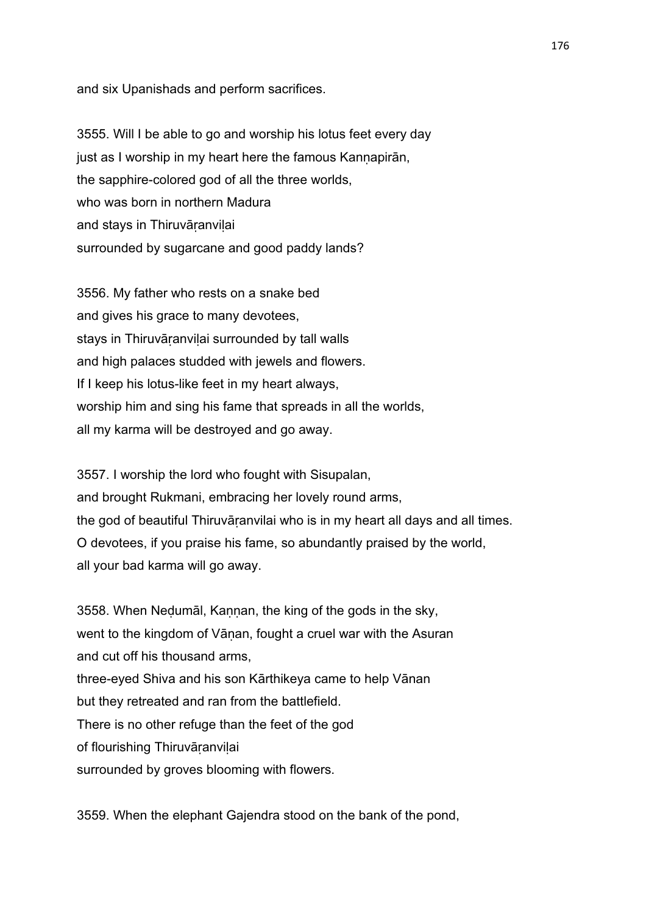and six Upanishads and perform sacrifices.

3555. Will I be able to go and worship his lotus feet every day
just as I worship in my heart here the famous Kanṇapirān,
the sapphire-colored god of all the three worlds,
who was born in northern Madura
and stays in Thiruvāṛanviḷai
surrounded by sugarcane and good paddy lands?

3556. My father who rests on a snake bed
and gives his grace to many devotees,
stays in Thiruvāṛanviḷai surrounded by tall walls
and high palaces studded with jewels and flowers.
If I keep his lotus-like feet in my heart always,
worship him and sing his fame that spreads in all the worlds,
all my karma will be destroyed and go away.

3557. I worship the lord who fought with Sisupalan,
and brought Rukmani, embracing her lovely round arms,
the god of beautiful Thiruvāṛanvilai who is in my heart all days and all times.
O devotees, if you praise his fame, so abundantly praised by the world,
all your bad karma will go away.

3558. When Neḍumāl, Kaṇṇan, the king of the gods in the sky,
went to the kingdom of Vāṇan, fought a cruel war with the Asuran
and cut off his thousand arms,
three-eyed Shiva and his son Kārthikeya came to help Vānan
but they retreated and ran from the battlefield.
There is no other refuge than the feet of the god
of flourishing Thiruvāṛanviḷai
surrounded by groves blooming with flowers.

3559. When the elephant Gajendra stood on the bank of the pond,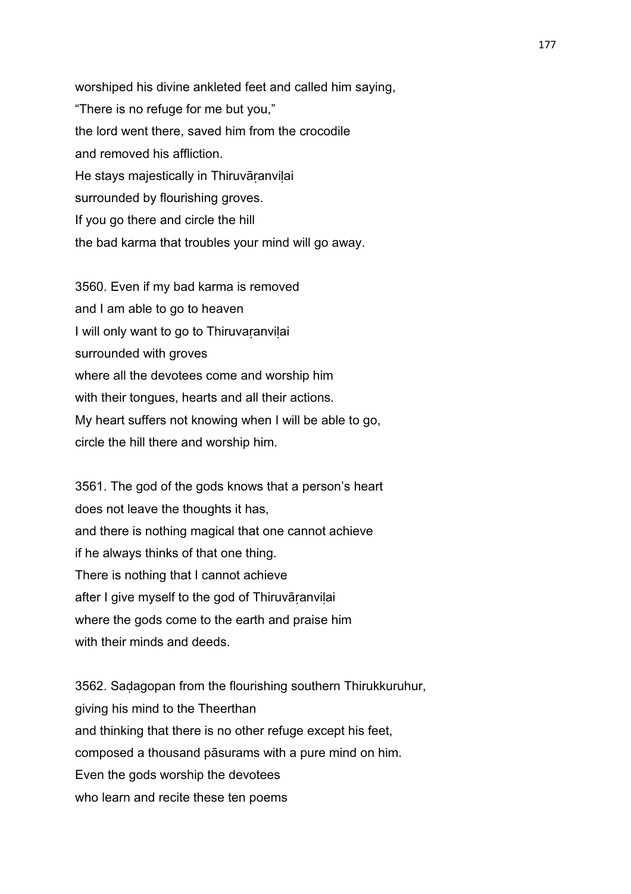worshiped his divine ankleted feet and called him saying,
“There is no refuge for me but you,”
the lord went there, saved him from the crocodile
and removed his affliction.
He stays majestically in Thiruvāṛanviḷai
surrounded by flourishing groves.
If you go there and circle the hill
the bad karma that troubles your mind will go away.

3560. Even if my bad karma is removed
and I am able to go to heaven
I will only want to go to Thiruvaṛanviḷai
surrounded with groves
where all the devotees come and worship him
with their tongues, hearts and all their actions.
My heart suffers not knowing when I will be able to go,
circle the hill there and worship him.

3561. The god of the gods knows that a person’s heart
does not leave the thoughts it has,
and there is nothing magical that one cannot achieve
if he always thinks of that one thing.
There is nothing that I cannot achieve
after I give myself to the god of Thiruvāṛanviḷai
where the gods come to the earth and praise him
with their minds and deeds.

3562. Saḍagopan from the flourishing southern Thirukkuruhur,
giving his mind to the Theerthan
and thinking that there is no other refuge except his feet,
composed a thousand pāsurams with a pure mind on him.
Even the gods worship the devotees
who learn and recite these ten poems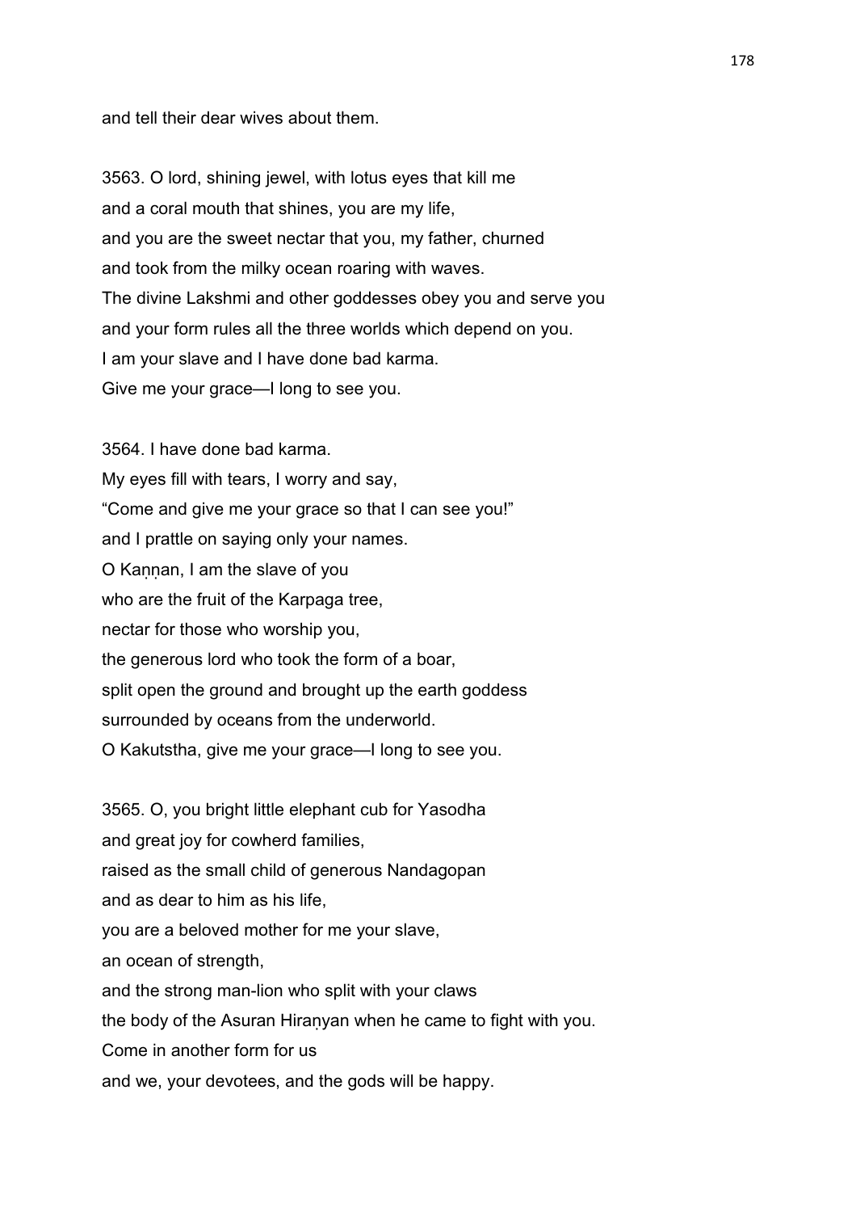and tell their dear wives about them.

3563. O lord, shining jewel, with lotus eyes that kill me
and a coral mouth that shines, you are my life,
and you are the sweet nectar that you, my father, churned
and took from the milky ocean roaring with waves.
The divine Lakshmi and other goddesses obey you and serve you
and your form rules all the three worlds which depend on you.
I am your slave and I have done bad karma.
Give me your grace—I long to see you.

3564. I have done bad karma.
My eyes fill with tears, I worry and say,
“Come and give me your grace so that I can see you!”
and I prattle on saying only your names.
O Kaṇṇan, I am the slave of you
who are the fruit of the Karpaga tree,
nectar for those who worship you,
the generous lord who took the form of a boar,
split open the ground and brought up the earth goddess
surrounded by oceans from the underworld.
O Kakutstha, give me your grace—I long to see you.

3565. O, you bright little elephant cub for Yasodha
and great joy for cowherd families,
raised as the small child of generous Nandagopan
and as dear to him as his life,
you are a beloved mother for me your slave,
an ocean of strength,
and the strong man-lion who split with your claws
the body of the Asuran Hiraṇyan when he came to fight with you.
Come in another form for us
and we, your devotees, and the gods will be happy.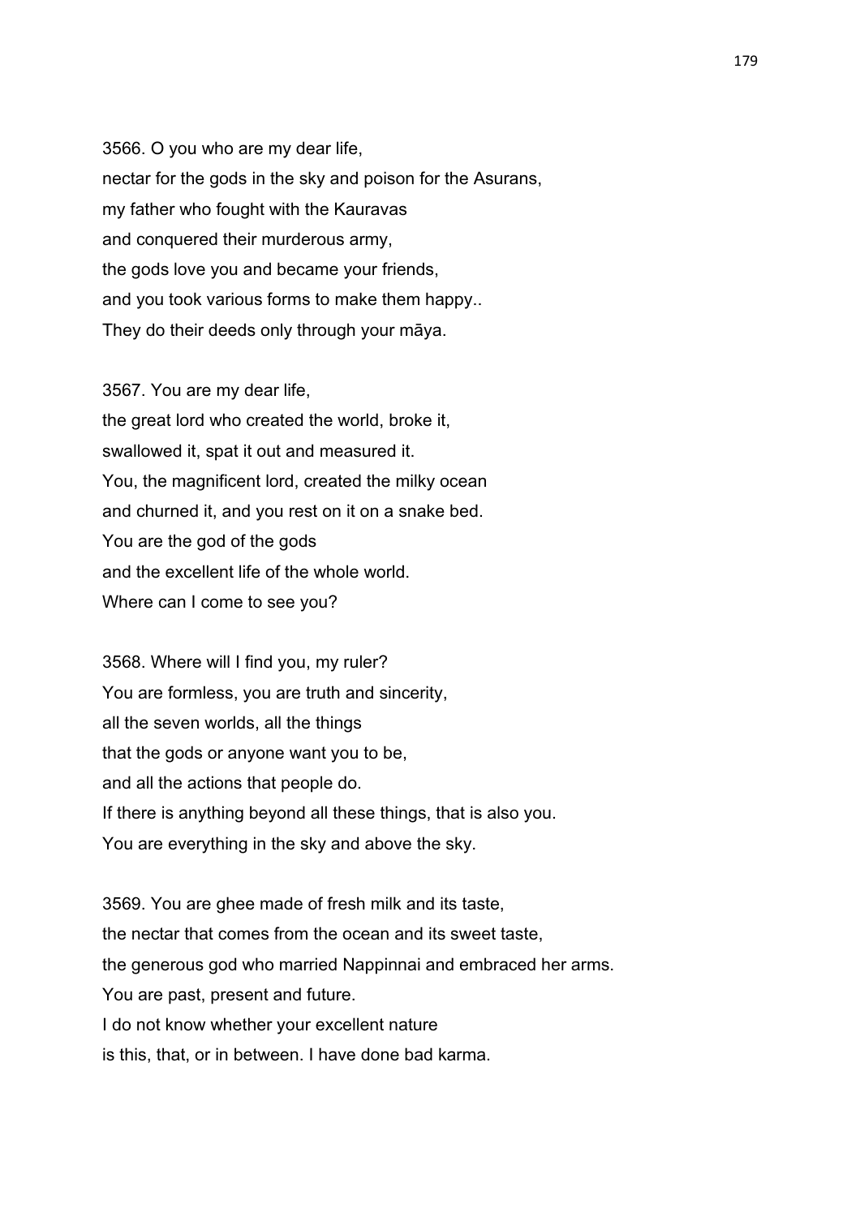3566. O you who are my dear life,
nectar for the gods in the sky and poison for the Asurans,
my father who fought with the Kauravas
and conquered their murderous army,
the gods love you and became your friends,
and you took various forms to make them happy..
They do their deeds only through your māya.

3567. You are my dear life,
the great lord who created the world, broke it,
swallowed it, spat it out and measured it.
You, the magnificent lord, created the milky ocean
and churned it, and you rest on it on a snake bed.
You are the god of the gods
and the excellent life of the whole world.
Where can I come to see you?

3568. Where will I find you, my ruler?
You are formless, you are truth and sincerity,
all the seven worlds, all the things
that the gods or anyone want you to be,
and all the actions that people do.
If there is anything beyond all these things, that is also you.
You are everything in the sky and above the sky.

3569. You are ghee made of fresh milk and its taste,
the nectar that comes from the ocean and its sweet taste,
the generous god who married Nappinnai and embraced her arms.
You are past, present and future.
I do not know whether your excellent nature
is this, that, or in between. I have done bad karma.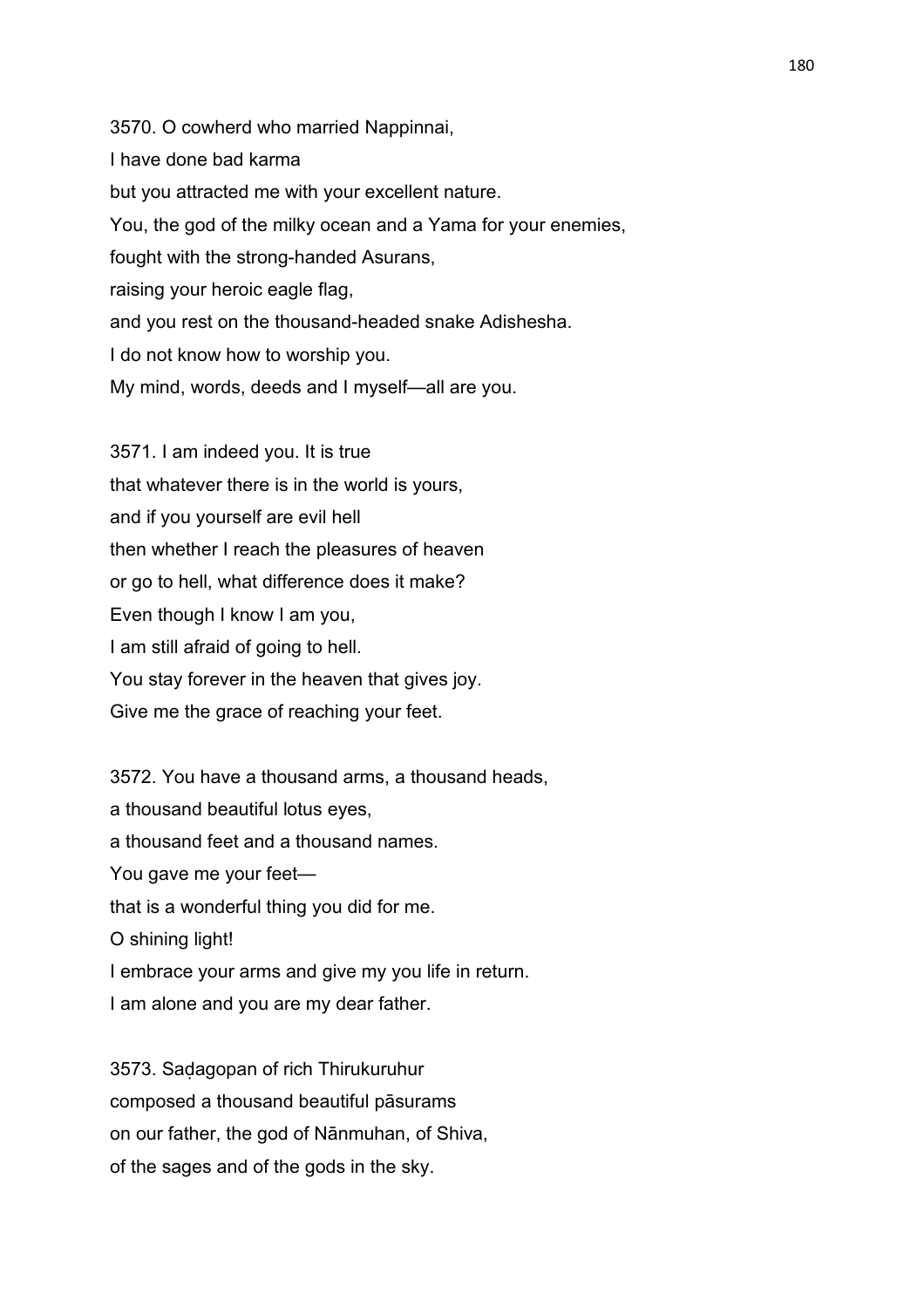3570. O cowherd who married Nappinnai,
I have done bad karma
but you attracted me with your excellent nature.
You, the god of the milky ocean and a Yama for your enemies,
fought with the strong-handed Asurans,
raising your heroic eagle flag,
and you rest on the thousand-headed snake Adishesha.
I do not know how to worship you.
My mind, words, deeds and I myself—all are you.

3571. I am indeed you. It is true
that whatever there is in the world is yours,
and if you yourself are evil hell
then whether I reach the pleasures of heaven
or go to hell, what difference does it make?
Even though I know I am you,
I am still afraid of going to hell.
You stay forever in the heaven that gives joy.
Give me the grace of reaching your feet.

3572. You have a thousand arms, a thousand heads,
a thousand beautiful lotus eyes,
a thousand feet and a thousand names.
You gave me your feet—
that is a wonderful thing you did for me.
O shining light!
I embrace your arms and give my you life in return.
I am alone and you are my dear father.

3573. Saḍagopan of rich Thirukuruhur
composed a thousand beautiful pāsurams
on our father, the god of Nānmuhan, of Shiva,
of the sages and of the gods in the sky.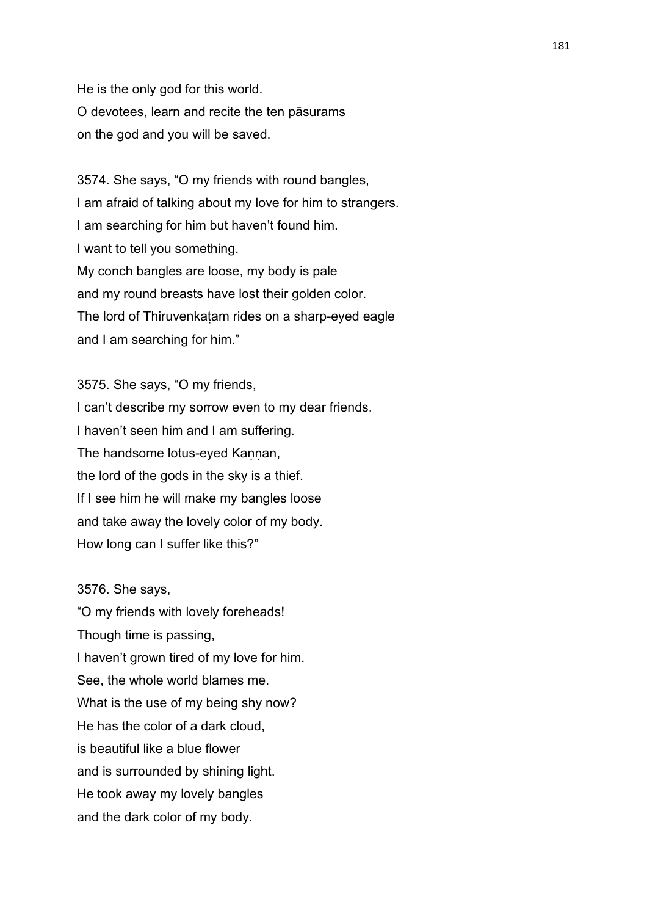He is the only god for this world.
O devotees, learn and recite the ten pāsurams
on the god and you will be saved.

3574. She says, “O my friends with round bangles,
I am afraid of talking about my love for him to strangers.
I am searching for him but haven’t found him.
I want to tell you something.
My conch bangles are loose, my body is pale
and my round breasts have lost their golden color.
The lord of Thiruvenkaṭam rides on a sharp-eyed eagle
and I am searching for him.”

3575. She says, “O my friends,
I can’t describe my sorrow even to my dear friends.
I haven’t seen him and I am suffering.
The handsome lotus-eyed Kaṇṇan,
the lord of the gods in the sky is a thief.
If I see him he will make my bangles loose
and take away the lovely color of my body.
How long can I suffer like this?”

3576. She says,
“O my friends with lovely foreheads!
Though time is passing,
I haven’t grown tired of my love for him.
See, the whole world blames me.
What is the use of my being shy now?
He has the color of a dark cloud,
is beautiful like a blue flower
and is surrounded by shining light.
He took away my lovely bangles
and the dark color of my body.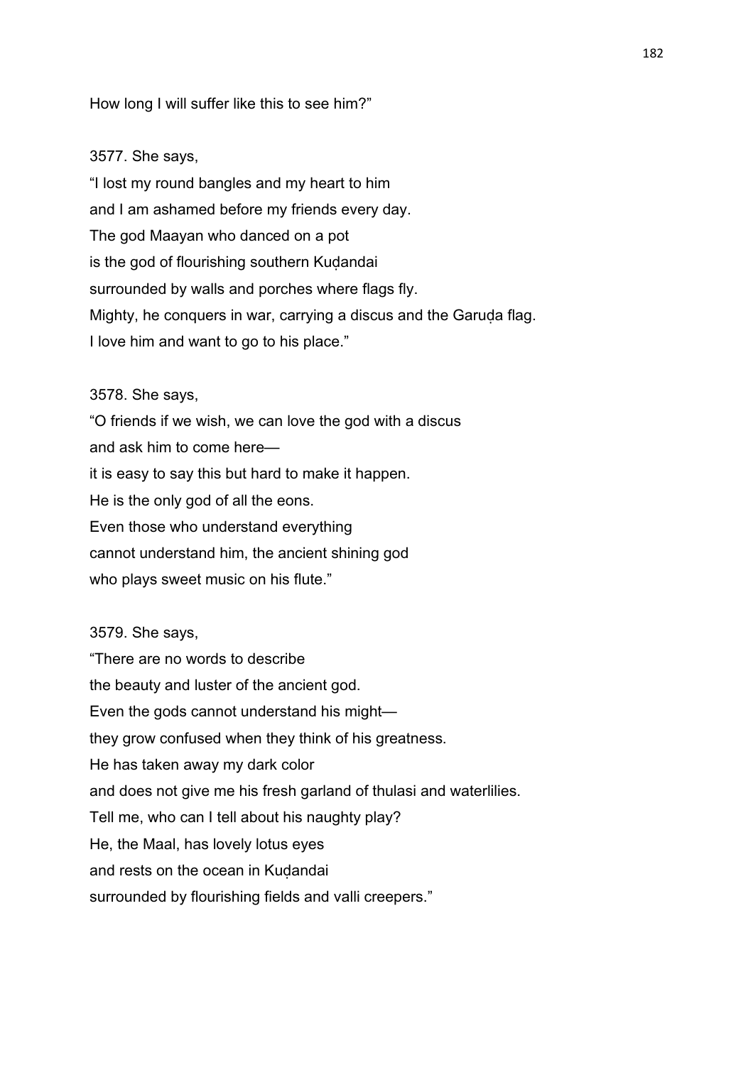How long I will suffer like this to see him?”

3577. She says,

“I lost my round bangles and my heart to him
and I am ashamed before my friends every day.
The god Maayan who danced on a pot
is the god of flourishing southern Kuḍandai
surrounded by walls and porches where flags fly.
Mighty, he conquers in war, carrying a discus and the Garuḍa flag.
I love him and want to go to his place.”

3578. She says,

“O friends if we wish, we can love the god with a discus
and ask him to come here—
it is easy to say this but hard to make it happen.
He is the only god of all the eons.
Even those who understand everything
cannot understand him, the ancient shining god
who plays sweet music on his flute.”

3579. She says,

“There are no words to describe
the beauty and luster of the ancient god.
Even the gods cannot understand his might—
they grow confused when they think of his greatness.
He has taken away my dark color
and does not give me his fresh garland of thulasi and waterlilies.
Tell me, who can I tell about his naughty play?
He, the Maal, has lovely lotus eyes
and rests on the ocean in Kuḍandai
surrounded by flourishing fields and valli creepers.”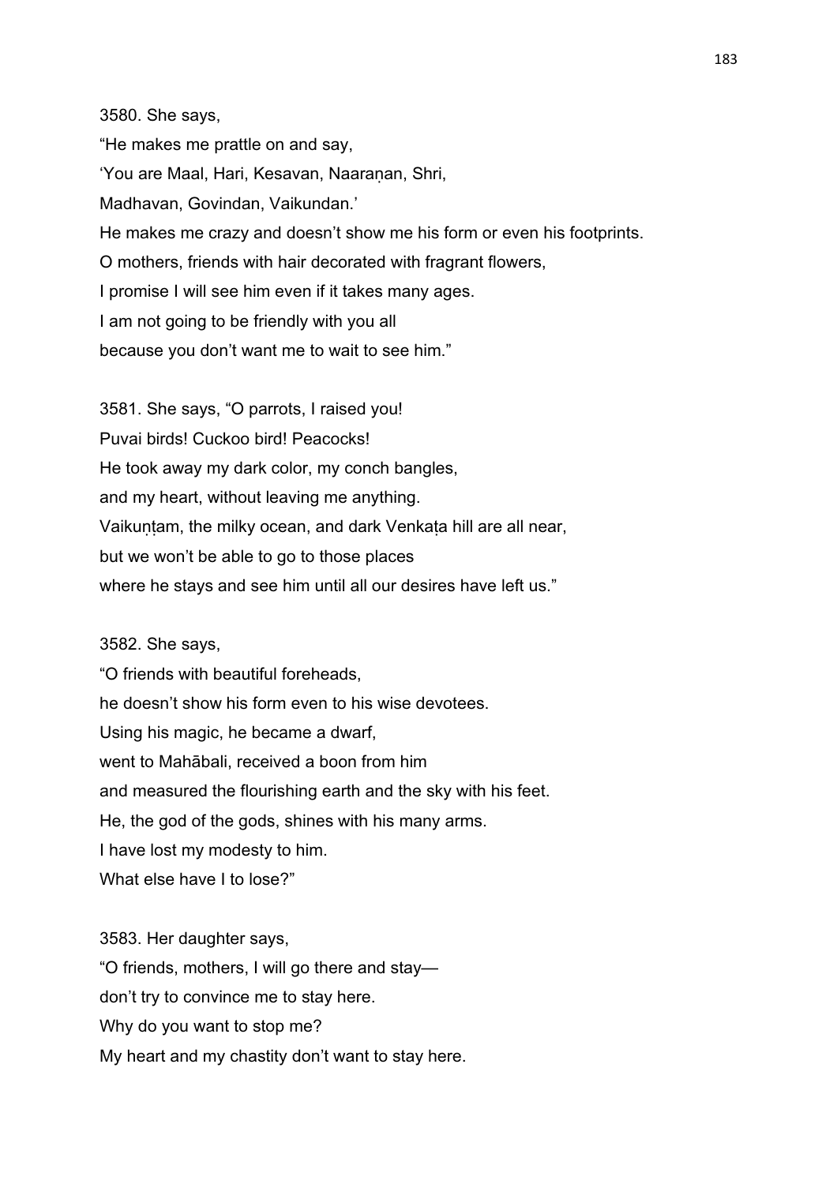3580. She says,

"He makes me prattle on and say,

'You are Maal, Hari, Kesavan, Naaraṇan, Shri,

Madhavan, Govindan, Vaikundan.'

He makes me crazy and doesn't show me his form or even his footprints.

O mothers, friends with hair decorated with fragrant flowers,

I promise I will see him even if it takes many ages.

I am not going to be friendly with you all

because you don't want me to wait to see him."

3581. She says, "O parrots, I raised you!

Puvai birds! Cuckoo bird! Peacocks!

He took away my dark color, my conch bangles,

and my heart, without leaving me anything.

Vaikuṇṭam, the milky ocean, and dark Venkaṭa hill are all near,

but we won't be able to go to those places

where he stays and see him until all our desires have left us."

3582. She says,

"O friends with beautiful foreheads,

he doesn't show his form even to his wise devotees.

Using his magic, he became a dwarf,

went to Mahābali, received a boon from him

and measured the flourishing earth and the sky with his feet.

He, the god of the gods, shines with his many arms.

I have lost my modesty to him.

What else have I to lose?"

3583. Her daughter says,

"O friends, mothers, I will go there and stay—

don't try to convince me to stay here.

Why do you want to stop me?

My heart and my chastity don't want to stay here.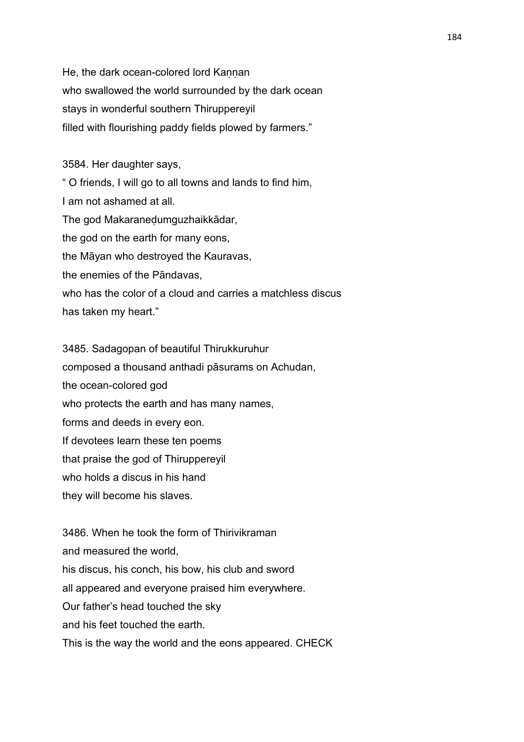He, the dark ocean-colored lord Kaṇṇan
who swallowed the world surrounded by the dark ocean
stays in wonderful southern Thiruppereyil
filled with flourishing paddy fields plowed by farmers."

3584. Her daughter says,
" O friends, I will go to all towns and lands to find him,
I am not ashamed at all.
The god Makaraneḍumguzhaikkādar,
the god on the earth for many eons,
the Māyan who destroyed the Kauravas,
the enemies of the Pāndavas,
who has the color of a cloud and carries a matchless discus
has taken my heart."

3485. Sadagopan of beautiful Thirukkuruhur
composed a thousand anthadi pāsurams on Achudan,
the ocean-colored god
who protects the earth and has many names,
forms and deeds in every eon.
If devotees learn these ten poems
that praise the god of Thiruppereyil
who holds a discus in his hand
they will become his slaves.

3486. When he took the form of Thirivikraman
and measured the world,
his discus, his conch, his bow, his club and sword
all appeared and everyone praised him everywhere.
Our father's head touched the sky
and his feet touched the earth.
This is the way the world and the eons appeared. CHECK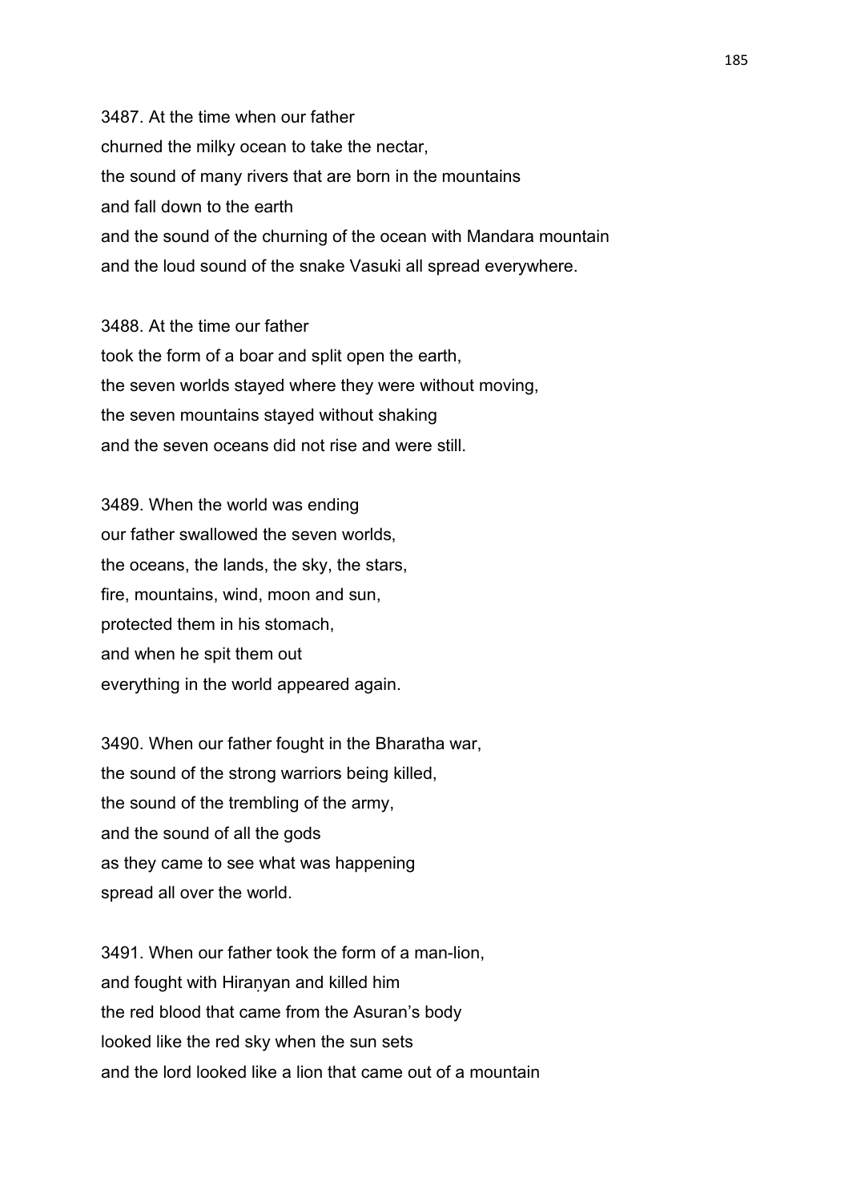3487. At the time when our father
churned the milky ocean to take the nectar,
the sound of many rivers that are born in the mountains
and fall down to the earth
and the sound of the churning of the ocean with Mandara mountain
and the loud sound of the snake Vasuki all spread everywhere.

3488. At the time our father
took the form of a boar and split open the earth,
the seven worlds stayed where they were without moving,
the seven mountains stayed without shaking
and the seven oceans did not rise and were still.

3489. When the world was ending
our father swallowed the seven worlds,
the oceans, the lands, the sky, the stars,
fire, mountains, wind, moon and sun,
protected them in his stomach,
and when he spit them out
everything in the world appeared again.

3490. When our father fought in the Bharatha war,
the sound of the strong warriors being killed,
the sound of the trembling of the army,
and the sound of all the gods
as they came to see what was happening
spread all over the world.

3491. When our father took the form of a man-lion,
and fought with Hiraṇyan and killed him
the red blood that came from the Asuran's body
looked like the red sky when the sun sets
and the lord looked like a lion that came out of a mountain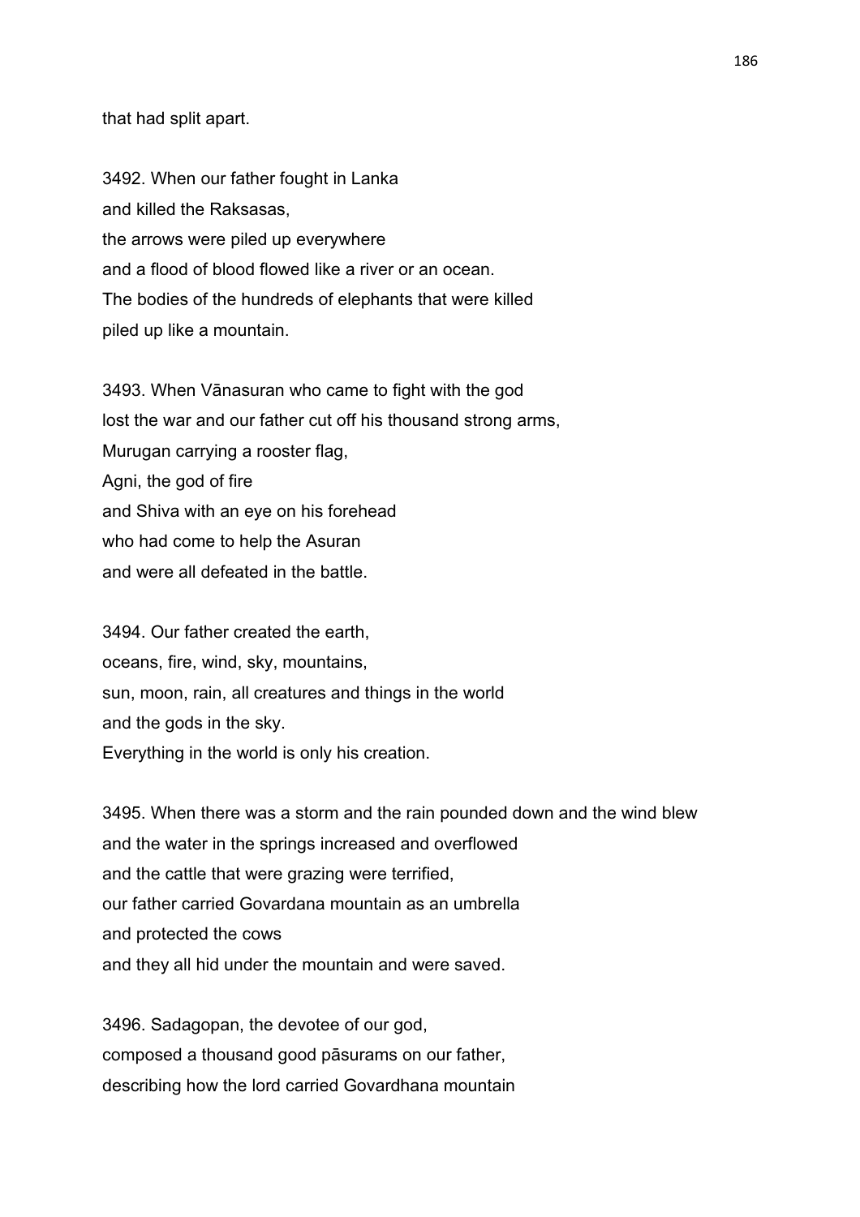that had split apart.

3492. When our father fought in Lanka
and killed the Raksasas,
the arrows were piled up everywhere
and a flood of blood flowed like a river or an ocean.
The bodies of the hundreds of elephants that were killed
piled up like a mountain.

3493. When Vānasuran who came to fight with the god
lost the war and our father cut off his thousand strong arms,
Murugan carrying a rooster flag,
Agni, the god of fire
and Shiva with an eye on his forehead
who had come to help the Asuran
and were all defeated in the battle.

3494. Our father created the earth,
oceans, fire, wind, sky, mountains,
sun, moon, rain, all creatures and things in the world
and the gods in the sky.
Everything in the world is only his creation.

3495. When there was a storm and the rain pounded down and the wind blew
and the water in the springs increased and overflowed
and the cattle that were grazing were terrified,
our father carried Govardana mountain as an umbrella
and protected the cows
and they all hid under the mountain and were saved.

3496. Sadagopan, the devotee of our god,
composed a thousand good pāsurams on our father,
describing how the lord carried Govardhana mountain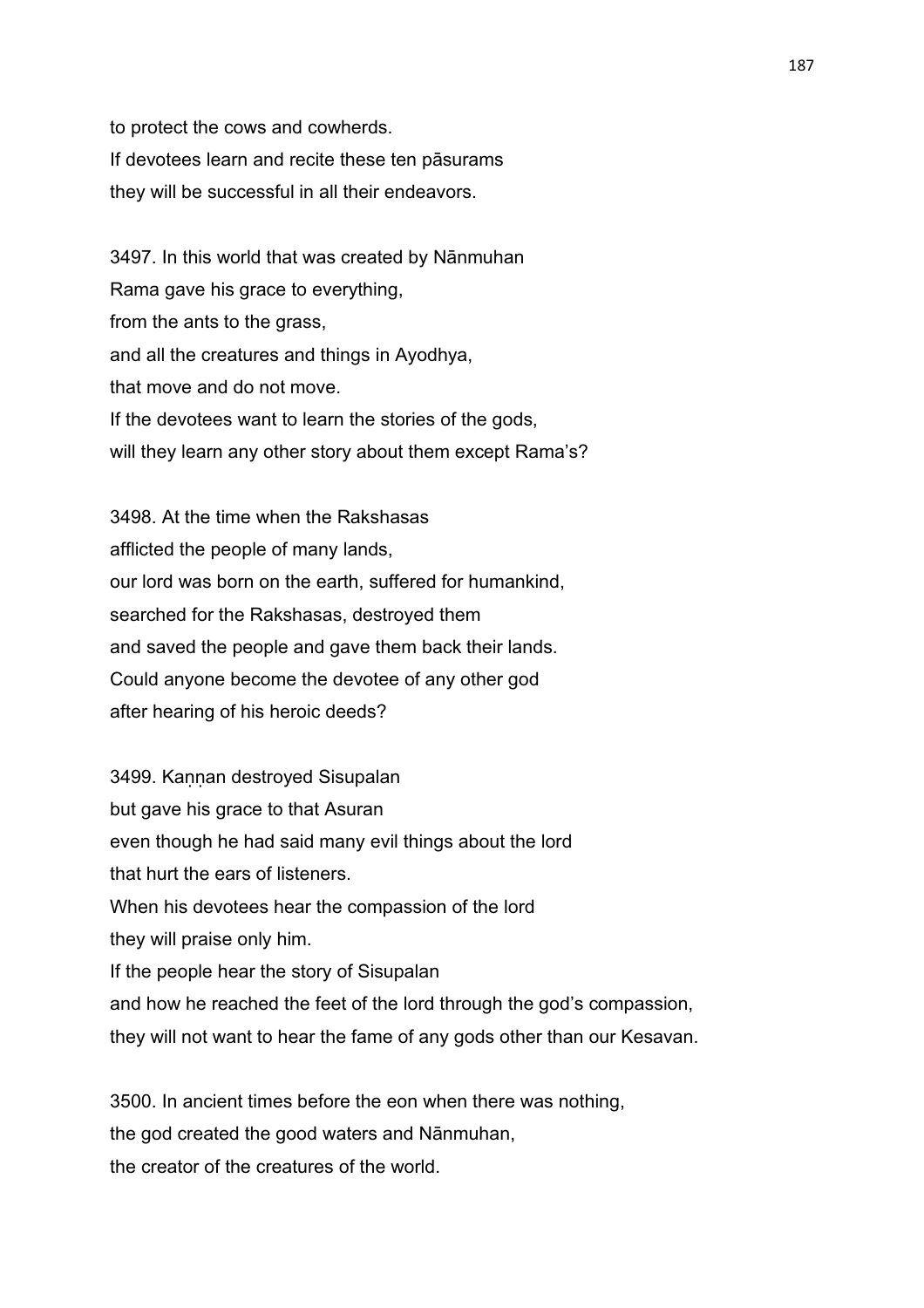to protect the cows and cowherds.
If devotees learn and recite these ten pāsurams
they will be successful in all their endeavors.

3497. In this world that was created by Nānmuhan
Rama gave his grace to everything,
from the ants to the grass,
and all the creatures and things in Ayodhya,
that move and do not move.
If the devotees want to learn the stories of the gods,
will they learn any other story about them except Rama's?

3498. At the time when the Rakshasas
afflicted the people of many lands,
our lord was born on the earth, suffered for humankind,
searched for the Rakshasas, destroyed them
and saved the people and gave them back their lands.
Could anyone become the devotee of any other god
after hearing of his heroic deeds?

3499. Kaṇṇan destroyed Sisupalan
but gave his grace to that Asuran
even though he had said many evil things about the lord
that hurt the ears of listeners.
When his devotees hear the compassion of the lord
they will praise only him.
If the people hear the story of Sisupalan
and how he reached the feet of the lord through the god's compassion,
they will not want to hear the fame of any gods other than our Kesavan.

3500. In ancient times before the eon when there was nothing,
the god created the good waters and Nānmuhan,
the creator of the creatures of the world.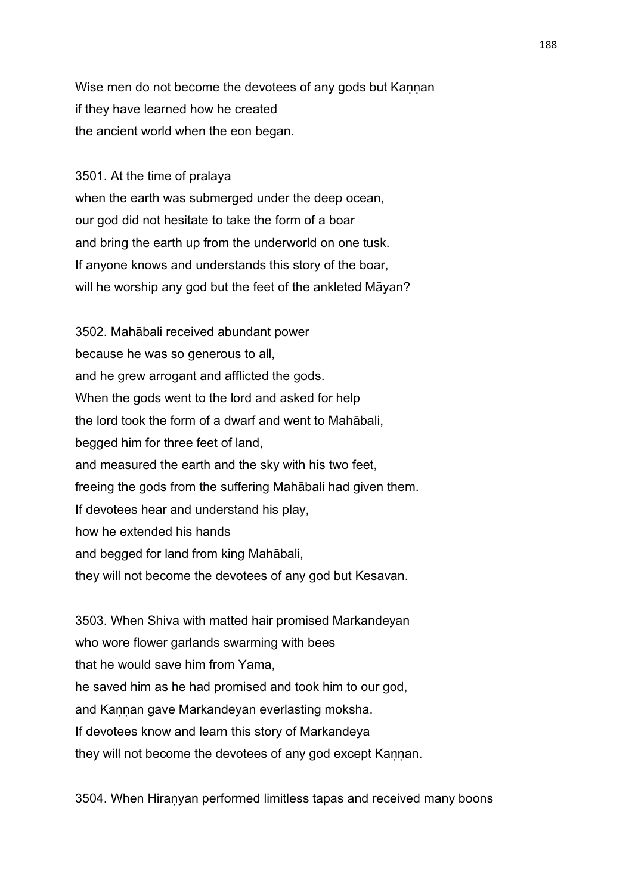Wise men do not become the devotees of any gods but Kaṇṇan
if they have learned how he created
the ancient world when the eon began.

3501. At the time of pralaya
when the earth was submerged under the deep ocean,
our god did not hesitate to take the form of a boar
and bring the earth up from the underworld on one tusk.
If anyone knows and understands this story of the boar,
will he worship any god but the feet of the ankleted Māyan?

3502. Mahābali received abundant power
because he was so generous to all,
and he grew arrogant and afflicted the gods.
When the gods went to the lord and asked for help
the lord took the form of a dwarf and went to Mahābali,
begged him for three feet of land,
and measured the earth and the sky with his two feet,
freeing the gods from the suffering Mahābali had given them.
If devotees hear and understand his play,
how he extended his hands
and begged for land from king Mahābali,
they will not become the devotees of any god but Kesavan.

3503. When Shiva with matted hair promised Markandeyan
who wore flower garlands swarming with bees
that he would save him from Yama,
he saved him as he had promised and took him to our god,
and Kaṇṇan gave Markandeyan everlasting moksha.
If devotees know and learn this story of Markandeya
they will not become the devotees of any god except Kaṇṇan.

3504. When Hiraṇyan performed limitless tapas and received many boons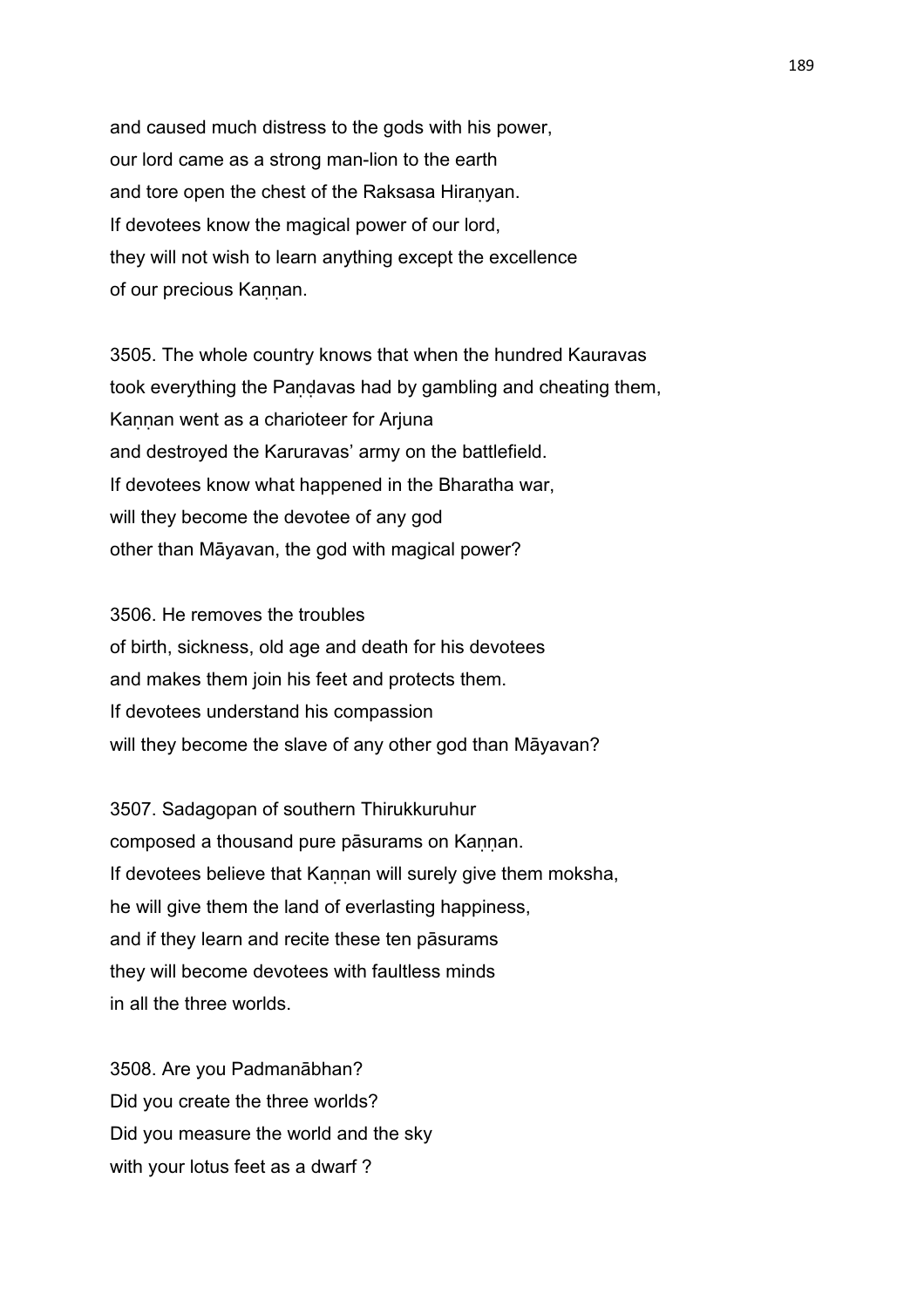and caused much distress to the gods with his power,
our lord came as a strong man-lion to the earth
and tore open the chest of the Raksasa Hiraṇyan.
If devotees know the magical power of our lord,
they will not wish to learn anything except the excellence
of our precious Kaṇṇan.

3505. The whole country knows that when the hundred Kauravas
took everything the Paṇḍavas had by gambling and cheating them,
Kaṇṇan went as a charioteer for Arjuna
and destroyed the Karuravas' army on the battlefield.
If devotees know what happened in the Bharatha war,
will they become the devotee of any god
other than Māyavan, the god with magical power?

3506. He removes the troubles
of birth, sickness, old age and death for his devotees
and makes them join his feet and protects them.
If devotees understand his compassion
will they become the slave of any other god than Māyavan?

3507. Sadagopan of southern Thirukkuruhur
composed a thousand pure pāsurams on Kaṇṇan.
If devotees believe that Kaṇṇan will surely give them moksha,
he will give them the land of everlasting happiness,
and if they learn and recite these ten pāsurams
they will become devotees with faultless minds
in all the three worlds.

3508. Are you Padmanābhan?
Did you create the three worlds?
Did you measure the world and the sky
with your lotus feet as a dwarf ?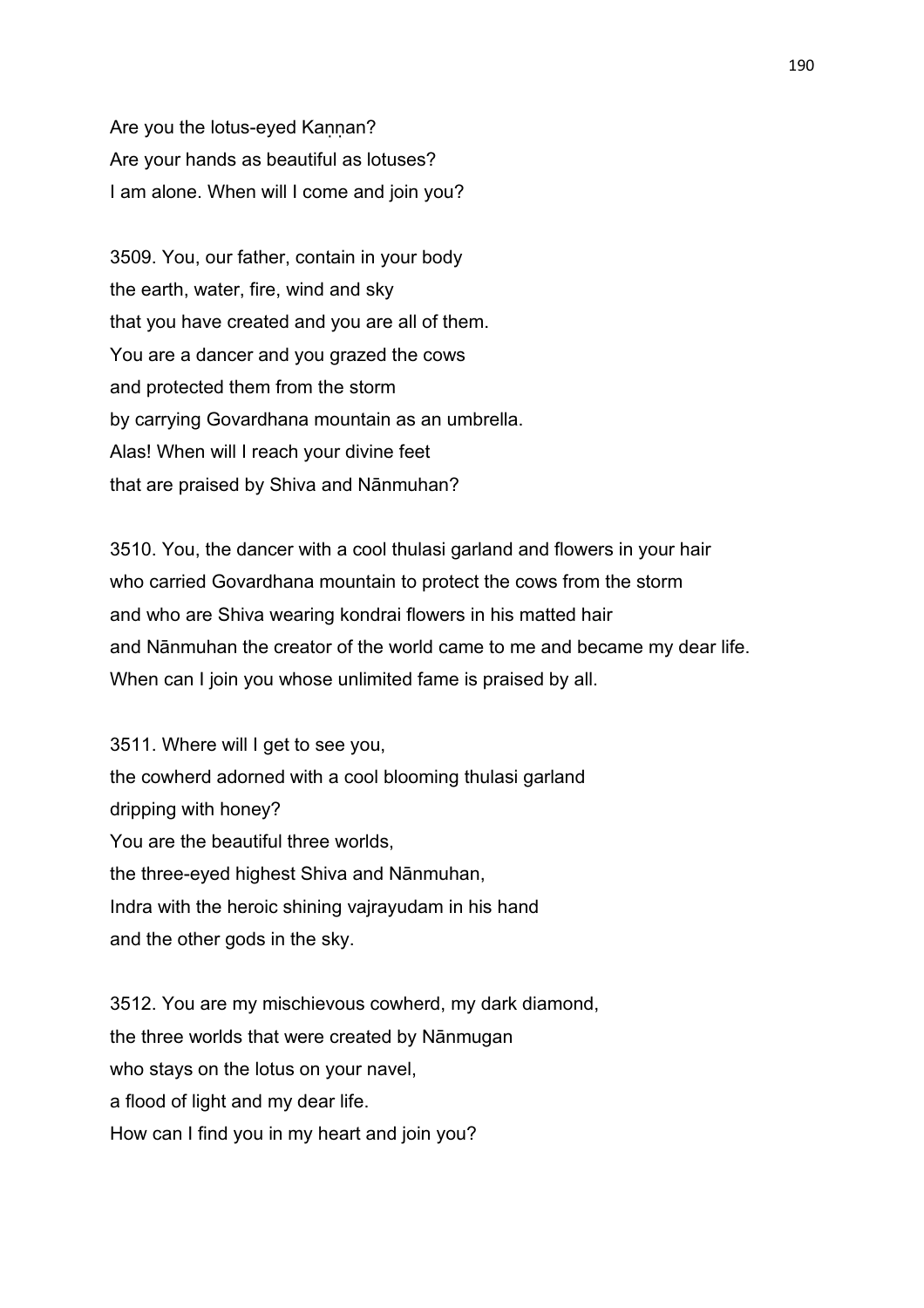Are you the lotus-eyed Kaṇṇan?
Are your hands as beautiful as lotuses?
I am alone. When will I come and join you?

3509. You, our father, contain in your body
the earth, water, fire, wind and sky
that you have created and you are all of them.
You are a dancer and you grazed the cows
and protected them from the storm
by carrying Govardhana mountain as an umbrella.
Alas! When will I reach your divine feet
that are praised by Shiva and Nānmuhan?

3510. You, the dancer with a cool thulasi garland and flowers in your hair
who carried Govardhana mountain to protect the cows from the storm
and who are Shiva wearing kondrai flowers in his matted hair
and Nānmuhan the creator of the world came to me and became my dear life.
When can I join you whose unlimited fame is praised by all.

3511. Where will I get to see you,
the cowherd adorned with a cool blooming thulasi garland
dripping with honey?
You are the beautiful three worlds,
the three-eyed highest Shiva and Nānmuhan,
Indra with the heroic shining vajrayudam in his hand
and the other gods in the sky.

3512. You are my mischievous cowherd, my dark diamond,
the three worlds that were created by Nānmugan
who stays on the lotus on your navel,
a flood of light and my dear life.
How can I find you in my heart and join you?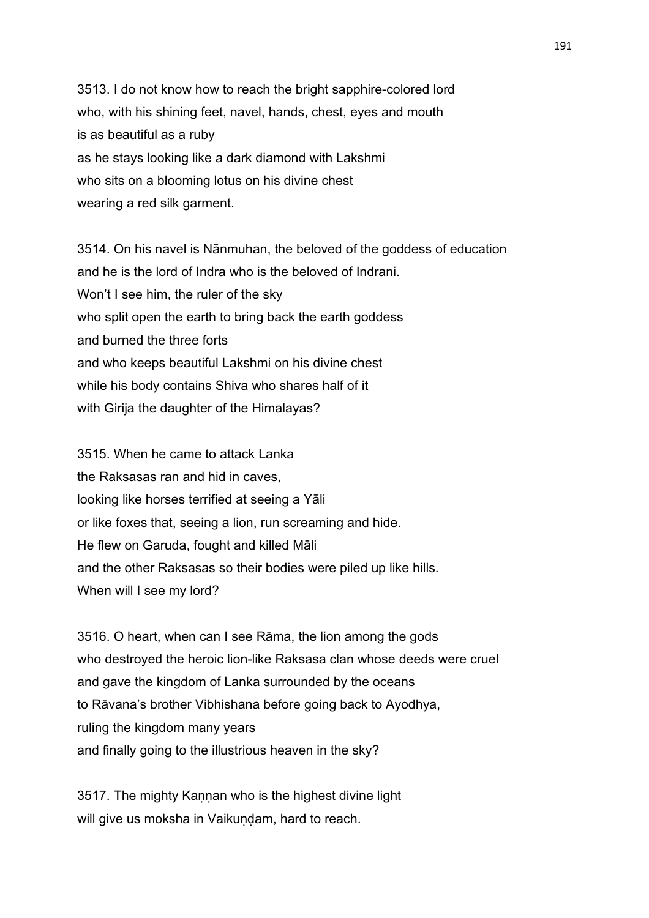3513. I do not know how to reach the bright sapphire-colored lord
who, with his shining feet, navel, hands, chest, eyes and mouth
is as beautiful as a ruby
as he stays looking like a dark diamond with Lakshmi
who sits on a blooming lotus on his divine chest
wearing a red silk garment.

3514. On his navel is Nānmuhan, the beloved of the goddess of education
and he is the lord of Indra who is the beloved of Indrani.
Won't I see him, the ruler of the sky
who split open the earth to bring back the earth goddess
and burned the three forts
and who keeps beautiful Lakshmi on his divine chest
while his body contains Shiva who shares half of it
with Girija the daughter of the Himalayas?

3515. When he came to attack Lanka
the Raksasas ran and hid in caves,
looking like horses terrified at seeing a Yāli
or like foxes that, seeing a lion, run screaming and hide.
He flew on Garuda, fought and killed Māli
and the other Raksasas so their bodies were piled up like hills.
When will I see my lord?

3516. O heart, when can I see Rāma, the lion among the gods
who destroyed the heroic lion-like Raksasa clan whose deeds were cruel
and gave the kingdom of Lanka surrounded by the oceans
to Rāvana's brother Vibhishana before going back to Ayodhya,
ruling the kingdom many years
and finally going to the illustrious heaven in the sky?

3517. The mighty Kaṇṇan who is the highest divine light
will give us moksha in Vaikuṇḍam, hard to reach.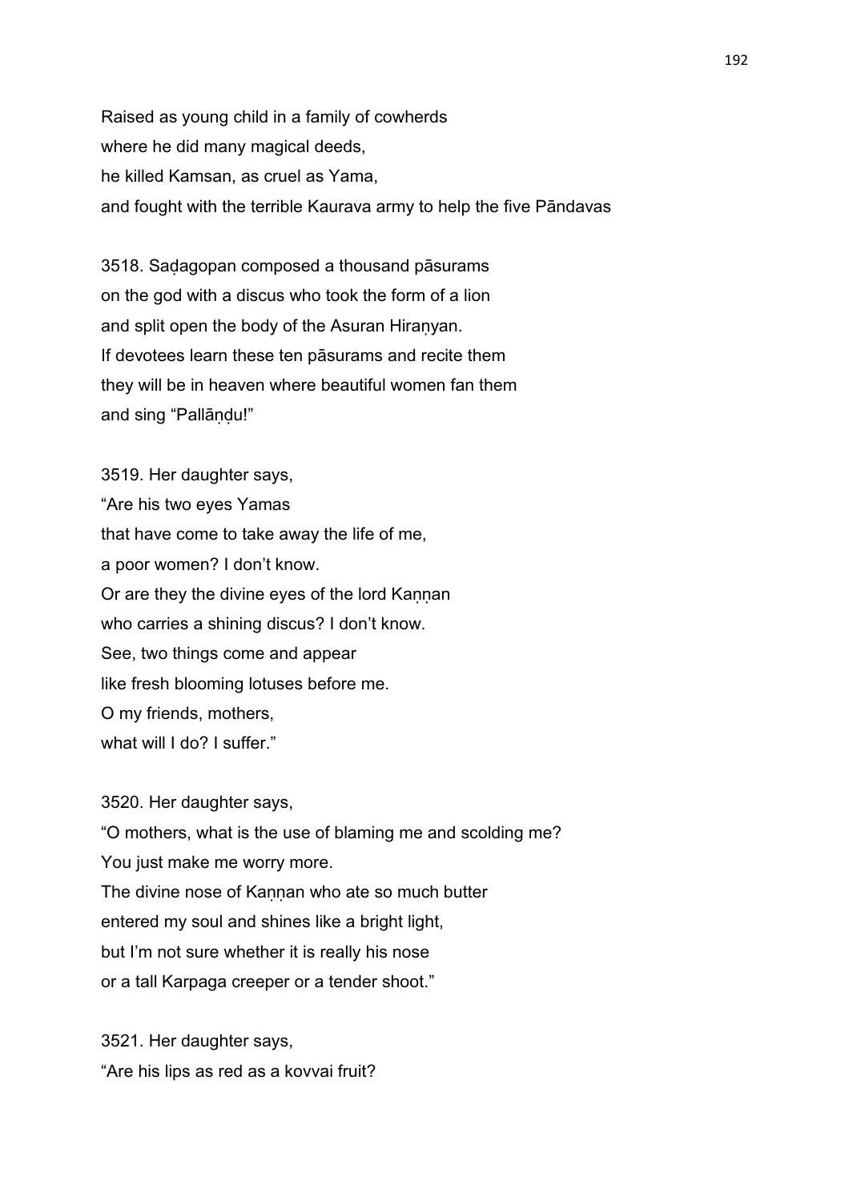Raised as young child in a family of cowherds
where he did many magical deeds,
he killed Kamsan, as cruel as Yama,
and fought with the terrible Kaurava army to help the five Pāndavas

3518. Saḍagopan composed a thousand pāsurams
on the god with a discus who took the form of a lion
and split open the body of the Asuran Hiraṇyan.
If devotees learn these ten pāsurams and recite them
they will be in heaven where beautiful women fan them
and sing "Pallāṇḍu!"

3519. Her daughter says,
"Are his two eyes Yamas
that have come to take away the life of me,
a poor women? I don't know.
Or are they the divine eyes of the lord Kaṇṇan
who carries a shining discus? I don't know.
See, two things come and appear
like fresh blooming lotuses before me.
O my friends, mothers,
what will I do? I suffer."

3520. Her daughter says,
"O mothers, what is the use of blaming me and scolding me?
You just make me worry more.
The divine nose of Kaṇṇan who ate so much butter
entered my soul and shines like a bright light,
but I'm not sure whether it is really his nose
or a tall Karpaga creeper or a tender shoot."

3521. Her daughter says,
"Are his lips as red as a kovvai fruit?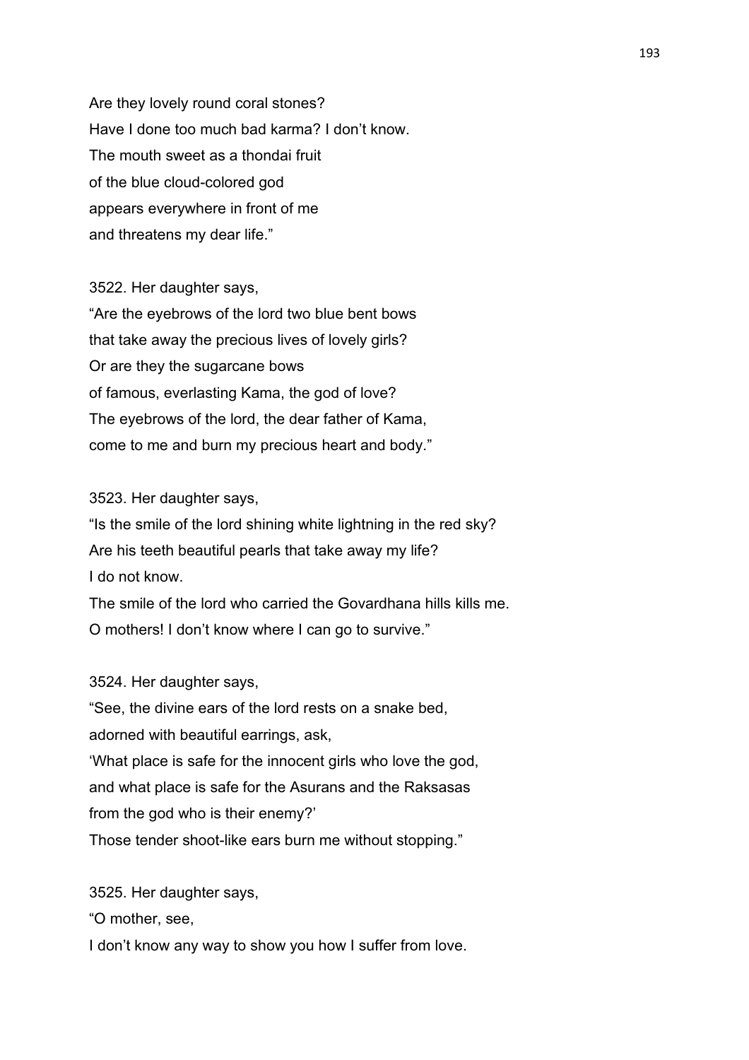Are they lovely round coral stones?
Have I done too much bad karma? I don’t know.
The mouth sweet as a thondai fruit
of the blue cloud-colored god
appears everywhere in front of me
and threatens my dear life.”

3522. Her daughter says,
“Are the eyebrows of the lord two blue bent bows
that take away the precious lives of lovely girls?
Or are they the sugarcane bows
of famous, everlasting Kama, the god of love?
The eyebrows of the lord, the dear father of Kama,
come to me and burn my precious heart and body.”

3523. Her daughter says,
“Is the smile of the lord shining white lightning in the red sky?
Are his teeth beautiful pearls that take away my life?
I do not know.
The smile of the lord who carried the Govardhana hills kills me.
O mothers! I don’t know where I can go to survive.”

3524. Her daughter says,
“See, the divine ears of the lord rests on a snake bed,
adorned with beautiful earrings, ask,
‘What place is safe for the innocent girls who love the god,
and what place is safe for the Asurans and the Raksasas
from the god who is their enemy?’
Those tender shoot-like ears burn me without stopping.”

3525. Her daughter says,
“O mother, see,
I don’t know any way to show you how I suffer from love.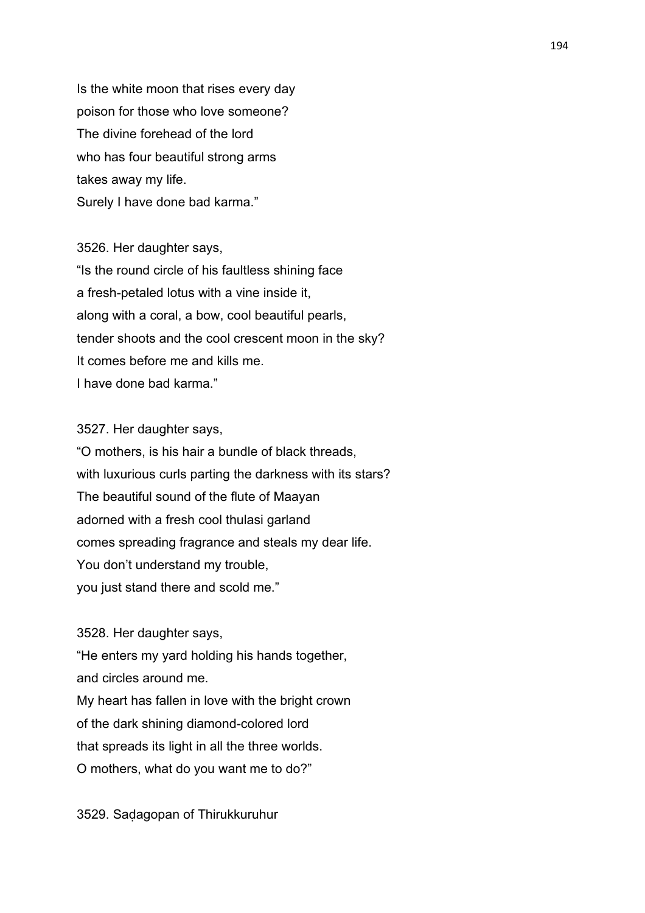Is the white moon that rises every day
poison for those who love someone?
The divine forehead of the lord
who has four beautiful strong arms
takes away my life.
Surely I have done bad karma."

3526. Her daughter says,
"Is the round circle of his faultless shining face
a fresh-petaled lotus with a vine inside it,
along with a coral, a bow, cool beautiful pearls,
tender shoots and the cool crescent moon in the sky?
It comes before me and kills me.
I have done bad karma."

3527. Her daughter says,
"O mothers, is his hair a bundle of black threads,
with luxurious curls parting the darkness with its stars?
The beautiful sound of the flute of Maayan
adorned with a fresh cool thulasi garland
comes spreading fragrance and steals my dear life.
You don't understand my trouble,
you just stand there and scold me."

3528. Her daughter says,
"He enters my yard holding his hands together,
and circles around me.
My heart has fallen in love with the bright crown
of the dark shining diamond-colored lord
that spreads its light in all the three worlds.
O mothers, what do you want me to do?"

3529. Saḍagopan of Thirukkuruhur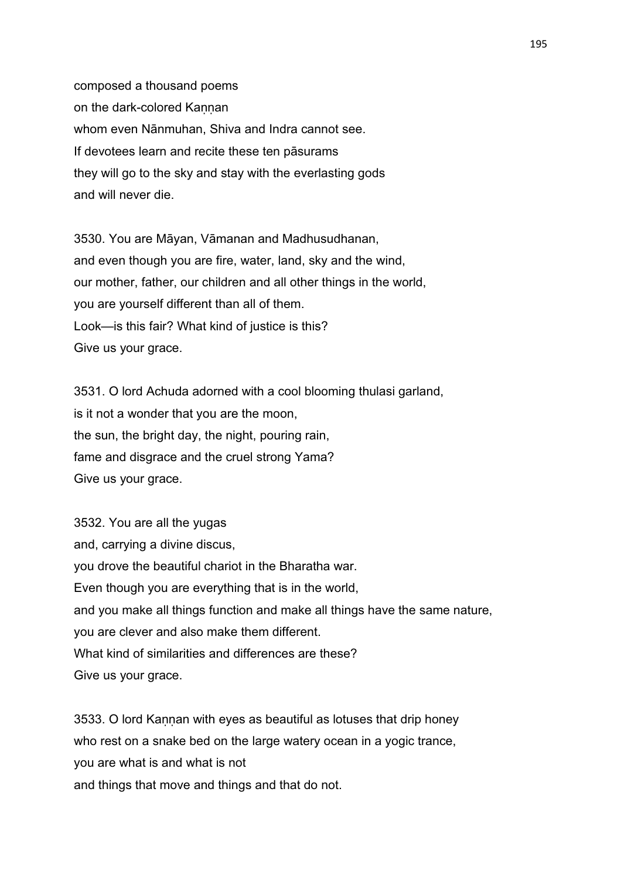composed a thousand poems
on the dark-colored Kaṇṇan
whom even Nānmuhan, Shiva and Indra cannot see.
If devotees learn and recite these ten pāsurams
they will go to the sky and stay with the everlasting gods
and will never die.

3530. You are Māyan, Vāmanan and Madhusudhanan,
and even though you are fire, water, land, sky and the wind,
our mother, father, our children and all other things in the world,
you are yourself different than all of them.
Look—is this fair? What kind of justice is this?
Give us your grace.

3531. O lord Achuda adorned with a cool blooming thulasi garland,
is it not a wonder that you are the moon,
the sun, the bright day, the night, pouring rain,
fame and disgrace and the cruel strong Yama?
Give us your grace.

3532. You are all the yugas
and, carrying a divine discus,
you drove the beautiful chariot in the Bharatha war.
Even though you are everything that is in the world,
and you make all things function and make all things have the same nature,
you are clever and also make them different.
What kind of similarities and differences are these?
Give us your grace.

3533. O lord Kaṇṇan with eyes as beautiful as lotuses that drip honey
who rest on a snake bed on the large watery ocean in a yogic trance,
you are what is and what is not
and things that move and things and that do not.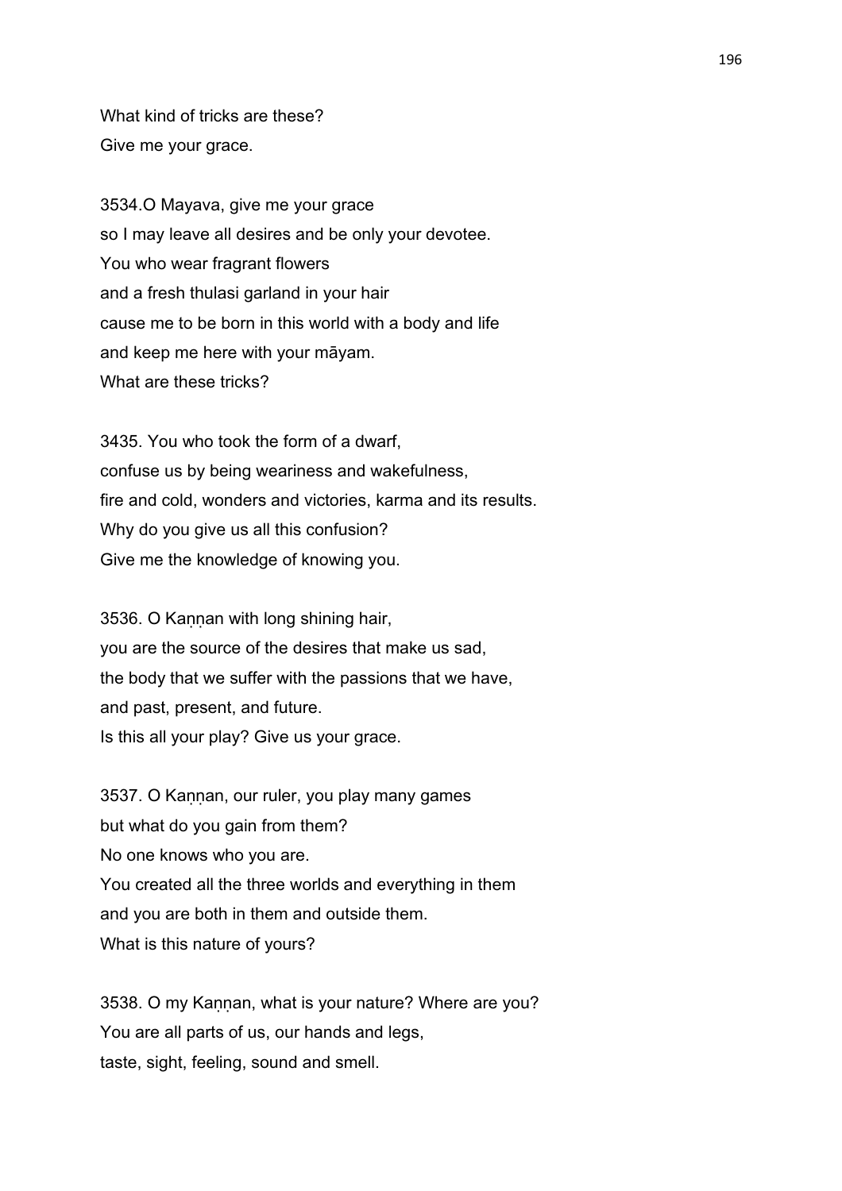What kind of tricks are these?
Give me your grace.

3534.O Mayava, give me your grace
so I may leave all desires and be only your devotee.
You who wear fragrant flowers
and a fresh thulasi garland in your hair
cause me to be born in this world with a body and life
and keep me here with your māyam.
What are these tricks?

3435. You who took the form of a dwarf,
confuse us by being weariness and wakefulness,
fire and cold, wonders and victories, karma and its results.
Why do you give us all this confusion?
Give me the knowledge of knowing you.

3536. O Kaṇṇan with long shining hair,
you are the source of the desires that make us sad,
the body that we suffer with the passions that we have,
and past, present, and future.
Is this all your play? Give us your grace.

3537. O Kaṇṇan, our ruler, you play many games
but what do you gain from them?
No one knows who you are.
You created all the three worlds and everything in them
and you are both in them and outside them.
What is this nature of yours?

3538. O my Kaṇṇan, what is your nature? Where are you?
You are all parts of us, our hands and legs,
taste, sight, feeling, sound and smell.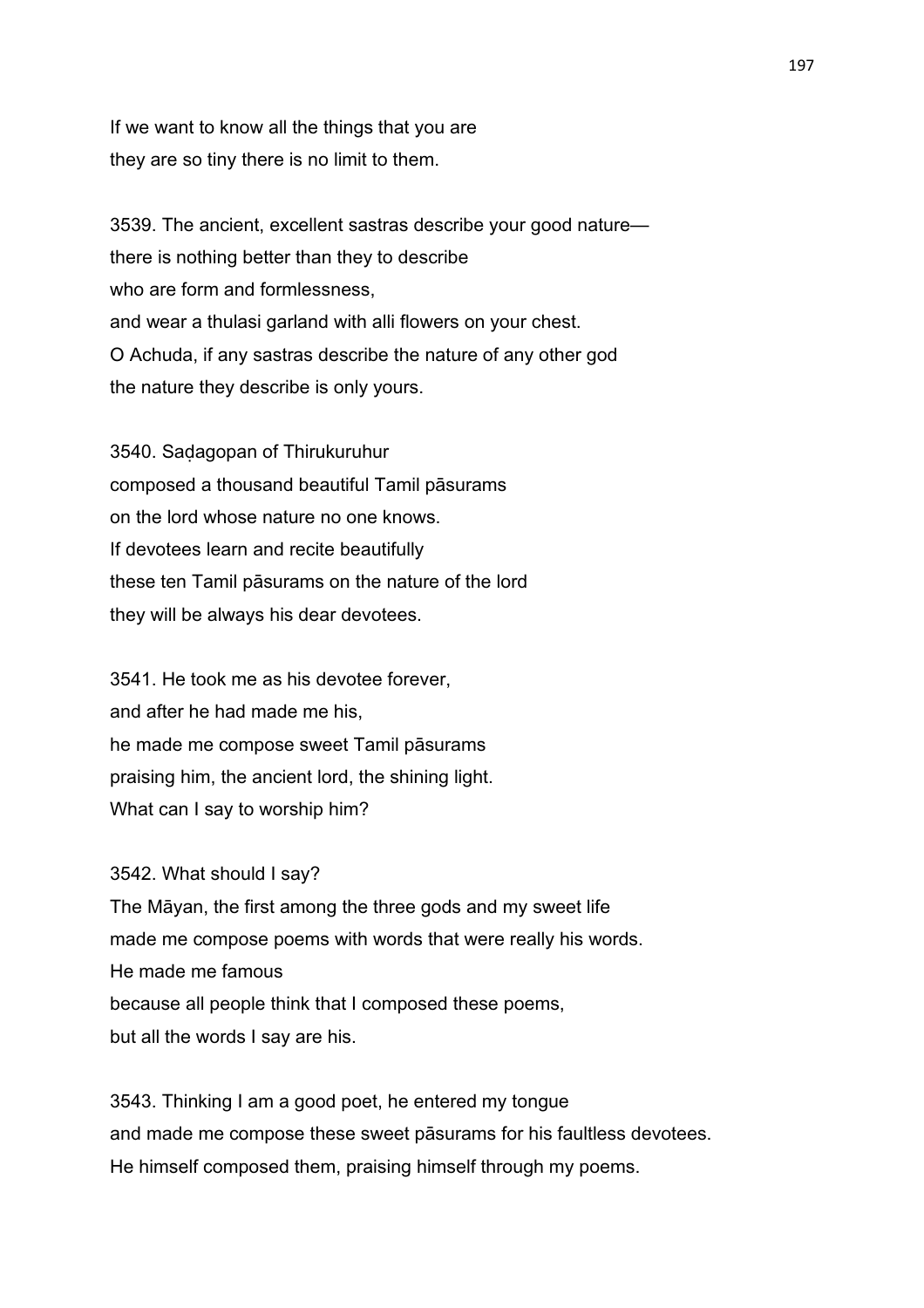If we want to know all the things that you are
they are so tiny there is no limit to them.

3539. The ancient, excellent sastras describe your good nature—
there is nothing better than they to describe
who are form and formlessness,
and wear a thulasi garland with alli flowers on your chest.
O Achuda, if any sastras describe the nature of any other god
the nature they describe is only yours.

3540. Saḍagopan of Thirukuruhur
composed a thousand beautiful Tamil pāsurams
on the lord whose nature no one knows.
If devotees learn and recite beautifully
these ten Tamil pāsurams on the nature of the lord
they will be always his dear devotees.

3541. He took me as his devotee forever,
and after he had made me his,
he made me compose sweet Tamil pāsurams
praising him, the ancient lord, the shining light.
What can I say to worship him?

3542. What should I say?
The Māyan, the first among the three gods and my sweet life
made me compose poems with words that were really his words.
He made me famous
because all people think that I composed these poems,
but all the words I say are his.

3543. Thinking I am a good poet, he entered my tongue
and made me compose these sweet pāsurams for his faultless devotees.
He himself composed them, praising himself through my poems.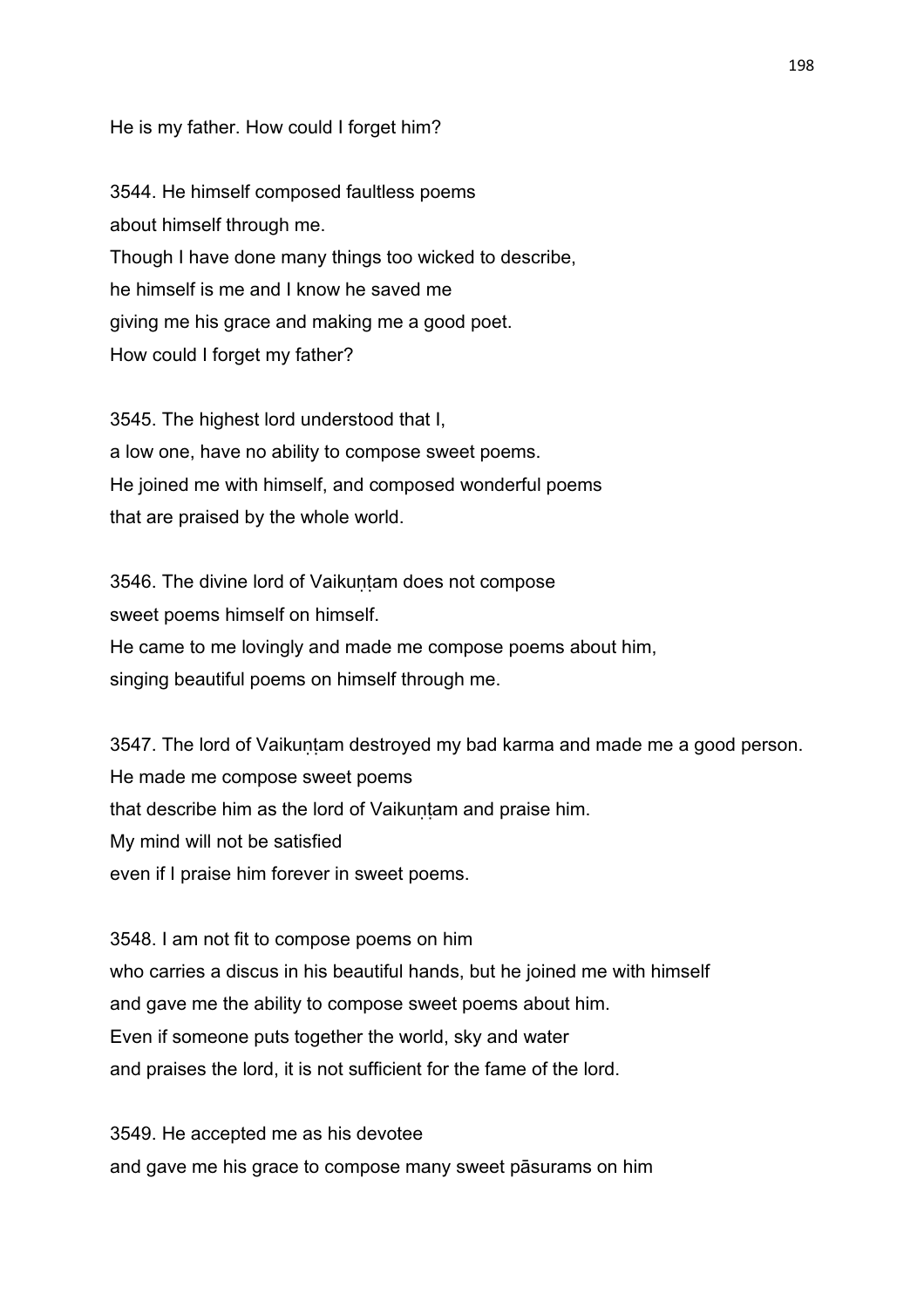He is my father. How could I forget him?

3544. He himself composed faultless poems
about himself through me.
Though I have done many things too wicked to describe,
he himself is me and I know he saved me
giving me his grace and making me a good poet.
How could I forget my father?

3545. The highest lord understood that I,
a low one, have no ability to compose sweet poems.
He joined me with himself, and composed wonderful poems
that are praised by the whole world.

3546. The divine lord of Vaikuṇṭam does not compose
sweet poems himself on himself.
He came to me lovingly and made me compose poems about him,
singing beautiful poems on himself through me.

3547. The lord of Vaikuṇṭam destroyed my bad karma and made me a good person.
He made me compose sweet poems
that describe him as the lord of Vaikuṇṭam and praise him.
My mind will not be satisfied
even if I praise him forever in sweet poems.

3548. I am not fit to compose poems on him
who carries a discus in his beautiful hands, but he joined me with himself
and gave me the ability to compose sweet poems about him.
Even if someone puts together the world, sky and water
and praises the lord, it is not sufficient for the fame of the lord.

3549. He accepted me as his devotee
and gave me his grace to compose many sweet pāsurams on him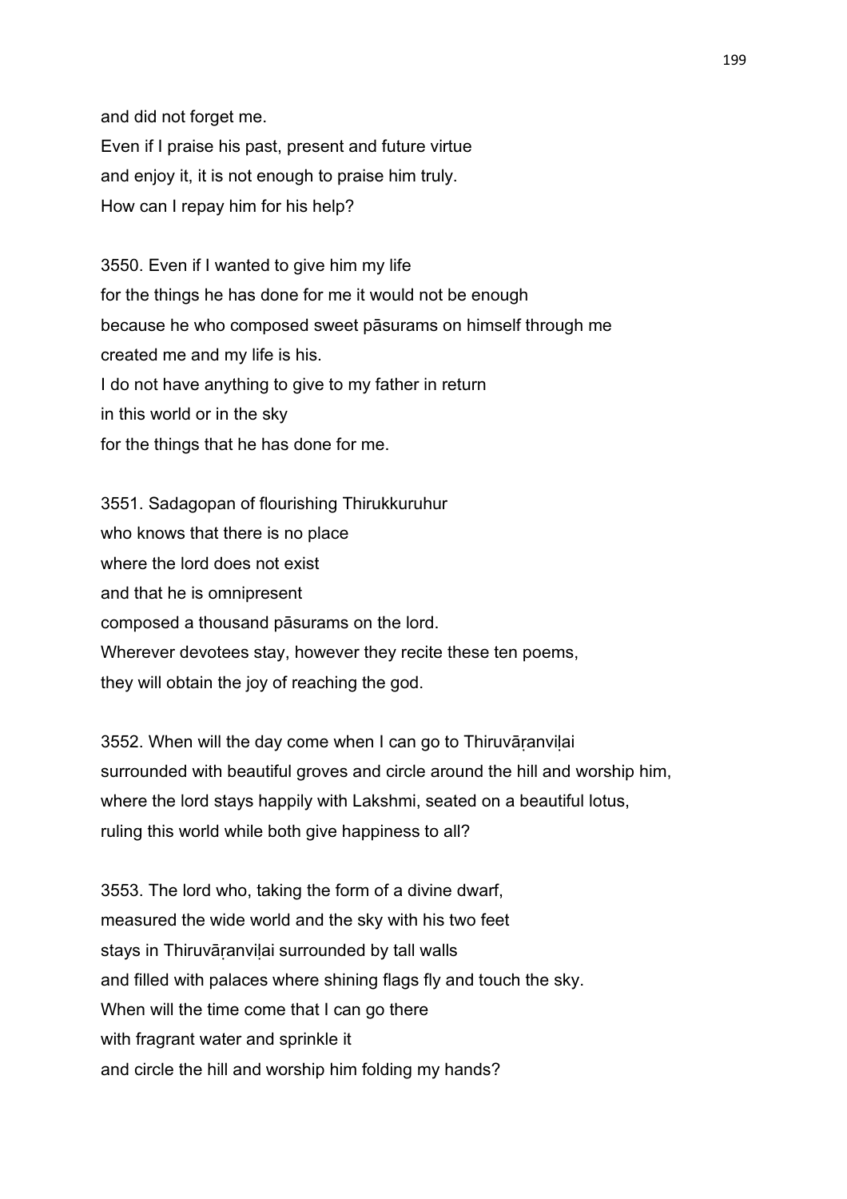and did not forget me.
Even if I praise his past, present and future virtue
and enjoy it, it is not enough to praise him truly.
How can I repay him for his help?

3550. Even if I wanted to give him my life
for the things he has done for me it would not be enough
because he who composed sweet pāsurams on himself through me
created me and my life is his.
I do not have anything to give to my father in return
in this world or in the sky
for the things that he has done for me.

3551. Sadagopan of flourishing Thirukkuruhur
who knows that there is no place
where the lord does not exist
and that he is omnipresent
composed a thousand pāsurams on the lord.
Wherever devotees stay, however they recite these ten poems,
they will obtain the joy of reaching the god.

3552. When will the day come when I can go to Thiruvāṛanviḷai
surrounded with beautiful groves and circle around the hill and worship him,
where the lord stays happily with Lakshmi, seated on a beautiful lotus,
ruling this world while both give happiness to all?

3553. The lord who, taking the form of a divine dwarf,
measured the wide world and the sky with his two feet
stays in Thiruvāṛanviḷai surrounded by tall walls
and filled with palaces where shining flags fly and touch the sky.
When will the time come that I can go there
with fragrant water and sprinkle it
and circle the hill and worship him folding my hands?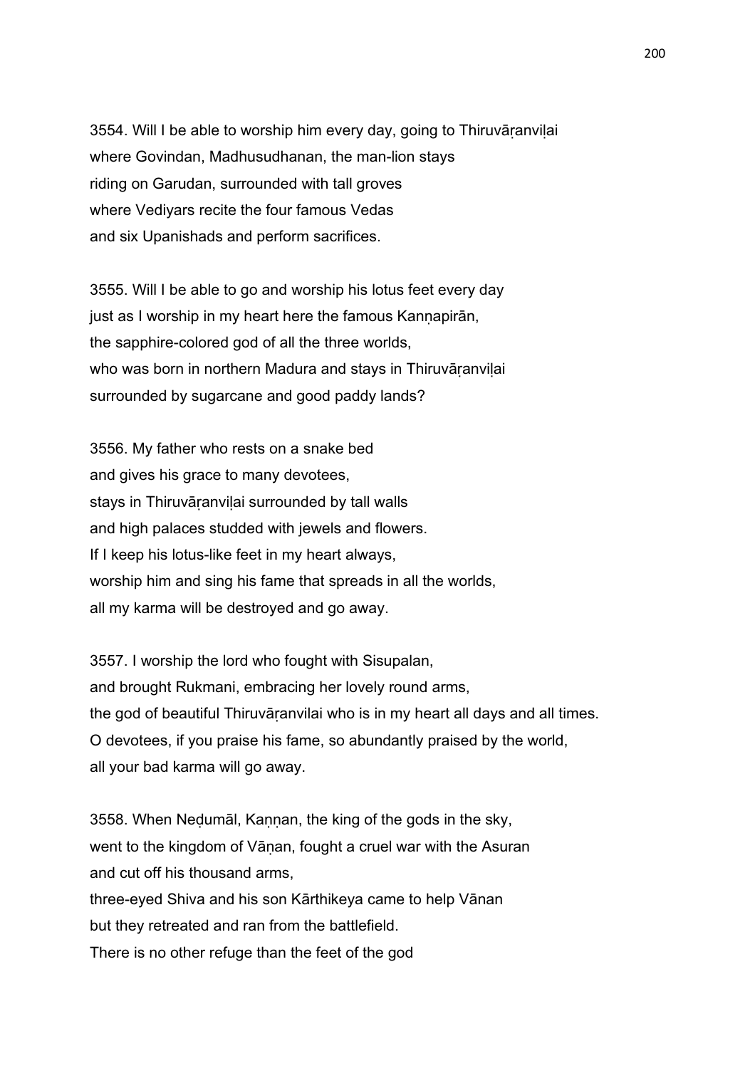3554. Will I be able to worship him every day, going to Thiruvāṛanviḷai
where Govindan, Madhusudhanan, the man-lion stays
riding on Garudan, surrounded with tall groves
where Vediyars recite the four famous Vedas
and six Upanishads and perform sacrifices.

3555. Will I be able to go and worship his lotus feet every day
just as I worship in my heart here the famous Kaṇṇapirān,
the sapphire-colored god of all the three worlds,
who was born in northern Madura and stays in Thiruvāṛanviḷai
surrounded by sugarcane and good paddy lands?

3556. My father who rests on a snake bed
and gives his grace to many devotees,
stays in Thiruvāṛanviḷai surrounded by tall walls
and high palaces studded with jewels and flowers.
If I keep his lotus-like feet in my heart always,
worship him and sing his fame that spreads in all the worlds,
all my karma will be destroyed and go away.

3557. I worship the lord who fought with Sisupalan,
and brought Rukmani, embracing her lovely round arms,
the god of beautiful Thiruvāṛanvilai who is in my heart all days and all times.
O devotees, if you praise his fame, so abundantly praised by the world,
all your bad karma will go away.

3558. When Neḍumāl, Kaṇṇan, the king of the gods in the sky,
went to the kingdom of Vāṇan, fought a cruel war with the Asuran
and cut off his thousand arms,
three-eyed Shiva and his son Kārthikeya came to help Vānan
but they retreated and ran from the battlefield.
There is no other refuge than the feet of the god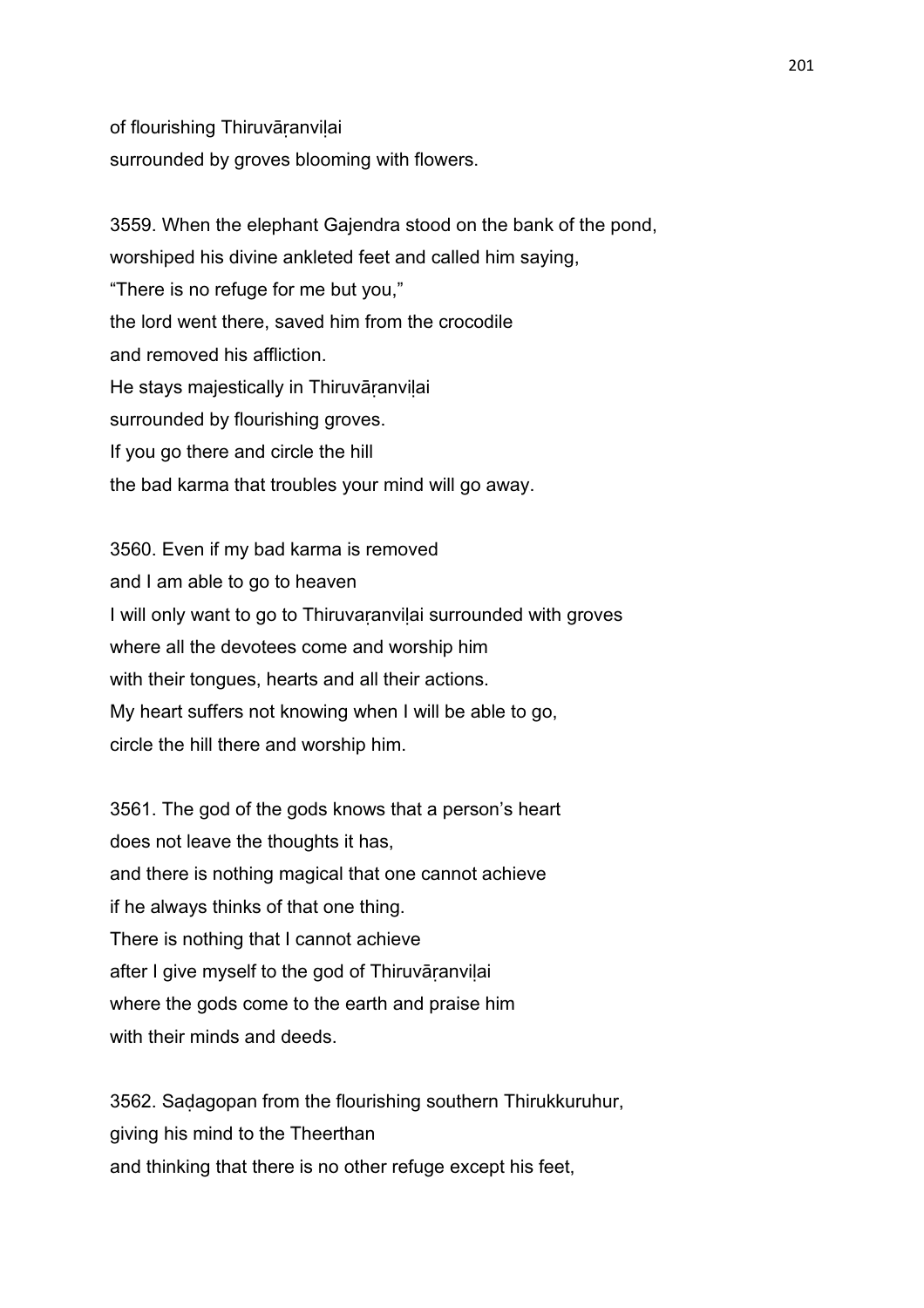of flourishing Thiruvāṛanviḷai
surrounded by groves blooming with flowers.

3559. When the elephant Gajendra stood on the bank of the pond,
worshiped his divine ankleted feet and called him saying,
“There is no refuge for me but you,”
the lord went there, saved him from the crocodile
and removed his affliction.
He stays majestically in Thiruvāṛanviḷai
surrounded by flourishing groves.
If you go there and circle the hill
the bad karma that troubles your mind will go away.

3560. Even if my bad karma is removed
and I am able to go to heaven
I will only want to go to Thiruvaṛanviḷai surrounded with groves
where all the devotees come and worship him
with their tongues, hearts and all their actions.
My heart suffers not knowing when I will be able to go,
circle the hill there and worship him.

3561. The god of the gods knows that a person’s heart
does not leave the thoughts it has,
and there is nothing magical that one cannot achieve
if he always thinks of that one thing.
There is nothing that I cannot achieve
after I give myself to the god of Thiruvāṛanviḷai
where the gods come to the earth and praise him
with their minds and deeds.

3562. Saḍagopan from the flourishing southern Thirukkuruhur,
giving his mind to the Theerthan
and thinking that there is no other refuge except his feet,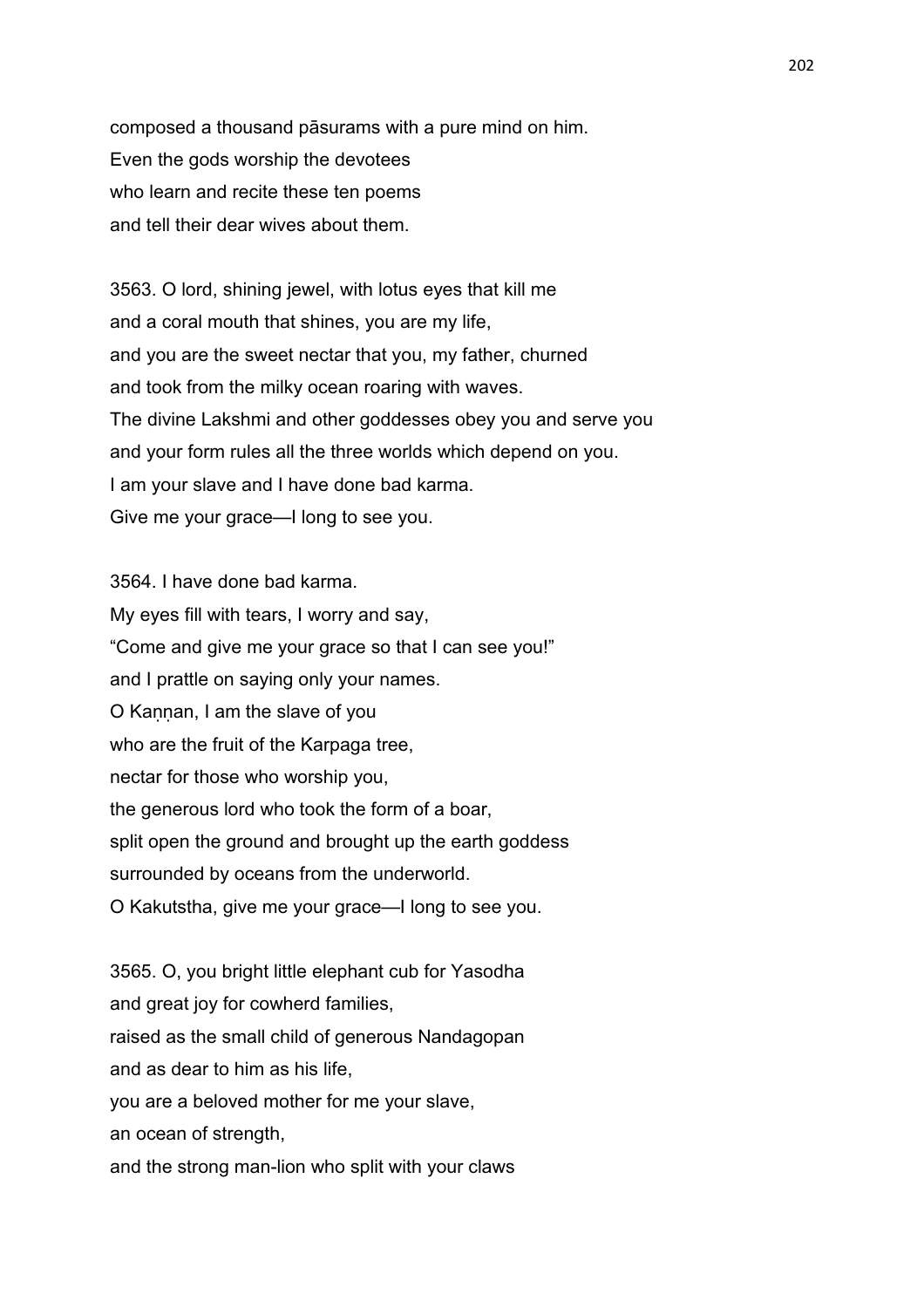composed a thousand pāsurams with a pure mind on him.
Even the gods worship the devotees
who learn and recite these ten poems
and tell their dear wives about them.

3563. O lord, shining jewel, with lotus eyes that kill me
and a coral mouth that shines, you are my life,
and you are the sweet nectar that you, my father, churned
and took from the milky ocean roaring with waves.
The divine Lakshmi and other goddesses obey you and serve you
and your form rules all the three worlds which depend on you.
I am your slave and I have done bad karma.
Give me your grace—I long to see you.

3564. I have done bad karma.
My eyes fill with tears, I worry and say,
"Come and give me your grace so that I can see you!"
and I prattle on saying only your names.
O Kaṇṇan, I am the slave of you
who are the fruit of the Karpaga tree,
nectar for those who worship you,
the generous lord who took the form of a boar,
split open the ground and brought up the earth goddess
surrounded by oceans from the underworld.
O Kakutstha, give me your grace—I long to see you.

3565. O, you bright little elephant cub for Yasodha
and great joy for cowherd families,
raised as the small child of generous Nandagopan
and as dear to him as his life,
you are a beloved mother for me your slave,
an ocean of strength,
and the strong man-lion who split with your claws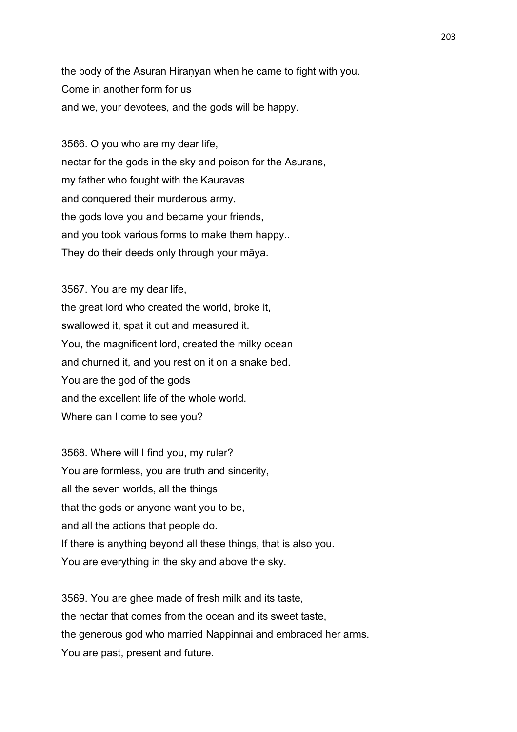the body of the Asuran Hiraṇyan when he came to fight with you.
Come in another form for us
and we, your devotees, and the gods will be happy.

3566. O you who are my dear life,
nectar for the gods in the sky and poison for the Asurans,
my father who fought with the Kauravas
and conquered their murderous army,
the gods love you and became your friends,
and you took various forms to make them happy..
They do their deeds only through your māya.

3567. You are my dear life,
the great lord who created the world, broke it,
swallowed it, spat it out and measured it.
You, the magnificent lord, created the milky ocean
and churned it, and you rest on it on a snake bed.
You are the god of the gods
and the excellent life of the whole world.
Where can I come to see you?

3568. Where will I find you, my ruler?
You are formless, you are truth and sincerity,
all the seven worlds, all the things
that the gods or anyone want you to be,
and all the actions that people do.
If there is anything beyond all these things, that is also you.
You are everything in the sky and above the sky.

3569. You are ghee made of fresh milk and its taste,
the nectar that comes from the ocean and its sweet taste,
the generous god who married Nappinnai and embraced her arms.
You are past, present and future.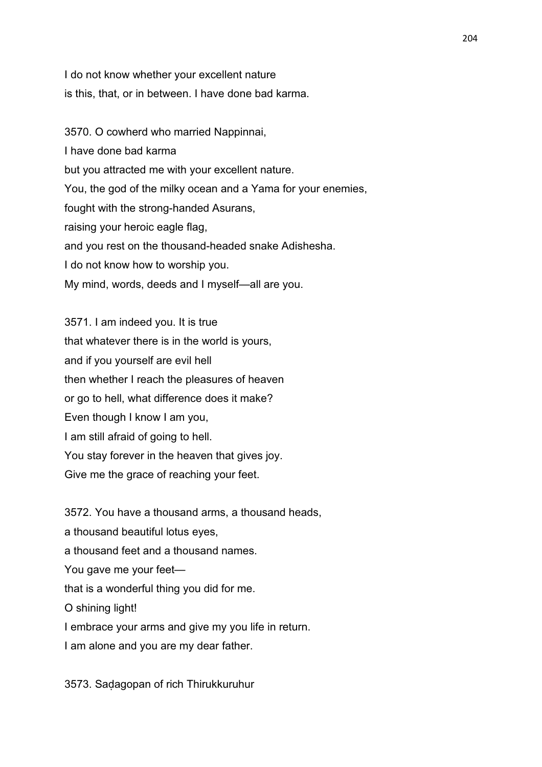I do not know whether your excellent nature
is this, that, or in between. I have done bad karma.

3570. O cowherd who married Nappinnai,
I have done bad karma
but you attracted me with your excellent nature.
You, the god of the milky ocean and a Yama for your enemies,
fought with the strong-handed Asurans,
raising your heroic eagle flag,
and you rest on the thousand-headed snake Adishesha.
I do not know how to worship you.
My mind, words, deeds and I myself—all are you.

3571. I am indeed you. It is true
that whatever there is in the world is yours,
and if you yourself are evil hell
then whether I reach the pleasures of heaven
or go to hell, what difference does it make?
Even though I know I am you,
I am still afraid of going to hell.
You stay forever in the heaven that gives joy.
Give me the grace of reaching your feet.

3572. You have a thousand arms, a thousand heads,
a thousand beautiful lotus eyes,
a thousand feet and a thousand names.
You gave me your feet—
that is a wonderful thing you did for me.
O shining light!
I embrace your arms and give my you life in return.
I am alone and you are my dear father.

3573. Saḍagopan of rich Thirukkuruhur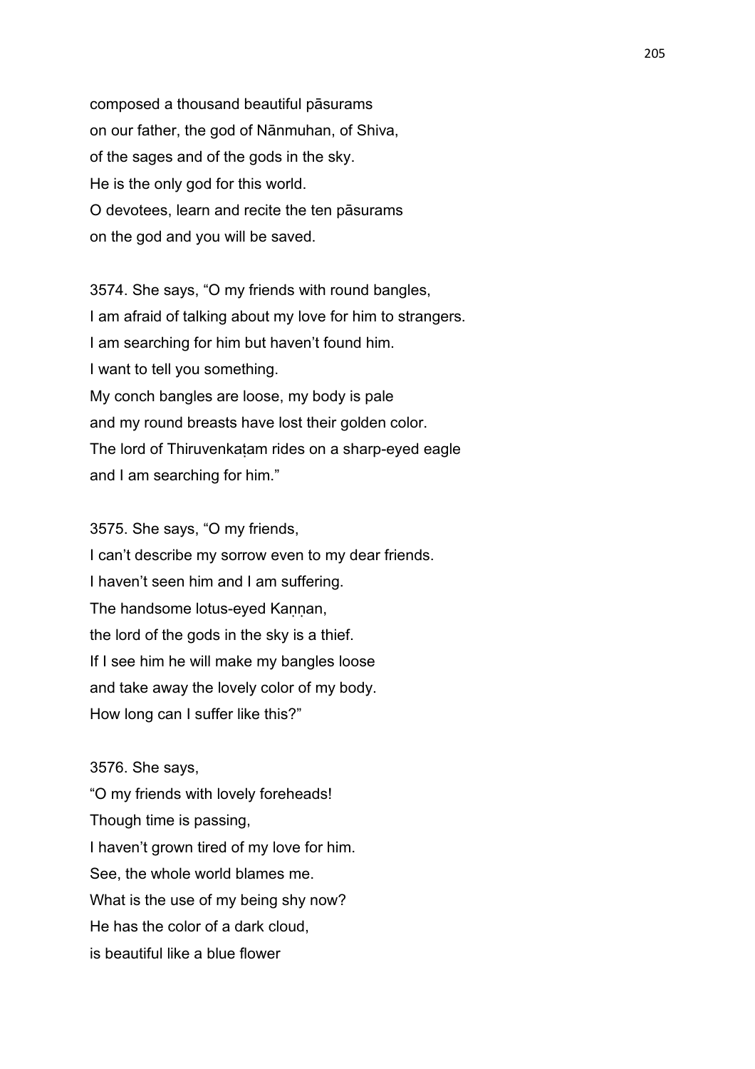composed a thousand beautiful pāsurams
on our father, the god of Nānmuhan, of Shiva,
of the sages and of the gods in the sky.
He is the only god for this world.
O devotees, learn and recite the ten pāsurams
on the god and you will be saved.

3574. She says, "O my friends with round bangles,
I am afraid of talking about my love for him to strangers.
I am searching for him but haven't found him.
I want to tell you something.
My conch bangles are loose, my body is pale
and my round breasts have lost their golden color.
The lord of Thiruvenkaṭam rides on a sharp-eyed eagle
and I am searching for him."

3575. She says, "O my friends,
I can't describe my sorrow even to my dear friends.
I haven't seen him and I am suffering.
The handsome lotus-eyed Kaṇṇan,
the lord of the gods in the sky is a thief.
If I see him he will make my bangles loose
and take away the lovely color of my body.
How long can I suffer like this?"

3576. She says,
"O my friends with lovely foreheads!
Though time is passing,
I haven't grown tired of my love for him.
See, the whole world blames me.
What is the use of my being shy now?
He has the color of a dark cloud,
is beautiful like a blue flower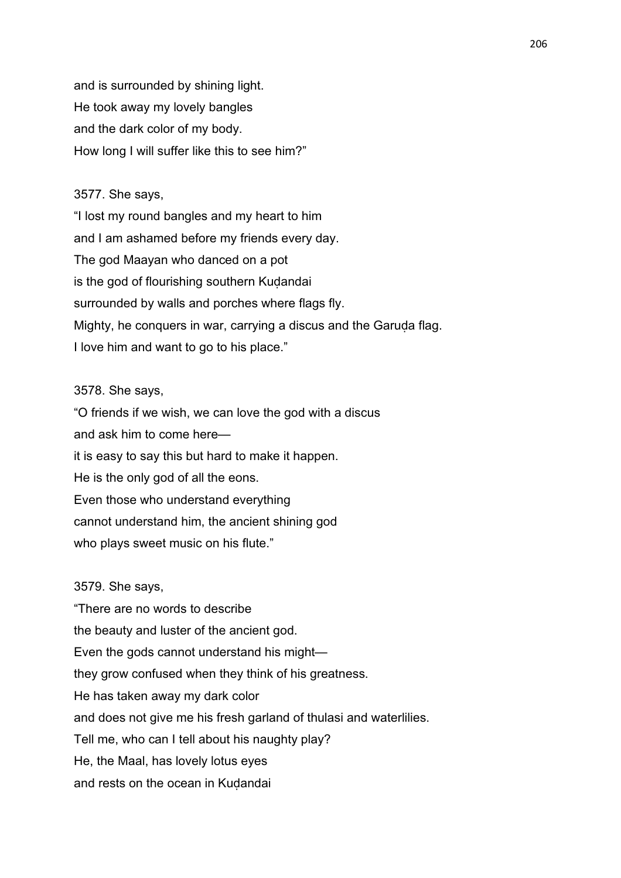and is surrounded by shining light.
He took away my lovely bangles
and the dark color of my body.
How long I will suffer like this to see him?”

3577. She says,
“I lost my round bangles and my heart to him
and I am ashamed before my friends every day.
The god Maayan who danced on a pot
is the god of flourishing southern Kuḍandai
surrounded by walls and porches where flags fly.
Mighty, he conquers in war, carrying a discus and the Garuḍa flag.
I love him and want to go to his place.”

3578. She says,
“O friends if we wish, we can love the god with a discus
and ask him to come here—
it is easy to say this but hard to make it happen.
He is the only god of all the eons.
Even those who understand everything
cannot understand him, the ancient shining god
who plays sweet music on his flute.”

3579. She says,
“There are no words to describe
the beauty and luster of the ancient god.
Even the gods cannot understand his might—
they grow confused when they think of his greatness.
He has taken away my dark color
and does not give me his fresh garland of thulasi and waterlilies.
Tell me, who can I tell about his naughty play?
He, the Maal, has lovely lotus eyes
and rests on the ocean in Kuḍandai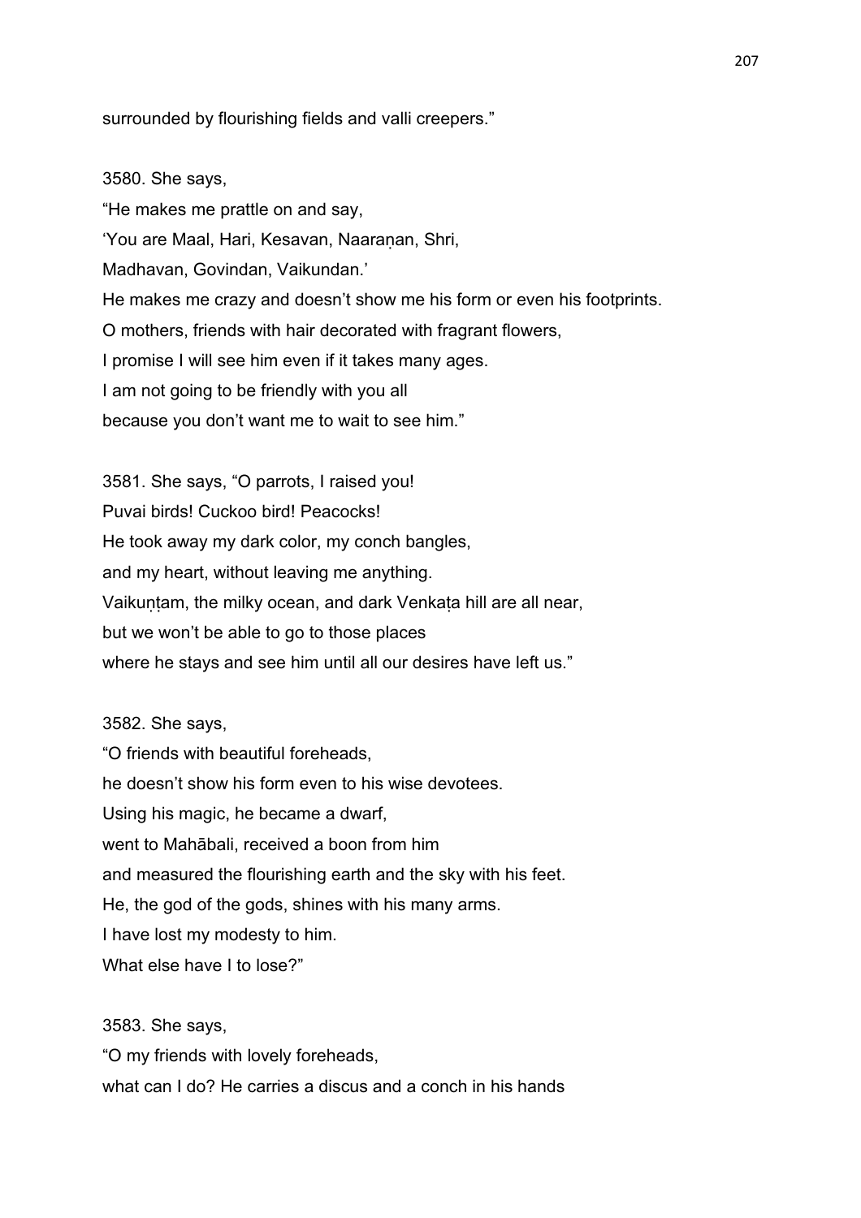surrounded by flourishing fields and valli creepers.”

3580. She says,
“He makes me prattle on and say,
‘You are Maal, Hari, Kesavan, Naaraṇan, Shri,
Madhavan, Govindan, Vaikundan.’
He makes me crazy and doesn’t show me his form or even his footprints.
O mothers, friends with hair decorated with fragrant flowers,
I promise I will see him even if it takes many ages.
I am not going to be friendly with you all
because you don’t want me to wait to see him.”

3581. She says, “O parrots, I raised you!
Puvai birds! Cuckoo bird! Peacocks!
He took away my dark color, my conch bangles,
and my heart, without leaving me anything.
Vaikuṇṭam, the milky ocean, and dark Venkaṭa hill are all near,
but we won’t be able to go to those places
where he stays and see him until all our desires have left us.”

3582. She says,
“O friends with beautiful foreheads,
he doesn’t show his form even to his wise devotees.
Using his magic, he became a dwarf,
went to Mahābali, received a boon from him
and measured the flourishing earth and the sky with his feet.
He, the god of the gods, shines with his many arms.
I have lost my modesty to him.
What else have I to lose?”

3583. She says,
“O my friends with lovely foreheads,
what can I do? He carries a discus and a conch in his hands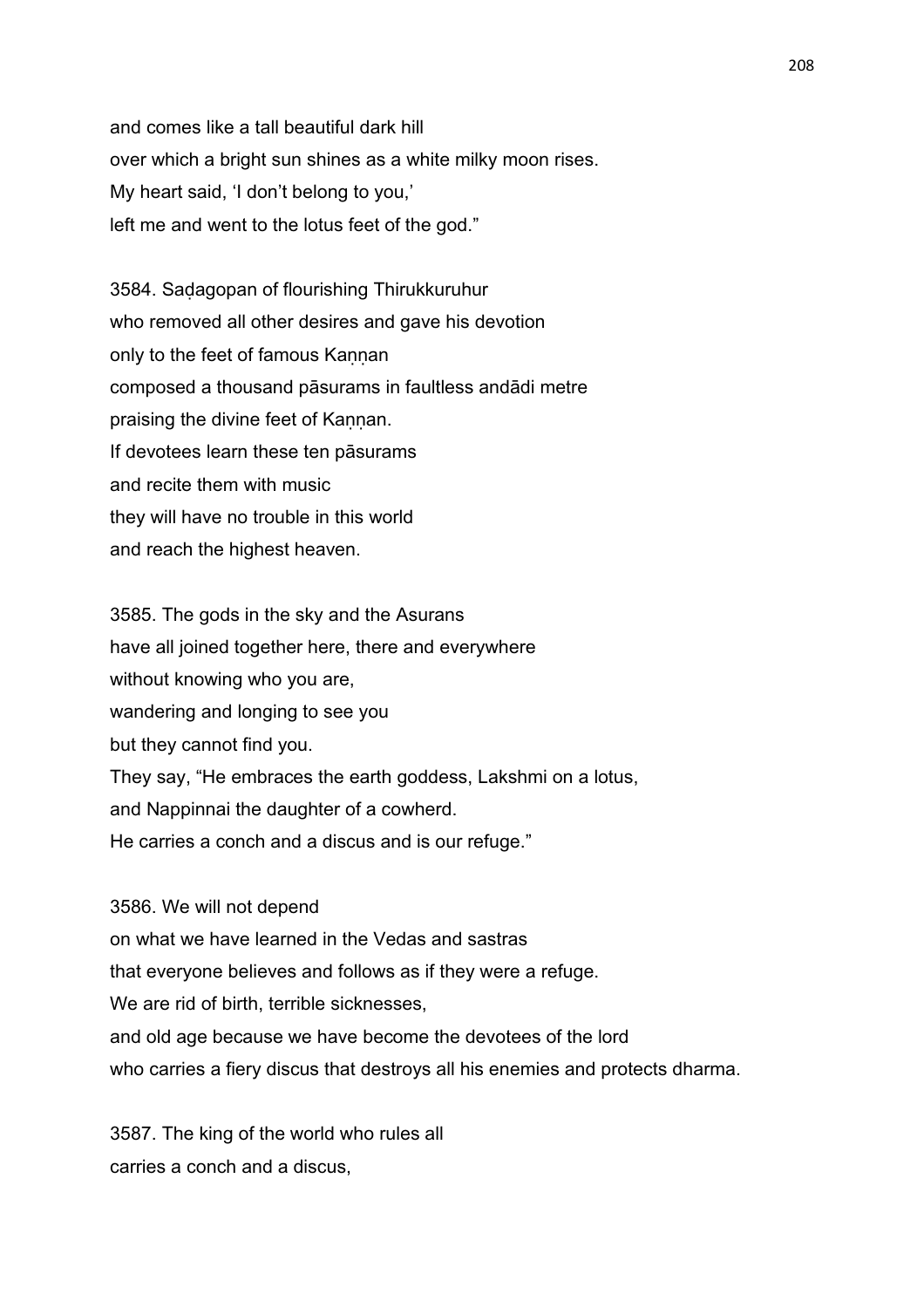and comes like a tall beautiful dark hill
over which a bright sun shines as a white milky moon rises.
My heart said, 'I don't belong to you,'
left me and went to the lotus feet of the god."

3584. Saḍagopan of flourishing Thirukkuruhur
who removed all other desires and gave his devotion
only to the feet of famous Kaṇṇan
composed a thousand pāsurams in faultless andādi metre
praising the divine feet of Kaṇṇan.
If devotees learn these ten pāsurams
and recite them with music
they will have no trouble in this world
and reach the highest heaven.

3585. The gods in the sky and the Asurans
have all joined together here, there and everywhere
without knowing who you are,
wandering and longing to see you
but they cannot find you.
They say, "He embraces the earth goddess, Lakshmi on a lotus,
and Nappinnai the daughter of a cowherd.
He carries a conch and a discus and is our refuge."

3586. We will not depend
on what we have learned in the Vedas and sastras
that everyone believes and follows as if they were a refuge.
We are rid of birth, terrible sicknesses,
and old age because we have become the devotees of the lord
who carries a fiery discus that destroys all his enemies and protects dharma.

3587. The king of the world who rules all
carries a conch and a discus,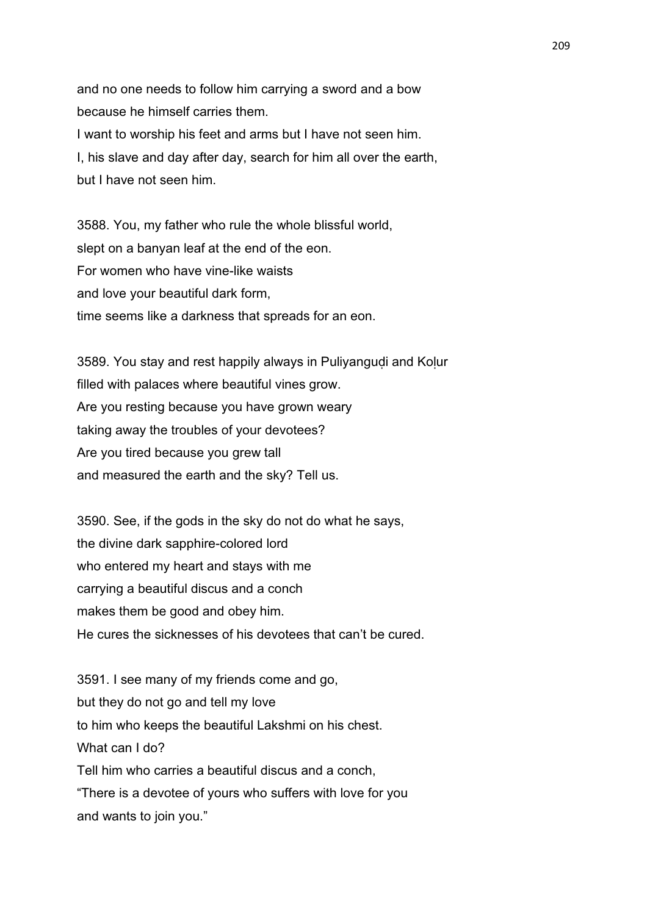and no one needs to follow him carrying a sword and a bow
because he himself carries them.
I want to worship his feet and arms but I have not seen him.
I, his slave and day after day, search for him all over the earth,
but I have not seen him.

3588. You, my father who rule the whole blissful world,
slept on a banyan leaf at the end of the eon.
For women who have vine-like waists
and love your beautiful dark form,
time seems like a darkness that spreads for an eon.

3589. You stay and rest happily always in Puliyanguḍi and Koḷur
filled with palaces where beautiful vines grow.
Are you resting because you have grown weary
taking away the troubles of your devotees?
Are you tired because you grew tall
and measured the earth and the sky? Tell us.

3590. See, if the gods in the sky do not do what he says,
the divine dark sapphire-colored lord
who entered my heart and stays with me
carrying a beautiful discus and a conch
makes them be good and obey him.
He cures the sicknesses of his devotees that can't be cured.

3591. I see many of my friends come and go,
but they do not go and tell my love
to him who keeps the beautiful Lakshmi on his chest.
What can I do?
Tell him who carries a beautiful discus and a conch,
"There is a devotee of yours who suffers with love for you
and wants to join you."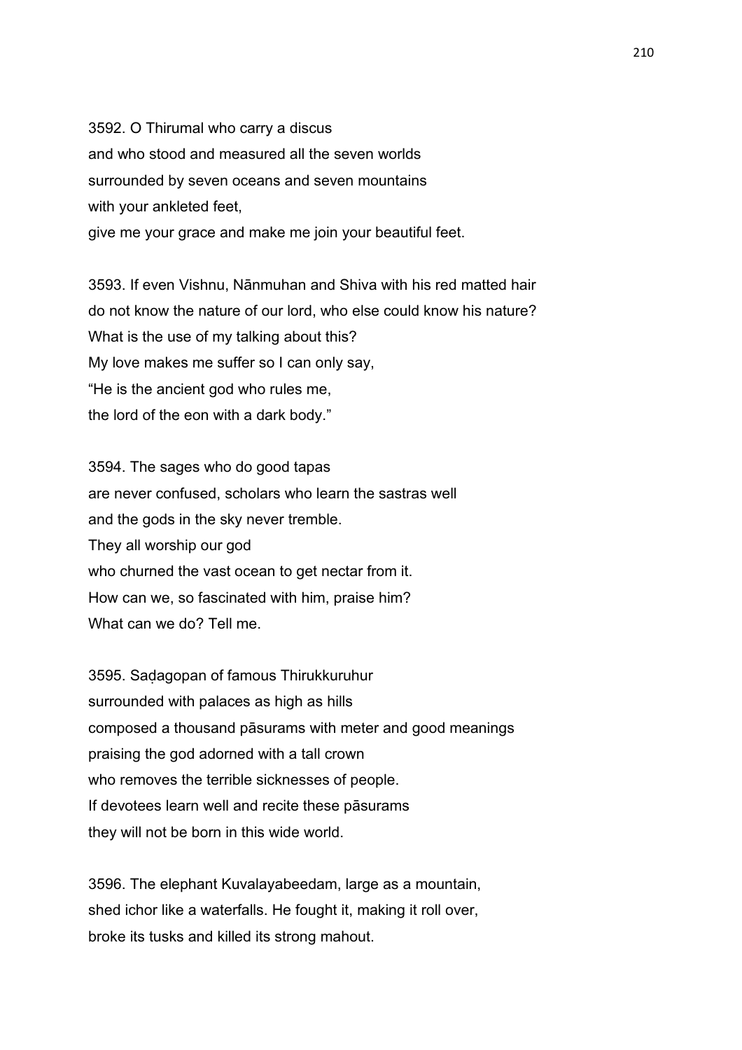3592. O Thirumal who carry a discus
and who stood and measured all the seven worlds
surrounded by seven oceans and seven mountains
with your ankleted feet,
give me your grace and make me join your beautiful feet.

3593. If even Vishnu, Nānmuhan and Shiva with his red matted hair
do not know the nature of our lord, who else could know his nature?
What is the use of my talking about this?
My love makes me suffer so I can only say,
"He is the ancient god who rules me,
the lord of the eon with a dark body."

3594. The sages who do good tapas
are never confused, scholars who learn the sastras well
and the gods in the sky never tremble.
They all worship our god
who churned the vast ocean to get nectar from it.
How can we, so fascinated with him, praise him?
What can we do? Tell me.

3595. Saḍagopan of famous Thirukkuruhur
surrounded with palaces as high as hills
composed a thousand pāsurams with meter and good meanings
praising the god adorned with a tall crown
who removes the terrible sicknesses of people.
If devotees learn well and recite these pāsurams
they will not be born in this wide world.

3596. The elephant Kuvalayabeedam, large as a mountain,
shed ichor like a waterfalls. He fought it, making it roll over,
broke its tusks and killed its strong mahout.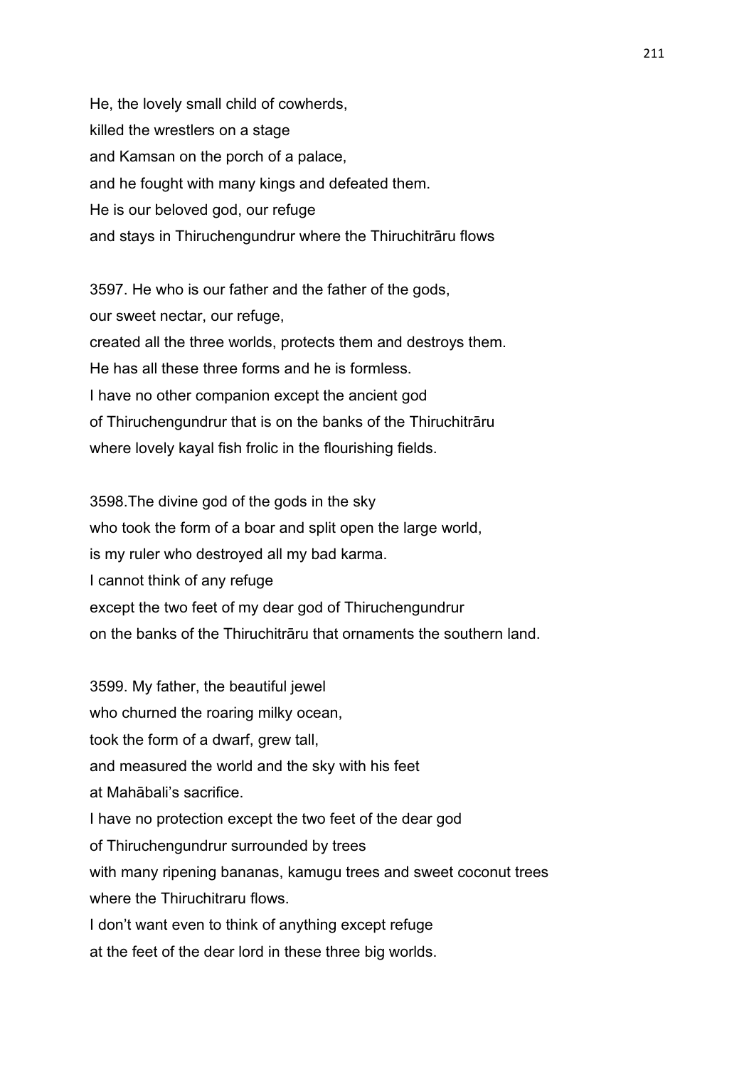He, the lovely small child of cowherds,
killed the wrestlers on a stage
and Kamsan on the porch of a palace,
and he fought with many kings and defeated them.
He is our beloved god, our refuge
and stays in Thiruchengundrur where the Thiruchitrāru flows

3597. He who is our father and the father of the gods,
our sweet nectar, our refuge,
created all the three worlds, protects them and destroys them.
He has all these three forms and he is formless.
I have no other companion except the ancient god
of Thiruchengundrur that is on the banks of the Thiruchitrāru
where lovely kayal fish frolic in the flourishing fields.

3598.The divine god of the gods in the sky
who took the form of a boar and split open the large world,
is my ruler who destroyed all my bad karma.
I cannot think of any refuge
except the two feet of my dear god of Thiruchengundrur
on the banks of the Thiruchitrāru that ornaments the southern land.

3599. My father, the beautiful jewel
who churned the roaring milky ocean,
took the form of a dwarf, grew tall,
and measured the world and the sky with his feet
at Mahābali's sacrifice.
I have no protection except the two feet of the dear god
of Thiruchengundrur surrounded by trees
with many ripening bananas, kamugu trees and sweet coconut trees
where the Thiruchitraru flows.
I don't want even to think of anything except refuge
at the feet of the dear lord in these three big worlds.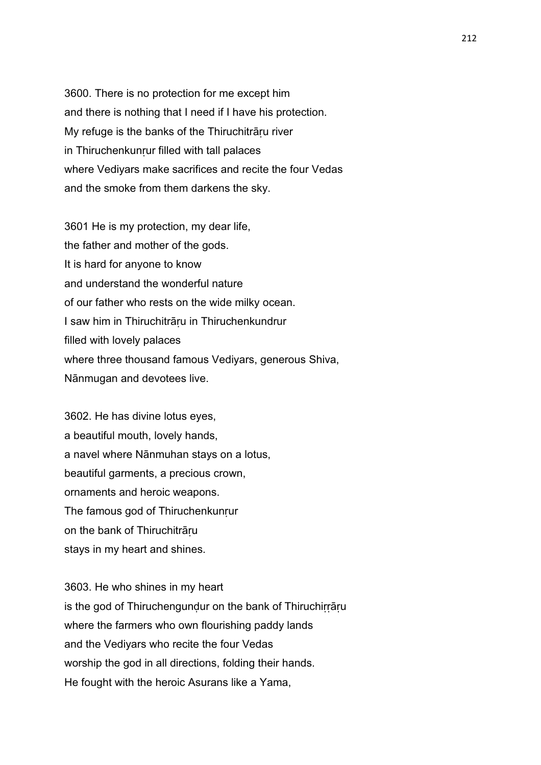3600. There is no protection for me except him
and there is nothing that I need if I have his protection.
My refuge is the banks of the Thiruchitrāṛu river
in Thiruchenkunṛur filled with tall palaces
where Vediyars make sacrifices and recite the four Vedas
and the smoke from them darkens the sky.

3601 He is my protection, my dear life,
the father and mother of the gods.
It is hard for anyone to know
and understand the wonderful nature
of our father who rests on the wide milky ocean.
I saw him in Thiruchitrāṛu in Thiruchenkundrur
filled with lovely palaces
where three thousand famous Vediyars, generous Shiva,
Nānmugan and devotees live.

3602. He has divine lotus eyes,
a beautiful mouth, lovely hands,
a navel where Nānmuhan stays on a lotus,
beautiful garments, a precious crown,
ornaments and heroic weapons.
The famous god of Thiruchenkunṛur
on the bank of Thiruchitrāṛu
stays in my heart and shines.

3603. He who shines in my heart
is the god of Thiruchengunḍur on the bank of Thiruchiṛṛāṛu
where the farmers who own flourishing paddy lands
and the Vediyars who recite the four Vedas
worship the god in all directions, folding their hands.
He fought with the heroic Asurans like a Yama,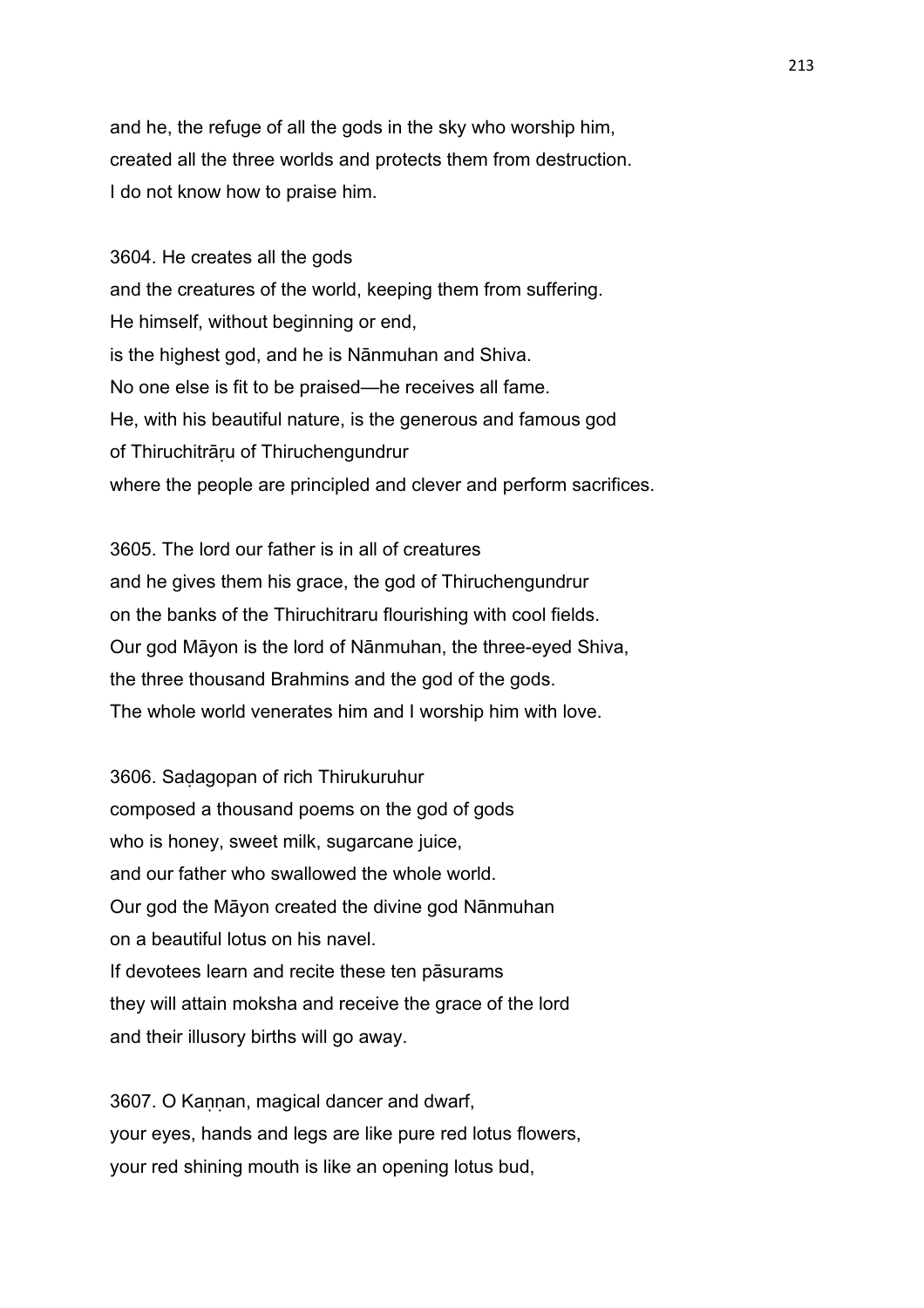and he, the refuge of all the gods in the sky who worship him,
created all the three worlds and protects them from destruction.
I do not know how to praise him.

3604. He creates all the gods
and the creatures of the world, keeping them from suffering.
He himself, without beginning or end,
is the highest god, and he is Nānmuhan and Shiva.
No one else is fit to be praised—he receives all fame.
He, with his beautiful nature, is the generous and famous god
of Thiruchitrāṛu of Thiruchengundrur
where the people are principled and clever and perform sacrifices.

3605. The lord our father is in all of creatures
and he gives them his grace, the god of Thiruchengundrur
on the banks of the Thiruchitraru flourishing with cool fields.
Our god Māyon is the lord of Nānmuhan, the three-eyed Shiva,
the three thousand Brahmins and the god of the gods.
The whole world venerates him and I worship him with love.

3606. Saḍagopan of rich Thirukuruhur
composed a thousand poems on the god of gods
who is honey, sweet milk, sugarcane juice,
and our father who swallowed the whole world.
Our god the Māyon created the divine god Nānmuhan
on a beautiful lotus on his navel.
If devotees learn and recite these ten pāsurams
they will attain moksha and receive the grace of the lord
and their illusory births will go away.

3607. O Kaṇṇan, magical dancer and dwarf,
your eyes, hands and legs are like pure red lotus flowers,
your red shining mouth is like an opening lotus bud,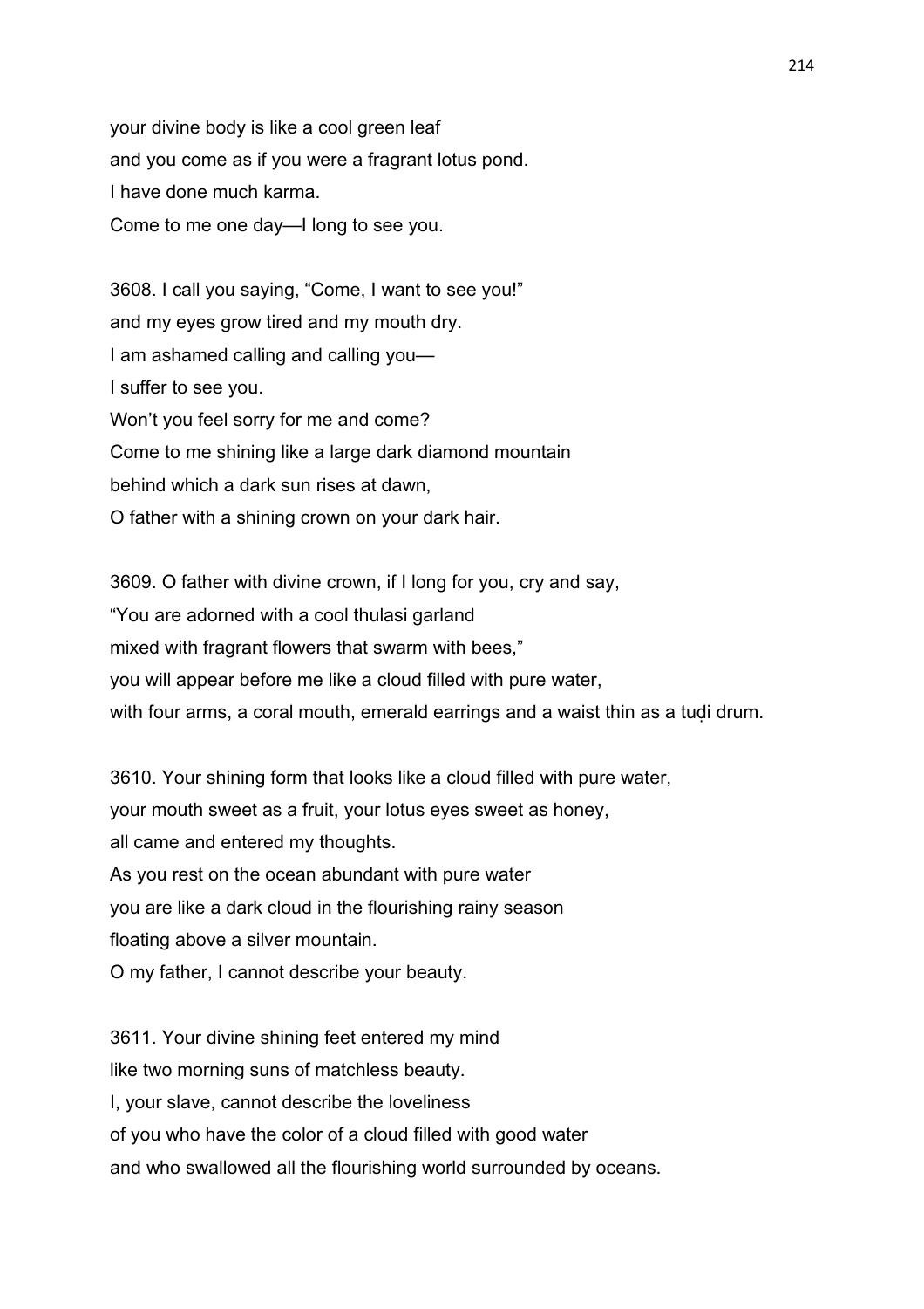your divine body is like a cool green leaf
and you come as if you were a fragrant lotus pond.
I have done much karma.
Come to me one day—I long to see you.

3608. I call you saying, “Come, I want to see you!”
and my eyes grow tired and my mouth dry.
I am ashamed calling and calling you—
I suffer to see you.
Won’t you feel sorry for me and come?
Come to me shining like a large dark diamond mountain
behind which a dark sun rises at dawn,
O father with a shining crown on your dark hair.

3609. O father with divine crown, if I long for you, cry and say,
“You are adorned with a cool thulasi garland
mixed with fragrant flowers that swarm with bees,”
you will appear before me like a cloud filled with pure water,
with four arms, a coral mouth, emerald earrings and a waist thin as a tuḍi drum.

3610. Your shining form that looks like a cloud filled with pure water,
your mouth sweet as a fruit, your lotus eyes sweet as honey,
all came and entered my thoughts.
As you rest on the ocean abundant with pure water
you are like a dark cloud in the flourishing rainy season
floating above a silver mountain.
O my father, I cannot describe your beauty.

3611. Your divine shining feet entered my mind
like two morning suns of matchless beauty.
I, your slave, cannot describe the loveliness
of you who have the color of a cloud filled with good water
and who swallowed all the flourishing world surrounded by oceans.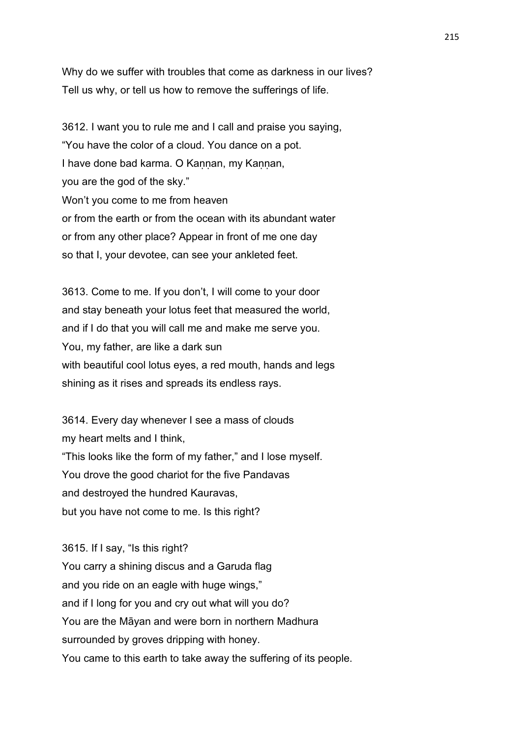Why do we suffer with troubles that come as darkness in our lives?
Tell us why, or tell us how to remove the sufferings of life.

3612. I want you to rule me and I call and praise you saying,
“You have the color of a cloud. You dance on a pot.
I have done bad karma. O Kaṇṇan, my Kaṇṇan,
you are the god of the sky.”
Won’t you come to me from heaven
or from the earth or from the ocean with its abundant water
or from any other place? Appear in front of me one day
so that I, your devotee, can see your ankleted feet.

3613. Come to me. If you don’t, I will come to your door
and stay beneath your lotus feet that measured the world,
and if I do that you will call me and make me serve you.
You, my father, are like a dark sun
with beautiful cool lotus eyes, a red mouth, hands and legs
shining as it rises and spreads its endless rays.

3614. Every day whenever I see a mass of clouds
my heart melts and I think,
“This looks like the form of my father,” and I lose myself.
You drove the good chariot for the five Pandavas
and destroyed the hundred Kauravas,
but you have not come to me. Is this right?

3615. If I say, “Is this right?
You carry a shining discus and a Garuda flag
and you ride on an eagle with huge wings,”
and if I long for you and cry out what will you do?
You are the Māyan and were born in northern Madhura
surrounded by groves dripping with honey.
You came to this earth to take away the suffering of its people.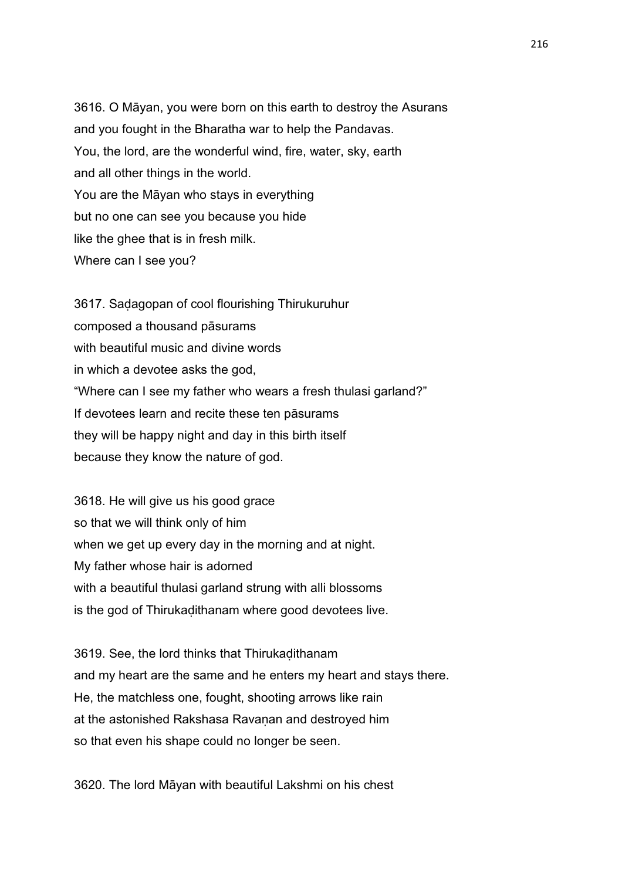3616. O Māyan, you were born on this earth to destroy the Asurans
and you fought in the Bharatha war to help the Pandavas.
You, the lord, are the wonderful wind, fire, water, sky, earth
and all other things in the world.
You are the Māyan who stays in everything
but no one can see you because you hide
like the ghee that is in fresh milk.
Where can I see you?

3617. Saḍagopan of cool flourishing Thirukuruhur
composed a thousand pāsurams
with beautiful music and divine words
in which a devotee asks the god,
"Where can I see my father who wears a fresh thulasi garland?"
If devotees learn and recite these ten pāsurams
they will be happy night and day in this birth itself
because they know the nature of god.

3618. He will give us his good grace
so that we will think only of him
when we get up every day in the morning and at night.
My father whose hair is adorned
with a beautiful thulasi garland strung with alli blossoms
is the god of Thirukaḍithanam where good devotees live.

3619. See, the lord thinks that Thirukaḍithanam
and my heart are the same and he enters my heart and stays there.
He, the matchless one, fought, shooting arrows like rain
at the astonished Rakshasa Ravaṇan and destroyed him
so that even his shape could no longer be seen.

3620. The lord Māyan with beautiful Lakshmi on his chest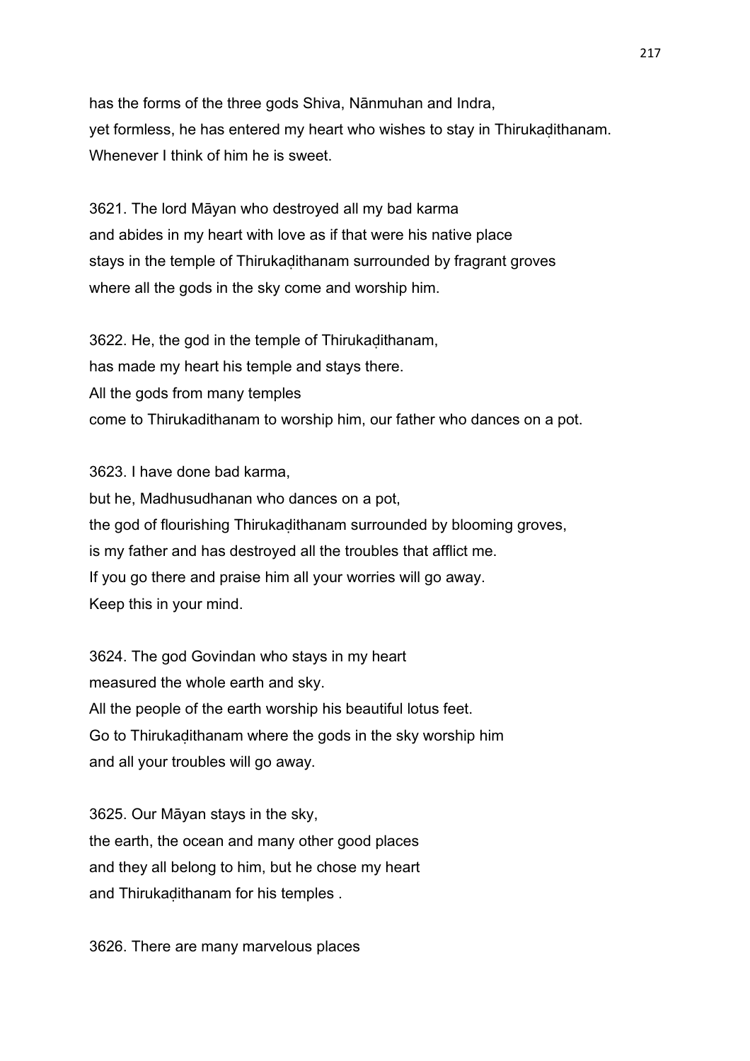has the forms of the three gods Shiva, Nānmuhan and Indra,
yet formless, he has entered my heart who wishes to stay in Thirukaḍithanam.
Whenever I think of him he is sweet.

3621. The lord Māyan who destroyed all my bad karma
and abides in my heart with love as if that were his native place
stays in the temple of Thirukaḍithanam surrounded by fragrant groves
where all the gods in the sky come and worship him.

3622. He, the god in the temple of Thirukaḍithanam,
has made my heart his temple and stays there.
All the gods from many temples
come to Thirukadithanam to worship him, our father who dances on a pot.

3623. I have done bad karma,
but he, Madhusudhanan who dances on a pot,
the god of flourishing Thirukaḍithanam surrounded by blooming groves,
is my father and has destroyed all the troubles that afflict me.
If you go there and praise him all your worries will go away.
Keep this in your mind.

3624. The god Govindan who stays in my heart
measured the whole earth and sky.
All the people of the earth worship his beautiful lotus feet.
Go to Thirukaḍithanam where the gods in the sky worship him
and all your troubles will go away.

3625. Our Māyan stays in the sky,
the earth, the ocean and many other good places
and they all belong to him, but he chose my heart
and Thirukaḍithanam for his temples .

3626. There are many marvelous places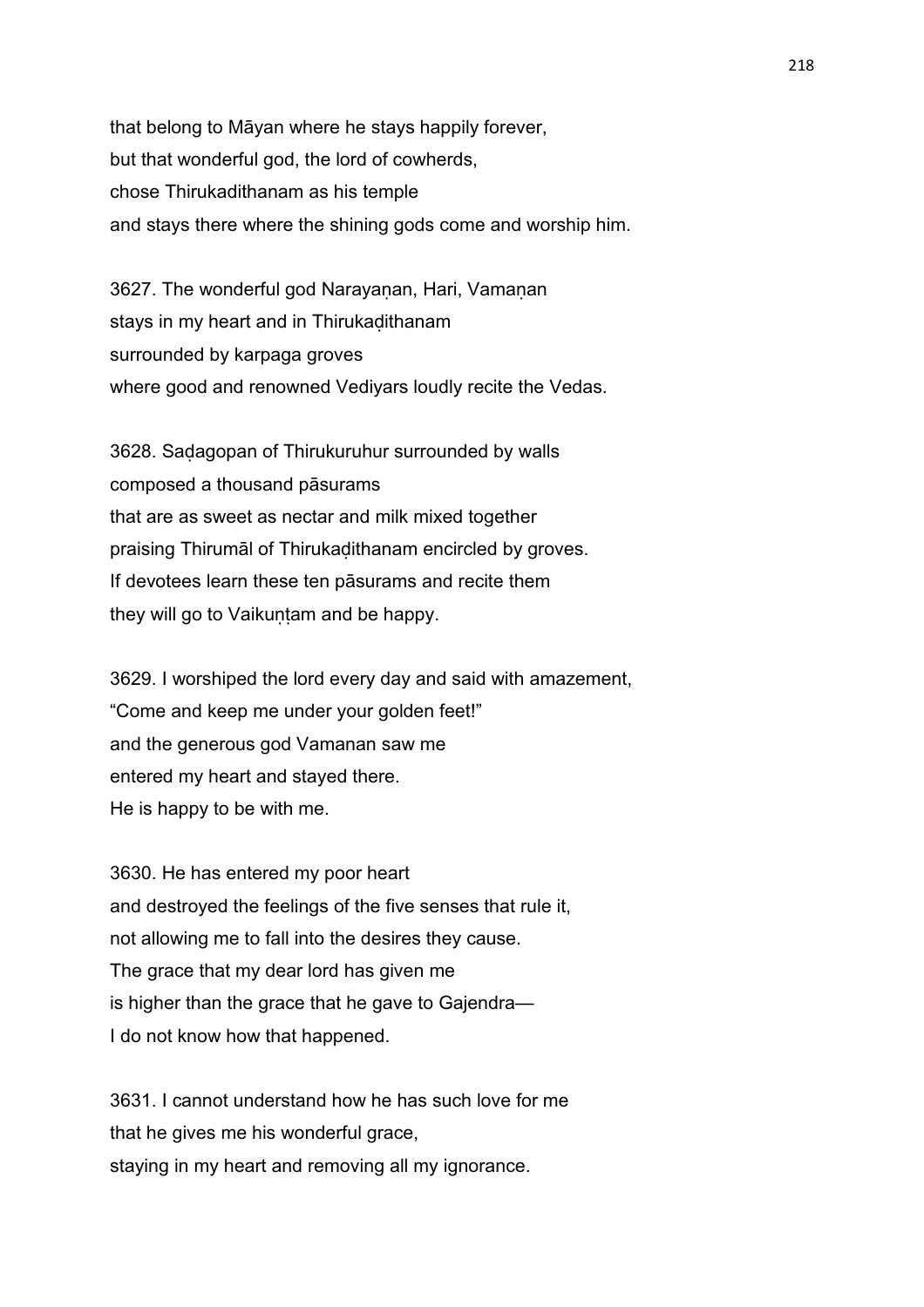that belong to Māyan where he stays happily forever,
but that wonderful god, the lord of cowherds,
chose Thirukadithanam as his temple
and stays there where the shining gods come and worship him.

3627. The wonderful god Narayaṇan, Hari, Vamaṇan
stays in my heart and in Thirukaḍithanam
surrounded by karpaga groves
where good and renowned Vediyars loudly recite the Vedas.

3628. Saḍagopan of Thirukuruhur surrounded by walls
composed a thousand pāsurams
that are as sweet as nectar and milk mixed together
praising Thirumāl of Thirukaḍithanam encircled by groves.
If devotees learn these ten pāsurams and recite them
they will go to Vaikuṇṭam and be happy.

3629. I worshiped the lord every day and said with amazement,
"Come and keep me under your golden feet!"
and the generous god Vamanan saw me
entered my heart and stayed there.
He is happy to be with me.

3630. He has entered my poor heart
and destroyed the feelings of the five senses that rule it,
not allowing me to fall into the desires they cause.
The grace that my dear lord has given me
is higher than the grace that he gave to Gajendra—
I do not know how that happened.

3631. I cannot understand how he has such love for me
that he gives me his wonderful grace,
staying in my heart and removing all my ignorance.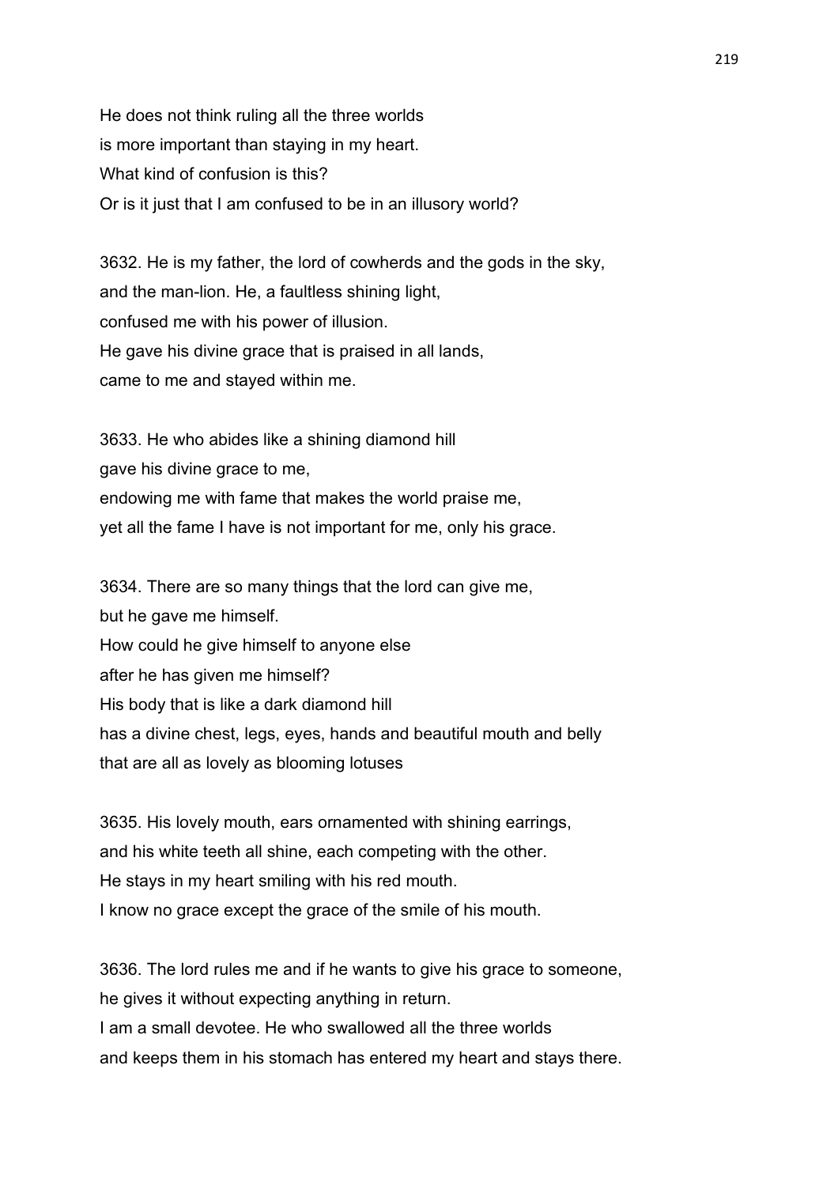He does not think ruling all the three worlds
is more important than staying in my heart.
What kind of confusion is this?
Or is it just that I am confused to be in an illusory world?

3632. He is my father, the lord of cowherds and the gods in the sky,
and the man-lion. He, a faultless shining light,
confused me with his power of illusion.
He gave his divine grace that is praised in all lands,
came to me and stayed within me.

3633. He who abides like a shining diamond hill
gave his divine grace to me,
endowing me with fame that makes the world praise me,
yet all the fame I have is not important for me, only his grace.

3634. There are so many things that the lord can give me,
but he gave me himself.
How could he give himself to anyone else
after he has given me himself?
His body that is like a dark diamond hill
has a divine chest, legs, eyes, hands and beautiful mouth and belly
that are all as lovely as blooming lotuses

3635. His lovely mouth, ears ornamented with shining earrings,
and his white teeth all shine, each competing with the other.
He stays in my heart smiling with his red mouth.
I know no grace except the grace of the smile of his mouth.

3636. The lord rules me and if he wants to give his grace to someone,
he gives it without expecting anything in return.
I am a small devotee. He who swallowed all the three worlds
and keeps them in his stomach has entered my heart and stays there.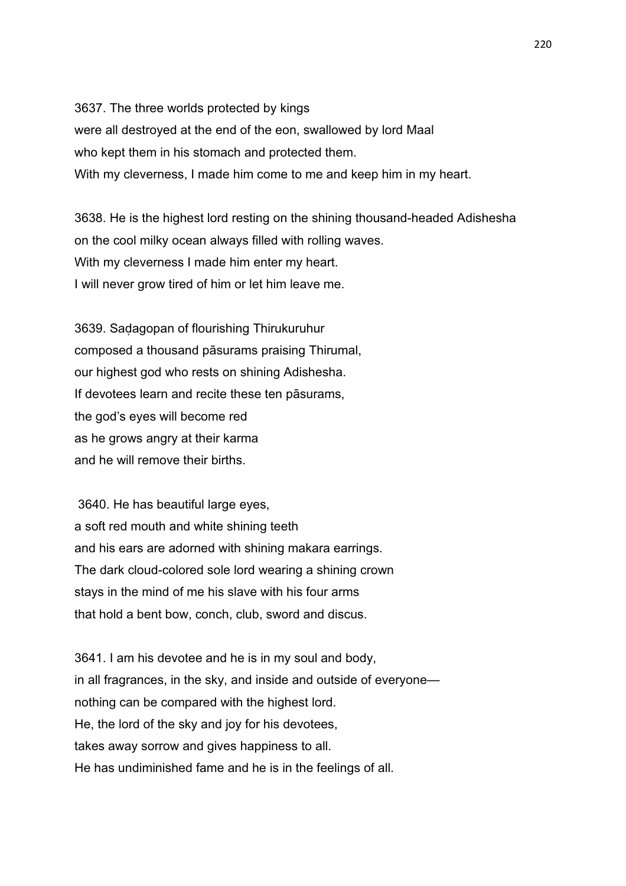3637. The three worlds protected by kings
were all destroyed at the end of the eon, swallowed by lord Maal
who kept them in his stomach and protected them.
With my cleverness, I made him come to me and keep him in my heart.

3638. He is the highest lord resting on the shining thousand-headed Adishesha
on the cool milky ocean always filled with rolling waves.
With my cleverness I made him enter my heart.
I will never grow tired of him or let him leave me.

3639. Saḍagopan of flourishing Thirukuruhur
composed a thousand pāsurams praising Thirumal,
our highest god who rests on shining Adishesha.
If devotees learn and recite these ten pāsurams,
the god's eyes will become red
as he grows angry at their karma
and he will remove their births.

3640. He has beautiful large eyes,
a soft red mouth and white shining teeth
and his ears are adorned with shining makara earrings.
The dark cloud-colored sole lord wearing a shining crown
stays in the mind of me his slave with his four arms
that hold a bent bow, conch, club, sword and discus.

3641. I am his devotee and he is in my soul and body,
in all fragrances, in the sky, and inside and outside of everyone—
nothing can be compared with the highest lord.
He, the lord of the sky and joy for his devotees,
takes away sorrow and gives happiness to all.
He has undiminished fame and he is in the feelings of all.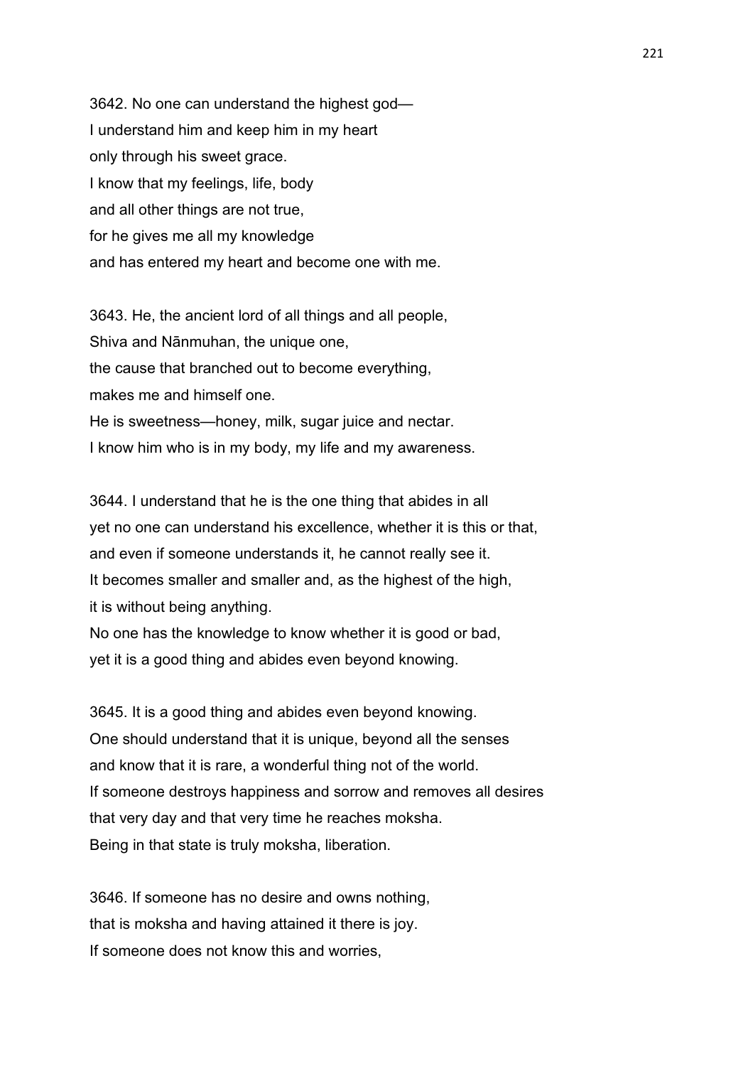3642. No one can understand the highest god—
I understand him and keep him in my heart
only through his sweet grace.
I know that my feelings, life, body
and all other things are not true,
for he gives me all my knowledge
and has entered my heart and become one with me.

3643. He, the ancient lord of all things and all people,
Shiva and Nānmuhan, the unique one,
the cause that branched out to become everything,
makes me and himself one.
He is sweetness—honey, milk, sugar juice and nectar.
I know him who is in my body, my life and my awareness.

3644. I understand that he is the one thing that abides in all
yet no one can understand his excellence, whether it is this or that,
and even if someone understands it, he cannot really see it.
It becomes smaller and smaller and, as the highest of the high,
it is without being anything.
No one has the knowledge to know whether it is good or bad,
yet it is a good thing and abides even beyond knowing.

3645. It is a good thing and abides even beyond knowing.
One should understand that it is unique, beyond all the senses
and know that it is rare, a wonderful thing not of the world.
If someone destroys happiness and sorrow and removes all desires
that very day and that very time he reaches moksha.
Being in that state is truly moksha, liberation.

3646. If someone has no desire and owns nothing,
that is moksha and having attained it there is joy.
If someone does not know this and worries,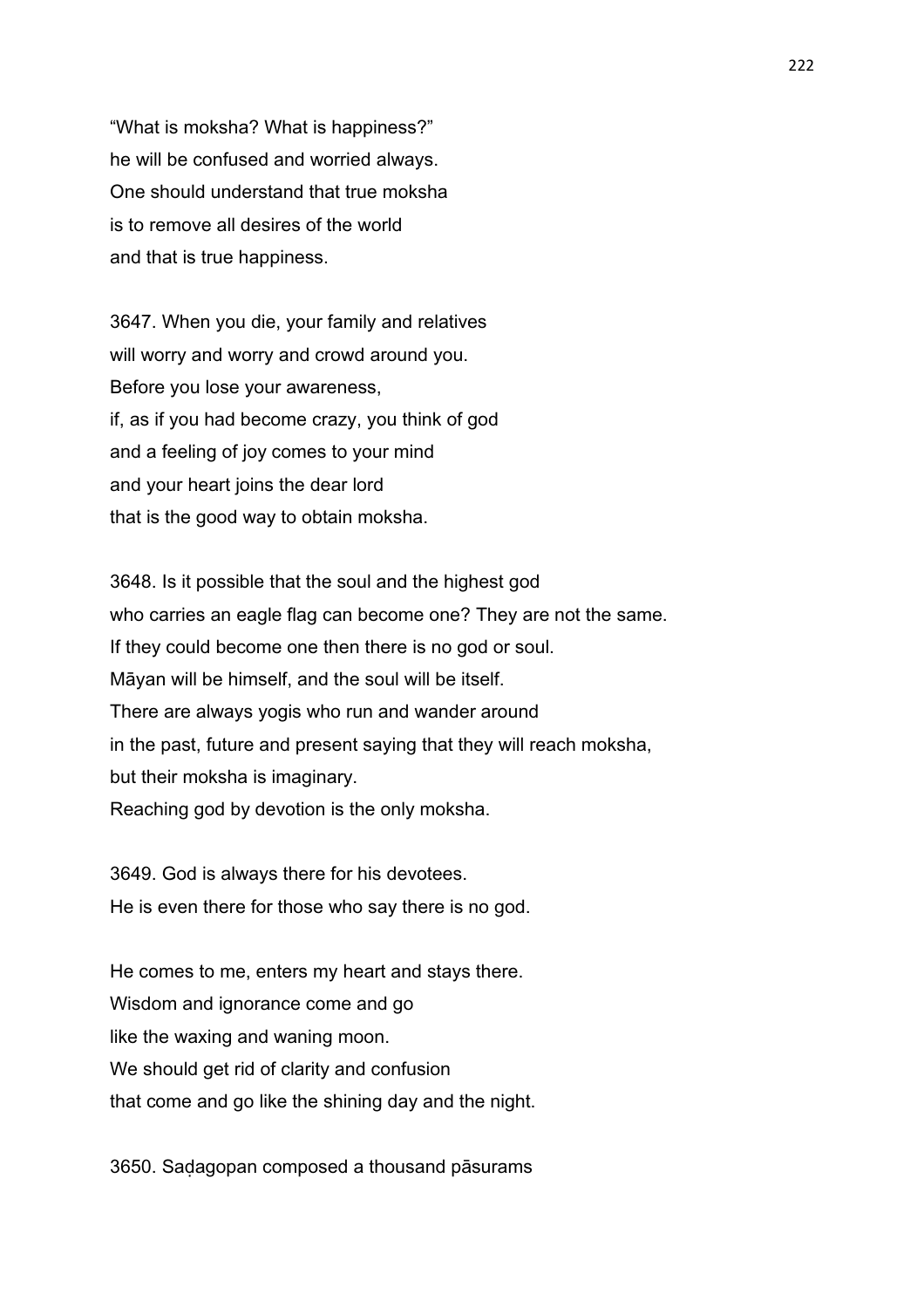"What is moksha? What is happiness?"
he will be confused and worried always.
One should understand that true moksha
is to remove all desires of the world
and that is true happiness.

3647. When you die, your family and relatives
will worry and worry and crowd around you.
Before you lose your awareness,
if, as if you had become crazy, you think of god
and a feeling of joy comes to your mind
and your heart joins the dear lord
that is the good way to obtain moksha.

3648. Is it possible that the soul and the highest god
who carries an eagle flag can become one? They are not the same.
If they could become one then there is no god or soul.
Māyan will be himself, and the soul will be itself.
There are always yogis who run and wander around
in the past, future and present saying that they will reach moksha,
but their moksha is imaginary.
Reaching god by devotion is the only moksha.

3649. God is always there for his devotees.
He is even there for those who say there is no god.

He comes to me, enters my heart and stays there.
Wisdom and ignorance come and go
like the waxing and waning moon.
We should get rid of clarity and confusion
that come and go like the shining day and the night.

3650. Saḍagopan composed a thousand pāsurams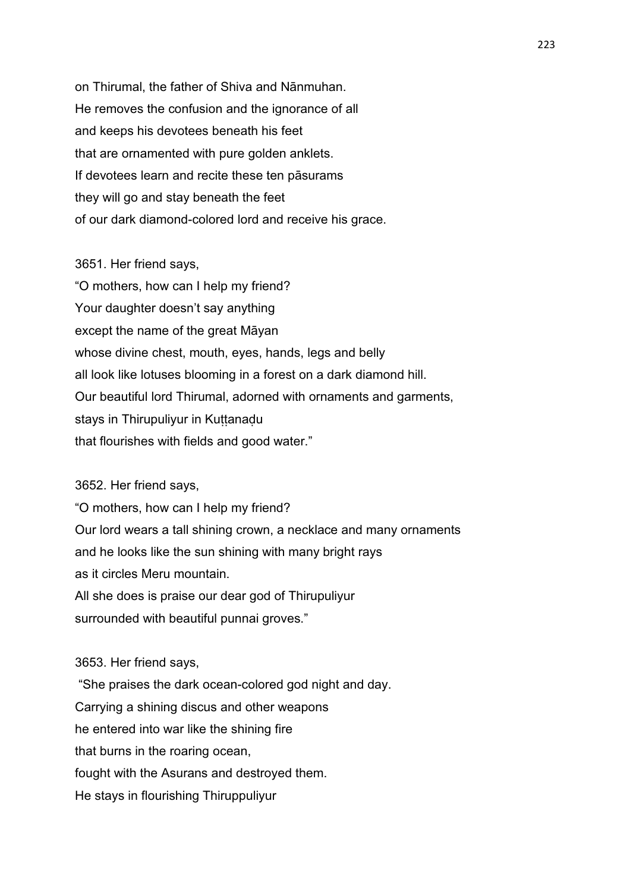on Thirumal, the father of Shiva and Nānmuhan.
He removes the confusion and the ignorance of all
and keeps his devotees beneath his feet
that are ornamented with pure golden anklets.
If devotees learn and recite these ten pāsurams
they will go and stay beneath the feet
of our dark diamond-colored lord and receive his grace.

3651. Her friend says,
"O mothers, how can I help my friend?
Your daughter doesn't say anything
except the name of the great Māyan
whose divine chest, mouth, eyes, hands, legs and belly
all look like lotuses blooming in a forest on a dark diamond hill.
Our beautiful lord Thirumal, adorned with ornaments and garments,
stays in Thirupuliyur in Kuṭṭanaḍu
that flourishes with fields and good water."

3652. Her friend says,
"O mothers, how can I help my friend?
Our lord wears a tall shining crown, a necklace and many ornaments
and he looks like the sun shining with many bright rays
as it circles Meru mountain.
All she does is praise our dear god of Thirupuliyur
surrounded with beautiful punnai groves."

3653. Her friend says,
"She praises the dark ocean-colored god night and day.
Carrying a shining discus and other weapons
he entered into war like the shining fire
that burns in the roaring ocean,
fought with the Asurans and destroyed them.
He stays in flourishing Thiruppuliyur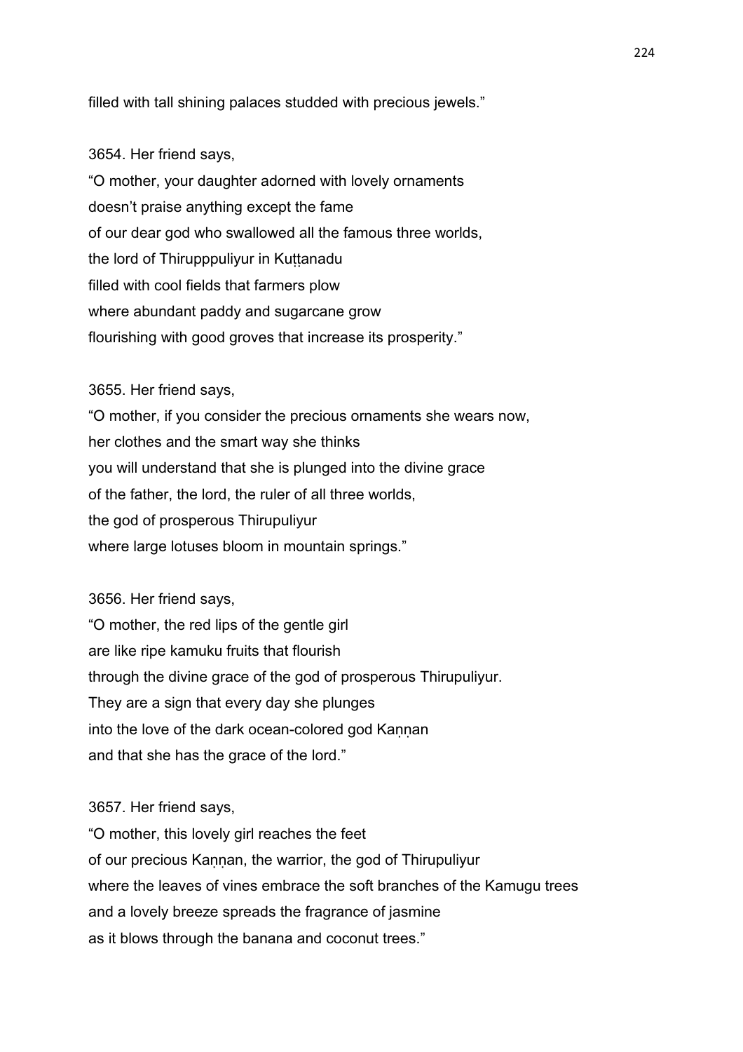filled with tall shining palaces studded with precious jewels."

3654. Her friend says,
"O mother, your daughter adorned with lovely ornaments
doesn't praise anything except the fame
of our dear god who swallowed all the famous three worlds,
the lord of Thirupppuliyur in Kuṭṭanadu
filled with cool fields that farmers plow
where abundant paddy and sugarcane grow
flourishing with good groves that increase its prosperity."

3655. Her friend says,
"O mother, if you consider the precious ornaments she wears now,
her clothes and the smart way she thinks
you will understand that she is plunged into the divine grace
of the father, the lord, the ruler of all three worlds,
the god of prosperous Thirupuliyur
where large lotuses bloom in mountain springs."

3656. Her friend says,
"O mother, the red lips of the gentle girl
are like ripe kamuku fruits that flourish
through the divine grace of the god of prosperous Thirupuliyur.
They are a sign that every day she plunges
into the love of the dark ocean-colored god Kaṇṇan
and that she has the grace of the lord."

3657. Her friend says,
"O mother, this lovely girl reaches the feet
of our precious Kaṇṇan, the warrior, the god of Thirupuliyur
where the leaves of vines embrace the soft branches of the Kamugu trees
and a lovely breeze spreads the fragrance of jasmine
as it blows through the banana and coconut trees."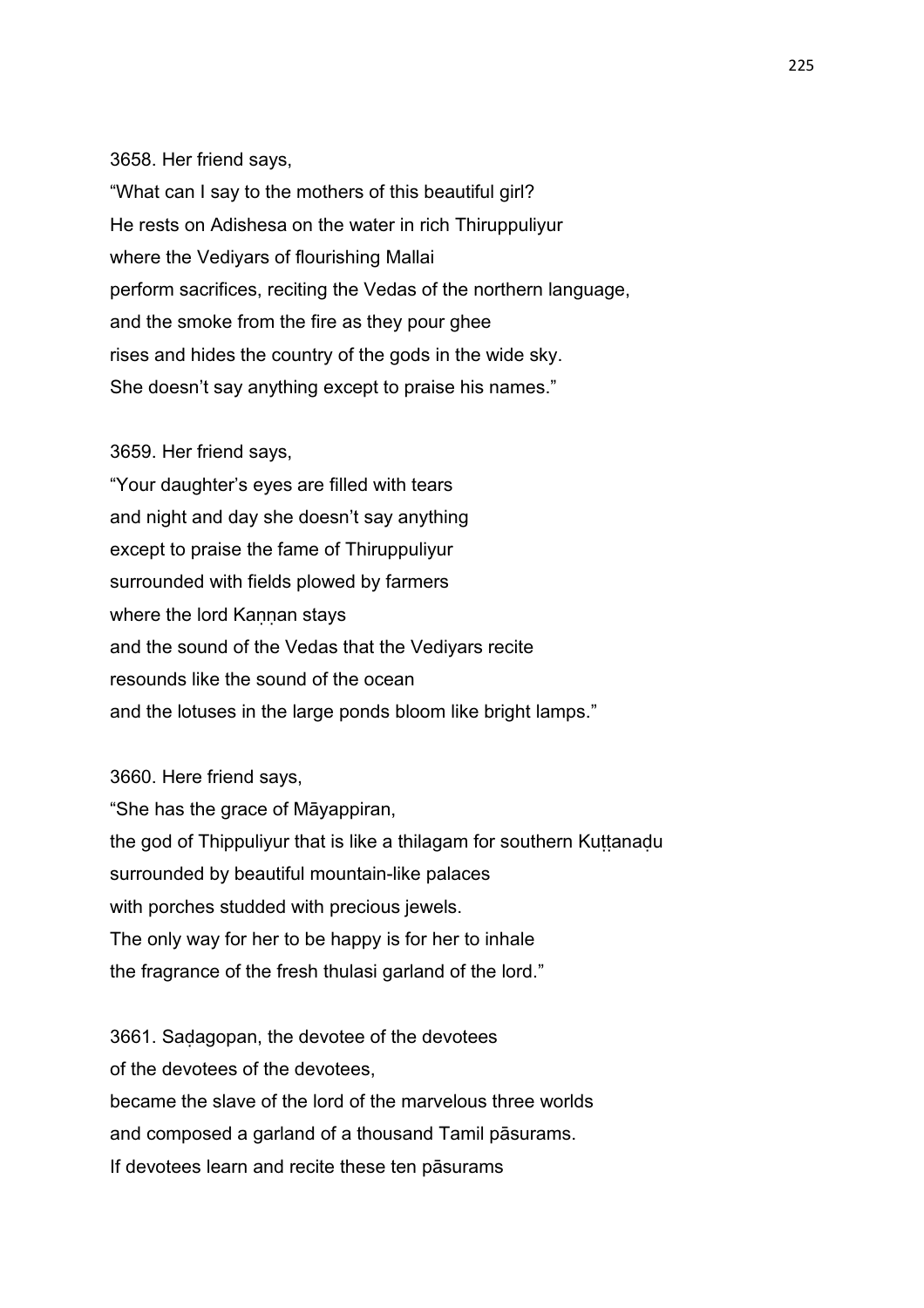3658. Her friend says,
“What can I say to the mothers of this beautiful girl?
He rests on Adishesa on the water in rich Thiruppuliyur
where the Vediyars of flourishing Mallai
perform sacrifices, reciting the Vedas of the northern language,
and the smoke from the fire as they pour ghee
rises and hides the country of the gods in the wide sky.
She doesn’t say anything except to praise his names.”

3659. Her friend says,
“Your daughter’s eyes are filled with tears
and night and day she doesn’t say anything
except to praise the fame of Thiruppuliyur
surrounded with fields plowed by farmers
where the lord Kaṇṇan stays
and the sound of the Vedas that the Vediyars recite
resounds like the sound of the ocean
and the lotuses in the large ponds bloom like bright lamps.”

3660. Here friend says,
“She has the grace of Māyappiran,
the god of Thippuliyur that is like a thilagam for southern Kuṭṭanaḍu
surrounded by beautiful mountain-like palaces
with porches studded with precious jewels.
The only way for her to be happy is for her to inhale
the fragrance of the fresh thulasi garland of the lord.”

3661. Saḍagopan, the devotee of the devotees
of the devotees of the devotees,
became the slave of the lord of the marvelous three worlds
and composed a garland of a thousand Tamil pāsurams.
If devotees learn and recite these ten pāsurams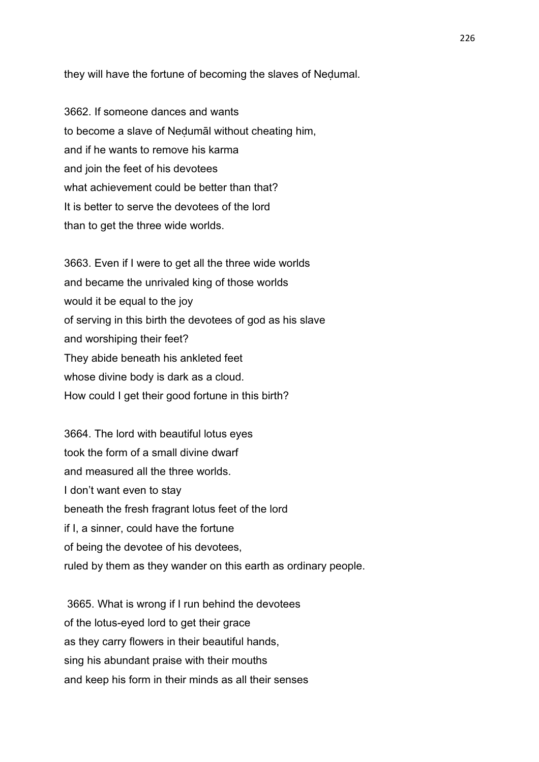they will have the fortune of becoming the slaves of Neḍumal.

3662. If someone dances and wants
to become a slave of Neḍumāl without cheating him,
and if he wants to remove his karma
and join the feet of his devotees
what achievement could be better than that?
It is better to serve the devotees of the lord
than to get the three wide worlds.

3663. Even if I were to get all the three wide worlds
and became the unrivaled king of those worlds
would it be equal to the joy
of serving in this birth the devotees of god as his slave
and worshiping their feet?
They abide beneath his ankleted feet
whose divine body is dark as a cloud.
How could I get their good fortune in this birth?

3664. The lord with beautiful lotus eyes
took the form of a small divine dwarf
and measured all the three worlds.
I don't want even to stay
beneath the fresh fragrant lotus feet of the lord
if I, a sinner, could have the fortune
of being the devotee of his devotees,
ruled by them as they wander on this earth as ordinary people.

3665. What is wrong if I run behind the devotees
of the lotus-eyed lord to get their grace
as they carry flowers in their beautiful hands,
sing his abundant praise with their mouths
and keep his form in their minds as all their senses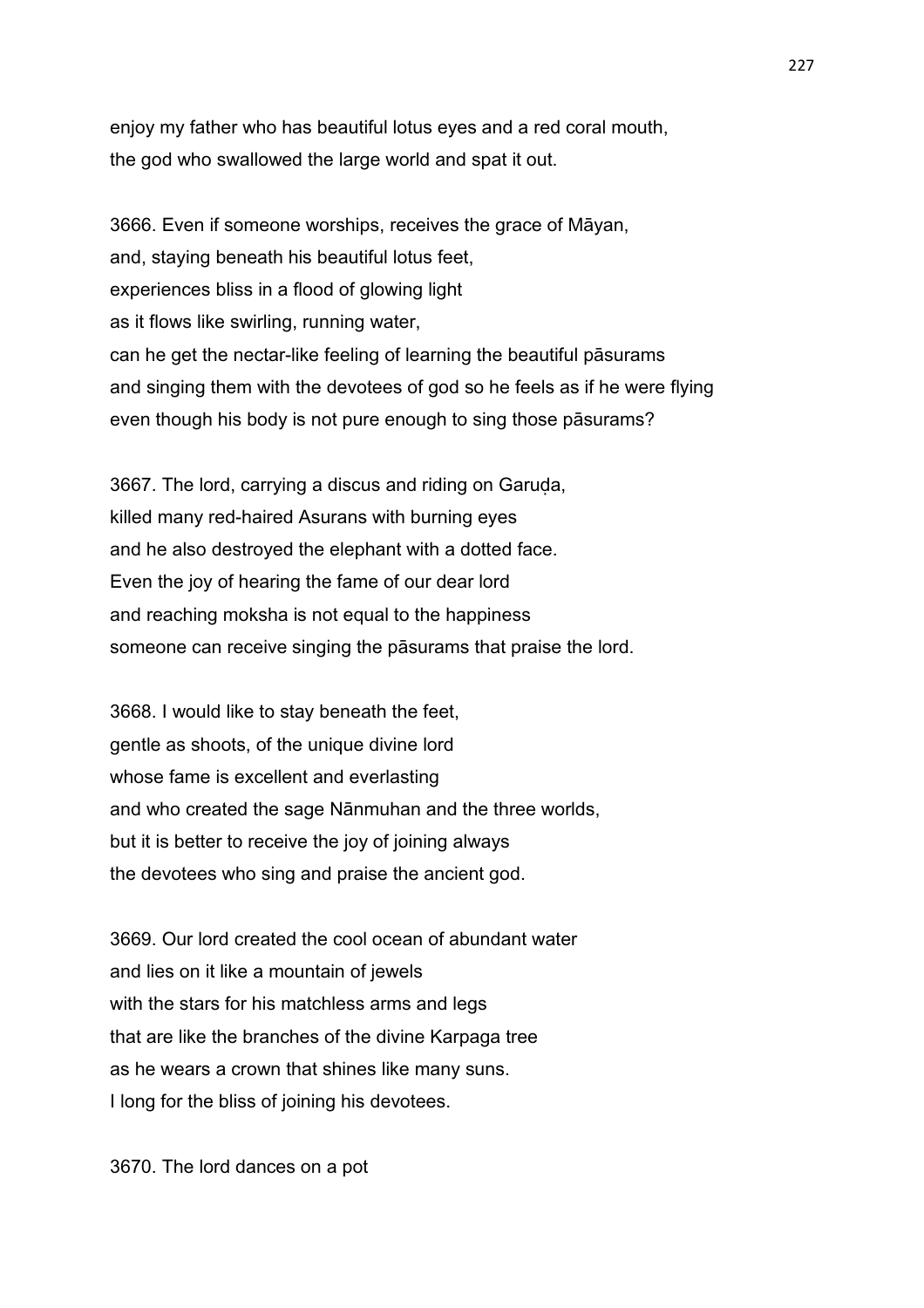enjoy my father who has beautiful lotus eyes and a red coral mouth,
the god who swallowed the large world and spat it out.

3666. Even if someone worships, receives the grace of Māyan,
and, staying beneath his beautiful lotus feet,
experiences bliss in a flood of glowing light
as it flows like swirling, running water,
can he get the nectar-like feeling of learning the beautiful pāsurams
and singing them with the devotees of god so he feels as if he were flying
even though his body is not pure enough to sing those pāsurams?

3667. The lord, carrying a discus and riding on Garuḍa,
killed many red-haired Asurans with burning eyes
and he also destroyed the elephant with a dotted face.
Even the joy of hearing the fame of our dear lord
and reaching moksha is not equal to the happiness
someone can receive singing the pāsurams that praise the lord.

3668. I would like to stay beneath the feet,
gentle as shoots, of the unique divine lord
whose fame is excellent and everlasting
and who created the sage Nānmuhan and the three worlds,
but it is better to receive the joy of joining always
the devotees who sing and praise the ancient god.

3669. Our lord created the cool ocean of abundant water
and lies on it like a mountain of jewels
with the stars for his matchless arms and legs
that are like the branches of the divine Karpaga tree
as he wears a crown that shines like many suns.
I long for the bliss of joining his devotees.

3670. The lord dances on a pot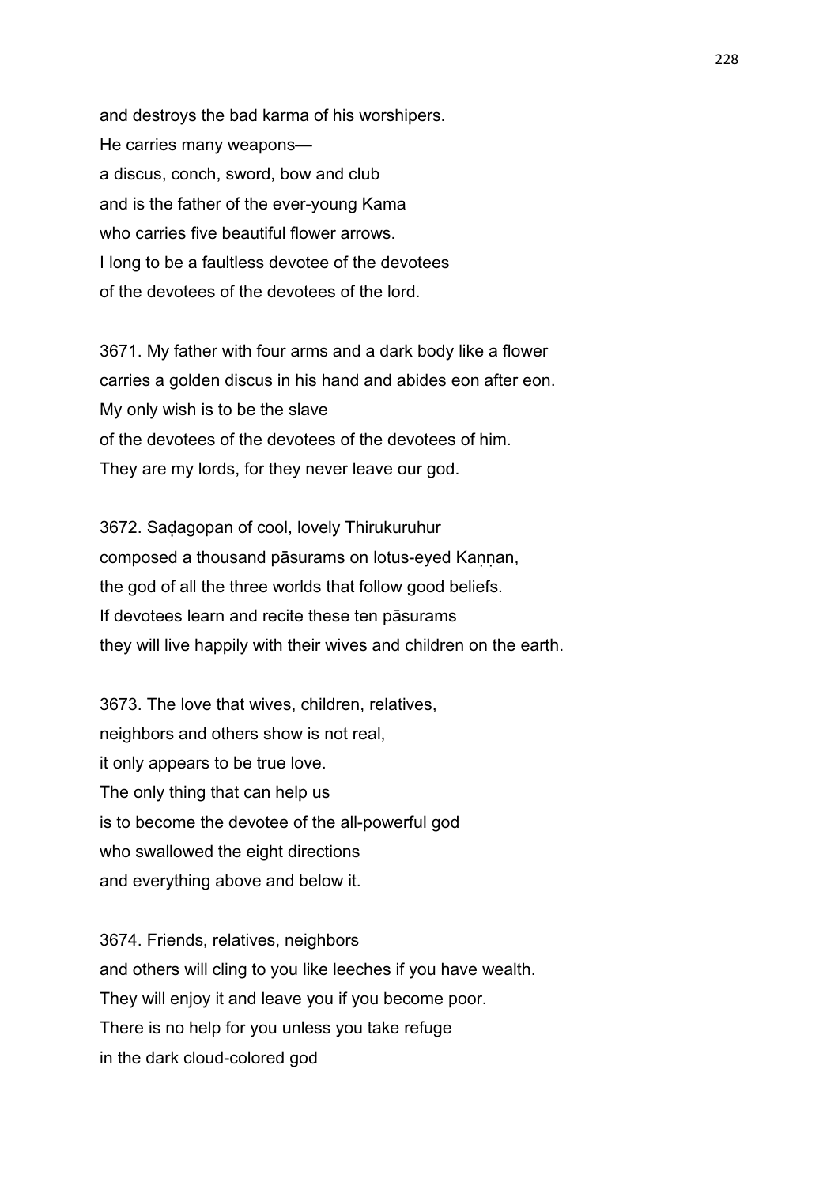and destroys the bad karma of his worshipers.
He carries many weapons—
a discus, conch, sword, bow and club
and is the father of the ever-young Kama
who carries five beautiful flower arrows.
I long to be a faultless devotee of the devotees
of the devotees of the devotees of the lord.

3671. My father with four arms and a dark body like a flower
carries a golden discus in his hand and abides eon after eon.
My only wish is to be the slave
of the devotees of the devotees of the devotees of him.
They are my lords, for they never leave our god.

3672. Saḍagopan of cool, lovely Thirukuruhur
composed a thousand pāsurams on lotus-eyed Kaṇṇan,
the god of all the three worlds that follow good beliefs.
If devotees learn and recite these ten pāsurams
they will live happily with their wives and children on the earth.

3673. The love that wives, children, relatives,
neighbors and others show is not real,
it only appears to be true love.
The only thing that can help us
is to become the devotee of the all-powerful god
who swallowed the eight directions
and everything above and below it.

3674. Friends, relatives, neighbors
and others will cling to you like leeches if you have wealth.
They will enjoy it and leave you if you become poor.
There is no help for you unless you take refuge
in the dark cloud-colored god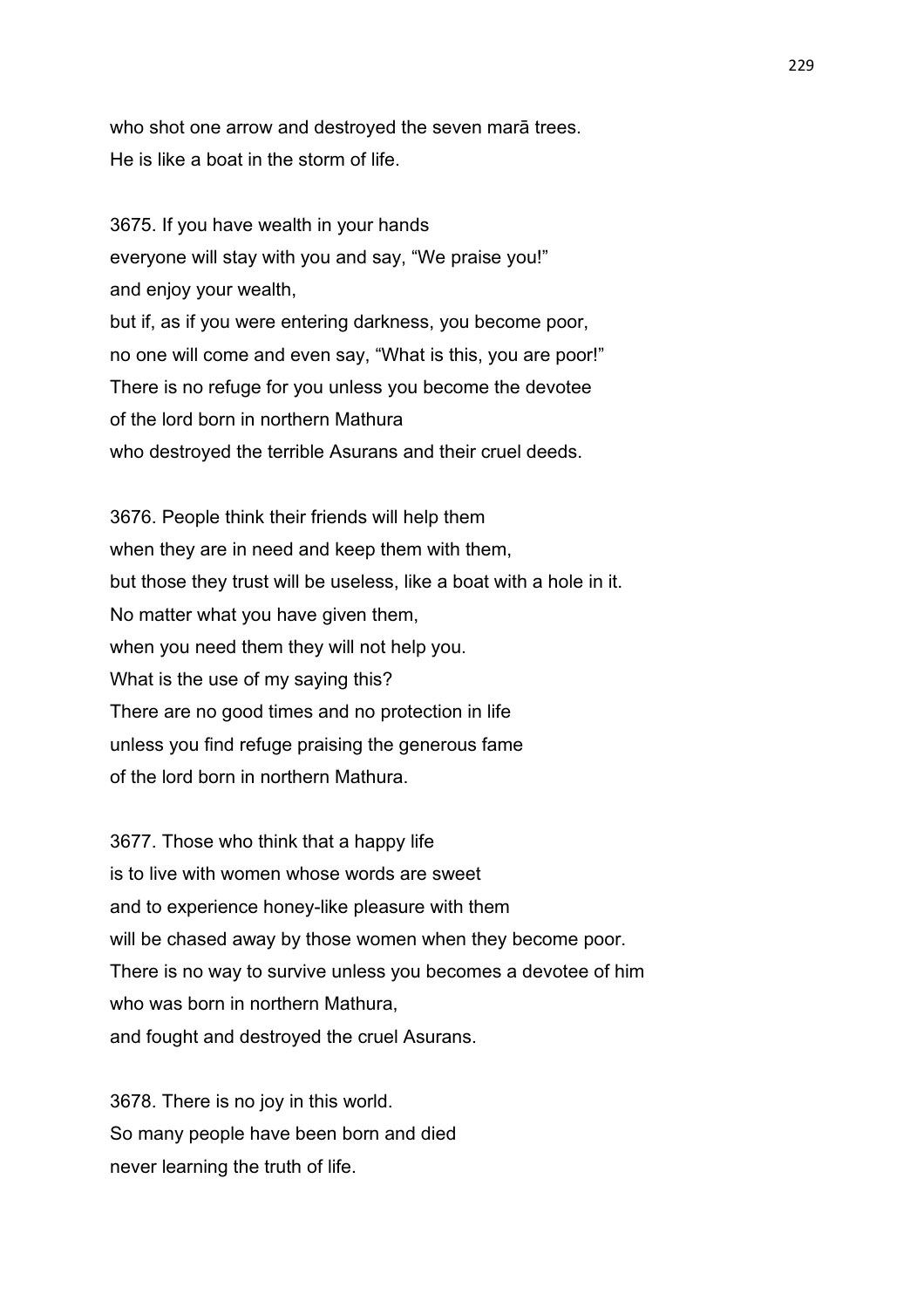who shot one arrow and destroyed the seven marā trees.
He is like a boat in the storm of life.

3675. If you have wealth in your hands
everyone will stay with you and say, “We praise you!”
and enjoy your wealth,
but if, as if you were entering darkness, you become poor,
no one will come and even say, “What is this, you are poor!”
There is no refuge for you unless you become the devotee
of the lord born in northern Mathura
who destroyed the terrible Asurans and their cruel deeds.

3676. People think their friends will help them
when they are in need and keep them with them,
but those they trust will be useless, like a boat with a hole in it.
No matter what you have given them,
when you need them they will not help you.
What is the use of my saying this?
There are no good times and no protection in life
unless you find refuge praising the generous fame
of the lord born in northern Mathura.

3677. Those who think that a happy life
is to live with women whose words are sweet
and to experience honey-like pleasure with them
will be chased away by those women when they become poor.
There is no way to survive unless you becomes a devotee of him
who was born in northern Mathura,
and fought and destroyed the cruel Asurans.

3678. There is no joy in this world.
So many people have been born and died
never learning the truth of life.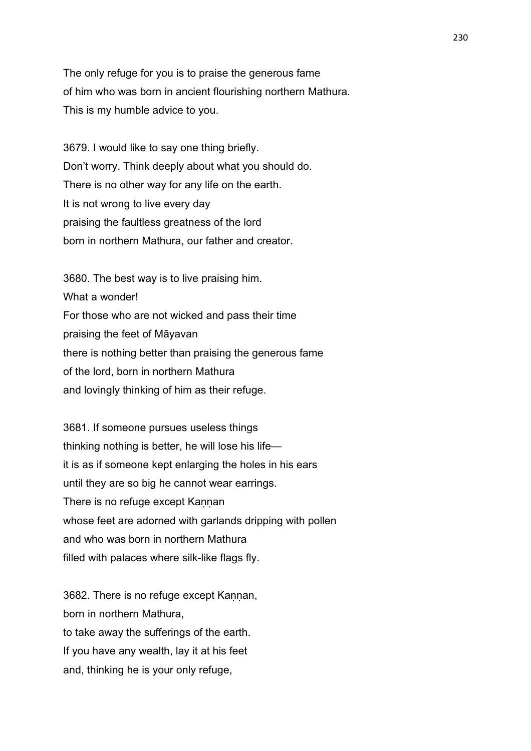The only refuge for you is to praise the generous fame
of him who was born in ancient flourishing northern Mathura.
This is my humble advice to you.

3679. I would like to say one thing briefly.
Don't worry. Think deeply about what you should do.
There is no other way for any life on the earth.
It is not wrong to live every day
praising the faultless greatness of the lord
born in northern Mathura, our father and creator.

3680. The best way is to live praising him.
What a wonder!
For those who are not wicked and pass their time
praising the feet of Māyavan
there is nothing better than praising the generous fame
of the lord, born in northern Mathura
and lovingly thinking of him as their refuge.

3681. If someone pursues useless things
thinking nothing is better, he will lose his life—
it is as if someone kept enlarging the holes in his ears
until they are so big he cannot wear earrings.
There is no refuge except Kaṇṇan
whose feet are adorned with garlands dripping with pollen
and who was born in northern Mathura
filled with palaces where silk-like flags fly.

3682. There is no refuge except Kaṇṇan,
born in northern Mathura,
to take away the sufferings of the earth.
If you have any wealth, lay it at his feet
and, thinking he is your only refuge,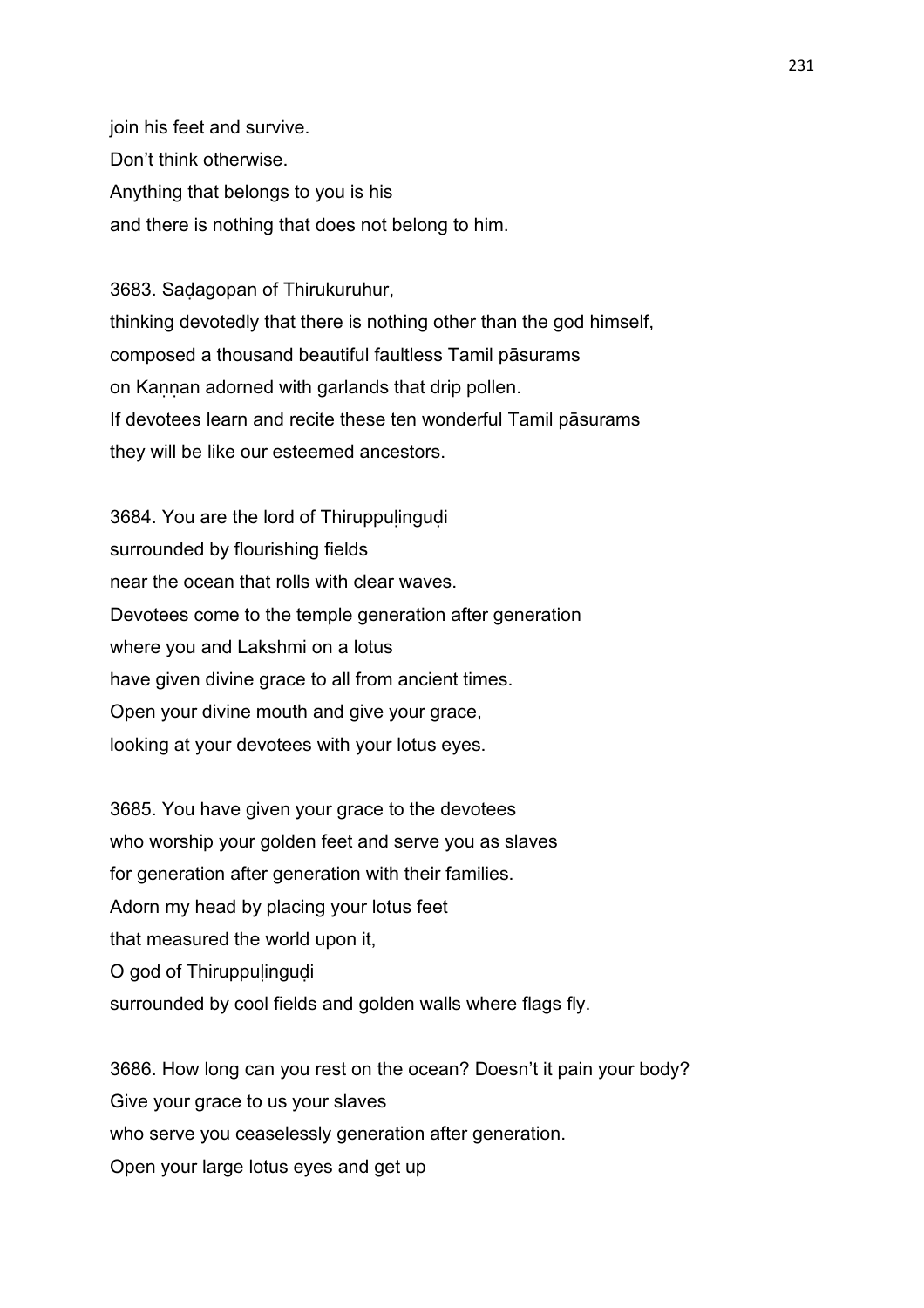join his feet and survive.
Don’t think otherwise.
Anything that belongs to you is his
and there is nothing that does not belong to him.

3683. Saḍagopan of Thirukuruhur,
thinking devotedly that there is nothing other than the god himself,
composed a thousand beautiful faultless Tamil pāsurams
on Kaṇṇan adorned with garlands that drip pollen.
If devotees learn and recite these ten wonderful Tamil pāsurams
they will be like our esteemed ancestors.

3684. You are the lord of Thiruppuḷinguḍi
surrounded by flourishing fields
near the ocean that rolls with clear waves.
Devotees come to the temple generation after generation
where you and Lakshmi on a lotus
have given divine grace to all from ancient times.
Open your divine mouth and give your grace,
looking at your devotees with your lotus eyes.

3685. You have given your grace to the devotees
who worship your golden feet and serve you as slaves
for generation after generation with their families.
Adorn my head by placing your lotus feet
that measured the world upon it,
O god of Thiruppuḷinguḍi
surrounded by cool fields and golden walls where flags fly.

3686. How long can you rest on the ocean? Doesn’t it pain your body?
Give your grace to us your slaves
who serve you ceaselessly generation after generation.
Open your large lotus eyes and get up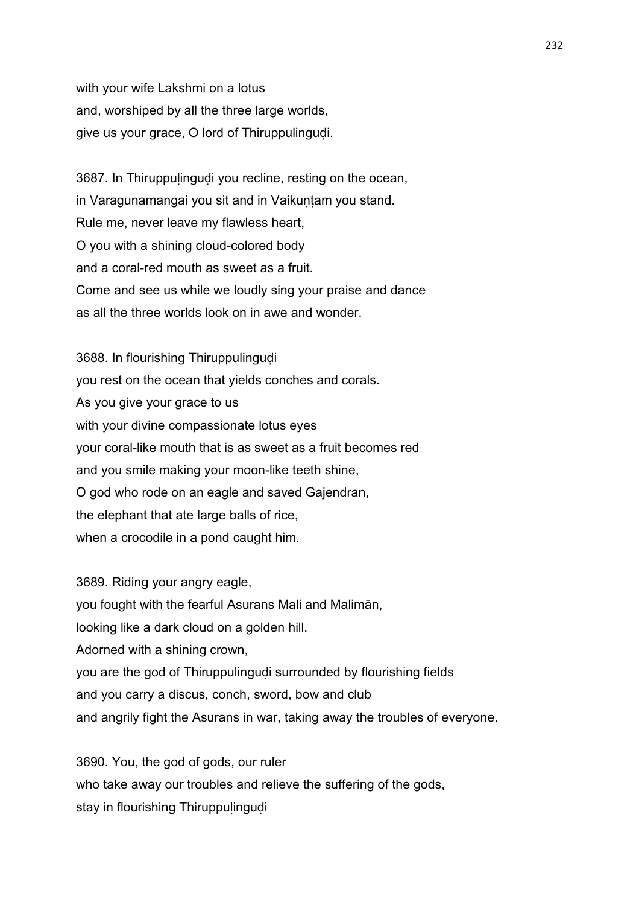with your wife Lakshmi on a lotus
and, worshiped by all the three large worlds,
give us your grace, O lord of Thiruppulinguḍi.

3687. In Thiruppuḷinguḍi you recline, resting on the ocean,
in Varagunamangai you sit and in Vaikuṇṭam you stand.
Rule me, never leave my flawless heart,
O you with a shining cloud-colored body
and a coral-red mouth as sweet as a fruit.
Come and see us while we loudly sing your praise and dance
as all the three worlds look on in awe and wonder.

3688. In flourishing Thiruppulinguḍi
you rest on the ocean that yields conches and corals.
As you give your grace to us
with your divine compassionate lotus eyes
your coral-like mouth that is as sweet as a fruit becomes red
and you smile making your moon-like teeth shine,
O god who rode on an eagle and saved Gajendran,
the elephant that ate large balls of rice,
when a crocodile in a pond caught him.

3689. Riding your angry eagle,
you fought with the fearful Asurans Mali and Malimān,
looking like a dark cloud on a golden hill.
Adorned with a shining crown,
you are the god of Thiruppulinguḍi surrounded by flourishing fields
and you carry a discus, conch, sword, bow and club
and angrily fight the Asurans in war, taking away the troubles of everyone.

3690. You, the god of gods, our ruler
who take away our troubles and relieve the suffering of the gods,
stay in flourishing Thiruppuḷinguḍi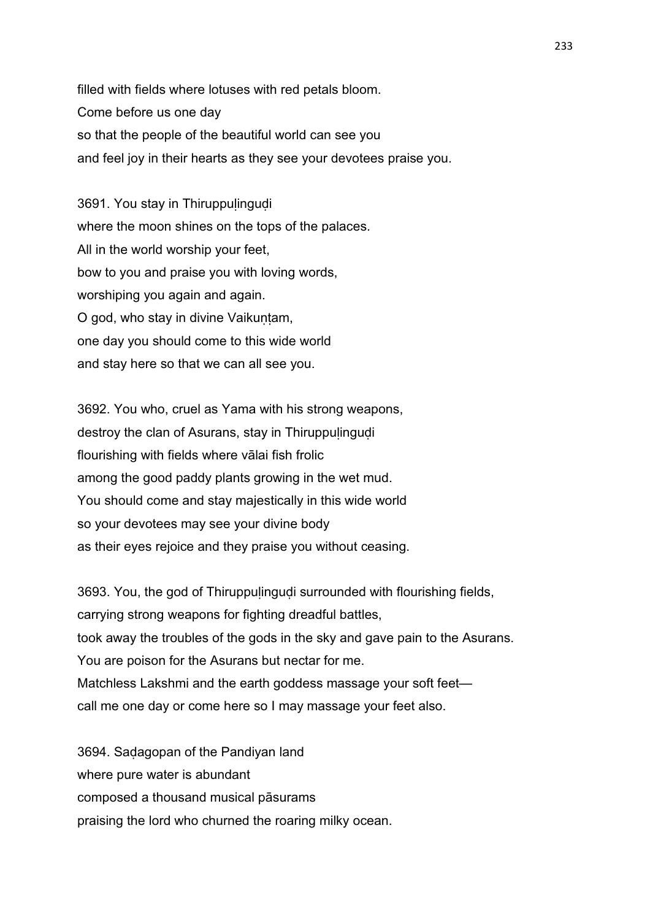filled with fields where lotuses with red petals bloom.
Come before us one day
so that the people of the beautiful world can see you
and feel joy in their hearts as they see your devotees praise you.

3691. You stay in Thiruppuḷinguḍi
where the moon shines on the tops of the palaces.
All in the world worship your feet,
bow to you and praise you with loving words,
worshiping you again and again.
O god, who stay in divine Vaikuṇṭam,
one day you should come to this wide world
and stay here so that we can all see you.

3692. You who, cruel as Yama with his strong weapons,
destroy the clan of Asurans, stay in Thiruppuḷinguḍi
flourishing with fields where vālai fish frolic
among the good paddy plants growing in the wet mud.
You should come and stay majestically in this wide world
so your devotees may see your divine body
as their eyes rejoice and they praise you without ceasing.

3693. You, the god of Thiruppuḷinguḍi surrounded with flourishing fields,
carrying strong weapons for fighting dreadful battles,
took away the troubles of the gods in the sky and gave pain to the Asurans.
You are poison for the Asurans but nectar for me.
Matchless Lakshmi and the earth goddess massage your soft feet—
call me one day or come here so I may massage your feet also.

3694. Saḍagopan of the Pandiyan land
where pure water is abundant
composed a thousand musical pāsurams
praising the lord who churned the roaring milky ocean.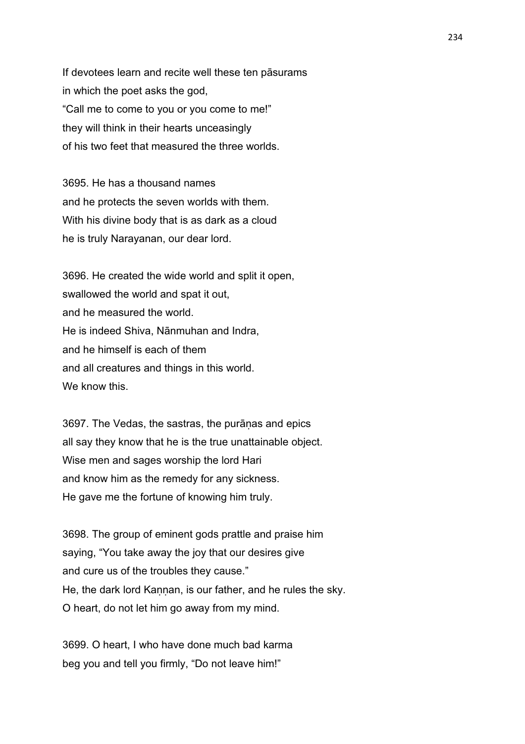If devotees learn and recite well these ten pāsurams
in which the poet asks the god,
“Call me to come to you or you come to me!”
they will think in their hearts unceasingly
of his two feet that measured the three worlds.

3695. He has a thousand names
and he protects the seven worlds with them.
With his divine body that is as dark as a cloud
he is truly Narayanan, our dear lord.

3696. He created the wide world and split it open,
swallowed the world and spat it out,
and he measured the world.
He is indeed Shiva, Nānmuhan and Indra,
and he himself is each of them
and all creatures and things in this world.
We know this.

3697. The Vedas, the sastras, the purāṇas and epics
all say they know that he is the true unattainable object.
Wise men and sages worship the lord Hari
and know him as the remedy for any sickness.
He gave me the fortune of knowing him truly.

3698. The group of eminent gods prattle and praise him
saying, “You take away the joy that our desires give
and cure us of the troubles they cause.”
He, the dark lord Kaṇṇan, is our father, and he rules the sky.
O heart, do not let him go away from my mind.

3699. O heart, I who have done much bad karma
beg you and tell you firmly, “Do not leave him!”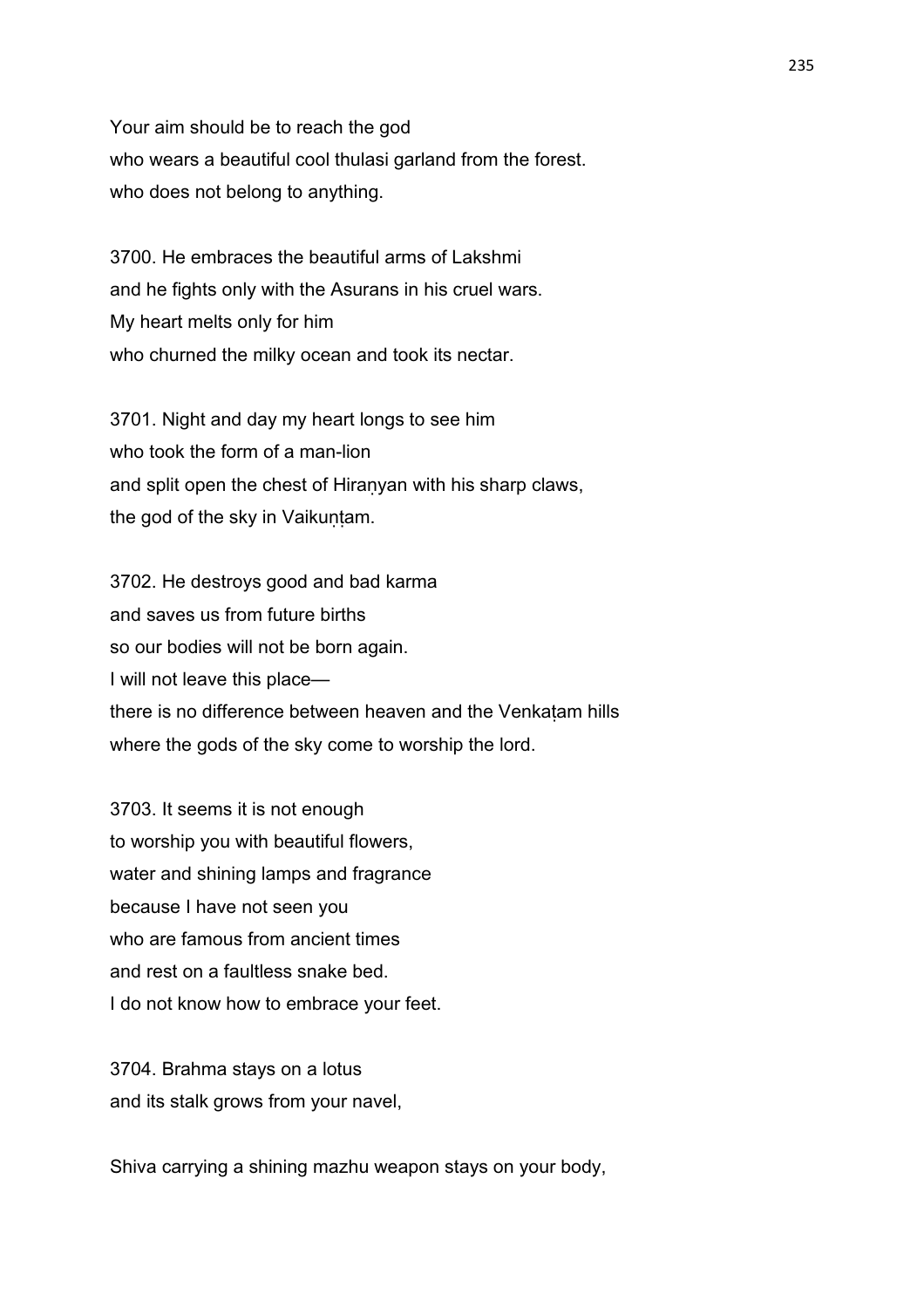Your aim should be to reach the god
who wears a beautiful cool thulasi garland from the forest.
who does not belong to anything.

3700. He embraces the beautiful arms of Lakshmi
and he fights only with the Asurans in his cruel wars.
My heart melts only for him
who churned the milky ocean and took its nectar.

3701. Night and day my heart longs to see him
who took the form of a man-lion
and split open the chest of Hiraṇyan with his sharp claws,
the god of the sky in Vaikuṇṭam.

3702. He destroys good and bad karma
and saves us from future births
so our bodies will not be born again.
I will not leave this place—
there is no difference between heaven and the Venkaṭam hills
where the gods of the sky come to worship the lord.

3703. It seems it is not enough
to worship you with beautiful flowers,
water and shining lamps and fragrance
because I have not seen you
who are famous from ancient times
and rest on a faultless snake bed.
I do not know how to embrace your feet.

3704. Brahma stays on a lotus
and its stalk grows from your navel,

Shiva carrying a shining mazhu weapon stays on your body,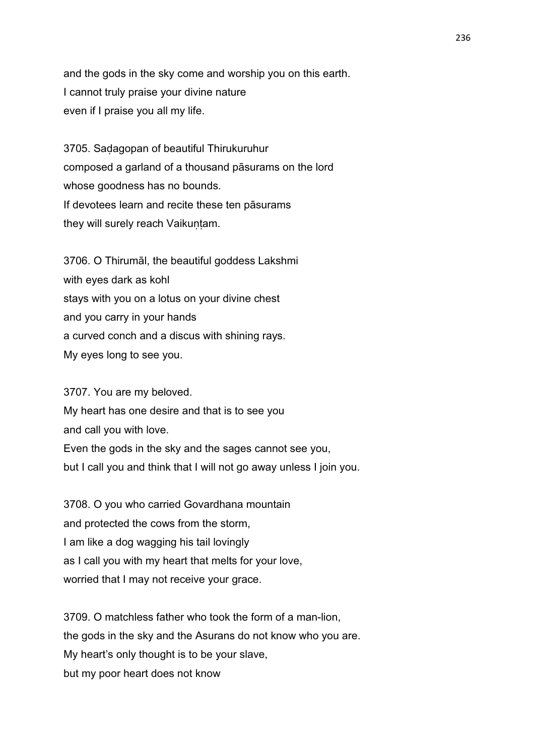and the gods in the sky come and worship you on this earth.
I cannot truly praise your divine nature
even if I praise you all my life.

3705. Saḍagopan of beautiful Thirukuruhur
composed a garland of a thousand pāsurams on the lord
whose goodness has no bounds.
If devotees learn and recite these ten pāsurams
they will surely reach Vaikuṇṭam.

3706. O Thirumāl, the beautiful goddess Lakshmi
with eyes dark as kohl
stays with you on a lotus on your divine chest
and you carry in your hands
a curved conch and a discus with shining rays.
My eyes long to see you.

3707. You are my beloved.
My heart has one desire and that is to see you
and call you with love.
Even the gods in the sky and the sages cannot see you,
but I call you and think that I will not go away unless I join you.

3708. O you who carried Govardhana mountain
and protected the cows from the storm,
I am like a dog wagging his tail lovingly
as I call you with my heart that melts for your love,
worried that I may not receive your grace.

3709. O matchless father who took the form of a man-lion,
the gods in the sky and the Asurans do not know who you are.
My heart's only thought is to be your slave,
but my poor heart does not know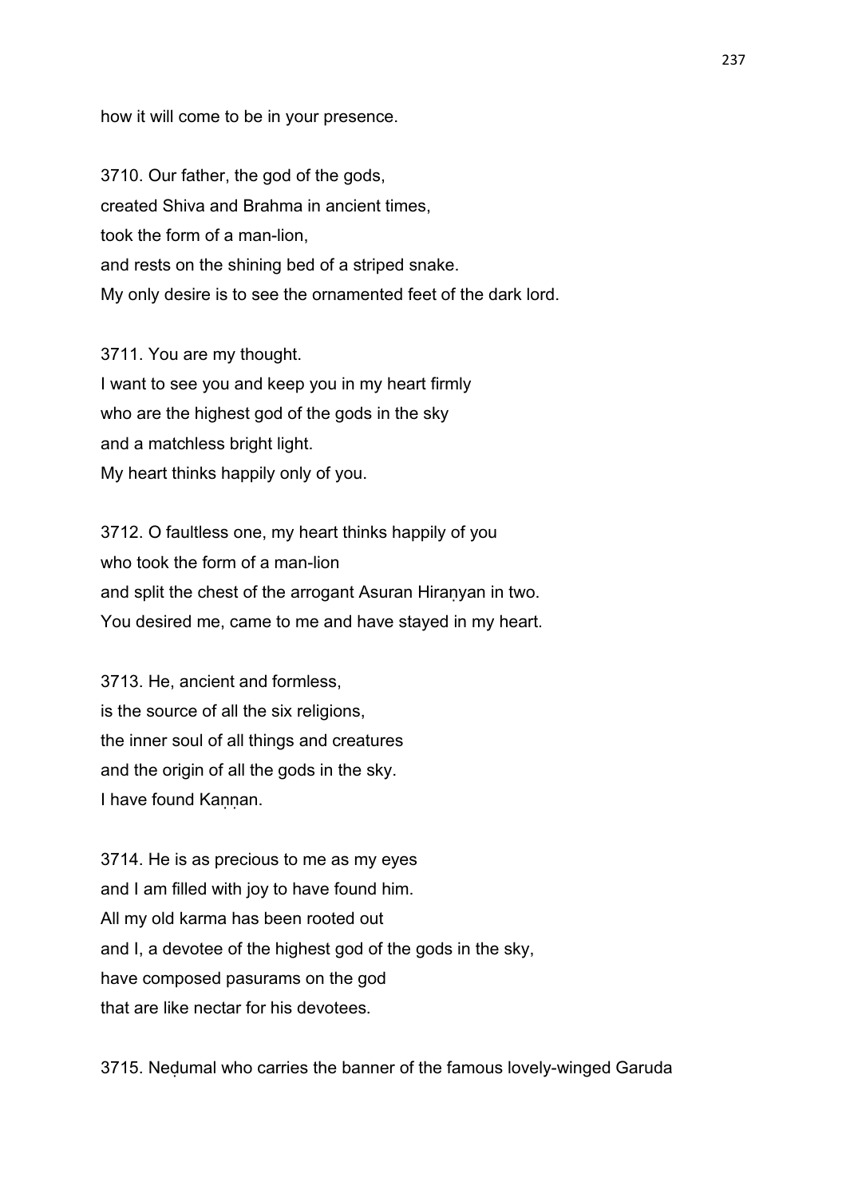how it will come to be in your presence.

3710. Our father, the god of the gods,
created Shiva and Brahma in ancient times,
took the form of a man-lion,
and rests on the shining bed of a striped snake.
My only desire is to see the ornamented feet of the dark lord.

3711. You are my thought.
I want to see you and keep you in my heart firmly
who are the highest god of the gods in the sky
and a matchless bright light.
My heart thinks happily only of you.

3712. O faultless one, my heart thinks happily of you
who took the form of a man-lion
and split the chest of the arrogant Asuran Hiraṇyan in two.
You desired me, came to me and have stayed in my heart.

3713. He, ancient and formless,
is the source of all the six religions,
the inner soul of all things and creatures
and the origin of all the gods in the sky.
I have found Kaṇṇan.

3714. He is as precious to me as my eyes
and I am filled with joy to have found him.
All my old karma has been rooted out
and I, a devotee of the highest god of the gods in the sky,
have composed pasurams on the god
that are like nectar for his devotees.

3715. Neḍumal who carries the banner of the famous lovely-winged Garuda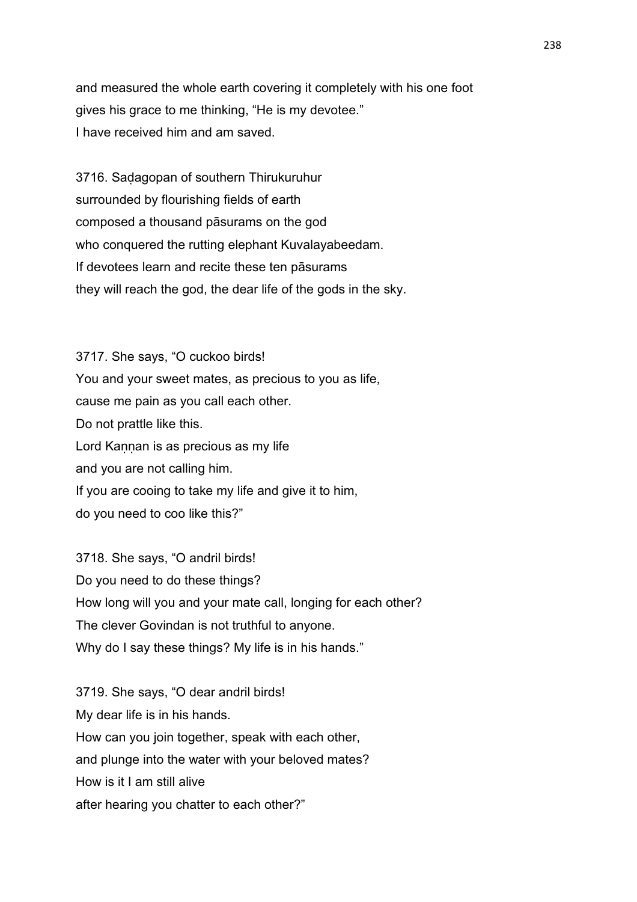and measured the whole earth covering it completely with his one foot
gives his grace to me thinking, “He is my devotee.”
I have received him and am saved.

3716. Saḍagopan of southern Thirukuruhur
surrounded by flourishing fields of earth
composed a thousand pāsurams on the god
who conquered the rutting elephant Kuvalayabeedam.
If devotees learn and recite these ten pāsurams
they will reach the god, the dear life of the gods in the sky.

3717. She says, “O cuckoo birds!
You and your sweet mates, as precious to you as life,
cause me pain as you call each other.
Do not prattle like this.
Lord Kaṇṇan is as precious as my life
and you are not calling him.
If you are cooing to take my life and give it to him,
do you need to coo like this?”

3718. She says, “O andril birds!
Do you need to do these things?
How long will you and your mate call, longing for each other?
The clever Govindan is not truthful to anyone.
Why do I say these things? My life is in his hands.”

3719. She says, “O dear andril birds!
My dear life is in his hands.
How can you join together, speak with each other,
and plunge into the water with your beloved mates?
How is it I am still alive
after hearing you chatter to each other?”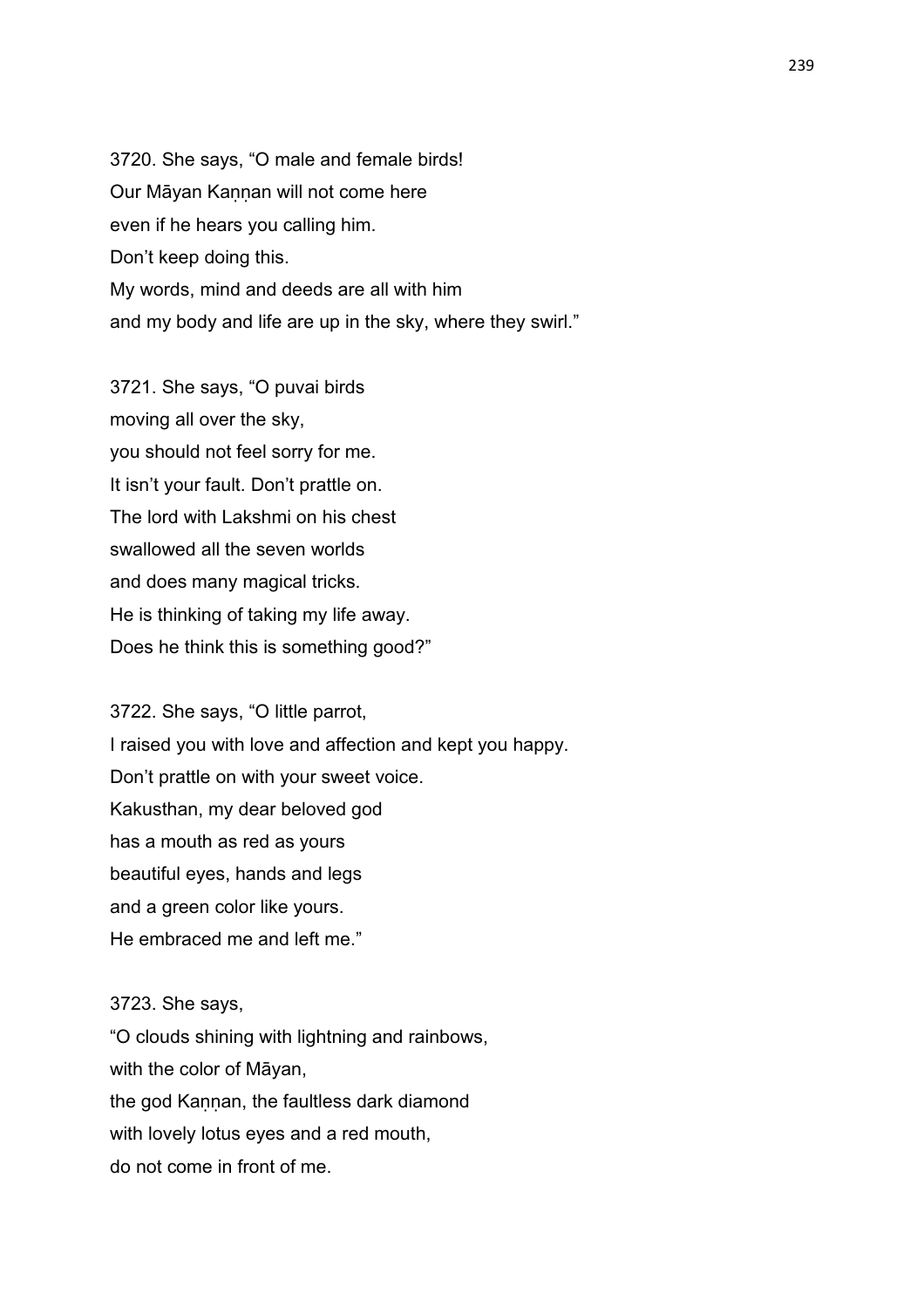3720. She says, “O male and female birds!
Our Māyan Kaṇṇan will not come here
even if he hears you calling him.
Don’t keep doing this.
My words, mind and deeds are all with him
and my body and life are up in the sky, where they swirl.”

3721. She says, “O puvai birds
moving all over the sky,
you should not feel sorry for me.
It isn’t your fault. Don’t prattle on.
The lord with Lakshmi on his chest
swallowed all the seven worlds
and does many magical tricks.
He is thinking of taking my life away.
Does he think this is something good?”

3722. She says, “O little parrot,
I raised you with love and affection and kept you happy.
Don’t prattle on with your sweet voice.
Kakusthan, my dear beloved god
has a mouth as red as yours
beautiful eyes, hands and legs
and a green color like yours.
He embraced me and left me.”

3723. She says,
“O clouds shining with lightning and rainbows,
with the color of Māyan,
the god Kaṇṇan, the faultless dark diamond
with lovely lotus eyes and a red mouth,
do not come in front of me.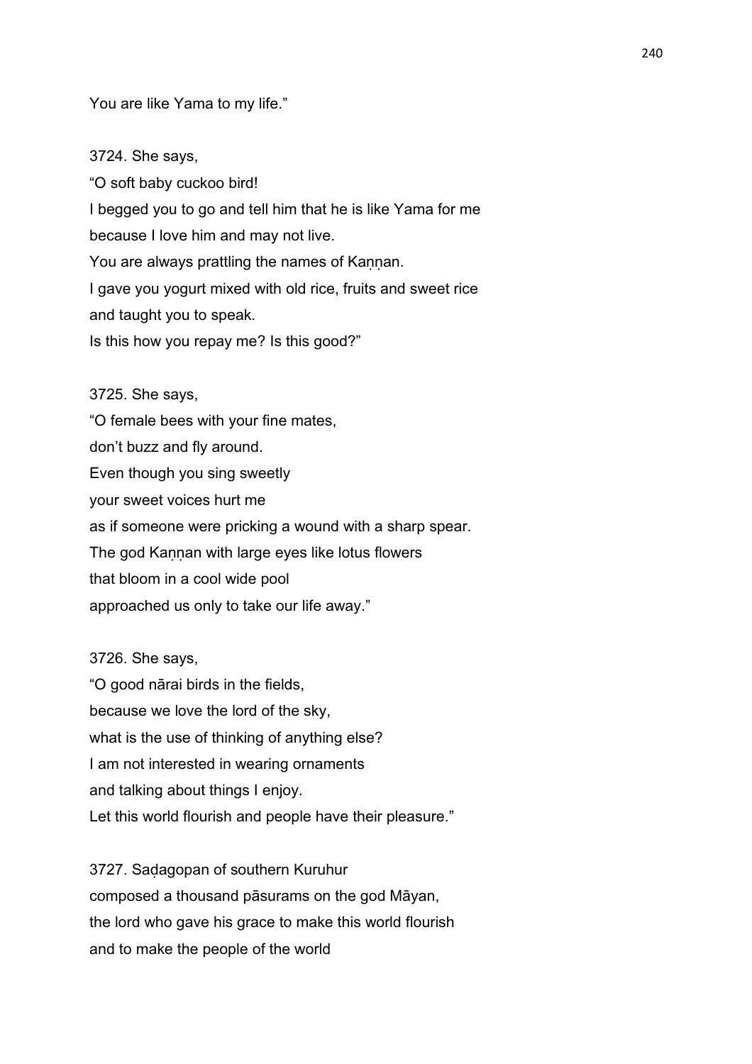You are like Yama to my life."

3724. She says,
"O soft baby cuckoo bird!
I begged you to go and tell him that he is like Yama for me
because I love him and may not live.
You are always prattling the names of Kaṇṇan.
I gave you yogurt mixed with old rice, fruits and sweet rice
and taught you to speak.
Is this how you repay me? Is this good?"

3725. She says,
"O female bees with your fine mates,
don't buzz and fly around.
Even though you sing sweetly
your sweet voices hurt me
as if someone were pricking a wound with a sharp spear.
The god Kaṇṇan with large eyes like lotus flowers
that bloom in a cool wide pool
approached us only to take our life away."

3726. She says,
"O good nārai birds in the fields,
because we love the lord of the sky,
what is the use of thinking of anything else?
I am not interested in wearing ornaments
and talking about things I enjoy.
Let this world flourish and people have their pleasure."

3727. Saḍagopan of southern Kuruhur
composed a thousand pāsurams on the god Māyan,
the lord who gave his grace to make this world flourish
and to make the people of the world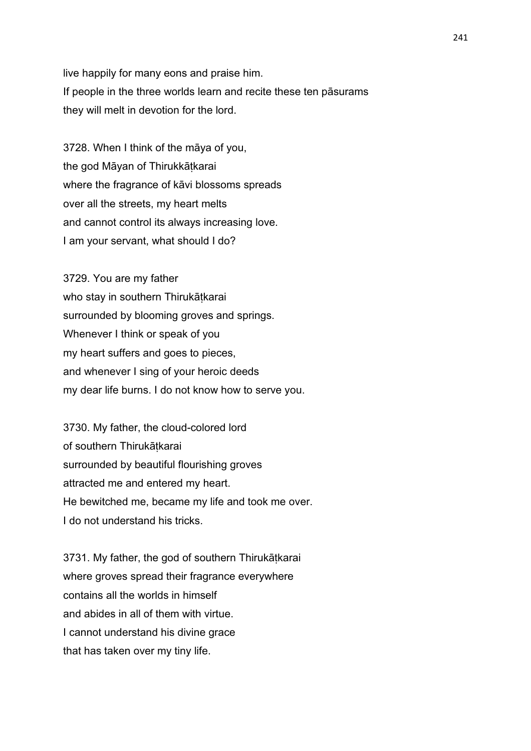live happily for many eons and praise him.
If people in the three worlds learn and recite these ten pāsurams
they will melt in devotion for the lord.

3728. When I think of the māya of you,
the god Māyan of Thirukkāṭkarai
where the fragrance of kāvi blossoms spreads
over all the streets, my heart melts
and cannot control its always increasing love.
I am your servant, what should I do?

3729. You are my father
who stay in southern Thirukāṭkarai
surrounded by blooming groves and springs.
Whenever I think or speak of you
my heart suffers and goes to pieces,
and whenever I sing of your heroic deeds
my dear life burns. I do not know how to serve you.

3730. My father, the cloud-colored lord
of southern Thirukāṭkarai
surrounded by beautiful flourishing groves
attracted me and entered my heart.
He bewitched me, became my life and took me over.
I do not understand his tricks.

3731. My father, the god of southern Thirukāṭkarai
where groves spread their fragrance everywhere
contains all the worlds in himself
and abides in all of them with virtue.
I cannot understand his divine grace
that has taken over my tiny life.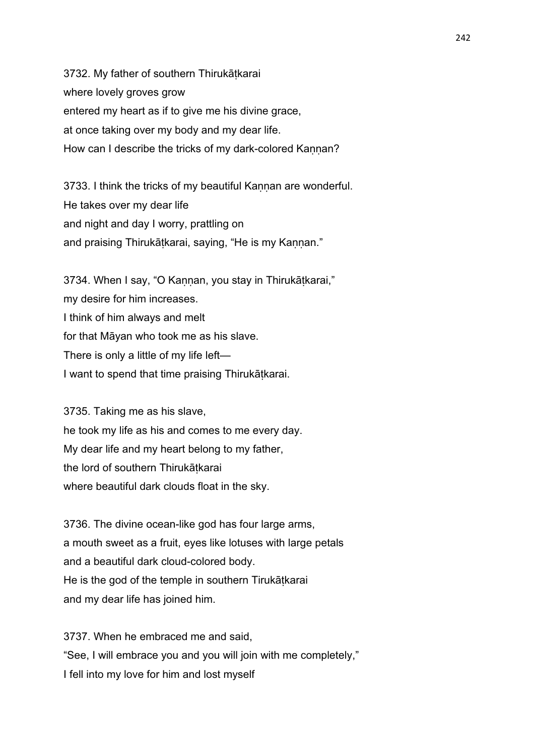3732. My father of southern Thirukāṭkarai
where lovely groves grow
entered my heart as if to give me his divine grace,
at once taking over my body and my dear life.
How can I describe the tricks of my dark-colored Kaṇṇan?

3733. I think the tricks of my beautiful Kaṇṇan are wonderful.
He takes over my dear life
and night and day I worry, prattling on
and praising Thirukāṭkarai, saying, "He is my Kaṇṇan."

3734. When I say, "O Kaṇṇan, you stay in Thirukāṭkarai,"
my desire for him increases.
I think of him always and melt
for that Māyan who took me as his slave.
There is only a little of my life left—
I want to spend that time praising Thirukāṭkarai.

3735. Taking me as his slave,
he took my life as his and comes to me every day.
My dear life and my heart belong to my father,
the lord of southern Thirukāṭkarai
where beautiful dark clouds float in the sky.

3736. The divine ocean-like god has four large arms,
a mouth sweet as a fruit, eyes like lotuses with large petals
and a beautiful dark cloud-colored body.
He is the god of the temple in southern Tirukāṭkarai
and my dear life has joined him.

3737. When he embraced me and said,
"See, I will embrace you and you will join with me completely,"
I fell into my love for him and lost myself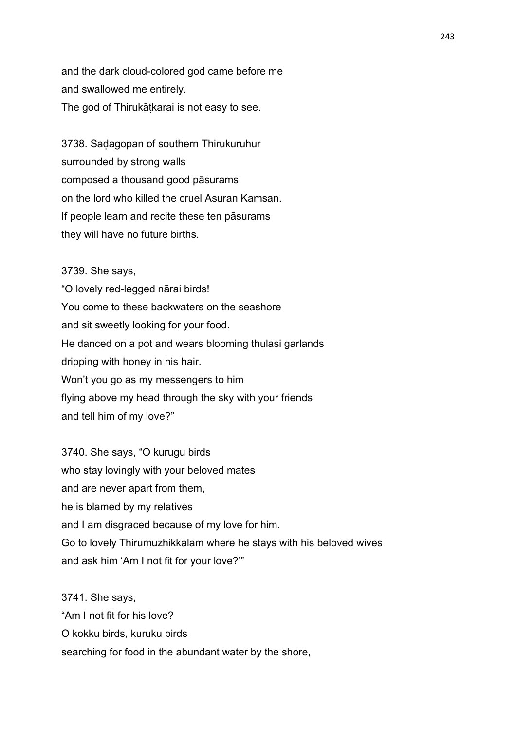and the dark cloud-colored god came before me
and swallowed me entirely.
The god of Thirukāṭkarai is not easy to see.

3738. Saḍagopan of southern Thirukuruhur
surrounded by strong walls
composed a thousand good pāsurams
on the lord who killed the cruel Asuran Kamsan.
If people learn and recite these ten pāsurams
they will have no future births.

3739. She says,
"O lovely red-legged nārai birds!
You come to these backwaters on the seashore
and sit sweetly looking for your food.
He danced on a pot and wears blooming thulasi garlands
dripping with honey in his hair.
Won't you go as my messengers to him
flying above my head through the sky with your friends
and tell him of my love?"

3740. She says, "O kurugu birds
who stay lovingly with your beloved mates
and are never apart from them,
he is blamed by my relatives
and I am disgraced because of my love for him.
Go to lovely Thirumuzhikkalam where he stays with his beloved wives
and ask him 'Am I not fit for your love?'"

3741. She says,
"Am I not fit for his love?
O kokku birds, kuruku birds
searching for food in the abundant water by the shore,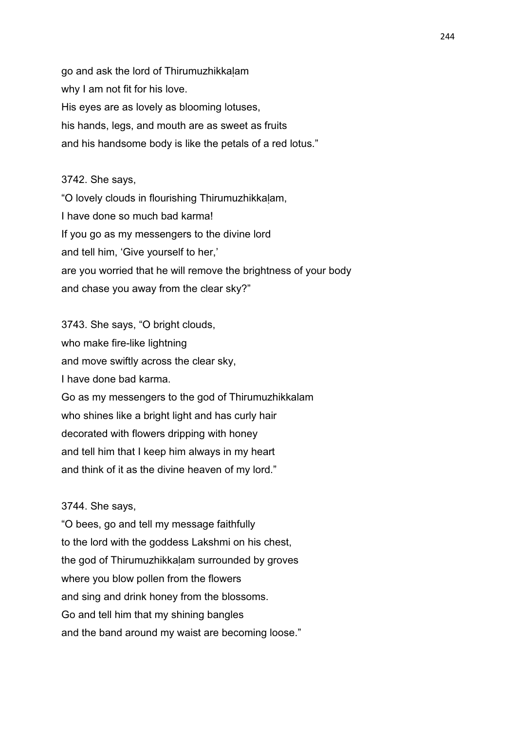go and ask the lord of Thirumuzhikkaḷam
why I am not fit for his love.
His eyes are as lovely as blooming lotuses,
his hands, legs, and mouth are as sweet as fruits
and his handsome body is like the petals of a red lotus."

3742. She says,
"O lovely clouds in flourishing Thirumuzhikkaḷam,
I have done so much bad karma!
If you go as my messengers to the divine lord
and tell him, 'Give yourself to her,'
are you worried that he will remove the brightness of your body
and chase you away from the clear sky?"

3743. She says, "O bright clouds,
who make fire-like lightning
and move swiftly across the clear sky,
I have done bad karma.
Go as my messengers to the god of Thirumuzhikkalam
who shines like a bright light and has curly hair
decorated with flowers dripping with honey
and tell him that I keep him always in my heart
and think of it as the divine heaven of my lord."

3744. She says,
"O bees, go and tell my message faithfully
to the lord with the goddess Lakshmi on his chest,
the god of Thirumuzhikkaḷam surrounded by groves
where you blow pollen from the flowers
and sing and drink honey from the blossoms.
Go and tell him that my shining bangles
and the band around my waist are becoming loose."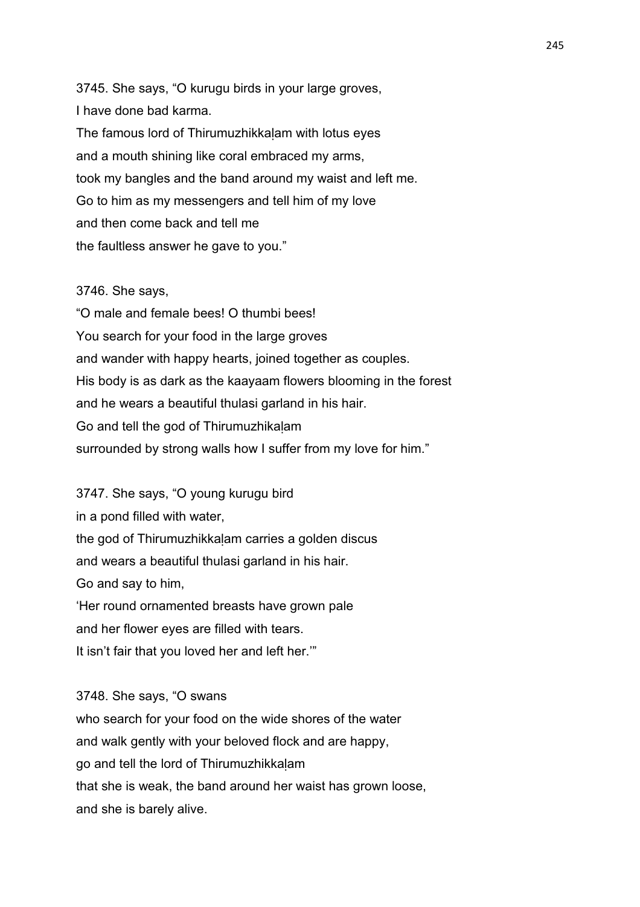3745. She says, “O kurugu birds in your large groves,
I have done bad karma.
The famous lord of Thirumuzhikkaḷam with lotus eyes
and a mouth shining like coral embraced my arms,
took my bangles and the band around my waist and left me.
Go to him as my messengers and tell him of my love
and then come back and tell me
the faultless answer he gave to you.”

3746. She says,
“O male and female bees! O thumbi bees!
You search for your food in the large groves
and wander with happy hearts, joined together as couples.
His body is as dark as the kaayaam flowers blooming in the forest
and he wears a beautiful thulasi garland in his hair.
Go and tell the god of Thirumuzhikaḷam
surrounded by strong walls how I suffer from my love for him.”

3747. She says, “O young kurugu bird
in a pond filled with water,
the god of Thirumuzhikkaḷam carries a golden discus
and wears a beautiful thulasi garland in his hair.
Go and say to him,
‘Her round ornamented breasts have grown pale
and her flower eyes are filled with tears.
It isn’t fair that you loved her and left her.’”

3748. She says, “O swans
who search for your food on the wide shores of the water
and walk gently with your beloved flock and are happy,
go and tell the lord of Thirumuzhikkaḷam
that she is weak, the band around her waist has grown loose,
and she is barely alive.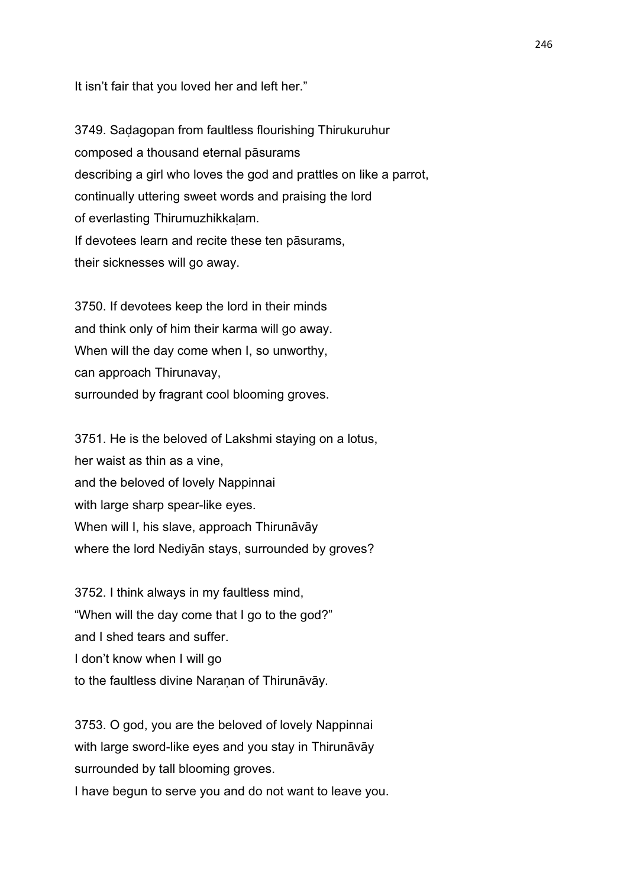It isn't fair that you loved her and left her."

3749. Saḍagopan from faultless flourishing Thirukuruhur
composed a thousand eternal pāsurams
describing a girl who loves the god and prattles on like a parrot,
continually uttering sweet words and praising the lord
of everlasting Thirumuzhikkaḷam.
If devotees learn and recite these ten pāsurams,
their sicknesses will go away.

3750. If devotees keep the lord in their minds
and think only of him their karma will go away.
When will the day come when I, so unworthy,
can approach Thirunavay,
surrounded by fragrant cool blooming groves.

3751. He is the beloved of Lakshmi staying on a lotus,
her waist as thin as a vine,
and the beloved of lovely Nappinnai
with large sharp spear-like eyes.
When will I, his slave, approach Thirunāvāy
where the lord Nediyān stays, surrounded by groves?

3752. I think always in my faultless mind,
"When will the day come that I go to the god?"
and I shed tears and suffer.
I don't know when I will go
to the faultless divine Naraṇan of Thirunāvāy.

3753. O god, you are the beloved of lovely Nappinnai
with large sword-like eyes and you stay in Thirunāvāy
surrounded by tall blooming groves.
I have begun to serve you and do not want to leave you.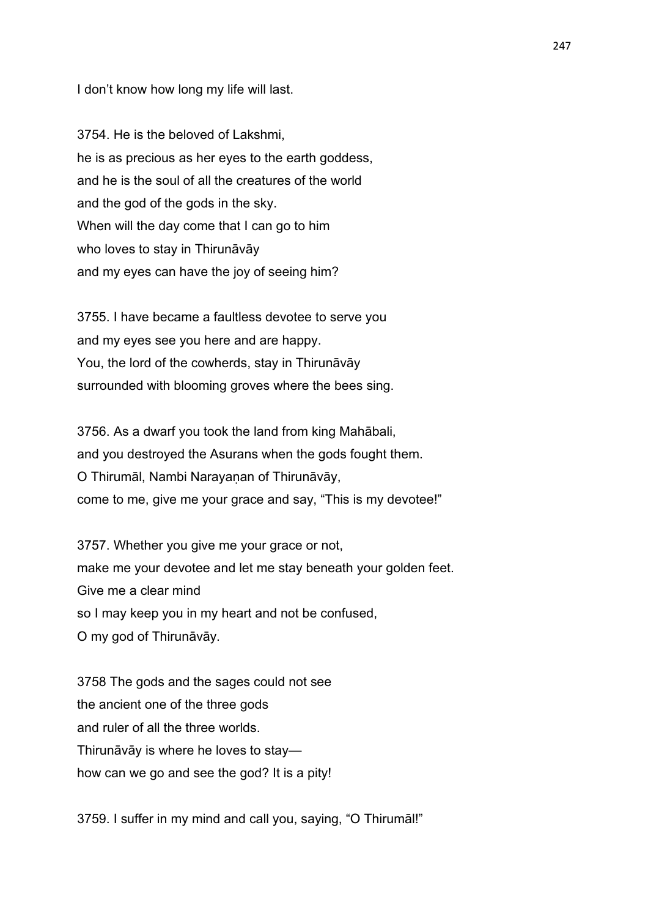I don’t know how long my life will last.

3754. He is the beloved of Lakshmi,
he is as precious as her eyes to the earth goddess,
and he is the soul of all the creatures of the world
and the god of the gods in the sky.
When will the day come that I can go to him
who loves to stay in Thirunāvāy
and my eyes can have the joy of seeing him?

3755. I have became a faultless devotee to serve you
and my eyes see you here and are happy.
You, the lord of the cowherds, stay in Thirunāvāy
surrounded with blooming groves where the bees sing.

3756. As a dwarf you took the land from king Mahābali,
and you destroyed the Asurans when the gods fought them.
O Thirumāl, Nambi Narayaṇan of Thirunāvāy,
come to me, give me your grace and say, “This is my devotee!”

3757. Whether you give me your grace or not,
make me your devotee and let me stay beneath your golden feet.
Give me a clear mind
so I may keep you in my heart and not be confused,
O my god of Thirunāvāy.

3758 The gods and the sages could not see
the ancient one of the three gods
and ruler of all the three worlds.
Thirunāvāy is where he loves to stay—
how can we go and see the god? It is a pity!

3759. I suffer in my mind and call you, saying, “O Thirumāl!”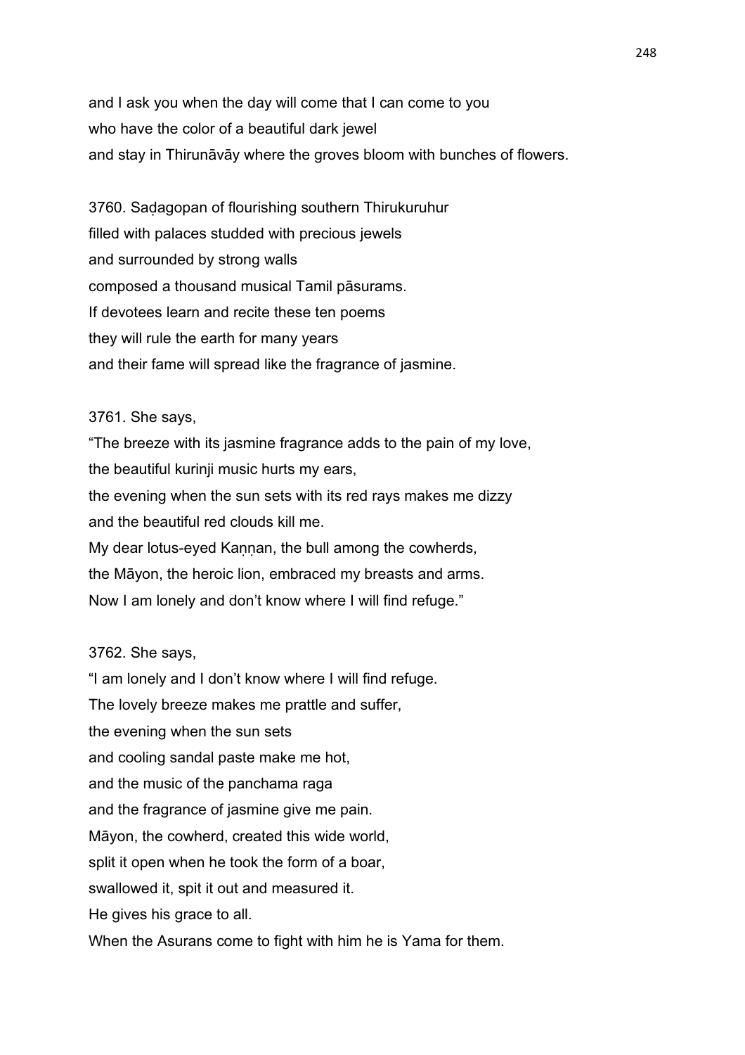and I ask you when the day will come that I can come to you
who have the color of a beautiful dark jewel
and stay in Thirunāvāy where the groves bloom with bunches of flowers.

3760. Saḍagopan of flourishing southern Thirukuruhur
filled with palaces studded with precious jewels
and surrounded by strong walls
composed a thousand musical Tamil pāsurams.
If devotees learn and recite these ten poems
they will rule the earth for many years
and their fame will spread like the fragrance of jasmine.

3761. She says,
“The breeze with its jasmine fragrance adds to the pain of my love,
the beautiful kurinji music hurts my ears,
the evening when the sun sets with its red rays makes me dizzy
and the beautiful red clouds kill me.
My dear lotus-eyed Kaṇṇan, the bull among the cowherds,
the Māyon, the heroic lion, embraced my breasts and arms.
Now I am lonely and don’t know where I will find refuge.”

3762. She says,
“I am lonely and I don’t know where I will find refuge.
The lovely breeze makes me prattle and suffer,
the evening when the sun sets
and cooling sandal paste make me hot,
and the music of the panchama raga
and the fragrance of jasmine give me pain.
Māyon, the cowherd, created this wide world,
split it open when he took the form of a boar,
swallowed it, spit it out and measured it.
He gives his grace to all.
When the Asurans come to fight with him he is Yama for them.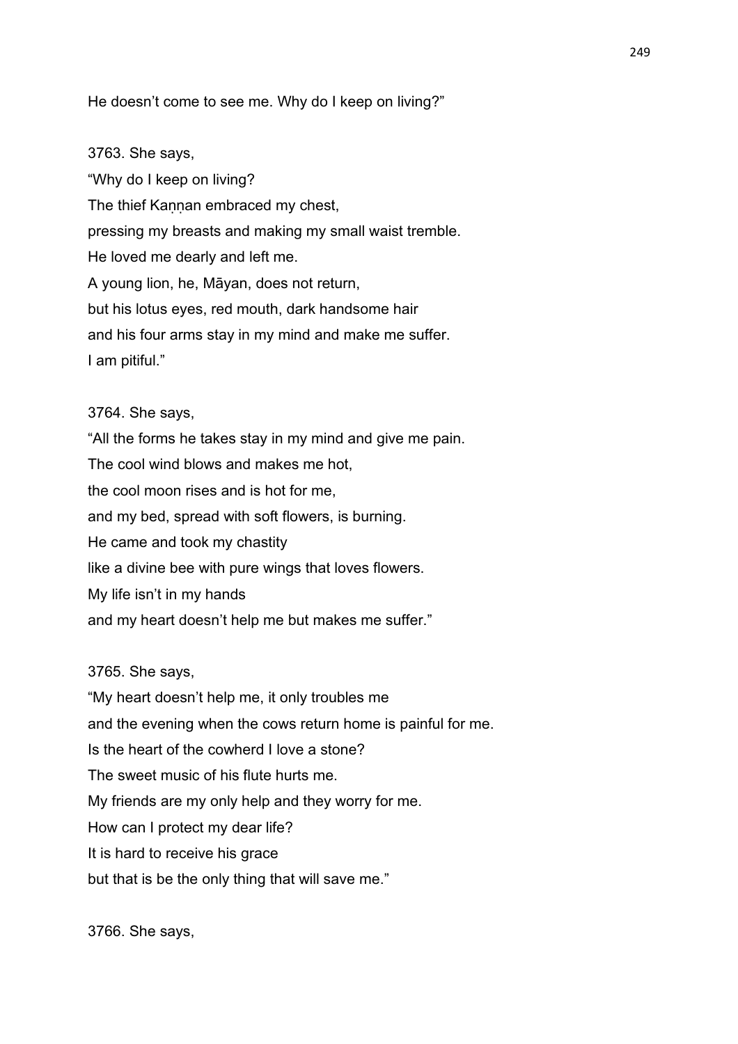He doesn't come to see me. Why do I keep on living?"

3763. She says,
"Why do I keep on living?
The thief Kaṇṇan embraced my chest,
pressing my breasts and making my small waist tremble.
He loved me dearly and left me.
A young lion, he, Māyan, does not return,
but his lotus eyes, red mouth, dark handsome hair
and his four arms stay in my mind and make me suffer.
I am pitiful."

3764. She says,
"All the forms he takes stay in my mind and give me pain.
The cool wind blows and makes me hot,
the cool moon rises and is hot for me,
and my bed, spread with soft flowers, is burning.
He came and took my chastity
like a divine bee with pure wings that loves flowers.
My life isn't in my hands
and my heart doesn't help me but makes me suffer."

3765. She says,
"My heart doesn't help me, it only troubles me
and the evening when the cows return home is painful for me.
Is the heart of the cowherd I love a stone?
The sweet music of his flute hurts me.
My friends are my only help and they worry for me.
How can I protect my dear life?
It is hard to receive his grace
but that is be the only thing that will save me."

3766. She says,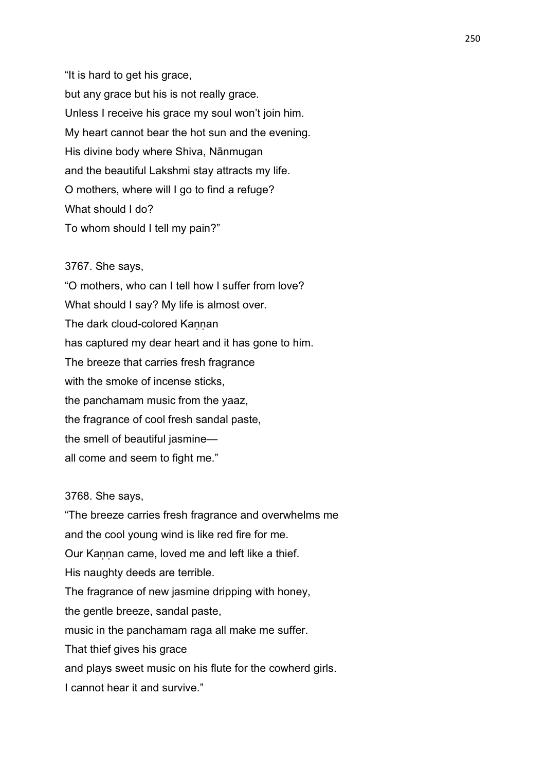"It is hard to get his grace,
but any grace but his is not really grace.
Unless I receive his grace my soul won't join him.
My heart cannot bear the hot sun and the evening.
His divine body where Shiva, Nānmugan
and the beautiful Lakshmi stay attracts my life.
O mothers, where will I go to find a refuge?
What should I do?
To whom should I tell my pain?"

3767. She says,
"O mothers, who can I tell how I suffer from love?
What should I say? My life is almost over.
The dark cloud-colored Kaṇṇan
has captured my dear heart and it has gone to him.
The breeze that carries fresh fragrance
with the smoke of incense sticks,
the panchamam music from the yaaz,
the fragrance of cool fresh sandal paste,
the smell of beautiful jasmine—
all come and seem to fight me."

3768. She says,
"The breeze carries fresh fragrance and overwhelms me
and the cool young wind is like red fire for me.
Our Kaṇṇan came, loved me and left like a thief.
His naughty deeds are terrible.
The fragrance of new jasmine dripping with honey,
the gentle breeze, sandal paste,
music in the panchamam raga all make me suffer.
That thief gives his grace
and plays sweet music on his flute for the cowherd girls.
I cannot hear it and survive."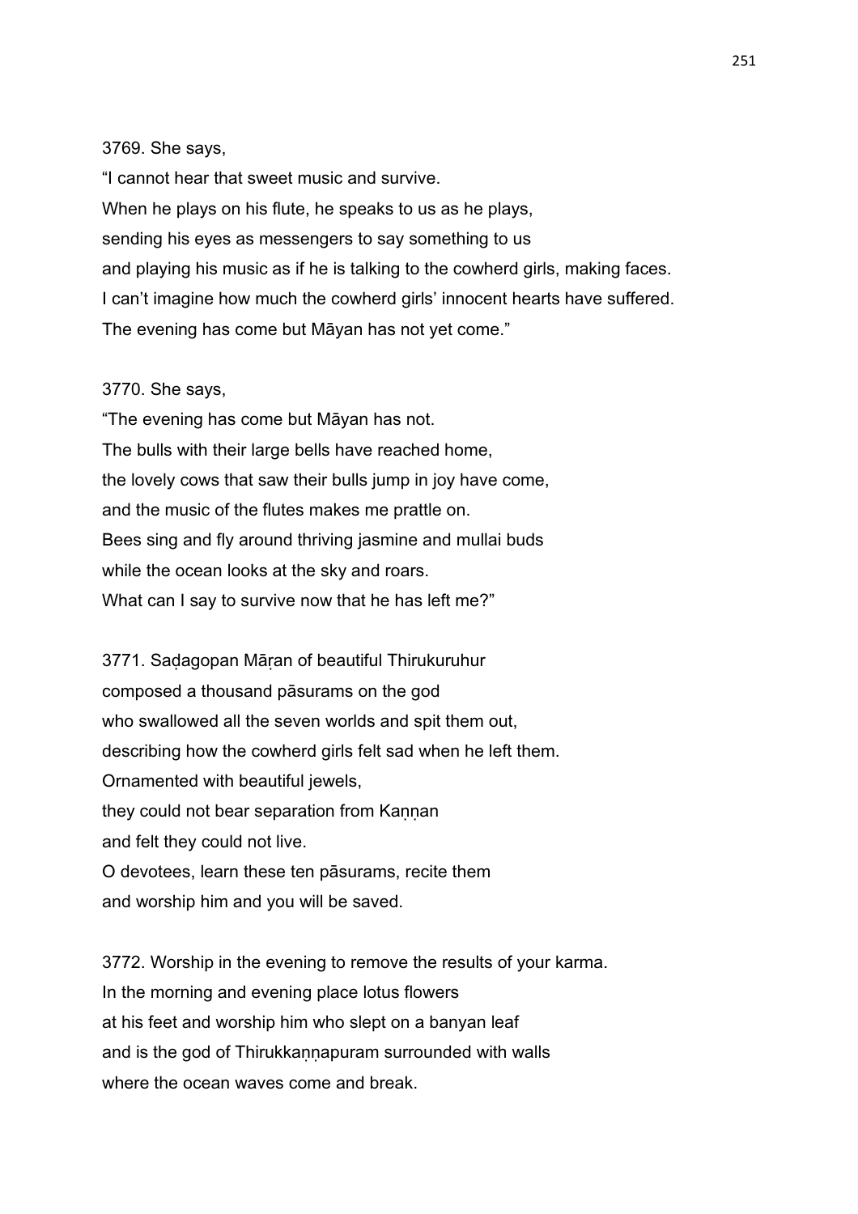3769. She says,
“I cannot hear that sweet music and survive.
When he plays on his flute, he speaks to us as he plays,
sending his eyes as messengers to say something to us
and playing his music as if he is talking to the cowherd girls, making faces.
I can’t imagine how much the cowherd girls’ innocent hearts have suffered.
The evening has come but Māyan has not yet come.”

3770. She says,
“The evening has come but Māyan has not.
The bulls with their large bells have reached home,
the lovely cows that saw their bulls jump in joy have come,
and the music of the flutes makes me prattle on.
Bees sing and fly around thriving jasmine and mullai buds
while the ocean looks at the sky and roars.
What can I say to survive now that he has left me?”

3771. Saḍagopan Māṛan of beautiful Thirukuruhur
composed a thousand pāsurams on the god
who swallowed all the seven worlds and spit them out,
describing how the cowherd girls felt sad when he left them.
Ornamented with beautiful jewels,
they could not bear separation from Kaṇṇan
and felt they could not live.
O devotees, learn these ten pāsurams, recite them
and worship him and you will be saved.

3772. Worship in the evening to remove the results of your karma.
In the morning and evening place lotus flowers
at his feet and worship him who slept on a banyan leaf
and is the god of Thirukkaṇṇapuram surrounded with walls
where the ocean waves come and break.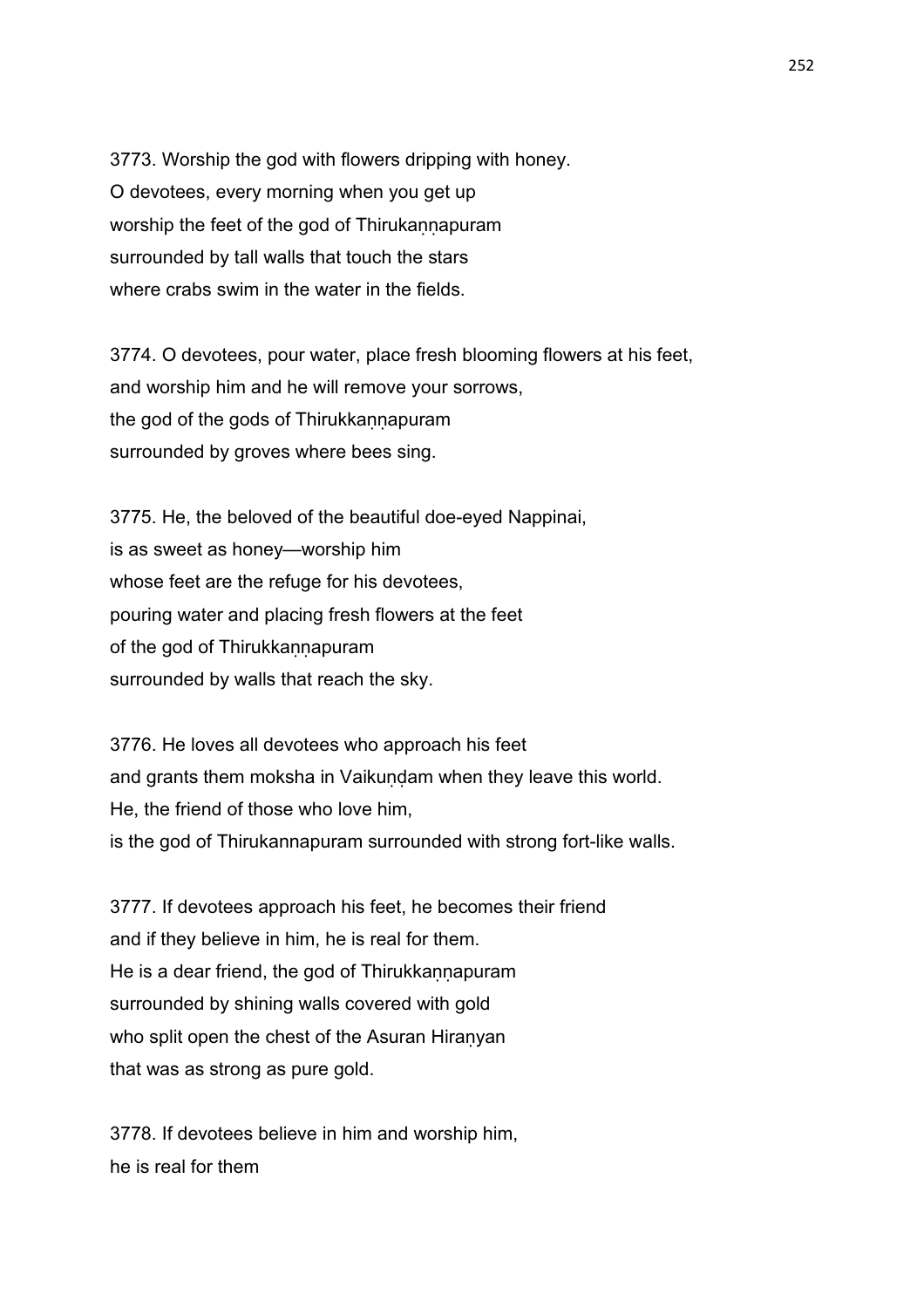3773. Worship the god with flowers dripping with honey.
O devotees, every morning when you get up
worship the feet of the god of Thirukaṇṇapuram
surrounded by tall walls that touch the stars
where crabs swim in the water in the fields.

3774. O devotees, pour water, place fresh blooming flowers at his feet,
and worship him and he will remove your sorrows,
the god of the gods of Thirukkaṇṇapuram
surrounded by groves where bees sing.

3775. He, the beloved of the beautiful doe-eyed Nappinai,
is as sweet as honey—worship him
whose feet are the refuge for his devotees,
pouring water and placing fresh flowers at the feet
of the god of Thirukkaṇṇapuram
surrounded by walls that reach the sky.

3776. He loves all devotees who approach his feet
and grants them moksha in Vaikuṇḍam when they leave this world.
He, the friend of those who love him,
is the god of Thirukannapuram surrounded with strong fort-like walls.

3777. If devotees approach his feet, he becomes their friend
and if they believe in him, he is real for them.
He is a dear friend, the god of Thirukkaṇṇapuram
surrounded by shining walls covered with gold
who split open the chest of the Asuran Hiraṇyan
that was as strong as pure gold.

3778. If devotees believe in him and worship him,
he is real for them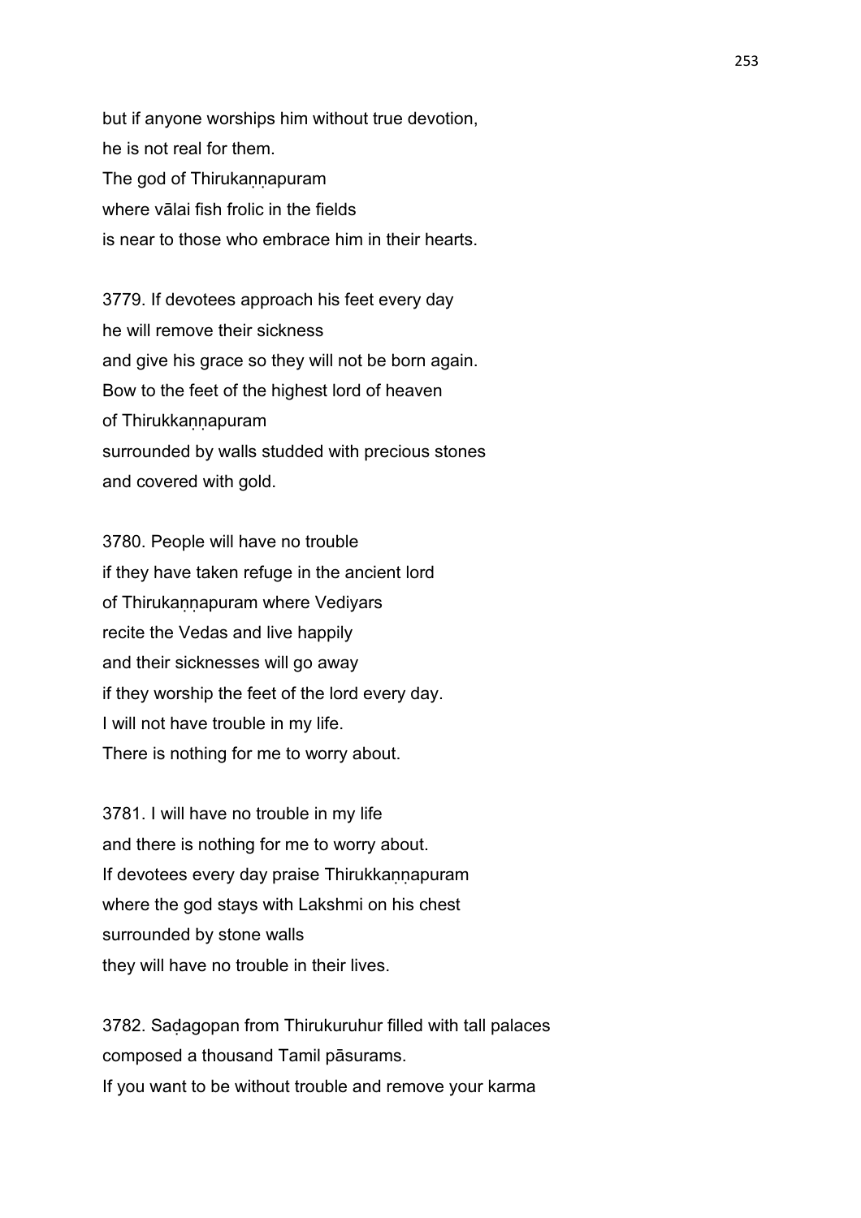but if anyone worships him without true devotion,
he is not real for them.
The god of Thirukaṇṇapuram
where vālai fish frolic in the fields
is near to those who embrace him in their hearts.

3779. If devotees approach his feet every day
he will remove their sickness
and give his grace so they will not be born again.
Bow to the feet of the highest lord of heaven
of Thirukkaṇṇapuram
surrounded by walls studded with precious stones
and covered with gold.

3780. People will have no trouble
if they have taken refuge in the ancient lord
of Thirukaṇṇapuram where Vediyars
recite the Vedas and live happily
and their sicknesses will go away
if they worship the feet of the lord every day.
I will not have trouble in my life.
There is nothing for me to worry about.

3781. I will have no trouble in my life
and there is nothing for me to worry about.
If devotees every day praise Thirukkaṇṇapuram
where the god stays with Lakshmi on his chest
surrounded by stone walls
they will have no trouble in their lives.

3782. Saḍagopan from Thirukuruhur filled with tall palaces
composed a thousand Tamil pāsurams.
If you want to be without trouble and remove your karma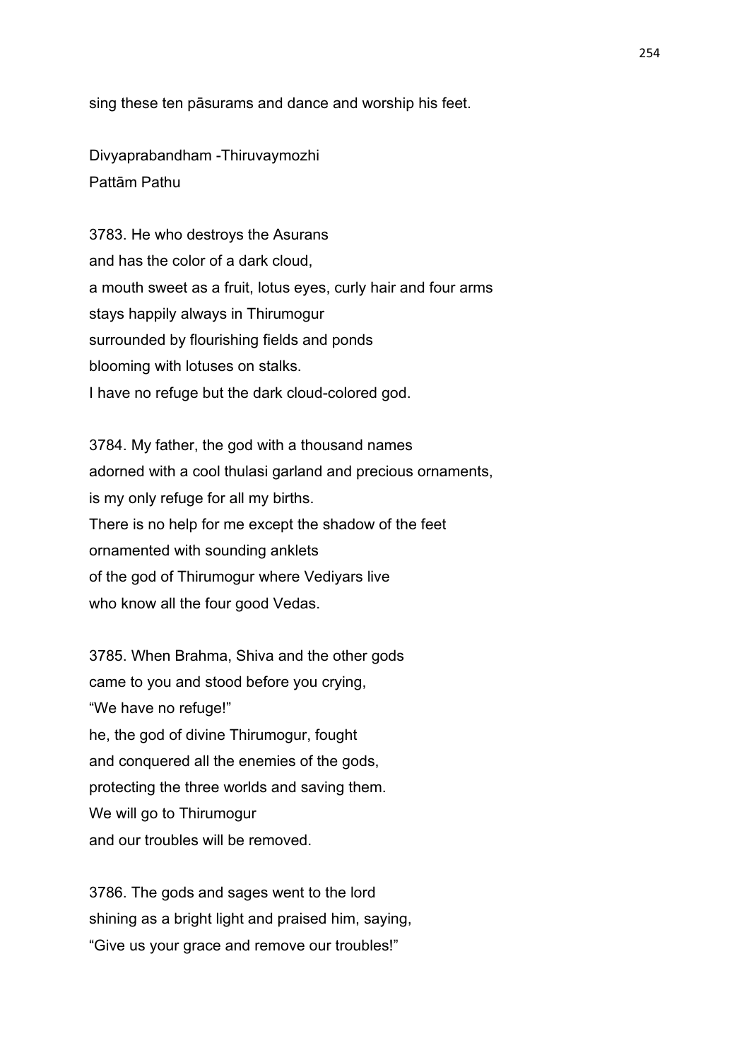sing these ten pāsurams and dance and worship his feet.

Divyaprabandham -Thiruvaymozhi
Pattām Pathu

3783. He who destroys the Asurans
and has the color of a dark cloud,
a mouth sweet as a fruit, lotus eyes, curly hair and four arms
stays happily always in Thirumogur
surrounded by flourishing fields and ponds
blooming with lotuses on stalks.
I have no refuge but the dark cloud-colored god.

3784. My father, the god with a thousand names
adorned with a cool thulasi garland and precious ornaments,
is my only refuge for all my births.
There is no help for me except the shadow of the feet
ornamented with sounding anklets
of the god of Thirumogur where Vediyars live
who know all the four good Vedas.

3785. When Brahma, Shiva and the other gods
came to you and stood before you crying,
"We have no refuge!"
he, the god of divine Thirumogur, fought
and conquered all the enemies of the gods,
protecting the three worlds and saving them.
We will go to Thirumogur
and our troubles will be removed.

3786. The gods and sages went to the lord
shining as a bright light and praised him, saying,
"Give us your grace and remove our troubles!"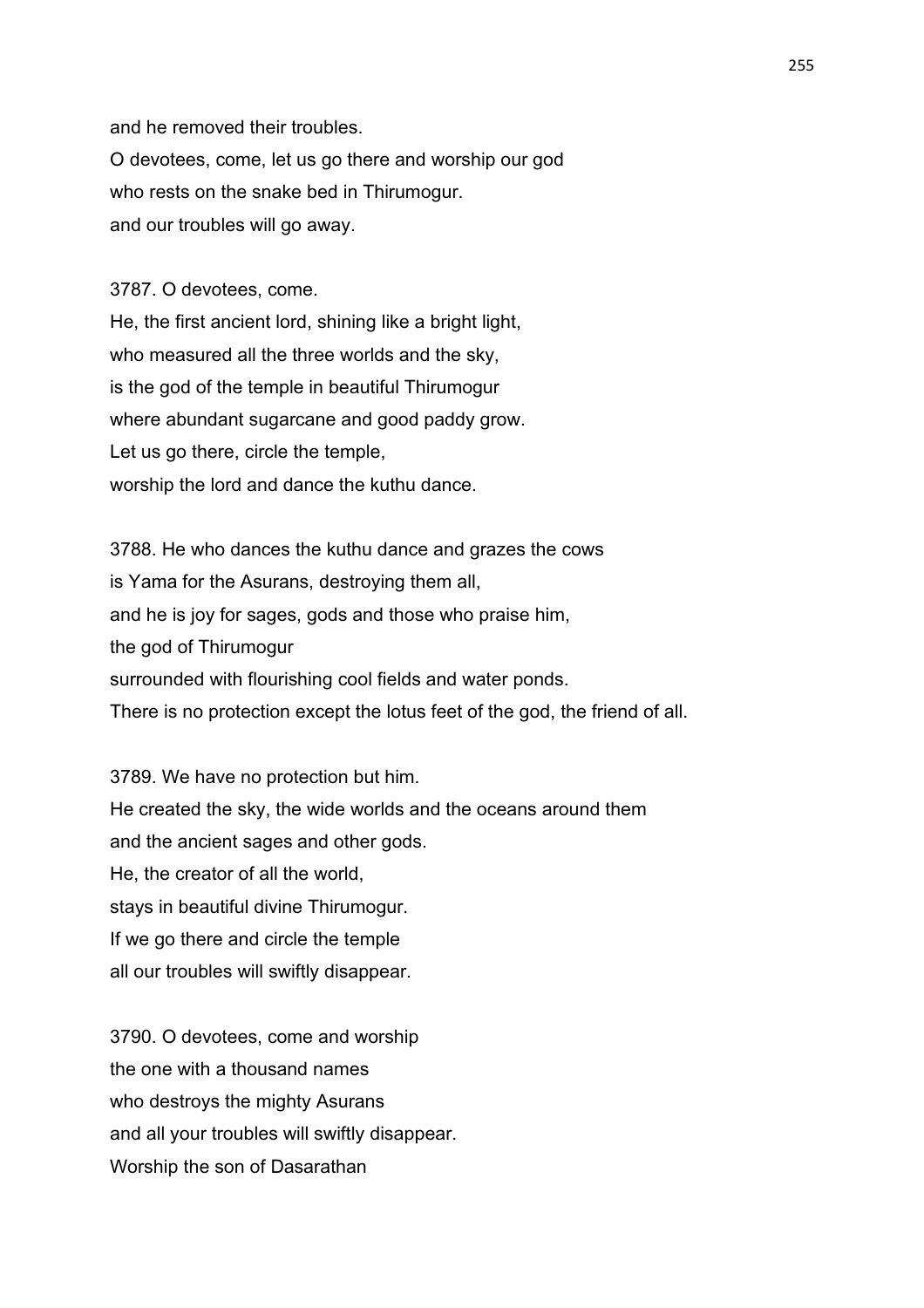and he removed their troubles.
O devotees, come, let us go there and worship our god
who rests on the snake bed in Thirumogur.
and our troubles will go away.

3787. O devotees, come.
He, the first ancient lord, shining like a bright light,
who measured all the three worlds and the sky,
is the god of the temple in beautiful Thirumogur
where abundant sugarcane and good paddy grow.
Let us go there, circle the temple,
worship the lord and dance the kuthu dance.

3788. He who dances the kuthu dance and grazes the cows
is Yama for the Asurans, destroying them all,
and he is joy for sages, gods and those who praise him,
the god of Thirumogur
surrounded with flourishing cool fields and water ponds.
There is no protection except the lotus feet of the god, the friend of all.

3789. We have no protection but him.
He created the sky, the wide worlds and the oceans around them
and the ancient sages and other gods.
He, the creator of all the world,
stays in beautiful divine Thirumogur.
If we go there and circle the temple
all our troubles will swiftly disappear.

3790. O devotees, come and worship
the one with a thousand names
who destroys the mighty Asurans
and all your troubles will swiftly disappear.
Worship the son of Dasarathan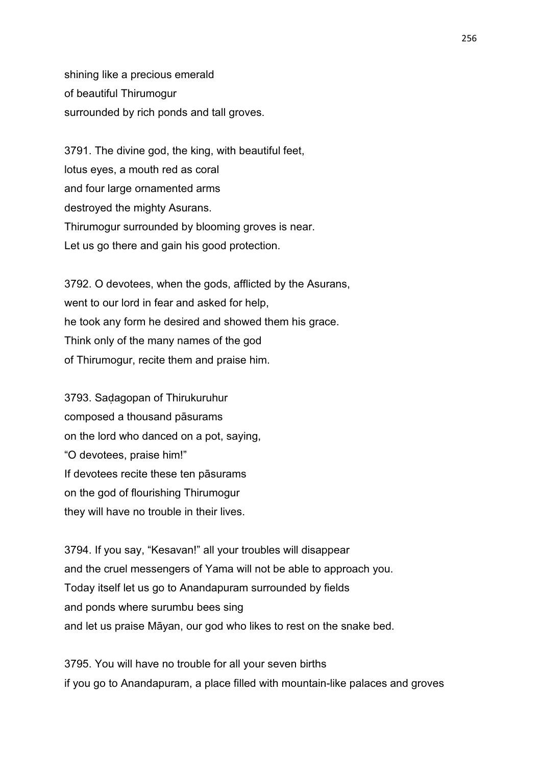shining like a precious emerald
of beautiful Thirumogur
surrounded by rich ponds and tall groves.

3791. The divine god, the king, with beautiful feet,
lotus eyes, a mouth red as coral
and four large ornamented arms
destroyed the mighty Asurans.
Thirumogur surrounded by blooming groves is near.
Let us go there and gain his good protection.

3792. O devotees, when the gods, afflicted by the Asurans,
went to our lord in fear and asked for help,
he took any form he desired and showed them his grace.
Think only of the many names of the god
of Thirumogur, recite them and praise him.

3793. Saḍagopan of Thirukuruhur
composed a thousand pāsurams
on the lord who danced on a pot, saying,
"O devotees, praise him!"
If devotees recite these ten pāsurams
on the god of flourishing Thirumogur
they will have no trouble in their lives.

3794. If you say, "Kesavan!" all your troubles will disappear
and the cruel messengers of Yama will not be able to approach you.
Today itself let us go to Anandapuram surrounded by fields
and ponds where surumbu bees sing
and let us praise Māyan, our god who likes to rest on the snake bed.

3795. You will have no trouble for all your seven births
if you go to Anandapuram, a place filled with mountain-like palaces and groves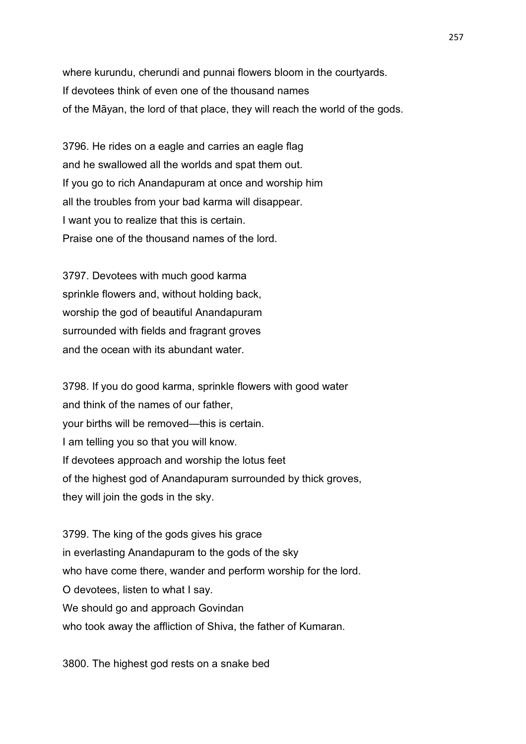where kurundu, cherundi and punnai flowers bloom in the courtyards.
If devotees think of even one of the thousand names
of the Māyan, the lord of that place, they will reach the world of the gods.

3796. He rides on a eagle and carries an eagle flag
and he swallowed all the worlds and spat them out.
If you go to rich Anandapuram at once and worship him
all the troubles from your bad karma will disappear.
I want you to realize that this is certain.
Praise one of the thousand names of the lord.

3797. Devotees with much good karma
sprinkle flowers and, without holding back,
worship the god of beautiful Anandapuram
surrounded with fields and fragrant groves
and the ocean with its abundant water.

3798. If you do good karma, sprinkle flowers with good water
and think of the names of our father,
your births will be removed—this is certain.
I am telling you so that you will know.
If devotees approach and worship the lotus feet
of the highest god of Anandapuram surrounded by thick groves,
they will join the gods in the sky.

3799. The king of the gods gives his grace
in everlasting Anandapuram to the gods of the sky
who have come there, wander and perform worship for the lord.
O devotees, listen to what I say.
We should go and approach Govindan
who took away the affliction of Shiva, the father of Kumaran.

3800. The highest god rests on a snake bed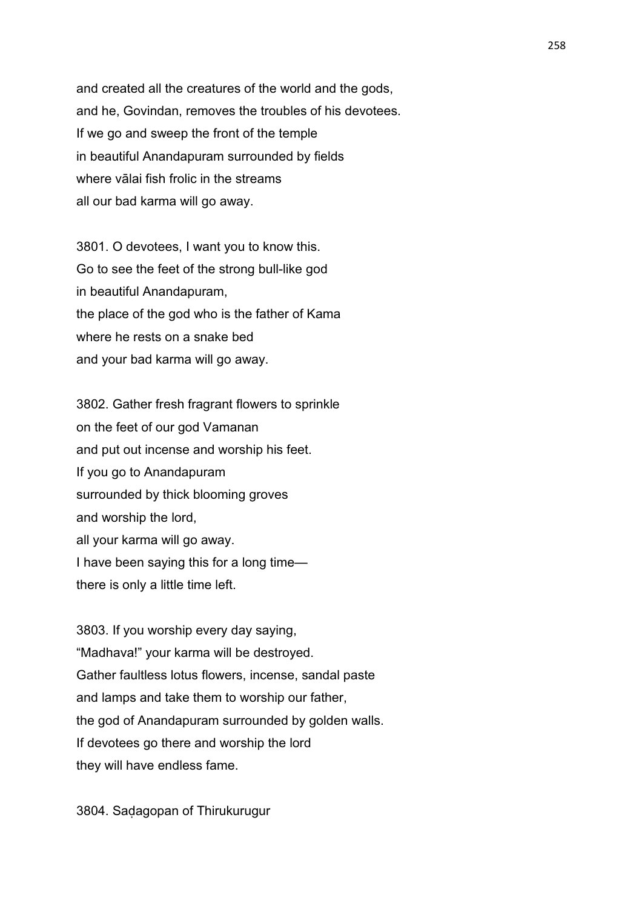and created all the creatures of the world and the gods,
and he, Govindan, removes the troubles of his devotees.
If we go and sweep the front of the temple
in beautiful Anandapuram surrounded by fields
where vālai fish frolic in the streams
all our bad karma will go away.

3801. O devotees, I want you to know this.
Go to see the feet of the strong bull-like god
in beautiful Anandapuram,
the place of the god who is the father of Kama
where he rests on a snake bed
and your bad karma will go away.

3802. Gather fresh fragrant flowers to sprinkle
on the feet of our god Vamanan
and put out incense and worship his feet.
If you go to Anandapuram
surrounded by thick blooming groves
and worship the lord,
all your karma will go away.
I have been saying this for a long time—
there is only a little time left.

3803. If you worship every day saying,
"Madhava!" your karma will be destroyed.
Gather faultless lotus flowers, incense, sandal paste
and lamps and take them to worship our father,
the god of Anandapuram surrounded by golden walls.
If devotees go there and worship the lord
they will have endless fame.

3804. Saḍagopan of Thirukurugur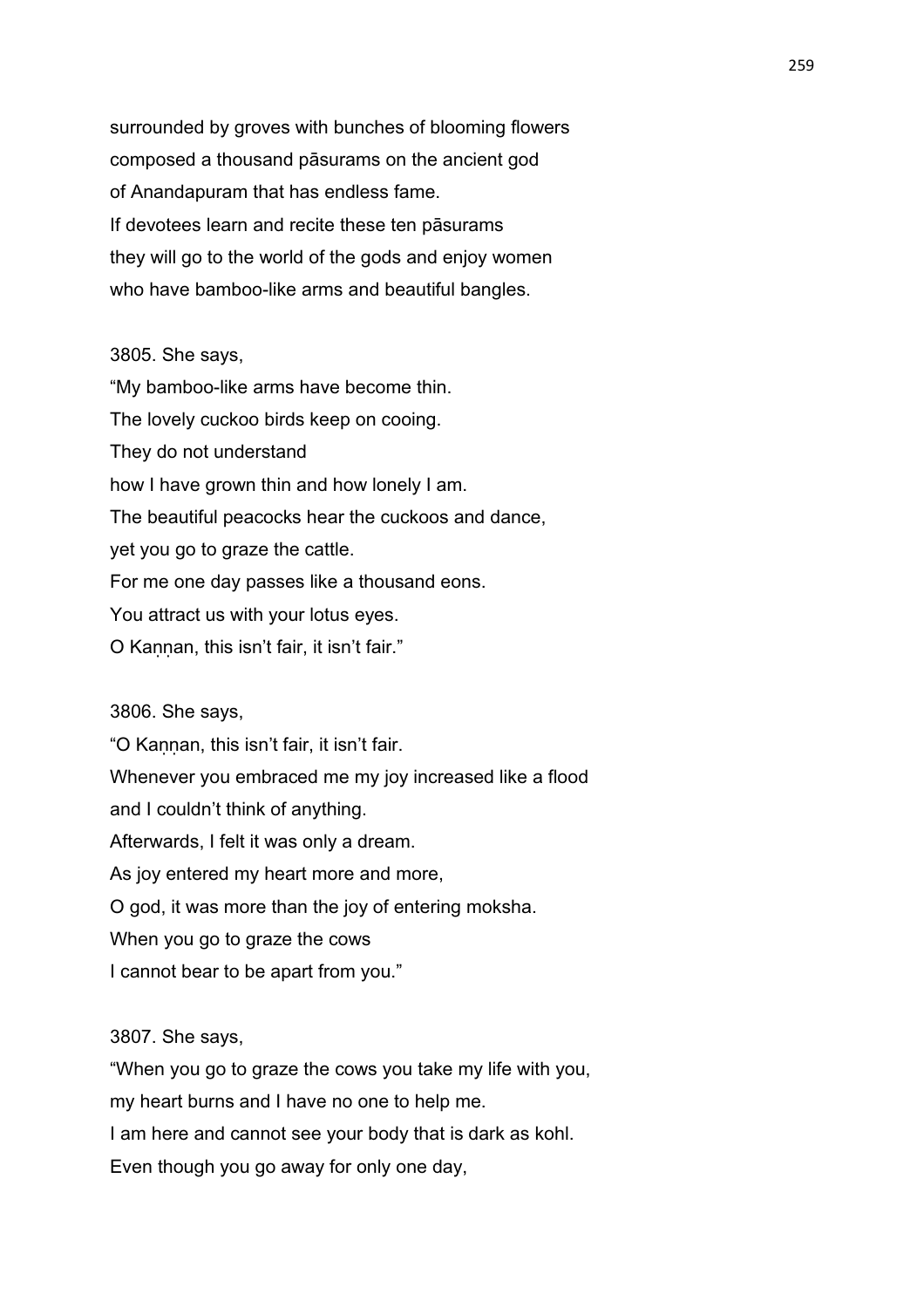surrounded by groves with bunches of blooming flowers
composed a thousand pāsurams on the ancient god
of Anandapuram that has endless fame.
If devotees learn and recite these ten pāsurams
they will go to the world of the gods and enjoy women
who have bamboo-like arms and beautiful bangles.

3805. She says,
"My bamboo-like arms have become thin.
The lovely cuckoo birds keep on cooing.
They do not understand
how I have grown thin and how lonely I am.
The beautiful peacocks hear the cuckoos and dance,
yet you go to graze the cattle.
For me one day passes like a thousand eons.
You attract us with your lotus eyes.
O Kaṇṇan, this isn't fair, it isn't fair."

3806. She says,
"O Kaṇṇan, this isn't fair, it isn't fair.
Whenever you embraced me my joy increased like a flood
and I couldn't think of anything.
Afterwards, I felt it was only a dream.
As joy entered my heart more and more,
O god, it was more than the joy of entering moksha.
When you go to graze the cows
I cannot bear to be apart from you."

3807. She says,
"When you go to graze the cows you take my life with you,
my heart burns and I have no one to help me.
I am here and cannot see your body that is dark as kohl.
Even though you go away for only one day,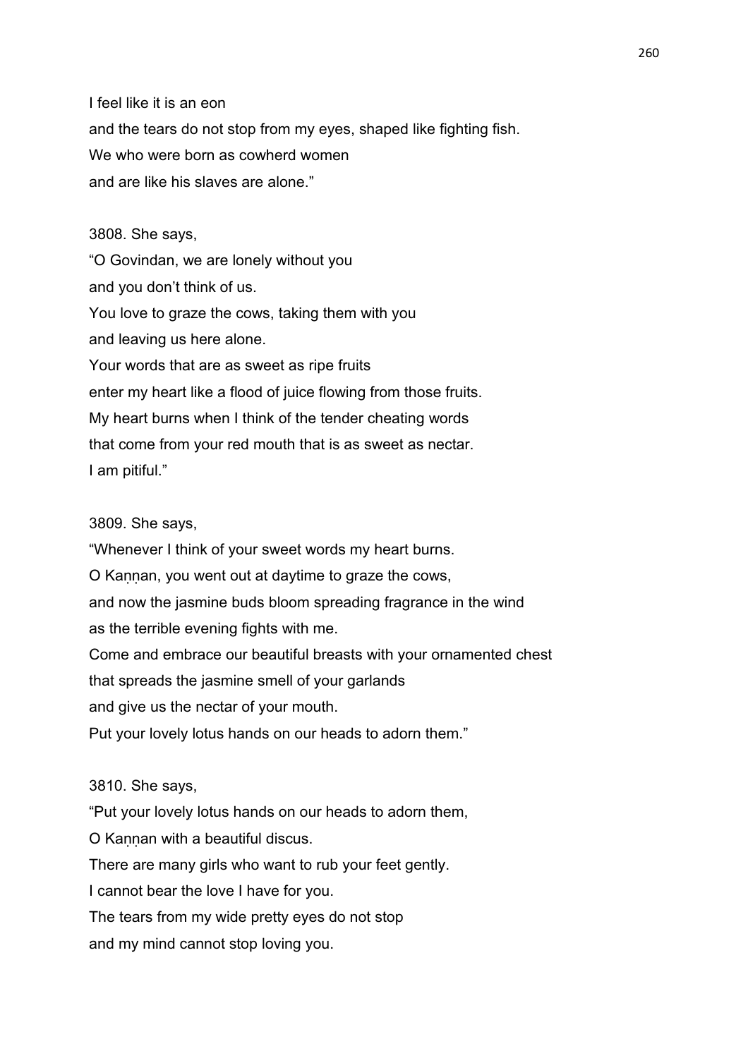I feel like it is an eon
and the tears do not stop from my eyes, shaped like fighting fish.
We who were born as cowherd women
and are like his slaves are alone."

3808. She says,
"O Govindan, we are lonely without you
and you don't think of us.
You love to graze the cows, taking them with you
and leaving us here alone.
Your words that are as sweet as ripe fruits
enter my heart like a flood of juice flowing from those fruits.
My heart burns when I think of the tender cheating words
that come from your red mouth that is as sweet as nectar.
I am pitiful."

3809. She says,
"Whenever I think of your sweet words my heart burns.
O Kaṇṇan, you went out at daytime to graze the cows,
and now the jasmine buds bloom spreading fragrance in the wind
as the terrible evening fights with me.
Come and embrace our beautiful breasts with your ornamented chest
that spreads the jasmine smell of your garlands
and give us the nectar of your mouth.
Put your lovely lotus hands on our heads to adorn them."

3810. She says,
"Put your lovely lotus hands on our heads to adorn them,
O Kaṇṇan with a beautiful discus.
There are many girls who want to rub your feet gently.
I cannot bear the love I have for you.
The tears from my wide pretty eyes do not stop
and my mind cannot stop loving you.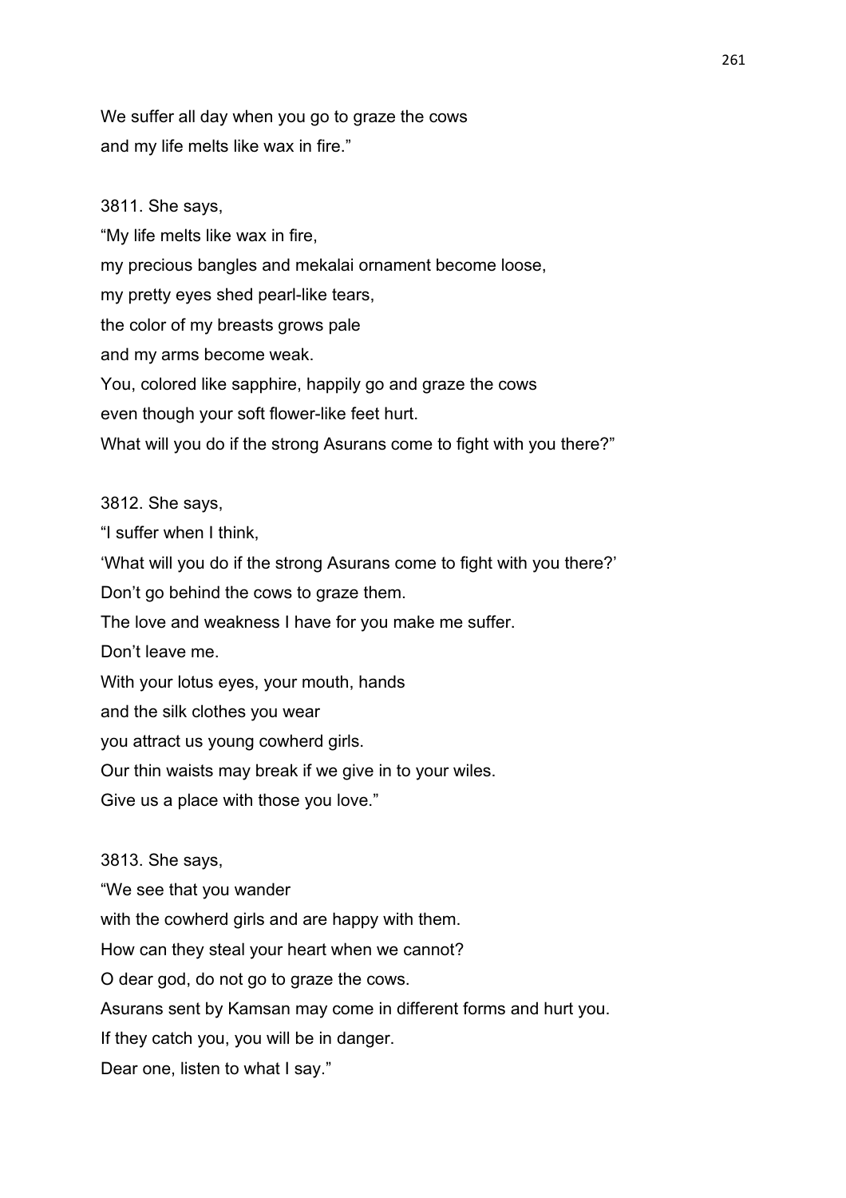We suffer all day when you go to graze the cows
and my life melts like wax in fire."

3811. She says,
"My life melts like wax in fire,
my precious bangles and mekalai ornament become loose,
my pretty eyes shed pearl-like tears,
the color of my breasts grows pale
and my arms become weak.
You, colored like sapphire, happily go and graze the cows
even though your soft flower-like feet hurt.
What will you do if the strong Asurans come to fight with you there?"

3812. She says,
"I suffer when I think,
'What will you do if the strong Asurans come to fight with you there?'
Don't go behind the cows to graze them.
The love and weakness I have for you make me suffer.
Don't leave me.
With your lotus eyes, your mouth, hands
and the silk clothes you wear
you attract us young cowherd girls.
Our thin waists may break if we give in to your wiles.
Give us a place with those you love."

3813. She says,
"We see that you wander
with the cowherd girls and are happy with them.
How can they steal your heart when we cannot?
O dear god, do not go to graze the cows.
Asurans sent by Kamsan may come in different forms and hurt you.
If they catch you, you will be in danger.
Dear one, listen to what I say."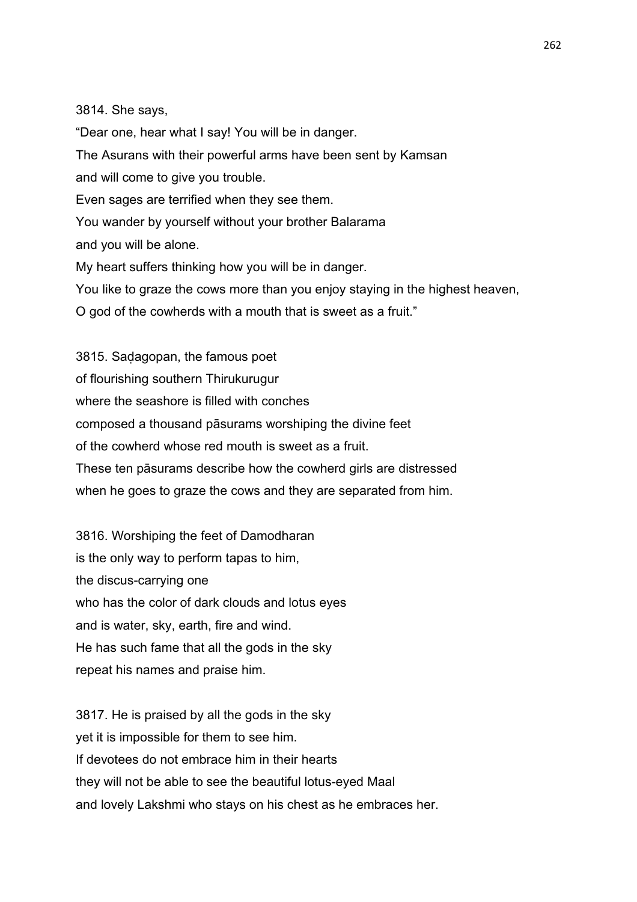3814. She says,
“Dear one, hear what I say! You will be in danger.
The Asurans with their powerful arms have been sent by Kamsan
and will come to give you trouble.
Even sages are terrified when they see them.
You wander by yourself without your brother Balarama
and you will be alone.
My heart suffers thinking how you will be in danger.
You like to graze the cows more than you enjoy staying in the highest heaven,
O god of the cowherds with a mouth that is sweet as a fruit.”

3815. Saḍagopan, the famous poet
of flourishing southern Thirukurugur
where the seashore is filled with conches
composed a thousand pāsurams worshiping the divine feet
of the cowherd whose red mouth is sweet as a fruit.
These ten pāsurams describe how the cowherd girls are distressed
when he goes to graze the cows and they are separated from him.

3816. Worshiping the feet of Damodharan
is the only way to perform tapas to him,
the discus-carrying one
who has the color of dark clouds and lotus eyes
and is water, sky, earth, fire and wind.
He has such fame that all the gods in the sky
repeat his names and praise him.

3817. He is praised by all the gods in the sky
yet it is impossible for them to see him.
If devotees do not embrace him in their hearts
they will not be able to see the beautiful lotus-eyed Maal
and lovely Lakshmi who stays on his chest as he embraces her.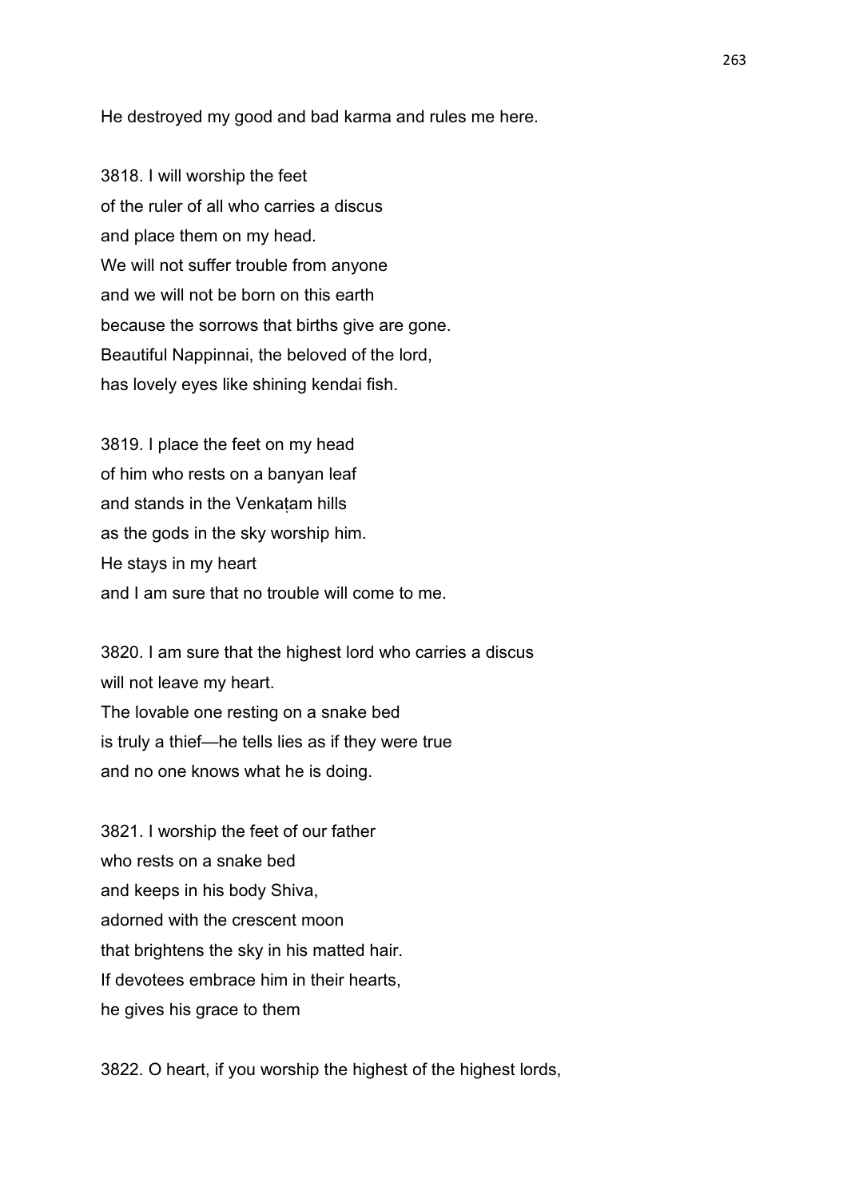He destroyed my good and bad karma and rules me here.

3818. I will worship the feet
of the ruler of all who carries a discus
and place them on my head.
We will not suffer trouble from anyone
and we will not be born on this earth
because the sorrows that births give are gone.
Beautiful Nappinnai, the beloved of the lord,
has lovely eyes like shining kendai fish.

3819. I place the feet on my head
of him who rests on a banyan leaf
and stands in the Venkaṭam hills
as the gods in the sky worship him.
He stays in my heart
and I am sure that no trouble will come to me.

3820. I am sure that the highest lord who carries a discus
will not leave my heart.
The lovable one resting on a snake bed
is truly a thief—he tells lies as if they were true
and no one knows what he is doing.

3821. I worship the feet of our father
who rests on a snake bed
and keeps in his body Shiva,
adorned with the crescent moon
that brightens the sky in his matted hair.
If devotees embrace him in their hearts,
he gives his grace to them

3822. O heart, if you worship the highest of the highest lords,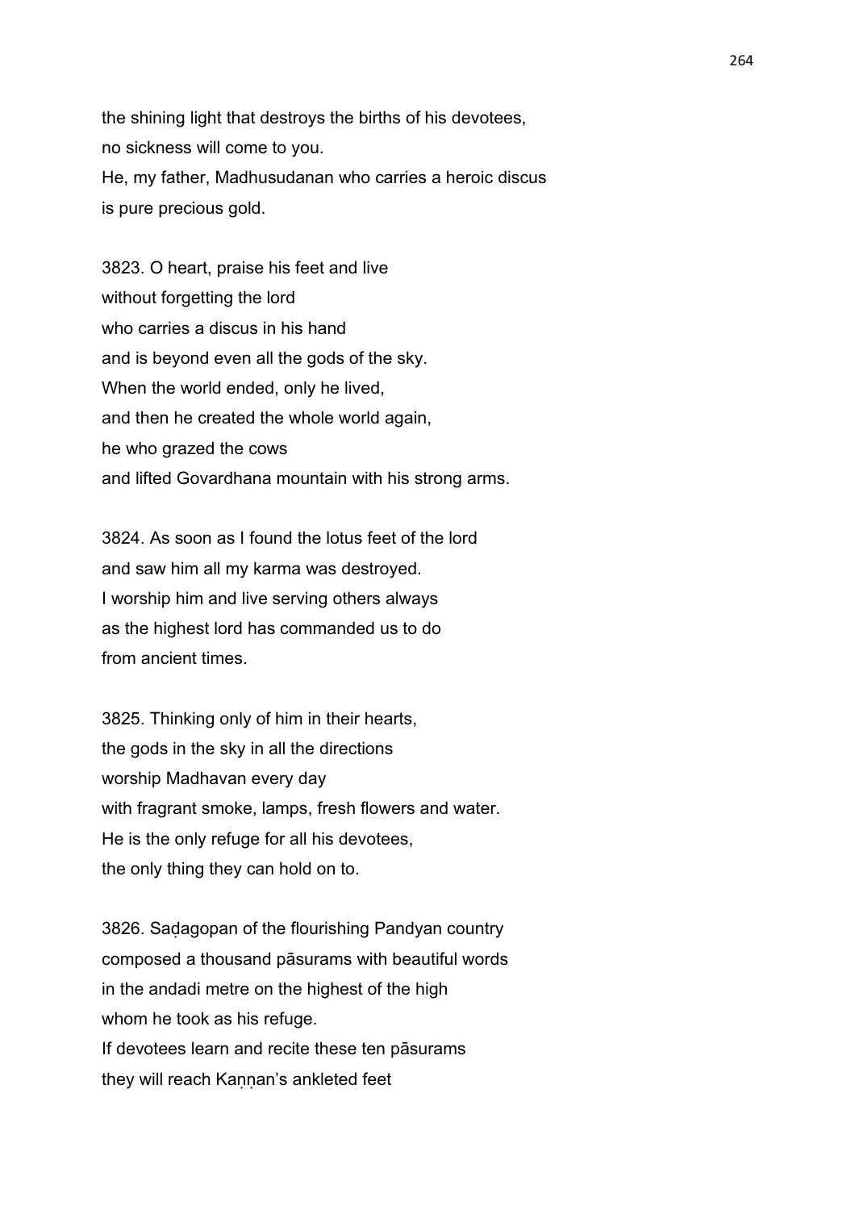the shining light that destroys the births of his devotees,
no sickness will come to you.
He, my father, Madhusudanan who carries a heroic discus
is pure precious gold.

3823. O heart, praise his feet and live
without forgetting the lord
who carries a discus in his hand
and is beyond even all the gods of the sky.
When the world ended, only he lived,
and then he created the whole world again,
he who grazed the cows
and lifted Govardhana mountain with his strong arms.

3824. As soon as I found the lotus feet of the lord
and saw him all my karma was destroyed.
I worship him and live serving others always
as the highest lord has commanded us to do
from ancient times.

3825. Thinking only of him in their hearts,
the gods in the sky in all the directions
worship Madhavan every day
with fragrant smoke, lamps, fresh flowers and water.
He is the only refuge for all his devotees,
the only thing they can hold on to.

3826. Saḍagopan of the flourishing Pandyan country
composed a thousand pāsurams with beautiful words
in the andadi metre on the highest of the high
whom he took as his refuge.
If devotees learn and recite these ten pāsurams
they will reach Kaṇṇan's ankleted feet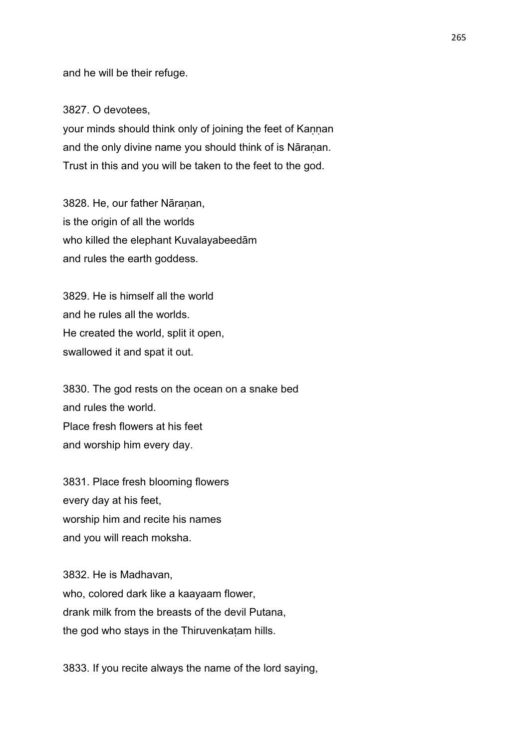and he will be their refuge.

3827. O devotees,
your minds should think only of joining the feet of Kaṇṇan
and the only divine name you should think of is Nāraṇan.
Trust in this and you will be taken to the feet to the god.

3828. He, our father Nāraṇan,
is the origin of all the worlds
who killed the elephant Kuvalayabeedām
and rules the earth goddess.

3829. He is himself all the world
and he rules all the worlds.
He created the world, split it open,
swallowed it and spat it out.

3830. The god rests on the ocean on a snake bed
and rules the world.
Place fresh flowers at his feet
and worship him every day.

3831. Place fresh blooming flowers
every day at his feet,
worship him and recite his names
and you will reach moksha.

3832. He is Madhavan,
who, colored dark like a kaayaam flower,
drank milk from the breasts of the devil Putana,
the god who stays in the Thiruvenkaṭam hills.

3833. If you recite always the name of the lord saying,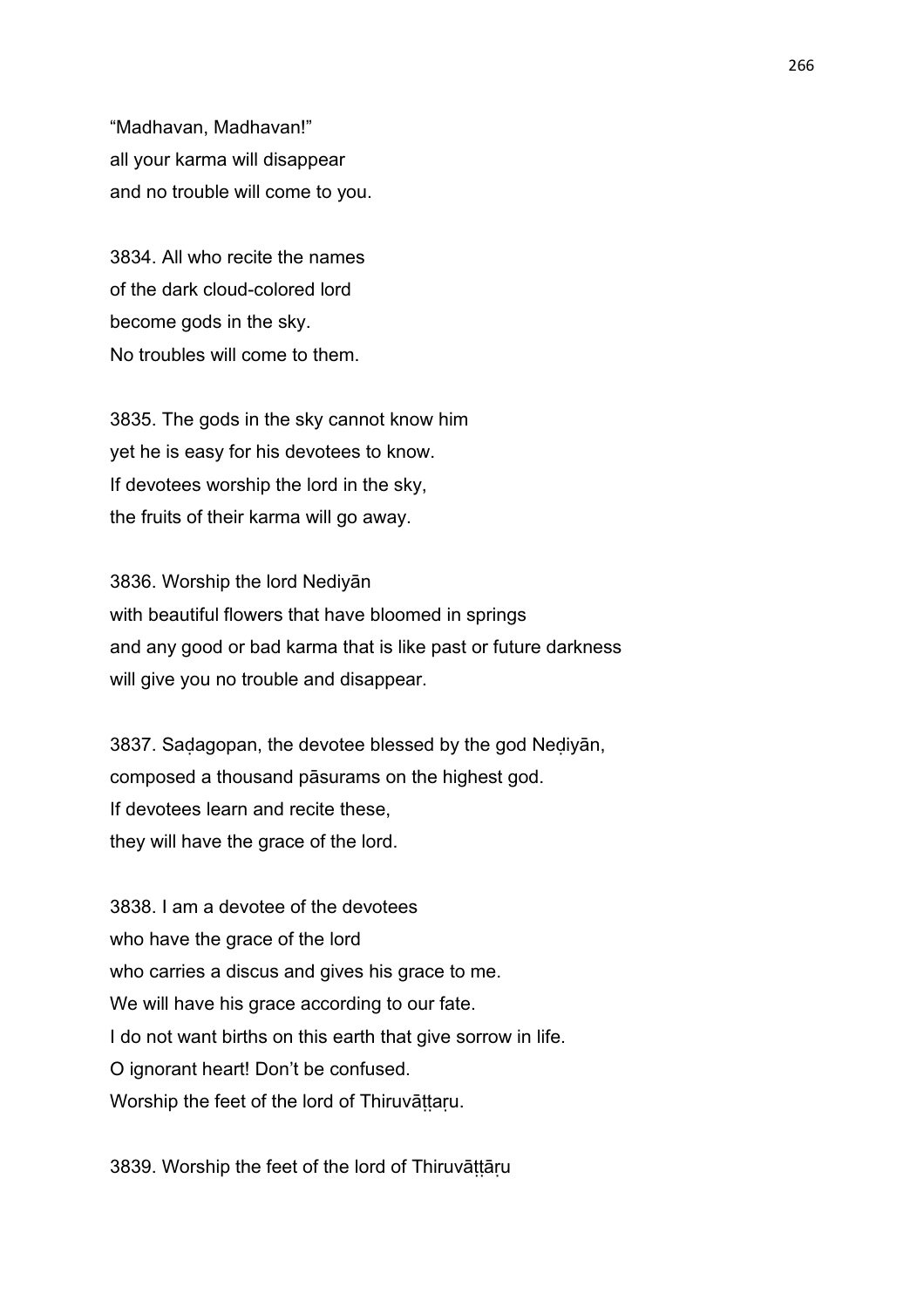"Madhavan, Madhavan!"
all your karma will disappear
and no trouble will come to you.

3834. All who recite the names
of the dark cloud-colored lord
become gods in the sky.
No troubles will come to them.

3835. The gods in the sky cannot know him
yet he is easy for his devotees to know.
If devotees worship the lord in the sky,
the fruits of their karma will go away.

3836. Worship the lord Nediyān
with beautiful flowers that have bloomed in springs
and any good or bad karma that is like past or future darkness
will give you no trouble and disappear.

3837. Saḍagopan, the devotee blessed by the god Neḍiyān,
composed a thousand pāsurams on the highest god.
If devotees learn and recite these,
they will have the grace of the lord.

3838. I am a devotee of the devotees
who have the grace of the lord
who carries a discus and gives his grace to me.
We will have his grace according to our fate.
I do not want births on this earth that give sorrow in life.
O ignorant heart! Don't be confused.
Worship the feet of the lord of Thiruvāṭṭaṛu.

3839. Worship the feet of the lord of Thiruvāṭṭāṛu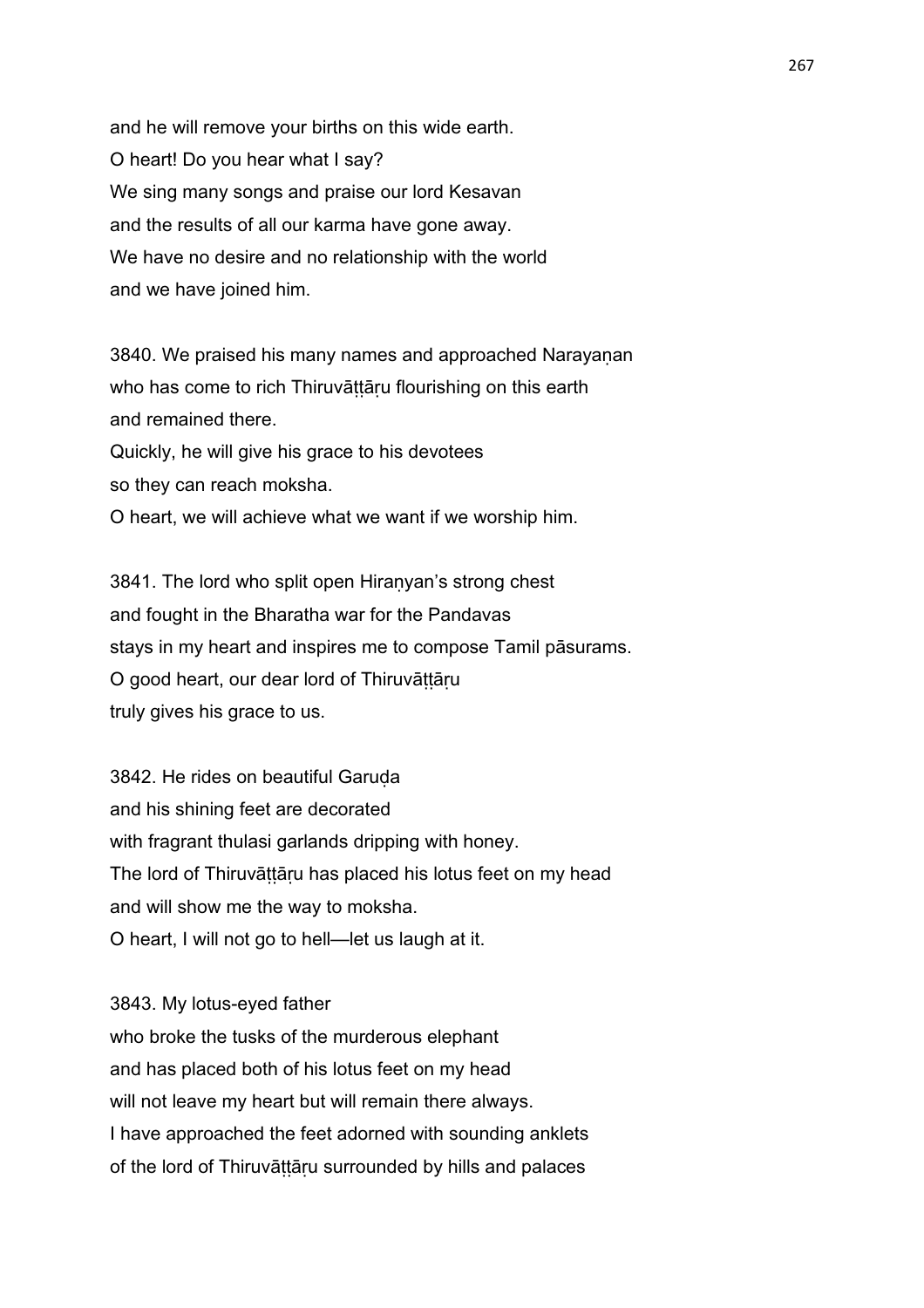and he will remove your births on this wide earth.
O heart! Do you hear what I say?
We sing many songs and praise our lord Kesavan
and the results of all our karma have gone away.
We have no desire and no relationship with the world
and we have joined him.

3840. We praised his many names and approached Narayaṇan
who has come to rich Thiruvāṭṭāṛu flourishing on this earth
and remained there.
Quickly, he will give his grace to his devotees
so they can reach moksha.
O heart, we will achieve what we want if we worship him.

3841. The lord who split open Hiraṇyan's strong chest
and fought in the Bharatha war for the Pandavas
stays in my heart and inspires me to compose Tamil pāsurams.
O good heart, our dear lord of Thiruvāṭṭāṛu
truly gives his grace to us.

3842. He rides on beautiful Garuḍa
and his shining feet are decorated
with fragrant thulasi garlands dripping with honey.
The lord of Thiruvāṭṭāṛu has placed his lotus feet on my head
and will show me the way to moksha.
O heart, I will not go to hell—let us laugh at it.

3843. My lotus-eyed father
who broke the tusks of the murderous elephant
and has placed both of his lotus feet on my head
will not leave my heart but will remain there always.
I have approached the feet adorned with sounding anklets
of the lord of Thiruvāṭṭāṛu surrounded by hills and palaces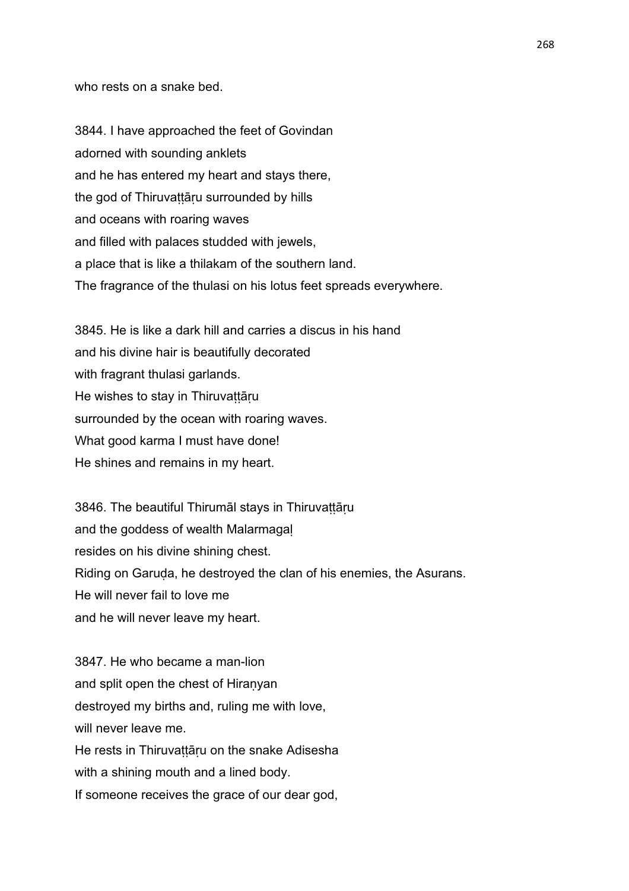who rests on a snake bed.

3844. I have approached the feet of Govindan
adorned with sounding anklets
and he has entered my heart and stays there,
the god of Thiruvaṭṭāṛu surrounded by hills
and oceans with roaring waves
and filled with palaces studded with jewels,
a place that is like a thilakam of the southern land.
The fragrance of the thulasi on his lotus feet spreads everywhere.

3845. He is like a dark hill and carries a discus in his hand
and his divine hair is beautifully decorated
with fragrant thulasi garlands.
He wishes to stay in Thiruvaṭṭāṛu
surrounded by the ocean with roaring waves.
What good karma I must have done!
He shines and remains in my heart.

3846. The beautiful Thirumāl stays in Thiruvaṭṭāṛu
and the goddess of wealth Malarmagaḷ
resides on his divine shining chest.
Riding on Garuḍa, he destroyed the clan of his enemies, the Asurans.
He will never fail to love me
and he will never leave my heart.

3847. He who became a man-lion
and split open the chest of Hiraṇyan
destroyed my births and, ruling me with love,
will never leave me.
He rests in Thiruvaṭṭāṛu on the snake Adisesha
with a shining mouth and a lined body.
If someone receives the grace of our dear god,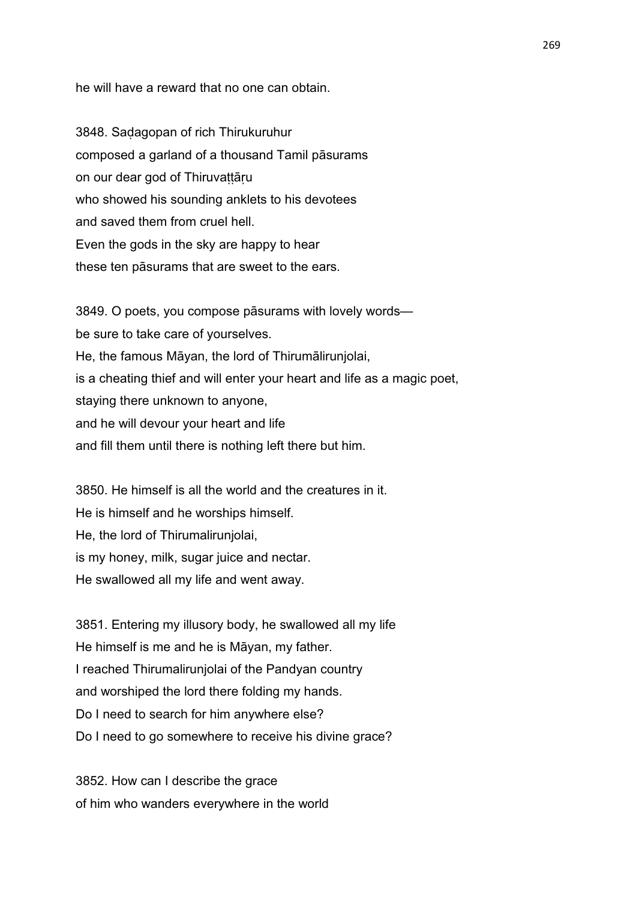he will have a reward that no one can obtain.

3848. Saḍagopan of rich Thirukuruhur
composed a garland of a thousand Tamil pāsurams
on our dear god of Thiruvaṭṭāṛu
who showed his sounding anklets to his devotees
and saved them from cruel hell.
Even the gods in the sky are happy to hear
these ten pāsurams that are sweet to the ears.

3849. O poets, you compose pāsurams with lovely words—
be sure to take care of yourselves.
He, the famous Māyan, the lord of Thirumālirunjolai,
is a cheating thief and will enter your heart and life as a magic poet,
staying there unknown to anyone,
and he will devour your heart and life
and fill them until there is nothing left there but him.

3850. He himself is all the world and the creatures in it.
He is himself and he worships himself.
He, the lord of Thirumalirunjolai,
is my honey, milk, sugar juice and nectar.
He swallowed all my life and went away.

3851. Entering my illusory body, he swallowed all my life
He himself is me and he is Māyan, my father.
I reached Thirumalirunjolai of the Pandyan country
and worshiped the lord there folding my hands.
Do I need to search for him anywhere else?
Do I need to go somewhere to receive his divine grace?

3852. How can I describe the grace
of him who wanders everywhere in the world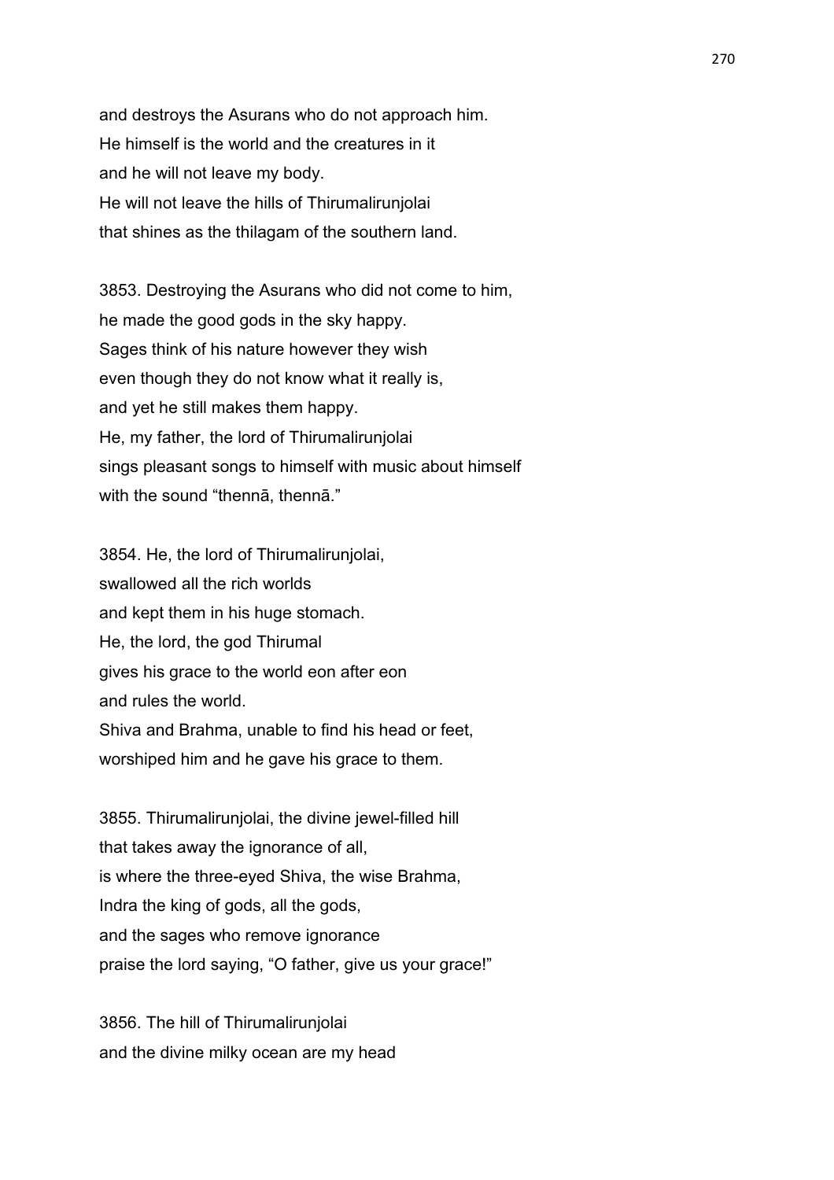and destroys the Asurans who do not approach him.
He himself is the world and the creatures in it
and he will not leave my body.
He will not leave the hills of Thirumalirunjolai
that shines as the thilagam of the southern land.

3853. Destroying the Asurans who did not come to him,
he made the good gods in the sky happy.
Sages think of his nature however they wish
even though they do not know what it really is,
and yet he still makes them happy.
He, my father, the lord of Thirumalirunjolai
sings pleasant songs to himself with music about himself
with the sound "thennā, thennā."

3854. He, the lord of Thirumalirunjolai,
swallowed all the rich worlds
and kept them in his huge stomach.
He, the lord, the god Thirumal
gives his grace to the world eon after eon
and rules the world.
Shiva and Brahma, unable to find his head or feet,
worshiped him and he gave his grace to them.

3855. Thirumalirunjolai, the divine jewel-filled hill
that takes away the ignorance of all,
is where the three-eyed Shiva, the wise Brahma,
Indra the king of gods, all the gods,
and the sages who remove ignorance
praise the lord saying, "O father, give us your grace!"

3856. The hill of Thirumalirunjolai
and the divine milky ocean are my head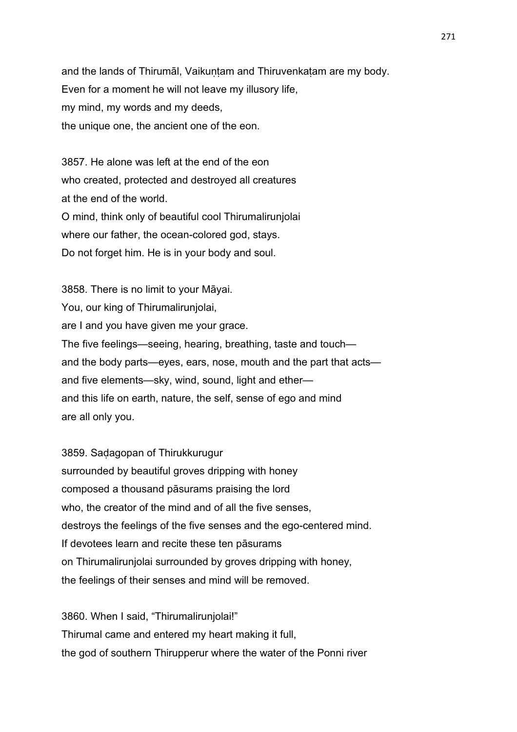and the lands of Thirumāl, Vaikuṇṭam and Thiruvenkaṭam are my body.
Even for a moment he will not leave my illusory life,
my mind, my words and my deeds,
the unique one, the ancient one of the eon.

3857. He alone was left at the end of the eon
who created, protected and destroyed all creatures
at the end of the world.
O mind, think only of beautiful cool Thirumalirunjolai
where our father, the ocean-colored god, stays.
Do not forget him. He is in your body and soul.

3858. There is no limit to your Māyai.
You, our king of Thirumalirunjolai,
are I and you have given me your grace.
The five feelings—seeing, hearing, breathing, taste and touch—
and the body parts—eyes, ears, nose, mouth and the part that acts—
and five elements—sky, wind, sound, light and ether—
and this life on earth, nature, the self, sense of ego and mind
are all only you.

3859. Saḍagopan of Thirukkurugur
surrounded by beautiful groves dripping with honey
composed a thousand pāsurams praising the lord
who, the creator of the mind and of all the five senses,
destroys the feelings of the five senses and the ego-centered mind.
If devotees learn and recite these ten pāsurams
on Thirumalirunjolai surrounded by groves dripping with honey,
the feelings of their senses and mind will be removed.

3860. When I said, "Thirumalirunjolai!"
Thirumal came and entered my heart making it full,
the god of southern Thirupperur where the water of the Ponni river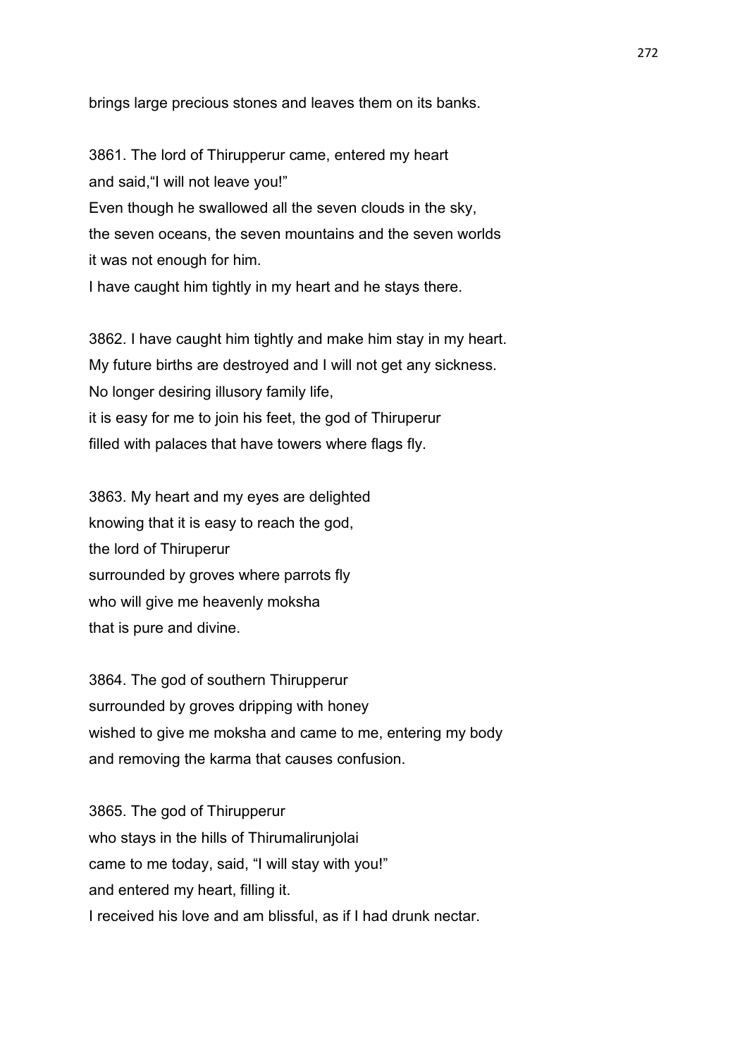brings large precious stones and leaves them on its banks.

3861. The lord of Thirupperur came, entered my heart
and said,"I will not leave you!"
Even though he swallowed all the seven clouds in the sky,
the seven oceans, the seven mountains and the seven worlds
it was not enough for him.
I have caught him tightly in my heart and he stays there.

3862. I have caught him tightly and make him stay in my heart.
My future births are destroyed and I will not get any sickness.
No longer desiring illusory family life,
it is easy for me to join his feet, the god of Thiruperur
filled with palaces that have towers where flags fly.

3863. My heart and my eyes are delighted
knowing that it is easy to reach the god,
the lord of Thiruperur
surrounded by groves where parrots fly
who will give me heavenly moksha
that is pure and divine.

3864. The god of southern Thirupperur
surrounded by groves dripping with honey
wished to give me moksha and came to me, entering my body
and removing the karma that causes confusion.

3865. The god of Thirupperur
who stays in the hills of Thirumalirunjolai
came to me today, said, "I will stay with you!"
and entered my heart, filling it.
I received his love and am blissful, as if I had drunk nectar.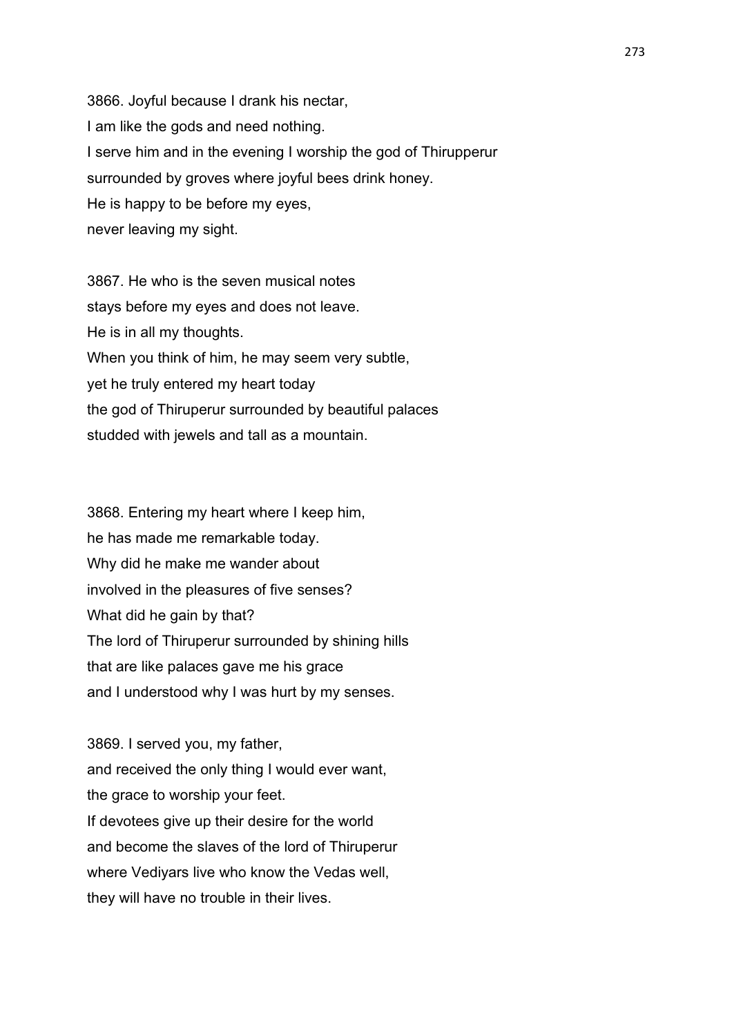3866. Joyful because I drank his nectar,
I am like the gods and need nothing.
I serve him and in the evening I worship the god of Thirupperur
surrounded by groves where joyful bees drink honey.
He is happy to be before my eyes,
never leaving my sight.

3867. He who is the seven musical notes
stays before my eyes and does not leave.
He is in all my thoughts.
When you think of him, he may seem very subtle,
yet he truly entered my heart today
the god of Thiruperur surrounded by beautiful palaces
studded with jewels and tall as a mountain.

3868. Entering my heart where I keep him,
he has made me remarkable today.
Why did he make me wander about
involved in the pleasures of five senses?
What did he gain by that?
The lord of Thiruperur surrounded by shining hills
that are like palaces gave me his grace
and I understood why I was hurt by my senses.

3869. I served you, my father,
and received the only thing I would ever want,
the grace to worship your feet.
If devotees give up their desire for the world
and become the slaves of the lord of Thiruperur
where Vediyars live who know the Vedas well,
they will have no trouble in their lives.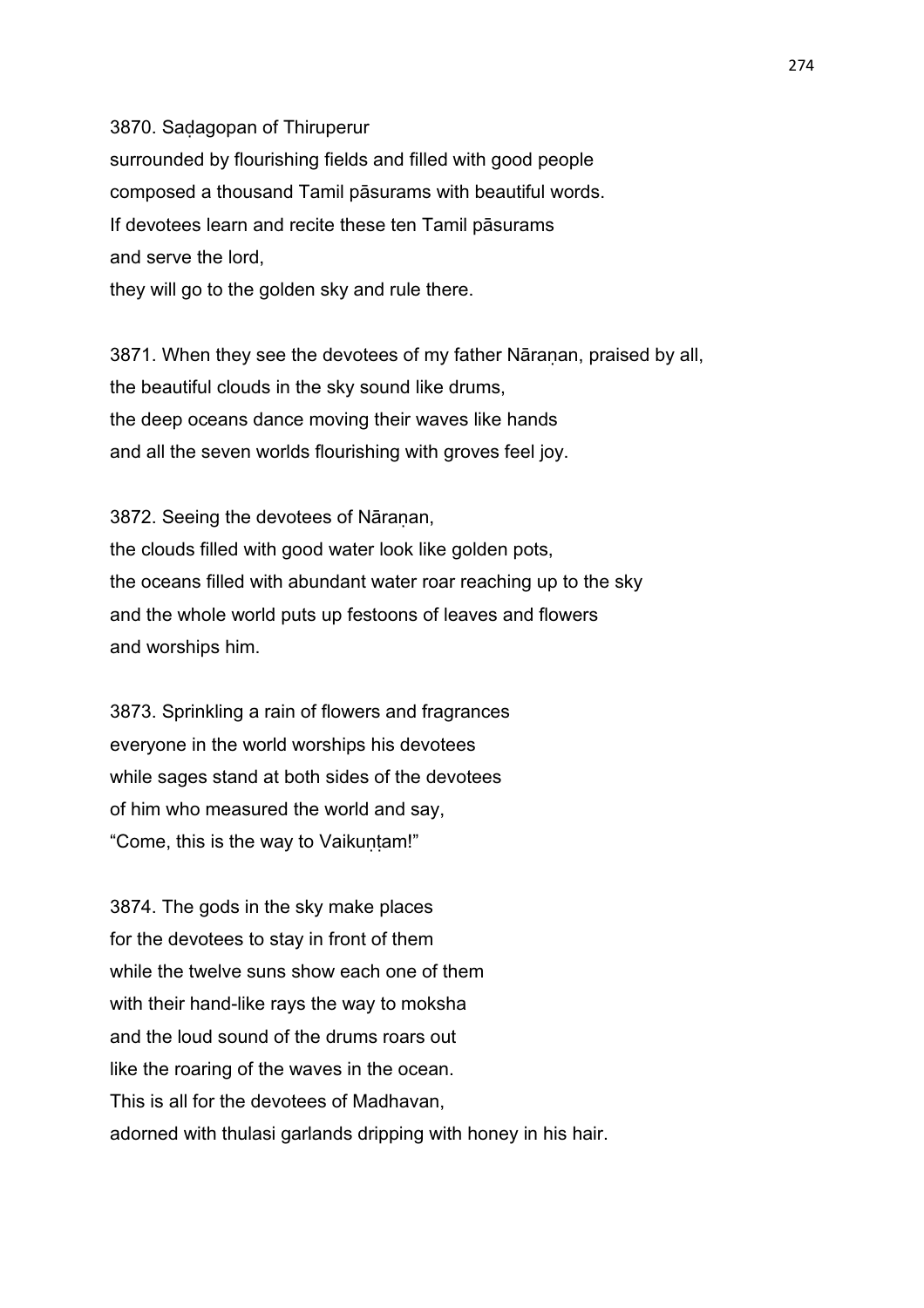3870. Saḍagopan of Thiruperur
surrounded by flourishing fields and filled with good people
composed a thousand Tamil pāsurams with beautiful words.
If devotees learn and recite these ten Tamil pāsurams
and serve the lord,
they will go to the golden sky and rule there.

3871. When they see the devotees of my father Nāraṇan, praised by all,
the beautiful clouds in the sky sound like drums,
the deep oceans dance moving their waves like hands
and all the seven worlds flourishing with groves feel joy.

3872. Seeing the devotees of Nāraṇan,
the clouds filled with good water look like golden pots,
the oceans filled with abundant water roar reaching up to the sky
and the whole world puts up festoons of leaves and flowers
and worships him.

3873. Sprinkling a rain of flowers and fragrances
everyone in the world worships his devotees
while sages stand at both sides of the devotees
of him who measured the world and say,
"Come, this is the way to Vaikuṇṭam!"

3874. The gods in the sky make places
for the devotees to stay in front of them
while the twelve suns show each one of them
with their hand-like rays the way to moksha
and the loud sound of the drums roars out
like the roaring of the waves in the ocean.
This is all for the devotees of Madhavan,
adorned with thulasi garlands dripping with honey in his hair.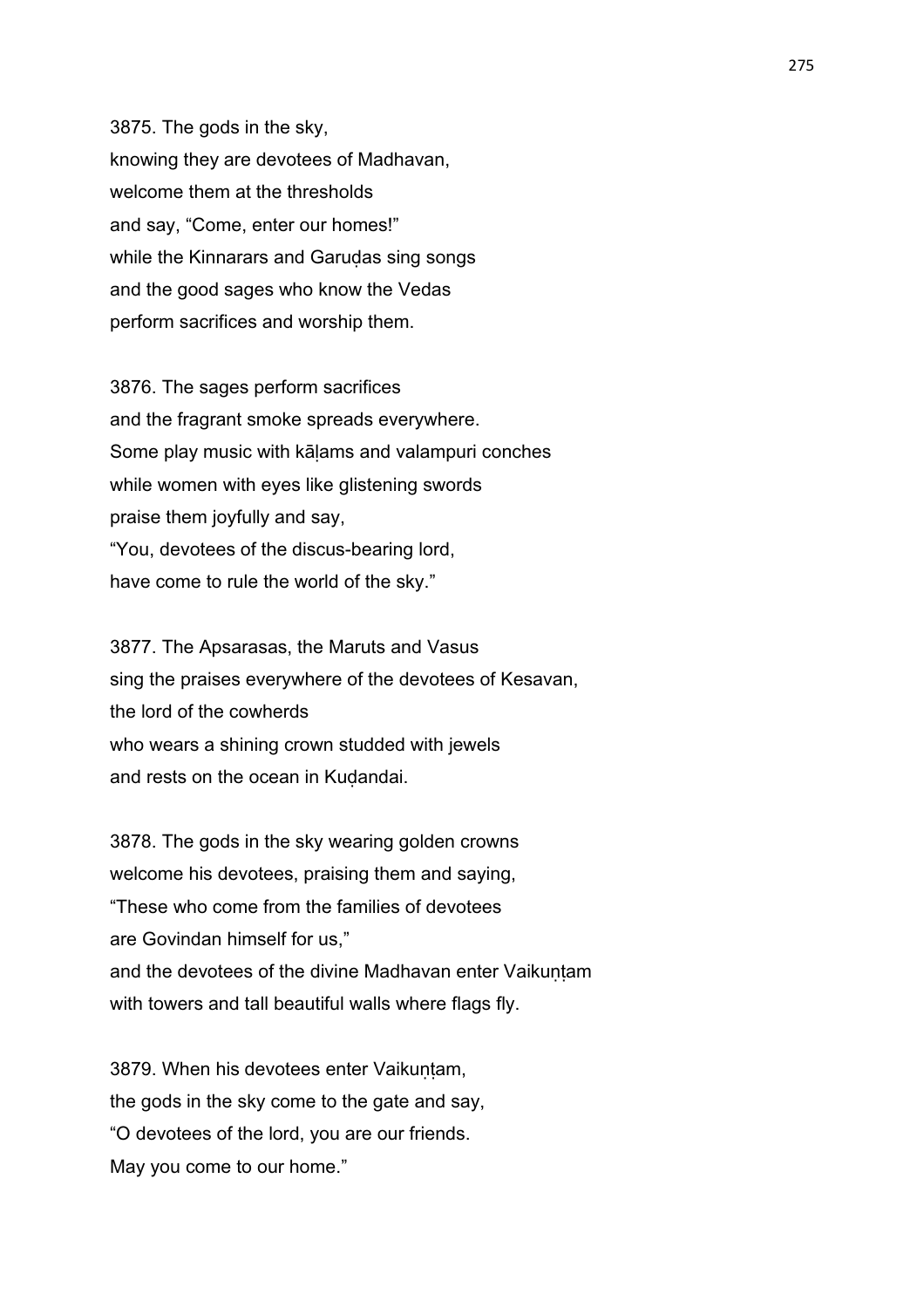3875. The gods in the sky,
knowing they are devotees of Madhavan,
welcome them at the thresholds
and say, “Come, enter our homes!”
while the Kinnarars and Garuḍas sing songs
and the good sages who know the Vedas
perform sacrifices and worship them.

3876. The sages perform sacrifices
and the fragrant smoke spreads everywhere.
Some play music with kāḷams and valampuri conches
while women with eyes like glistening swords
praise them joyfully and say,
“You, devotees of the discus-bearing lord,
have come to rule the world of the sky.”

3877. The Apsarasas, the Maruts and Vasus
sing the praises everywhere of the devotees of Kesavan,
the lord of the cowherds
who wears a shining crown studded with jewels
and rests on the ocean in Kuḍandai.

3878. The gods in the sky wearing golden crowns
welcome his devotees, praising them and saying,
“These who come from the families of devotees
are Govindan himself for us,”
and the devotees of the divine Madhavan enter Vaikuṇṭam
with towers and tall beautiful walls where flags fly.

3879. When his devotees enter Vaikuṇṭam,
the gods in the sky come to the gate and say,
“O devotees of the lord, you are our friends.
May you come to our home.”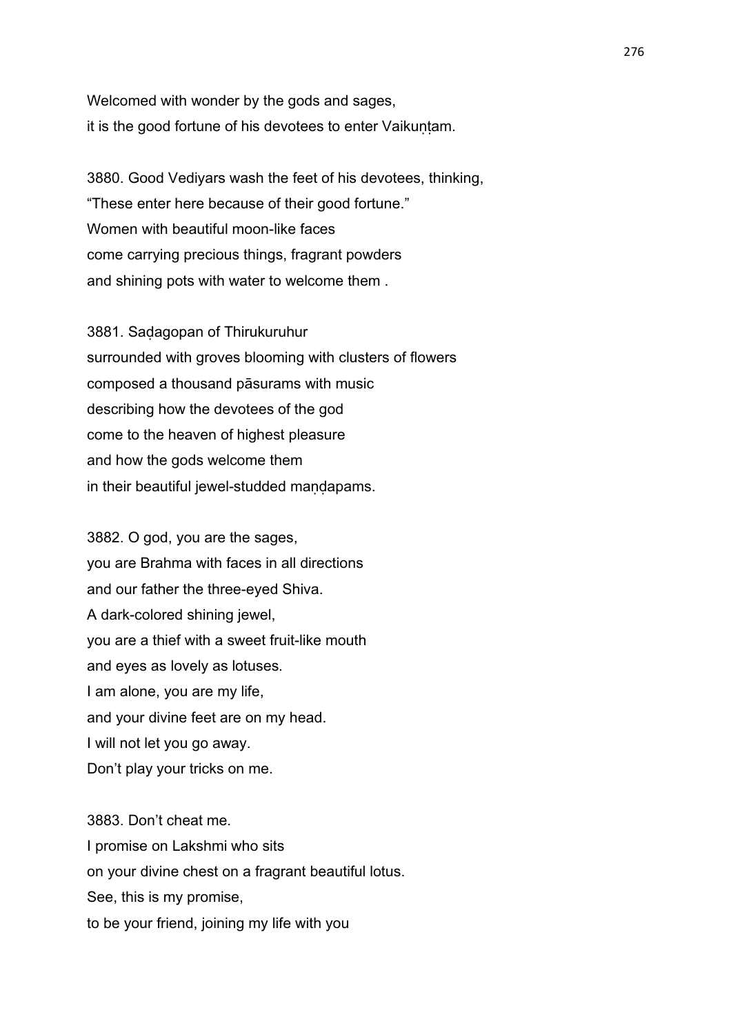Welcomed with wonder by the gods and sages,
it is the good fortune of his devotees to enter Vaikuṇṭam.

3880. Good Vediyars wash the feet of his devotees, thinking,
“These enter here because of their good fortune.”
Women with beautiful moon-like faces
come carrying precious things, fragrant powders
and shining pots with water to welcome them .

3881. Saḍagopan of Thirukuruhur
surrounded with groves blooming with clusters of flowers
composed a thousand pāsurams with music
describing how the devotees of the god
come to the heaven of highest pleasure
and how the gods welcome them
in their beautiful jewel-studded maṇḍapams.

3882. O god, you are the sages,
you are Brahma with faces in all directions
and our father the three-eyed Shiva.
A dark-colored shining jewel,
you are a thief with a sweet fruit-like mouth
and eyes as lovely as lotuses.
I am alone, you are my life,
and your divine feet are on my head.
I will not let you go away.
Don’t play your tricks on me.

3883. Don’t cheat me.
I promise on Lakshmi who sits
on your divine chest on a fragrant beautiful lotus.
See, this is my promise,
to be your friend, joining my life with you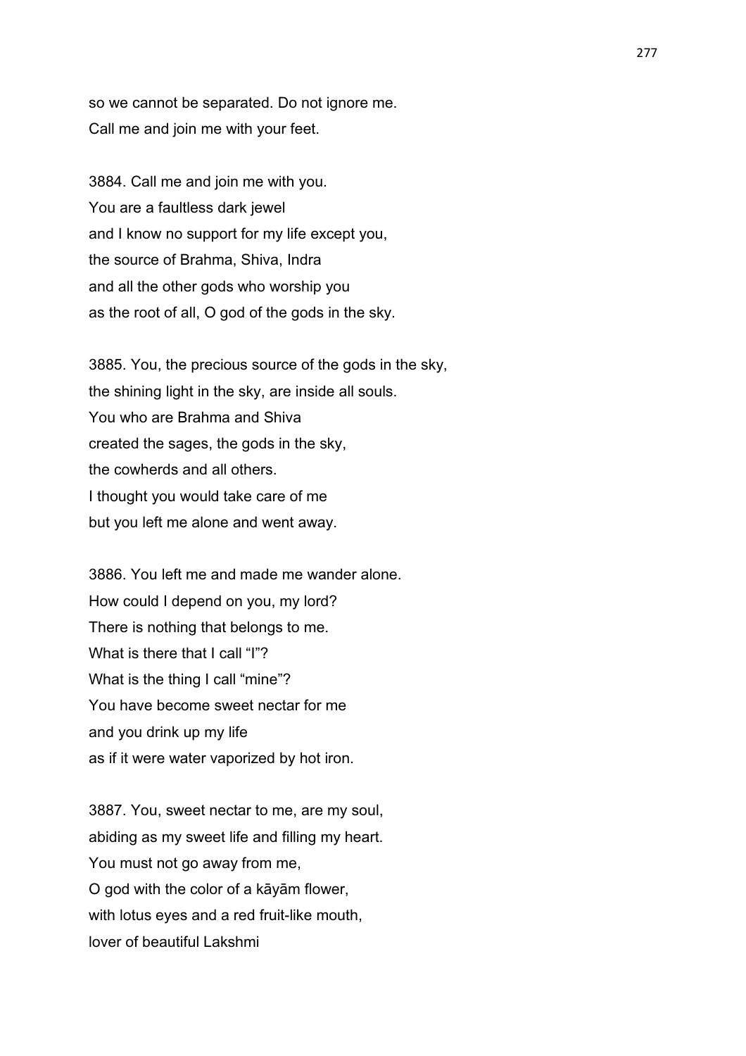so we cannot be separated. Do not ignore me.
Call me and join me with your feet.

3884. Call me and join me with you.
You are a faultless dark jewel
and I know no support for my life except you,
the source of Brahma, Shiva, Indra
and all the other gods who worship you
as the root of all, O god of the gods in the sky.

3885. You, the precious source of the gods in the sky,
the shining light in the sky, are inside all souls.
You who are Brahma and Shiva
created the sages, the gods in the sky,
the cowherds and all others.
I thought you would take care of me
but you left me alone and went away.

3886. You left me and made me wander alone.
How could I depend on you, my lord?
There is nothing that belongs to me.
What is there that I call "I"?
What is the thing I call "mine"?
You have become sweet nectar for me
and you drink up my life
as if it were water vaporized by hot iron.

3887. You, sweet nectar to me, are my soul,
abiding as my sweet life and filling my heart.
You must not go away from me,
O god with the color of a kāyām flower,
with lotus eyes and a red fruit-like mouth,
lover of beautiful Lakshmi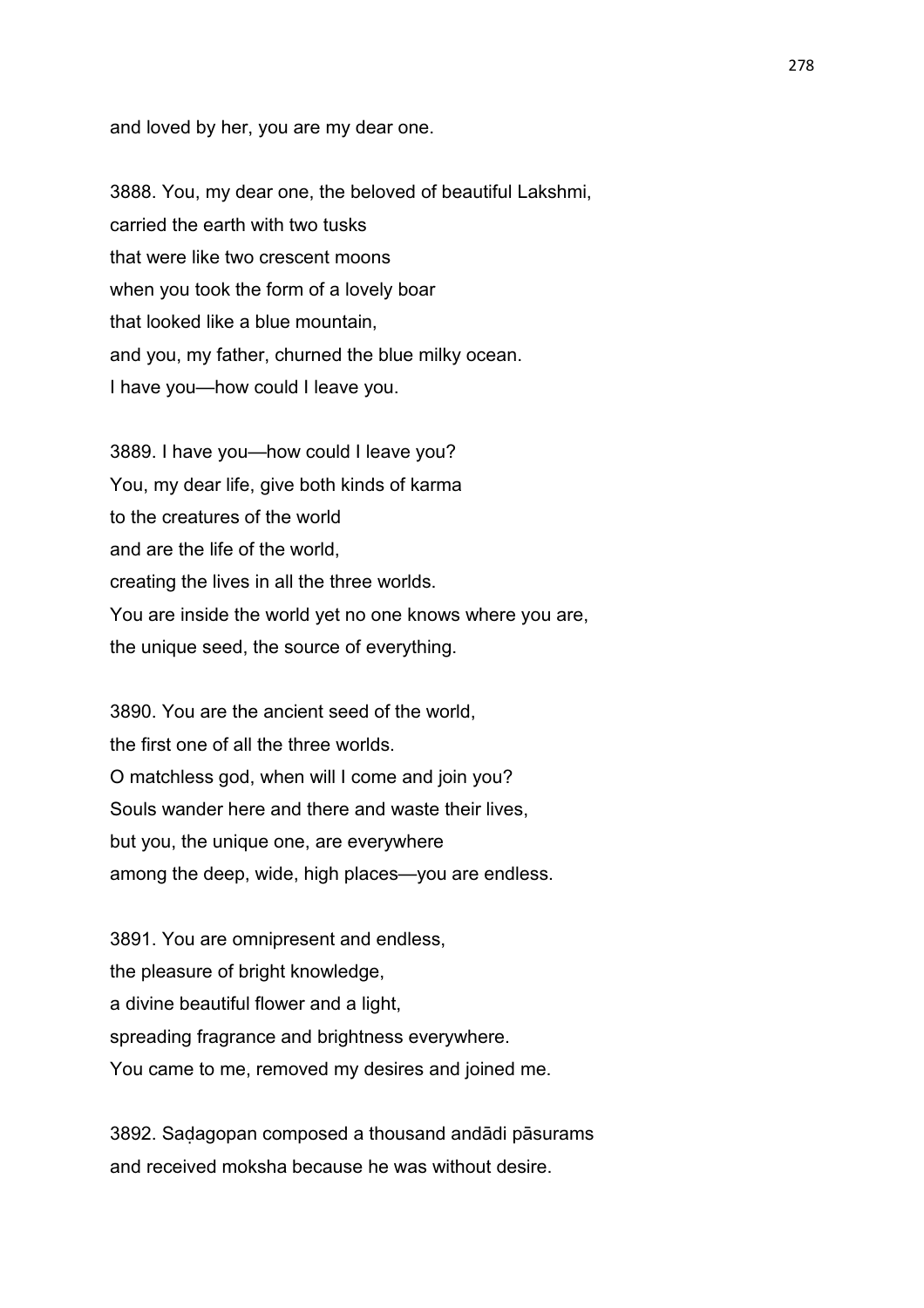and loved by her, you are my dear one.

3888. You, my dear one, the beloved of beautiful Lakshmi,
carried the earth with two tusks
that were like two crescent moons
when you took the form of a lovely boar
that looked like a blue mountain,
and you, my father, churned the blue milky ocean.
I have you—how could I leave you.

3889. I have you—how could I leave you?
You, my dear life, give both kinds of karma
to the creatures of the world
and are the life of the world,
creating the lives in all the three worlds.
You are inside the world yet no one knows where you are,
the unique seed, the source of everything.

3890. You are the ancient seed of the world,
the first one of all the three worlds.
O matchless god, when will I come and join you?
Souls wander here and there and waste their lives,
but you, the unique one, are everywhere
among the deep, wide, high places—you are endless.

3891. You are omnipresent and endless,
the pleasure of bright knowledge,
a divine beautiful flower and a light,
spreading fragrance and brightness everywhere.
You came to me, removed my desires and joined me.

3892. Saḍagopan composed a thousand andādi pāsurams
and received moksha because he was without desire.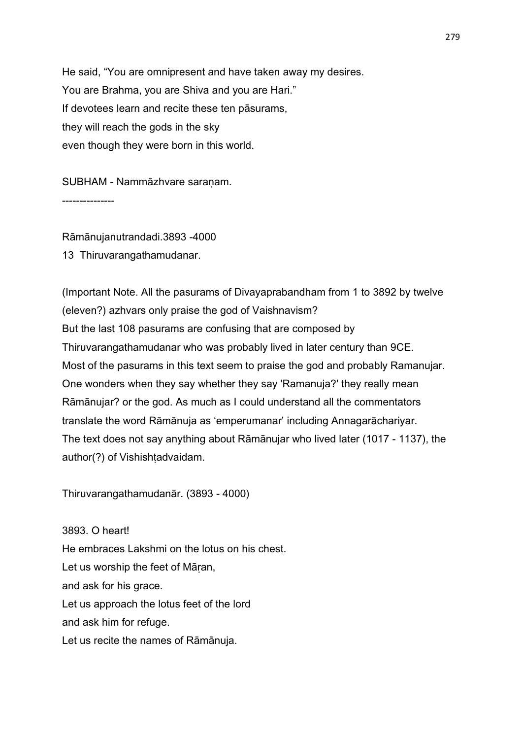He said, “You are omnipresent and have taken away my desires.
You are Brahma, you are Shiva and you are Hari.”
If devotees learn and recite these ten pāsurams,
they will reach the gods in the sky
even though they were born in this world.

SUBHAM - Nammāzhvare saraṇam.

---------------

Rāmānujanutrandadi.3893 -4000
13 Thiruvarangathamudanar.

(Important Note. All the pasurams of Divayaprabandham from 1 to 3892 by twelve (eleven?) azhvars only praise the god of Vaishnavism?
But the last 108 pasurams are confusing that are composed by Thiruvarangathamudanar who was probably lived in later century than 9CE.
Most of the pasurams in this text seem to praise the god and probably Ramanujar.
One wonders when they say whether they say 'Ramanuja?' they really mean Rāmānujar? or the god. As much as I could understand all the commentators translate the word Rāmānuja as ‘emperumanar’ including Annagarāchariyar.
The text does not say anything about Rāmānujar who lived later (1017 - 1137), the author(?) of Vishishṭadvaidam.

Thiruvarangathamudanār. (3893 - 4000)

3893. O heart!
He embraces Lakshmi on the lotus on his chest.
Let us worship the feet of Māṛan,
and ask for his grace.
Let us approach the lotus feet of the lord
and ask him for refuge.
Let us recite the names of Rāmānuja.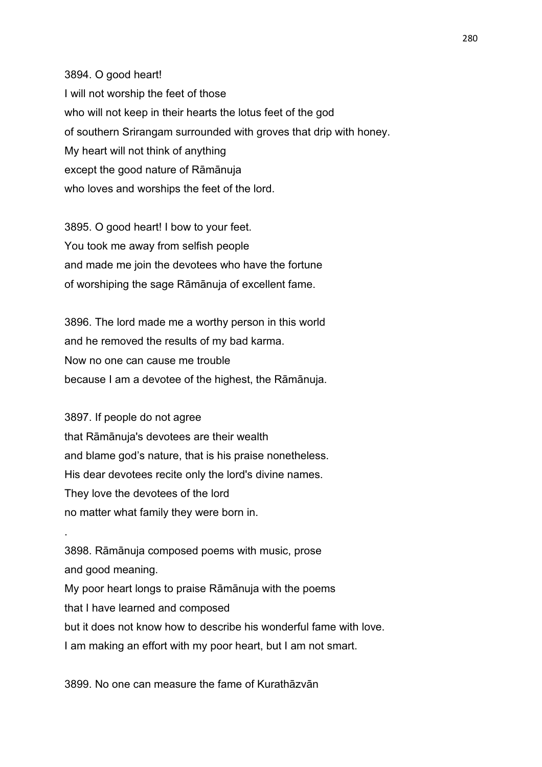3894. O good heart!
I will not worship the feet of those
who will not keep in their hearts the lotus feet of the god
of southern Srirangam surrounded with groves that drip with honey.
My heart will not think of anything
except the good nature of Rāmānuja
who loves and worships the feet of the lord.

3895. O good heart! I bow to your feet.
You took me away from selfish people
and made me join the devotees who have the fortune
of worshiping the sage Rāmānuja of excellent fame.

3896. The lord made me a worthy person in this world
and he removed the results of my bad karma.
Now no one can cause me trouble
because I am a devotee of the highest, the Rāmānuja.

3897. If people do not agree
that Rāmānuja's devotees are their wealth
and blame god's nature, that is his praise nonetheless.
His dear devotees recite only the lord's divine names.
They love the devotees of the lord
no matter what family they were born in.

.

3898. Rāmānuja composed poems with music, prose
and good meaning.
My poor heart longs to praise Rāmānuja with the poems
that I have learned and composed
but it does not know how to describe his wonderful fame with love.
I am making an effort with my poor heart, but I am not smart.

3899. No one can measure the fame of Kurathāzvān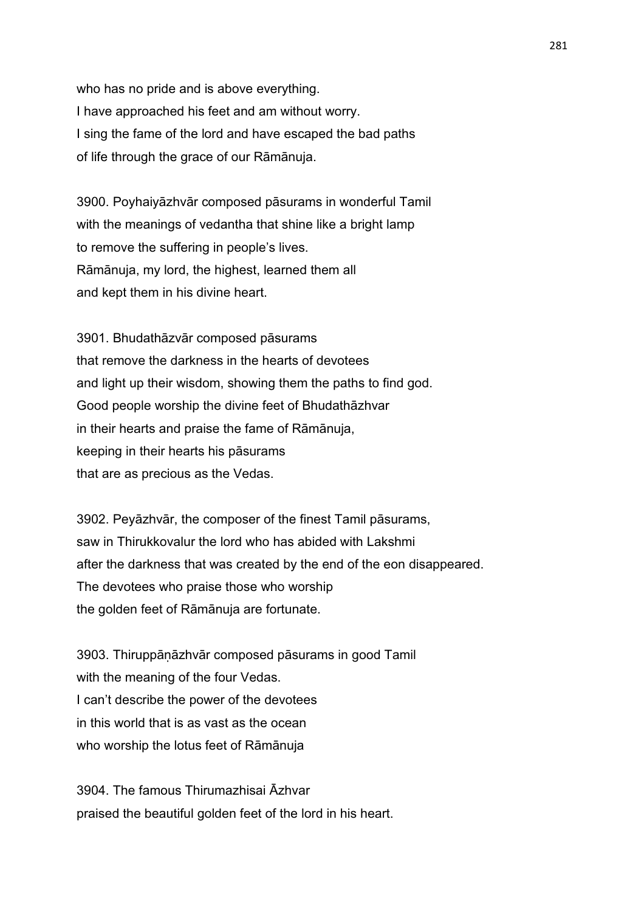who has no pride and is above everything.
I have approached his feet and am without worry.
I sing the fame of the lord and have escaped the bad paths
of life through the grace of our Rāmānuja.

3900. Poyhaiyāzhvār composed pāsurams in wonderful Tamil
with the meanings of vedantha that shine like a bright lamp
to remove the suffering in people's lives.
Rāmānuja, my lord, the highest, learned them all
and kept them in his divine heart.

3901. Bhudathāzvār composed pāsurams
that remove the darkness in the hearts of devotees
and light up their wisdom, showing them the paths to find god.
Good people worship the divine feet of Bhudathāzhvar
in their hearts and praise the fame of Rāmānuja,
keeping in their hearts his pāsurams
that are as precious as the Vedas.

3902. Peyāzhvār, the composer of the finest Tamil pāsurams,
saw in Thirukkovalur the lord who has abided with Lakshmi
after the darkness that was created by the end of the eon disappeared.
The devotees who praise those who worship
the golden feet of Rāmānuja are fortunate.

3903. Thiruppāṇāzhvār composed pāsurams in good Tamil
with the meaning of the four Vedas.
I can't describe the power of the devotees
in this world that is as vast as the ocean
who worship the lotus feet of Rāmānuja

3904. The famous Thirumazhisai Āzhvar
praised the beautiful golden feet of the lord in his heart.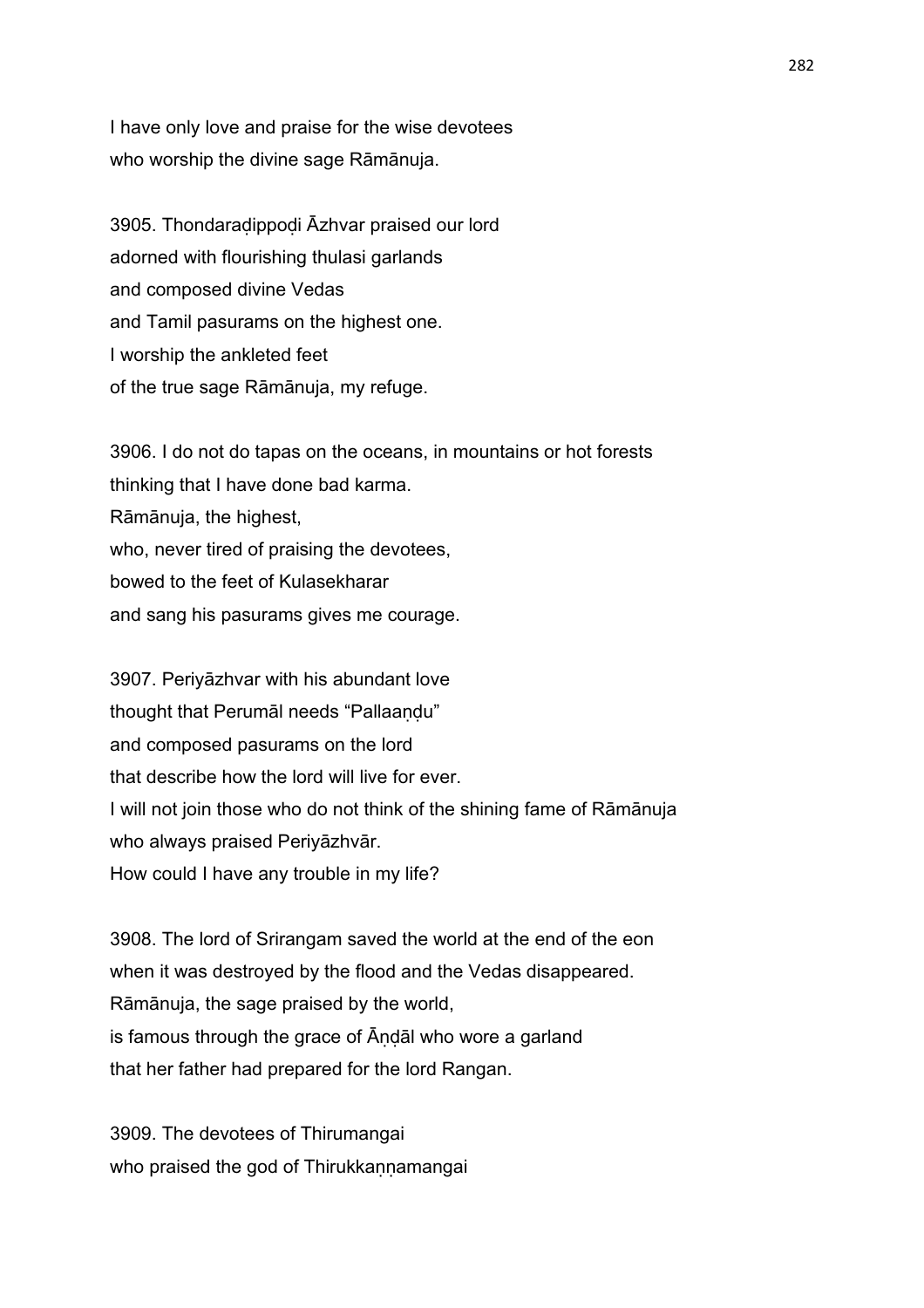I have only love and praise for the wise devotees
who worship the divine sage Rāmānuja.

3905. Thondaraḍippoḍi Āzhvar praised our lord
adorned with flourishing thulasi garlands
and composed divine Vedas
and Tamil pasurams on the highest one.
I worship the ankleted feet
of the true sage Rāmānuja, my refuge.

3906. I do not do tapas on the oceans, in mountains or hot forests
thinking that I have done bad karma.
Rāmānuja, the highest,
who, never tired of praising the devotees,
bowed to the feet of Kulasekharar
and sang his pasurams gives me courage.

3907. Periyāzhvar with his abundant love
thought that Perumāl needs “Pallaaṇḍu”
and composed pasurams on the lord
that describe how the lord will live for ever.
I will not join those who do not think of the shining fame of Rāmānuja
who always praised Periyāzhvār.
How could I have any trouble in my life?

3908. The lord of Srirangam saved the world at the end of the eon
when it was destroyed by the flood and the Vedas disappeared.
Rāmānuja, the sage praised by the world,
is famous through the grace of Āṇḍāl who wore a garland
that her father had prepared for the lord Rangan.

3909. The devotees of Thirumangai
who praised the god of Thirukkaṇṇamangai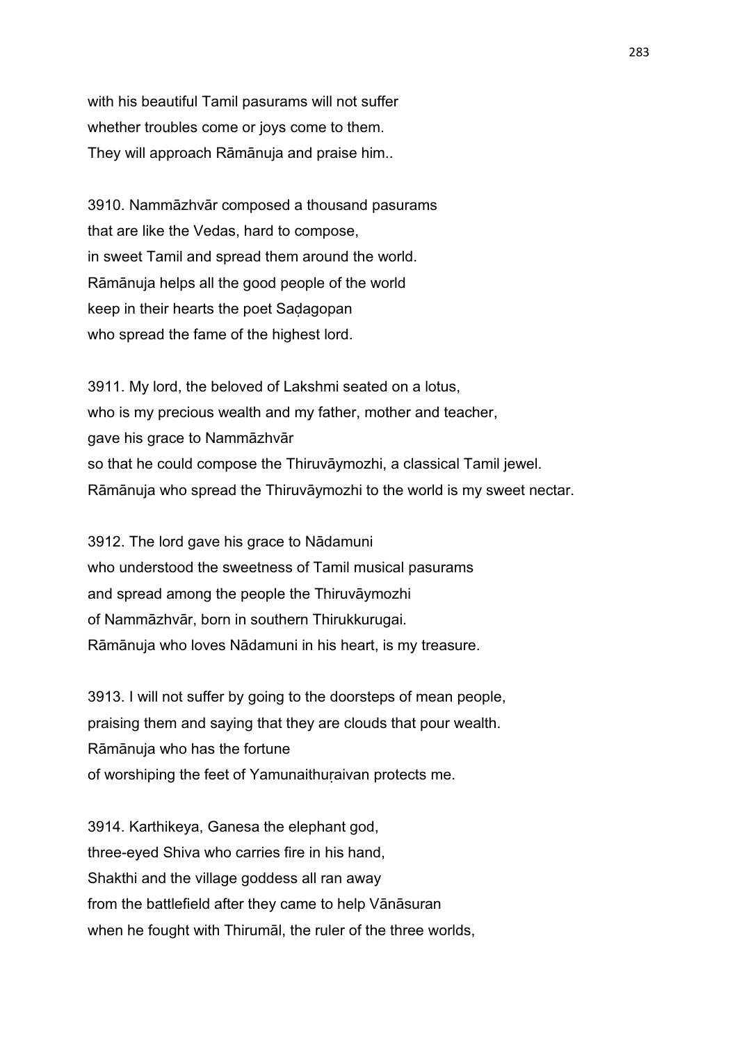with his beautiful Tamil pasurams will not suffer
whether troubles come or joys come to them.
They will approach Rāmānuja and praise him..

3910. Nammāzhvār composed a thousand pasurams
that are like the Vedas, hard to compose,
in sweet Tamil and spread them around the world.
Rāmānuja helps all the good people of the world
keep in their hearts the poet Saḍagopan
who spread the fame of the highest lord.

3911. My lord, the beloved of Lakshmi seated on a lotus,
who is my precious wealth and my father, mother and teacher,
gave his grace to Nammāzhvār
so that he could compose the Thiruvāymozhi, a classical Tamil jewel.
Rāmānuja who spread the Thiruvāymozhi to the world is my sweet nectar.

3912. The lord gave his grace to Nādamuni
who understood the sweetness of Tamil musical pasurams
and spread among the people the Thiruvāymozhi
of Nammāzhvār, born in southern Thirukkurugai.
Rāmānuja who loves Nādamuni in his heart, is my treasure.

3913. I will not suffer by going to the doorsteps of mean people,
praising them and saying that they are clouds that pour wealth.
Rāmānuja who has the fortune
of worshiping the feet of Yamunaithuṛaivan protects me.

3914. Karthikeya, Ganesa the elephant god,
three-eyed Shiva who carries fire in his hand,
Shakthi and the village goddess all ran away
from the battlefield after they came to help Vānāsuran
when he fought with Thirumāl, the ruler of the three worlds,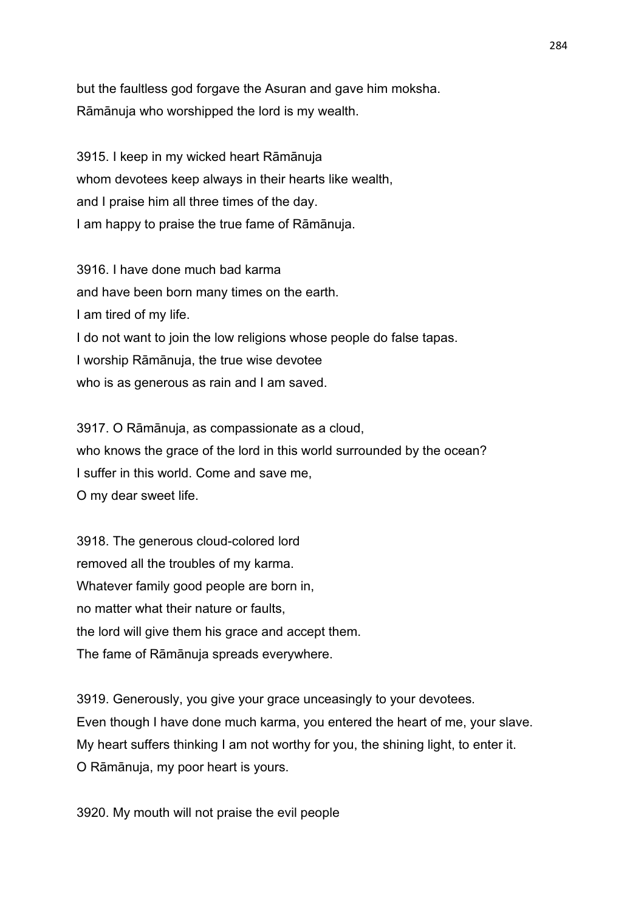but the faultless god forgave the Asuran and gave him moksha.
Rāmānuja who worshipped the lord is my wealth.

3915. I keep in my wicked heart Rāmānuja
whom devotees keep always in their hearts like wealth,
and I praise him all three times of the day.
I am happy to praise the true fame of Rāmānuja.

3916. I have done much bad karma
and have been born many times on the earth.
I am tired of my life.
I do not want to join the low religions whose people do false tapas.
I worship Rāmānuja, the true wise devotee
who is as generous as rain and I am saved.

3917. O Rāmānuja, as compassionate as a cloud,
who knows the grace of the lord in this world surrounded by the ocean?
I suffer in this world. Come and save me,
O my dear sweet life.

3918. The generous cloud-colored lord
removed all the troubles of my karma.
Whatever family good people are born in,
no matter what their nature or faults,
the lord will give them his grace and accept them.
The fame of Rāmānuja spreads everywhere.

3919. Generously, you give your grace unceasingly to your devotees.
Even though I have done much karma, you entered the heart of me, your slave.
My heart suffers thinking I am not worthy for you, the shining light, to enter it.
O Rāmānuja, my poor heart is yours.

3920. My mouth will not praise the evil people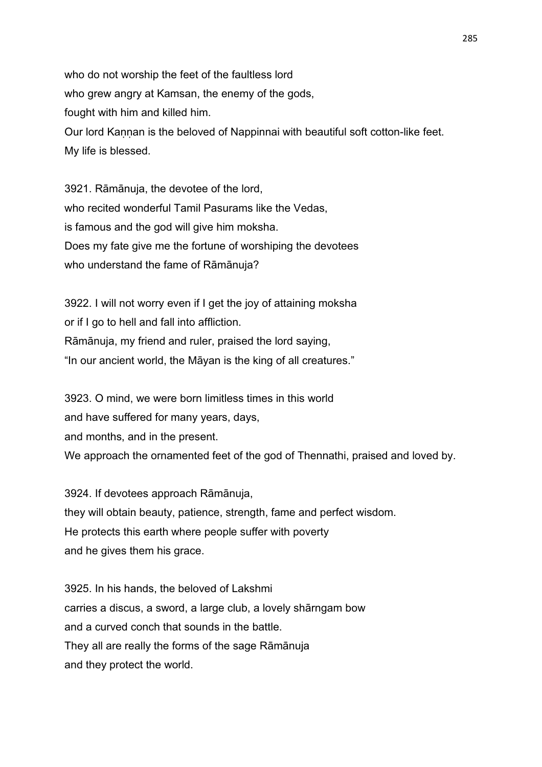who do not worship the feet of the faultless lord
who grew angry at Kamsan, the enemy of the gods,
fought with him and killed him.
Our lord Kaṇṇan is the beloved of Nappinnai with beautiful soft cotton-like feet.
My life is blessed.

3921. Rāmānuja, the devotee of the lord,
who recited wonderful Tamil Pasurams like the Vedas,
is famous and the god will give him moksha.
Does my fate give me the fortune of worshiping the devotees
who understand the fame of Rāmānuja?

3922. I will not worry even if I get the joy of attaining moksha
or if I go to hell and fall into affliction.
Rāmānuja, my friend and ruler, praised the lord saying,
“In our ancient world, the Māyan is the king of all creatures.”

3923. O mind, we were born limitless times in this world
and have suffered for many years, days,
and months, and in the present.
We approach the ornamented feet of the god of Thennathi, praised and loved by.

3924. If devotees approach Rāmānuja,
they will obtain beauty, patience, strength, fame and perfect wisdom.
He protects this earth where people suffer with poverty
and he gives them his grace.

3925. In his hands, the beloved of Lakshmi
carries a discus, a sword, a large club, a lovely shārngam bow
and a curved conch that sounds in the battle.
They all are really the forms of the sage Rāmānuja
and they protect the world.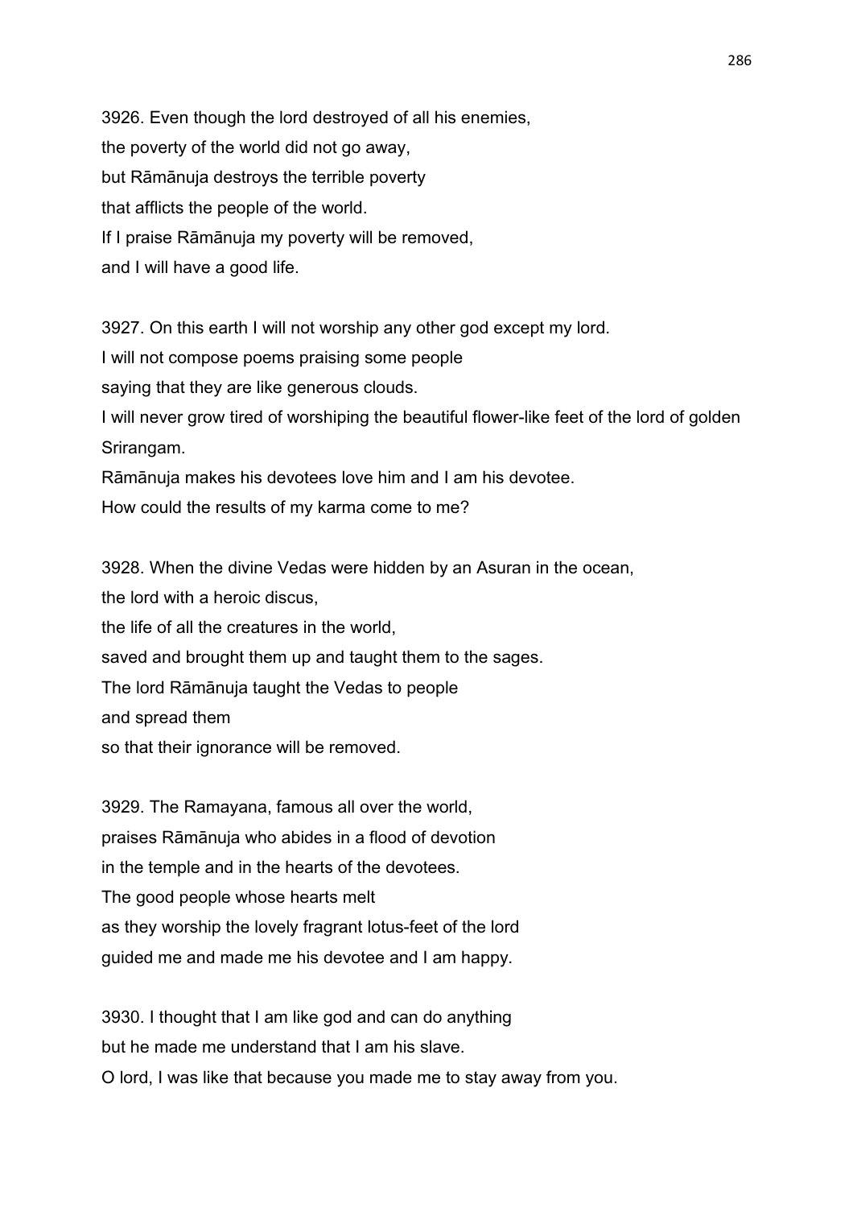3926. Even though the lord destroyed of all his enemies,
the poverty of the world did not go away,
but Rāmānuja destroys the terrible poverty
that afflicts the people of the world.
If I praise Rāmānuja my poverty will be removed,
and I will have a good life.

3927. On this earth I will not worship any other god except my lord.
I will not compose poems praising some people
saying that they are like generous clouds.
I will never grow tired of worshiping the beautiful flower-like feet of the lord of golden Srirangam.
Rāmānuja makes his devotees love him and I am his devotee.
How could the results of my karma come to me?

3928. When the divine Vedas were hidden by an Asuran in the ocean,
the lord with a heroic discus,
the life of all the creatures in the world,
saved and brought them up and taught them to the sages.
The lord Rāmānuja taught the Vedas to people
and spread them
so that their ignorance will be removed.

3929. The Ramayana, famous all over the world,
praises Rāmānuja who abides in a flood of devotion
in the temple and in the hearts of the devotees.
The good people whose hearts melt
as they worship the lovely fragrant lotus-feet of the lord
guided me and made me his devotee and I am happy.

3930. I thought that I am like god and can do anything
but he made me understand that I am his slave.
O lord, I was like that because you made me to stay away from you.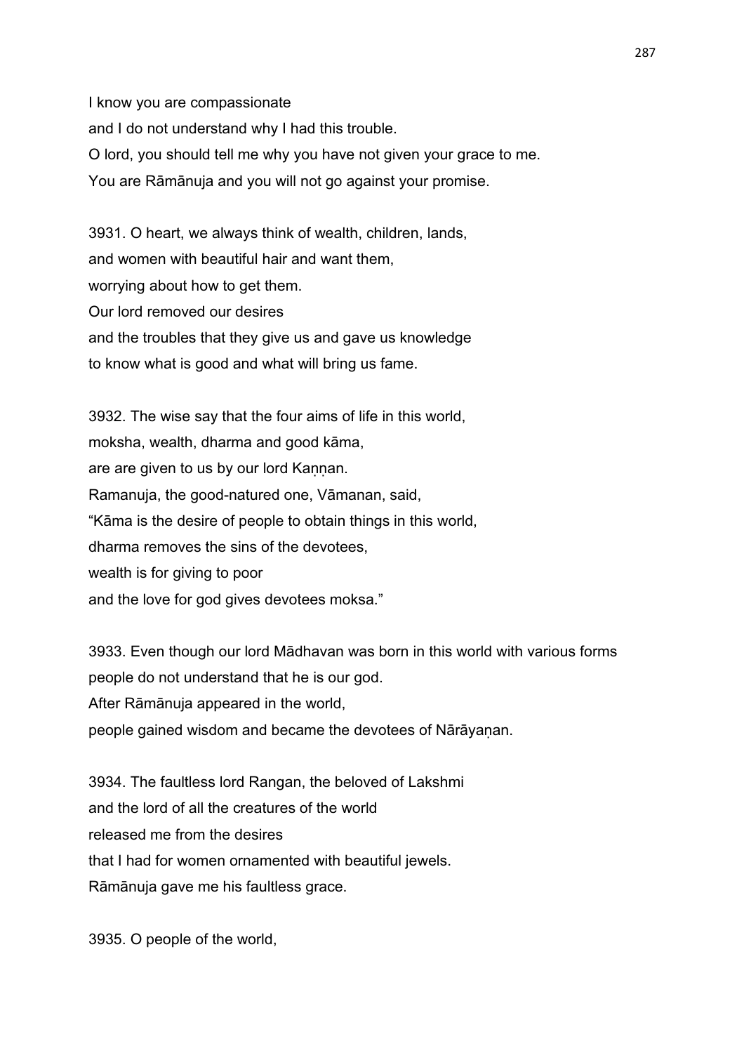I know you are compassionate
and I do not understand why I had this trouble.
O lord, you should tell me why you have not given your grace to me.
You are Rāmānuja and you will not go against your promise.

3931. O heart, we always think of wealth, children, lands,
and women with beautiful hair and want them,
worrying about how to get them.
Our lord removed our desires
and the troubles that they give us and gave us knowledge
to know what is good and what will bring us fame.

3932. The wise say that the four aims of life in this world,
moksha, wealth, dharma and good kāma,
are are given to us by our lord Kaṇṇan.
Ramanuja, the good-natured one, Vāmanan, said,
“Kāma is the desire of people to obtain things in this world,
dharma removes the sins of the devotees,
wealth is for giving to poor
and the love for god gives devotees moksa.”

3933. Even though our lord Mādhavan was born in this world with various forms
people do not understand that he is our god.
After Rāmānuja appeared in the world,
people gained wisdom and became the devotees of Nārāyaṇan.

3934. The faultless lord Rangan, the beloved of Lakshmi
and the lord of all the creatures of the world
released me from the desires
that I had for women ornamented with beautiful jewels.
Rāmānuja gave me his faultless grace.

3935. O people of the world,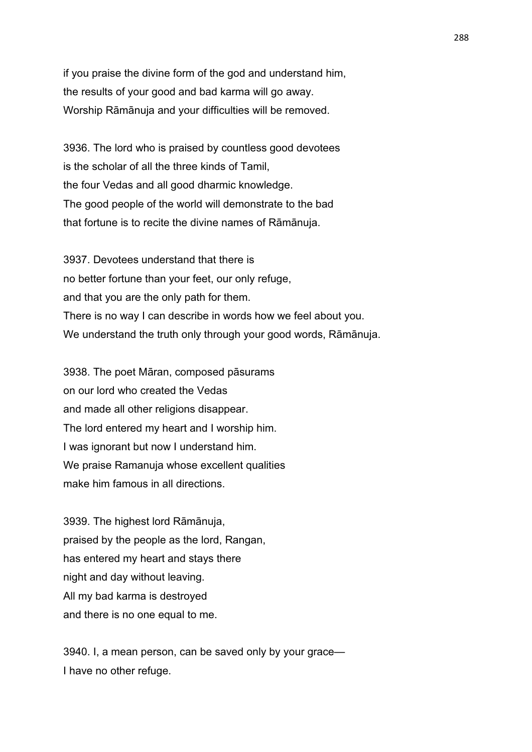if you praise the divine form of the god and understand him,
the results of your good and bad karma will go away.
Worship Rāmānuja and your difficulties will be removed.

3936. The lord who is praised by countless good devotees
is the scholar of all the three kinds of Tamil,
the four Vedas and all good dharmic knowledge.
The good people of the world will demonstrate to the bad
that fortune is to recite the divine names of Rāmānuja.

3937. Devotees understand that there is
no better fortune than your feet, our only refuge,
and that you are the only path for them.
There is no way I can describe in words how we feel about you.
We understand the truth only through your good words, Rāmānuja.

3938. The poet Māran, composed pāsurams
on our lord who created the Vedas
and made all other religions disappear.
The lord entered my heart and I worship him.
I was ignorant but now I understand him.
We praise Ramanuja whose excellent qualities
make him famous in all directions.

3939. The highest lord Rāmānuja,
praised by the people as the lord, Rangan,
has entered my heart and stays there
night and day without leaving.
All my bad karma is destroyed
and there is no one equal to me.

3940. I, a mean person, can be saved only by your grace—
I have no other refuge.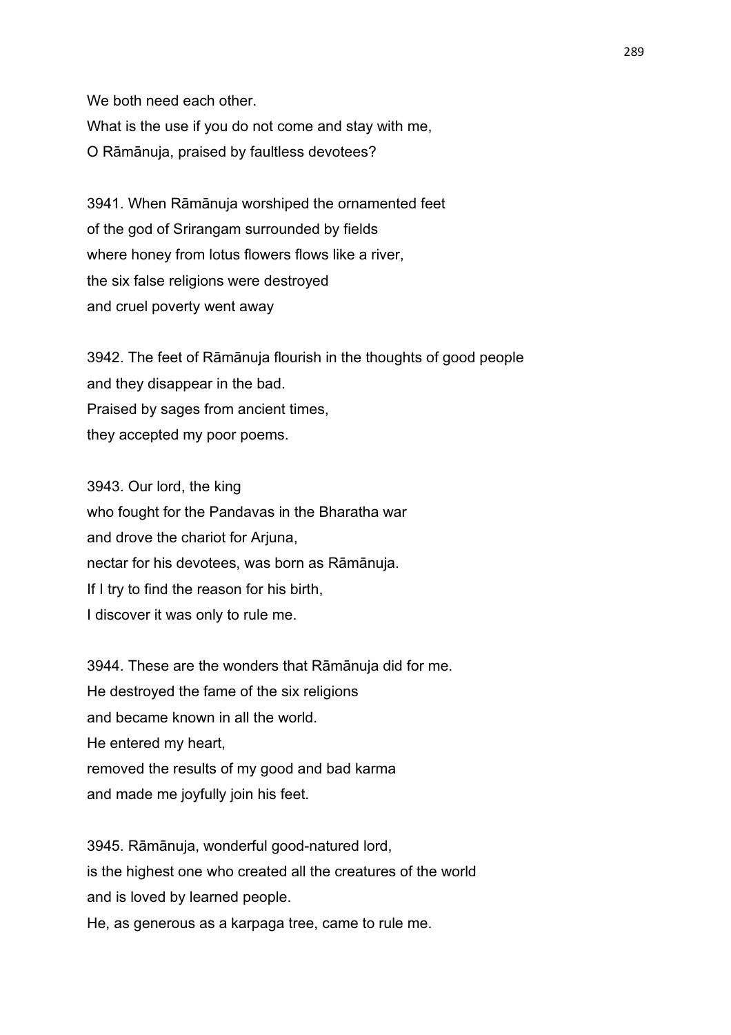We both need each other.
What is the use if you do not come and stay with me,
O Rāmānuja, praised by faultless devotees?

3941. When Rāmānuja worshiped the ornamented feet
of the god of Srirangam surrounded by fields
where honey from lotus flowers flows like a river,
the six false religions were destroyed
and cruel poverty went away

3942. The feet of Rāmānuja flourish in the thoughts of good people
and they disappear in the bad.
Praised by sages from ancient times,
they accepted my poor poems.

3943. Our lord, the king
who fought for the Pandavas in the Bharatha war
and drove the chariot for Arjuna,
nectar for his devotees, was born as Rāmānuja.
If I try to find the reason for his birth,
I discover it was only to rule me.

3944. These are the wonders that Rāmānuja did for me.
He destroyed the fame of the six religions
and became known in all the world.
He entered my heart,
removed the results of my good and bad karma
and made me joyfully join his feet.

3945. Rāmānuja, wonderful good-natured lord,
is the highest one who created all the creatures of the world
and is loved by learned people.
He, as generous as a karpaga tree, came to rule me.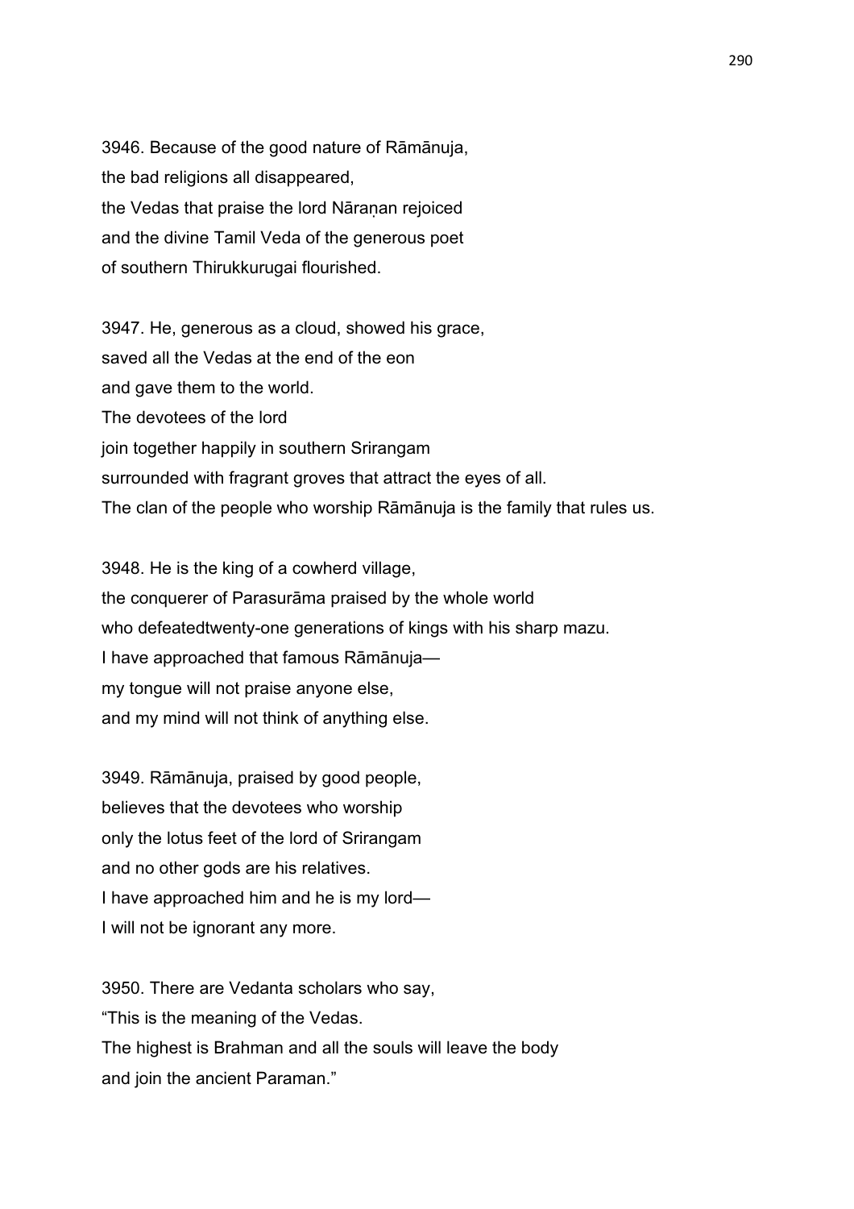3946. Because of the good nature of Rāmānuja,
the bad religions all disappeared,
the Vedas that praise the lord Nāraṇan rejoiced
and the divine Tamil Veda of the generous poet
of southern Thirukkurugai flourished.

3947. He, generous as a cloud, showed his grace,
saved all the Vedas at the end of the eon
and gave them to the world.
The devotees of the lord
join together happily in southern Srirangam
surrounded with fragrant groves that attract the eyes of all.
The clan of the people who worship Rāmānuja is the family that rules us.

3948. He is the king of a cowherd village,
the conquerer of Parasurāma praised by the whole world
who defeatedtwenty-one generations of kings with his sharp mazu.
I have approached that famous Rāmānuja—
my tongue will not praise anyone else,
and my mind will not think of anything else.

3949. Rāmānuja, praised by good people,
believes that the devotees who worship
only the lotus feet of the lord of Srirangam
and no other gods are his relatives.
I have approached him and he is my lord—
I will not be ignorant any more.

3950. There are Vedanta scholars who say,
"This is the meaning of the Vedas.
The highest is Brahman and all the souls will leave the body
and join the ancient Paraman."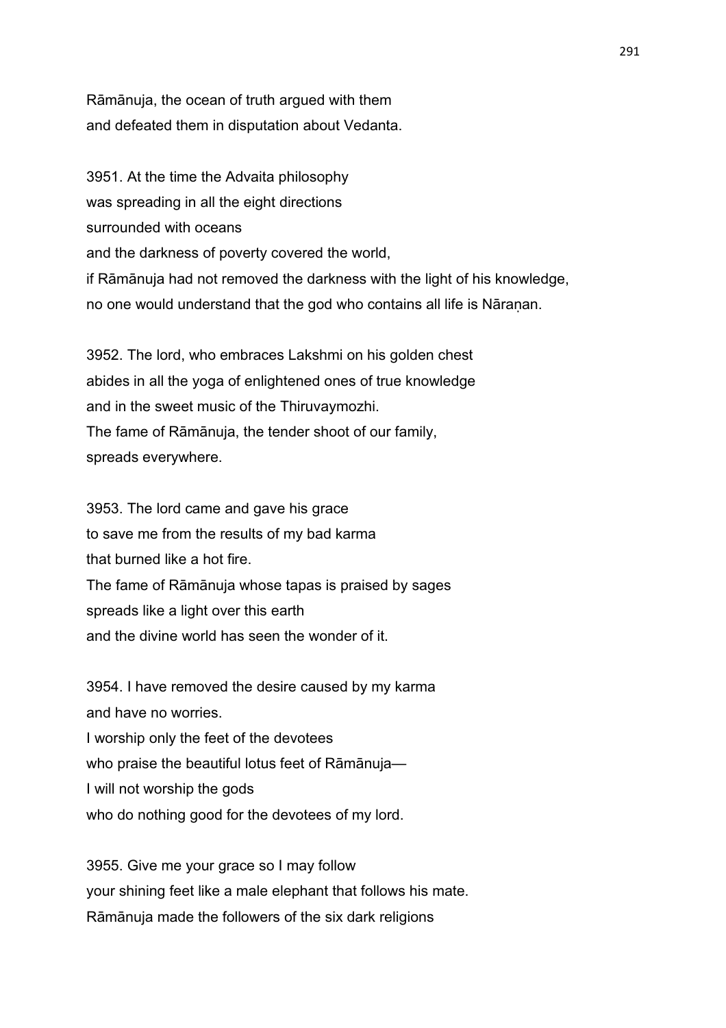Rāmānuja, the ocean of truth argued with them
and defeated them in disputation about Vedanta.

3951. At the time the Advaita philosophy
was spreading in all the eight directions
surrounded with oceans
and the darkness of poverty covered the world,
if Rāmānuja had not removed the darkness with the light of his knowledge,
no one would understand that the god who contains all life is Nāraṇan.

3952. The lord, who embraces Lakshmi on his golden chest
abides in all the yoga of enlightened ones of true knowledge
and in the sweet music of the Thiruvaymozhi.
The fame of Rāmānuja, the tender shoot of our family,
spreads everywhere.

3953. The lord came and gave his grace
to save me from the results of my bad karma
that burned like a hot fire.
The fame of Rāmānuja whose tapas is praised by sages
spreads like a light over this earth
and the divine world has seen the wonder of it.

3954. I have removed the desire caused by my karma
and have no worries.
I worship only the feet of the devotees
who praise the beautiful lotus feet of Rāmānuja—
I will not worship the gods
who do nothing good for the devotees of my lord.

3955. Give me your grace so I may follow
your shining feet like a male elephant that follows his mate.
Rāmānuja made the followers of the six dark religions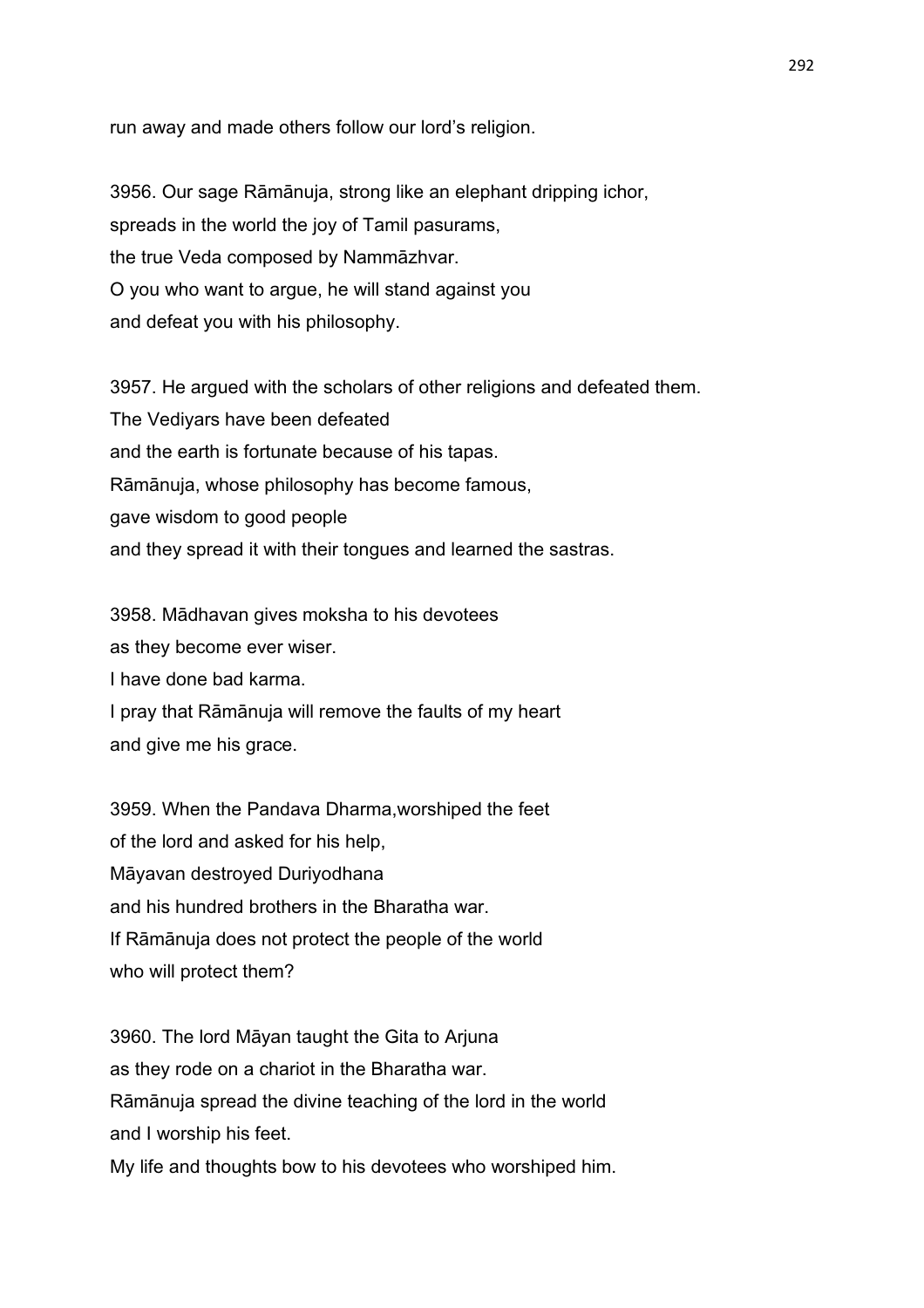run away and made others follow our lord's religion.

3956. Our sage Rāmānuja, strong like an elephant dripping ichor,
spreads in the world the joy of Tamil pasurams,
the true Veda composed by Nammāzhvar.
O you who want to argue, he will stand against you
and defeat you with his philosophy.

3957. He argued with the scholars of other religions and defeated them.
The Vediyars have been defeated
and the earth is fortunate because of his tapas.
Rāmānuja, whose philosophy has become famous,
gave wisdom to good people
and they spread it with their tongues and learned the sastras.

3958. Mādhavan gives moksha to his devotees
as they become ever wiser.
I have done bad karma.
I pray that Rāmānuja will remove the faults of my heart
and give me his grace.

3959. When the Pandava Dharma,worshiped the feet
of the lord and asked for his help,
Māyavan destroyed Duriyodhana
and his hundred brothers in the Bharatha war.
If Rāmānuja does not protect the people of the world
who will protect them?

3960. The lord Māyan taught the Gita to Arjuna
as they rode on a chariot in the Bharatha war.
Rāmānuja spread the divine teaching of the lord in the world
and I worship his feet.
My life and thoughts bow to his devotees who worshiped him.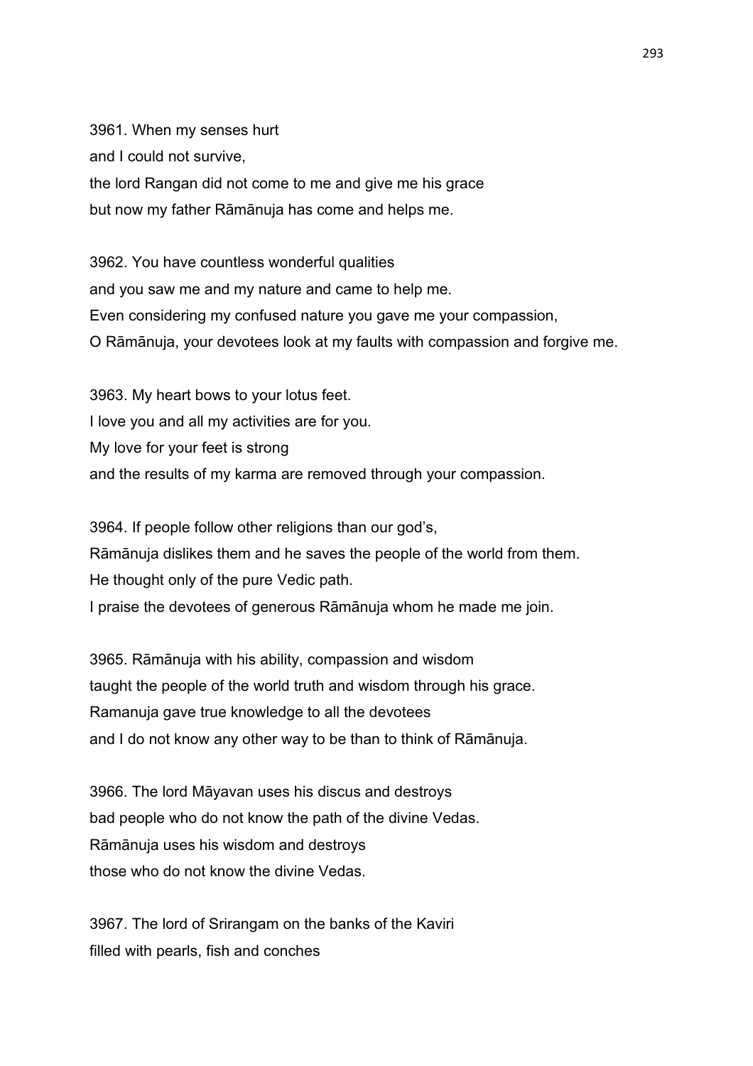3961. When my senses hurt
and I could not survive,
the lord Rangan did not come to me and give me his grace
but now my father Rāmānuja has come and helps me.

3962. You have countless wonderful qualities
and you saw me and my nature and came to help me.
Even considering my confused nature you gave me your compassion,
O Rāmānuja, your devotees look at my faults with compassion and forgive me.

3963. My heart bows to your lotus feet.
I love you and all my activities are for you.
My love for your feet is strong
and the results of my karma are removed through your compassion.

3964. If people follow other religions than our god's,
Rāmānuja dislikes them and he saves the people of the world from them.
He thought only of the pure Vedic path.
I praise the devotees of generous Rāmānuja whom he made me join.

3965. Rāmānuja with his ability, compassion and wisdom
taught the people of the world truth and wisdom through his grace.
Ramanuja gave true knowledge to all the devotees
and I do not know any other way to be than to think of Rāmānuja.

3966. The lord Māyavan uses his discus and destroys
bad people who do not know the path of the divine Vedas.
Rāmānuja uses his wisdom and destroys
those who do not know the divine Vedas.

3967. The lord of Srirangam on the banks of the Kaviri
filled with pearls, fish and conches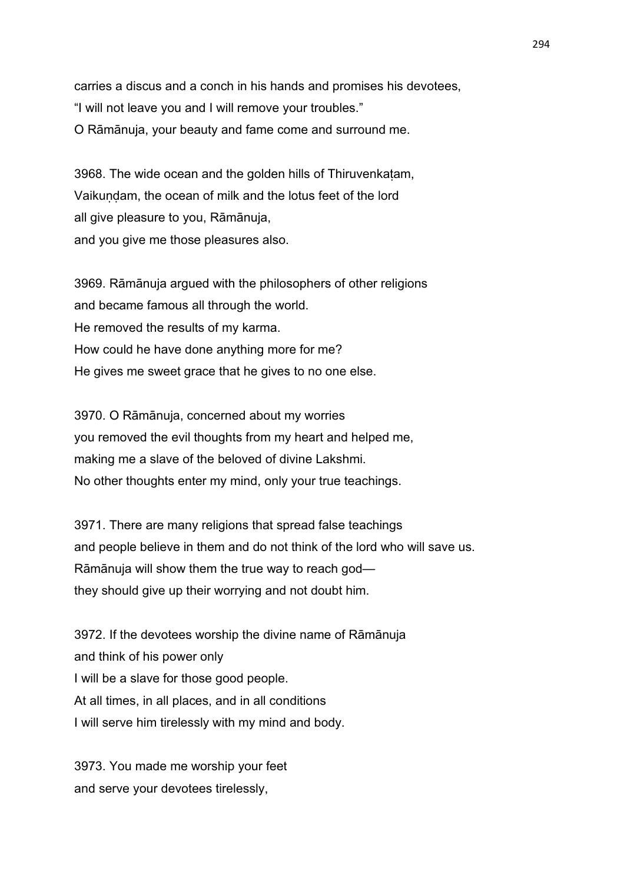carries a discus and a conch in his hands and promises his devotees,
“I will not leave you and I will remove your troubles.”
O Rāmānuja, your beauty and fame come and surround me.

3968. The wide ocean and the golden hills of Thiruvenkaṭam,
Vaikuṇḍam, the ocean of milk and the lotus feet of the lord
all give pleasure to you, Rāmānuja,
and you give me those pleasures also.

3969. Rāmānuja argued with the philosophers of other religions
and became famous all through the world.
He removed the results of my karma.
How could he have done anything more for me?
He gives me sweet grace that he gives to no one else.

3970. O Rāmānuja, concerned about my worries
you removed the evil thoughts from my heart and helped me,
making me a slave of the beloved of divine Lakshmi.
No other thoughts enter my mind, only your true teachings.

3971. There are many religions that spread false teachings
and people believe in them and do not think of the lord who will save us.
Rāmānuja will show them the true way to reach god—
they should give up their worrying and not doubt him.

3972. If the devotees worship the divine name of Rāmānuja
and think of his power only
I will be a slave for those good people.
At all times, in all places, and in all conditions
I will serve him tirelessly with my mind and body.

3973. You made me worship your feet
and serve your devotees tirelessly,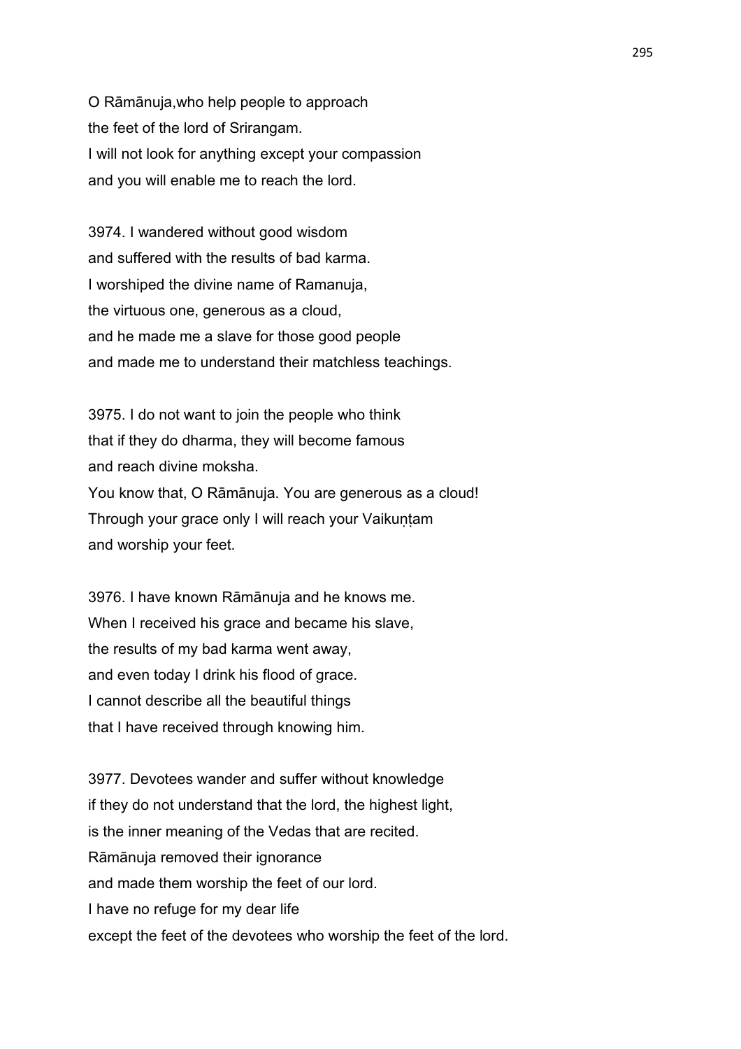O Rāmānuja,who help people to approach
the feet of the lord of Srirangam.
I will not look for anything except your compassion
and you will enable me to reach the lord.

3974. I wandered without good wisdom
and suffered with the results of bad karma.
I worshiped the divine name of Ramanuja,
the virtuous one, generous as a cloud,
and he made me a slave for those good people
and made me to understand their matchless teachings.

3975. I do not want to join the people who think
that if they do dharma, they will become famous
and reach divine moksha.
You know that, O Rāmānuja. You are generous as a cloud!
Through your grace only I will reach your Vaikuṇṭam
and worship your feet.

3976. I have known Rāmānuja and he knows me.
When I received his grace and became his slave,
the results of my bad karma went away,
and even today I drink his flood of grace.
I cannot describe all the beautiful things
that I have received through knowing him.

3977. Devotees wander and suffer without knowledge
if they do not understand that the lord, the highest light,
is the inner meaning of the Vedas that are recited.
Rāmānuja removed their ignorance
and made them worship the feet of our lord.
I have no refuge for my dear life
except the feet of the devotees who worship the feet of the lord.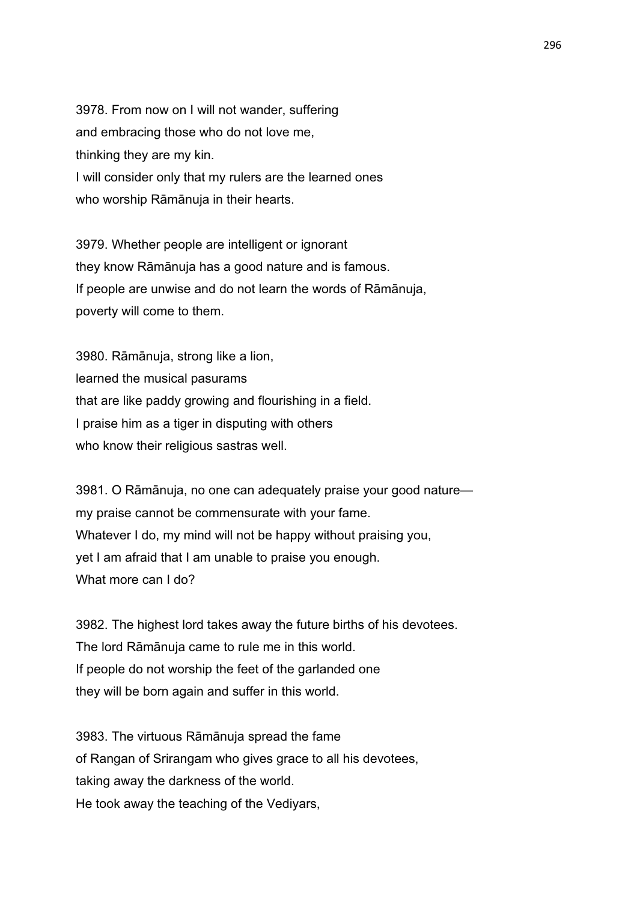3978. From now on I will not wander, suffering
and embracing those who do not love me,
thinking they are my kin.
I will consider only that my rulers are the learned ones
who worship Rāmānuja in their hearts.

3979. Whether people are intelligent or ignorant
they know Rāmānuja has a good nature and is famous.
If people are unwise and do not learn the words of Rāmānuja,
poverty will come to them.

3980. Rāmānuja, strong like a lion,
learned the musical pasurams
that are like paddy growing and flourishing in a field.
I praise him as a tiger in disputing with others
who know their religious sastras well.

3981. O Rāmānuja, no one can adequately praise your good nature—
my praise cannot be commensurate with your fame.
Whatever I do, my mind will not be happy without praising you,
yet I am afraid that I am unable to praise you enough.
What more can I do?

3982. The highest lord takes away the future births of his devotees.
The lord Rāmānuja came to rule me in this world.
If people do not worship the feet of the garlanded one
they will be born again and suffer in this world.

3983. The virtuous Rāmānuja spread the fame
of Rangan of Srirangam who gives grace to all his devotees,
taking away the darkness of the world.
He took away the teaching of the Vediyars,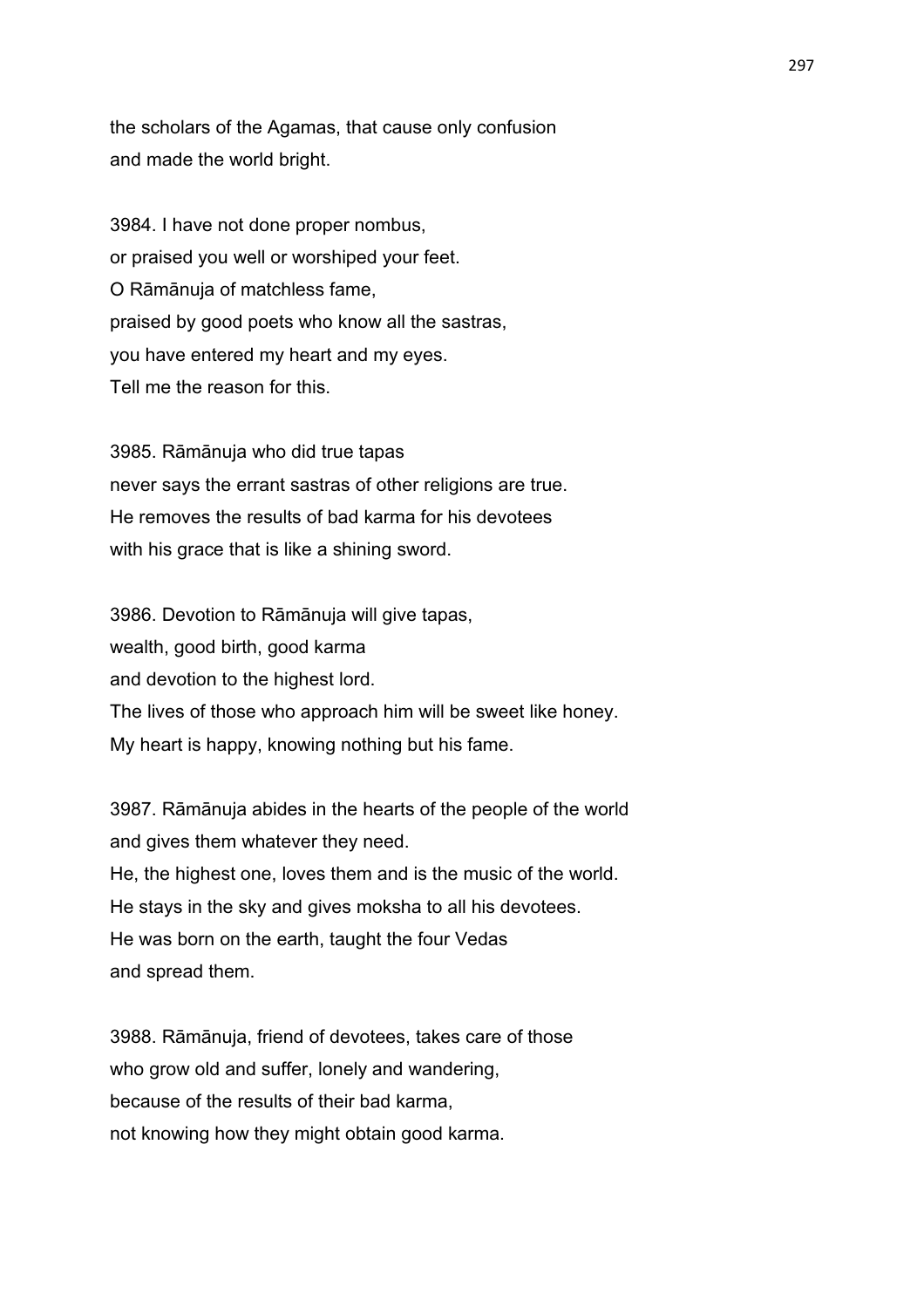the scholars of the Agamas, that cause only confusion
and made the world bright.

3984. I have not done proper nombus,
or praised you well or worshiped your feet.
O Rāmānuja of matchless fame,
praised by good poets who know all the sastras,
you have entered my heart and my eyes.
Tell me the reason for this.

3985. Rāmānuja who did true tapas
never says the errant sastras of other religions are true.
He removes the results of bad karma for his devotees
with his grace that is like a shining sword.

3986. Devotion to Rāmānuja will give tapas,
wealth, good birth, good karma
and devotion to the highest lord.
The lives of those who approach him will be sweet like honey.
My heart is happy, knowing nothing but his fame.

3987. Rāmānuja abides in the hearts of the people of the world
and gives them whatever they need.
He, the highest one, loves them and is the music of the world.
He stays in the sky and gives moksha to all his devotees.
He was born on the earth, taught the four Vedas
and spread them.

3988. Rāmānuja, friend of devotees, takes care of those
who grow old and suffer, lonely and wandering,
because of the results of their bad karma,
not knowing how they might obtain good karma.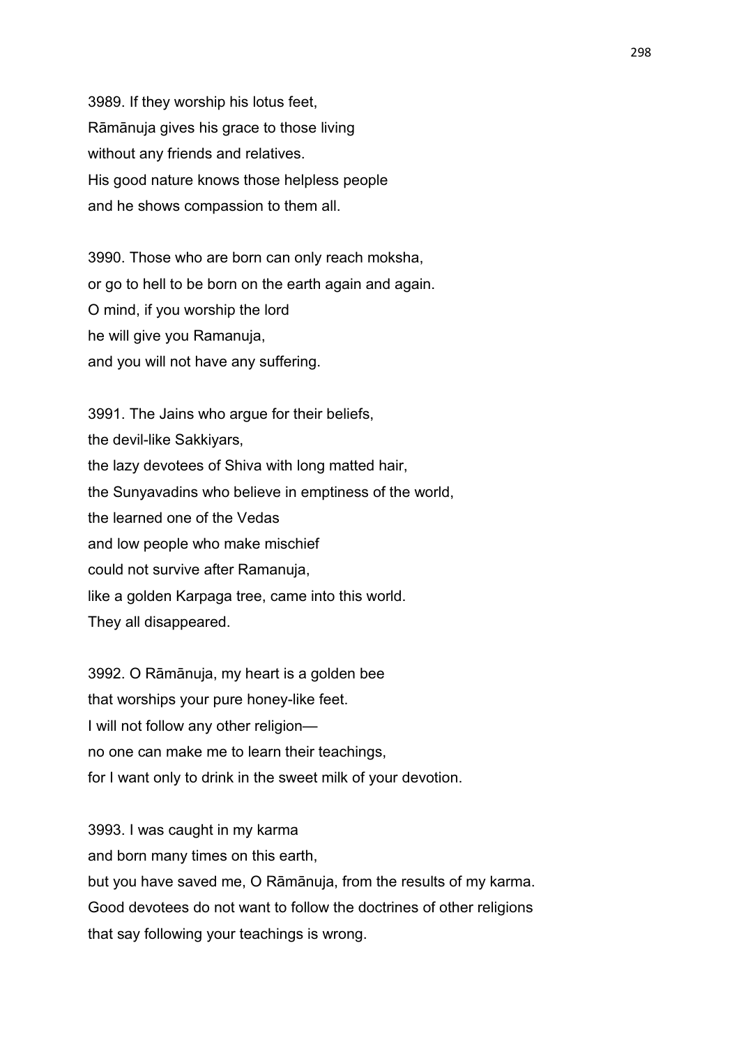3989. If they worship his lotus feet,
Rāmānuja gives his grace to those living
without any friends and relatives.
His good nature knows those helpless people
and he shows compassion to them all.

3990. Those who are born can only reach moksha,
or go to hell to be born on the earth again and again.
O mind, if you worship the lord
he will give you Ramanuja,
and you will not have any suffering.

3991. The Jains who argue for their beliefs,
the devil-like Sakkiyars,
the lazy devotees of Shiva with long matted hair,
the Sunyavadins who believe in emptiness of the world,
the learned one of the Vedas
and low people who make mischief
could not survive after Ramanuja,
like a golden Karpaga tree, came into this world.
They all disappeared.

3992. O Rāmānuja, my heart is a golden bee
that worships your pure honey-like feet.
I will not follow any other religion—
no one can make me to learn their teachings,
for I want only to drink in the sweet milk of your devotion.

3993. I was caught in my karma
and born many times on this earth,
but you have saved me, O Rāmānuja, from the results of my karma.
Good devotees do not want to follow the doctrines of other religions
that say following your teachings is wrong.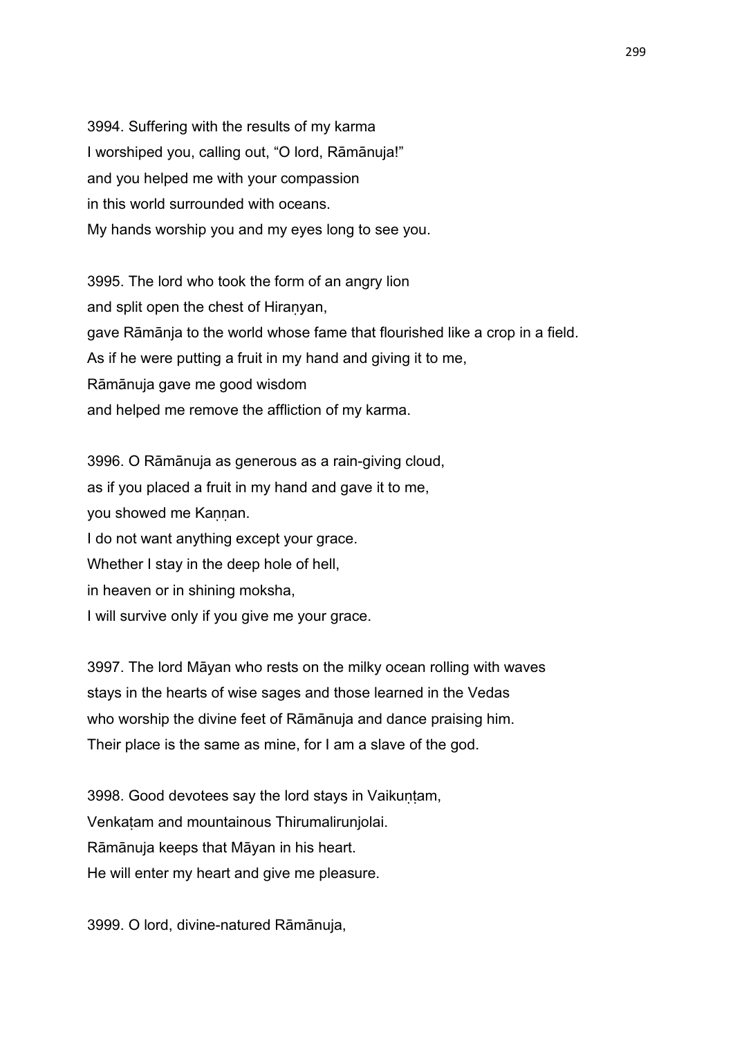3994. Suffering with the results of my karma
I worshiped you, calling out, “O lord, Rāmānuja!”
and you helped me with your compassion
in this world surrounded with oceans.
My hands worship you and my eyes long to see you.

3995. The lord who took the form of an angry lion
and split open the chest of Hiraṇyan,
gave Rāmānja to the world whose fame that flourished like a crop in a field.
As if he were putting a fruit in my hand and giving it to me,
Rāmānuja gave me good wisdom
and helped me remove the affliction of my karma.

3996. O Rāmānuja as generous as a rain-giving cloud,
as if you placed a fruit in my hand and gave it to me,
you showed me Kaṇṇan.
I do not want anything except your grace.
Whether I stay in the deep hole of hell,
in heaven or in shining moksha,
I will survive only if you give me your grace.

3997. The lord Māyan who rests on the milky ocean rolling with waves
stays in the hearts of wise sages and those learned in the Vedas
who worship the divine feet of Rāmānuja and dance praising him.
Their place is the same as mine, for I am a slave of the god.

3998. Good devotees say the lord stays in Vaikuṇṭam,
Venkaṭam and mountainous Thirumalirunjolai.
Rāmānuja keeps that Māyan in his heart.
He will enter my heart and give me pleasure.

3999. O lord, divine-natured Rāmānuja,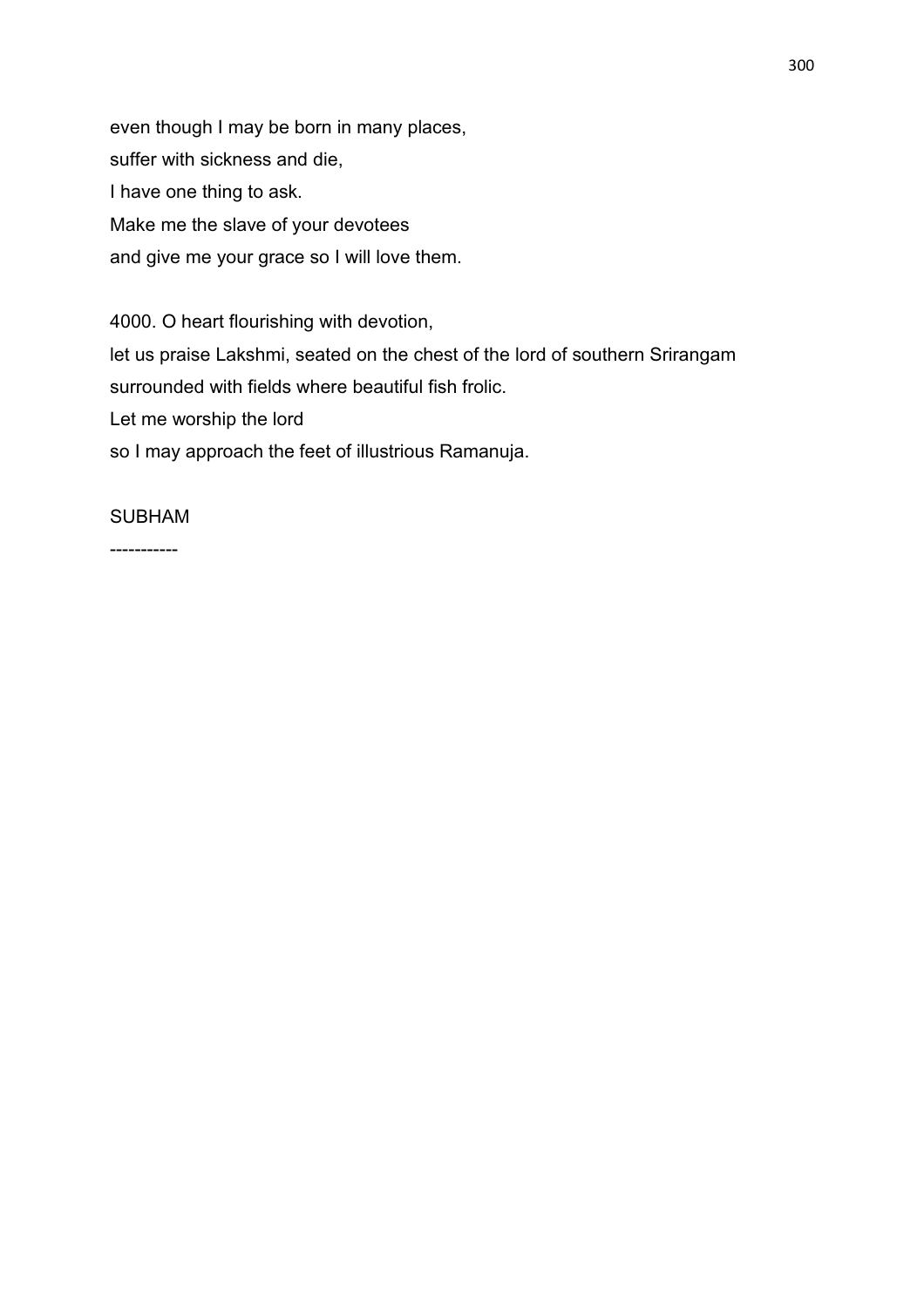even though I may be born in many places,
suffer with sickness and die,
I have one thing to ask.
Make me the slave of your devotees
and give me your grace so I will love them.

4000. O heart flourishing with devotion,
let us praise Lakshmi, seated on the chest of the lord of southern Srirangam
surrounded with fields where beautiful fish frolic.
Let me worship the lord
so I may approach the feet of illustrious Ramanuja.

SUBHAM

-----------